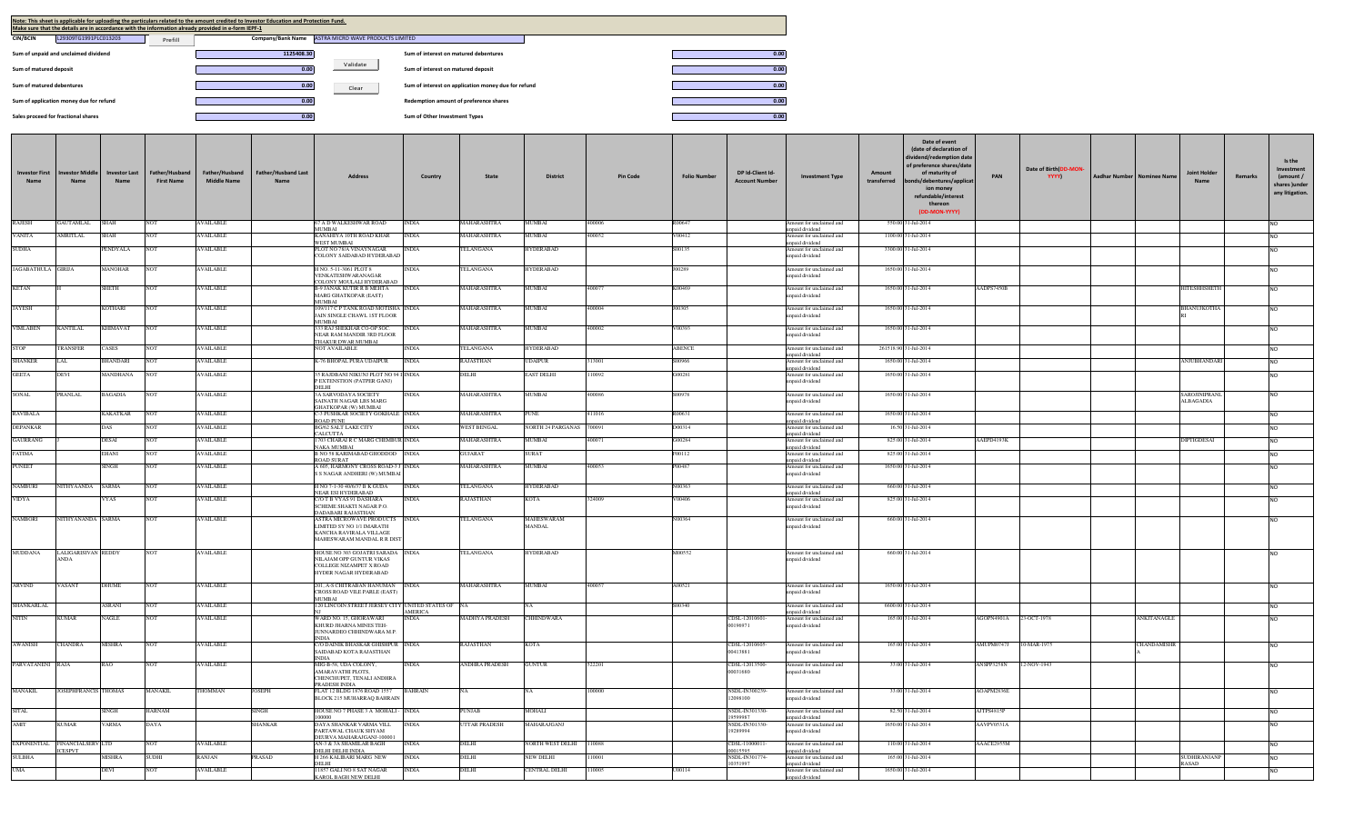Note: This sheet is applicable for uploading the particulars related to the amount credited to Investor Education and Protection Fund.
Make sure that the details are in accordance with the information already provided in e-form IEPF-1

| CIN/BCIN | L29309TG1991PLC013203 | Prefill | Company/Bank Name | ASTRA MICRO WAVE PRODUCTS LIMITED |
|---|---|---|---|---|

| | | | | |
|---|---|---|---|---|
| Sum of unpaid and unclaimed dividend | 1125408.30 | Validate | Sum of interest on matured debentures | 0.00 |
| Sum of matured deposit | 0.00 | | Sum of interest on matured deposit | 0.00 |
| Sum of matured debentures | 0.00 | Clear | Sum of interest on application money due for refund | 0.00 |
| Sum of application money due for refund | 0.00 | | Redemption amount of preference shares | 0.00 |
| Sales proceed for fractional shares | 0.00 | | Sum of Other Investment Types | 0.00 |

| Investor First Name | Investor Middle Name | Investor Last Name | Father/Husband First Name | Father/Husband Middle Name | Father/Husband Last Name | Address | Country | State | District | Pin Code | Folio Number | DP Id-Client Id-Account Number | Investment Type | Amount transferred | Date of event (date of declaration of dividend/redemption date of preference shares/date of maturity of bonds/debentures/application money refundable/interest thereon (DD-MON-YYYY) | PAN | Date of Birth(DD-MON-YYYY) | Aadhar Number | Nominee Name | Joint Holder Name | Remarks | Is the Investment (amount / shares )under any litigation. |
|---|---|---|---|---|---|---|---|---|---|---|---|---|---|---|---|---|---|---|---|---|---|---|
| RAJESH | GAUTAMLAL | SHAH | NOT | AVAILABLE | | 67 A D WALKESHWAR ROAD MUMBAI | INDIA | MAHARASHTRA | MUMBAI | 400006 | R00647 | | Amount for unclaimed and unpaid dividend | 550.00 | 31-Jul-2014 | | | | | | | NO |
| VANITA | AMRITLAL | SHAH | NOT | AVAILABLE | | KANAIYA 10TH ROAD KHAR WEST MUMBAI | INDIA | MAHARASHTRA | MUMBAI | 400052 | V00412 | | Amount for unclaimed and unpaid dividend | 1100.00 | 31-Jul-2014 | | | | | | | NO |
| SUDHA | | PENDYALA | NOT | AVAILABLE | | PLOT NO 78A VINAYNAGAR COLONY SAIDABAD HYDERABAD | INDIA | TELANGANA | HYDERABAD | | S00135 | | Amount for unclaimed and unpaid dividend | 3300.00 | 31-Jul-2014 | | | | | | | NO |
| JAGABATHULA | GIRIJA | MANOHAR | NOT | AVAILABLE | | H NO. 5-11-3061 PLOT 8 VENKATESHWARANAGAR COLONY MOULALI HYDERABAD | INDIA | TELANGANA | HYDERABAD | | J00289 | | Amount for unclaimed and unpaid dividend | 1650.00 | 31-Jul-2014 | | | | | | | NO |
| KETAN | H | SHETH | NOT | AVAILABLE | | B-9 JANAK KUTIR R B MEHTA MARG GHATKOPAR (EAST) MUMBAI | INDIA | MAHARASHTRA | MUMBAI | 400077 | K00469 | | Amount for unclaimed and unpaid dividend | 1650.00 | 31-Jul-2014 | AADPS7450B | | | | HITESHHSHETH | | NO |
| JAYESH | | KOTHARI | NOT | AVAILABLE | | 109/117 C P TANK ROAD MOTISHA JAIN SINGLE CHAWL 1ST FLOOR MUMBAI | INDIA | MAHARASHTRA | MUMBAI | 400004 | J00305 | | Amount for unclaimed and unpaid dividend | 1650.00 | 31-Jul-2014 | | | | | BHANUKOTHARI | | NO |
| VIMLABEN | KANTILAL | KHIMAVAT | NOT | AVAILABLE | | 333 RAJ SHEKHAR CO-OP SOC NEAR RAM MANDIR 3RD FLOOR THAKUR DWAR MUMBAI | INDIA | MAHARASHTRA | MUMBAI | 400002 | V00393 | | Amount for unclaimed and unpaid dividend | 1650.00 | 31-Jul-2014 | | | | | | | NO |
| STOP | TRANSFER | CASES | NOT | AVAILABLE | | NOT AVAILABLE | INDIA | TELANGANA | HYDERABAD | | ABENCE | | Amount for unclaimed and unpaid dividend | 261518.90 | 31-Jul-2014 | | | | | | | NO |
| SHANKER | LAL | BHANDARI | NOT | AVAILABLE | | K-76 BHOPAL PURA UDAIPUR | INDIA | RAJASTHAN | UDAIPUR | 313001 | S00966 | | Amount for unclaimed and unpaid dividend | 1650.00 | 31-Jul-2014 | | | | | ANJUBHANDARI | | NO |
| GEETA | DEVI | MANDHANA | NOT | AVAILABLE | | 35 RAJDHANI NIKUNJ PLOT NO 94 I P EXTENSION (PATPER GANJ) DELHI | INDIA | DELHI | EAST DELHI | 110092 | G00281 | | Amount for unclaimed and unpaid dividend | 1650.00 | 31-Jul-2014 | | | | | | | NO |
| SONAL | PRANLAL | BAGADIA | NOT | AVAILABLE | | 7A SARVODAYA SOCIETY SAINATH NAGAR LBS MARG GHATKOPAR (W) MUMBAI | INDIA | MAHARASHTRA | MUMBAI | 400086 | S00978 | | Amount for unclaimed and unpaid dividend | 1650.00 | 31-Jul-2014 | | | | | SAROJINIPRANLALBAGADIA | | NO |
| RAVIBALA | | KAKATKAR | NOT | AVAILABLE | | C-3 PUSHKAR SOCIETY GOKHALE ROAD PUNE | INDIA | MAHARASHTRA | PUNE | 411016 | R00631 | | Amount for unclaimed and unpaid dividend | 1650.00 | 31-Jul-2014 | | | | | | | NO |
| DEPANKAR | | DAS | NOT | AVAILABLE | | BG/62 SALT LAKE CITY CALCUTTA | INDIA | WEST BENGAL | NORTH 24 PARGANAS | 700091 | D00314 | | Amount for unclaimed and unpaid dividend | 16.50 | 31-Jul-2014 | | | | | | | NO |
| GAURRANG | J | DESAI | NOT | AVAILABLE | | 17/03 CHALAI R C MARG CHEMBUR NAKA MUMBAI | INDIA | MAHARASHTRA | MUMBAI | 400071 | G00284 | | Amount for unclaimed and unpaid dividend | 825.00 | 31-Jul-2014 | AAEPD4193K | | | | DIPTIGDESAI | | NO |
| FATIMA | | EHANI | NOT | AVAILABLE | | B NO 58 KARIMABAD GHODDOD ROAD SURAT | INDIA | GUJARAT | SURAT | | F00112 | | Amount for unclaimed and unpaid dividend | 825.00 | 31-Jul-2014 | | | | | | | NO |
| PUNEET | | SINGH | NOT | AVAILABLE | | A 605, HARMONY CROSS ROAD-3 J S S NAGAR ANDHERI (W) MUMBAI | INDIA | MAHARASHTRA | MUMBAI | 400053 | P00487 | | Amount for unclaimed and unpaid dividend | 1650.00 | 31-Jul-2014 | | | | | | | NO |
| NAMBURI | NITHYAANDA | SARMA | NOT | AVAILABLE | | H NO 7-1-30 40/837 B K GUDA NEAR ESI HYDERABAD | INDIA | TELANGANA | HYDERABAD | | N00363 | | Amount for unclaimed and unpaid dividend | 660.00 | 31-Jul-2014 | | | | | | | NO |
| VIDYA | | VYAS | NOT | AVAILABLE | | C/O T R VYAS 91 DASHARA SCHEME SHAKTI NAGAR P O DADABARI RAJASTHAN | INDIA | RAJASTHAN | KOTA | 324009 | V00406 | | Amount for unclaimed and unpaid dividend | 825.00 | 31-Jul-2014 | | | | | | | NO |
| NAMBURI | NITHYANANDA | SARMA | NOT | AVAILABLE | | ASTRA MICROWAVE PRODUCTS LIMITED SY NO 1/1 IMARATH KANCHA RAVIRALA VILLAGE MAHESWARAM MANDAL R R DIST | INDIA | TELANGANA | MAHESWARAM MANDAL | | N00364 | | Amount for unclaimed and unpaid dividend | 660.00 | 31-Jul-2014 | | | | | | | NO |
| MUDDANA | LALIGARISIVANANDA | REDDY | NOT | AVAILABLE | | HOUSE NO 303 GODATRI SARADA NILAJAM OPP GUNTUR VIKAS COLLEGE NIZAMPET X ROAD HYDER NAGAR HYDERABAD | INDIA | TELANGANA | HYDERABAD | | M00552 | | Amount for unclaimed and unpaid dividend | 660.00 | 31-Jul-2014 | | | | | | | NO |
| ARVIND | VASANT | DHUME | NOT | AVAILABLE | | 201, A-6 CHITRABAN HANUMAN CROSS ROAD VILE PARLE (EAST) MUMBAI | INDIA | MAHARASHTRA | MUMBAI | 400057 | A00521 | | Amount for unclaimed and unpaid dividend | 1650.00 | 31-Jul-2014 | | | | | | | NO |
| SHANKARLAL | | ASRANI | NOT | AVAILABLE | | 120 LINCOIN STREET JERSEY CITY NJ | UNITED STATES OF AMERICA | NA | NA | | S00340 | | Amount for unclaimed and unpaid dividend | 6600.00 | 31-Jul-2014 | | | | | | | NO |
| NITIN | KUMAR | NAGLE | NOT | AVAILABLE | | WARD NO. 15, GHORAWARI KHURD JHARNA MINES TEH-JUNNARDEO CHHINDWARA M.P. INDIA | INDIA | MADHYA PRADESH | CHHINDWARA | | | CDSL-12010601-00198971 | Amount for unclaimed and unpaid dividend | 165.00 | 31-Jul-2014 | AGOPN4901A | 23-OCT-1978 | | ANKITANAGLE | | | NO |
| AWANISH | CHANDRA | MISHRA | NOT | AVAILABLE | | C/O DAINIK BHASKAR GHISHPUR SAIDABAD KOTA RAJASTHAN INDIA | INDIA | RAJASTHAN | KOTA | | | CDSL-12010605-00413881 | Amount for unclaimed and unpaid dividend | 165.00 | 31-Jul-2014 | AMUPM0747J | 10-MAR-1975 | | CHANDAMISHRA | | | NO |
| PARVATANENI | RAJA | RAO | NOT | AVAILABLE | | MIG-B-58, UDA COLONY, AMARAVATHI PLOTS, CHENCHUPET, TENALI ANDHRA PRADESH INDIA | INDIA | ANDHRA PRADESH | GUNTUR | 522201 | | CDSL-12013500-00031680 | Amount for unclaimed and unpaid dividend | 33.00 | 31-Jul-2014 | ANSPP3254N | 12-NOV-1943 | | | | | NO |
| MANAKIL | JOSEPHFRANCIS | THOMAS | MANAKIL | THOMMAN | JOSEPH | FLAT 12 BLDG 1876 ROAD 1557 BLOCK 215 MUHARRAQ BAHRAIN | BAHRAIN | NA | NA | 100000 | | NSDL-IN300239-12098100 | Amount for unclaimed and unpaid dividend | 33.00 | 31-Jul-2014 | AOAPM2836E | | | | | | NO |
| SITAL | | SINGH | HARNAM | | SINGH | HOUSE NO 7 PHASE 3 A MOHALI 100000 | INDIA | PUNJAB | MOHALI | | | NSDL-IN301330-19599987 | Amount for unclaimed and unpaid dividend | 82.50 | 31-Jul-2014 | AITPS4615P | | | | | | NO |
| AMIT | KUMAR | VARMA | DAYA | | SHANKAR | DAYA SHANKAR VARMA VILL PARTAWAL CHAUK SHYAM DHURVA MAHARAJGANJ-100001 | INDIA | UTTAR PRADESH | MAHARAJGANJ | | | NSDL-IN301330-19289994 | Amount for unclaimed and unpaid dividend | 1650.00 | 31-Jul-2014 | AAVPV0531A | | | | | | NO |
| EXPONENTIAL | FINANCIALSERVICESPVT | LTD | NOT | AVAILABLE | | 3A-3 & 3A SHAHILAR BAGH DELHI DELHI INDIA | INDIA | DELHI | NORTH WEST DELHI | 110088 | | CDSL-11000011-00015595 | Amount for unclaimed and unpaid dividend | 110.00 | 31-Jul-2014 | AAACE2955M | | | | | | NO |
| SULBHA | | MISHRA | SUDHI | RANJAN | PRASAD | H 266 KALIBARI MARG NEW DELHI | INDIA | DELHI | NEW DELHI | 110001 | | NSDL-IN301774-10351997 | Amount for unclaimed and unpaid dividend | 165.00 | 31-Jul-2014 | | | | | SUDHIRANJANPRASAD | | NO |
| UMA | | DEVI | NOT | AVAILABLE | | 11857 GALI NO 8 SAT NAGAR KAROL BAGH NEW DELHI | INDIA | DELHI | CENTRAL DELHI | 110005 | U00114 | | Amount for unclaimed and unpaid dividend | 1650.00 | 31-Jul-2014 | | | | | | | NO |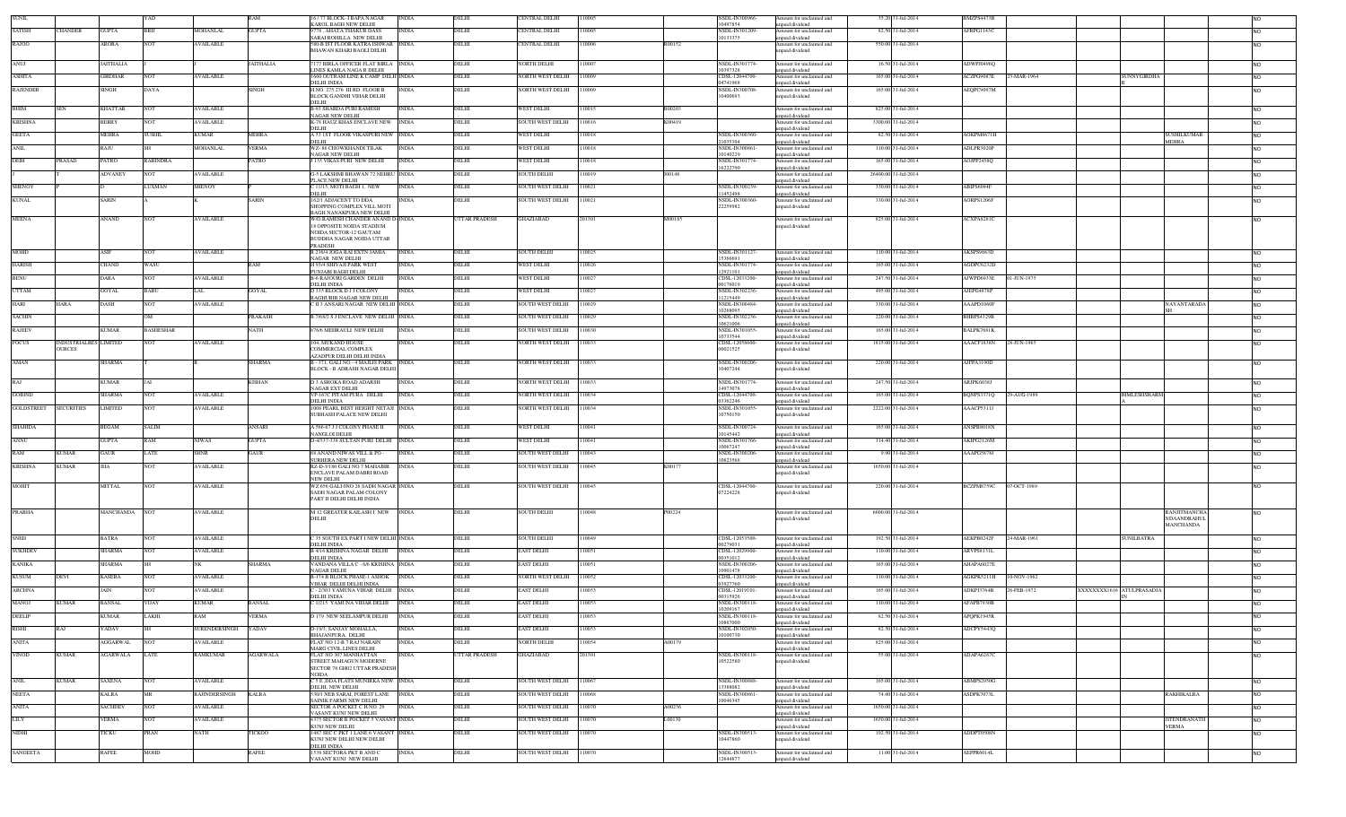| SUNIL | | YAD | | | RAM | 16/177 BLOCK- THAPA NAGAR KAROL BAGH NEW DELHI | INDIA | DELHI | CENTRAL DELHI | 110005 | | NSDL-IN300966-10487854 | Amount for unclaimed and unpaid dividend | 35.20 | 31-Jul-2014 | BMZPS4473B | | | | NO |
|---|---|---|---|---|---|---|---|---|---|---|---|---|---|---|---|---|---|---|---|---|
| SATISH | CHANDER | GUPTA | BRIJ | MOHANLAL | GUPTA | 9778 , AHATA THAKUR DASS SARAI ROHILLA NEW DELHI | INDIA | DELHI | CENTRAL DELHI | 110005 | | NSDL-IN301209-10133375 | Amount for unclaimed and unpaid dividend | 82.50 | 31-Jul-2014 | AFKPG1143C | | | | NO |
| RAJOO | | ARORA | NOT | AVAILABLE | | 590-B IST FLOOR KATRA ISHWAR BHAWAN KHARI BAOLI DELHI | INDIA | DELHI | CENTRAL DELHI | 110006 | R00152 | | Amount for unclaimed and unpaid dividend | 550.00 | 31-Jul-2014 | | | | | NO |
| ANUJ | | JAITHALIA | | | JAITHALIA | 7177 BIRLA OFFICER FLAT BIRLA LINES KAMLA NAGA R DELHI | INDIA | DELHI | NORTH DELHI | 110007 | | NSDL-IN301774-10397328 | Amount for unclaimed and unpaid dividend | 16.50 | 31-Jul-2014 | ADWPJ0496Q | | | | NO |
| ASHITA | | GIRDHAR | NOT | AVAILABLE | | 1660 OUTRAM LINE K CAMP DELHI INDIA | INDIA | DELHI | NORTH WEST DELHI | 110009 | | CDSL-12044700-04741968 | Amount for unclaimed and unpaid dividend | 165.00 | 31-Jul-2014 | ACZPG9087E | 23-MAR-1964 | SUNNYGIRDHA R | | NO |
| RAJENDER | | SINGH | DAYA | | SINGH | H.NO. 275 276 III RD. FLOOR B BLOCK GANDHI VIHAR DELHI DELHI | INDIA | DELHI | NORTH WEST DELHI | 110009 | | NSDL-IN300708-10406693 | Amount for unclaimed and unpaid dividend | 165.00 | 31-Jul-2014 | AEQPC9087M | | | | NO |
| BHIM | SEN | KHATTAR | NOT | AVAILABLE | | B-97 SHARDA PURI RAMESH NAGAR NEW DELHI | INDIA | DELHI | WEST DELHI | 110015 | B00203 | | Amount for unclaimed and unpaid dividend | 825.00 | 31-Jul-2014 | | | | | NO |
| KRISHNA | | BERRY | NOT | AVAILABLE | | K-78 HAUZ KHAS ENCLAVE NEW DELHI | INDIA | DELHI | SOUTH WEST DELHI | 110016 | K00419 | | Amount for unclaimed and unpaid dividend | 3300.00 | 31-Jul-2014 | | | | | NO |
| GEETA | | MEHRA | SUSHIL | KUMAR | MEHRA | A 53 1ST FLOOR VIKASPURI NEW DELHI | INDIA | DELHI | WEST DELHI | 110018 | | NSDL-IN300360-21035394 | Amount for unclaimed and unpaid dividend | 82.50 | 31-Jul-2014 | AOKPM8671H | | | SUSHILKUMAR MEHRA | NO |
| ANIL | | RAJU | SH | MOHANLAL | VERMA | WZ- 86 CHOWKHANDI TILAK NAGAR NEW DELHI | INDIA | DELHI | WEST DELHI | 110018 | | NSDL-IN300661-10140229 | Amount for unclaimed and unpaid dividend | 110.00 | 31-Jul-2014 | ADLPR3020P | | | | NO |
| DEBI | PRASAD | PATRO | RABINDRA | | PATRO | J 135 VIKASPURI NEW DELHI | INDIA | DELHI | WEST DELHI | 110018 | | NSDL-IN301774-18222790 | Amount for unclaimed and unpaid dividend | 165.00 | 31-Jul-2014 | AGBPP2458Q | | | | NO |
| J | T | ADVANEY | NOT | AVAILABLE | | G-5 LAKSHMI BHAWAN 72 NEHRU PLACE NEW DELHI | INDIA | DELHI | SOUTH DELHI | 110019 | J00148 | | Amount for unclaimed and unpaid dividend | 26400.00 | 31-Jul-2014 | | | | | NO |
| SHENOY | P | D | LUXMAN | SHENOY | P | C 11/15, MOTI BAGH 1, NEW DELHI | INDIA | DELHI | SOUTH WEST DELHI | 110021 | | NSDL-IN300239-11452898 | Amount for unclaimed and unpaid dividend | 330.00 | 31-Jul-2014 | ABIPS6694F | | | | NO |
| KUNAL | | SABIN | A | K | SABIN | 162/1 ADJACENT TO DDA SHOPPING COMPLEX VILL MOTI BAGH NANAKPURA NEW DELHI | INDIA | DELHI | SOUTH WEST DELHI | 110021 | | NSDL-IN300360-22259982 | Amount for unclaimed and unpaid dividend | 330.00 | 31-Jul-2014 | AGRPS1206F | | | | NO |
| MEENA | | ANAND | NOT | AVAILABLE | | W/O RAMESH CHANDER ANAND D-18 OPPOSITE NOIDA STADIUM NOIDA SECTOR-12 GAUTAM BUDDHA NAGAR NOIDA UTTAR PRADESH | INDIA | UTTAR PRADESH | GHAZIABAD | 201301 | M00185 | | Amount for unclaimed and unpaid dividend | 825.00 | 31-Jul-2014 | ACXPA8281C | | | | NO |
| MOHD | | ASIF | NOT | AVAILABLE | | R 238/4 JOGA BAI EXTN JAMIA NAGAR NEW DELHI | INDIA | DELHI | SOUTH DELHI | 110025 | | NSDL-IN301127-15368691 | Amount for unclaimed and unpaid dividend | 110.00 | 31-Jul-2014 | AKSPS9663D | | | | NO |
| HARISH | | CHAND | WASU | | RAM | H 93/4 SHIVAJI PARK WEST PUNJABI BAGH DELHI | INDIA | DELHI | WEST DELHI | 110026 | | NSDL-IN301774-12921101 | Amount for unclaimed and unpaid dividend | 165.00 | 31-Jul-2014 | AGDPC6232D | | | | NO |
| BENU | | DARA | NOT | AVAILABLE | | B-6 RAJOURI GARDEN DELHI DELHI INDIA | INDIA | DELHI | WEST DELHI | 110027 | | CDSL-12033200-00176019 | Amount for unclaimed and unpaid dividend | 247.50 | 31-Jul-2014 | AJWPD6933E | 01-JUN-1975 | | | NO |
| UTTAM | | GOYAL | BABU | LAL | GOYAL | D 33/5 BLOCK D I J COLONY RAGHUBIR NAGAR NEW DELHI | INDIA | DELHI | WEST DELHI | 110027 | | NSDL-IN302236-11215449 | Amount for unclaimed and unpaid dividend | 495.00 | 31-Jul-2014 | AJEPG4878P | | | | NO |
| HARI | HARA | DASH | NOT | AVAILABLE | | C II 3 ANSARI NAGAR NEW DELHI INDIA | INDIA | DELHI | SOUTH WEST DELHI | 110029 | | NSDL-IN300484-10268095 | Amount for unclaimed and unpaid dividend | 330.00 | 31-Jul-2014 | AAAPD1060F | | | NAYANTARADA SH | NO |
| SACHIN | | | OM | | PRAKASH | B 7/66/2 S J ENCLAVE NEW DELHI | INDIA | DELHI | SOUTH WEST DELHI | 110029 | | NSDL-IN302236-10621006 | Amount for unclaimed and unpaid dividend | 220.00 | 31-Jul-2014 | BHBPS4329B | | | | NO |
| RAJEEV | | KUMAR | BASHESHAR | | NATH | 676/6 MEHRAULI NEW DELHI | INDIA | DELHI | SOUTH WEST DELHI | 110030 | | NSDL-IN301055-10733544 | Amount for unclaimed and unpaid dividend | 165.00 | 31-Jul-2014 | BALPK7681K | | | | NO |
| FOCUS | INDUSTRIALRESOURCES | LIMITED | NOT | AVAILABLE | | 104 MUKAND HOUSE COMMERCIAL COMPLEX AZADPUR DELHI DELHI INDIA | INDIA | DELHI | NORTH WEST DELHI | 110033 | | CDSL-12056600-00021525 | Amount for unclaimed and unpaid dividend | 1815.00 | 31-Jul-2014 | AAACF1836N | 26-JUN-1985 | | | NO |
| AMAN | | SHARMA | T | R | SHARMA | B - 371, GALI NO - 4 MAJLIS PARK BLOCK - B ADRASH NAGAR DELHI | INDIA | DELHI | NORTH WEST DELHI | 110033 | | NSDL-IN300206-10407244 | Amount for unclaimed and unpaid dividend | 220.00 | 31-Jul-2014 | AJFPA3190D | | | | NO |
| RAJ | | KUMAR | JAI | | KISHAN | D 3 ASHOKA ROAD ADARSH NAGAR EXT DELHI | INDIA | DELHI | NORTH WEST DELHI | 110033 | | NSDL-IN301774-14953078 | Amount for unclaimed and unpaid dividend | 247.50 | 31-Jul-2014 | ARJPK6038J | | | | NO |
| GOBIND | | SHARMA | NOT | AVAILABLE | | VP-167C PITAM PURA DELHI DELHI INDIA | INDIA | DELHI | NORTH WEST DELHI | 110034 | | CDSL-12044700-03362346 | Amount for unclaimed and unpaid dividend | 165.00 | 31-Jul-2014 | BQNPS3371Q | 29-AUG-1989 | | BIMLESHSHARM A | NO |
| GOLDSTREET | SECURITIES | LIMITED | NOT | AVAILABLE | | 1008 PEARL BEST HEIGHT NETAJI SUBHASH PALACE NEW DELHI | INDIA | DELHI | NORTH WEST DELHI | 110034 | | NSDL-IN301055-10750150 | Amount for unclaimed and unpaid dividend | 2222.00 | 31-Jul-2014 | AAACP5311J | | | | NO |
| SHAHIDA | | BEGAM | SALIM | | ANSARI | A 566-67 J J COLONY PHASE II NANGLOI DELHI | INDIA | DELHI | WEST DELHI | 110041 | | NSDL-IN300724-10145442 | Amount for unclaimed and unpaid dividend | 165.00 | 31-Jul-2014 | ANSPB8018N | | | | NO |
| ANNU | | GUPTA | RAM | NIWAS | GUPTA | D-4/737-738 SULTAN PURI DELHI | INDIA | DELHI | WEST DELHI | 110041 | | NSDL-IN301766-10067247 | Amount for unclaimed and unpaid dividend | 114.40 | 31-Jul-2014 | AKIPG2126M | | | | NO |
| RAM | KUMAR | GAUR | LATE | SHNR | GAUR | 69 ANAND NIWAS VILL & PO - SURHERA NEW DELHI | INDIA | DELHI | SOUTH WEST DELHI | 110043 | | NSDL-IN300206-10823568 | Amount for unclaimed and unpaid dividend | 9.90 | 31-Jul-2014 | AAAPG5679J | | | | NO |
| KRISHNA | KUMAR | JHA | NOT | AVAILABLE | | RZ-D-3/180 GALI NO 7 MAHABIR ENCLAVE PALAM DABRI ROAD NEW DELHI | INDIA | DELHI | SOUTH WEST DELHI | 110045 | K00177 | | Amount for unclaimed and unpaid dividend | 1650.00 | 31-Jul-2014 | | | | | NO |
| MOHIT | | MITTAL | NOT | AVAILABLE | | WZ 656 GALI NO 26 SADH NAGAR SADH NAGAR PALAM COLONY PART II DELHI DELHI INDIA | INDIA | DELHI | SOUTH WEST DELHI | 110045 | | CDSL-12044700-07224228 | Amount for unclaimed and unpaid dividend | 220.00 | 31-Jul-2014 | BCZPM6759C | 07-OCT-1989 | | | NO |
| PRABHA | | MANCHANDA | NOT | AVAILABLE | | M 12 GREATER KAILASH I NEW DELHI | INDIA | DELHI | SOUTH DELHI | 110048 | P00224 | | Amount for unclaimed and unpaid dividend | 6600.00 | 31-Jul-2014 | | | | RANJITMANCHA NDAANDRAHUL MANCHANDA | NO |
| SNEH | | BATRA | NOT | AVAILABLE | | C 35 SOUTH EX PART I NEW DELHI DELHI INDIA | INDIA | DELHI | SOUTH DELHI | 110049 | | CDSL-12053500-00279031 | Amount for unclaimed and unpaid dividend | 192.50 | 31-Jul-2014 | AEKPB0242F | 24-MAR-1961 | SUNILBATRA | | NO |
| SUKHDEV | | SHARMA | NOT | AVAILABLE | | B-4/19 KRISHNA NAGAR DELHI DELHI INDIA | INDIA | DELHI | EAST DELHI | 110051 | | CDSL-12029900-00353012 | Amount for unclaimed and unpaid dividend | 110.00 | 31-Jul-2014 | ARVPS8131L | | | | NO |
| KANIKA | | SHARMA | SH | NK | SHARMA | VANDANA VILLA C - 6/6 KRISHNA NAGAR DELHI | INDIA | DELHI | EAST DELHI | 110051 | | NSDL-IN300206-10901476 | Amount for unclaimed and unpaid dividend | 165.00 | 31-Jul-2014 | AHAPA6027E | | | | NO |
| KUSUM | DEVI | KASERA | NOT | AVAILABLE | | B-174 B BLOCK PHASE-1 ASHOK VIHAR DELHI DELHI INDIA | INDIA | DELHI | NORTH WEST DELHI | 110052 | | CDSL-12033200-01927760 | Amount for unclaimed and unpaid dividend | 110.00 | 31-Jul-2014 | AGKPK5211H | 10-NOV-1962 | | | NO |
| ARCHNA | | JAIN | NOT | AVAILABLE | | C - 2/303 YAMUNA VIHAR DELHI DELHI INDIA | INDIA | DELHI | EAST DELHI | 110053 | | CDSL-12019101-00315926 | Amount for unclaimed and unpaid dividend | 165.00 | 31-Jul-2014 | ADKPJ3764B | 26-FEB-1972 | XXXXXXXX1616 | ATULPRASADJA IN | NO |
| MANOJ | KUMAR | BANSAL | VIJAY | KUMAR | BANSAL | C 1/217 YAMUNA VIHAR DELHI | INDIA | DELHI | EAST DELHI | 110053 | | NSDL-IN300118-10209167 | Amount for unclaimed and unpaid dividend | 110.00 | 31-Jul-2014 | AFAPB7930B | | | | NO |
| DEELIP | | KUMAR | LAKHI | RAM | VERMA | D 379 NEW SEELAMPUR DELHI | INDIA | DELHI | EAST DELHI | 110053 | | NSDL-IN300118-10867000 | Amount for unclaimed and unpaid dividend | 82.50 | 31-Jul-2014 | AFQPK1945R | | | | NO |
| RISHI | RAJ | YADAV | SH | SURENDERSINGH | YADAV | D-19/3, SANJAY MOHALLA, BHAJANPURA, DELHI | INDIA | DELHI | EAST DELHI | 110053 | | NSDL-IN302050-10100730 | Amount for unclaimed and unpaid dividend | 82.50 | 31-Jul-2014 | ADCPY5443Q | | | | NO |
| ANITA | | AGGARWAL | NOT | AVAILABLE | | FLAT NO 12-B 7 RAJ NARAIN MARG CIVIL LINES DELHI | INDIA | DELHI | NORTH DELHI | 110054 | A00179 | | Amount for unclaimed and unpaid dividend | 825.00 | 31-Jul-2014 | | | | | NO |
| VINOD | KUMAR | AGARWALA | LATE | RAMKUMAR | AGARWALA | FLAT NO 507 MANHATTAN STREET MAHAGUN MODERNE SECTOR 78 GHG UTTAR PRADESH NOIDA | INDIA | UTTAR PRADESH | GHAZIABAD | 201301 | | NSDL-IN300118-10522980 | Amount for unclaimed and unpaid dividend | 55.00 | 31-Jul-2014 | ADAPA6267C | | | | NO |
| ANIL | KUMAR | SAXENA | NOT | AVAILABLE | | C 5 E, DDA FLATS MUNIRKA NEW DELHI, NEW DELHI | INDIA | DELHI | SOUTH WEST DELHI | 110067 | | NSDL-IN300888-13398062 | Amount for unclaimed and unpaid dividend | 165.00 | 31-Jul-2014 | ABMPS2950G | | | | NO |
| NEETA | | KALRA | MR | RAJINDERSINGH | KALRA | 5 60/1 NEB SARAI, FOREST LANE SAINIK FARMS NEW DELHI | INDIA | DELHI | SOUTH WEST DELHI | 110068 | | NSDL-IN300661-10046345 | Amount for unclaimed and unpaid dividend | 74.80 | 31-Jul-2014 | ASDPK7073L | | | RAKHIKALRA | NO |
| ANITA | | SACHDEV | NOT | AVAILABLE | | SECTOR A POCKET C H NO. 29 VASANT KUNJ NEW DELHI | INDIA | DELHI | SOUTH WEST DELHI | 110070 | A00236 | | Amount for unclaimed and unpaid dividend | 1650.00 | 31-Jul-2014 | | | | | NO |
| LILY | | VERMA | NOT | AVAILABLE | | 6375 SECTOR B POCKET 5 VASANT KUNJ NEW DELHI | INDIA | DELHI | SOUTH WEST DELHI | 110070 | L00130 | | Amount for unclaimed and unpaid dividend | 1650.00 | 31-Jul-2014 | | | | JITENDRANATH VERMA | NO |
| NIDHI | | TICKU | PRAN | NATH | TICKOO | 1467 SEC C PKT 1 LANE 6 VASANT KUNJ NEW DELHI NEW DELHI DELHI INDIA | INDIA | DELHI | SOUTH WEST DELHI | 110070 | | NSDL-IN300513-10447860 | Amount for unclaimed and unpaid dividend | 192.50 | 31-Jul-2014 | ADDPT0560N | | | | NO |
| SANGEETA | | RAFEE | MOHD | | RAFEE | 1538 SECTORA PKT B AND C VASANT KUNJ NEW DELHI | INDIA | DELHI | SOUTH WEST DELHI | 110070 | | NSDL-IN300513-12644877 | Amount for unclaimed and unpaid dividend | 11.00 | 31-Jul-2014 | AEPPR6014L | | | | NO |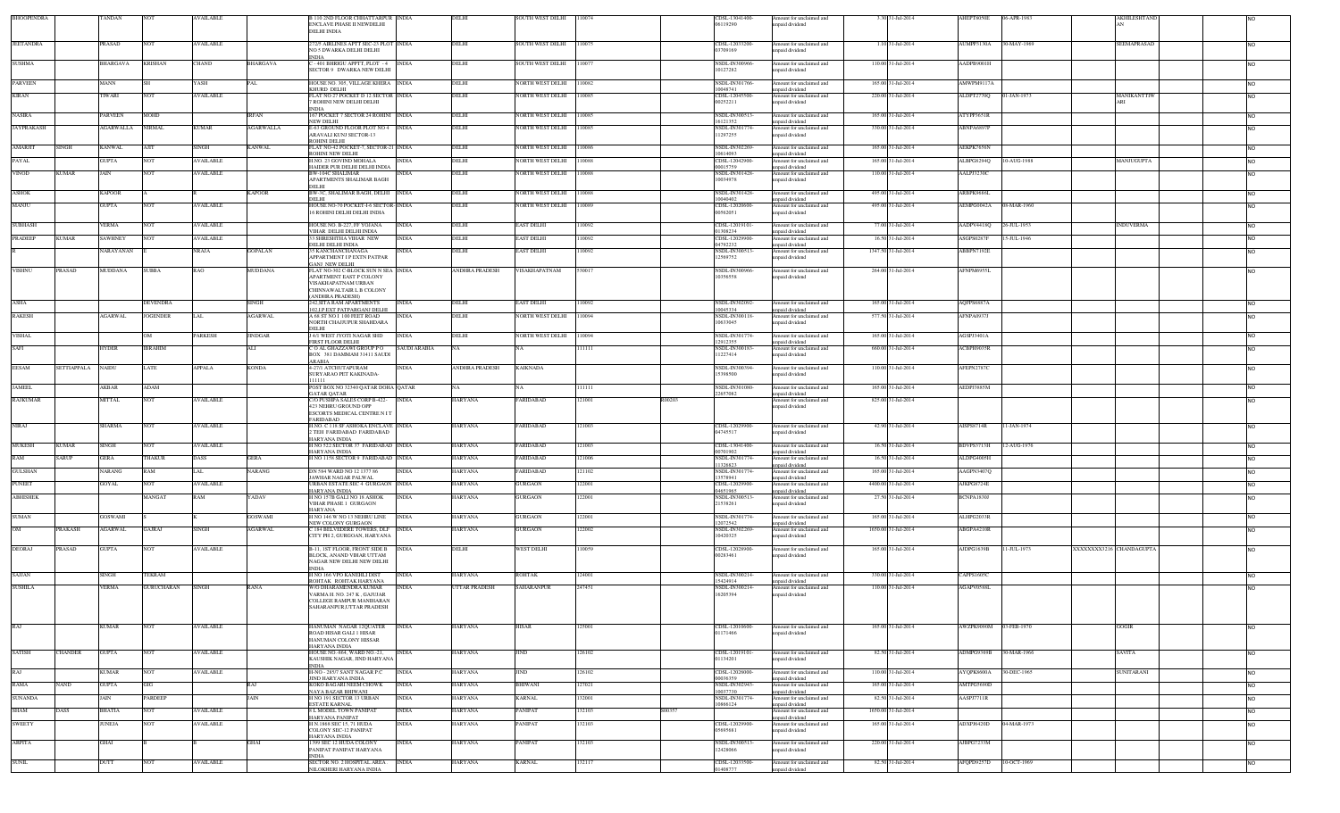| BHOOPENDRA | | TANDAN | NOT | AVAILABLE | | B-110 2ND FLOOR CHHATTARPUR ENCLAVE PHASE II NEWDELHI DELHI INDIA | INDIA | DELHI | SOUTH WEST DELHI | 110074 | | CDSL-13041400-06119290 | Amount for unclaimed and unpaid dividend | 3.30 | 31-Jul-2014 | AHEPT8050E | 06-APR-1983 | | AKHILESHTANDAN | | NO |
|---|---|---|---|---|---|---|---|---|---|---|---|---|---|---|---|---|---|---|---|---|---|
| JEETANDRA | | PRASAD | NOT | AVAILABLE | | 272/5 AIRLINES APTT SEC-23 PLOT NO-5 DWARKA DELHI DELHI INDIA | INDIA | DELHI | SOUTH WEST DELHI | 110075 | | CDSL-12033200-03709169 | Amount for unclaimed and unpaid dividend | 1.10 | 31-Jul-2014 | AUMPP5130A | 30-MAY-1969 | | SEEMAPRASAD | | NO |
| SUSHMA | | BHARGAVA | KRISHAN | CHAND | BHARGAVA | C - 401 BHRIGU APPTT, PLOT - 4 SECTOR 9 DWARKA NEW DELHI | INDIA | DELHI | SOUTH WEST DELHI | 110077 | | NSDL-IN300966-10127282 | Amount for unclaimed and unpaid dividend | 110.00 | 31-Jul-2014 | AADPB6001H | | | | | NO |
| PARVEEN | | MANN | SH | YASH | PAL | HOUSE NO. 305, VILLAGE KHERA KHURD DELHI | INDIA | DELHI | NORTH WEST DELHI | 110082 | | NSDL-IN301766-10048741 | Amount for unclaimed and unpaid dividend | 165.00 | 31-Jul-2014 | AMWPM9117A | | | | | NO |
| KIRAN | | TIWARI | NOT | AVAILABLE | | FLAT NO-27 POCKET D 12 SECTOR 7 ROHINI NEW DELHI DELHI INDIA | INDIA | DELHI | NORTH WEST DELHI | 110085 | | CDSL-12045500-00252211 | Amount for unclaimed and unpaid dividend | 220.00 | 31-Jul-2014 | ALDPT2770Q | 01-JAN-1973 | | MANIKANTTIWARI | | NO |
| NASIRA | | PARVEEN | MOHD | | IRFAN | 167 POCKET 7 SECTOR 24 ROHINI NEW DELHI | INDIA | DELHI | NORTH WEST DELHI | 110085 | | NSDL-IN300513-16121352 | Amount for unclaimed and unpaid dividend | 165.00 | 31-Jul-2014 | ATYPP5651R | | | | | NO |
| JAYPRAKASH | | AGARWALLA | NIRMAL | KUMAR | AGARWALLA | E-63 GROUND FLOOR PLOT NO 4 ARAVALI KUNJ SECTOR-13 ROHINI DELHI | INDIA | DELHI | NORTH WEST DELHI | 110085 | | NSDL-IN301774-11297255 | Amount for unclaimed and unpaid dividend | 330.00 | 31-Jul-2014 | ABNPA6897P | | | | | NO |
| AMARJIT | SINGH | KANWAL | AJIT | SINGH | KANWAL | FLAT NO-42 POCKET-7, SECTOR-21 ROHINI NEW DELHI | INDIA | DELHI | NORTH WEST DELHI | 110086 | | NSDL-IN302269-10614093 | Amount for unclaimed and unpaid dividend | 165.00 | 31-Jul-2014 | AEKPK7656N | | | | | NO |
| PAYAL | | GUPTA | NOT | AVAILABLE | | H.NO. 23 GOVIND MOHALA HAIDER PUR DELHI DELHI INDIA | INDIA | DELHI | NORTH WEST DELHI | 110088 | | CDSL-12042900-00015759 | Amount for unclaimed and unpaid dividend | 165.00 | 31-Jul-2014 | ALBPG6294Q | 10-AUG-1988 | | MANJUGUPTA | | NO |
| VINOD | KUMAR | JAIN | NOT | AVAILABLE | | CC-104C SHALIMAR APARTMENTS SHALIMAR BAGH DELHI | INDIA | DELHI | NORTH WEST DELHI | 110088 | | NSDL-IN301426-10034978 | Amount for unclaimed and unpaid dividend | 110.00 | 31-Jul-2014 | AALPJ3210C | | | | | NO |
| ASHOK | | KAPOOR | A | R | KAPOOR | BW-3C, SHALIMAR BAGH, DELHI DELHI | INDIA | DELHI | NORTH WEST DELHI | 110088 | | NSDL-IN301426-10040402 | Amount for unclaimed and unpaid dividend | 495.00 | 31-Jul-2014 | ARBPK9868L | | | | | NO |
| MANJU | | GUPTA | NOT | AVAILABLE | | HOUSE NO-78 POCKET-I-6 SECTOR-16 ROHINI DELHI DELHI INDIA | INDIA | DELHI | NORTH WEST DELHI | 110089 | | CDSL-12028900-00562051 | Amount for unclaimed and unpaid dividend | 495.00 | 31-Jul-2014 | AEMPG0042A | 08-MAR-1960 | | | | NO |
| SUBHASH | | VERMA | NOT | AVAILABLE | | HOUSE NO. B-227,PP YOJANA VIHAR DELHI DELHI INDIA | INDIA | DELHI | EAST DELHI | 110092 | | CDSL-12019101-01308234 | Amount for unclaimed and unpaid dividend | 77.00 | 31-Jul-2014 | AADPV4418Q | 26-JUL-1953 | | INDUVERMA | | NO |
| PRADEEP | KUMAR | SAWHNEY | NOT | AVAILABLE | | 33 SHRESHTHA VIHAR NEW DELHI DELHI INDIA | INDIA | DELHI | EAST DELHI | 110092 | | CDSL-12029900-04762232 | Amount for unclaimed and unpaid dividend | 16.50 | 31-Jul-2014 | ASGPS0267F | 15-JUL-1946 | | | | NO |
| R | | NARAYANAN | E | NRAJA | GOPALAN | 33 KANCHANCHANAGA APPARTMENT I P EXTN PATPAR GANJ NEW DELHI | INDIA | DELHI | EAST DELHI | 110092 | | NSDL-IN300513-12569752 | Amount for unclaimed and unpaid dividend | 1347.50 | 31-Jul-2014 | ABBPN7192E | | | | | NO |
| VISHNU | PRASAD | MUDDANA | SUBBA | RAO | MUDDANA | FLAT NO-302 C-BLOCK SUN N SEA APARTMENT EAST P COLONY VISAKHAPATNAM URBAN CHINNAWALTAIR L B COLONY (ANDHRA PRADESH) | INDIA | ANDHRA PRADESH | VISAKHAPATNAM | 530017 | | NSDL-IN300966-10356558 | Amount for unclaimed and unpaid dividend | 264.00 | 31-Jul-2014 | AFNPM6955L | | | | | NO |
| ASHA | | | DEVENDRA | | SINGH | 242,SITA RAM APARTMENTS 102,I P EXT PATPARGANJ DELHI | INDIA | DELHI | EAST DELHI | 110092 | | NSDL-IN302092-10045334 | Amount for unclaimed and unpaid dividend | 165.00 | 31-Jul-2014 | AQPPS6867A | | | | | NO |
| RAKESH | | AGARWAL | JOGENDER | LAL | AGARWAL | A 68 ST NO 1 100 FEET ROAD NORTH CHAJJUPUR SHAHDARA DELHI | INDIA | DELHI | NORTH WEST DELHI | 110094 | | NSDL-IN300118-10633045 | Amount for unclaimed and unpaid dividend | 577.50 | 31-Jul-2014 | AFNPA0937J | | | | | NO |
| VISHAL | | | OM | PARKESH | HINDGAR | I 4/1 WEST JYOTI NAGAR SHD FIRST FLOOR DELHI | INDIA | DELHI | NORTH WEST DELHI | 110094 | | NSDL-IN301774-12912355 | Amount for unclaimed and unpaid dividend | 165.00 | 31-Jul-2014 | AGSPJ3401A | | | | | NO |
| SAFI | | HYDER | IBRAHIM | | ALI | C/O AL GHAZZAWI GROUP P O BOX 761 DAMMAM 31411 SAUDI ARABIA | SAUDI ARABIA | NA | NA | 111111 | | NSDL-IN300183-11227414 | Amount for unclaimed and unpaid dividend | 660.00 | 31-Jul-2014 | ACBPH9035R | | | | | NO |
| EESAM | SETTIAPPALA | NAIDU | LATE | APPALA | KONDA | 4-27/3 ATCHUTAPURAM SURYARAO PET KAKINADA-111111 | INDIA | ANDHRA PRADESH | KAKINADA | | | NSDL-IN300394-15388500 | Amount for unclaimed and unpaid dividend | 110.00 | 31-Jul-2014 | AFEPN2787C | | | | | NO |
| JAMEEL | | AKBAR | ADAM | | | POST BOX NO 32340 QATAR DOHA QATAR QATAR | QATAR | NA | NA | 111111 | | NSDL-IN301080-22657062 | Amount for unclaimed and unpaid dividend | 165.00 | 31-Jul-2014 | AEDPJ3885M | | | | | NO |
| RAJKUMAR | | MITTAL | NOT | AVAILABLE | | C/O PUSHPA SALES CORP B-422-423 NEHRU GROUND OPP ESCORTS MEDICAL CENTRE N I T FARIDABAD | INDIA | HARYANA | FARIDABAD | 121001 | R00203 | | Amount for unclaimed and unpaid dividend | 825.00 | 31-Jul-2014 | | | | | | NO |
| NIRAJ | | SHARMA | NOT | AVAILABLE | | H.NO. C 138 SF ASHOKA ENCLAVE 2 TEH. FARIDABAD FARIDABAD HARYANA INDIA | INDIA | HARYANA | FARIDABAD | 121003 | | CDSL-12029900-04745517 | Amount for unclaimed and unpaid dividend | 42.90 | 31-Jul-2014 | AISPS8714R | 11-JAN-1974 | | | | NO |
| MUKESH | KUMAR | SINGH | NOT | AVAILABLE | | H NO 522 SECTOR 37 FARIDABAD HARYANA INDIA | INDIA | HARYANA | FARIDABAD | 121003 | | CDSL-13041400-00701902 | Amount for unclaimed and unpaid dividend | 16.50 | 31-Jul-2014 | BDVPS5713H | 12-AUG-1976 | | | | NO |
| RAM | SARUP | GERA | THAKUR | DASS | GERA | H NO 1158 SECTOR 9 FARIDABAD | INDIA | HARYANA | FARIDABAD | 121006 | | NSDL-IN301774-11326823 | Amount for unclaimed and unpaid dividend | 16.50 | 31-Jul-2014 | ALDPG4069H | | | | | NO |
| GULSHAN | | NARANG | RAM | LAL | NARANG | D N 584 WARD NO 12 1377 66 JAWHAR NAGAR PALWAL | INDIA | HARYANA | FARIDABAD | 121102 | | NSDL-IN301774-13576941 | Amount for unclaimed and unpaid dividend | 165.00 | 31-Jul-2014 | AAGPN5407Q | | | | | NO |
| PUNEET | | GOYAL | NOT | AVAILABLE | | URBAN ESTATE SEC 4 GURGAON HARYANA INDIA | INDIA | HARYANA | GURGAON | 122001 | | CDSL-12029900-04651865 | Amount for unclaimed and unpaid dividend | 4400.00 | 31-Jul-2014 | AJKPG8724E | | | | | NO |
| ABHISHEK | | | MANGAT | RAM | YADAV | H NO 357B GALI NO 18 ASHOK VIHAR PHASE 1 GURGAON HARYANA | INDIA | HARYANA | GURGAON | 122001 | | NSDL-IN300513-21538261 | Amount for unclaimed and unpaid dividend | 27.50 | 31-Jul-2014 | BCNPA1630J | | | | | NO |
| SUMAN | | GOSWAMI | S | K | GOSWAMI | H NO 446 W NO 13 NEHRU LINE NEW COLONY GURGAON | INDIA | HARYANA | GURGAON | 122001 | | NSDL-IN301774-12072542 | Amount for unclaimed and unpaid dividend | 165.00 | 31-Jul-2014 | ALHPG2033R | | | | | NO |
| OM | PRAKASH | AGARWAL | GAJRAJ | SINGH | AGARWAL | C 184 BELVEDERE TOWERS, DLF CITY PH 2, GURGAON, HARYANA | INDIA | HARYANA | GURGAON | 122002 | | NSDL-IN302269-10420325 | Amount for unclaimed and unpaid dividend | 1650.00 | 31-Jul-2014 | ABGPA4210R | | | | | NO |
| DEORAJ | PRASAD | GUPTA | NOT | AVAILABLE | | B-11, 1ST FLOOR, FRONT SIDE B BLOCK, ANAND VIHAR UTTAM NAGAR NEW DELHI NEW DELHI INDIA | INDIA | DELHI | WEST DELHI | 110059 | | CDSL-12028900-00283461 | Amount for unclaimed and unpaid dividend | 165.00 | 31-Jul-2014 | AJDPG1639B | 11-JUL-1973 | XXXXXXXX3216 | CHANDAGUPTA | | NO |
| SAJJAN | | SINGH | TEKRAM | | | H NO 166 VPO KANEHLI DIST ROHTAK ROHTAK HARYANA | INDIA | HARYANA | ROHTAK | 124001 | | NSDL-IN300214-15424914 | Amount for unclaimed and unpaid dividend | 330.00 | 31-Jul-2014 | CAPPS1605C | | | | | NO |
| SUSHILA | | VERMA | GURUCHARAN | SINGH | RANA | W/O DHARAMENDRA KUMAR VARMA H. NO. 247 K , GAJUJAR COLLEGE RAMPUR MANIHARAN SAHARANPUR,UTTAR PRADESH | INDIA | UTTAR PRADESH | SAHARANPUR | 247451 | | NSDL-IN300214-16205394 | Amount for unclaimed and unpaid dividend | 110.00 | 31-Jul-2014 | AGAPV0558L | | | | | NO |
| RAJ | | KUMAR | NOT | AVAILABLE | | HANUMAN NAGAR 12QUATER ROAD HISAR GALI 1 HISAR HANUMAN COLONY HISAR HARYANA INDIA | INDIA | HARYANA | HISAR | 125001 | | CDSL-12010600-01171466 | Amount for unclaimed and unpaid dividend | 165.00 | 31-Jul-2014 | AWZPK9090M | 03-FEB-1970 | | GOGIR | | NO |
| SATISH | CHANDER | GUPTA | NOT | AVAILABLE | | HOUSE NO.-864, WARD NO.-21, KAUSHIK NAGAR, JIND HARYANA INDIA | INDIA | HARYANA | JIND | 126102 | | CDSL-12019101-01134201 | Amount for unclaimed and unpaid dividend | 82.50 | 31-Jul-2014 | ADMPG9369B | 30-MAR-1966 | | SAVITA | | NO |
| RAJ | | KUMAR | NOT | AVAILABLE | | H NO - 285/7 SANT NAGAR P.C JIND HARYANA INDIA | INDIA | HARYANA | JIND | 126102 | | CDSL-12028000-00036359 | Amount for unclaimed and unpaid dividend | 110.00 | 31-Jul-2014 | AVQPK8600A | 30-DEC-1965 | | SUNITARANI | | NO |
| RAMA | NAND | GUPTA | GIG | | RAJ | KOKO BAGARI NEEM CHOWK NAYA BAZAR BHIWANI | INDIA | HARYANA | BHIWANI | 127021 | | NSDL-IN302943-10037730 | Amount for unclaimed and unpaid dividend | 165.00 | 31-Jul-2014 | AMTPG5690D | | | | | NO |
| SUNANDA | | JAIN | PARDEEP | | JAIN | H NO 101 SECTOR 13 URBAN ESTATE KARNAL | INDIA | HARYANA | KARNAL | 132001 | | NSDL-IN301774-10866124 | Amount for unclaimed and unpaid dividend | 82.50 | 31-Jul-2014 | AASPJ7711R | | | | | NO |
| SHAM | DASS | BHATIA | NOT | AVAILABLE | | 6 L MODEL TOWN PANIPAT HARYANA PANIPAT | INDIA | HARYANA | PANIPAT | 132103 | S00357 | | Amount for unclaimed and unpaid dividend | 1650.00 | 31-Jul-2014 | | | | | | NO |
| SWEETY | | JUNEJA | NOT | AVAILABLE | | H.N.1868 SEC 13, 71 HUDA COLONY SEC-12 PANIPAT HARYANA INDIA | INDIA | HARYANA | PANIPAT | 132103 | | CDSL-12029900-05895681 | Amount for unclaimed and unpaid dividend | 165.00 | 31-Jul-2014 | ADXPJ6420D | 04-MAR-1973 | | | | NO |
| ARPITA | | GHAI | B | B | GHAI | 1399 SEC 12 HUDA COLONY PANIPAT PANIPAT HARYANA INDIA | INDIA | HARYANA | PANIPAT | 132103 | | NSDL-IN300513-12428066 | Amount for unclaimed and unpaid dividend | 220.00 | 31-Jul-2014 | AJBPG7233M | | | | | NO |
| SUNIL | | DUTT | NOT | AVAILABLE | | SECTOR NO. 2 HOSPITAL AREA NILOKHERI HARYANA INDIA | INDIA | HARYANA | PANIPAT | 132117 | | CDSL-12033500-01408777 | Amount for unclaimed and unpaid dividend | 82.50 | 31-Jul-2014 | AFQPD9257D | 10-OCT-1969 | | | | NO |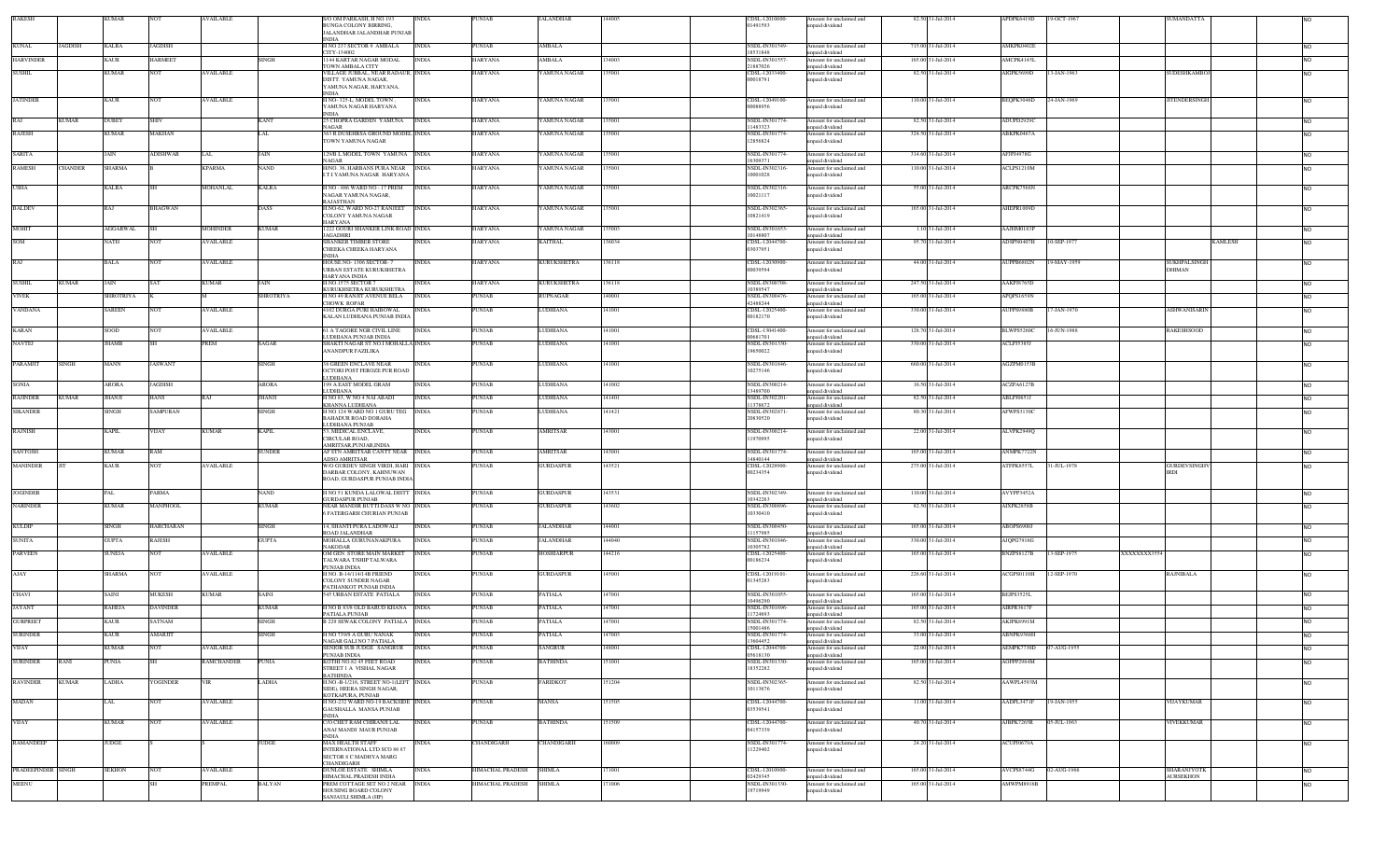| RAKESH | | KUMAR | NOT | AVAILABLE | | S/O OM PARKASH, H NO 193 BUNGA COLONY BIRRING, JALANDHAR JALANDHAR PUNJAB INDIA | INDIA | PUNJAB | JALANDHAR | 144005 | | CDSL-12010600-01461593 | Amount for unclaimed and unpaid dividend | 82.50 | 31-Jul-2014 | AFDPK6419D | 19-OCT-1967 | | SUMANDATTA | | NO |
|---|---|---|---|---|---|---|---|---|---|---|---|---|---|---|---|---|---|---|---|---|---|
| KUNAL | JAGDISH | KALRA | JAGDISH | | | H NO 237 SECTOR 9 AMBALA CITY-134002 | INDIA | PUNJAB | AMBALA | | | NSDL-IN301549-18531648 | Amount for unclaimed and unpaid dividend | 735.00 | 31-Jul-2014 | AMKPK0402E | | | | | NO |
| HARVINDER | | KAUR | HARMEET | | SINGH | 1144 KARTAR NAGAR MODAL TOWN AMBALA CITY | INDIA | HARYANA | AMBALA | 134003 | | NSDL-IN301557-21887026 | Amount for unclaimed and unpaid dividend | 165.00 | 31-Jul-2014 | AMCPK4145L | | | | | NO |
| SUSHIL | | KUMAR | NOT | AVAILABLE | | VILLAGE JUBBAL, NEAR RADAUR, DISTT. YAMUNA NAGAR, YAMUNA NAGAR, HARYANA, INDIA | INDIA | HARYANA | YAMUNA NAGAR | 135001 | | CDSL-12033400-00018791 | Amount for unclaimed and unpaid dividend | 82.50 | 31-Jul-2014 | AIGPK5699D | 17-JAN-1963 | | SUDESHKAMBOJ | | NO |
| JATINDER | | KAUR | NOT | AVAILABLE | | H NO- 325-L MODEL TOWN , YAMUNA NAGAR HARYANA INDIA | INDIA | HARYANA | YAMUNA NAGAR | 135001 | | CDSL-12049100-00089956 | Amount for unclaimed and unpaid dividend | 110.00 | 31-Jul-2014 | BEQPK3046D | 24-JAN-1969 | | JITENDERSINGH | | NO |
| RAJ | KUMAR | DUBEY | SHIV | | KANT | 25 CHOPRA GARDEN YAMUNA NAGAR | INDIA | HARYANA | YAMUNA NAGAR | 135001 | | NSDL-IN301774-11483323 | Amount for unclaimed and unpaid dividend | 82.50 | 31-Jul-2014 | ADUPD2929C | | | | | NO |
| RAJESH | | KUMAR | MAKHAN | | LAL | 363 R DUSEHRSA GROUND MODEL TOWN YAMUNA NAGAR | INDIA | HARYANA | YAMUNA NAGAR | 135001 | | NSDL-IN301774-12858824 | Amount for unclaimed and unpaid dividend | 324.50 | 31-Jul-2014 | ABKPK0467A | | | | | NO |
| SARITA | | JAIN | ADISHWAR | LAL | JAIN | 176/B L MODEL TOWN YAMUNA NAGAR | INDIA | HARYANA | YAMUNA NAGAR | 135001 | | NSDL-IN301774-16309371 | Amount for unclaimed and unpaid dividend | 514.60 | 31-Jul-2014 | AFFPJ4976G | | | | | NO |
| RAMESH | CHANDER | SHARMA | B | KPARMA | NAND | H/NO. 16, HARBANS PURA NEAR I.T.I YAMUNA NAGAR HARYANA | INDIA | HARYANA | YAMUNA NAGAR | 135001 | | NSDL-IN302316-10001028 | Amount for unclaimed and unpaid dividend | 110.00 | 31-Jul-2014 | ACLPS1210M | | | | | NO |
| USHA | | KALRA | SH | MOHANLAL | KALRA | H NO - 886 WARD NO - 17 PREM NAGAR YAMUNA NAGAR RAJASTHAN | INDIA | HARYANA | YAMUNA NAGAR | 135001 | | NSDL-IN302316-10021117 | Amount for unclaimed and unpaid dividend | 55.00 | 31-Jul-2014 | ARCPK7566N | | | | | NO |
| BALDEV | | RAJ | BHAGWAN | | DASS | H NO-82, WARD NO-27 RANJEET COLONY YAMUNA NAGAR HARYANA | INDIA | HARYANA | YAMUNA NAGAR | 135001 | | NSDL-IN302365-10921419 | Amount for unclaimed and unpaid dividend | 165.00 | 31-Jul-2014 | AHLPR1600D | | | | | NO |
| MOHIT | | AGGARWAL | SH | MOHINDER | KUMAR | 1222 GOURI SHANKER LINK ROAD JAGADHRI | INDIA | HARYANA | YAMUNA NAGAR | 135003 | | NSDL-IN301653-10146887 | Amount for unclaimed and unpaid dividend | 1.10 | 31-Jul-2014 | AAJHM8183P | | | | | NO |
| SOM | | NATH | NOT | AVAILABLE | | SHANKER TIMBER STORE CHEEKA CHEEKA HARYANA INDIA | INDIA | HARYANA | KAITHAL | 136034 | | CDSL-12044700-03037951 | Amount for unclaimed and unpaid dividend | 95.70 | 31-Jul-2014 | ADSPN0407H | 10-SEP-1977 | | | KAMLESH | NO |
| RAJ | | BALA | NOT | AVAILABLE | | HOUSE NO- 1706 SECTOR- 7 URBAN ESTATE KURUKSHETRA HARYANA INDIA | INDIA | HARYANA | KURUKSHETRA | 136118 | | CDSL-12030900-00039594 | Amount for unclaimed and unpaid dividend | 44.00 | 31-Jul-2014 | AUPPB6602N | 19-MAY-1959 | | SUKHPALSINGH DHIMAN | | NO |
| SUSHIL | KUMAR | JAIN | SAT | KUMAR | JAIN | H NO 1575 SECTOR 7 KURUKSHETRA KURUKSHETRA | INDIA | HARYANA | KURUKSHETRA | 136118 | | NSDL-IN300708-10369547 | Amount for unclaimed and unpaid dividend | 247.50 | 31-Jul-2014 | AAKPJ6765D | | | | | NO |
| VIVEK | | SHROTRIYA | K | M | SHROTRIYA | H NO 49 RANJIT AVENUE BELA CHOWK ROPAR | INDIA | PUNJAB | RUPNAGAR | 140001 | | NSDL-IN300476-42468244 | Amount for unclaimed and unpaid dividend | 165.00 | 31-Jul-2014 | APQPS1659N | | | | | NO |
| VANDANA | | SAREEN | NOT | AVAILABLE | | 4102 DURGA PURI HAIBOWAL KALAN LUDHIANA PUNJAB INDIA | INDIA | PUNJAB | LUDHIANA | 141001 | | CDSL-12025400-00182170 | Amount for unclaimed and unpaid dividend | 330.00 | 31-Jul-2014 | AUFPS0680B | 17-JAN-1970 | | ASHWANISARIN | | NO |
| KARAN | | SOOD | NOT | AVAILABLE | | 61 A TAGORE NGR CIVIL LINE LUDHIANA PUNJAB INDIA | INDIA | PUNJAB | LUDHIANA | 141001 | | CDSL-13041400-00661761 | Amount for unclaimed and unpaid dividend | 128.70 | 31-Jul-2014 | BLWPS5260C | 16-JUN-1988 | | RAKESHSOOD | | NO |
| NAVTEJ | | JHAMB | SH | PREM | SAGAR | SHAKTI NAGAR ST NO.3 MOHALLA ANANDPUR FAZILIKA | INDIA | PUNJAB | LUDHIANA | 141001 | | NSDL-IN301330-19658022 | Amount for unclaimed and unpaid dividend | 330.00 | 31-Jul-2014 | ACLPJ5385J | | | | | NO |
| PARAMJIT | SINGH | MANN | JASWANT | | SINGH | 39 GREEN ENCLAVE NEAR OCTORI POST FEROZE PUR ROAD LUDHIANA | INDIA | PUNJAB | LUDHIANA | 141001 | | NSDL-IN301846-10275146 | Amount for unclaimed and unpaid dividend | 660.00 | 31-Jul-2014 | AGZPM8153B | | | | | NO |
| SONIA | | ARORA | JAGDISH | | ARORA | 199 A EAST MODEL GRAM LUDHIANA | INDIA | PUNJAB | LUDHIANA | 141002 | | NSDL-IN300214-13489700 | Amount for unclaimed and unpaid dividend | 16.50 | 31-Jul-2014 | ACZPA6127B | | | | | NO |
| RAJINDER | KUMAR | JHANJI | HANS | RAJ | JHANJI | H NO 83, W NO 4 NAI ABADI KHANNA LUDHIANA | INDIA | PUNJAB | LUDHIANA | 141401 | | NSDL-IN302201-11376672 | Amount for unclaimed and unpaid dividend | 82.50 | 31-Jul-2014 | ABLPJ6651J | | | | | NO |
| SIKANDER | | SINGH | SAMPURAN | | SINGH | H NO 124 WARD NO 1 GURU TEG BAHADUR ROAD DORAHA LUDHIANA PUNJAB | INDIA | PUNJAB | LUDHIANA | 141421 | | NSDL-IN302871-20830520 | Amount for unclaimed and unpaid dividend | 80.30 | 31-Jul-2014 | AFWPS3130C | | | | | NO |
| RAJNISH | | KAPIL | VIJAY | KUMAR | KAPIL | 53, MEDICAL ENCLAVE, CIRCULAR ROAD, AMRITSAR,PUNJAB,INDIA | INDIA | PUNJAB | AMRITSAR | 143001 | | NSDL-IN300214-11970995 | Amount for unclaimed and unpaid dividend | 22.00 | 31-Jul-2014 | ALVPK2949Q | | | | | NO |
| SANTOSH | | KUMAR | RAM | | SUNDER | AP STN AMRITSAR CANTT NEAR ADSO AMRITSAR | INDIA | PUNJAB | AMRITSAR | 143001 | | NSDL-IN301774-14640144 | Amount for unclaimed and unpaid dividend | 165.00 | 31-Jul-2014 | ANMPK7722N | | | | | NO |
| MANINDER | JIT | KAUR | NOT | AVAILABLE | | W/O GURDEV SINGH VIRDI, HARI DARBAR COLONY, KAHNUWAN ROAD, GURDASPUR PUNJAB INDIA | INDIA | PUNJAB | GURDASPUR | 143521 | | CDSL-12028900-00234354 | Amount for unclaimed and unpaid dividend | 275.00 | 31-Jul-2014 | ATFPK6557L | 31-JUL-1978 | | GURDEVSINGHV IRDI | | NO |
| JOGINDER | | PAL | PARMA | | NAND | H NO 51 KUNDA LALOWAL DISTT GURDASPUR PUNJAB | INDIA | PUNJAB | GURDASPUR | 143531 | | NSDL-IN302349-10342263 | Amount for unclaimed and unpaid dividend | 110.00 | 31-Jul-2014 | AVYPP3452A | | | | | NO |
| NARINDER | | KUMAR | MANPHOOL | | KUMAR | NEAR MANDIR BUTTI DASS W NO 6 FATEHGARH CHURIAN PUNJAB | INDIA | PUNJAB | GURDASPUR | 143602 | | NSDL-IN300896-10330410 | Amount for unclaimed and unpaid dividend | 82.50 | 31-Jul-2014 | AIXPK2858B | | | | | NO |
| KULDIP | | SINGH | HARCHARAN | | SINGH | 14, SHANTI PURA LADOWALI ROAD JALANDHAR | INDIA | PUNJAB | JALANDHAR | 144001 | | NSDL-IN300450-11157985 | Amount for unclaimed and unpaid dividend | 165.00 | 31-Jul-2014 | ABGPS6090J | | | | | NO |
| SUNITA | | GUPTA | RAJESH | | GUPTA | MOHALLA GURUNANAKPURA NAKODAR | INDIA | PUNJAB | JALANDHAR | 144040 | | NSDL-IN301846-10305782 | Amount for unclaimed and unpaid dividend | 330.00 | 31-Jul-2014 | AJQPG7816G | | | | | NO |
| PARVEEN | | SUNEJA | NOT | AVAILABLE | | OM GEN. STORE MAIN MARKET TALWARA T.SHIP TALWARA PUNJAB INDIA | INDIA | PUNJAB | HOSHIARPUR | 144216 | | CDSL-12025400-00188234 | Amount for unclaimed and unpaid dividend | 165.00 | 31-Jul-2014 | BNZPS8127B | 13-SEP-1975 | XXXXXXXX3554 | | | NO |
| AJAY | | SHARMA | NOT | AVAILABLE | | H NO. B-14/114/14B FRIEND COLONY SUNDER NAGAR PATHANKOT PUNJAB INDIA | INDIA | PUNJAB | GURDASPUR | 145001 | | CDSL-12019101-01345283 | Amount for unclaimed and unpaid dividend | 226.60 | 31-Jul-2014 | ACGPS0110H | 12-SEP-1970 | | RAJNIBALA | | NO |
| CHAVI | | SAINI | MUKESH | KUMAR | SAINI | 545 URBAN ESTATE PATIALA | INDIA | PUNJAB | PATIALA | 147001 | | NSDL-IN301055-10490290 | Amount for unclaimed and unpaid dividend | 165.00 | 31-Jul-2014 | BEJPS3525L | | | | | NO |
| JAYANT | | BAHEJA | DAVINDER | | KUMAR | H NO B 83/8 OLD BARUD KHANA PATIALA PUNJAB | INDIA | PUNJAB | PATIALA | 147001 | | NSDL-IN301696-11724693 | Amount for unclaimed and unpaid dividend | 165.00 | 31-Jul-2014 | AIRPB3617F | | | | | NO |
| GURPREET | | KAUR | SATNAM | | SINGH | B 229 SEWAK COLONY PATIALA | INDIA | PUNJAB | PATIALA | 147001 | | NSDL-IN301774-15001486 | Amount for unclaimed and unpaid dividend | 82.50 | 31-Jul-2014 | AKIPK0991M | | | | | NO |
| SURINDER | | KAUR | AMARJIT | | SINGH | H NO 729/9 A GURU NANAK NAGAR GALI NO 7 PATIALA | INDIA | PUNJAB | PATIALA | 147003 | | NSDL-IN301774-13604452 | Amount for unclaimed and unpaid dividend | 33.00 | 31-Jul-2014 | ABNPK9368H | | | | | NO |
| VIJAY | | KUMAR | NOT | AVAILABLE | | SENIOR SUB JUDGE SANGRUR PUNJAB INDIA | INDIA | PUNJAB | SANGRUR | 148001 | | CDSL-12044700-05616130 | Amount for unclaimed and unpaid dividend | 22.00 | 31-Jul-2014 | AEMPK7730D | 07-AUG-1955 | | | | NO |
| SURINDER | RANI | PUNIA | SH | RAMCHANDER | PUNIA | KOTHI NO.42 45 FEET ROAD STREET 1 A VISHAL NAGAR BATHINDA | INDIA | PUNJAB | BATHINDA | 151001 | | NSDL-IN301330-18352282 | Amount for unclaimed and unpaid dividend | 165.00 | 31-Jul-2014 | AOHPP2884M | | | | | NO |
| RAVINDER | KUMAR | LADHA | YOGINDER | VIR | LADHA | H.NO.-B-1/216, STREET NO-1(LEFT SIDE), HEERA SINGH NAGAR, KOTKAPURA, PUNJAB | INDIA | PUNJAB | FARIDKOT | 151204 | | NSDL-IN302365-10113676 | Amount for unclaimed and unpaid dividend | 82.50 | 31-Jul-2014 | AAWPL4593M | | | | | NO |
| MADAN | | LAL | NOT | AVAILABLE | | H NO-232 WARD NO-19 BACKSIDE GAUSHALLA MANSA PUNJAB INDIA | INDIA | PUNJAB | MANSA | 151505 | | CDSL-12044700-03539541 | Amount for unclaimed and unpaid dividend | 11.00 | 31-Jul-2014 | AADPL3471P | 19-JAN-1955 | | VIJAYKUMAR | | NO |
| VIJAY | | KUMAR | NOT | AVAILABLE | | C/O CHET RAM CHIRANJI LAL ANAJ MANDI MAUR PUNJAB INDIA | INDIA | PUNJAB | BATHINDA | 151509 | | CDSL-12044700-04157339 | Amount for unclaimed and unpaid dividend | 40.70 | 31-Jul-2014 | AJBPK7265R | 05-JUL-1963 | | VIVEKKUMAR | | NO |
| RAMANDEEP | | JUDGE | S | S | JUDGE | MAX HEALTH STAFF INTERNATIONAL LTD SCO 86 87 SECTOR 8 C MADHYA MARG CHANDIGARH | INDIA | CHANDIGARH | CHANDIGARH | 160009 | | NSDL-IN301774-11229402 | Amount for unclaimed and unpaid dividend | 24.20 | 31-Jul-2014 | ACUPJ0679A | | | | | NO |
| PRADEEPINDER | SINGH | SEKHON | NOT | AVAILABLE | | DUNLOE ESTATE SHIMLA HIMACHAL PRADESH INDIA | INDIA | HIMACHAL PRADESH | SHIMLA | 171001 | | CDSL-12010900-02428345 | Amount for unclaimed and unpaid dividend | 165.00 | 31-Jul-2014 | AVCPS8744G | 02-AUG-1966 | | SHARANJYOTK AURSEKHON | | NO |
| MEENU | | | SH | PREMPAL | BALYAN | PREM COTTAGE SET NO 2 NEAR HOUSING BOARD COLONY SANJAULI SHIMLA (HP) | INDIA | HIMACHAL PRADESH | SHIMLA | 171006 | | NSDL-IN301330-19739949 | Amount for unclaimed and unpaid dividend | 165.00 | 31-Jul-2014 | AMWPM8816B | | | | | NO |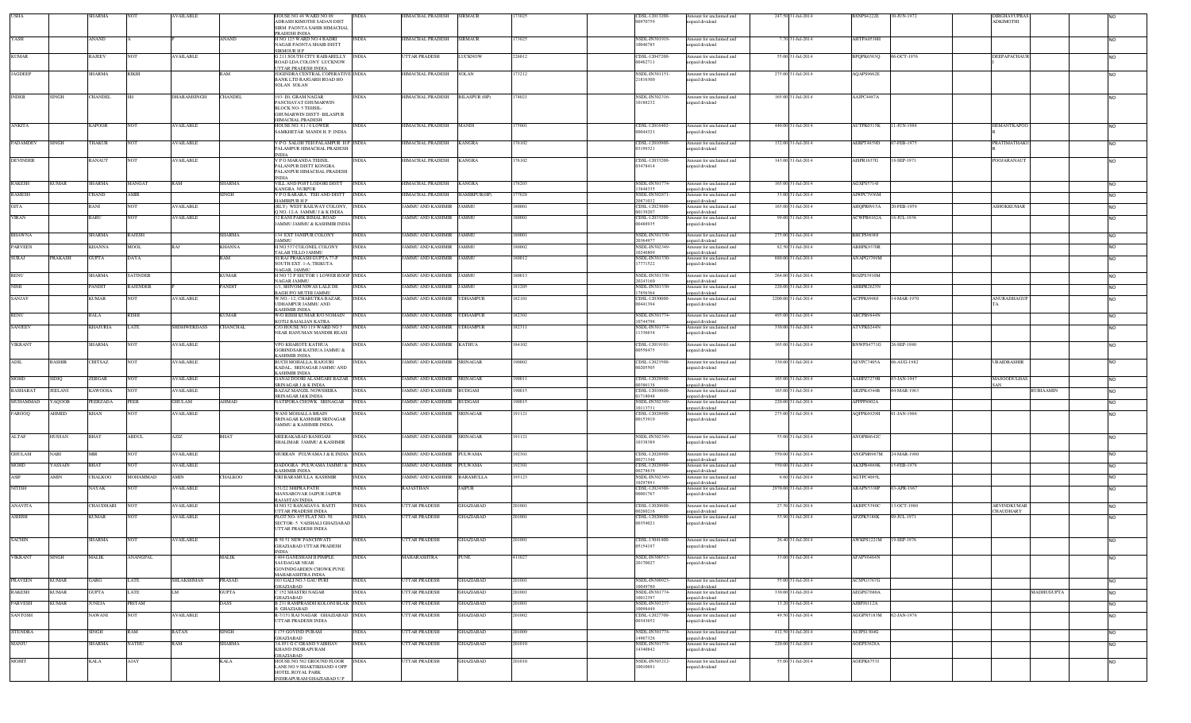| USHA | | SHARMA | NOT | AVAILABLE | | HOUSE NO 48 WARD NO 09 ADRASH KIMOTHI SADAN DIST SIRM PAONTA SAHIB HIMACHAL PRADESH INDIA | INDIA | HIMACHAL PRADESH | SIRMAUR | 173025 | | CDSL-12013200-00970759 | Amount for unclaimed and unpaid dividend | 247.50 | 31-Jul-2014 | BSNPS4222E | 30-JUN-1972 | | DIRGHAYUPRASADKIMOTHI | | | NO |
|---|---|---|---|---|---|---|---|---|---|---|---|---|---|---|---|---|---|---|---|---|---|---|
| YASH | | ANAND | A | | ANAND | H NO 125 WARD NO 4 BADRI NAGAR PAONTA SHAIB DISTT SIRMOUR H P | INDIA | HIMACHAL PRADESH | SIRMAUR | 173025 | | NSDL-IN301916-10046785 | Amount for unclaimed and unpaid dividend | 7.70 | 31-Jul-2014 | AHTPA0536H | | | | | | NO |
| KUMAR | | RAJEEV | NOT | AVAILABLE | | G 211 SOUTH CITY RAIBAREILLY ROAD LDA COLONY LUCKNOW UTTAR PRADESH INDIA | INDIA | UTTAR PRADESH | LUCKNOW | 226012 | | CDSL-12047200-00462711 | Amount for unclaimed and unpaid dividend | 55.00 | 31-Jul-2014 | BPQPK6563Q | 06-OCT-1976 | | DEEPAPACHAURI | | | NO |
| JAGDEEP | | SHARMA | RIKHI | | RAM | JOGINDRA CENTRAL COPERATIVE BANK LTD RAJGARH ROAD HO SOLAN SOLAN | INDIA | HIMACHAL PRADESH | SOLAN | 173212 | | NSDL-IN301151-21816300 | Amount for unclaimed and unpaid dividend | 275.00 | 31-Jul-2014 | AQAPS9662E | | | | | | NO |
| INDER | SINGH | CHANDEL | SH | DHARAMSINGH | CHANDEL | 193- E0, GRAM NAGAR PANCHAYAT GHUMARWIN BLOCK NO- 5 TEHSIL-GHUMARWIN DISTT- BILASPUR HIMACHAL PRADESH | INDIA | HIMACHAL PRADESH | BILASPUR (HP) | 174021 | | NSDL-IN302316-10188232 | Amount for unclaimed and unpaid dividend | 165.00 | 31-Jul-2014 | AAJPC4487A | | | | | | NO |
| ANKITA | | KAPOOR | NOT | AVAILABLE | | HOUSE NO. 81 / 8 LOWER SAMKHETAR MANDI H. P. INDIA | INDIA | HIMACHAL PRADESH | MANDI | 175001 | | CDSL-12016402-00044321 | Amount for unclaimed and unpaid dividend | 440.00 | 31-Jul-2014 | AUTPK0315K | 11-JUN-1988 | | HEMANTKAPOOR | | | NO |
| PADAMDEV | SINGH | THAKUR | NOT | AVAILABLE | | V P O SALOH TEH PALAMPUR H P PALAMPUR HIMACHAL PRADESH INDIA | INDIA | HIMACHAL PRADESH | KANGRA | 176102 | | CDSL-12010900-03199321 | Amount for unclaimed and unpaid dividend | 132.00 | 31-Jul-2014 | AERPT4659D | 07-FEB-1975 | | PRATIMATHAKUR | | | NO |
| DEVINDER | | RANAUT | NOT | AVAILABLE | | V P O MARANDA TEHSIL PALANPUR DISTT KONGRA PALANPUR HIMACHAL PRADESH INDIA | INDIA | HIMACHAL PRADESH | KANGRA | 176102 | | CDSL-12033200-03478414 | Amount for unclaimed and unpaid dividend | 143.00 | 31-Jul-2014 | AISPR1637G | 19-SEP-1971 | | POOJARANAUT | | | NO |
| RAKESH | KUMAR | SHARMA | MANGAT | RAM | SHARMA | VILL AND POST LODORI DISTT KANGRA NURPUR | INDIA | HIMACHAL PRADESH | KANGRA | 176203 | | NSDL-IN301774-13846335 | Amount for unclaimed and unpaid dividend | 165.00 | 31-Jul-2014 | AGXPS5714J | | | | | | NO |
| RAMESH | | CHAND | AMIR | | SINGH | V P O BARARA TEH AND DISTT HAMIRPUR H P | INDIA | HIMACHAL PRADESH | HAMIRPUR(HP) | 177028 | | NSDL-IN302871-20671032 | Amount for unclaimed and unpaid dividend | 33.00 | 31-Jul-2014 | ADWPC7936M | | | | | | NO |
| GITA | | RANI | NOT | AVAILABLE | | (RLY) WEST RAILWAY COLONY, Q NO. 12-A JAMMU J & K INDIA | INDIA | JAMMU AND KASHMIR | JAMMU | 180001 | | CDSL-12023000-00139207 | Amount for unclaimed and unpaid dividend | 165.00 | 31-Jul-2014 | AHQPR0915A | 20-FEB-1959 | | ASHOKKUMAR | | | NO |
| VIRAN | | BARU | NOT | AVAILABLE | | 52 RANI PARK BIMAL ROAD JAMMU JAMMU & KASHMIR INDIA | INDIA | JAMMU AND KASHMIR | JAMMU | 180001 | | CDSL-12033200-00488935 | Amount for unclaimed and unpaid dividend | 99.00 | 31-Jul-2014 | ACWPB8162A | 16-JUL-1936 | | | | | NO |
| BHAWNA | | SHARMA | RAJESH | | SHARMA | 134 EXT JANIPUR COLONY JAMMU | INDIA | JAMMU AND KASHMIR | JAMMU | 180007 | | NSDL-IN301330-20364973 | Amount for unclaimed and unpaid dividend | 275.00 | 31-Jul-2014 | BHCPS9890J | | | | | | NO |
| PARVEEN | | KHANNA | MOOL | RAJ | KHANNA | H NO 537 COLONEL COLONY TALAB TILLO JAMMU | INDIA | JAMMU AND KASHMIR | JAMMU | 180002 | | NSDL-IN302349-10246809 | Amount for unclaimed and unpaid dividend | 82.50 | 31-Jul-2014 | ABHPK9370R | | | | | | NO |
| SURAJ | PRAKASH | GUPTA | DAYA | | RAM | SURAJ PRAKASH GUPTA 77-P SOUTH EXT. 1-A, TRIKUTA NAGAR, JAMMU | INDIA | JAMMU AND KASHMIR | JAMMU | 180012 | | NSDL-IN301330-17771522 | Amount for unclaimed and unpaid dividend | 880.00 | 31-Jul-2014 | ANAPG3769M | | | | | | NO |
| RENU | | SHARMA | SATINDER | | KUMAR | H NO 72 P SECTOR 1 LOWER ROOP NAGAR JAMMU | INDIA | JAMMU AND KASHMIR | JAMMU | 180013 | | NSDL-IN301330-20243160 | Amount for unclaimed and unpaid dividend | 264.00 | 31-Jul-2014 | BOZPS3910M | | | | | | NO |
| NIMI | | PANDIT | RAJENDER | | PANDIT | 1/1, SHIVOM NIWAS LANE DE BAGH P/O MUTHI JAMMU | INDIA | JAMMU AND KASHMIR | JAMMU | 181205 | | NSDL-IN301330-17858364 | Amount for unclaimed and unpaid dividend | 220.00 | 31-Jul-2014 | AHBPB2625N | | | | | | NO |
| SANJAY | | KUMAR | NOT | AVAILABLE | | W NO - 12, CHABUTRA BAZAR, UDHAMPUR JAMMU AND KASHMIR INDIA | INDIA | JAMMU AND KASHMIR | UDHAMPUR | 182101 | | CDSL-12030000-00441394 | Amount for unclaimed and unpaid dividend | 2200.00 | 31-Jul-2014 | ACPPK9930J | 14-MAR-1970 | | ANURADHAGUPTA | | | NO |
| RENU | | BALA | RISHI | | KUMAR | W/O RISHI KUMAR R/O NOMAIN KOTLI BAJALIAN KATRA | INDIA | JAMMU AND KASHMIR | UDHAMPUR | 182301 | | NSDL-IN301774-10744798 | Amount for unclaimed and unpaid dividend | 495.00 | 31-Jul-2014 | ABCPB0844N | | | | | | NO |
| SANJEEV | | KHAJURIA | LATE | SHISHWERDASS | CHANCHAL | C/O HOUSE NO 139 WARD NO 5 NEAR HANUMAN MANDIR REASI | INDIA | JAMMU AND KASHMIR | UDHAMPUR | 182311 | | NSDL-IN301774-11336634 | Amount for unclaimed and unpaid dividend | 330.00 | 31-Jul-2014 | ATVPK0244N | | | | | | NO |
| VIKRANT | | SHARMA | NOT | AVAILABLE | | VPO KHAROTE KATHUA GOBINDSAR KATHUA JAMMU & KASHMIR INDIA | INDIA | JAMMU AND KASHMIR | KATHUA | 184102 | | CDSL-12019101-00558475 | Amount for unclaimed and unpaid dividend | 165.00 | 31-Jul-2014 | BNWPS4771G | 26-SEP-1980 | | | | | NO |
| ADIL | BASHIR | CHITSAZ | NOT | AVAILABLE | | BUCH MOHALLA, RAJOURI KADAL SRINAGAR JAMMU AND KASHMIR INDIA | INDIA | JAMMU AND KASHMIR | SRINAGAR | 190002 | | CDSL-12023500-00205505 | Amount for unclaimed and unpaid dividend | 330.00 | 31-Jul-2014 | AEVPC7405A | 06-AUG-1982 | | UBAIDBASHIR | | | NO |
| MOHD | SIDIQ | ZERGAR | NOT | AVAILABLE | | GANAI DOORI ALAMGARI BAZAR SRINAGAR J & K INDIA | INDIA | JAMMU AND KASHMIR | SRINAGAR | 190011 | | CDSL-12028900-00386138 | Amount for unclaimed and unpaid dividend | 165.00 | 31-Jul-2014 | AAHPZ3279B | 03-JAN-1947 | | MASOODULHASSAN | | | NO |
| BASHARAT | JEELANI | KAWOOSA | NOT | AVAILABLE | | BAZAZ MANZIL NOWSHERA SRINAGAR J&K INDIA | INDIA | JAMMU AND KASHMIR | BUDGAM | 190015 | | CDSL-12010600-01718048 | Amount for unclaimed and unpaid dividend | 165.00 | 31-Jul-2014 | ARZPK4344B | 04-MAR-1963 | | | RUBIAAMIN | | NO |
| MUHAMMAD | YAQOOB | PEERZADA | PEER | GHULAM | AHMAD | NATIPORA CHOWK SRINAGAR | INDIA | JAMMU AND KASHMIR | BUDGAM | 190015 | | NSDL-IN302349-10113731 | Amount for unclaimed and unpaid dividend | 220.00 | 31-Jul-2014 | APFPP6902A | | | | | | NO |
| FAROOQ | AHMED | KHAN | NOT | AVAILABLE | | WANI MOHALLA BRAIN SRINAGAR KASHMIR SRINAGAR JAMMU & KASHMIR INDIA | INDIA | JAMMU AND KASHMIR | SRINAGAR | 191121 | | CDSL-12028900-00153919 | Amount for unclaimed and unpaid dividend | 275.00 | 31-Jul-2014 | AQFPK6929H | 01-JAN-1966 | | | | | NO |
| ALTAF | HUSSAN | BHAT | ABDUL | AZIZ | BHAT | MEERAKABAD BANIGAM SHALIMAR JAMMU & KASHMIR | INDIA | JAMMU AND KASHMIR | SRINAGAR | 191121 | | NSDL-IN302349-10338389 | Amount for unclaimed and unpaid dividend | 55.00 | 31-Jul-2014 | ANOPB8642C | | | | | | NO |
| GHULAM | NABI | MIR | NOT | AVAILABLE | | MURRAN PULWAMA J & K INDIA | INDIA | JAMMU AND KASHMIR | PULWAMA | 192301 | | CDSL-12028900-00271346 | Amount for unclaimed and unpaid dividend | 550.00 | 31-Jul-2014 | ANGPM6967M | 24-MAR-1980 | | | | | NO |
| MOHD | YASSAIN | BHAT | NOT | AVAILABLE | | DADOORA PULWAMA JAMMU & KASHMIR INDIA | INDIA | JAMMU AND KASHMIR | PULWAMA | 192301 | | CDSL-12028900-00278639 | Amount for unclaimed and unpaid dividend | 550.00 | 31-Jul-2014 | AKXPB4869K | 15-FEB-1978 | | | | | NO |
| ASIF | AMIN | CHALKOO | MOHAMMAD | AMIN | CHALKOO | URI BARAMULLA KASHMIR | INDIA | JAMMU AND KASHMIR | BARAMULLA | 193123 | | NSDL-IN302349-10297891 | Amount for unclaimed and unpaid dividend | 6.60 | 31-Jul-2014 | AGTPC4093L | | | | | | NO |
| NITISH | | NAYAK | NOT | AVAILABLE | | 15/122 SHIPRA PATH MANSAROVAR JAIPUR JAIPUR RAJASTAN INDIA | INDIA | RAJASTHAN | JAIPUR | | | CDSL-12024300-00001767 | Amount for unclaimed and unpaid dividend | 2970.00 | 31-Jul-2014 | ABAPN5530P | 03-APR-1967 | | | | | NO |
| ANAVITA | | CHAUDHARI | NOT | AVAILABLE | | H NO 52 BANAGAVA BASTI UTTAR PRADESH INDIA | INDIA | UTTAR PRADESH | GHAZIABAD | 201001 | | CDSL-12020600-00260216 | Amount for unclaimed and unpaid dividend | 27.50 | 31-Jul-2014 | AKBPC5380C | 13-OCT-1980 | | ARVINDKUMARCHAUDHARY | | | NO |
| ASHISH | | KUMAR | NOT | AVAILABLE | | PLOT NO- 835 FLAT NO- 50 SECTOR- 5 VAISHALI GHAZIABAD UTTAR PRADESH INDIA | INDIA | UTTAR PRADESH | GHAZIABAD | 201001 | | CDSL-12020600-00354021 | Amount for unclaimed and unpaid dividend | 53.90 | 31-Jul-2014 | AFZPK5186K | 09-JUL-1971 | | | | | NO |
| SACHIN | | SHARMA | NOT | AVAILABLE | | B 50 51 NEW PANCHWATI GHAZIABAD UTTAR PRADESH INDIA | INDIA | UTTAR PRADESH | GHAZIABAD | 201001 | | CDSL-13041400-05154197 | Amount for unclaimed and unpaid dividend | 26.40 | 31-Jul-2014 | AWKPS1221M | 19-SEP-1976 | | | | | NO |
| VIKRANT | SINGH | MALIK | ANANGPAL | | MALIK | I 404 GANESHAM II PIMPLE SAUDAGAR NEAR GOVINDGARDEN CHOWK PUNE MAHARASHTRA INDIA | INDIA | MAHARASHTRA | PUNE | 411027 | | NSDL-IN300513-20170027 | Amount for unclaimed and unpaid dividend | 33.00 | 31-Jul-2014 | AFAPV6484N | | | | | | NO |
| PRAVEEN | KUMAR | GARG | LATE | SHLAKSHMAN | PRASAD | 103 GALI NO.3 GAU PURI GHAZIABAD | INDIA | UTTAR PRADESH | GHAZIABAD | 201001 | | NSDL-IN300923-10049780 | Amount for unclaimed and unpaid dividend | 55.00 | 31-Jul-2014 | ACSPG3767G | | | | | | NO |
| RAKESH | KUMAR | GUPTA | LATE | LM | GUPTA | C 152 SHASTRI NAGAR GHAZIABAD | INDIA | UTTAR PRADESH | GHAZIABAD | 201001 | | NSDL-IN301774-10012597 | Amount for unclaimed and unpaid dividend | 330.00 | 31-Jul-2014 | AEGPG7680A | | | | MADHUGUPTA | | NO |
| PARVESH | KUMAR | JUNEJA | PRITAM | | DASS | E 231 RAMPRASTH KOLONI BLAK B GHAZIABAD | INDIA | UTTAR PRADESH | GHAZIABAD | 201001 | | NSDL-IN302237-10098449 | Amount for unclaimed and unpaid dividend | 13.20 | 31-Jul-2014 | AJBPJ6112A | | | | | | NO |
| SANTOSH | | NAWANI | NOT | AVAILABLE | | R-7/151 RAJ NAGAR GHAZIABAD UTTAR PRADESH INDIA | INDIA | UTTAR PRADESH | GHAZIABAD | 201002 | | CDSL-12027700-00343652 | Amount for unclaimed and unpaid dividend | 49.50 | 31-Jul-2014 | AGGPN5183M | 02-JAN-1976 | | | | | NO |
| JITENDRA | | SINGH | RAM | RATAN | SINGH | E 175 GOVIND PURAM GHAZIABAD | INDIA | UTTAR PRADESH | GHAZIABAD | 201009 | | NSDL-IN301774-14967326 | Amount for unclaimed and unpaid dividend | 412.50 | 31-Jul-2014 | AUIPS1304G | | | | | | NO |
| MANJU | | SHARMA | NATHU | RAM | SHARMA | 3A 051 G C GRAND VAIBHAV KHAND INDIRAPURAM GHAZIABAD | INDIA | UTTAR PRADESH | GHAZIABAD | 201010 | | NSDL-IN301774-14340842 | Amount for unclaimed and unpaid dividend | 220.00 | 31-Jul-2014 | AOEPS3628A | | | | | | NO |
| MOHIT | | KALA | AJAY | | KALA | HOUSE NO 562 GROUND FLOOR LANE NO 9 SHAKTIKHAND 4 OPP HOTEL ROYAL PARK INDIRAPURAM GHAZIABAD U P | INDIA | UTTAR PRADESH | GHAZIABAD | 201010 | | NSDL-IN303212-10010891 | Amount for unclaimed and unpaid dividend | 55.00 | 31-Jul-2014 | AGEPK8753J | | | | | | NO |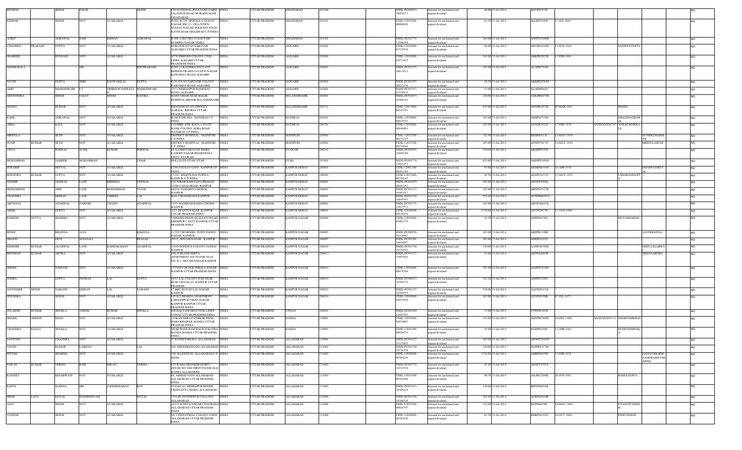| RICHPAL | | SINGH | DALEL | | SINGH | C/O NATIONAL POULTARY FARM JALALPUR ROAD MURADNAGAR GHAZIABAD | INDIA | UTTAR PRADESH | GHAZIABAD | 201206 | | NSDL-IN300927-10059277 | Amount for unclaimed and unpaid dividend | 66.00 | 31-Jul-2014 | AGUPS5372F | | | | NO |
|---|---|---|---|---|---|---|---|---|---|---|---|---|---|---|---|---|---|---|---|---|
| KESHAR | | SINGH | NOT | AVAILABLE | | H NO- B-226, MOHALLA SANJAY NAGAR SEC-23, VILL/TOWN-SANJAY NAGAR, POLICESTATION KAVINAGAR GHAZIBAD U P INDIA | INDIA | UTTAR PRADESH | GHAZIABAD | 201301 | | CDSL-12052900-00004026 | Amount for unclaimed and unpaid dividend | 82.50 | 31-Jul-2014 | AQAPS1109E | 17-JUL-1965 | | | NO |
| ANKIT | | AGRAWAL | RAM | KISHAN | AGRAWAL | B-306 A SECTRO 19 GAUTAM BUDHHA NAGAR NOIDA | INDIA | UTTAR PRADESH | GHAZIABAD | 201301 | | NSDL-IN301774-17998198 | Amount for unclaimed and unpaid dividend | 264.00 | 31-Jul-2014 | AMTPA5068R | | | | NO |
| CHANDRA | PRAKASH | GUPTA | NOT | AVAILABLE | | M-BLOCK GYAN SAROVAR ALIGARH UTTAR PRADESH INDIA | INDIA | UTTAR PRADESH | ALIGARH | 202001 | | CDSL-12010900-03725976 | Amount for unclaimed and unpaid dividend | 66.00 | 31-Jul-2014 | ABVPG6184D | 15-JUN-1946 | | SANJEEVGUPTA | NO |
| SHAHEEB | | HUSNAIN | NOT | AVAILABLE | | 4/776 FRIENDS COLONY CIVIL LINES ALIGARH UTTAR PRADESH INDIA | INDIA | UTTAR PRADESH | ALIGARH | 202001 | | CDSL-12028900-01073425 | Amount for unclaimed and unpaid dividend | 165.00 | 31-Jul-2014 | ABKPH2023B | 15-FEB-1966 | | | NO |
| MADHUBALA | | | SRI | | BHUPRAKASH | H NO 11 RADHIKA ENCLAVE BEHIND SWARN JAYANTI NAGAR RAM GHAT ROAD ALIGARH | INDIA | UTTAR PRADESH | ALIGARH | 202001 | | NSDL-IN301557-20813912 | Amount for unclaimed and unpaid dividend | 165.00 | 31-Jul-2014 | ALAPB5764D | | | | NO |
| NAVIN | | GUPTA | SHRI | BANWARILAL | GUPTA | G-31, GYAN SAROVER COLONY RAM GHAT ROAD ALIGARH | INDIA | UTTAR PRADESH | ALIGARH | 202001 | | NSDL-IN301557-20922136 | Amount for unclaimed and unpaid dividend | 49.50 | 31-Jul-2014 | AKKPG9582H | | | | NO |
| AMIT | | MAHESHWARI | LT | TRIBHUWANPRASAD | MAHESHWARI | 2/571 KISHANPUR RAMGHAT ROAD ALIGARH | INDIA | UTTAR PRADESH | ALIGARH | 202001 | | NSDL-IN301557-21528919 | Amount for unclaimed and unpaid dividend | 33.00 | 31-Jul-2014 | ALAPM8902C | | | | NO |
| GEETENDRA | | SINGH | JAGAT | SINGH | RAJORA | HANS VIHAR NEAR MALIK HOSPITAL BHOOR BULANDSHAHR | INDIA | UTTAR PRADESH | BULANDSHAHR | 203001 | | NSDL-IN301055-10308742 | Amount for unclaimed and unpaid dividend | 220.00 | 31-Jul-2014 | AMLPR6479B | | | | NO |
| MANOJ | | KUMAR | NOT | AVAILABLE | | KHAVESH GYAN, PHOOTA DARAJA, KHURJA UTTAR-PRADESH INDIA | INDIA | UTTAR PRADESH | BULANDSHAHR | 203131 | | CDSL-12017000-00145361 | Amount for unclaimed and unpaid dividend | 825.00 | 31-Jul-2014 | ANTPK2071K | 05-MAR-1963 | | MANJU | NO |
| KAPIL | | AGRAWAL | NOT | AVAILABLE | | RAM JI DWARA HATHRAS U P INDIA | INDIA | UTTAR PRADESH | HATHRAS | 204101 | | CDSL-12038000-00019747 | Amount for unclaimed and unpaid dividend | 165.00 | 31-Jul-2014 | AEHPA3576G | | | SHALINIAGRAWAL | NO |
| ABHA | | KAUL | NOT | AVAILABLE | | C/O SHRI ANIL KAUL 3 STATE BANK COLONY AGRA ROAD HATHRAS U P INDIA | INDIA | UTTAR PRADESH | HATHRAS | 204101 | | CDSL-12038000-00049801 | Amount for unclaimed and unpaid dividend | 165.00 | 31-Jul-2014 | AXNPK3022C | 17-FEB-1970 | XXXXXXXX4747 | ANILKUMARKAUL | NO |
| MRIDULA | | SETH | NOT | AVAILABLE | | DISTRICT HOSPITAL MAINPURI U P INDIA | INDIA | UTTAR PRADESH | MAINPURI | 205001 | | CDSL-12032700-00272225 | Amount for unclaimed and unpaid dividend | 82.50 | 31-Jul-2014 | BHSPS9113C | 12-MAY-1959 | | SUNIPKUMARSETH | NO |
| SUNIP | KUMAR | SETH | NOT | AVAILABLE | | DISTRICT HOSPITAL MAINPURI U.P. INDIA | INDIA | UTTAR PRADESH | MAINPURI | 205001 | | CDSL-12032700-00274446 | Amount for unclaimed and unpaid dividend | 165.00 | 31-Jul-2014 | AFNPS7917N | 14-MAY-1954 | | MRIDULASETH | NO |
| VIDYA | | PORWAL | SUNIL | KUMAR | PORWAL | 69, LAXMI NARAYAN MARG GANDHI NAGAR BHARTHANA DISTT. ETAWAH | INDIA | UTTAR PRADESH | ETAWAH | 206242 | | NSDL-IN301055-10494180 | Amount for unclaimed and unpaid dividend | 330.00 | 31-Jul-2014 | AKQPP0576N | | | | NO |
| MOHAMMAD | | SAMEER | MOHAMMAD | | UMAR | HOLI GATE ETAH ETAH | INDIA | UTTAR PRADESH | ETAH | 207001 | | NSDL-IN301774-13093273 | Amount for unclaimed and unpaid dividend | 825.00 | 31-Jul-2014 | AMNPS5109D | | | | NO |
| SURABHI | | MITTAL | NOT | AVAILABLE | | 67/98 DAULAT GANJ KANPUR UP INDIA | INDIA | UTTAR PRADESH | KANPUR DEHAT | 208001 | | CDSL-12061200-00281586 | Amount for unclaimed and unpaid dividend | 55.00 | 31-Jul-2014 | AKMPM1456C | 26-APR-1976 | | DHANPATMITTAL | NO |
| BIJENDRA | KUMAR | GUPTA | NOT | AVAILABLE | | 87/297, BHANNANA PURWA, KANPUR, UP INDIA | INDIA | UTTAR PRADESH | KANPUR DEHAT | 208001 | | CDSL-13023400-00320143 | Amount for unclaimed and unpaid dividend | 49.50 | 31-Jul-2014 | ALEPG1633N | 15-MAY-1952 | | USHARANIGUPTA | NO |
| SUDHIR | | JAISWAL | LATE | KRISHNA | JAISWAL | C/O NIHAR RAM GAYA PRASAD 25/28, CANAL ROAD KANPUR | INDIA | UTTAR PRADESH | KANPUR DEHAT | 208001 | | NSDL-IN301055-10441243 | Amount for unclaimed and unpaid dividend | 165.00 | 31-Jul-2014 | ADVPJ2586Q | | | | NO |
| MOHAMMAD | | ARIF | LATE | MOHAMMAD | YOUSF | 64/236, GADARIYA MOHAL KANPUR | INDIA | UTTAR PRADESH | KANPUR DEHAT | 208001 | | NSDL-IN301127-16463527 | Amount for unclaimed and unpaid dividend | 165.00 | 31-Jul-2014 | ABGPA5327K | | | | NO |
| CHANDRA | | MOHAN | LATE | CHHEDI | LAL | B/64 CHUNNIGANJ KANPUR | INDIA | UTTAR PRADESH | KANPUR DEHAT | 208001 | | NSDL-IN301330-18845597 | Amount for unclaimed and unpaid dividend | 354.20 | 31-Jul-2014 | ACWPM6587A | | | | NO |
| ARCHANA | | AGARWAL | NARESH | CHAND | AGARWAL | 33/29 MANIRAM BAGIA CHOWK KANPUR | INDIA | UTTAR PRADESH | KANPUR DEHAT | 208001 | | NSDL-IN301774-15657573 | Amount for unclaimed and unpaid dividend | 165.00 | 31-Jul-2014 | AHVPA0621K | | | | NO |
| AKHIL | | GUPTA | NOT | AVAILABLE | | A/21 SHANTI NAGAR KANPUR UTTAR PRADESH INDIA | INDIA | UTTAR PRADESH | KANPUR DEHAT | 208001 | | CDSL-12020600-00136570 | Amount for unclaimed and unpaid dividend | 2750.00 | 31-Jul-2014 | AFVPG9675F | 17-AUG-1980 | | | NO |
| RAMESH | DUTTA | SHARMA | NOT | AVAILABLE | | 5 BHASIN BHAWAN ELLIOT ROAD MEERPUR CANTT KANPUR UTTAR PRADESH INDIA | INDIA | UTTAR PRADESH | KANPUR NAGAR | 208004 | | CDSL-12029900-02401579 | Amount for unclaimed and unpaid dividend | 14.30 | 31-Jul-2014 | AFRPS9476G | | | MAYASHARMA | NO |
| BINDU | | KHANNA | AJAY | | KHANNA | 117/257 HI MODEL TOWN PANDU NAGAR KANPUR | INDIA | UTTAR PRADESH | KANPUR NAGAR | 208005 | | NSDL-IN300556-10219943 | Amount for unclaimed and unpaid dividend | 165.00 | 31-Jul-2014 | ABFPK2190R | | | AJAYKHANNA | NO |
| SHANTI | | DEVI | MANGALI | | PRASAD | 295-C, SHYAM NAGAR KANPUR | INDIA | UTTAR PRADESH | KANPUR NAGAR | 208007 | | NSDL-IN302201-10654037 | Amount for unclaimed and unpaid dividend | 165.00 | 31-Jul-2014 | APKPD2422C | | | | NO |
| KISHORE | KUMAR | AGARWAL | LATE | RADHARAMAN | AGARWAL | 238 D DEFENCE COLONY JAJMAU KANPUR | INDIA | UTTAR PRADESH | KANPUR NAGAR | 208010 | | NSDL-IN301330-18339242 | Amount for unclaimed and unpaid dividend | 330.00 | 31-Jul-2014 | AANPA0396G | | | GEETAAGARWAL | NO |
| BHUSHAN | KUMAR | ARORA | NOT | AVAILABLE | | 198, D-BLOCK SMITA APARTMENT, IST FLOOR, FLAT NO. B-3, SHYAM NAGAR KANPUR | INDIA | UTTAR PRADESH | KANPUR NAGAR | 208013 | | NSDL-IN301127-15607602 | Amount for unclaimed and unpaid dividend | 55.00 | 31-Jul-2014 | ABTPA6883R | | | MEENAARORA | NO |
| SEEMA | | NAINANI | NOT | AVAILABLE | | 127/160 U BLOCK NIRALA NAGAR KANPUR UTTAR PRADESH INDIA | INDIA | UTTAR PRADESH | KANPUR NAGAR | 208014 | | CDSL-12010600-00976700 | Amount for unclaimed and unpaid dividend | 785.40 | 31-Jul-2014 | AAZPN7616G | | | | NO |
| SUDHA | | GUPTA | POORAN | LAL | GUPTA | 60/11 LAL COLONY JUHI NEAR RUBI VIDYALAY KANPUR UTTAR PRADESH | INDIA | UTTAR PRADESH | KANPUR NAGAR | 208014 | | NSDL-IN300513-18395273 | Amount for unclaimed and unpaid dividend | 742.50 | 31-Jul-2014 | AGFPG3299C | | | | NO |
| JASVINDER | SINGH | NARANG | KISHAN | LAL | NARANG | 47 MIG RATAN LAL NAGAR KANPUR | INDIA | UTTAR PRADESH | KANPUR NAGAR | 208022 | | NSDL-IN301127-16494555 | Amount for unclaimed and unpaid dividend | 330.00 | 31-Jul-2014 | AACHJ4213Q | | | | NO |
| JITENDRA | | SINGH | NOT | AVAILABLE | | 645 G-2 SHARDA APARTMENT LAKHANPUR VIKAS NAGAR KANPUR KANPUR UTTAR PRADESH INDIA | INDIA | UTTAR PRADESH | KANPUR NAGAR | 208024 | | CDSL-12010900-03657034 | Amount for unclaimed and unpaid dividend | 165.00 | 31-Jul-2014 | AZVPS9350B | 07-JUL-1975 | | | NO |
| SULAKSH | KUMAR | SHUKLA | ASHOK | KUMAR | SHUKLA | 696 KALYANI DEVI CIVIL LINES UNNAO UTTAR PRADESH INDIA | INDIA | UTTAR PRADESH | UNNAO | 209801 | | NSDL-IN302269-12455187 | Amount for unclaimed and unpaid dividend | 33.00 | 31-Jul-2014 | CPWPS2483E | | | | NO |
| SHAKIL | AHMAD | KHAN | NOT | AVAILABLE | | 219KAS NERA PATHHAR PHOD BABA KHAPAR BANDA UTTAR PRADESH INDIA | INDIA | UTTAR PRADESH | BANDA | 210001 | | CDSL-12010900-04654803 | Amount for unclaimed and unpaid dividend | 132.00 | 31-Jul-2014 | AMTPK7845E | 28-DEC-1968 | XXXXXXXX5311 | SHABNAMKHAN | NO |
| CHANDRA | KANAT | SHUKLA | NOT | AVAILABLE | | NEAR BODE RAM HALWAI KATRA BANDA BANDA UTTAR PRADESH INDIA | INDIA | UTTAR PRADESH | BANDA | 210001 | | CDSL-13041400-00028074 | Amount for unclaimed and unpaid dividend | 55.00 | 31-Jul-2014 | BAEPS9298F | 14-APR-1962 | | GUDDANSHUKL | NO |
| SANTOSH | | CHANDRA | NOT | AVAILABLE | | 37 KOTHI PARCHA ALLAHABAD | INDIA | UTTAR PRADESH | ALLAHABAD | 211001 | | NSDL-IN301127-15332602 | Amount for unclaimed and unpaid dividend | 165.00 | 31-Jul-2014 | ADWPC5605N | | | | NO |
| VINOD | | KUMAR | LAKHAN | | LAL | 106 DHOOMANGANJ ALLAHABAD | INDIA | UTTAR PRADESH | ALLAHABAD | 211001 | | NSDL-IN301330-18736550 | Amount for unclaimed and unpaid dividend | 330.00 | 31-Jul-2014 | ALPPK5417M | | | | NO |
| PIYUSH | | SHARMA | NOT | AVAILABLE | | 198 ALLENGUNJ ALLAHABAD U P INDIA | INDIA | UTTAR PRADESH | ALLAHABAD | 211002 | | CDSL-12020600-00704229 | Amount for unclaimed and unpaid dividend | 1276.00 | 31-Jul-2014 | AMRPS8476P | 13-FEB-1976 | | SANJAYSHARMAANDRAJEEVSHARMA | NO |
| PAWAN | KUMAR | VERMA | RAM | MILAN | VERMA | C/O RAMA SHANKER DUBEY HOUSE NO.1068 FIRST FLOOR OLD KATRA ALLAHABAD | INDIA | UTTAR PRADESH | ALLAHABAD | 211002 | | NSDL-IN301774-10334510 | Amount for unclaimed and unpaid dividend | 42.90 | 31-Jul-2014 | AENPV2395A | | | | NO |
| RANJEET | | KESARWANI | NOT | AVAILABLE | | 66, AHMAD GANJ ALLAHABAD ALLAHABAD UTTAR PRADESH INDIA | INDIA | UTTAR PRADESH | ALLAHABAD | 211003 | | CDSL-12024700-00161406 | Amount for unclaimed and unpaid dividend | 40.70 | 31-Jul-2014 | AJLPK1289M | 26-JUN-1962 | | RAHULGUPTA | NO |
| KANTI | | SAXENA | SRI | JAGDISHSARAN | ROY | 310/108 A/1 MEERAPUR BESIDE CHAITANYA MARG, ALLAHABAD | INDIA | UTTAR PRADESH | ALLAHABAD | 211003 | | NSDL-IN301653-10105419 | Amount for unclaimed and unpaid dividend | 330.00 | 31-Jul-2014 | BHVPS0018K | | | | NO |
| PREM | LATA | GOYAL | RADHESHYAM | | GOYAL | 334 LIG GOVINDPUR COLLONY ALLAHABAD | INDIA | UTTAR PRADESH | ALLAHABAD | 211004 | | NSDL-IN301330-18106524 | Amount for unclaimed and unpaid dividend | 165.00 | 31-Jul-2014 | ACRPG8424B | | | | NO |
| AJAY | | SINGH | NOT | AVAILABLE | | 283/35 B NETA NAGAR CHAURAHA ALLAHABAD UTTAR PRADESH INDIA | INDIA | UTTAR PRADESH | ALLAHABAD | 211006 | | CDSL-12053500-00026707 | Amount for unclaimed and unpaid dividend | 132.00 | 31-Jul-2014 | BJZPS6654R | 10-MAY-1969 | | GYANGITASINGH | NO |
| YOGESH | | SINGH | NOT | AVAILABLE | | 96/1 INDUSTRIAL COLONY NAINI ALLAHABAD UTTAR PRADESH INDIA | INDIA | UTTAR PRADESH | ALLAHABAD | 211008 | | CDSL-12020600-00381628 | Amount for unclaimed and unpaid dividend | 82.50 | 31-Jul-2014 | BHKPS9345G | 26-OCT-1980 | | PINKYSINGH | NO |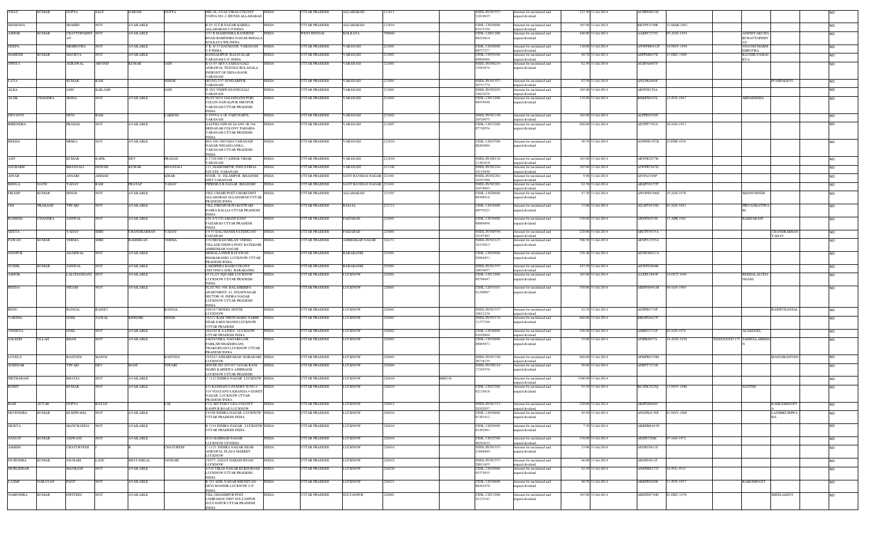| VIJAY | KUMAR | GUPTA | SALF | GARAM | GUPTA | HIG-46, AVAS VIKAS COLONY YOJNA NO.-2 JHUNSI ALLAHABAD | INDIA | UTTAR PRADESH | ALLAHABAD | 211011 | | NSDL-IN301557-21019835 | Amount for unclaimed and unpaid dividend | 123.20 | 31-Jul-2014 | ACHPG6023E | | | | | NO |
|---|---|---|---|---|---|---|---|---|---|---|---|---|---|---|---|---|---|---|---|---|---|
| SHAHANA | | SHAHID | NOT | AVAILABLE | | B-45, G T B NAGAR KARELI ALLAHABAD U P INDIA | INDIA | UTTAR PRADESH | ALLAHABAD | 211016 | | CDSL-12010900-01915329 | Amount for unclaimed and unpaid dividend | 165.00 | 31-Jul-2014 | BKTPS1538R | 31-MAR-1962 | | | | NO |
| ASHOK | KUMAR | CHATTOPADHYAY | NOT | AVAILABLE | | 2/13 B MAHENDRA BANERJEE ROAD RABINDRA NAGAR BEHALA KOLKATA WB INDIA | INDIA | WEST BENGAL | KOLKATA | 700060 | | CDSL-12061200-00224814 | Amount for unclaimed and unpaid dividend | 440.00 | 31-Jul-2014 | AAKPC2370J | 05-AUG-1954 | | ANINDYAKUMARCHATTOPADHYAY | | NO |
| DEEPA | | MEHROTRA | NOT | AVAILABLE | | C K. 8/ 17 GAUMATH VARANASI U P INDIA | INDIA | UTTAR PRADESH | VARANASI | 221001 | | CDSL-12028900-00557277 | Amount for unclaimed and unpaid dividend | 110.00 | 31-Jul-2014 | ANWPM4412F | 10-NOV-1958 | | VIJAYKUMARMEHROTRA | | NO |
| MAHESH | KUMAR | MAURYA | NOT | AVAILABLE | | BANGALIPUR- RAJATALAB VARANASI U.P. INDIA | INDIA | UTTAR PRADESH | VARANASI | 221001 | | CDSL-12059100-00009986 | Amount for unclaimed and unpaid dividend | 40.70 | 31-Jul-2014 | ASFPM6657E | 11-DEC-1980 | | KAUSHLYAMAURYA | | NO |
| SWETA | | AGRAWAL | ARVIND | KUMAR | JAIN | K 61/65 ARYA SAMAJ GALI AGRAWAL TEXTILE BULANALA INFRONT OF DENA BANK VARANASI | INDIA | UTTAR PRADESH | VARANASI | 221001 | | NSDL-IN300214-12563674 | Amount for unclaimed and unpaid dividend | 82.50 | 31-Jul-2014 | AGSPA0887F | | | | | NO |
| LAVA | | KUMAR | RAM | | NIHOR | HO NO 2/37 SUNDARPUR VARANASI | INDIA | UTTAR PRADESH | VARANASI | 221001 | | NSDL-IN301557-20751774 | Amount for unclaimed and unpaid dividend | 82.50 | 31-Jul-2014 | ANLPK8400C | | | | PUSHPADEVI | NO |
| ALKA | | JAIN | KAILASH | | JAIN | D 10/2 VISHWANATH GALI VARANASI | INDIA | UTTAR PRADESH | VARANASI | 221001 | | NSDL-IN302025-34621676 | Amount for unclaimed and unpaid dividend | 165.00 | 31-Jul-2014 | ABTPJ8328A | | | | | NO |
| ALOK | CHANDRA | SINHA | NOT | AVAILABLE | | PLOT NO 9 JAGANNATH PURI COLON NAWALPUR SHIVPUR VARANASI UTTAR PRADESH INDIA | INDIA | UTTAR PRADESH | VARANASI | 221002 | | CDSL-12013200-00955048 | Amount for unclaimed and unpaid dividend | 119.90 | 31-Jul-2014 | BDKPS0193L | 22-JUN-1987 | | ABHAISINHA | | NO |
| DEVANTI | | DEVI | RAM | | LAKHAN | S 19/95A A 1K VARUNAPUL VARANASI | INDIA | UTTAR PRADESH | VARANASI | 221002 | | NSDL-IN301330-20526975 | Amount for unclaimed and unpaid dividend | 165.00 | 31-Jul-2014 | ALPPD0156N | | | | | NO |
| BIRENDRA | | PRASAD | NOT | AVAILABLE | | AASTHA NIWAS SA 8/86 1B 146 SRINAGAR COLONY PAHARIA VARANASI UTTAR PRADESH INDIA | INDIA | UTTAR PRADESH | VARANASI | 221007 | | CDSL-12033200-07710554 | Amount for unclaimed and unpaid dividend | 880.00 | 31-Jul-2014 | AETPP7395A | 26-JAN-1951 | | | | NO |
| REKHA | | MISRA | NOT | AVAILABLE | | 5/J-8-180, NEVADA VARANASI NAGAR NIGAM LANKA , VARANASI UTTAR PRADESH INDIA | INDIA | UTTAR PRADESH | VARANASI | 221010 | | CDSL-12024700-00203684 | Amount for unclaimed and unpaid dividend | 40.70 | 31-Jul-2014 | AOFPM1307K | 25-FEB-1959 | | | | NO |
| AJIT | | KUMAR | KAPIL | DEV | PRASAD | S 17/20 SM-53 ASHOK VIHAR VARANASI | INDIA | UTTAR PRADESH | VARANASI | 221010 | | NSDL-IN300118-11301810 | Amount for unclaimed and unpaid dividend | 165.00 | 31-Jul-2014 | ARTPK5077B | | | | | NO |
| SAURABH | | BHANSALI | DINESH | KUMAR | BHANSALI | 123 MAHESHPUR, INDUSTRIAL ESTATE VARANASI | INDIA | UTTAR PRADESH | VARANASI | 221106 | | NSDL-IN302164-10134940 | Amount for unclaimed and unpaid dividend | 165.00 | 31-Jul-2014 | AJWPB7047D | | | | | NO |
| AFSAR | | ANSARI | AHMAD | | IZHAR | NOOR - E - ISLAMPUR BHADOHI DIST VARANASI | INDIA | UTTAR PRADESH | SANT RAVIDAS NAGAR | 221401 | | NSDL-IN302201-10397504 | Amount for unclaimed and unpaid dividend | 9.90 | 31-Jul-2014 | AJVPA3349P | | | | | NO |
| BHOLA | NATH | YADAV | RAM | PRATAP | YADAV | PIPRISH S R NAGAR BHADOHI | INDIA | UTTAR PRADESH | SANT RAVIDAS NAGAR | 221401 | | NSDL-IN302201-10478693 | Amount for unclaimed and unpaid dividend | 82.50 | 31-Jul-2014 | ABQPY0157P | | | | | NO |
| DILEEP | KUMAR | SINGH | NOT | AVAILABLE | | VILL UMARI POST UMARI DIST ALLAHABAD ALLAHABAD UTTAR PRADESH INDIA | INDIA | UTTAR PRADESH | ALLAHABAD | 221507 | | CDSL-12020600-00308916 | Amount for unclaimed and unpaid dividend | 47.30 | 31-Jul-2014 | AWOPS9366D | 25-JAN-1970 | | MANJUSINGH | | NO |
| OM | PRAKASH | TIWARI | NOT | AVAILABLE | | VILL-PIRGIPUR PO-KOTWARI RASRA BALLIA UTTAR PRADESH INDIA | INDIA | UTTAR PRADESH | BALLIA | 221712 | | CDSL-12038400-00579223 | Amount for unclaimed and unpaid dividend | 77.00 | 31-Jul-2014 | AGAPT6516G | 01-JAN-1983 | | PRIYANKATIWARI | | NO |
| RAMESH | CHANDRA | JAISWAL | NOT | AVAILABLE | | 4/29 A V CO AMANI GANJ FAIZABAD UTTAR PRADESH INDIA | INDIA | UTTAR PRADESH | FAIZABAD | 224001 | | CDSL-12038400-00809996 | Amount for unclaimed and unpaid dividend | 330.00 | 31-Jul-2014 | AENPJ6953D | 15-APR-1961 | | RAKHARANI | | NO |
| GEETA | | YADAV | SHRI | CHANDRABHAN | YADAV | 8 8 47 DAL MANDI FATEHGANJ FAIZABAD | INDIA | UTTAR PRADESH | FAIZABAD | 224001 | | NSDL-IN300556-10197403 | Amount for unclaimed and unpaid dividend | 220.00 | 31-Jul-2014 | ABCPY9475A | | | | CHANDRABHANYADAV | NO |
| PAWAN | KUMAR | VERMA | SHRI | RAMMILAN | VERMA | C/O SRI RAM MILAN VERMA VILLAGE DIBHWA POST KATEHARI AMBEDKAR NAGAR | INDIA | UTTAR PRADESH | AMBEDKAR NAGAR | 224151 | | NSDL-IN301127-16332013 | Amount for unclaimed and unpaid dividend | 506.50 | 31-Jul-2014 | AENPV2395A | | | | | NO |
| NOOPUR | | AGARWAL | NOT | AVAILABLE | | MOHALA PEER BATAWAN BHARABANKI LUCKNOW UTTAR PRADESH INDIA | INDIA | UTTAR PRADESH | BARABANKI | 225001 | | CDSL-12029900-02064951 | Amount for unclaimed and unpaid dividend | 158.40 | 31-Jul-2014 | AGNPA0912A | | | | | NO |
| SUSHIL | KUMAR | JAISWAL | NOT | AVAILABLE | | LAKHPERA BAGH COLONY (SECOND LANE) BARABANKI | INDIA | UTTAR PRADESH | BARABANKI | 225001 | | NSDL-IN301557-10034857 | Amount for unclaimed and unpaid dividend | 247.50 | 31-Jul-2014 | ACWPJ2604B | | | | | NO |
| ASHOK | | LALCHANDANI | NOT | AVAILABLE | | 65 CLAY SQUARE LUCKNOW LUCKNOW UTTAR PRADESH INDIA | INDIA | UTTAR PRADESH | LUCKNOW | 226001 | | CDSL-12013200-00796947 | Amount for unclaimed and unpaid dividend | 165.00 | 31-Jul-2014 | AAXPL5683P | 16-OCT-1948 | | REKHALALCHANDANI | | NO |
| BEENA | | NIGAM | NOT | AVAILABLE | | FLAT NO. 404, BALAJIKRIPA APARTMENT, 41, INSAFNAGAR SECTOR-10, INDRA NAGAR LUCKNOW UTTAR PRADESH INDIA | INDIA | UTTAR PRADESH | LUCKNOW | 226001 | | CDSL-12019101-01290697 | Amount for unclaimed and unpaid dividend | 550.00 | 31-Jul-2014 | ABSPN0441M | 04-JAN-1964 | | | | NO |
| RENU | | BANSAL | RAJEEV | | BANSAL | 109/167 MODEL HOUSE LUCKNOW | INDIA | UTTAR PRADESH | LUCKNOW | 226001 | | NSDL-IN301557-10621236 | Amount for unclaimed and unpaid dividend | 82.50 | 31-Jul-2014 | AGPPB6776P | | | | RAJEEVBANSAL | NO |
| VARSHA | | GOEL | NAWAL | KISHORE | SINGH | 99/121 RAM TIRTH MARG NARHI NEAR SABJI MANDI LUCKNOW UTTAR PRADESH | INDIA | UTTAR PRADESH | LUCKNOW | 226001 | | NSDL-IN303116-11377199 | Amount for unclaimed and unpaid dividend | 660.00 | 31-Jul-2014 | BBOPG6627F | | | | | NO |
| VINEETA | | GOEL | NOT | AVAILABLE | | 104/105 R A LINES LUCKNOW UTTAR PRADESH INDIA | INDIA | UTTAR PRADESH | LUCKNOW | 226002 | | CDSL-12038000-01030894 | Amount for unclaimed and unpaid dividend | 548.90 | 31-Jul-2014 | AMIPG7532F | 02-JAN-1976 | | ALOKGOEL | | NO |
| SALEEM | ULLAH | KHAN | NOT | AVAILABLE | | 446/245/8KA, NAGARIA,NR PARK,MUSHAIEEBGANJ, THAKURGANJ LUCKNOW UTTAR PRADESH INDIA | INDIA | UTTAR PRADESH | LUCKNOW | 226003 | | CDSL-12039800-00069071 | Amount for unclaimed and unpaid dividend | 75.00 | 31-Jul-2014 | AJSPK6057A | 18-AUG-1956 | XXXXXXXX7175 | SAMIULLAHKHAN | | NO |
| LOVELY | | RASTOGI | MANOJ | | RASTOGI | 295/243 ASHARFABAD BARADARI LUCKNOW | INDIA | UTTAR PRADESH | LUCKNOW | 226003 | | NSDL-IN301330-20738125 | Amount for unclaimed and unpaid dividend | 660.00 | 31-Jul-2014 | APMPR8750H | | | | MANOJRASTOGI | NO |
| SUBEDAR | | TIWARI | DEV | MANI | TIWARI | HOUSE NO 285/167 JANAK RANI MARG KAREHTA AISHBAGH LUCKNOW UTTAR PRADESH | INDIA | UTTAR PRADESH | LUCKNOW | 226004 | | NSDL-IN300214-17245536 | Amount for unclaimed and unpaid dividend | 99.00 | 31-Jul-2014 | AFBPT7531H | | | | | NO |
| METHARAM | | BHATIA | NOT | AVAILABLE | | C 1122 INDIRA NAGAR LUCKNOW | INDIA | UTTAR PRADESH | LUCKNOW | 226010 | M00230 | | Amount for unclaimed and unpaid dividend | 3300.00 | 31-Jul-2014 | | | | | | NO |
| ROHIT | | KUMAR | NOT | AVAILABLE | | S O KANHAIYA PANDEY H NO 4 319 VIDAYANTA KHANDA 4 GOMTI NAGAR LUCKNOW UTTAR PRADESH INDIA | INDIA | UTTAR PRADESH | LUCKNOW | 226010 | | CDSL-12047200-02125816 | Amount for unclaimed and unpaid dividend | 93.50 | 31-Jul-2014 | BLVPK7625Q | 12-NOV-1980 | | SAVITRI | | NO |
| RAM | AUTAR | GUPTA | RATAN | | LAL | C/12 SECTOR F LDA COLONY KANPUR ROAD LUCKNOW | INDIA | UTTAR PRADESH | LUCKNOW | 226012 | | NSDL-IN301313-20202057 | Amount for unclaimed and unpaid dividend | 220.00 | 31-Jul-2014 | AKIPG0060N | | | | KAMLESHGUPTA | NO |
| DEVENDRA | KUMAR | KUSHWAHA | NOT | AVAILABLE | | 19/106 INDIRA NAGAR LUCKNOW UTTAR PRADESH INDIA | INDIA | UTTAR PRADESH | LUCKNOW | 226016 | | CDSL-12010600-01301412 | Amount for unclaimed and unpaid dividend | 49.50 | 31-Jul-2014 | ANGPK4138E | 01-NOV-1968 | | | LAXMIKUSHWAHA | NO |
| MUKTA | | MANCHANDA | NOT | AVAILABLE | | B 1154 INDIRA NAGAR LUCKNOW UTTAR PRADESH INDIA | INDIA | UTTAR PRADESH | LUCKNOW | 226016 | | CDSL-12029900-01482991 | Amount for unclaimed and unpaid dividend | 7.70 | 31-Jul-2014 | AKRPM8443N | | | | | NO |
| SANJAY | KUMAR | JASWANI | NOT | AVAILABLE | | 8/24 HARIHAR NAGAR LUCKNOW UP INDIA | INDIA | UTTAR PRADESH | LUCKNOW | 226016 | | CDSL-12032700-00292632 | Amount for unclaimed and unpaid dividend | 330.00 | 31-Jul-2014 | AESPJ2766E | 07-JAN-1972 | | | | NO |
| ASHISH | | CHATURVEDI | | R | CHATURVEDI | C-1325, INDIRA NAGAR NEAR AGRAWAL PLAZA MARKET LUCKNOW | INDIA | UTTAR PRADESH | LUCKNOW | 226016 | | NSDL-IN301557-21668889 | Amount for unclaimed and unpaid dividend | 33.00 | 31-Jul-2014 | AEGPC0811F | | | | | NO |
| DUJENDRA | KUMAR | JAUHARI | LATE | SHAYAMLAL | JAUHARI | 195/77, JAGAT NARAIN ROAD LUCKNOW | INDIA | UTTAR PRADESH | LUCKNOW | 226018 | | NSDL-IN301557-20011855 | Amount for unclaimed and unpaid dividend | 66.00 | 31-Jul-2014 | AHGPJ4611F | | | | | NO |
| MURLIDHAR | | MANKANI | NOT | AVAILABLE | | 4/516 VIKAS NAGAR KURSI ROAD LUCKNOW UTTAR PRADESH INDIA | INDIA | UTTAR PRADESH | LUCKNOW | 226020 | | CDSL-12029900-05375835 | Amount for unclaimed and unpaid dividend | 82.50 | 31-Jul-2014 | ANEPM9237C | 16-JUL-1932 | | | | NO |
| LAXMI | NARAYAN | PANT | NOT | AVAILABLE | | B 193 ADIL NAGAR BHUDEVAN DEVI MANDIR LUCKNOW U.P. INDIA | INDIA | UTTAR PRADESH | LUCKNOW | 226021 | | CDSL-12034600-00262470 | Amount for unclaimed and unpaid dividend | 40.70 | 31-Jul-2014 | ABBPP6202B | 11-JUN-1957 | | RAKESHPANT | | NO |
| NARENDRA | KUMAR | DWIVEDI | NOT | AVAILABLE | | VILL GHASHIPUR POST LOHRAMAU DIST SULTANPUR SULTANPUR UTTAR PRADESH INDIA | INDIA | UTTAR PRADESH | SULTANPUR | 228001 | | CDSL-12013200-01233143 | Amount for unclaimed and unpaid dividend | 165.00 | 31-Jul-2014 | AHEPD6710D | 01-DEC-1970 | | | SHEELADEVI | NO |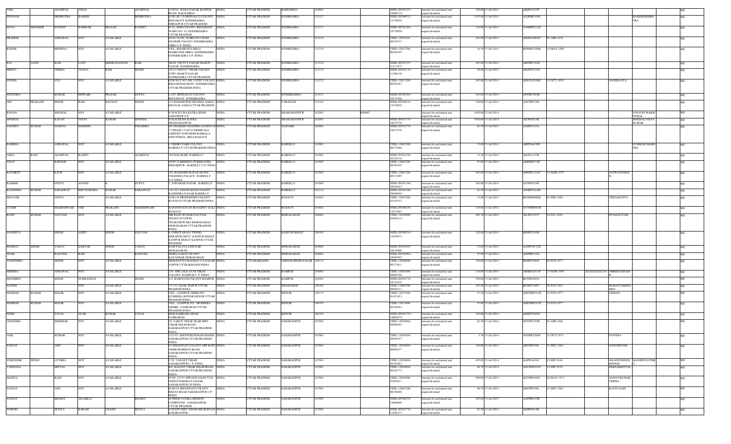| UMA | | AGARWAL | VIKAS | | AGARWAL | 5156/16, RANA NAGAR KANPUR ROAD RAE BARELI | INDIA | UTTAR PRADESH | RAEBARELI | 229001 | | NSDL-IN301557-22000710 | Amount for unclaimed and unpaid dividend | 330.00 | 31-Jul-2014 | ARQPA5225P | | | | | NO |
|---|---|---|---|---|---|---|---|---|---|---|---|---|---|---|---|---|---|---|---|---|---|
| POONAM | | MEHROTRA | RAMJEE | | MEHROTRA | Q NO 8E 179 HINDALCO COLONY RENUKOOT SONEBHADRA MIRZAPUR UTTAR PRADESH | INDIA | UTTAR PRADESH | SONBHADRA | 231217 | | NSDL-IN300513-12370626 | Amount for unclaimed and unpaid dividend | 1155.00 | 31-Jul-2014 | AJQPM0185K | | | | RAMJEEMEHROTRA | NO |
| DAYA | SHANKER | PANDEY | HARIHAR | PRASAD | PANDEY | D-10, ADM COLONY, RENUKOOT WARD NO- 18, SONEBHADRA UTTAR PRADESH | INDIA | UTTAR PRADESH | SONBHADRA | 231217 | | NSDL-IN302269-10770050 | Amount for unclaimed and unpaid dividend | 110.00 | 31-Jul-2014 | AAMPP6212D | | | | | NO |
| PRAMOD | | AGRAWAL | NOT | AVAILABLE | | H NO 19/388, WARD NO.4 RAM MANDIR COLONY SONEBHADRA OBRA U.P. INDIA | INDIA | UTTAR PRADESH | SONBHADRA | 231219 | | CDSL-12019101-00356473 | Amount for unclaimed and unpaid dividend | 165.00 | 31-Jul-2014 | AHZPA2802N | 01-APR-1979 | | | | NO |
| RADHE | | KRISHNA | NOT | AVAILABLE | | VILL- KHAIRATIA BILLI-MARKUNDI OBRA- SONEBHADRA SONEBHADRA U.P. INDIA | INDIA | UTTAR PRADESH | SONBHADRA | 231219 | | CDSL-12032700-00284165 | Amount for unclaimed and unpaid dividend | 16.50 | 31-Jul-2014 | BDNPK3446B | 15-MAY-1988 | | | | NO |
| RAJ | NATH | RAM | LATE | SRIDEONANDAN | RAM | 6B-06, VIDYUT NAGAR SHAKTI NAGAR SONBHADRA | INDIA | UTTAR PRADESH | SONBHADRA | 231222 | | NSDL-IN301557-21111875 | Amount for unclaimed and unpaid dividend | 165.00 | 31-Jul-2014 | ABGPR7362P | | | | | NO |
| MEETU | | VERMA | VIJAYA | RAM | SINGH | 3D 22 VIDYUT VIHAR COLONY NTPC SHAKTI NAGAR SONBHADRA UTTAR PRADESH | INDIA | UTTAR PRADESH | SONBHADRA | 231222 | | NSDL-IN303116-11306136 | Amount for unclaimed and unpaid dividend | 28.60 | 31-Jul-2014 | AKOPV2321F | | | | | NO |
| SUHAIL | | ATA | NOT | AVAILABLE | | QTR NO C/453 NR 3 NTPC COLONY RIHANDNAGAR PO SONEBHADRA UTTAR PRADESH INDIA | INDIA | UTTAR PRADESH | SONBHADRA | 231223 | | CDSL-12013200-00528381 | Amount for unclaimed and unpaid dividend | 165.00 | 31-Jul-2014 | ADLPA2590H | 12-OCT-1958 | | SANJIDAATA | | NO |
| JITENDRA | | KUMAR | ISHWARI | PRASAD | GUPTA | L-635, HINDALCO COLONY RENUKOOT SONEBHADRA | INDIA | UTTAR PRADESH | SONEBHADRA | 231417 | | NSDL-IN302201-10735306 | Amount for unclaimed and unpaid dividend | 165.00 | 31-Jul-2014 | AFTPK7865B | | | | | NO |
| OM | PRAKASH | SINGH | RAM | BACHAN | SINGH | 321 RAHAHUPUR MUGHAL SARAI MOUGAL SARAI UTTAR PRADESH | INDIA | UTTAR PRADESH | VARANASI | 232101 | | NSDL-IN300214-15310029 | Amount for unclaimed and unpaid dividend | 330.00 | 31-Jul-2014 | AXCPS0720J | | | | | NO |
| KANAN | | SINGHAL | NOT | AVAILABLE | | 92 KACH CHA KATRA SHAH JAHANPUR U P | INDIA | UTTAR PRADESH | SHAHJAHANPUR | 242001 | K00407 | | Amount for unclaimed and unpaid dividend | 1650.00 | 31-Jul-2014 | | | | VINAYKUMARSINGHAL | | NO |
| SINGHAL | | KANAN | VINAY | KUMAR | SINGHAL | 92 KACHCHA KATRA SHAHJAHANPUR | INDIA | UTTAR PRADESH | SHAHJAHANPUR | 242001 | | NSDL-IN301774-10475570 | Amount for unclaimed and unpaid dividend | 1650.00 | 31-Jul-2014 | AJCPS0824K | | | SINGHALVINAYKUMAR | | NO |
| SANJEEV | KUMAR | SAXENA | MAHESH | | CHANDRA | S/O MAHESH CHANDRA SAXENA E-17 PHASE 2 TATA CHEMICALS LIMITED TOWNSHIP BABRALA INDUSTRIAL AREA BADAUN | INDIA | UTTAR PRADESH | ALIGARH | 202601 | | NSDL-IN301774-10917978 | Amount for unclaimed and unpaid dividend | 82.50 | 31-Jul-2014 | AJAPS4335A | | | | | NO |
| BARKHA | | AGRAWAL | NOT | AVAILABLE | | 6, NEHRU PARK COLONY BAREILLY UTTAR PRADESH INDIA | INDIA | UTTAR PRADESH | BAREILLY | 243001 | | CDSL-12061200-00275460 | Amount for unclaimed and unpaid dividend | 33.00 | 31-Jul-2014 | ABPPA6430N | | | | SUSHILKUMARGOEL | NO |
| ASHA | RANI | AGARWAL | RAJEEV | | AGARWAL | 369 KALI BARI BAREILLY | INDIA | UTTAR PRADESH | BAREILLY | 243001 | | NSDL-IN301186-20129110 | Amount for unclaimed and unpaid dividend | 13.20 | 31-Jul-2014 | AILPA1197R | | | | | NO |
| VIJAY | | KAPOOR | NOT | AVAILABLE | | 40/SP-12,KRISHNA PURIMATHIA BEHARIPUR BAREILLY U.P. INDIA | INDIA | UTTAR PRADESH | BAREILLY | 243003 | | CDSL-12061200-00284342 | Amount for unclaimed and unpaid dividend | 55.00 | 31-Jul-2014 | AEKPK8574P | | | | | NO |
| RAVMEET | | KAUR | NOT | AVAILABLE | | 292, BAGH BIG RATAN HOTEL CHADDHA PALACE BAREILLY U.P. INDIA | INDIA | UTTAR PRADESH | BAREILLY | 243003 | | CDSL-12061200-00313905 | Amount for unclaimed and unpaid dividend | 495.00 | 31-Jul-2014 | AJWPK3251D | 19-MAR-1975 | | SATWANTSINGH | | NO |
| RASHMI | | GUPTA | ANAND | K | GUPTA | 7, JAWAHAR NAGAR BAREILLY | INDIA | UTTAR PRADESH | BAREILLY | 243005 | | NSDL-IN301186-20044853 | Amount for unclaimed and unpaid dividend | 165.00 | 31-Jul-2014 | AJTPG6324P | | | | | NO |
| RAJENDRA | KUMAR | SARASWAT | BHUVENEDRA | KUMAR | SARASWAT | 122 / D / 9 RAJIV KUNJ COLONY RAJENDRA NAGAR BAREILLY | INDIA | UTTAR PRADESH | BAREILLY | 243122 | | NSDL-IN301186-20098689 | Amount for unclaimed and unpaid dividend | 82.50 | 31-Jul-2014 | AWKPS7618E | | | | | NO |
| MAYANK | | GUPTA | NOT | AVAILABLE | | H NO 24 PROFESSORS COLONY BUDAUN UTTAR PRADESH INDIA | INDIA | UTTAR PRADESH | BUDAUN | 243601 | | CDSL-12047200-02343521 | Amount for unclaimed and unpaid dividend | 33.00 | 31-Jul-2014 | BGXPG8060Q | 01-FEB-1989 | | VEENAGUPTA | | NO |
| LUXMI | | MAHESHWARI | VED | PRAKASH | MAHESHWARI | KANOON GOYAN HUSAINEY GALI BUDAUN | INDIA | UTTAR PRADESH | BUDAUN | 243601 | | NSDL-IN300239-12653665 | Amount for unclaimed and unpaid dividend | 110.00 | 31-Jul-2014 | AVYPM8913D | | | | | NO |
| RAJIV | KUMAR | GAUTAM | NOT | AVAILABLE | | MR RAJIV KUMAR GAUTAM POLICE STATION THAKURDWARA MORADABAD MORADABAD UTTAR PRADESH INDIA | INDIA | UTTAR PRADESH | MORADABAD | 244001 | | CDSL-12010900-04466114 | Amount for unclaimed and unpaid dividend | 205.70 | 31-Jul-2014 | AJLPG1397C | 10-JUL-1958 | | PUJAGAUTAM | | NO |
| SANDHYA | | SINGH | AJEET | SINGH | GAUTAM | 9, CHHATARASA TEHSIL-DERAPUR DISTT- KANPUR DEHAT KANPUR DEHAT KANPUR,UTTAR PRADESH | INDIA | UTTAR PRADESH | KANPUR DEHAT | 209302 | | NSDL-IN300214-12956975 | Amount for unclaimed and unpaid dividend | 220.00 | 31-Jul-2014 | BIDPS5285H | | | | | NO |
| BHARAT | SINGH | YADAV | DARYAB | SINGH | YADAV | RAM TALAYA LINE PAR MORADABAD | INDIA | UTTAR PRADESH | MORADABAD | 244001 | | NSDL-IN301055-10619006 | Amount for unclaimed and unpaid dividend | 33.00 | 31-Jul-2014 | AADPY0122D | | | | | NO |
| SUNIL | | RASTOGI | RAM | | RASTOGI | INDRA SARAI COLONY KATAGHAR MORADABAD | INDIA | UTTAR PRADESH | MORADABAD | 244001 | | NSDL-IN302092-10099302 | Amount for unclaimed and unpaid dividend | 55.00 | 31-Jul-2014 | AGPPR6129L | | | | | NO |
| YOGENDRA | | SINGH | NOT | AVAILABLE | | MOH-PATTI CHAUHAN U.S NAGAR JASPUR UTTARAKHAND INDIA | INDIA | UTTARAKHAND | UDHAM SINGH NAGAR | 244712 | | CDSL-12020600-00173811 | Amount for unclaimed and unpaid dividend | 330.00 | 31-Jul-2014 | BOZPS7064C | 05-JUN-1971 | | | | NO |
| SHOBHA | | AGRAWAL | NOT | AVAILABLE | | 270 - HIG, OLD AVAS VIKAS COLONY RAMPUR U. P. INDIA | INDIA | UTTAR PRADESH | RAMPUR | 244901 | | CDSL-12041800-00002596 | Amount for unclaimed and unpaid dividend | 110.00 | 31-Jul-2014 | ABMPA2911P | 27-MAR-1949 | XXXXXXXX2263 | NIRBHAYKUMA R | | NO |
| MANMEET | | SINGH | GURBACHAN | | SINGH | A-6 RAMNATH COLONY RAMPUR | INDIA | UTTAR PRADESH | RAMPUR | 244901 | | NSDL-IN301774-10133619 | Amount for unclaimed and unpaid dividend | 550.00 | 31-Jul-2014 | BCNPS1042J | | | | | NO |
| SATISH | | | NOT | AVAILABLE | | 17-1-53 ALOK HAPUR UTTAR PRADESH INDIA | INDIA | UTTAR PRADESH | GHAZIABAD | 245101 | | CDSL-12060700-00004313 | Amount for unclaimed and unpaid dividend | 185.90 | 31-Jul-2014 | BFAPS7105C | 20-JUN-1962 | | RAMAVTARSHARMA | | NO |
| MAHESH | KUMAR | MALIK | NOT | AVAILABLE | | VILL - GAZIPUR (SIKRI) PO - KUMHERA BIJNOR BIJNOR UTTAR PRADESH INDIA | INDIA | UTTAR PRADESH | BIJNOR | 246731 | | CDSL-12033500-01423451 | Amount for unclaimed and unpaid dividend | 27.50 | 31-Jul-2014 | AMUPM5163E | 25-JUN-1977 | | CHHAVI | | NO |
| MAHESH | KUMAR | MALIK | NOT | AVAILABLE | | VILL - GAJIPUR, PO - MUKHERA SIKIRI NAJIBABAD UTTAR PRADESH INDIA | INDIA | UTTAR PRADESH | BIJNOR | 246763 | | CDSL-12017000-00196841 | Amount for unclaimed and unpaid dividend | 55.00 | 31-Jul-2014 | AMUPM5163E | 25-JUN-1977 | | | | NO |
| NISHI | | TAYAL | ALOK | KUMAR | TAYAL | MOH DARBARA SHAH NAJIBABAD | INDIA | UTTAR PRADESH | BIJNOR | 246763 | | NSDL-IN301774-14002874 | Amount for unclaimed and unpaid dividend | 165.00 | 31-Jul-2014 | ADKPT3850C | | | | | NO |
| CHANDRA | | SHEKHAR | NOT | AVAILABLE | | 20, VARUN VIHAR NEAR SHIV VIHAR DELHI ROAD SAHARANPUR UTTAR PRADESH INDIA | INDIA | UTTAR PRADESH | SAHARANPUR | 247001 | | CDSL-12010604-00096302 | Amount for unclaimed and unpaid dividend | 82.50 | 31-Jul-2014 | AEYPS3295K | 01-APR-1966 | | | | NO |
| ANIL | | KUMAR | NOT | AVAILABLE | | 12/3353, SHIVPURI PURANI MANDI SAHARANPUR UTTAR PRADESH INDIA | INDIA | UTTAR PRADESH | SAHARANPUR | 247001 | | CDSL-12010604-00098557 | Amount for unclaimed and unpaid dividend | 3.30 | 31-Jul-2014 | ANNPK2286E | 21-OCT-1973 | | PAVITRA | | NO |
| SANJAY | | JAIN | NOT | AVAILABLE | | 65, BHAGWATI COLONY OPP BAPU ASHRAM BEHAT ROAD SAHARANPUR UTTAR PRADESH INDIA | INDIA | UTTAR PRADESH | SAHARANPUR | 247001 | | CDSL-12010604-00099677 | Amount for unclaimed and unpaid dividend | 110.00 | 31-Jul-2014 | ABUPJ0559L | 21-DEC-1962 | | SANCHITJAIN | | NO |
| SURENDER | SINGH | LUTHRA | NOT | AVAILABLE | | C-52, VASANT VIHAR SAHARANPUR U. P. INDIA | INDIA | UTTAR PRADESH | SAHARANPUR | 247001 | | CDSL-12010604-00101881 | Amount for unclaimed and unpaid dividend | 495.00 | 31-Jul-2014 | AAPPL4434J | 03-SEP-1944 | | MAANSURINDERSINGH | MANJEETLUTHRA | NO |
| VANDANA | | MITTAL | NOT | AVAILABLE | | B/4, BASANT VIHAR DELHI ROAD SAHARANPUR UTTAR PRADESH INDIA | INDIA | UTTAR PRADESH | SAHARANPUR | 247001 | | CDSL-12010604-00102773 | Amount for unclaimed and unpaid dividend | 40.70 | 31-Jul-2014 | ANUPM0107F | 19-SEP-1970 | | DEEPAKMITTAL | | NO |
| MAMTA | | RANI | NOT | AVAILABLE | | H NO- 22353 OPP OLD SALES TAX OFFICE HAKIKAT NAGAR SAHARANPUR UP INDIA | INDIA | UTTAR PRADESH | SAHARANPUR | 247001 | | CDSL-12028900-01059811 | Amount for unclaimed and unpaid dividend | 990.00 | 31-Jul-2014 | AGVPR3644L | 02-MAY-1973 | | SANJAYKUMARVERMA | | NO |
| SANJAY | | JAIN | NOT | AVAILABLE | | H NO 65 BHAGWATI COLONY BEHAT ROAD SAHARANPUR U P INDIA | INDIA | UTTAR PRADESH | SAHARANPUR | 247001 | | CDSL-12061200-00126806 | Amount for unclaimed and unpaid dividend | 40.70 | 31-Jul-2014 | ABUPJ0559L | 21-DEC-1962 | | KAVITAJAIN | | NO |
| SANJAY | | BHARTI | TILAKRAJ | | BHARTI | 40 PREM VATIKA MISSION COMPOUND SAHARANPUR UTTAR PRADESH | INDIA | UTTAR PRADESH | SAHARANPUR | 247001 | | NSDL-IN300214-14696608 | Amount for unclaimed and unpaid dividend | 165.00 | 31-Jul-2014 | AAPPB8349E | | | | | NO |
| SURESH | | SETIYA | KARAM | CHAND | SETIYA | 42 B EXT SHIV VIHAR DELHI ROAD SAHARANPUR | INDIA | UTTAR PRADESH | SAHARANPUR | 247001 | | NSDL-IN301774-11888137 | Amount for unclaimed and unpaid dividend | 82.50 | 31-Jul-2014 | AGIPS0914R | | | | | NO |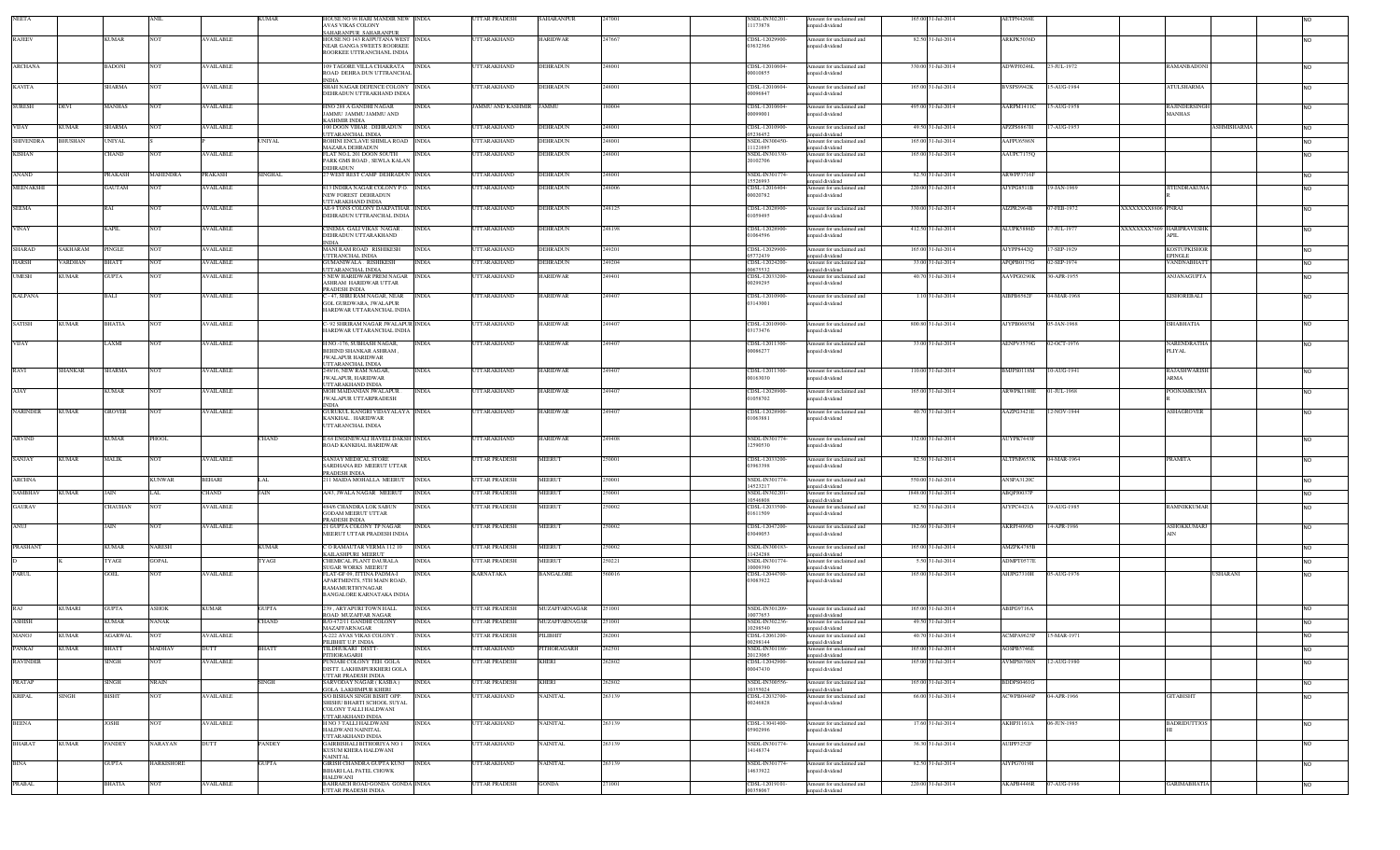| NEETA | | | ANIL | | KUMAR | HOUSE NO 98 HARI MANDIR NEW AVAS VIKAS COLONY SAHARANPUR SAHARANPUR | INDIA | UTTAR PRADESH | SAHARANPUR | 247001 | | NSDL-IN302201-11173878 | Amount for unclaimed and unpaid dividend | 165.00 | 31-Jul-2014 | AETPN4288E | | | | | NO |
|---|---|---|---|---|---|---|---|---|---|---|---|---|---|---|---|---|---|---|---|---|---|
| RAJEEV | | KUMAR | NOT | AVAILABLE | | HOUSE NO 163 RAJPUTANA WEST NEAR GANGA SWEETS ROORKEE ROORKEE UTTRANCHAL INDIA | INDIA | UTTARAKHAND | HARIDWAR | 247667 | | CDSL-12029900-03632366 | Amount for unclaimed and unpaid dividend | 82.50 | 31-Jul-2014 | ARKPK5036D | | | | | NO |
| ARCHANA | | BADONI | NOT | AVAILABLE | | 109 TAGORE VILLA CHAKRATA ROAD DEHRA DUN UTTRANCHAL INDIA | INDIA | UTTARAKHAND | DEHRADUN | 248001 | | CDSL-12010604-00010855 | Amount for unclaimed and unpaid dividend | 330.00 | 31-Jul-2014 | ADWPB0246L | 23-JUL-1972 | | RAMANBADONI | | NO |
| KAVITA | | SHARMA | NOT | AVAILABLE | | SHAH NAGAR DEFENCE COLONY DEHRADUN UTTRAKHAND INDIA | INDIA | UTTARAKHAND | DEHRADUN | 248001 | | CDSL-12010604-00096847 | Amount for unclaimed and unpaid dividend | 165.00 | 31-Jul-2014 | BVSPS9942K | 15-AUG-1984 | | ATULSHARMA | | NO |
| SURESH | DEVI | MANHAS | NOT | AVAILABLE | | HNO 288 A GANDHI NAGAR JAMMU JAMMU JAMMU AND KASHMIR INDIA | INDIA | JAMMU AND KASHMIR | JAMMU | 180004 | | CDSL-12010604-00099001 | Amount for unclaimed and unpaid dividend | 495.00 | 31-Jul-2014 | AAKPM1411C | 15-AUG-1958 | | RAJINDERSINGHMANHAS | | NO |
| VIJAY | KUMAR | SHARMA | NOT | AVAILABLE | | 100 DOON VIHAR DEHRADUN UTTARANCHAL INDIA | INDIA | UTTARAKHAND | DEHRADUN | 248001 | | CDSL-12010900-05236452 | Amount for unclaimed and unpaid dividend | 49.50 | 31-Jul-2014 | APZPS4867H | 17-AUG-1953 | | | ASHIMSHARMA | NO |
| SHIVENDRA | BHUSHAN | UNIYAL | S | P | UNIYAL | ROHINI ENCLAVE SHIMLA ROAD MAZARA DEHRADUN | INDIA | UTTARAKHAND | DEHRADUN | 248001 | | NSDL-IN300450-11121695 | Amount for unclaimed and unpaid dividend | 165.00 | 31-Jul-2014 | AAFPU9556N | | | | | NO |
| KISHAN | | CHAND | NOT | AVAILABLE | | FLAT NO L 2/1 DOON SOUTH PARK GMS ROAD , SEWLA KALAN DEHRADUN | INDIA | UTTARAKHAND | DEHRADUN | 248001 | | NSDL-IN301330-20102706 | Amount for unclaimed and unpaid dividend | 165.00 | 31-Jul-2014 | AAUPC7175Q | | | | | NO |
| ANAND | | PRAKASH | MAHENDRA | PRAKASH | SINGHAL | 27 WEST REST CAMP DEHRADUN | INDIA | UTTARAKHAND | DEHRADUN | 248001 | | NSDL-IN301774-15526993 | Amount for unclaimed and unpaid dividend | 82.50 | 31-Jul-2014 | ARWPP5716F | | | | | NO |
| MEENAKSHI | | GAUTAM | NOT | AVAILABLE | | 6/1 INDIRA NAGAR COLONY P.O. NEW FOREST DEHRADUN UTTARAKHAND INDIA | INDIA | UTTARAKHAND | DEHRADUN | 248006 | | CDSL-12016404-00020742 | Amount for unclaimed and unpaid dividend | 220.00 | 31-Jul-2014 | AJYPG8511B | 19-JAN-1969 | | JITENDRAKUMAR | | NO |
| SEEMA | | RAI | NOT | AVAILABLE | | AE-8 TONS COLONY DAKPATHAR DEHRADUN UTTRANCHAL INDIA | INDIA | UTTARAKHAND | DEHRADUN | 248125 | | CDSL-12028900-01059495 | Amount for unclaimed and unpaid dividend | 330.00 | 31-Jul-2014 | AIZPR2964B | 07-FEB-1972 | XXXXXXXX8806 | PNRAI | | NO |
| VINAY | | KAPIL | NOT | AVAILABLE | | CINEMA GALI VIKAS NAGAR DEHRADUN UTTARAKHAND INDIA | INDIA | UTTARAKHAND | DEHRADUN | 248198 | | CDSL-12028900-01064996 | Amount for unclaimed and unpaid dividend | 412.50 | 31-Jul-2014 | ALUPK5888D | 17-JUL-1977 | XXXXXXXX7609 | HARIPRAVESHKAPIL | | NO |
| SHARAD | SAKHARAM | PINGLE | NOT | AVAILABLE | | MANI RAM ROAD RISHIKESH UTTRANCHAL INDIA | INDIA | UTTARAKHAND | DEHRADUN | 249201 | | CDSL-12029900-05772419 | Amount for unclaimed and unpaid dividend | 165.00 | 31-Jul-2014 | AJYPP8442Q | 17-SEP-1929 | | KOSTUPKISHORPINGLE | | NO |
| HARSH | VARDHAN | BHATT | NOT | AVAILABLE | | GUMANIWALA RISHIKESH UTTARANCHAL INDIA | INDIA | UTTARAKHAND | DEHRADUN | 249204 | | CDSL-12024200-00675512 | Amount for unclaimed and unpaid dividend | 33.00 | 31-Jul-2014 | APQPB0179G | 02-SEP-1974 | | VANDNABHATT | | NO |
| UMESH | KUMAR | GUPTA | NOT | AVAILABLE | | 5 NEW HARIDWAR PREM NAGAR ASHRAM HARIDWAR UTTAR PRADESH INDIA | INDIA | UTTARAKHAND | HARIDWAR | 249401 | | CDSL-12033200-00299295 | Amount for unclaimed and unpaid dividend | 40.70 | 31-Jul-2014 | AAVPG0290K | 30-APR-1955 | | ANJANAGUPTA | | NO |
| KALPANA | | BALI | NOT | AVAILABLE | | C - 47, SHRI RAM NAGAR, NEAR GOL GURDWARA, JWALAPUR HARDWAR UTTARANCHAL INDIA | INDIA | UTTARAKHAND | HARIDWAR | 249407 | | CDSL-12010900-03143001 | Amount for unclaimed and unpaid dividend | 1.10 | 31-Jul-2014 | AIBPB6562F | 04-MAR-1968 | | KISHOREBALI | | NO |
| SATISH | KUMAR | BHATIA | NOT | AVAILABLE | | C-92 SHRIRAM NAGAR JWALAPUR HARDWAR UTTARANCHAL INDIA | INDIA | UTTARAKHAND | HARIDWAR | 249407 | | CDSL-12010900-03173476 | Amount for unclaimed and unpaid dividend | 800.80 | 31-Jul-2014 | AJYPB0685M | 05-JAN-1968 | | ISHABHATIA | | NO |
| VIJAY | | LAXMI | NOT | AVAILABLE | | H.NO.-176, SUBHASH NAGAR, BEHIND SHANKAR ASHRAM , JWALAPUR HARIDWAR UTTARANCHAL INDIA | INDIA | UTTARAKHAND | HARIDWAR | 249407 | | CDSL-12011300-00086277 | Amount for unclaimed and unpaid dividend | 33.00 | 31-Jul-2014 | AENPV3579G | 02-OCT-1976 | | NARENDRATHAPLIYAL | | NO |
| RAVI | SHANKAR | SHARMA | NOT | AVAILABLE | | 249/16, NEW RAM NAGAR, JWALAPUR, HARIDWAR UTTARAKHAND INDIA | INDIA | UTTARAKHAND | HARIDWAR | 249407 | | CDSL-12011300-00163010 | Amount for unclaimed and unpaid dividend | 110.00 | 31-Jul-2014 | BMIPS0118M | 10-AUG-1941 | | RAJASHWARISHARMA | | NO |
| AJAY | | KUMAR | NOT | AVAILABLE | | MOH MAIDANIAN JWALAPUR JWALAPUR UTTARPRADESH INDIA | INDIA | UTTARAKHAND | HARIDWAR | 249407 | | CDSL-12028900-01058702 | Amount for unclaimed and unpaid dividend | 165.00 | 31-Jul-2014 | ARWPK1180E | 01-JUL-1968 | | POONAMKUMAR | | NO |
| NARINDER | KUMAR | GROVER | NOT | AVAILABLE | | GURUKUL KANGRI VIDAYALAYA KANKHAL HARIDWAR UTTARANCHAL INDIA | INDIA | UTTARAKHAND | HARIDWAR | 249407 | | CDSL-12028900-01063881 | Amount for unclaimed and unpaid dividend | 46.70 | 31-Jul-2014 | AAZPG3421E | 12-NOV-1944 | | ASHAGROVER | | NO |
| ARVIND | | KUMAR | PHOOL | | CHAND | E 68 ENGINEWALI HAVELI DAKSH ROAD KANKHAL HARIDWAR | INDIA | UTTARAKHAND | HARIDWAR | 249408 | | NSDL-IN301774-12590530 | Amount for unclaimed and unpaid dividend | 132.00 | 31-Jul-2014 | AUYPK7443F | | | | | NO |
| SANJAY | KUMAR | MALIK | NOT | AVAILABLE | | SANJAY MEDICAL STORE SARDHANA RD. MEERUT UTTAR PRADESH INDIA | INDIA | UTTAR PRADESH | MEERUT | 250001 | | CDSL-12033200-03963398 | Amount for unclaimed and unpaid dividend | 82.50 | 31-Jul-2014 | ALTPM6533K | 04-MAR-1964 | | PRAMITA | | NO |
| ARCHNA | | | KUNWAR | BEHARI | LAL | 211 MAIDA MOHALLA MEERUT | INDIA | UTTAR PRADESH | MEERUT | 250001 | | NSDL-IN301774-14523217 | Amount for unclaimed and unpaid dividend | 550.00 | 31-Jul-2014 | ANSPA3120C | | | | | NO |
| SAMBHAV | KUMAR | JAIN | LAL | CHAND | JAIN | A/43, JWALA NAGAR MEERUT | INDIA | UTTAR PRADESH | MEERUT | 250001 | | NSDL-IN302201-10546808 | Amount for unclaimed and unpaid dividend | 1848.00 | 31-Jul-2014 | ABQPJ0037P | | | | | NO |
| GAURAV | | CHAUHAN | NOT | AVAILABLE | | 444/6 CHANDRA LOK SABUN GODAM MEERUT UTTAR PRADESH INDIA | INDIA | UTTAR PRADESH | MEERUT | 250002 | | CDSL-12033500-01611509 | Amount for unclaimed and unpaid dividend | 82.50 | 31-Jul-2014 | AJYPC4421A | 19-AUG-1985 | | RAMNIKKUMAR | | NO |
| ANUJ | | JAIN | NOT | AVAILABLE | | 21 GUPTA COLONY TP NAGAR MEERUT UTTAR PRADESH INDIA | INDIA | UTTAR PRADESH | MEERUT | 250002 | | CDSL-12047200-03049053 | Amount for unclaimed and unpaid dividend | 162.60 | 31-Jul-2014 | AKRPJ4098D | 14-APR-1986 | | ASHOKKUMARJAIN | | NO |
| PRASHANT | | KUMAR | NARESH | | KUMAR | C/ O RAMAUTAR VERMA 112 10 KAILASHPURI MEERUT | INDIA | UTTAR PRADESH | MEERUT | 250002 | | NSDL-IN300183-11424288 | Amount for unclaimed and unpaid dividend | 165.00 | 31-Jul-2014 | AMZPK4785B | | | | | NO |
| D | K | TYAGI | GOPAL | | TYAGI | CHEMICAL PLANT DAURALA SUGAR WORKS MEERUT | INDIA | UTTAR PRADESH | MEERUT | 250221 | | NSDL-IN301774-10009390 | Amount for unclaimed and unpaid dividend | 5.50 | 31-Jul-2014 | ADMPT0577E | | | | | NO |
| PARUL | | GOEL | NOT | AVAILABLE | | FLAT-GF-01 ITTINA PADMA-I APARTMENTS, 5TH MAIN ROAD, RAMAMURTHYNAGAR BANGALORE KARNATAKA INDIA | INDIA | KARNATAKA | BANGALORE | 560016 | | CDSL-12044700-03083922 | Amount for unclaimed and unpaid dividend | 165.00 | 31-Jul-2014 | AHIPG7310H | 05-AUG-1976 | | | USHARANI | NO |
| RAJ | KUMARI | GUPTA | ASHOK | KUMAR | GUPTA | 239 , ARYAPURI TOWN HALL ROAD MUZAFFAR NAGAR | INDIA | UTTAR PRADESH | MUZAFFARNAGAR | 251001 | | NSDL-IN301209-10077653 | Amount for unclaimed and unpaid dividend | 165.00 | 31-Jul-2014 | ABIPG9716A | | | | | NO |
| ASHISH | | KUMAR | NANAK | | CHAND | R/O 472/11 GANDHI COLONY MUZAFFARNAGAR | INDIA | UTTAR PRADESH | MUZAFFARNAGAR | 251001 | | NSDL-IN302236-10298540 | Amount for unclaimed and unpaid dividend | 49.50 | 31-Jul-2014 | | | | | | NO |
| MANOJ | KUMAR | AGARWAL | NOT | AVAILABLE | | A-222 AVAS VIKAS COLONY PILIBHIT U.P. INDIA | INDIA | UTTAR PRADESH | PILIBHIT | 262001 | | CDSL-12061200-00298144 | Amount for unclaimed and unpaid dividend | 40.70 | 31-Jul-2014 | ACMPA9625P | 15-MAR-1971 | | | | NO |
| PANKAJ | KUMAR | BHATT | MADHAV | DUTT | BHATT | TILDHUKARI DISTT-PITHORAGARH | INDIA | UTTARAKHAND | PITHORAGARH | 262501 | | NSDL-IN301186-20123065 | Amount for unclaimed and unpaid dividend | 165.00 | 31-Jul-2014 | AOSPB5746E | | | | | NO |
| RAVINDER | | SINGH | NOT | AVAILABLE | | PUNJABI COLONY TEH. GOLA DISTT. LAKHIMPURKHERI GOLA UTTAR PRADESH INDIA | INDIA | UTTAR PRADESH | KHERI | 262802 | | CDSL-12042900-00047430 | Amount for unclaimed and unpaid dividend | 165.00 | 31-Jul-2014 | AVMPS6706N | 12-AUG-1980 | | | | NO |
| PRATAP | | SINGH | NRAIN | | SINGH | SARVODAY NAGAR ( KASBA ) GOLA LAKHIMPUR KHERI | INDIA | UTTAR PRADESH | KHERI | 262802 | | NSDL-IN300556-10359024 | Amount for unclaimed and unpaid dividend | 165.00 | 31-Jul-2014 | BDDPS0461G | | | | | NO |
| KRIPAL | SINGH | BISHT | NOT | AVAILABLE | | S/O BISHAN SINGH BISHT OPP. SHISHU BHARTI SCHOOL SUYAL COLONY TALLI HALDWANI UTTARAKHAND INDIA | INDIA | UTTARAKHAND | NAINITAL | 263139 | | CDSL-12032700-00246628 | Amount for unclaimed and unpaid dividend | 66.00 | 31-Jul-2014 | ACWPB0646P | 04-APR-1966 | | GITABISHT | | NO |
| BEENA | | JOSHI | NOT | AVAILABLE | | H NO 3 TALLI HALDWANI HALDWANI NAINITAL UTTARAKHAND INDIA | INDIA | UTTARAKHAND | NAINITAL | 263139 | | CDSL-13041400-05902996 | Amount for unclaimed and unpaid dividend | 17.60 | 31-Jul-2014 | AKHPJ1161A | 06-JUN-1985 | | BADRIDUTTJOSHI | | NO |
| BHARAT | KUMAR | PANDEY | NARAYAN | DUTT | PANDEY | GAIRBISHALI BITHORIYA NO 1 KUSUM KHERA HALDWANI NAINITAL | INDIA | UTTARAKHAND | NAINITAL | 263139 | | NSDL-IN301774-14148374 | Amount for unclaimed and unpaid dividend | 36.30 | 31-Jul-2014 | AUIPP5252F | | | | | NO |
| BINA | | GUPTA | HARKISHORE | | GUPTA | GIRISH CHANDRA GUPTA KUNJ BIHARI LAL PATEL CHOWK HALDWANI | INDIA | UTTARAKHAND | NAINITAL | 263139 | | NSDL-IN301774-14633922 | Amount for unclaimed and unpaid dividend | 82.50 | 31-Jul-2014 | AIYPG7019H | | | | | NO |
| PRABAL | | BHATIA | NOT | AVAILABLE | | BAHRAICH ROAD GONDA GONDA UTTAR PRADESH INDIA | INDIA | UTTAR PRADESH | GONDA | 271001 | | CDSL-12019101-00358067 | Amount for unclaimed and unpaid dividend | 220.00 | 31-Jul-2014 | AKAPB4448R | 07-AUG-1986 | | GARIMABHATIA | | NO |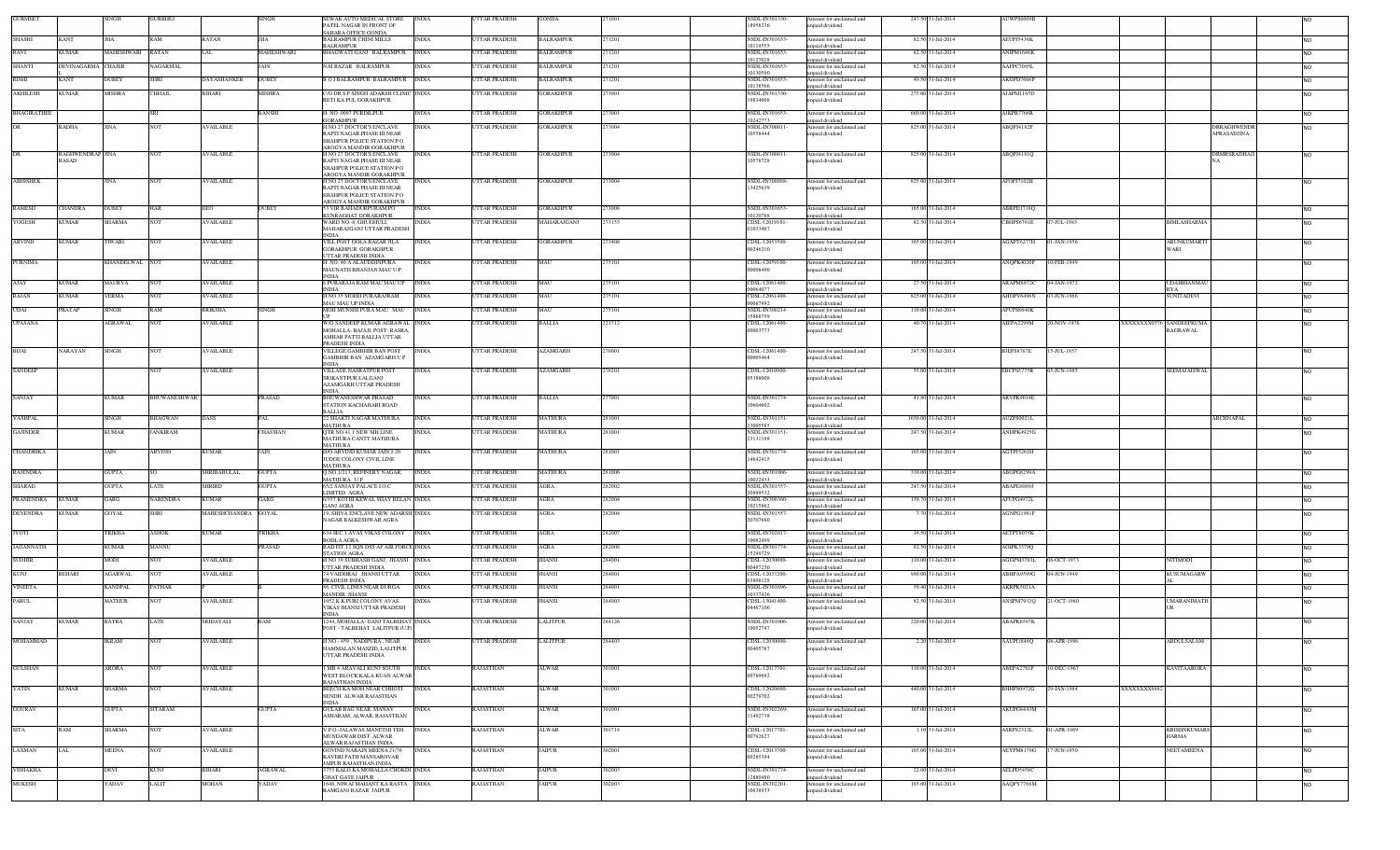| GURMEET | | SINGH | GURBHEJ | | SINGH | SEWAK AUTO MEDICAL STORE PATEL NAGAR IN FRONT OF SAHARA OFFICE GONDA | INDIA | UTTAR PRADESH | GONDA | 271001 | | NSDL-IN301330-18958236 | Amount for unclaimed and unpaid dividend | 247.50 | 31-Jul-2014 | AUWPS0000B | | | | | NO |
|---|---|---|---|---|---|---|---|---|---|---|---|---|---|---|---|---|---|---|---|---|---|
| SHASHI | KANT | JHA | RAM | RATAN | JHA | BALRAMPUR CHINI MILLS BALRAMPUR | INDIA | UTTAR PRADESH | BALRAMPUR | 271201 | | NSDL-IN301653-10119555 | Amount for unclaimed and unpaid dividend | 82.50 | 31-Jul-2014 | AEUPJ5436K | | | | | NO |
| RAVI | KUMAR | MAHESHWARI | RATAN | LAL | MAHESHWARI | BHAGWATI GANJ BALRAMPUR | INDIA | UTTAR PRADESH | BALRAMPUR | 271201 | | NSDL-IN301653-10123028 | Amount for unclaimed and unpaid dividend | 82.50 | 31-Jul-2014 | ANIPM1686K | | | | | NO |
| SHANTI | DEVINAGARMA | CHAJER | NAGARMAL | | JAIN | NAI BAZAR BALRAMPUR | INDIA | UTTAR PRADESH | BALRAMPUR | 271201 | | NSDL-IN301653-10130590 | Amount for unclaimed and unpaid dividend | 82.50 | 31-Jul-2014 | AAFPC7095L | | | | | NO |
| RISHI | KANT | DUBEY | SHRI | DAYASHANKER | DUBEY | B O I BALRAMPUR BALRAMPUR | INDIA | UTTAR PRADESH | BALRAMPUR | 271201 | | NSDL-IN301653-10138566 | Amount for unclaimed and unpaid dividend | 49.50 | 31-Jul-2014 | AKGPD7866P | | | | | NO |
| AKHILESH | KUMAR | MISHRA | CHHAIL | BIHARI | MISHRA | C/O DR S P SINGH ADARSH CLINIC BETI KA PUL GORAKHPUR | INDIA | UTTAR PRADESH | GORAKHPUR | 273001 | | NSDL-IN301330-19834608 | Amount for unclaimed and unpaid dividend | 275.00 | 31-Jul-2014 | AJAPM1165D | | | | | NO |
| BHAGIRATHEE | | | SRI | | RANSHI | H. NO. 0097 PURDILPUR GORAKHPUR | INDIA | UTTAR PRADESH | GORAKHPUR | 273001 | | NSDL-IN301653-10242773 | Amount for unclaimed and unpaid dividend | 660.00 | 31-Jul-2014 | AJRPB7760R | | | | | NO |
| DR | RADHA | JINA | NOT | AVAILABLE | | H NO 27 DOCTOR'S ENCLAVE RAPTI NAGAR PHASE III NEAR SHAHPUR POLICE STATION P O AROGYA MANDIR GORAKHPUR | INDIA | UTTAR PRADESH | GORAKHPUR | 273004 | | NSDL-IN300011-10558444 | Amount for unclaimed and unpaid dividend | 825.00 | 31-Jul-2014 | ABQPJ6182P | | | DRRAGHWENDRAPRASADJINA | | NO |
| DR | RAGHWENDRAP RASAD | JINA | NOT | AVAILABLE | | H NO 27 DOCTOR'S ENCLAVE RAPTI NAGAR PHASE III NEAR SHAHPUR POLICE STATION P O AROGYA MANDIR GORAKHPUR | INDIA | UTTAR PRADESH | GORAKHPUR | 273004 | | NSDL-IN300011-10576728 | Amount for unclaimed and unpaid dividend | 825.00 | 31-Jul-2014 | ABQPJ6181Q | | | DRMRSRADHAJINA | | NO |
| ABHISHEK | | JINA | NOT | AVAILABLE | | H NO 27 DOCTOR'S ENCLAVE RAPTI NAGAR PHASE III NEAR SHAHPUR POLICE STATION P O AROGYA MANDIR GORAKHPUR | INDIA | UTTAR PRADESH | GORAKHPUR | 273004 | | NSDL-IN300888-13425639 | Amount for unclaimed and unpaid dividend | 825.00 | 31-Jul-2014 | AFOPJ7102H | | | | | NO |
| RAMESH | CHANDRA | DUBEY | HAR | DEO | DUBEY | 7/3 VIR BAHADURPURAM PO KUNRAGHAT GORAKHPUR | INDIA | UTTAR PRADESH | GORAKHPUR | 273008 | | NSDL-IN301653-10120768 | Amount for unclaimed and unpaid dividend | 165.00 | 31-Jul-2014 | ABKPD1718Q | | | | | NO |
| YOGESH | KUMAR | SHARMA | NOT | AVAILABLE | | WARD NO -6 GHUGHULI MAHARAJGANJ UTTAR PRADESH INDIA | INDIA | UTTAR PRADESH | MAHARAJGANJ | 273153 | | CDSL-12019101-01033467 | Amount for unclaimed and unpaid dividend | 82.50 | 31-Jul-2014 | CBHPS6761E | 07-JUL-1983 | | BIMLASHARMA | | NO |
| ARVIND | KUMAR | TIWARI | NOT | AVAILABLE | | VILL POST GOLA BAZAR JILA GORAKHPUR GORAKHPUR UTTAR PRADESH INDIA | INDIA | UTTAR PRADESH | GORAKHPUR | 273408 | | CDSL-12033500-00246210 | Amount for unclaimed and unpaid dividend | 165.00 | 31-Jul-2014 | AGXPT6277H | 01-JAN-1956 | | ARUNKUMARTIWARI | | NO |
| PURNIMA | | KHANDELWAL | NOT | AVAILABLE | | H. NO. 40 A ALAUDDINPURA MAUNATH BHANJAN MAU U.P. INDIA | INDIA | UTTAR PRADESH | MAU | 275101 | | CDSL-12059100-00008490 | Amount for unclaimed and unpaid dividend | 165.00 | 31-Jul-2014 | ANQPK4020P | 10-FEB-1949 | | | | NO |
| AJAY | KUMAR | MAURYA | NOT | AVAILABLE | | 8 PURARAJA RAM MAU MAU UP INDIA | INDIA | UTTAR PRADESH | MAU | 275101 | | CDSL-12061400-00064077 | Amount for unclaimed and unpaid dividend | 27.50 | 31-Jul-2014 | ARAPM8972C | 04-JAN-1972 | | UDAIBHANMAURYA | | NO |
| RAJAN | KUMAR | VERMA | NOT | AVAILABLE | | H NO 35 MOHH PURARAJRAM MAU MAU UP INDIA | INDIA | UTTAR PRADESH | MAU | 275101 | | CDSL-12061400-00067992 | Amount for unclaimed and unpaid dividend | 825.00 | 31-Jul-2014 | AHOPV6496N | 03-JUN-1966 | | SUNITADEVI | | NO |
| UDAI | PRATAP | SINGH | RAM | BRIKSHA | SINGH | MOH MUNSHI PURA MAU MAU UP | INDIA | UTTAR PRADESH | MAU | 275101 | | NSDL-IN300214-15866759 | Amount for unclaimed and unpaid dividend | 110.00 | 31-Jul-2014 | AFUPS6648K | | | | | NO |
| UPASANA | | AGRAWAL | NOT | AVAILABLE | | W/O SANDEEP KUMAR AGRAWAL MOHALLA- BAJAJI, POST- RASRA, AMHAR PATTI BALLIA UTTAR PRADESH INDIA | INDIA | UTTAR PRADESH | BALLIA | 221712 | | CDSL-12061400-00003773 | Amount for unclaimed and unpaid dividend | 40.70 | 31-Jul-2014 | AIEPA2299M | 20-NOV-1976 | XXXXXXXX0576 | SANDEEPKUMARAGRAWAL | | NO |
| BIJAI | NARAYAN | SINGH | NOT | AVAILABLE | | VILLEGE GAMBHIR BAN POST GAMBHIR BAN AZAMGARH U P INDIA | INDIA | UTTAR PRADESH | AZAMGARH | 276001 | | CDSL-12061400-00065464 | Amount for unclaimed and unpaid dividend | 247.50 | 31-Jul-2014 | BJEPS8767E | 15-JUL-1957 | | | | NO |
| SANDEEP | | | NOT | AVAILABLE | | VILLAGE NASRATPUR POST SRIKANTPUR LALGANJ AZAMGARH UTTAR PRADESH INDIA | INDIA | UTTAR PRADESH | AZAMGARH | 276201 | | CDSL-12010900-05389008 | Amount for unclaimed and unpaid dividend | 55.00 | 31-Jul-2014 | EBCPS5775R | 05-JUN-1985 | | SEEMAJAISWAL | | NO |
| SANJAY | | KUMAR | BHUWANESHWAR | | PRASAD | BHUWANESHWAR PRASAD STATION KACHAHARI ROAD BALLIA | INDIA | UTTAR PRADESH | BALLIA | 277001 | | NSDL-IN301774-10604602 | Amount for unclaimed and unpaid dividend | 41.80 | 31-Jul-2014 | ARVPK9014E | | | | | NO |
| YASHPAL | | SINGH | BHAGWAN | DASS | PAL | 22 SHAKTI NAGAR MATHURA MATHURA | INDIA | UTTAR PRADESH | MATHURA | 281001 | | NSDL-IN301151-23003585 | Amount for unclaimed and unpaid dividend | 1650.00 | 31-Jul-2014 | AUZPS0021L | | | ARCHNAPAL | | NO |
| GAJINDER | | KUMAR | JANKIRAM | | CHAUHAN | QTR NO 41 1 NEW MH LINE MATHURA CANTT MATHURA MATHURA | INDIA | UTTAR PRADESH | MATHURA | 281001 | | NSDL-IN301151-23131198 | Amount for unclaimed and unpaid dividend | 247.50 | 31-Jul-2014 | ANHPK4925G | | | | | NO |
| CHANDRIKA | | JAIN | ARVIND | KUMAR | JAIN | D/O ARVIND KUMAR JAIN J-20 JUDGE COLONY CIVIL LINE MATHURA | INDIA | UTTAR PRADESH | MATHURA | 281001 | | NSDL-IN301774-14642415 | Amount for unclaimed and unpaid dividend | 165.00 | 31-Jul-2014 | AGTPJ5261H | | | | | NO |
| RAJENDRA | | GUPTA | SO | SHRIBABULAL | GUPTA | Q.NO-1/213, REFINERY NAGAR, MATHURA . U.P. | INDIA | UTTAR PRADESH | MATHURA | 281006 | | NSDL-IN301006-10022433 | Amount for unclaimed and unpaid dividend | 330.00 | 31-Jul-2014 | ABGPG8299A | | | | | NO |
| SHARAD | | GUPTA | LATE | SHRIRD | GUPTA | 6/Z SANJAY PALACE I.O.C LIMITED AGRA | INDIA | UTTAR PRADESH | AGRA | 282002 | | NSDL-IN301557-20999532 | Amount for unclaimed and unpaid dividend | 247.50 | 31-Jul-2014 | ABAPG8000J | | | | | NO |
| PRAMENDRA | KUMAR | GARG | NARENDRA | KUMAR | GARG | 6/557 KOTHI KEWAL SHAY BELAN GANJ AGRA | INDIA | UTTAR PRADESH | AGRA | 282004 | | NSDL-IN300360-10215862 | Amount for unclaimed and unpaid dividend | 139.70 | 31-Jul-2014 | AFUPG4972L | | | | | NO |
| DEVENDRA | KUMAR | GOYAL | SHRI | MAHESHCHANDRA | GOYAL | 19, SHIVA ENCLAVE NEW ADARSH NAGAR BALKESHWAR AGRA | INDIA | UTTAR PRADESH | AGRA | 282004 | | NSDL-IN301557-20707680 | Amount for unclaimed and unpaid dividend | 7.70 | 31-Jul-2014 | AGNPG1981F | | | | | NO |
| JYOTI | | TRIKHA | ASHOK | KUMAR | TRIKHA | 634 SEC 1 AVAS VIKAS COLONY BODLA AGRA | INDIA | UTTAR PRADESH | AGRA | 282007 | | NSDL-IN302017-10062499 | Amount for unclaimed and unpaid dividend | 16.50 | 31-Jul-2014 | AETPT6075K | | | | | NO |
| JAGANNATH | | KUMAR | MANNU | | PRASAD | RAD FIT 12 SQN DSS AIR FORCE STATION AGRA | INDIA | UTTAR PRADESH | AGRA | 282008 | | NSDL-IN301774-15259729 | Amount for unclaimed and unpaid dividend | 82.50 | 31-Jul-2014 | AGHPK5379Q | | | | | NO |
| SUDHIR | | MODI | NOT | AVAILABLE | | H NO 39 SUBHASH GANJ JHANSI UTTAR PRADESH INDIA | INDIA | UTTAR PRADESH | JHANSI | 284001 | | CDSL-12030000-00492230 | Amount for unclaimed and unpaid dividend | 110.00 | 31-Jul-2014 | AGUPM5703L | 08-OCT-1973 | | NITIMODI | | NO |
| KUNJ | BEHARI | AGARWAL | NOT | AVAILABLE | | 74 VAIDHRAJ JHANSI UTTAR PRADESH INDIA | INDIA | UTTAR PRADESH | JHANSI | 284001 | | CDSL-12033200-03908128 | Amount for unclaimed and unpaid dividend | 990.00 | 31-Jul-2014 | ABHPA9599G | 04-JUN-1949 | | KUSUMAGARWAL | | NO |
| VINEETA | | KANDPAL | PATHAK | | B | 66, CIVIL LINES NEAR DURGA MANDIR JHANSI | INDIA | UTTAR PRADESH | JHANSI | 284001 | | NSDL-IN301696-10337426 | Amount for unclaimed and unpaid dividend | 59.40 | 31-Jul-2014 | AKFPK5021A | | | | | NO |
| PARUL | | MATHUR | NOT | AVAILABLE | | 1052 K K PURI COLONY AVAS VIKAS JHANSI UTTAR PRADESH INDIA | INDIA | UTTAR PRADESH | JHANSI | 284003 | | CDSL-13041400-04467106 | Amount for unclaimed and unpaid dividend | 82.50 | 31-Jul-2014 | ANSPM7932Q | 21-OCT-1980 | | UMARANIMATHUR | | NO |
| SANJAY | KUMAR | BATRA | LATE | SRIDAYALI | RAM | 1244, MOHALLA- GANJ TALBEHAT POST - TALBEHAT LALITPUR (U.P) | INDIA | UTTAR PRADESH | LALITPUR | 284126 | | NSDL-IN301006-10052747 | Amount for unclaimed and unpaid dividend | 220.00 | 31-Jul-2014 | ABAPK6597K | | | | | NO |
| MOHAMMAD | | IKRAM | NOT | AVAILABLE | | H.NO.- 459 , NADIPURA , NEAR HAMMALAN MASZID, LALITPUR UTTAR PRADESH INDIA | INDIA | UTTAR PRADESH | LALITPUR | 284403 | | CDSL-12030000-00405767 | Amount for unclaimed and unpaid dividend | 2.20 | 31-Jul-2014 | AAUPI1848Q | 08-APR-1986 | | ABDULSALAM | | NO |
| GULSHAN | | ARORA | NOT | AVAILABLE | | 1 MB 4 ARAVALI KUNJ SOUTH WEST BLOCK KALA KUAN ALWAR RAJASTHAN INDIA | INDIA | RAJASTHAN | ALWAR | 301001 | | CDSL-12017701-00798692 | Amount for unclaimed and unpaid dividend | 110.00 | 31-Jul-2014 | ABEPA2781P | 10-DEC-1967 | | KAVITAARORA | | NO |
| YATIN | KUMAR | SHARMA | NOT | AVAILABLE | | BEECH KA MOH NEAR CHHOTI SENDH ALWAR RAJASTHAN INDIA | INDIA | RAJASTHAN | ALWAR | 301001 | | CDSL-12020600-00279702 | Amount for unclaimed and unpaid dividend | 440.00 | 31-Jul-2014 | BHHPS6972G | 29-JAN-1984 | XXXXXXXX9862 | | | NO |
| GOURAV | | GUPTA | SITARAM | | GUPTA | GULAB BAG NEAR MANAV ASHARAM, ALWAR, RAJASTHAN | INDIA | RAJASTHAN | ALWAR | 301001 | | NSDL-IN302269-11492738 | Amount for unclaimed and unpaid dividend | 165.00 | 31-Jul-2014 | AKUPG6443M | | | | | NO |
| SITA | RAM | SHARMA | NOT | AVAILABLE | | V.P.O.-JALAWAS MANETHI TEH. MUNDAWAR DIST. ALWAR ALWAR RAJASTHAN INDIA | INDIA | RAJASTHAN | ALWAR | 301714 | | CDSL-12017701-00792627 | Amount for unclaimed and unpaid dividend | 1.10 | 31-Jul-2014 | ASRPS2312L | 01-APR-1969 | | KRISHNKUMARSHARMA | | NO |
| LAXMAN | LAL | MEENA | NOT | AVAILABLE | | GOVIND NARAIN MEENA 21/76 KAVERI PATH MANSAROVAR JAIPUR RAJASTHAN INDIA | INDIA | RAJASTHAN | JAIPUR | 302001 | | CDSL-12013700-00285344 | Amount for unclaimed and unpaid dividend | 165.00 | 31-Jul-2014 | AEYPM8179G | 17-JUN-1950 | | NEETAMEENA | | NO |
| VISHAKHA | | DEVI | KUNJ | BIHARI | AGRAWAL | 1753 KALO KA MOHALLA CHOKDI GHAT GATE JAIPUR | INDIA | RAJASTHAN | JAIPUR | 302003 | | NSDL-IN301774-12880480 | Amount for unclaimed and unpaid dividend | 22.00 | 31-Jul-2014 | AELPD5458C | | | | | NO |
| MUKESH | | YADAV | LALIT | MOHAN | YADAV | 1648, NIWAI MAHANT KA RASTA RAMGANJ BAZAR JAIPUR | INDIA | RAJASTHAN | JAIPUR | 302003 | | NSDL-IN302201-10638933 | Amount for unclaimed and unpaid dividend | 165.00 | 31-Jul-2014 | AAQPY7768M | | | | | NO |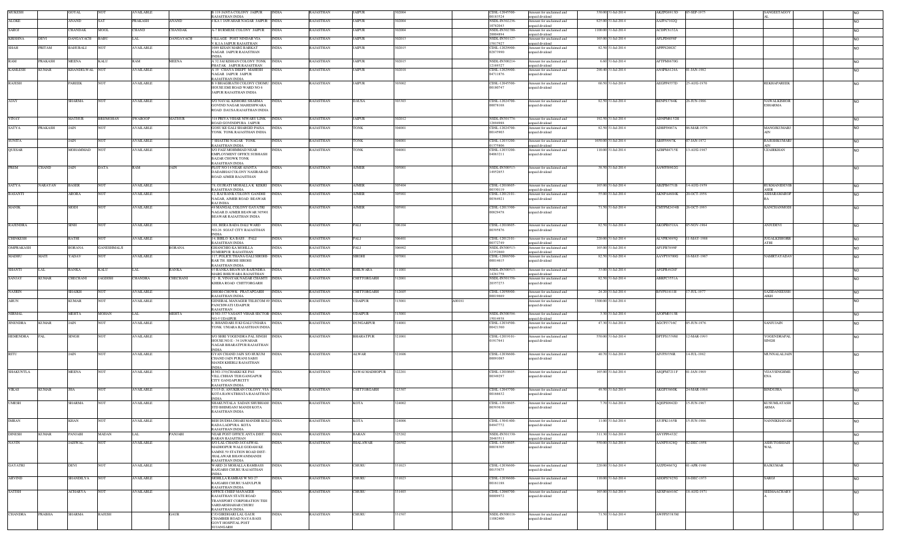| MUKESH | | GOYAL | NOT | AVAILABLE | | B 119 JANTA COLONY JAIPUR RAJASTHAN INDIA | INDIA | RAJASTHAN | JAIPUR | 302004 | | CDSL-12045500-00183524 | Amount for unclaimed and unpaid dividend | 330.00 | 31-Jul-2014 | AKZPG6913D | 05-SEP-1975 | | SANGEETAGOY AL | | NO |
|---|---|---|---|---|---|---|---|---|---|---|---|---|---|---|---|---|---|---|---|---|---|
| ALOKE | | ANAND | SAT | PRAKASH | ANAND | 4 KA 1 JAWAHAR NAGAR JAIPUR | INDIA | RAJASTHAN | JAIPUR | 302004 | | NSDL-IN302236-10762043 | Amount for unclaimed and unpaid dividend | 825.00 | 31-Jul-2014 | AAJPA7102Q | | | | | NO |
| SAROJ | | CHANDAK | MOOL | CHAND | CHANDAK | A-7 BURMESE COLONY JAIPUR | INDIA | RAJASTHAN | JAIPUR | 302004 | | NSDL-IN302700-20004694 | Amount for unclaimed and unpaid dividend | 1100.00 | 31-Jul-2014 | ACDPC6132A | | | | | NO |
| KRISHNA | DEVI | DANGAYACH | BABU | LAL | DANGAYACH | VILLAGE POST NINDAR VIA V.K.I.A JAIPUR RAJASTHAN | INDIA | RAJASTHAN | JAIPUR | 302013 | | NSDL-IN301127-15817927 | Amount for unclaimed and unpaid dividend | 165.00 | 31-Jul-2014 | AFLPD6059F | | | | | NO |
| SHAH | PRITAM | BAHUBALI | NOT | AVAILABLE | | 1069 KISAN MARG BARKAT NAGAR JAIPUR RAJASTHAN INDIA | INDIA | RAJASTHAN | JAIPUR | 302015 | | CDSL-12029900-02873900 | Amount for unclaimed and unpaid dividend | 82.50 | 31-Jul-2014 | APPPS2002C | | | | | NO |
| RAM | PRAKASH | MEENA | KALU | RAM | MEENA | A 32 JAI KISHAN COLONY TONK PHATAK JAIPUR RAJASTHAN | INDIA | RAJASTHAN | JAIPUR | 302015 | | NSDL-IN300214-12269327 | Amount for unclaimed and unpaid dividend | 6.60 | 31-Jul-2014 | AFTPM0670G | | | | | NO |
| KAMLESH | KUMAR | KHANDELWAL | NOT | AVAILABLE | | A 19 CHAYA DEEPT MAHESH NAGAR JAIPUR JAIPUR RAJASTHAN INDIA | INDIA | RAJASTHAN | JAIPUR | 302018 | | CDSL-12029900-04711876 | Amount for unclaimed and unpaid dividend | 290.40 | 31-Jul-2014 | ANSPK6124A | 01-JAN-1982 | | | | NO |
| RAJESH | | PAREEK | NOT | AVAILABLE | | B-9 BHAGIRATH COLONY CHOMU HOUSE EMI ROAD WARD NO 6 JAIPUR RAJASTHAN INDIA | INDIA | RAJASTHAN | JAIPUR | 303002 | | CDSL-12045500-00190747 | Amount for unclaimed and unpaid dividend | 60.50 | 31-Jul-2014 | AEGPP4557D | 25-AUG-1970 | | REKHAPAREEK | | NO |
| AJAY | | SHARMA | NOT | AVAILABLE | | S/O NAVAL KISHORE SHARMA GOVIND NAGAR MAHESHWARA ROAD DAUSA RAJASTHAN INDIA | INDIA | RAJASTHAN | DAUSA | 303303 | | CDSL-12024700-00078168 | Amount for unclaimed and unpaid dividend | 82.50 | 31-Jul-2014 | BENPS3764K | 26-JUN-1986 | | NAWALKISHOR ESHARMA | | NO |
| VINAY | | MATHUR | BRIJMOHAN | SWAROOP | MATHUR | 318 PRIYA VIHAR NIWARU LINK ROAD GOVINDPURA JAIPUR | INDIA | RAJASTHAN | JAIPUR | 302012 | | NSDL-IN301774-12694988 | Amount for unclaimed and unpaid dividend | 192.50 | 31-Jul-2014 | AENPM0152H | | | | | NO |
| SATYA | PRAKASH | JAIN | NOT | AVAILABLE | | GOSU KE GALI SHARGID PAISA TONK TONK RAJASTHAN INDIA | INDIA | RAJASTHAN | TONK | 304001 | | CDSL-12024700-00145903 | Amount for unclaimed and unpaid dividend | 82.50 | 31-Jul-2014 | ADBPJ9067A | 06-MAR-1976 | | MANOJKUMARJ AIN | | NO |
| SUNITA | | JAIN | NOT | AVAILABLE | | 7 SHASTRI NAGAR TONK RAJASTHAN INDIA | INDIA | RAJASTHAN | TONK | 304001 | | CDSL-12033200-01375806 | Amount for unclaimed and unpaid dividend | 1650.00 | 31-Jul-2014 | ABIPJ9997K | 07-JAN-1972 | | RAJESHKUMARJ AIN | | NO |
| QUESAR | | MOHAMMAD | NOT | AVAILABLE | | S/O FAIZ MOHAMMAD NEAR EMPLOYMENT OFFICE SUBHASH BAZAR CHOWK TONK RAJASTHAN INDIA | INDIA | RAJASTHAN | TONK | 304001 | | CDSL-12033200-04063211 | Amount for unclaimed and unpaid dividend | 110.00 | 31-Jul-2014 | AZBPM4715E | 13-AUG-1967 | | UZAIRKHAN | | NO |
| PREM | CHAND | JAIN | DATA | RAM | JAIN | PLOT NO 14 NEAR AJANTA DADABHAI COLONY NASIRABAD ROAD AJMER RAJASTHAN | INDIA | RAJASTHAN | AJMER | 305001 | | NSDL-IN300513-14952653 | Amount for unclaimed and unpaid dividend | 38.50 | 31-Jul-2014 | AAWPJ8902G | | | | | NO |
| SATYA | NARAYAN | BASER | NOT | AVAILABLE | | 79, GUJRATI MOHALLA K KEKRI RAJASTHAN INDIA | INDIA | RAJASTHAN | AJMER | 305404 | | CDSL-12010605-00338119 | Amount for unclaimed and unpaid dividend | 165.00 | 31-Jul-2014 | ABZPB6751B | 14-AUG-1959 | | RUKMANIDEVIB ASER | | NO |
| BASANTI | | ARORA | NOT | AVAILABLE | | 12, RAJ BANK COLONY GANDHI NAGAR, AJMER ROAD BEAWAR RAJ INDIA | INDIA | RAJASTHAN | AJMER | 305901 | | CDSL-12012101-00364021 | Amount for unclaimed and unpaid dividend | 55.00 | 31-Jul-2014 | AKNPA6604K | 20-OCT-1956 | | ASHARAMAROP RA | | NO |
| MANIK | | MODI | NOT | AVAILABLE | | 69 MANGAL COLONY GAYATRI NAGAR D AJMER BEAWAR 305901 BEAWAR RAJASTHAN INDIA | INDIA | RAJASTHAN | AJMER | 305901 | | CDSL-12013300-00829479 | Amount for unclaimed and unpaid dividend | 71.50 | 31-Jul-2014 | CMTPM2434B | 26-OCT-1993 | | KANCHANMODI | | NO |
| RAJENDRA | | SINH | NOT | AVAILABLE | | 268, BERA BADA DALI WARD NO.26 SOJAT CITY RAJASTHAN INDIA | INDIA | RAJASTHAN | PALI | 306104 | | CDSL-12010605-00395876 | Amount for unclaimed and unpaid dividend | 82.50 | 31-Jul-2014 | AKOPR6516A | 05-NOV-1964 | | ANUJDEVI | | NO |
| CHINKESH | | RATHI | NOT | AVAILABLE | | 14, BIBLO KA BASS PALI RAJASTHAN INDIA | INDIA | RAJASTHAN | PALI | 306401 | | CDSL-12012101-00372749 | Amount for unclaimed and unpaid dividend | 220.00 | 31-Jul-2014 | ALVPR3695Q | 11-MAY-1988 | | JUGALKISHORR ATHI | | NO |
| OMPRAKASH | | BORANA | GANESHMALJI | | BORANA | GHANCHIO KA MOHLLA SUMERPUR RAJASTHAN | INDIA | RAJASTHAN | PALI | 306902 | | NSDL-IN300513-12352660 | Amount for unclaimed and unpaid dividend | 165.00 | 31-Jul-2014 | AFUPB7859F | | | | | NO |
| MADHU | MATI | YADAV | NOT | AVAILABLE | | 117, POLICE THANA GALI SIROHI BAR TH. SIROHI SIROHI RAJASTHAN INDIA | INDIA | RAJASTHAN | SIROHI | 307001 | | CDSL-12088500-00014615 | Amount for unclaimed and unpaid dividend | 82.50 | 31-Jul-2014 | AAVPY6700G | 16-MAY-1967 | | NAMRTAYADAV | | NO |
| SHANTI | LAL | RANKA | KALU | LAL | RANKA | 19 RANKA BHAWAN RAJENDRA MARG BHILWARA RAJASTHAN | INDIA | RAJASTHAN | BHILWARA | 311001 | | NSDL-IN300513-14261758 | Amount for unclaimed and unpaid dividend | 33.00 | 31-Jul-2014 | AFGPR4926F | | | | | NO |
| SANJAY | KUMAR | CHECHANI | JAGDISH | CHANDRA | CHECHANI | 32 - B, VINAYAK NAGAR CHANTI KHERA ROAD CHITTORGARH | INDIA | RAJASTHAN | CHITTORGARH | 312001 | | NSDL-IN301356-20357273 | Amount for unclaimed and unpaid dividend | 82.50 | 31-Jul-2014 | ABKPC3551A | | | | | NO |
| NASRIN | | SHAIKH | NOT | AVAILABLE | | DHORI CHOWK PRATAPGARH RAJASTHAN INDIA | INDIA | RAJASTHAN | CHITTORGARH | 312605 | | CDSL-12050900-00018669 | Amount for unclaimed and unpaid dividend | 24.20 | 31-Jul-2014 | BJYPS1811H | 17-JUL-1977 | | SAJIDANEESSH AIKH | | NO |
| ARUN | | KUMAR | NOT | AVAILABLE | | GENERAL MANAGER TELECOM 49 PANCHWATI UDAIPUR RAJASTHAN | INDIA | RAJASTHAN | UDAIPUR | 313001 | A00181 | | Amount for unclaimed and unpaid dividend | 3300.00 | 31-Jul-2014 | | | | | | NO |
| NIRMAL | | MEHTA | MOHAN | LAL | MEHTA | H NO-337 VASANT VIHAR SECTOR NO-5 UDAIPUR | INDIA | RAJASTHAN | UDAIPUR | 313001 | | NSDL-IN300394-15014938 | Amount for unclaimed and unpaid dividend | 3.30 | 31-Jul-2014 | AJOPM0713R | | | | | NO |
| JINENDRA | KUMAR | JAIN | NOT | AVAILABLE | | 4, BHANDARI JI KI GALI UNIARA TONK UNIARA RAJASTHAN INDIA | INDIA | RAJASTHAN | DUNGARPUR | 314001 | | CDSL-12034500-00421360 | Amount for unclaimed and unpaid dividend | 47.30 | 31-Jul-2014 | AGCPJ3716C | 05-JUN-1976 | | SANJUJAIN | | NO |
| HEMENDRA | PAL | SINGH | NOT | AVAILABLE | | S/O SHRI YOGENDRA PAL SINGH HOUSE NO E - 34 JAWAHAR NAGAR BHARATPUR RAJASTHAN INDIA | INDIA | RAJASTHAN | BHARATPUR | 321001 | | CDSL-12019101-01917641 | Amount for unclaimed and unpaid dividend | 550.00 | 31-Jul-2014 | DPTPS1539M | 12-MAR-1993 | | YOGENDRAPAL SINGH | | NO |
| RITU | | JAIN | NOT | AVAILABLE | | GYAN CHAND JAIN S/O HUKUM CHAND JAIN PURANI SABJI MANDI KHERLI RAJASTHAN INDIA | INDIA | RAJASTHAN | ALWAR | 321606 | | CDSL-12036000-00091085 | Amount for unclaimed and unpaid dividend | 40.70 | 31-Jul-2014 | AIVPJ9356R | 14-JUL-1982 | | MUNNALALJAIN | | NO |
| SHAKUNTLA | | MEENA | NOT | AVAILABLE | | H NO.139,CHAKKI KE PAS VILL.CHHAN TEH.GANGAPUR CITY GANGAPURCITY RAJASTHAN INDIA | INDIA | RAJASTHAN | SAWAI MADHOPUR | 322201 | | CDSL-12010605-00349297 | Amount for unclaimed and unpaid dividend | 165.00 | 31-Jul-2014 | ASQPM7211F | 01-JAN-1969 | | VIJAYSINGHME ENA | | NO |
| VIKAS | KUMAR | JHA | NOT | AVAILABLE | | T/115-B, ANUKIRAN COLONY, VIA KOTA RAWATBHATA RAJASTHAN INDIA | INDIA | RAJASTHAN | CHITTORGARH | 323307 | | CDSL-12043700-00166632 | Amount for unclaimed and unpaid dividend | 49.50 | 31-Jul-2014 | AKGPJ3860K | 24-MAR-1984 | | BINDUJHA | | NO |
| UMESH | | SHARMA | NOT | AVAILABLE | | SHAKUNTALA SADAN SHUBHAM STD BHIMGANJ MANDI KOTA RAJASTHAN INDIA | INDIA | RAJASTHAN | KOTA | 324002 | | CDSL-12010605-00393636 | Amount for unclaimed and unpaid dividend | 7.70 | 31-Jul-2014 | AQEPS0942D | 15-JUN-1967 | | KUSUMLATASH ARMA | | NO |
| IMRAN | | KHAN | NOT | AVAILABLE | | BEH DUDHA DHARI MANDIR KOLI RADA LADPURA KOTA RAJASTHAN INDIA | INDIA | RAJASTHAN | KOTA | 324006 | | CDSL-13041400-04945772 | Amount for unclaimed and unpaid dividend | 11.00 | 31-Jul-2014 | AYJPK1165B | 15-JUN-1986 | | NANNIKHANAM | | NO |
| DINESH | KUMAR | PANJABI | MADAN | LAL | PANJABI | NEAR POST OFFICE ANTA DIST BARAN RAJASTHAN | INDIA | RAJASTHAN | BARAN | 325202 | | NSDL-IN301330-20483511 | Amount for unclaimed and unpaid dividend | 311.30 | 31-Jul-2014 | ANYPP6432C | | | | | NO |
| NAVIN | | JAISWAL | NOT | AVAILABLE | | S/O LAL CHAND JAYASWAL MADHOPUR WALE GODAM KE SAMNE 59 STATION ROAD DIST-JHALAWAR BHAWANIMANDI RAJASTHAN INDIA | INDIA | RAJASTHAN | JHALAWAR | 326502 | | CDSL-12010605-00038305 | Amount for unclaimed and unpaid dividend | 550.00 | 31-Jul-2014 | AANPJ1624Q | 02-DEC-1958 | | ASHUTOSHJAIS WAL | | NO |
| GAYATRI | | DEVI | NOT | AVAILABLE | | WARD 26 MOHALLA RAMBASS RAJGARH CHURU RAJASTHAN INDIA | INDIA | RAJASTHAN | CHURU | 331023 | | CDSL-12036000-00153675 | Amount for unclaimed and unpaid dividend | 220.00 | 31-Jul-2014 | AJZPD4667Q | 01-APR-1980 | | RAJKUMAR | | NO |
| ARVIND | | SHANDILYA | NOT | AVAILABLE | | MOHLLA RAMBAS W NO 23 RAJGARH CHURU SADULPUR RAJASTHAN INDIA | INDIA | RAJASTHAN | CHURU | 331023 | | CDSL-12036000-00161188 | Amount for unclaimed and unpaid dividend | 110.00 | 31-Jul-2014 | ADDPS7925G | 18-DEC-1973 | | SAROJ | | NO |
| SATISH | | ACHARYA | NOT | AVAILABLE | | OFFICE CHIEF MANAGER RAJASTHAN STATE ROAD TRANSPORT CORPORATION TEH SARDARSHAHAR CHURU RAJASTHAN INDIA | INDIA | RAJASTHAN | CHURU | 331403 | | CDSL-12060700-00009972 | Amount for unclaimed and unpaid dividend | 165.00 | 31-Jul-2014 | ADXPA6410C | 18-AUG-1971 | | SEEMAACHARY A | | NO |
| CHANDRA | PRABHA | SHARMA | RAJESH | | GAUR | C/O GIRDHARI LAL GAUR CHAMBER ROAD NAYA BASS GOVT HOSPITAL POST SUJANGARH | INDIA | RAJASTHAN | CHURU | 331507 | | NSDL-IN300118-11062400 | Amount for unclaimed and unpaid dividend | 71.50 | 31-Jul-2014 | AWIPS5383M | | | | | NO |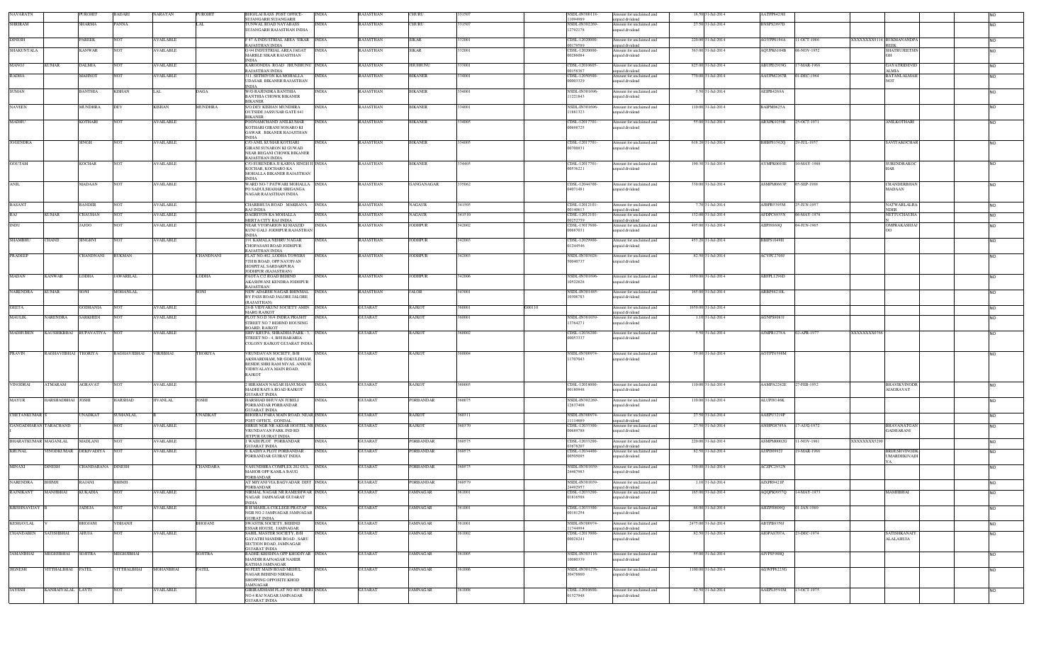| NAVARATN | | PUROHIT | BADARI | NARAYAN | PUROHIT | BHOJLAI BASS POST OFFICE-SUJANGARH SUJANGARH | INDIA | RAJASTHAN | CHURU | 331507 | | NSDL-IN300118-11094989 | Amount for unclaimed and unpaid dividend | 16.50 | 31-Jul-2014 | AATPP6423H | | | | NO |
|---|---|---|---|---|---|---|---|---|---|---|---|---|---|---|---|---|---|---|---|---|
| SHRIRAM | | SHARMA | PANNA | | LAL | TUNWAL ROAD NAYABASS SUJANGARH RAJASTHAN INDIA | INDIA | RAJASTHAN | CHURU | 331507 | | NSDL-IN302269-12792178 | Amount for unclaimed and unpaid dividend | 27.50 | 31-Jul-2014 | BNSPS2897D | | | | NO |
| DINESH | | PAREEK | NOT | AVAILABLE | | F 47 A INDUSTRIAL AREA SIKAR RAJASTHAN INDIA | INDIA | RAJASTHAN | SIKAR | 332001 | | CDSL-12020000-00178589 | Amount for unclaimed and unpaid dividend | 220.00 | 31-Jul-2014 | AGYPP0194A | 11-OCT-1986 | XXXXXXXX8114 | RUKMANANDPAREEK | NO |
| SHAKUNTALA | | KANWAR | NOT | AVAILABLE | | G-94 INDUSTRIAL AREA JAGAT MARBLE SIKAR RAJASTHAN INDIA | INDIA | RAJASTHAN | SIKAR | 332001 | | CDSL-12020000-00286884 | Amount for unclaimed and unpaid dividend | 363.00 | 31-Jul-2014 | AQUPK6104B | 06-NOV-1952 | | SHATRUJEETSINGH | NO |
| MANOJ | KUMAR | DALMIA | NOT | AVAILABLE | | KAROONDIA ROAD JHUNJHUNU RAJASTHAN INDIA | INDIA | RAJASTHAN | JHUJHUNU | 333001 | | CDSL-12010605-00158367 | Amount for unclaimed and unpaid dividend | 825.00 | 31-Jul-2014 | ABUPD2919G | 17-MAR-1968 | | GAYATRIDEVIDALMIA | NO |
| RADHA | | MAHNOT | NOT | AVAILABLE | | 711, SETHIYON KA MOHALLA UDASAR BIKANER RAJASTHAN INDIA | INDIA | RAJASTHAN | BIKANER | 334001 | | CDSL-12050500-00003329 | Amount for unclaimed and unpaid dividend | 770.00 | 31-Jul-2014 | AAUPM2267R | 01-DEC-1964 | | RATANLALMAHNOT | NO |
| SUMAN | | BANTHIA | KISHAN | LAL | DAGA | W/O RAJENDRA BANTHIA BANTHIA CHOWK BIKANER BIKANER | INDIA | RAJASTHAN | BIKANER | 334001 | | NSDL-IN301696-11221843 | Amount for unclaimed and unpaid dividend | 5.50 | 31-Jul-2014 | AEIPB4269A | | | | NO |
| NAVEEN | | MUNDHRA | DEV | KISHAN | MUNDHRA | S/O DEV KISHAN MUNDHRA OUTSIDE JASSUSAR GATE 641 BIKANER | INDIA | RAJASTHAN | BIKANER | 334001 | | NSDL-IN301696-11861323 | Amount for unclaimed and unpaid dividend | 110.00 | 31-Jul-2014 | BAIPM0625A | | | | NO |
| MADHU | | KOTHARI | NOT | AVAILABLE | | POONAMCHAND ANILKUMAR KOTHARI GIRANI SONARO KI GAWAR . BIKANER RAJASTHAN INDIA | INDIA | RAJASTHAN | BIKANER | 334005 | | CDSL-12017701-00698725 | Amount for unclaimed and unpaid dividend | 55.00 | 31-Jul-2014 | AEXPK0259R | 25-OCT-1971 | | ANILKOTHARI | NO |
| JOGENDRA | | SINGH | NOT | AVAILABLE | | C/O ANIL KUMAR KOTHARI GIRANI SUNARON KI GUWAD NEAR BEGANI CHOWK BIKANER RAJASTHAN INDIA | INDIA | RAJASTHAN | BIKANER | 334005 | | CDSL-12017701-00700931 | Amount for unclaimed and unpaid dividend | 618.20 | 31-Jul-2014 | BHBPS1362Q | 29-JUL-1957 | | SAVITAKOCHAR | NO |
| GOUTAM | | KOCHAR | NOT | AVAILABLE | | C/O SURENDRA JI KARNA SINGH JI KOCHAR, KOCHARO KA MOHALLA BIKANER RAJASTHAN INDIA | INDIA | RAJASTHAN | BIKANER | 334405 | | CDSL-12017701-00536221 | Amount for unclaimed and unpaid dividend | 190.30 | 31-Jul-2014 | AYMPK0010E | 10-MAY-1988 | | SURENDRAKOCHAR | NO |
| ANIL | | MADAAN | NOT | AVAILABLE | | WARD NO-7 PATWARI MOHALLA PO SADULSHAHAR SRIGANGA NAGAR RAJASTHAN INDIA | INDIA | RAJASTHAN | GANGANAGAR | 335062 | | CDSL-12044700-04071481 | Amount for unclaimed and unpaid dividend | 330.00 | 31-Jul-2014 | ASMPM0663P | 05-SEP-1988 | | CHANDERBHANMADAAN | NO |
| BASANT | | RANDER | NOT | AVAILABLE | | CHARBHUJA ROAD MAKRANA RAJ INDIA | INDIA | RAJASTHAN | NAGAUR | 341505 | | CDSL-12012101-00140613 | Amount for unclaimed and unpaid dividend | 7.70 | 31-Jul-2014 | AJBPR5395M | 25-JUN-1957 | | NATWARLALRANDER | NO |
| RAJ | KUMAR | CHAUHAN | NOT | AVAILABLE | | DAGRIYON KA MOHALLA MERTA CITY RAJ INDIA | INDIA | RAJASTHAN | NAGAUR | 341510 | | CDSL-12012101-00252759 | Amount for unclaimed and unpaid dividend | 132.00 | 31-Jul-2014 | AFDPC6935N | 06-MAY-1978 | | NEETUCHAUHAN | NO |
| INDU | | JAJOO | NOT | AVAILABLE | | NEAR VYOPARION KI MASZID KUNJ GALI JODHPUR RAJASTHAN INDIA | INDIA | RAJASTHAN | JODHPUR | 342002 | | CDSL-13017600-00687031 | Amount for unclaimed and unpaid dividend | 495.00 | 31-Jul-2014 | AIIPJ8869Q | 04-JUN-1965 | | OMPRAKASHJAJOO | NO |
| SHAMBHU | CHAND | SINGHVI | NOT | AVAILABLE | | 191 KAMALA NEHRU NAGAR CHOPASANI ROAD JODHPUR RAJASTHAN INDIA | INDIA | RAJASTHAN | JODHPUR | 342003 | | CDSL-12029900-01244546 | Amount for unclaimed and unpaid dividend | 453.20 | 31-Jul-2014 | BBIPS1049H | | | | NO |
| PRADEEP | | CHANDNANI | RUKMAN | | CHANDNANI | FLAT NO-402, LODHA TOWERS 5TH B ROAD, OPP NAVJIVAN HOSPITAL SARDARPURA JODHPUR (RAJASTHAN) | INDIA | RAJASTHAN | JODHPUR | 342003 | | NSDL-IN303028-50040737 | Amount for unclaimed and unpaid dividend | 82.50 | 31-Jul-2014 | ACVPC2700J | | | | NO |
| MADAN | KANWAR | LODHA | JAWARILAL | | LODHA | PAOTA C/2 ROAD BEHIND AKASHWANI KENDRA JODHPUR RAJASTHAN | INDIA | RAJASTHAN | JODHPUR | 342006 | | NSDL-IN301696-10522628 | Amount for unclaimed and unpaid dividend | 1650.00 | 31-Jul-2014 | AEFPL1294D | | | | NO |
| NARENDRA | KUMAR | SONI | MOHANLAL | | SONI | NEW ADARSH NAGAR BHINMAL BY PASS ROAD JALORE JALORE (RAJASTHAN) | INDIA | RAJASTHAN | JALORE | 343001 | | NSDL-IN301485-10306783 | Amount for unclaimed and unpaid dividend | 165.00 | 31-Jul-2014 | ARRPS8210L | | | | NO |
| GEETA | | GODHANIA | NOT | AVAILABLE | | 25-B VIDYAKUNJ SOCIETY AMIN MARG RAJKOT | INDIA | GUJARAT | RAJKOT | 360001 | G00110 | | Amount for unclaimed and unpaid dividend | 1650.00 | 31-Jul-2014 | | | | | NO |
| MAULIK | NARENDRA | SARKHEDI | NOT | AVAILABLE | | PLOT NO.D 504 INDRA PRASHT STREET NO 7 BEHIND HOUSING BOARD, RAJKOT | INDIA | GUJARAT | RAJKOT | 360001 | | NSDL-IN301039-13764271 | Amount for unclaimed and unpaid dividend | 1.10 | 31-Jul-2014 | AGNPS6083J | | | | NO |
| MADHUBEN | KAUSHIKBHAI | RUPAVATIYA | NOT | AVAILABLE | | SHIV KRUPA, SHRADHA PARK - 3, STREET NO - 4, B/H BABARIA COLONY RAJKOT GUJARAT INDIA | INDIA | GUJARAT | RAJKOT | 360002 | | CDSL-12038200-00053337 | Amount for unclaimed and unpaid dividend | 5.50 | 31-Jul-2014 | AJMPR1279A | 02-APR-1977 | XXXXXXXX0766 | | NO |
| PRAVIN | RAGHAVJIBHAI | THORIYA | RAGHAVJIBHAI | VIRJIBHAI | THORIYA | VRUNDAVAN SOCIETY, B/H AKSHARDHAM, NR GOKULDHAM, BESIDE SHRI RAM NIVAS, ANKUR VIDHYALAYA MAIN ROAD, RAJKOT | INDIA | GUJARAT | RAJKOT | 360004 | | NSDL-IN300974-11707043 | Amount for unclaimed and unpaid dividend | 55.00 | 31-Jul-2014 | AGTPT6548M | | | | NO |
| VINODRAI | ATMARAM | AGRAVAT | NOT | AVAILABLE | | 2 HIRAMAN NAGAR HANUMAN MADHI RAIYA ROAD RAJKOT GUJARAT INDIA | INDIA | GUJARAT | RAJKOT | 360005 | | CDSL-12018000-00190948 | Amount for unclaimed and unpaid dividend | 110.00 | 31-Jul-2014 | AAMPA2242E | 27-FEB-1952 | | BHAVIKVINODRAIAGRAVAT | NO |
| MAYUR | HARSHADBHAI | JOSHI | HARSHAD | JIVANLAL | JOSHI | HARSHAD BHUVAN JUBELI PORBANDAR PORBANDAR GUJARAT INDIA | INDIA | GUJARAT | PORBANDAR | 360075 | | NSDL-IN302269-12637408 | Amount for unclaimed and unpaid dividend | 110.00 | 31-Jul-2014 | ALUPJ6146K | | | | NO |
| CHETANKUMAR | S | UNADKAT | SUMANLAL | | UNADKAT | BHOJRAJ PARA MAIN ROAD, NEAR POST OFFICE, GONDAL | INDIA | GUJARAT | RAJKOT | 360311 | | NSDL-IN300974-11114689 | Amount for unclaimed and unpaid dividend | 27.50 | 31-Jul-2014 | AAEPU3219P | | | | NO |
| GANGADHARAN | TARACHAND | J | NOT | AVAILABLE | | SHRIJI NGR, NR AKSAR HOSTEL NR VRUNDAVAN PARK JND RD JETPUR GUJRAT INDIA | INDIA | GUJARAT | RAJKOT | 360370 | | CDSL-12033300-00689788 | Amount for unclaimed and unpaid dividend | 27.50 | 31-Jul-2014 | ANHPG8785A | 17-AUG-1972 | | BHAVANATGANGADHARANI | NO |
| BHARATKUMAR | MAGANLAL | MADLANI | NOT | AVAILABLE | | 1 WADI PLOT PORBANDAR GUJARAT INDIA | INDIA | GUJARAT | PORBANDAR | 360575 | | CDSL-12033200-03678207 | Amount for unclaimed and unpaid dividend | 220.00 | 31-Jul-2014 | ASMPM0002G | 11-NOV-1961 | XXXXXXXX5290 | | NO |
| KRUNAL | VINODKUMAR | DEKIVADIYA | NOT | AVAILABLE | | 9, KADIYA PLOT PORBANDAR PORBANDAR GUJRAT INDIA | INDIA | GUJARAT | PORBANDAR | 360575 | | CDSL-12034400-00505095 | Amount for unclaimed and unpaid dividend | 82.50 | 31-Jul-2014 | AJIPD0992J | 19-MAR-1986 | | BRIJESHVINODKUMARDEKIVADIYA | NO |
| MINAXI | DINESH | CHANDARANA | DINESH | | CHANDARA | VASUNDHRA COMPLEX 202 GUL MAHOR OPP KAMLA BAUG PORBANDAR | INDIA | GUJARAT | PORBANDAR | 360575 | | NSDL-IN301039-24467983 | Amount for unclaimed and unpaid dividend | 330.00 | 31-Jul-2014 | ACZPC2932N | | | | NO |
| NARENDRA | BHIMJI | RAJANI | BHIMJI | | | AT MIYANI VIA BAGVADAR DIST PORBANDAR | INDIA | GUJARAT | PORBANDAR | 360579 | | NSDL-IN301039-24492957 | Amount for unclaimed and unpaid dividend | 1.10 | 31-Jul-2014 | AIXPR8421P | | | | NO |
| RAJNIKANT | MANJIBHAI | KUKADIA | NOT | AVAILABLE | | NIRMAL NAGAR NR RAMESHWAR NAGAR JAMNAGAR GUJARAT INDIA | INDIA | GUJARAT | JAMNAGAR | 361001 | | CDSL-12033200-01816588 | Amount for unclaimed and unpaid dividend | 165.00 | 31-Jul-2014 | AQQPK9957Q | 14-MAY-1973 | | MAMJIBHAI | NO |
| KRISHNAVIJAY | B | JADEJA | NOT | AVAILABLE | | B H MAHILA COLLEGE PRATAP NGR NO 2 JAMNAGAR JAMNAGAR GUJRAT INDIA | INDIA | GUJARAT | JAMNAGAR | 361001 | | CDSL-12033300-00181254 | Amount for unclaimed and unpaid dividend | 66.00 | 31-Jul-2014 | AHZPJ0809Q | 01-JAN-1980 | | | NO |
| KESHAVLAL | V | BHOJANI | VISHANJI | | BHOJANI | SWASTIK SOCIETY, BEHIND ESSAR HOUSE, JAMNAGAR | INDIA | GUJARAT | JAMNAGAR | 361001 | | NSDL-IN300974-11744994 | Amount for unclaimed and unpaid dividend | 2475.00 | 31-Jul-2014 | ABTPB8356J | | | | NO |
| CHANDABEN | SATISHBHAI | AHUJA | NOT | AVAILABLE | | SAHIL MASTER SOCIETY, B/H GAYATRI MANDIR ROAD , SARU SECTION ROAD, JAMNAGAR GUJARAT INDIA | INDIA | GUJARAT | JAMNAGAR | 361002 | | CDSL-12017000-00028241 | Amount for unclaimed and unpaid dividend | 82.50 | 31-Jul-2014 | AIOPA0707A | 23-DEC-1974 | | SATISHKANAIYALALAHUJA | NO |
| JAMANBHAI | MEGHJIBHAI | SOJITRA | MEGHJIBHAI | | SOJITRA | RADHE KRISHNA OPP KHODIYAR MANDIR RAJNAGAR NAHER KATHAS JAMNAGAR | INDIA | GUJARAT | JAMNAGAR | 361005 | | NSDL-IN303116-10080379 | Amount for unclaimed and unpaid dividend | 55.00 | 31-Jul-2014 | AIVPS7980Q | | | | NO |
| JIGNESH | VITTHALBHAI | PATEL | VITTHALBHAI | MOHANBHAI | PATEL | 80 FEET MAIN ROAD MEHUL NAGAR BEHIND NIRMAL SHOPPING OPPOSITE KHOD JAMNAGAR | INDIA | GUJARAT | JAMNAGAR | 361006 | | NSDL-IN301276-30478860 | Amount for unclaimed and unpaid dividend | 1100.00 | 31-Jul-2014 | AGWPP6223G | | | | NO |
| JAYESH | KANHAIYALAL | LAVTI | NOT | AVAILABLE | | GIRIRADHAM FLAT NO 403 SHERI NO 4 RAJ NAGAR JAMNAGAR GUJARAT INDIA | INDIA | GUJARAT | JAMNAGAR | 361008 | | CDSL-12010600-01327948 | Amount for unclaimed and unpaid dividend | 82.50 | 31-Jul-2014 | AAEPL8591M | 13-OCT-1975 | | | NO |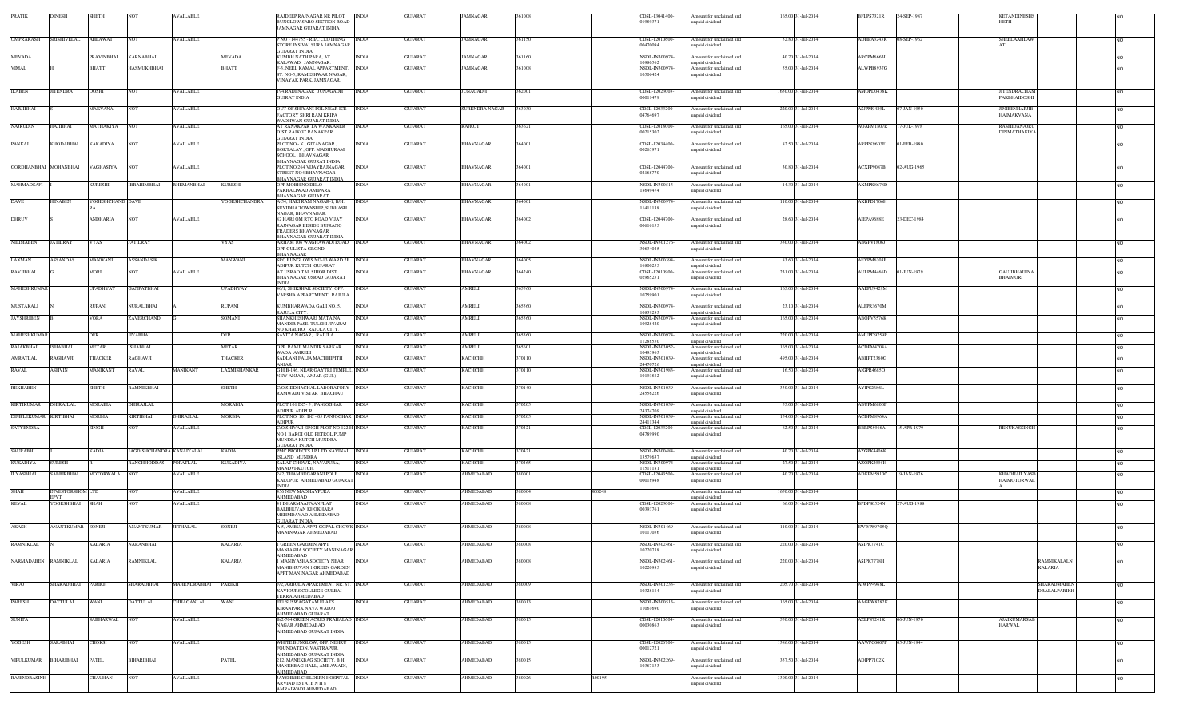| PRATIK | DINESH | SHETH | NOT | AVAILABLE | | RAJDEEP RAJNAGAR NR PILOT BUNGLOW SARO SECTION ROAD JAMNAGAR GUJARAT INDIA | INDIA | GUJARAT | JAMNAGAR | 361008 | | CDSL-13041400-01899371 | Amount for unclaimed and unpaid dividend | 165.00 | 31-Jul-2014 | BFLPS7321R | 24-SEP-1987 | | KETANDINESH SHETH | | NO |
|---|---|---|---|---|---|---|---|---|---|---|---|---|---|---|---|---|---|---|---|---|---|
| OMPRAKASH | SRISHIVELAL | AHLAWAT | NOT | AVAILABLE | | P NO - 144755 - R 1C CLOTHING STORE INS VALSURA JAMNAGAR GUJARAT INDIA | INDIA | GUJARAT | JAMNAGAR | 361150 | | CDSL-12010600-00470094 | Amount for unclaimed and unpaid dividend | 72.60 | 31-Jul-2014 | ADHPA5243K | 09-SEP-1962 | | SHEELAAHLAW AT | | NO |
| MEVADA | | PRAVINBHAI | KARNABHAI | | MEVADA | KUMBH NATH PARA, AT. KALAWAD, JAMNAGAR | INDIA | GUJARAT | JAMNAGAR | 361160 | | NSDL-IN300974-10960562 | Amount for unclaimed and unpaid dividend | 40.70 | 31-Jul-2014 | ARCPM6663L | | | | | NO |
| VIMAL | H | BHATT | HASMUKHBHAI | | BHATT | F-3, NEEL KAMAL APPARTMENT, ST. NO-5, RAMESHWAR NAGAR, VINAYAK PARK, JAMNAGAR. | INDIA | GUJARAT | JAMNAGAR | 361008 | | NSDL-IN300974-10506424 | Amount for unclaimed and unpaid dividend | 55.00 | 31-Jul-2014 | ALWPB8937G | | | | | NO |
| ILABEN | JITENDRA | DOSHI | NOT | AVAILABLE | | 194 RADI NAGAR JUNAGADH GUJRAT INDIA | INDIA | GUJARAT | JUNAGADH | 362001 | | CDSL-12023003-00011479 | Amount for unclaimed and unpaid dividend | 1650.00 | 31-Jul-2014 | AMOPD0438K | | | JITENDRACHAM PAKBHAIDOSHI | | NO |
| HARIBHAI | S | MAKVANA | NOT | AVAILABLE | | OUT OF SHIYANI POL NEAR ICE FACTORY SHRI RAM KRIPA WADHWAN GUJARAT INDIA | INDIA | GUJARAT | SURENDRA NAGAR | 363030 | | CDSL-12033200-04764697 | Amount for unclaimed and unpaid dividend | 220.00 | 31-Jul-2014 | ASIPM9429L | 07-JAN-1950 | | JINIBENHARIB HAIMAKVANA | | NO |
| NAJRUDIN | HAJIBHAI | MATHAKIYA | NOT | AVAILABLE | | AT RANAKPAR TA WANKANER DIST RAJKOT RANAKPAR GUJARAT INDIA | INDIA | GUJARAT | RAJKOT | 363621 | | CDSL-12018000-00215382 | Amount for unclaimed and unpaid dividend | 165.00 | 31-Jul-2014 | AOAPM1807R | 17-JUL-1978 | | RASHIDABANUJU DINMATHAKIYA | | NO |
| PANKAJ | KHODABHAI | KAKADIYA | NOT | AVAILABLE | | PLOT NO:- K, GITANAGAR , BORTALAV , OPP: MADHURAM SCHOOL , BHAVNAGAR BHAVNAGAR GUJRAT INDIA | INDIA | GUJARAT | BHAVNAGAR | 364001 | | CDSL-12034400-00265971 | Amount for unclaimed and unpaid dividend | 82.50 | 31-Jul-2014 | ARPPK0603F | 01-FEB-1980 | | | | NO |
| GORDHANBHAI | MOHANBHAI | VAGHASIYA | NOT | AVAILABLE | | PLOT NO 264 VIDAYRAJNAGAR STREET NO4 BHAVNAGAR BHAVNAGAR GUJARAT INDIA | INDIA | GUJARAT | BHAVNAGAR | 364001 | | CDSL-12044700-02168770 | Amount for unclaimed and unpaid dividend | 30.80 | 31-Jul-2014 | ACXPV6657B | 02-AUG-1965 | | | | NO |
| MAHMADSAFI | I | KURESHI | IBRAHIMBHAI | RHEMANBHAI | KURESHI | OPP MOBH NO DELO PAKHALIWAD AMBPARA BHAVNAGAR GUJARAT | INDIA | GUJARAT | BHAVNAGAR | 364001 | | NSDL-IN300513-18649474 | Amount for unclaimed and unpaid dividend | 14.30 | 31-Jul-2014 | AXMPK8676D | | | | | NO |
| DAVE | HINABEN | YOGESHCHAND RA | DAVE | | YOGESHCHANDRA | A-54, HARI RAM NAGAR-1, B/H SUVIDHA TOWNSHIP, SUBHASH NAGAR, BHAVNAGAR | INDIA | GUJARAT | BHAVNAGAR | 364001 | | NSDL-IN300974-11411139 | Amount for unclaimed and unpaid dividend | 110.00 | 31-Jul-2014 | AKBPD1706H | | | | | NO |
| DHRUV | | ANDHARIA | NOT | AVAILABLE | | 62 HARI OM R.TO ROAD VIJAY RAJNAGAR BESIDE BUJRANG TRADERS BHAVNAGAR BHAVNAGAR GUJARAT INDIA | INDIA | GUJARAT | BHAVNAGAR | 364002 | | CDSL-12044700-00616155 | Amount for unclaimed and unpaid dividend | 28.60 | 31-Jul-2014 | AIEPA8688E | 23-DEC-1984 | | | | NO |
| NILIMABEN | JATILRAY | VYAS | JATILRAY | | VYAS | ARHAM 106 WAGHAWADI ROAD OPP GULISTA GROUND BHAVNAGAR | INDIA | GUJARAT | BHAVNAGAR | 364002 | | NSDL-IN301276-30634045 | Amount for unclaimed and unpaid dividend | 330.00 | 31-Jul-2014 | ABGPV1806J | | | | | NO |
| LAXMAN | ASSANDAS | MANWANI | ASSANDASJK | | MANWANI | SRC BUNGLOWS NO-13 WARD 2B ADIPUR KUTCH GUJARAT | INDIA | GUJARAT | BHAVNAGAR | 364005 | | NSDL-IN300394-16800255 | Amount for unclaimed and unpaid dividend | 93.60 | 31-Jul-2014 | AEVPM6303B | | | | | NO |
| RAVJIBHAI | G | MORI | NOT | AVAILABLE | | AT USRAD TAL SIHOR DIST BHAVNAGAR USRAD GUJARAT INDIA | INDIA | GUJARAT | BHAVNAGAR | 364240 | | CDSL-12010900-02965251 | Amount for unclaimed and unpaid dividend | 231.00 | 31-Jul-2014 | AULPM4486D | 01-JUN-1979 | | GAURIBHAIBNA BHAIMORI | | NO |
| MAHESHKUMAR | | UPADHYAY | GANPATBHAI | | UPADHYAY | 60/1, SHIKSHAK SOCIETY, OPP. VARSHA APPARTMENT, RAJULA. | INDIA | GUJARAT | AMRELI | 365560 | | NSDL-IN300974-10759901 | Amount for unclaimed and unpaid dividend | 165.00 | 31-Jul-2014 | AAEPU9429M | | | | | NO |
| MUSTAKALI | N | RUPANI | NURALIBHAI | | RUPANI | KUMBHARWADA GALI NO. 5, RAJULA CITY. | INDIA | GUJARAT | AMRELI | 365560 | | NSDL-IN300974-10839293 | Amount for unclaimed and unpaid dividend | 23.10 | 31-Jul-2014 | ALFPR3670M | | | | | NO |
| JAYSHRIBEN | B | VORA | ZAVERCHAND | G | SOMANI | SHANKHESHWARI MATA NA MANDIR PASE, TULSHI NIVARAJ NO KHACHO, RAJULA CITY. | INDIA | GUJARAT | AMRELI | 365560 | | NSDL-IN300974-10928420 | Amount for unclaimed and unpaid dividend | 165.00 | 31-Jul-2014 | ABQPV5576K | | | | | NO |
| MAHESHKUMAR | | DER | JIVABHAI | | DER | SAVITA NAGAR, RAJULA. | INDIA | GUJARAT | AMRELI | 365560 | | NSDL-IN300974-11288550 | Amount for unclaimed and unpaid dividend | 220.00 | 31-Jul-2014 | AMUPD9759R | | | | | NO |
| RAJAKBHAI | ISHABHAI | METAR | ISHABHAI | | METAR | OPP. RAMJI MANDIR SARKAR WADA, AMRELI | INDIA | GUJARAT | AMRELI | 365601 | | NSDL-IN300052-10495963 | Amount for unclaimed and unpaid dividend | 165.00 | 31-Jul-2014 | ACDPM9704A | | | | | NO |
| AMRATLAL | RAGHAVJI | THACKER | RAGHAVJI | | THACKER | SADLANI FALIA MACHHIPITH ANJAR | INDIA | GUJARAT | KACHCHH | 370110 | | NSDL-IN301039-24470726 | Amount for unclaimed and unpaid dividend | 495.00 | 31-Jul-2014 | ABHPT2360G | | | | | NO |
| RAVAL | ASHVIN | MANIKANT | RAVAL | MANIKANT | LAXMISHANKAR | G.H.B-146, NEAR GAYTRI TEMPLE, NEW ANJAR, ANJAR (GUJ.) | INDIA | GUJARAT | KACHCHH | 370110 | | NSDL-IN301983-10193882 | Amount for unclaimed and unpaid dividend | 16.50 | 31-Jul-2014 | AIGPR4685Q | | | | | NO |
| REKHABEN | | SHETH | RAMNIKBHAI | | SHETH | C/O.SIDDHACHAL LABORATORY RAMWADI VISTAR BHACHAU | INDIA | GUJARAT | KACHCHH | 370140 | | NSDL-IN301039-24556226 | Amount for unclaimed and unpaid dividend | 330.00 | 31-Jul-2014 | AYIPS2686L | | | | | NO |
| KIRTIKUMAR | DHIRAJLAL | MORABIA | DHIRAJLAL | | MORABIA | PLOT 101 DC - 5 , PANJOGHAR ADIPUR ADIPUR | INDIA | GUJARAT | KACHCHH | 370205 | | NSDL-IN301039-24374769 | Amount for unclaimed and unpaid dividend | 55.00 | 31-Jul-2014 | ABUPM6600F | | | | | NO |
| DIMPLEKUMAR | KIRTIBHAI | MORBIA | KIRTIBHAI | DHIRAJLAL | MORBIA | PLOT NO. 101 DC -05 PANJOGHAR ADIPUR | INDIA | GUJARAT | KACHCHH | 370205 | | NSDL-IN301039-24411344 | Amount for unclaimed and unpaid dividend | 154.00 | 31-Jul-2014 | ACDPM8964A | | | | | NO |
| SATYENDRA | | SINGH | NOT | AVAILABLE | | C/O SHIVAJI SINGH PLOT NO 123 H NO 1 BAROI OLD PETROL PUMP MUNDRA KUTCH MUNDRA GUJARAT INDIA | INDIA | GUJARAT | KACHCHH | 370421 | | CDSL-12033200-04789990 | Amount for unclaimed and unpaid dividend | 82.50 | 31-Jul-2014 | BRRPS5966A | 15-APR-1979 | | RENUKASSINGH | | NO |
| SAURABH | | KADIA | JAGDISHCHANDRA | KANAIYALAL | KADIA | PMC PROJECTS I P LTD NAVINAL ISLAND MUNDRA | INDIA | GUJARAT | KACHCHH | 370421 | | NSDL-IN300484-13579837 | Amount for unclaimed and unpaid dividend | 40.70 | 31-Jul-2014 | AZGPK4406K | | | | | NO |
| KUKADIYA | SURESH | R | RANCHHODDAS | POPATLAL | KUKADIYA | SALAT CHOWK, NAVAPURA, MANDVI-KUTCH. | INDIA | GUJARAT | KACHCHH | 370465 | | NSDL-IN300974-11511181 | Amount for unclaimed and unpaid dividend | 27.50 | 31-Jul-2014 | AZOPK2893H | | | | | NO |
| ILYASBHAI | SABBIRBHAI | MOTORWALA | NOT | AVAILABLE | | 242, THAMBUGARANI POLE KALUPUR AHMEDABAD GUJARAT INDIA | INDIA | GUJARAT | AHMEDABAD | 380001 | | CDSL-12043500-00018948 | Amount for unclaimed and unpaid dividend | 40.70 | 31-Jul-2014 | ADKPM5910C | 19-JAN-1976 | | KHADIJAILYASB HAIMOTORWAL A | | NO |
| SHAH | INVESTORSHOM EPVT | LTD | NOT | AVAILABLE | | 4/56 NEW MADHAVPURA AHMEDABAD | INDIA | GUJARAT | AHMEDABAD | 380004 | S00248 | | Amount for unclaimed and unpaid dividend | 1650.00 | 31-Jul-2014 | | | | | | NO |
| KEVAL | YOGESHBHAI | SHAH | NOT | AVAILABLE | | 61 DHARMAAHYANFLAT BALBHUVAN KHOKHARA MEHMDAVAD AHMEDABAD GUJARAT INDIA | INDIA | GUJARAT | AHMEDABAD | 380008 | | CDSL-12029000-00393761 | Amount for unclaimed and unpaid dividend | 66.00 | 31-Jul-2014 | BPDPS0524N | 27-AUG-1988 | | | | NO |
| AKASH | ANANTKUMAR | SONEJI | ANANTKUMAR | JETHALAL | SONEJI | A-5, AMRUTA APPT GOPAL CHOWK MANINAGAR AHMEDABAD | INDIA | GUJARAT | AHMEDABAD | 380008 | | NSDL-IN301469-10117058 | Amount for unclaimed and unpaid dividend | 110.00 | 31-Jul-2014 | EWWPS9705Q | | | | | NO |
| RAMNIKLAL | N | KALARIA | NARANBHAI | | KALARIA | 1 GREEN GARDEN APPT MANIASHA SOCIETY MANINAGAR AHMEDABAD | INDIA | GUJARAT | AHMEDABAD | 380008 | | NSDL-IN302461-10220758 | Amount for unclaimed and unpaid dividend | 220.00 | 31-Jul-2014 | ASIPK7741C | | | | | NO |
| NARMADABEN | RAMNIKLAL | KALARIA | RAMNIKLAL | | KALARIA | 1 MANIYASHA SOCIETY NEAR MANIBHUVAN 1 GREEN GARDEN APPT MANINAGAR AHMEDABAD | INDIA | GUJARAT | AHMEDABAD | 380008 | | NSDL-IN302461-10220985 | Amount for unclaimed and unpaid dividend | 220.00 | 31-Jul-2014 | ASIPK7776H | | | | RAMNIKLALN KALARIA | NO |
| VIRAJ | SHARADBHAI | PARIKH | SHARADBHAI | MAHENDRABHAI | PARIKH | 6/2, ARBUDA APARTMENT NR. ST. XAVIOURS COLLEGE GULBAI TEKRA AHMEDABAD | INDIA | GUJARAT | AHMEDABAD | 380009 | | NSDL-IN301233-10328184 | Amount for unclaimed and unpaid dividend | 205.70 | 31-Jul-2014 | AJWPP4968L | | | | SHARADMAHEN DRALALPARIKH | NO |
| PARESH | DATTULAL | WANI | DATTULAL | CHHAGANLAL | WANI | FF1 SUSWAGATAM FLATS KIRANPARK NAVA WADAJ AHMEDABAD GUJARAT | INDIA | GUJARAT | AHMEDABAD | 380013 | | NSDL-IN300513-11061690 | Amount for unclaimed and unpaid dividend | 165.00 | 31-Jul-2014 | AAGPW8782K | | | | | NO |
| SUNITA | | SABHARWAL | NOT | AVAILABLE | | B/2-704 GREEN ACRES PRAHALAD NAGAR AHMEDABAD AHMEDABAD GUJARAT INDIA | INDIA | GUJARAT | AHMEDABAD | 380015 | | CDSL-12010604-00030863 | Amount for unclaimed and unpaid dividend | 550.00 | 31-Jul-2014 | AZLPS7241K | 06-JUN-1970 | | AJAIKUMARSAB HARWAL | | NO |
| YOGESH | SARABHAI | CHOKSI | NOT | AVAILABLE | | WHITE BUNGLOW, OPP. NEHRU FOUNDATION, VASTRAPUR, AHMEDABAD GUJARAT INDIA | INDIA | GUJARAT | AHMEDABAD | 380015 | | CDSL-12026700-00012721 | Amount for unclaimed and unpaid dividend | 1386.00 | 31-Jul-2014 | AAWPC0007F | 05-JUN-1944 | | | | NO |
| VIPULKUMAR | BIHARIBHAI | PATEL | BIHARIBHAI | | PATEL | 212, MANEKBAG SOCIETY, B H MANEKBAG HALL, AMBAWADI, AHMEDABAD | INDIA | GUJARAT | AHMEDABAD | 380015 | | NSDL-IN302269-10367133 | Amount for unclaimed and unpaid dividend | 357.50 | 31-Jul-2014 | ADIPP7102K | | | | | NO |
| RAJENDRASINH | | CHAUHAN | NOT | AVAILABLE | | JAYSHREE CHILDERN HOSPITAL ARVIND ESTATE N H 8 AMRAIWADI AHMEDABAD | INDIA | GUJARAT | AHMEDABAD | 380026 | R00195 | | Amount for unclaimed and unpaid dividend | 3300.00 | 31-Jul-2014 | | | | | | NO |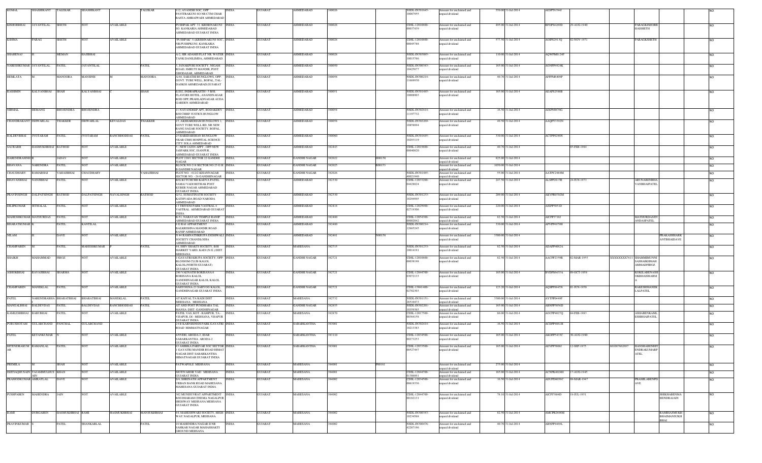| KOMAL | SHASHIKANT | TALEKAR | SHASHIKANT | | TALEKAR | 112, AVANISH SOC, OPP PAVITRAKUNJ SO NR CTM CHAR RASTA AMRAIWADI AHMEDABAD | INDIA | GUJARAT | AHMEDABAD | 380026 | | NSDL-IN301645-10087955 | Amount for unclaimed and unpaid dividend | 550.00 | 31-Jul-2014 | AESPT6394J | | | | | NO |
|---|---|---|---|---|---|---|---|---|---|---|---|---|---|---|---|---|---|---|---|---|---|
| KISHORBHAI | JAYANTILAL | SHETH | NOT | AVAILABLE | | PUSHPAK APT. 31 KRISHNAKUNJ SO. KANKARIA AHMEDABAD AHMEDABAD GUJARAT INDIA | INDIA | GUJARAT | AHMEDABAD | 380028 | | CDSL-12010900-00037439 | Amount for unclaimed and unpaid dividend | 495.00 | 31-Jul-2014 | BFOPS4269D | 29-AUG-1940 | | PARAGKISHORE HAISHETH | | NO |
| KSHMA | PARAG | SHETH | NOT | AVAILABLE | | "PUSHPAK" 31,KRISHNAKUNJ SOC, NR.PUSHPKUNJ, KANKARIA AHMEDABAD GUJARAT INDIA | INDIA | GUJARAT | AHMEDABAD | 380028 | | CDSL-12010900-00045788 | Amount for unclaimed and unpaid dividend | 577.50 | 31-Jul-2014 | AOIPS2913Q | 02-NOV-1971 | | PARAGKSHETH | | NO |
| SHAHENAJ | H | MEMAN | HAJIBHAI | | | A-2, SIR ADAMJI FLAT NR. WATER TANK DANILIMDA, AHMEDABAD. | INDIA | GUJARAT | AHMEDABAD | 380028 | | NSDL-IN303085-10015766 | Amount for unclaimed and unpaid dividend | 110.00 | 31-Jul-2014 | AQWPM0124F | | | | | NO |
| NARESHKUMAR | JAYANTILAL | PATEL | JAYANTILAL | | PATEL | 5 JANAKPURI SOCIETY, NIGAM ROAD, SMRUTI MANDIR, POST GHODASAR, AHMEDABAD | INDIA | GUJARAT | AHMEDABAD | 380050 | | NSDL-IN300343-10425877 | Amount for unclaimed and unpaid dividend | 165.00 | 31-Jul-2014 | AGNPP4924K | | | | | NO |
| HEMLATA | M | MANGORA | MANSINH | M | MANGORA | A-64, SARATHI BUNGLOWS, OPP. GOVT. TUBE WELL, BOPAL, TAL-DASKOI AHMEDABAD,GUJARAT | INDIA | GUJARAT | AHMEDABAD | 380058 | | NSDL-IN300214-11669930 | Amount for unclaimed and unpaid dividend | 40.70 | 31-Jul-2014 | AFFPM6409P | | | | | NO |
| RASHMIN | KALYANBHAI | SHAH | KALYANBHAI | C | SHAH | E/202, INDRAPRASTH -5 B/H. FLAVORS HOTEL, ANANDNAGAR ROD OPP, PRAHLADNAGAR AUDA GARDEN AHMEDABAD | INDIA | GUJARAT | AHMEDABAD | 380051 | | NSDL-IN301485-10008903 | Amount for unclaimed and unpaid dividend | 165.00 | 31-Jul-2014 | AEAPS2598B | | | | | NO |
| NIRMAL | HEMANG | BHOJENDRA | BHOJENDRA | | | 11 NAYANDEEP APT. BODAKDEV B/H CHIEF JUSTICE BUNGLOW AHMEDABAD | INDIA | GUJARAT | AHMEDABAD | 380054 | | NSDL-IN302814-11197732 | Amount for unclaimed and unpaid dividend | 16.50 | 31-Jul-2014 | AIXPN0676G | | | | | NO |
| CHANDRAKANT | ISHWARLAL | THAKKER | ISHWARLAL | KEVALDAS | THAKKER | 15, AKSHARDHAM BUNGLOWS 1, GOVT TUBE WELL RD, NR NEW RANG SAGAR SOCIETY, BOPAL, AHMEDABAD | INDIA | GUJARAT | AHMEDABAD | 380058 | | NSDL-IN302269-10858894 | Amount for unclaimed and unpaid dividend | 49.50 | 31-Jul-2014 | AAQPT3392N | | | | | NO |
| BALDEVBHAI | JYOTARAM | PATEL | JYOTARAM | RANCHHODDAS | PATEL | 25 HARIDARSHAN BUNGLOW NEAR CIMS HOSPITAL SCIENCE CITY SOLA AHMEDABAD | INDIA | GUJARAT | AHMEDABAD | 380060 | | NSDL-IN301645-10293119 | Amount for unclaimed and unpaid dividend | 330.00 | 31-Jul-2014 | ACTPP0290N | | | | | NO |
| SAURABH | HASMUKHBHAI | RATHOD | NOT | AVAILABLE | | 5 - NEW JATIN APPT. OPP-NEW JASPARK SOC, ISANPUR, AHMEDABAD GUJARAT INDIA | INDIA | GUJARAT | AHMEDABAD | 382443 | | CDSL-12019600-00040820 | Amount for unclaimed and unpaid dividend | 40.70 | 31-Jul-2014 | | 05-FEB-1984 | | | | NO |
| HARENDRASINH | R | JADAV | NOT | AVAILABLE | | PLOT 220/1 SECTOR 22 GANDHI NAGAR | INDIA | GUJARAT | GANDHI NAGAR | 382022 | H00150 | | Amount for unclaimed and unpaid dividend | 825.00 | 31-Jul-2014 | | | | | | NO |
| BHAVANA | NARENDRA | PATEL | NOT | AVAILABLE | | BLOCK NO 218 SECTOR NO 25 G H B GANDHI NAGAR | INDIA | GUJARAT | GANDHI NAGAR | 382025 | B00153 | | Amount for unclaimed and unpaid dividend | 1650.00 | 31-Jul-2014 | | | | | | NO |
| CHAUDHARY | RAMABHAI | VAHAJIBHAI | CHAUDHARY | | VAHAJIBHAI | PLOT NO.-612/2 KISANNAGAR SECTOR NO. - 26 GANDHINAGAR | INDIA | GUJARAT | GANDHI NAGAR | 382026 | | NSDL-IN301485-40021940 | Amount for unclaimed and unpaid dividend | 55.00 | 31-Jul-2014 | AATPC2884M | | | | | NO |
| BHAVANBHAI | NANJIBHAI | PATEL | NOT | AVAILABLE | | B/G KUTCHCHI KADVA PATEL SAMAJ VADI RETHAK POST KUBER NAGAR AHMEDABAD GUJARAT INDIA | INDIA | GUJARAT | AHMEDABAD | 382330 | | CDSL-12033200-04428824 | Amount for unclaimed and unpaid dividend | 247.50 | 31-Jul-2014 | ALSPP2017R | 24-JUN-1973 | | ARUNABENBHA VANBHAIPATEL | | NO |
| PRAVINSINGH | DALPATSINGH | RATHOD | DALPATSINGH | NAVALSINGH | RATHOD | G/32, SUMATINATH SOCIETY KATHVADA ROAD NARODA AHMEDABAD | INDIA | GUJARAT | AHMEDABAD | 382330 | | NSDL-IN301233-10294845 | Amount for unclaimed and unpaid dividend | 206.00 | 31-Jul-2014 | AKVPR0702M | | | | | NO |
| DILIPKUMAR | JETHALAL | PATEL | NOT | AVAILABLE | | F-3 TRIVENI PARK VASTRAL 4 VASTRAL AHMEDABAD GUJARAT INDIA | INDIA | GUJARAT | AHMEDABAD | 382418 | | CDSL-12029900-02719306 | Amount for unclaimed and unpaid dividend | 220.00 | 31-Jul-2014 | AJEPP5051D | | | | | NO |
| MAHESHKUMAR | MATHURDAS | PATEL | NOT | AVAILABLE | | B-51, NARAYAN TEMPLE RANIP AHMEDABAD GUJARAT INDIA | INDIA | GUJARAT | AHMEDABAD | 382480 | | CDSL-12054300-00002042 | Amount for unclaimed and unpaid dividend | 82.50 | 31-Jul-2014 | AICPP3718J | | | MATHURDASBV ANDASPATEL | | NO |
| BHARATKUMAR | K | PATEL | KANTILAL | | | 8 G RAJ APPARTMENT BALKRISHNA MANDIR ROAD RANIP AHMEDABAD | INDIA | GUJARAT | AHMEDABAD | 382480 | | NSDL-IN300214-12665245 | Amount for unclaimed and unpaid dividend | 330.00 | 31-Jul-2014 | APVPP4979H | | | | | NO |
| NILAM | H | DAVE | NOT | AVAILABLE | | N 44 RAMNATHKRUPA DESHWALI SOCIETY CHANDLODIA AHMEDABAD | INDIA | GUJARAT | AHMEDABAD | 382481 | N00158 | | Amount for unclaimed and unpaid dividend | 3300.00 | 31-Jul-2014 | | | | | PRAKASHHARK ANTBHAIDAVE | NO |
| CHAMPABEN | M | PATEL | MAHESHKUMAR | P | PATEL | 64, SHIV SHAKTI SOCIETY, B/H MARKET YARD, KADI (N.G.) DIST. MEHSANA | INDIA | GUJARAT | MAHESANA | 382715 | | NSDL-IN301233-10014191 | Amount for unclaimed and unpaid dividend | 82.50 | 31-Jul-2014 | ADAPP4082A | | | | | NO |
| SHAIKH | MAHAMMAD | FIROZ | NOT | AVAILABLE | | 1-GAYATRI KRUPA SOCIETY, OPP-BLOSSOM CLUB KALOL KALOL(NORTH GUJARAT) GUJARAT INDIA | INDIA | GUJARAT | GANDHI NAGAR | 382721 | | CDSL-12010900-00038196 | Amount for unclaimed and unpaid dividend | 82.50 | 31-Jul-2014 | AACPF2359R | 02-MAR-1955 | XXXXXXXX7611 | SHAMMIMUNNI SASHAIKHMAH AMMADFIROZ | | NO |
| ASHOKBHAI | RAVAJIBHAI | SHARMA | NOT | AVAILABLE | | 290 VAIJNATH BORISANA 6 BORISANA KALOL GANDHINAGAR KALOL KALOL GUJARAT INDIA | INDIA | GUJARAT | GANDHI NAGAR | 382721 | | CDSL-12044700-03072133 | Amount for unclaimed and unpaid dividend | 165.00 | 31-Jul-2014 | BVDPS6435A | 09-OCT-1958 | | KOKILABENASH OKBHAISHARM A | | NO |
| CHAMPABEN | MANEKLAL | PATEL | NOT | AVAILABLE | | SAHYOGNA-23 SAHYOG KALOL GANDHINAGAR GUJARAT INDIA | INDIA | GUJARAT | GANDHI NAGAR | 382721 | | CDSL-13041400-02702903 | Amount for unclaimed and unpaid dividend | 123.20 | 31-Jul-2014 | AQMPP6845N | 01-JUN-1950 | | RAKESHMANEK LALPATEL | | NO |
| PATEL | NARENDRABHA | BHARATBHAI | BHARATBHAI | MANEKLAL | PATEL | AT KAIYAL TA KADI DIST MEHSANA MEHSANA | INDIA | GUJARAT | MAHESANA | 382732 | | NSDL-IN301151-26510473 | Amount for unclaimed and unpaid dividend | 3300.00 | 31-Jul-2014 | AYTPP0449F | | | | | NO |
| MANGALBHAI | BALDEVDAS | PATEL | BALDEVDAS | RANCHHODDAS | PATEL | AT AND POST PUNDHARA TAL MANSA DIST. GANDHINAGAR | INDIA | GUJARAT | GANDHI NAGAR | 382835 | | NSDL-IN302201-10359365 | Amount for unclaimed and unpaid dividend | 165.00 | 31-Jul-2014 | ABNPP5050D | | | | | NO |
| KAMLESHBHAI | BABUBHAI | PATEL | NOT | AVAILABLE | | PATEL VAS, KOT - RAMPUR, TA.-VIJAPUR, DI - MEHSANA, VIJAPUR GUJARAT INDIA | INDIA | GUJARAT | MAHESANA | 382870 | | CDSL-12017500-00364158 | Amount for unclaimed and unpaid dividend | 66.00 | 31-Jul-2014 | AOCPP4027Q | 04-FEB-1983 | | ASHABENKAML ESHBHAIPATEL | | NO |
| PURUSHOTAM | GULABCHAND | PANCHAL | GULABCHAND | | | 24 B KARNISINH PARK GAYATRI ROAD HIMMATNAGAR | INDIA | GUJARAT | SABARKANTHA | 383001 | | NSDL-IN302814-10213383 | Amount for unclaimed and unpaid dividend | 16.50 | 31-Jul-2014 | ACDPP4861H | | | | | NO |
| PATEL | KETANKUMAR | N | NOT | AVAILABLE | | 6/95/DH, ARODA-2, IDAR SABARKANTHA ARODA-2 GUJARAT INDIA | INDIA | GUJARAT | SABARKANTHA | 383110 | | CDSL-12034500-00273253 | Amount for unclaimed and unpaid dividend | 165.00 | 31-Jul-2014 | AKOPP5433C | 30-AUG-1980 | | | | NO |
| HITENDRAKUM AR | RAMANLAL | PATEL | NOT | AVAILABLE | | 63 AMBIKA PARIVAR SOC SECTOR 1 GAYATRI MANDIR ROAD HIMAT NAGAR DIST SABARKANTHA HIMATNAGAR GUJARAT INDIA | INDIA | GUJARAT | SABARKANTHA | 383001 | | CDSL-12033500-00527447 | Amount for unclaimed and unpaid dividend | 165.00 | 31-Jul-2014 | AEVPP5806J | 12-SEP-1975 | 601067662697 | HANSHABENHIT ENDRAKUMARP ATEL | | NO |
| PREMILA | M | SHAH | NOT | AVAILABLE | | PATWAPOLE MEHSANA | INDIA | GUJARAT | MAHESANA | 384001 | P00161 | | Amount for unclaimed and unpaid dividend | 275.00 | 31-Jul-2014 | | | | | | NO |
| ISHTIAQHUSAIN | TAJAMMULHUS AIN | KHAN | NOT | AVAILABLE | | MOTIVAHOR VAD MEHSANA GUJARAT INDIA | INDIA | GUJARAT | MAHESANA | 384001 | | CDSL-12044700-01396891 | Amount for unclaimed and unpaid dividend | 165.00 | 31-Jul-2014 | ACNPK4024H | 17-AUG-1945 | | | | NO |
| PRAMODKUMAR | AMRATLAL | DAVE | NOT | AVAILABLE | | 3/4, SHRINATH APPARTMENT URBAN BANK ROAD MAHESANA MAHESANA GUJARAT INDIA | INDIA | GUJARAT | MAHESANA | 384002 | | CDSL-12034500-00619336 | Amount for unclaimed and unpaid dividend | 16.50 | 31-Jul-2014 | ADUPD6056C | 08-MAR-1947 | | PRAMILABENPD AVE | | NO |
| PUSHPABEN | MAHENDRA | JAIN | NOT | AVAILABLE | | 302 MUNISUVRAT APPARTMENT B/H DHARAM CINEMA NAGALPUR HIGHWAY MEHSANA MEHSANA GUJARAT INDIA | INDIA | GUJARAT | MAHESANA | 384002 | | CDSL-12044700-00182131 | Amount for unclaimed and unpaid dividend | 78.10 | 31-Jul-2014 | AICPJ7604D | 19-JUL-1951 | | | SHIKHABENMA HENDRAJAIN | NO |
| RAMI | DURGABEN | HASMUKHBHAI | RAMI | HASMUKHBHAI | MANSUKHBHAI | 44, MAHESHWARI SOCIETY, HIGH WAY NAGALPUR, MEHSANA | INDIA | GUJARAT | MAHESANA | 384002 | | NSDL-IN300343-10234566 | Amount for unclaimed and unpaid dividend | 82.50 | 31-Jul-2014 | AMCPR2698M | | | | RAMIHASMUKH BHAIMANSUKH BHAI | NO |
| PRAVINKUMAR | S | PATEL | SHANKARLAL | | PATEL | 16 MAHENDRA NAGAR II NR SAHKAR NAGAR MAHASHAKTI GROUND MEHSANA | INDIA | GUJARAT | MAHESANA | 384002 | | NSDL-IN300476-42267196 | Amount for unclaimed and unpaid dividend | 40.70 | 31-Jul-2014 | ABNPP4469L | | | | | NO |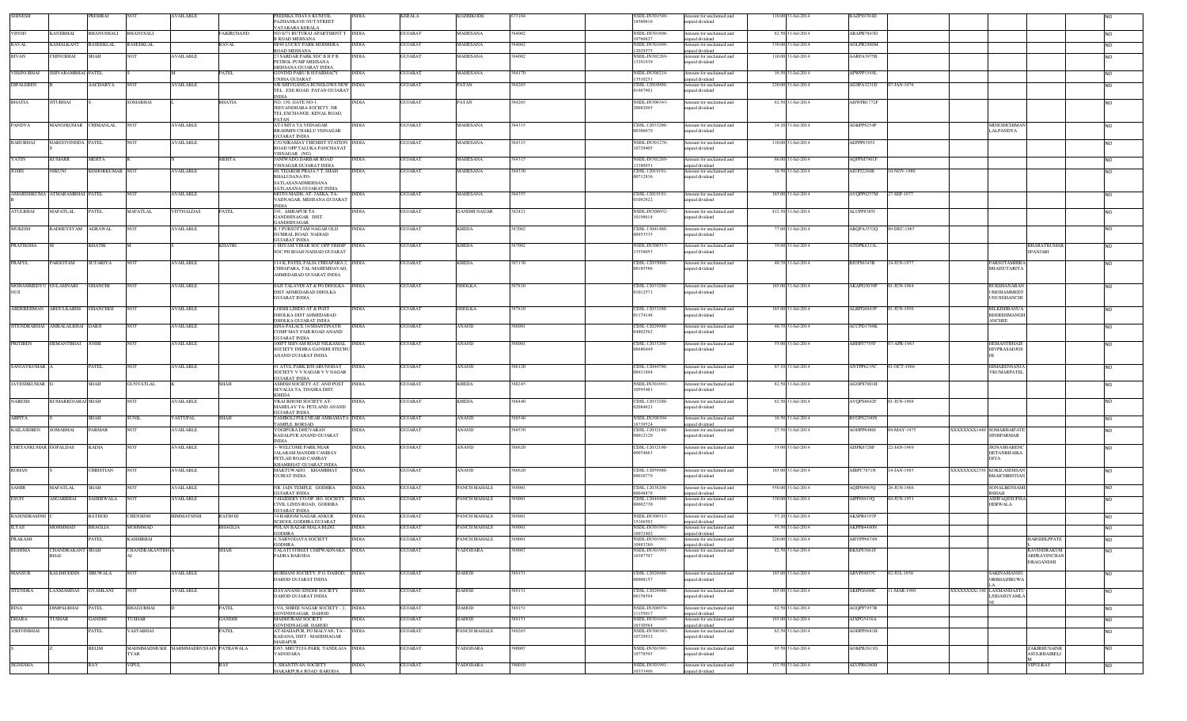| SHINESH | | PREMRAJ | NOT | AVAILABLE | | PEEDIKA THAYA KUNIYIL PAZHANKAVE NUT STREET VATAKARA KERALA | INDIA | KERALA | KOZHIKODE | 673104 | | NSDL-IN301549-18560616 | Amount for unclaimed and unpaid dividend | 110.00 | 31-Jul-2014 | BAZPS9704D | | | | | NO |
|---|---|---|---|---|---|---|---|---|---|---|---|---|---|---|---|---|---|---|---|---|---|
| VINOD | KANJIBHAI | BHANUSHALI | BHANUSALI | | FAKIRCHAND | NO-S/71 RUTURAJ APARTMENT T B ROAD MEHSANA | INDIA | GUJARAT | MAHESANA | 384002 | | NSDL-IN301696-10760627 | Amount for unclaimed and unpaid dividend | 82.50 | 31-Jul-2014 | ABAPB7843D | | | | | NO |
| RAVAL | KAMALKANT | RASIEKLAL | RASEIKLAL | | RAVAL | 40/40 LUCKY PARK MODHERA ROAD MEHSANA | INDIA | GUJARAT | MAHESANA | 384002 | | NSDL-IN301696-12028575 | Amount for unclaimed and unpaid dividend | 330.00 | 31-Jul-2014 | AGLPR2900M | | | | | NO |
| BIVAN | CHINUBHAI | SHAH | NOT | AVAILABLE | | 23 SARDAR PARK SOC B H P B PETROL PUMP MEHSANA MEHSANA GUJARAT INDIA | INDIA | GUJARAT | MAHESANA | 384002 | | NSDL-IN302269-13293939 | Amount for unclaimed and unpaid dividend | 110.00 | 31-Jul-2014 | AARFA3975B | | | | | NO |
| VISHNUBHAI | SHIVARAMBHAI | PATEL | | M | PATEL | GOVIND PARU H H PARMACY UNJHA GUJARAT | INDIA | GUJARAT | MAHESANA | 384170 | | NSDL-IN300214-13510251 | Amount for unclaimed and unpaid dividend | 16.50 | 31-Jul-2014 | APWPP1549L | | | | | NO |
| DIPALEBEN | B | AACHARYA | NOT | AVAILABLE | | 6/B SHIVGANGA BUNGLOWS NEW TEL . EXE ROAD PATAN GUJARAT INDIA | INDIA | GUJARAT | PATAN | 384265 | | CDSL-12010900-01967901 | Amount for unclaimed and unpaid dividend | 220.00 | 31-Jul-2014 | AGSPA3231D | 07-JAN-1976 | | | | NO |
| BHATIA | JITUBHAI | S | SOMABHAI | | BHATIA | NO. 150, GATE NO-1, JEEVANDHARA SOCIETY, NR TEL.EXCHANGE, KENAL ROAD, PATAN | INDIA | GUJARAT | PATAN | 384265 | | NSDL-IN300343-20082095 | Amount for unclaimed and unpaid dividend | 82.50 | 31-Jul-2014 | AHWPB1772F | | | | | NO |
| PANDYA | MANOJKUMAR | CHIMANLAL | NOT | AVAILABLE | | AT-UMTA TA VISNAGAR BRAHMIN CHAKLU VISNAGAR GUJARAT INDIA | INDIA | GUJARAT | MAHESANA | 384315 | | CDSL-12033200-00308679 | Amount for unclaimed and unpaid dividend | 24.20 | 31-Jul-2014 | AOKPP6254P | | | MINESHCHIMANLALPANDYA | | NO |
| BABUBHAI | HARGOVINDDA | PATEL | NOT | AVAILABLE | | C/O NIRAMAY CHEMIST STATION ROAD OPP TALUKA PANCHAYAT VISNAGAR (NG) | INDIA | GUJARAT | MAHESANA | 384315 | | NSDL-IN301276-10729405 | Amount for unclaimed and unpaid dividend | 110.00 | 31-Jul-2014 | AEPPP6565J | | | | | NO |
| YATIN | KUMARR | MEHTA | R | N | MEHTA | JANIWADO DARBAR ROAD VISNAGAR GUJARAT INDIA | INDIA | GUJARAT | MAHESANA | 384315 | | NSDL-IN302269-12390951 | Amount for unclaimed and unpaid dividend | 66.00 | 31-Jul-2014 | AGPPM7901F | | | | | NO |
| JOSHI | NIKUNJ | KISHORKUMAR | NOT | AVAILABLE | | 60, THAKOR PRAJA 5 7, SHAH BHALUSANA PO-SATLASANADMEHSANA SATLASANA GUJARAT INDIA | INDIA | GUJARAT | MAHESANA | 384330 | | CDSL-12019101-00712836 | Amount for unclaimed and unpaid dividend | 16.50 | 31-Jul-2014 | AIUPJ2280B | 10-NOV-1980 | | | | NO |
| AMARISHKUMA R | ATMARAMBHAI | PATEL | NOT | AVAILABLE | | MOTO MADH, AT- JASKA, TA- VADNAGAR, MEHSANA GUJARAT INDIA | INDIA | GUJARAT | MAHESANA | 384355 | | CDSL-12019101-01092922 | Amount for unclaimed and unpaid dividend | 165.00 | 31-Jul-2014 | AVQPP0257M | 27-SEP-1977 | | | | NO |
| ATULBHAI | MAFATLAL | PATEL | MAFATLAL | VITTHALDAS | PATEL | 191, AMBAPUR TA GANDHINAGAR DIST. GANDHINAGAR | INDIA | GUJARAT | GANDHI NAGAR | 382421 | | NSDL-IN300652-10198614 | Amount for unclaimed and unpaid dividend | 412.50 | 31-Jul-2014 | ALUPP6385J | | | | | NO |
| MUKESH | RADHEYSYAM | AGRAWAL | NOT | AVAILABLE | | B-3 PURSOTTAM NAGAR OLD DUMRAL ROAD NADIAD GUJARAT INDIA | INDIA | GUJARAT | KHEDA | 387002 | | CDSL-13041400-00053535 | Amount for unclaimed and unpaid dividend | 77.00 | 31-Jul-2014 | ABQPA3532Q | 09-DEC-1967 | | | | NO |
| PRATIKSHA | M | KHATRI | M | S | KHATRI | 1 SHYAM VIHAR SOC OPP TRIDIP SOC PIJ ROAD NADIAD GUJARAT | INDIA | GUJARAT | KHEDA | 387002 | | NSDL-IN300513-13558053 | Amount for unclaimed and unpaid dividend | 39.60 | 31-Jul-2014 | ATDPK8321L | | | | BHARATKUMARSPANJABI | NO |
| PRAFUL | PARSOTAM | SUTARIYA | NOT | AVAILABLE | | 114-K, PATEL FALIA CHHAPARA 2, CHHAPARA, TAL-MAHEMDAVAD, AHMEDABAD GUJARAT INDIA | INDIA | GUJARAT | KHEDA | 387130 | | CDSL-12035000-00185566 | Amount for unclaimed and unpaid dividend | 40.70 | 31-Jul-2014 | BIUPS6345B | 24-JUN-1977 | | PARSOTAMBHRABHAISUTARIYA | | NO |
| MOHAMMEDYUNUS | GULAMNABI | GHANCHI | NOT | AVAILABLE | | NAJI TALAVDI AT & PO DHOLKA DIST AHMEDABAD DHOLKA GUJARAT INDIA | INDIA | GUJARAT | DHOLKA | 387810 | | CDSL-12033200-01012571 | Amount for unclaimed and unpaid dividend | 165.00 | 31-Jul-2014 | AKAPG5039P | 01-JUN-1964 | | RUKSHANABANUMOHAMMEDYUNUSGHANCHI | | NO |
| ABDEREHMAN | ABDULKARIM | GHANCHEE | NOT | AVAILABLE | | LODHI LIMDO AT & POST DHOLKA DIST AHMEDABAD DHOLKA GUJARAT INDIA | INDIA | GUJARAT | DHOLKA | 387810 | | CDSL-12033200-01174148 | Amount for unclaimed and unpaid dividend | 165.00 | 31-Jul-2014 | ALBPG6643P | 01-JUN-1956 | | BILKISHBANUABDEREHMANGHANCHEE | | NO |
| JITENDRABHAI | AMBALALBHAI | DARJI | NOT | AVAILABLE | | SINA PALACE 16/SHANTINATH COMP MAY FAIR ROAD ANAND GUJARAT INDIA | INDIA | GUJARAT | ANAND | 388001 | | CDSL-12029900-04802562 | Amount for unclaimed and unpaid dividend | 40.70 | 31-Jul-2014 | ACCPD1769K | | | | | NO |
| PRITIBEN | HEMANTBHAI | JOSHI | NOT | AVAILABLE | | 100FT SHIVAM ROAD NILKAMAL SOCIETY INDIRA GANDHI STECHU ANAND GUJARAT INDIA | INDIA | GUJARAT | ANAND | 388001 | | CDSL-12033200-06880449 | Amount for unclaimed and unpaid dividend | 55.00 | 31-Jul-2014 | AHHPJ7795F | 07-APR-1963 | | HEMANTBHAISHIVPRASADJOSHI | | NO |
| SANJAYKUMAR | A | PATEL | NOT | AVAILABLE | | 91 ATUL PARK B/H ARUNODAY SOCIETY V V NAGAR V V NAGAR GUJARAT INDIA | INDIA | GUJARAT | ANAND | 388120 | | CDSL-12044700-00411894 | Amount for unclaimed and unpaid dividend | 67.10 | 31-Jul-2014 | ANTPP6235C | 01-OCT-1966 | | HIMABENSANJAYKUMARPATEL | | NO |
| JAYESHKUMAR | G | SHAH | GUNVATLAL | K | SHAH | ASHISH SOCIETY AT. AND POST SEVALIA TA. THASRA DIST. KHEDA | INDIA | GUJARAT | KHEDA | 388245 | | NSDL-IN301991-10595461 | Amount for unclaimed and unpaid dividend | 82.50 | 31-Jul-2014 | AGOPS7001H | | | | | NO |
| NARESH | KUMARKOARAJ | SHAH | NOT | AVAILABLE | | VRAJ BHUMI SOCIETY AT- MAHELAV TA- PETLAND ANAND GUJARAT INDIA | INDIA | GUJARAT | KHEDA | 388440 | | CDSL-12033200-02064621 | Amount for unclaimed and unpaid dividend | 82.50 | 31-Jul-2014 | AVQPS6642F | 01-JUN-1968 | | | | NO |
| ARPITA | | SHAH | SUNIL | VASTUPAL | SHAH | TAMBOLI POLI NEAR AMBAMATA TAMPLE BORSAD | INDIA | GUJARAT | ANAND | 388540 | | NSDL-IN300394-16739524 | Amount for unclaimed and unpaid dividend | 16.50 | 31-Jul-2014 | BUOPS2590N | | | | | NO |
| KAILASHBEN | SOMABHAI | PARMAR | NOT | AVAILABLE | | YOGIPURA DHUVARAN BADALPUR ANAND GUJARAT INDIA | INDIA | GUJARAT | ANAND | 388550 | | CDSL-12032100-00012120 | Amount for unclaimed and unpaid dividend | 27.50 | 31-Jul-2014 | AOHPP6480J | 04-MAY-1975 | XXXXXXXX1440 | SOMABHAIFATESINHPARMAR | | NO |
| CHETANKUMAR | GOPALDAS | KADIA | NOT | AVAILABLE | | 3- WELCOME PARK NEAR JALARAM MANDIR CAMBAY PETLAD ROAD CAMBAY KHAMBHAT GUJARAT INDIA | INDIA | GUJARAT | ANAND | 388620 | | CDSL-12032100-00074663 | Amount for unclaimed and unpaid dividend | 33.00 | 31-Jul-2014 | AISPK8720F | 22-JAN-1969 | | JIGNASHABENCHETANBHAIKADIYA | | NO |
| ROHAN | | CHRISTIAN | NOT | AVAILABLE | | MAKTUWADO , KHAMBHAT GUJRAT INDIA | INDIA | GUJARAT | ANAND | 388620 | | CDSL-12059900-00010776 | Amount for unclaimed and unpaid dividend | 165.00 | 31-Jul-2014 | AIBPC7871N | 19-JAN-1985 | XXXXXXXX2356 | KOKILASEMSANBHAICHRISTIAN | | NO |
| SAMIR | MAFATLAL | SHAH | NOT | AVAILABLE | | NR. JAIN TEMPLE GODHRA GUJARAT INDIA | INDIA | GUJARAT | PANCH MAHALS | 389001 | | CDSL-12038200-00048878 | Amount for unclaimed and unpaid dividend | 550.00 | 31-Jul-2014 | AQIPS9965Q | 26-JUN-1966 | | SONALBENSAMIRSHAH | | NO |
| ESUFI | ASGARBHAI | SAHERWALA | NOT | AVAILABLE | | 7 HAIDERY CO-OP. HO. SOCIETY, CIVIL LINES ROAD, GODHRA GUJARAT INDIA | INDIA | GUJARAT | PANCH MAHALS | 389001 | | CDSL-12044400-00002710 | Amount for unclaimed and unpaid dividend | 330.00 | 31-Jul-2014 | AIPPS0610Q | 04-JUN-1951 | | ASHFAQUESUFISAHERWALA | | NO |
| RAJENDRASINH | C | RATHOD | CHENSINH | HIMMATSINH | RATHOD | 3/4 HARIOM NAGAR ANKUR SCHOOL GODHRA GUJARAT | INDIA | GUJARAT | PANCH MAHALS | 389001 | | NSDL-IN300513-15168502 | Amount for unclaimed and unpaid dividend | 57.20 | 31-Jul-2014 | AKSPR4397P | | | | | NO |
| ILYAS | MOHMMAD | BHAGLIA | MOHMMAD | | BHAGLIA | POLAN BAZAR MALA BLDG. GODHRA | INDIA | GUJARAT | PANCH MAHALS | 389001 | | NSDL-IN301991-10072402 | Amount for unclaimed and unpaid dividend | 49.50 | 31-Jul-2014 | AKPPB4490N | | | | | NO |
| PRAKASH | | PATEL | KASHIBHAI | | | 6, SARVODAYA SOCIETY GODHRA | INDIA | GUJARAT | PANCH MAHALS | 389001 | | NSDL-IN301991-10983280 | Amount for unclaimed and unpaid dividend | 220.00 | 31-Jul-2014 | AHYPP6674N | | | | HARSHILPPATEL | NO |
| RESHMA | CHANDRAKANT BHAI | SHAH | CHANDRAKANTBHAI | A | SHAH | TALATI STREET CHIPWADNAKA PADRA BARODA | INDIA | GUJARAT | VADODARA | 391007 | | NSDL-IN301991-10387707 | Amount for unclaimed and unpaid dividend | 82.50 | 31-Jul-2014 | BKXPS3061F | | | | RAVINDRAKUMARPRAVINCHANDRAGANDHI | NO |
| MANSUR | KALIMUDDIN | JIRUWALA | NOT | AVAILABLE | | BURHANI SOCIETY, P.O. DAHOD, DAHOD GUJARAT INDIA | INDIA | GUJARAT | DAHOD | 389151 | | CDSL-12028900-00008157 | Amount for unclaimed and unpaid dividend | 165.00 | 31-Jul-2014 | ABVPJ6037C | 02-JUL-1958 | | SAKINAMANSORBHAIJIRUWALA | | NO |
| JITENDRA | LAXMANDAS | GYAMLANI | NOT | AVAILABLE | | DAYANAND SINDHI SOCIETY DAHOD GUJARAT INDIA | INDIA | GUJARAT | DAHOD | 389151 | | CDSL-12028900-00158594 | Amount for unclaimed and unpaid dividend | 165.00 | 31-Jul-2014 | AKIPG6400C | 11-MAR-1960 | XXXXXXXX1190 | LAXMANDASTULSIDASGYAMLANI | | NO |
| RINA | DIMPALBHAI | PATEL | BHAGUBHAI | D | PATEL | 1/5A, SHREE NAGAR SOCIETY - 2, GOVINDNAGAR, DAHOD. | INDIA | GUJARAT | DAHOD | 389151 | | NSDL-IN300974-11159017 | Amount for unclaimed and unpaid dividend | 82.50 | 31-Jul-2014 | AGQPP7957R | | | | | NO |
| DHARA | TUSHAR | GANDHI | TUSHAR | | GANDHI | MADHURAM SOCIETY GOVINDNAGAR DAHOD | INDIA | GUJARAT | DAHOD | 389151 | | NSDL-IN301645-10330564 | Amount for unclaimed and unpaid dividend | 165.00 | 31-Jul-2014 | AIXPG5436A | | | | | NO |
| ASHVINBHAI | | PATEL | VASTABHAI | | PATEL | AT-MAHAPUR, PO MALVAN, TA - KADANA, DIST - MAHISHAGAR MAHAPUR | INDIA | GUJARAT | PANCH MAHALS | 389265 | | NSDL-IN300343-10729932 | Amount for unclaimed and unpaid dividend | 82.50 | 31-Jul-2014 | AOHPP9681H | | | | | NO |
| S | Z | BELIM | MAHMMADMUKHTYAR | MAHMMADHUSSAIN | PATRAWALA | E/65, MRUTUJA PARK, TANDLAJA VADODARA | INDIA | GUJARAT | VADODARA | 390007 | | NSDL-IN301991-10778595 | Amount for unclaimed and unpaid dividend | 93.50 | 31-Jul-2014 | AGKPB2811G | | | | ZAKIRHUSAINRASULBHAIBELIM | NO |
| JIGNESHA | | RAY | VIPUL | | RAY | 7, SHANTIVAN SOCIETY MAKARPURA ROAD BARODA | INDIA | GUJARAT | VADODARA | 390010 | | NSDL-IN301991-10333496 | Amount for unclaimed and unpaid dividend | 137.50 | 31-Jul-2014 | AEUPR0260H | | | | VIPULRAY | NO |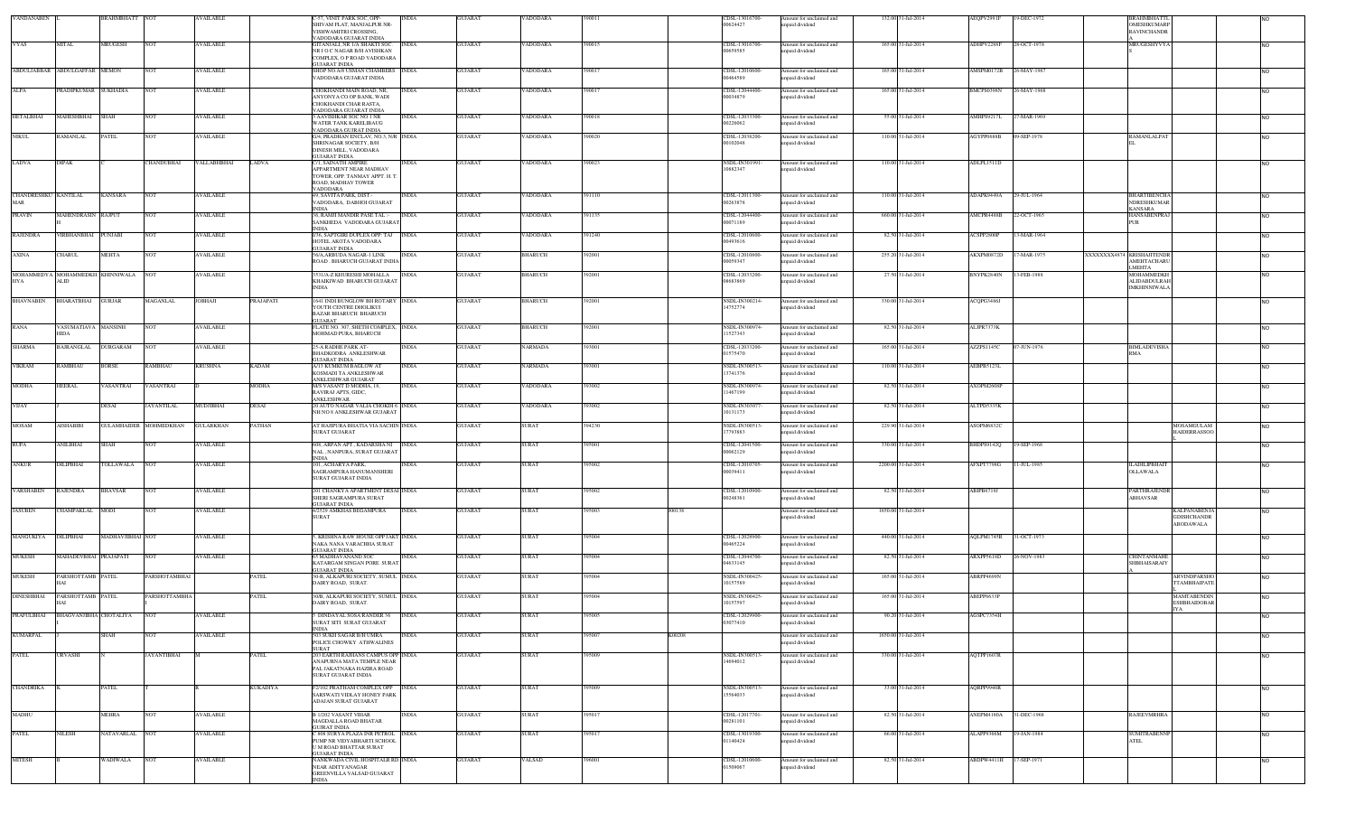| VANDANABEN | L | BRAHMBHATT | NOT | AVAILABLE | | C-57, VINIT PARK SOC, OPP. SHIVAM FLAT, MANJALPUR NR VISHWAMITRI CROSSING, VADODARA GUJARAT INDIA | INDIA | GUJARAT | VADODARA | 390011 | | CDSL-13016700-00624437 | Amount for unclaimed and unpaid dividend | 132.00 | 31-Jul-2014 | AEQPV2991F | 19-DEC-1972 | | BRAHMBHATTL OMESHKUMARP RAVINCHANDR A | | NO |
|---|---|---|---|---|---|---|---|---|---|---|---|---|---|---|---|---|---|---|---|---|---|
| VYAS | MITAL | MRUGESH | NOT | AVAILABLE | | GHYANALL NR 1/A SHAKTI SOC NR I O C NAGAR B/H AVISHKAN COMPLEX, O P ROAD VADODARA GUJARAT INDIA | INDIA | GUJARAT | VADODARA | 390015 | | CDSL-13016700-00659585 | Amount for unclaimed and unpaid dividend | 165.00 | 31-Jul-2014 | ADHPV2288F | 28-OCT-1978 | | MRUGESHVYVA S | | NO |
| ABDULJABBAR | ABDULGAFFAR | MEMON | NOT | AVAILABLE | | SHOP NO.A/8 USMAN CHAMBERS VADODARA GUJARAT INDIA | INDIA | GUJARAT | VADODARA | 390017 | | CDSL-12010600-00464589 | Amount for unclaimed and unpaid dividend | 165.00 | 31-Jul-2014 | AMSPM0172B | 26-MAY-1967 | | | | NO |
| ALPA | PRADIPKUMAR | SUKHADIA | NOT | AVAILABLE | | CHOKHANDI MAIN ROAD, NR. ANYONYA CO OP BANK, WADI CHOKHANDI CHAR RASTA, VADODARA GUJARAT INDIA | INDIA | GUJARAT | VADODARA | 390017 | | CDSL-12044400-00034879 | Amount for unclaimed and unpaid dividend | 165.00 | 31-Jul-2014 | BMCPS0398N | 26-MAY-1968 | | | | NO |
| HETALBHAI | MAHESHBHAI | SHAH | NOT | AVAILABLE | | 3 AAVISHKAR SOC NO 3 NR WATER TANK KARELIBAUG VADODARA GUJRAT INDIA | INDIA | GUJARAT | VADODARA | 390018 | | CDSL-12033500-00226062 | Amount for unclaimed and unpaid dividend | 55.00 | 31-Jul-2014 | AMHPS9217L | 27-MAR-1969 | | | | NO |
| NIKUL | RAMANLAL | PATEL | NOT | AVAILABLE | | G/4, PRADHAN ENCLAV, NO.3, NR SHRINAGAR SOCIETY, B/H DINESH MILL, VADODARA GUJARAT INDIA | INDIA | GUJARAT | VADODARA | 390020 | | CDSL-12038200-00102048 | Amount for unclaimed and unpaid dividend | 110.00 | 31-Jul-2014 | AGYPP0688B | 09-SEP-1978 | | RAMANLALPAT EL | | NO |
| LADVA | DIPAK | C | CHANDUBHAI | VALLABHBHAI | LADVA | C/1, SAINATH AMPIRE APPARTMENT NEAR MADHAV TOWER OPP. TANMAY APPT. H. T. ROAD, MADHAV TOWER VADODARA | INDIA | GUJARAT | VADODARA | 390023 | | NSDL-IN301991-10882347 | Amount for unclaimed and unpaid dividend | 110.00 | 31-Jul-2014 | ADLPL1511D | | | | | NO |
| CHANDRESHKU MAR | KANTILAL | KANSARA | NOT | AVAILABLE | | 69, SAVITA PARK, DIST.- VADODARA, DABHOI GUJARAT INDIA | INDIA | GUJARAT | VADODARA | 391110 | | CDSL-12011300-00263878 | Amount for unclaimed and unpaid dividend | 110.00 | 31-Jul-2014 | ADAPK0449A | 29-JUL-1964 | | BHARTIBENCHA NDRESHKUMAR KANSARA | | NO |
| PRAVIN | MAHENDRASIN H | RAJPUT | NOT | AVAILABLE | | 36, RAMJI MANDIR PASE TAL - SANKHEDA VADODARA GUJARAT INDIA | INDIA | GUJARAT | VADODARA | 391135 | | CDSL-12044400-00073189 | Amount for unclaimed and unpaid dividend | 660.00 | 31-Jul-2014 | AMCPR4488B | 22-OCT-1965 | | HANSABENPRAJ PUR | | NO |
| RAJENDRA | VIRBHANBHAI | PUNJABI | NOT | AVAILABLE | | F/36, SAPTGIRI DUPLEX OPP. TAJ HOTEL AKOTA VADODARA GUJARAT INDIA | INDIA | GUJARAT | VADODARA | 391240 | | CDSL-12010600-00493616 | Amount for unclaimed and unpaid dividend | 82.50 | 31-Jul-2014 | ACSPP2800P | 13-MAR-1964 | | | | NO |
| AXINA | CHARUL | MEHTA | NOT | AVAILABLE | | 56/A,ARBUDA NAGAR-1 LINK ROAD BHARUCH GUJARAT INDIA | INDIA | GUJARAT | BHARUCH | 392001 | | CDSL-12010600-00050347 | Amount for unclaimed and unpaid dividend | 255.20 | 31-Jul-2014 | AKXPM0872D | 17-MAR-1975 | XXXXXXXX4874 | KRISHAJITENDR AMEHTACHARU LMEHTA | | NO |
| MOHAMMEDYA HYA | MOHAMMEDKH ALID | KHINNIWALA | NOT | AVAILABLE | | 3531/A-Z-KHURESHI MOHALLA KHAIKIWAD BHARUCH GUJARAT INDIA | INDIA | GUJARAT | BHARUCH | 392001 | | CDSL-12033200-09683869 | Amount for unclaimed and unpaid dividend | 27.50 | 31-Jul-2014 | BNYPK2640N | 13-FEB-1988 | | MOHAMMEDKH ALIDABDULRAH IMKHINNIWALA | | NO |
| BHAVNABEN | BHARATBHAI | GURJAR | MAGANLAL | JOBHAJI | PRAJAPATI | 1641 INDI BUNGLOW BH ROTARY YOUTH CENTRE DHOLIKUI BAZAR BHARUCH BHARUCH GUJARAT | INDIA | GUJARAT | BHARUCH | 392001 | | NSDL-IN300214-14752774 | Amount for unclaimed and unpaid dividend | 330.00 | 31-Jul-2014 | ACQPG3486J | | | | | NO |
| RANA | VASUMATIAVA HIDA | MANSINH | NOT | AVAILABLE | | FLATE NO. 307, SHETH COMPLEX, MOHMAD PURA, BHARUCH | INDIA | GUJARAT | BHARUCH | 392001 | | NSDL-IN300974-11527343 | Amount for unclaimed and unpaid dividend | 82.50 | 31-Jul-2014 | ALJPR7373K | | | | | NO |
| SHARMA | BAJRANGLAL | DURGARAM | NOT | AVAILABLE | | 25-A RADHE PARK AT-BHADKODRA ANKLESHWAR GUJARAT INDIA | INDIA | GUJARAT | NARMADA | 393001 | | CDSL-12033200-01575470 | Amount for unclaimed and unpaid dividend | 165.00 | 31-Jul-2014 | AZZPS1145C | 07-JUN-1976 | | BIMLADEVISHA RMA | | NO |
| VIKRAM | RAMBHAU | BORSE | RAMBHAU | KRUSHNA | KADAM | A/17 KUMKUM BAGLOW AT KOSMADI TA ANKLESHWAR ANKLESHWAR GUJARAT | INDIA | GUJARAT | NARMADA | 393001 | | NSDL-IN300513-13741376 | Amount for unclaimed and unpaid dividend | 110.00 | 31-Jul-2014 | AEBPB5125L | | | | | NO |
| MODHA | HEERAL | VASANTRAI | VASANTRAI | D | MODHA | M/S VASANT D MODHA, 18, RAVIRAJ APTS, GIDC, ANKLESHWAR | INDIA | GUJARAT | VADODARA | 393002 | | NSDL-IN300974-11467199 | Amount for unclaimed and unpaid dividend | 82.50 | 31-Jul-2014 | AXOPM2808F | | | | | NO |
| VIJAY | J | DESAI | JAYANTILAL | MUDJIBHAI | DESAI | 20 AUTO NAGAR VALIA CHOKDI 6 NH NO 8 ANKLESHWAR GUJARAT | INDIA | GUJARAT | VADODARA | 393002 | | NSDL-IN303077-10131173 | Amount for unclaimed and unpaid dividend | 82.50 | 31-Jul-2014 | ALTPD5335K | | | | | NO |
| MOSAM | AISHABIBI | GULAMHAIDER | MOHMEDKHAN | GULABKHAN | PATHAN | AT HARIPURA BHATIA VIA SACHIN SURAT GUJARAT | INDIA | GUJARAT | SURAT | 394230 | | NSDL-IN300513-17793883 | Amount for unclaimed and unpaid dividend | 229.90 | 31-Jul-2014 | ASOPM6832C | | | | MOSAMGULAM HAIDERRASOO | NO |
| RUPA | ANILBHAI | SHAH | NOT | AVAILABLE | | 606, ARPAN APT , KADARSHA NI NAL , NANPURA, SURAT GUJARAT INDIA | INDIA | GUJARAT | SURAT | 395001 | | CDSL-12041500-00062129 | Amount for unclaimed and unpaid dividend | 330.00 | 31-Jul-2014 | BHDPS9142Q | 19-SEP-1968 | | | | NO |
| ANKUR | DILIPBHAI | TOLLAWALA | NOT | AVAILABLE | | 101, ACHARYA PARK, SAGRAMPURA HANUMANSHERI SURAT GUJARAT INDIA | INDIA | GUJARAT | SURAT | 395002 | | CDSL-12010795-00039411 | Amount for unclaimed and unpaid dividend | 2200.00 | 31-Jul-2014 | AFXPT7798G | 11-JUL-1985 | | ILADILIPBHAIT OLLAWALA | | NO |
| VARSHABEN | RAJENDRA | BHAVSAR | NOT | AVAILABLE | | 201 CHANKYA APARTMENT DESAI SHERI SAGRAMPURA SURAT GUJARAT INDIA | INDIA | GUJARAT | SURAT | 395002 | | CDSL-12010900-00248361 | Amount for unclaimed and unpaid dividend | 82.50 | 31-Jul-2014 | ABIPB6719J | | | PARTHRAJENDR ABHAVSAR | | NO |
| JASUBEN | CHAMPAKLAL | MODI | NOT | AVAILABLE | | 4/2529 AMKHAS BEGAMPURA SURAT | INDIA | GUJARAT | SURAT | 395003 | J00138 | | Amount for unclaimed and unpaid dividend | 1650.00 | 31-Jul-2014 | | | | | KALPANABENJA GDISHCHANDR AMODAWALA | NO |
| MANGUKIYA | DILIPBHAI | MADHAVJIBHAI | NOT | AVAILABLE | | 5, KRISHNA RAW HOUSE OPP JAKT NAKA NANA VARACHHA SURAT GUJARAT INDIA | INDIA | GUJARAT | SURAT | 395004 | | CDSL-12028900-00465224 | Amount for unclaimed and unpaid dividend | 440.00 | 31-Jul-2014 | AQLPM1745B | 31-OCT-1973 | | | | NO |
| MUKESH | MAHADEVBHAI | PRAJAPATI | NOT | AVAILABLE | | 65 MADHAV ANAND SOC KATARGAM SINGAN PORE SURAT GUJARAT INDIA | INDIA | GUJARAT | SURAT | 395004 | | CDSL-12044700-04633145 | Amount for unclaimed and unpaid dividend | 82.50 | 31-Jul-2014 | AKXPP5618D | 26-NOV-1983 | | CHINTANMAHE SHBHAISARAIY | | NO |
| MUKESH | PARSHOTTAMBH AI | PATEL | PARSHOTAMBHAI | | PATEL | 36-B, ALKAPURI SOCIETY, SUMUL DAIRY ROAD, SURAT. | INDIA | GUJARAT | SURAT | 395004 | | NSDL-IN300425-10157589 | Amount for unclaimed and unpaid dividend | 165.00 | 31-Jul-2014 | ABRPP4689N | | | | ARVINDPARSHO TTAMBHAIPATE L | NO |
| DINESHBHAI | PARSHOTTAMBH AI | PATEL | PARSHOTTAMBHA | | PATEL | 36/B, ALKAPURI SOCIETY, SUMUL DAIRY ROAD, SURAT. | INDIA | GUJARAT | SURAT | 395004 | | NSDL-IN300425-10157597 | Amount for unclaimed and unpaid dividend | 165.00 | 31-Jul-2014 | ABEPP6633P | | | | MAMTABENDIN ESHBHAIDOBAR IYA | NO |
| PRAFULBHAI | BHAGVANJIBHAI | CHOTALIYA | NOT | AVAILABLE | | 5 DINDAYAL SOSA RANDER 56 SURAT SITI SURAT GUJARAT INDIA | INDIA | GUJARAT | SURAT | 395005 | | CDSL-12029900-03077410 | Amount for unclaimed and unpaid dividend | 90.20 | 31-Jul-2014 | AGSPC7354H | | | | | NO |
| KUMARPAL | J | SHAH | NOT | AVAILABLE | | 503 SUKH SAGAR B/H UMRA POLICE CHOWKY ATHWALINES SURAT | INDIA | GUJARAT | SURAT | 395007 | K00208 | | Amount for unclaimed and unpaid dividend | 1650.00 | 31-Jul-2014 | | | | | | NO |
| PATEL | URVASHI | N | JAYANTIBHAI | M | PATEL | 203 EARTH RAJHANS CAMPUS OPP ANAPURNA MATA TEMPLE NEAR PAL JAKATNAKA HAZIRA ROAD SURAT GUJARAT INDIA | INDIA | GUJARAT | SURAT | 395009 | | NSDL-IN300513-14694012 | Amount for unclaimed and unpaid dividend | 330.00 | 31-Jul-2014 | AQTPP1607R | | | | | NO |
| CHANDRIKA | K | PATEL | T | R | KUKADIYA | F2/102 PRATHAM COMPLEX OPP SARSWATI VIDLAY HONEY PARK ADAJAN SURAT GUJARAT | INDIA | GUJARAT | SURAT | 395009 | | NSDL-IN300513-15564033 | Amount for unclaimed and unpaid dividend | 33.00 | 31-Jul-2014 | AQRPP9940R | | | | | NO |
| MADHU | | MEHRA | NOT | AVAILABLE | | B 1/202 VASANT VIHAR MAGDALLA ROAD BHATAR GUJRAT INDIA | INDIA | GUJARAT | SURAT | 395017 | | CDSL-12017701-00281031 | Amount for unclaimed and unpaid dividend | 82.50 | 31-Jul-2014 | ANEPM4180A | 31-DEC-1968 | | RAJEEVMEHRA | | NO |
| PATEL | NILESH | NATAVARLAL | NOT | AVAILABLE | | C 608 SURYA PLAZA INR PETROL PUMP NR VIDYABHARTI SCHOOL U M ROAD BHATTAR SURAT GUJARAT INDIA | INDIA | GUJARAT | SURAT | 395017 | | CDSL-13019300-01140424 | Amount for unclaimed and unpaid dividend | 66.00 | 31-Jul-2014 | ALAPP9368M | 19-JAN-1984 | | SUMITRABENNP ATEL | | NO |
| MITESH | B | WADIWALA | NOT | AVAILABLE | | NANKWADA CIVIL HOSPITAL B RD NEAR ADITYANAGAR GREENVILLA VALSAD GUJARAT INDIA | INDIA | GUJARAT | VALSAD | 396001 | | CDSL-12010600-01509067 | Amount for unclaimed and unpaid dividend | 82.50 | 31-Jul-2014 | ABDPW4411H | 17-SEP-1971 | | | | NO |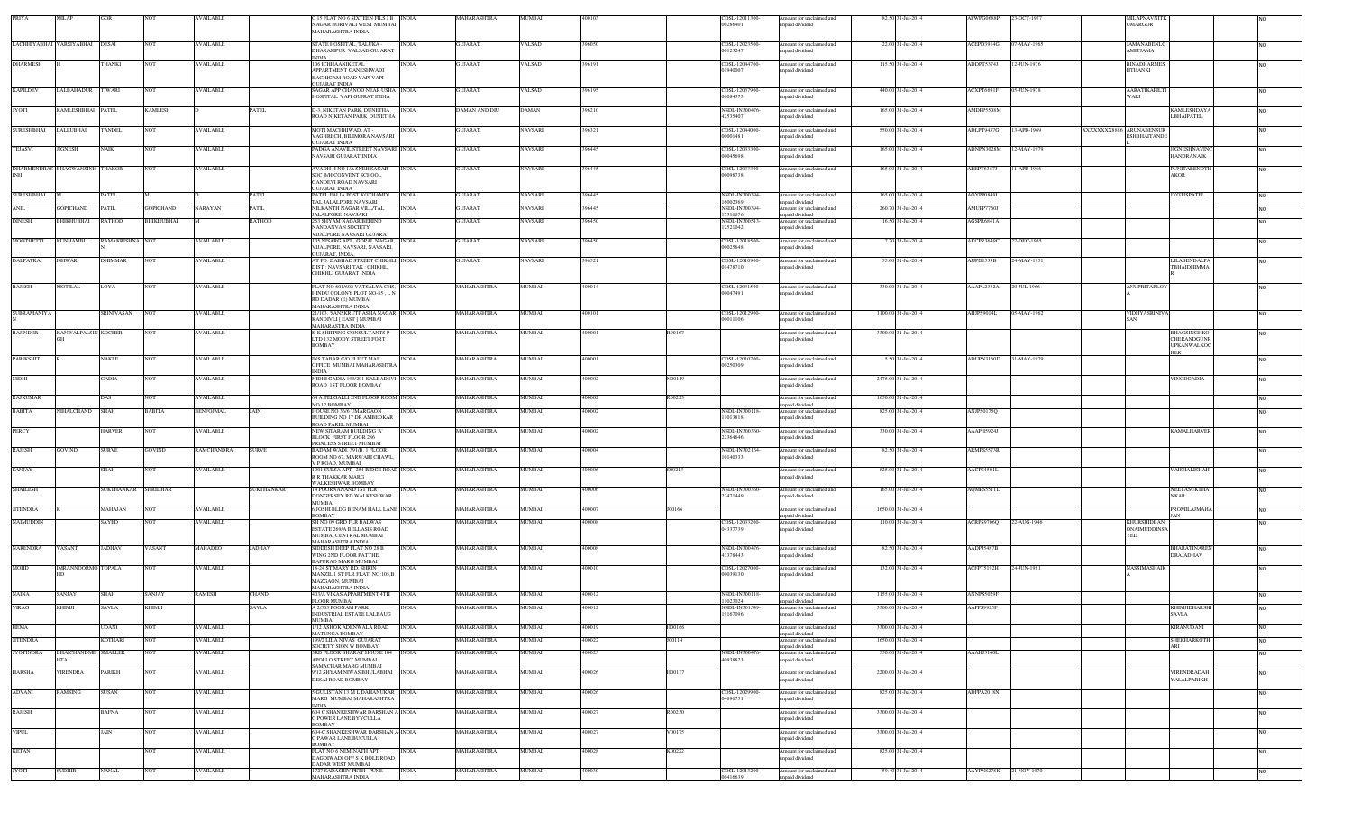| PRIYA | MILAP | GOR | NOT | AVAILABLE | | C 15 FLAT NO 6 SIXTEEN HLS J B NAGAR BORIVALI WEST MUMBAI MAHARASHTRA INDIA | INDIA | MAHARASHTRA | MUMBAI | 400103 | | CDSL-12011300-00286401 | Amount for unclaimed and unpaid dividend | 82.50 | 31-Jul-2014 | AFWPG0680P | 23-OCT-1977 | | MILAPNAVNITK UMARGOR | | NO |
|---|---|---|---|---|---|---|---|---|---|---|---|---|---|---|---|---|---|---|---|---|---|
| LACHHIYABHAI | VARSIYABHAI | DESAI | NOT | AVAILABLE | | STATE HOSPITAL, TALUKA - DHARAMPUR VALSAD GUJARAT INDIA | INDIA | GUJARAT | VALSAD | 396050 | | CDSL-12023500-00123247 | Amount for unclaimed and unpaid dividend | 22.00 | 31-Jul-2014 | ACEPD3914G | 07-MAY-1965 | | JAMANABENLG AMITJAMA | | NO |
| DHARMESH | H | THANKI | NOT | AVAILABLE | | 106 ICHHAANIKETAL APPARTMENT GANESHWADI KACHIGAM ROAD VAPI VAPI GUJARAT INDIA | INDIA | GUJARAT | VALSAD | 396191 | | CDSL-12044700-01940007 | Amount for unclaimed and unpaid dividend | 115.50 | 31-Jul-2014 | ADDPT5374J | 12-JUN-1976 | | BINADHARMES HTHANKI | | NO |
| KAPILDEV | LALBAHADUR | TIWARI | NOT | AVAILABLE | | SAGAR APP CHANOD NEAR USHA HOSPITAL. VAPI GUJRAT INDIA | INDIA | GUJARAT | VALSAD | 396195 | | CDSL-12037900-00084773 | Amount for unclaimed and unpaid dividend | 440.00 | 31-Jul-2014 | ACXPT6881F | 05-JUN-1978 | | AARATIKAPILTI WARI | | NO |
| JYOTI | KAMLESHBHAI | PATEL | KAMLESH | D | PATEL | D-3, NIKETAN PARK, DUNETHA ROAD NIKETAN PARK DUNETHA | INDIA | DAMAN AND DIU | DAMAN | 396210 | | NSDL-IN300476-42535407 | Amount for unclaimed and unpaid dividend | 165.00 | 31-Jul-2014 | AMDPP5508M | | | KAMLESHDAYA LBHAIPATEL | | NO |
| SURESHBHAI | LALLUBHAI | TANDEL | NOT | AVAILABLE | | MOTI MACHHIWAD, AT - VAGHRECH, BILIMORA NAVSARI GUJARAT INDIA | INDIA | GUJARAT | NAVSARI | 396321 | | CDSL-12044000-00001481 | Amount for unclaimed and unpaid dividend | 550.00 | 31-Jul-2014 | ADLPT9437G | 13-APR-1969 | XXXXXXXX8886 | ARUNABENSUR ESHBHAITANDE L | | NO |
| TEJASVI | JIGNESH | NAIK | NOT | AVAILABLE | | PADIGA ANAVIL STREET NAVSARI NAVSARI GUJARAT INDIA | INDIA | GUJARAT | NAVSARI | 396445 | | CDSL-12033300-00045698 | Amount for unclaimed and unpaid dividend | 165.00 | 31-Jul-2014 | AENPN3028M | 12-MAY-1979 | | JIGNESHNAVINC HANDRANAIK | | NO |
| DHARMENDRAS INH | BHAGWANSINH | THAKOR | NOT | AVAILABLE | | AVADH B NO 1/A SNEH SAGAR SOC B/H CONVENT SCHOOL GANDEVI ROAD NAVSARI GUJARAT INDIA | INDIA | GUJARAT | NAVSARI | 396445 | | CDSL-12033300-00098738 | Amount for unclaimed and unpaid dividend | 165.00 | 31-Jul-2014 | ABEPT6357J | 11-APR-1966 | | PUNITABENDTH AKOR | | NO |
| SURESHBHAI | M | PATEL | M | D | PATEL | PATEL FALIA POST KOTHAMDI TAL JALALPORE NAVSARI | INDIA | GUJARAT | NAVSARI | 396445 | | NSDL-IN300394-16002369 | Amount for unclaimed and unpaid dividend | 165.00 | 31-Jul-2014 | AGYPP0849L | | | JYOTISPATEL | | NO |
| ANIL | GOPICHAND | PATIL | GOPICHAND | NARAYAN | PATIL | NILKANTH NAGAR VILL/TAL JALALPORE NAVSARI | INDIA | GUJARAT | NAVSARI | 396445 | | NSDL-IN300394-17316676 | Amount for unclaimed and unpaid dividend | 260.70 | 31-Jul-2014 | AMUPP7760J | | | | | NO |
| DINESH | BHIKHUBHAI | RATHOD | BHIKHUBHAI | M | RATHOD | 28/3 SHYAM NAGAR BEHIND NANDANVAN SOCIETY VIJALPORE NAVSARI GUJARAT | INDIA | GUJARAT | NAVSARI | 396450 | | NSDL-IN300513-12521042 | Amount for unclaimed and unpaid dividend | 16.50 | 31-Jul-2014 | AGSPR6641A | | | | | NO |
| MOOTHETTI | KUNHAMBU | RAMAKRISHNA N | NOT | AVAILABLE | | 105,NISARG APT., GOPAL NAGAR, VIJALPORE, NAVSARI, GUJARAT, INDIA | INDIA | GUJARAT | NAVSARI | 396450 | | CDSL-12010500-00025648 | Amount for unclaimed and unpaid dividend | 7.70 | 31-Jul-2014 | AKCPR3649C | 27-DEC-1955 | | | | NO |
| DALPATRAI | ISHWAR | DHIMMAR | NOT | AVAILABLE | | AT PO. DABHAD STREET CHIKHLI DIST : NAVSARI TAK. CHIKHLI CHIKHLI GUJARAT INDIA | INDIA | GUJARAT | NAVSARI | 396521 | | CDSL-12010900-01478710 | Amount for unclaimed and unpaid dividend | 55.00 | 31-Jul-2014 | AJIPD1533B | 24-MAY-1951 | | LILABENDALPA TBHAIDHIMMA R | | NO |
| RAJESH | MOTILAL | LOYA | NOT | AVAILABLE | | FLAT NO 601/602 VATSALYA CHS HINDU COLONY PLOT NO-65 , L N RD DADAR (E) MUMBAI MAHARASHTRA INDIA | INDIA | MAHARASHTRA | MUMBAI | 400014 | | CDSL-12031500-00047491 | Amount for unclaimed and unpaid dividend | 330.00 | 31-Jul-2014 | AAAPL2332A | 20-JUL-1966 | | ANUPRITARLOY A | | NO |
| SUBRAMANIYA N | | SRINIVASAN | NOT | AVAILABLE | | 21/305, SANSKRUTI ASHA NAGAR, KANDIVLI [ EAST ] MUMBAI MAHARASTRA INDIA | INDIA | MAHARASHTRA | MUMBAI | 400101 | | CDSL-12012900-00011106 | Amount for unclaimed and unpaid dividend | 1100.00 | 31-Jul-2014 | AHJPS9014L | 05-MAY-1962 | | VIDHYASRINIVA SAN | | NO |
| RAJINDER | KANWALPALSIN GH | KOCHER | NOT | AVAILABLE | | K K SHIPPING CONSULTANTS P LTD 132 MODY STREET FORT BOMBAY | INDIA | MAHARASHTRA | MUMBAI | 400001 | R00167 | | Amount for unclaimed and unpaid dividend | 3300.00 | 31-Jul-2014 | | | | | BHAGSINGHKO CHERANDGUNR UPKANWALKOC HER | NO |
| PARIKSHIT | R | NAKLE | NOT | AVAILABLE | | INS TABAR C/O FLEET MAIL OFFICE MUMBAI MAHARASHTRA INDIA | INDIA | MAHARASHTRA | MUMBAI | 400001 | | CDSL-12010700-00250309 | Amount for unclaimed and unpaid dividend | 5.50 | 31-Jul-2014 | ADUPN3160D | 31-MAY-1979 | | | | NO |
| NIDHI | | GADIA | NOT | AVAILABLE | | NIDHI GADIA 190/201 KALBADEVI ROAD 1ST FLOOR BOMBAY | INDIA | MAHARASHTRA | MUMBAI | 400002 | N00119 | | Amount for unclaimed and unpaid dividend | 2475.00 | 31-Jul-2014 | | | | | VINODGADIA | NO |
| RAJKUMAR | | DAS | NOT | AVAILABLE | | 64 A TELGALLI 2ND FLOOR ROOM NO 12 BOMBAY | INDIA | MAHARASHTRA | MUMBAI | 400002 | R00223 | | Amount for unclaimed and unpaid dividend | 1650.00 | 31-Jul-2014 | | | | | | NO |
| BABITA | NIHALCHAND | SHAH | BABITA | BENFOJMAL | JAIN | HOUSE NO 36/5 UMARGAON BUILDING NO 17 DR AMBEDKAR ROAD PAREL MUMBAI | INDIA | MAHARASHTRA | MUMBAI | 400002 | | NSDL-IN300118-11013818 | Amount for unclaimed and unpaid dividend | 825.00 | 31-Jul-2014 | ANIPS0175Q | | | | | NO |
| PERCY | | HARVER | NOT | AVAILABLE | | NEW SITARAM BUILDING A' BLOCK FIRST FLOOR 266 PRINCESS STREET MUMBAI | INDIA | MAHARASHTRA | MUMBAI | 400002 | | NSDL-IN300360-22364646 | Amount for unclaimed and unpaid dividend | 330.00 | 31-Jul-2014 | AAAPH5924J | | | | KAMALHARVER | NO |
| RAJESH | GOVIND | SURVE | GOVIND | RAMCHANDRA | SURVE | BADAM WADI, 5/03B, 1 FLOOR, ROOM NO 67, MARWARI CHAWL, V P ROAD, MUMBAI | INDIA | MAHARASHTRA | MUMBAI | 400004 | | NSDL-IN302164-10140533 | Amount for unclaimed and unpaid dividend | 82.50 | 31-Jul-2014 | ARMPS5577R | | | | | NO |
| SANJAY | | SHAH | NOT | AVAILABLE | | 1001 SULSA APT. 254 RIDGE ROAD B R THAKKAR MARG WALKESHWAR BOMBAY | INDIA | MAHARASHTRA | MUMBAI | 400006 | S00213 | | Amount for unclaimed and unpaid dividend | 825.00 | 31-Jul-2014 | AACPS4501L | | | | VAISHALISHAH | NO |
| SHAILESH | | SUKTHANKAR | SHRIDHAR | | SUKTHANKAR | 14 POORNANAND 1ST FLR DONGERSEY RD WALKESHWAR MUMBAI | INDIA | MAHARASHTRA | MUMBAI | 400006 | | NSDL-IN300360-22471449 | Amount for unclaimed and unpaid dividend | 165.00 | 31-Jul-2014 | AQMPS5511L | | | | NEETASUKTHA NKAR | NO |
| JITENDRA | K | MAHAJAN | NOT | AVAILABLE | | 6 JOSHI BLDG BENAM HALL LANE BOMBAY | INDIA | MAHARASHTRA | MUMBAI | 400007 | J00166 | | Amount for unclaimed and unpaid dividend | 1650.00 | 31-Jul-2014 | | | | | PROMILAJMAHA JAN | NO |
| NIAMUDDIN | | SAYED | NOT | AVAILABLE | | SH NO 09 GRD FLR BALWAS ESTATE 269/A BELLASIS ROAD MUMBAI CENTRAL MUMBAI MAHARASHTRA INDIA | INDIA | MAHARASHTRA | MUMBAI | 400008 | | CDSL-12033200-04337739 | Amount for unclaimed and unpaid dividend | 110.00 | 31-Jul-2014 | ACRPS0706Q | 22-AUG-1946 | | KHURSHIDBAN ONAIMUDDINSA YED | | NO |
| NARENDRA | VASANT | JADHAV | VASANT | MAHADEO | JADHAV | SIDDESH DEEP FLAT NO 28 B WING 2ND FLOOR PATTHE BAPURAO MARG MUMBAI | INDIA | MAHARASHTRA | MUMBAI | 400008 | | NSDL-IN300476-43376443 | Amount for unclaimed and unpaid dividend | 82.50 | 31-Jul-2014 | AADPJ5487B | | | | BHARATINAREN DRAJADHAV | NO |
| MOHD | IMRANNGOBMO HD | TOPALA | NOT | AVAILABLE | | 18-26 ST MARY RD. SHRIN MANZIL,1 ST FLR FLAT, NO:105,B MAZGAON, MUMBAI MAHARASHTRA INDIA | INDIA | MAHARASHTRA | MUMBAI | 400010 | | CDSL-12027000-00039130 | Amount for unclaimed and unpaid dividend | 132.00 | 31-Jul-2014 | ACFPT5192H | 24-JUN-1981 | | NASSIMASHAIK | | NO |
| NAINA | SANJAY | SHAH | SANJAY | RAMESH | CHAND | 403/A VIKAS APPARTMENT 4TH FLOOR MUMBAI | INDIA | MAHARASHTRA | MUMBAI | 400012 | | NSDL-IN300118-11023024 | Amount for unclaimed and unpaid dividend | 1155.00 | 31-Jul-2014 | ANNPS5025F | | | | | NO |
| VIRAG | KHIMJI | SAVLA | KHIMJI | | SAVLA | A 2/503 POONAM PARK INDUSTRIAL ESTATE LALBAUG MUMBAI | INDIA | MAHARASHTRA | MUMBAI | 400012 | | NSDL-IN301549-19167096 | Amount for unclaimed and unpaid dividend | 3300.00 | 31-Jul-2014 | AAPPS6925F | | | | KHIMJIDHARSHI SAVLA | NO |
| HEMA | | UDANI | NOT | AVAILABLE | | 1/12 ASHOK ADENWALA ROAD MATUNGA BOMBAY | INDIA | MAHARASHTRA | MUMBAI | 400019 | H00166 | | Amount for unclaimed and unpaid dividend | 3300.00 | 31-Jul-2014 | | | | | KIRANUDANI | NO |
| JITENDRA | | KOTHARI | NOT | AVAILABLE | | 159/3 LILA NIVAS GUJARAT SOCIETY SION W BOMBAY | INDIA | MAHARASHTRA | MUMBAI | 400022 | J00114 | | Amount for unclaimed and unpaid dividend | 1650.00 | 31-Jul-2014 | | | | | SHEKHARKOTH ARI | NO |
| JYOTINDRA | BHAICHANDME HTA | SMALLER | NOT | AVAILABLE | | 3RD FLOOR BHARAT HOUSE 104 APOLLO STREET MUMBAI SAMACHAR MARG MUMBAI | INDIA | MAHARASHTRA | MUMBAI | 400023 | | NSDL-IN300476-40938823 | Amount for unclaimed and unpaid dividend | 550.00 | 31-Jul-2014 | AAAHJ3169L | | | | | NO |
| HARSHA | VIRENDRA | PARIKH | NOT | AVAILABLE | | 9/12 SHYAM NIWAS BHULABHAI DESAI ROAD BOMBAY | INDIA | MAHARASHTRA | MUMBAI | 400026 | H00137 | | Amount for unclaimed and unpaid dividend | 2200.00 | 31-Jul-2014 | | | | | VIRENDRADAH YALALPARIKH | NO |
| ADVANI | RAMSING | SUSAN | NOT | AVAILABLE | | 5 GULISTAN 13 M L DAHANUKAR MARG MUMBAI MAHARASHTRA INDIA | INDIA | MAHARASHTRA | MUMBAI | 400026 | | CDSL-12029900-04696751 | Amount for unclaimed and unpaid dividend | 825.00 | 31-Jul-2014 | ADIPA2018N | | | | | NO |
| RAJESH | | BAFNA | NOT | AVAILABLE | | 604 C SHANKESHWAR DARSHAN A G POWER LANE BYYCULLA BOMBAY | INDIA | MAHARASHTRA | MUMBAI | 400027 | R00230 | | Amount for unclaimed and unpaid dividend | 3300.00 | 31-Jul-2014 | | | | | | NO |
| VIPUL | | JAIN | NOT | AVAILABLE | | 604-C SHANKESHWAR DARSHAN A G PAWAR LANE BUCULLA BOMBAY | INDIA | MAHARASHTRA | MUMBAI | 400027 | V00175 | | Amount for unclaimed and unpaid dividend | 3300.00 | 31-Jul-2014 | | | | | | NO |
| KETAN | | | NOT | AVAILABLE | | FLAT NO 6 NEMINATH APT DAGDIWADI OFF S K BOLE ROAD DADAR WEST MUMBAI | INDIA | MAHARASHTRA | MUMBAI | 400028 | K00222 | | Amount for unclaimed and unpaid dividend | 825.00 | 31-Jul-2014 | | | | | | NO |
| JYOTI | SUDHIR | NANAL | NOT | AVAILABLE | | 1727 SADASHIV PETH PUNE MAHARASHTRA INDIA | INDIA | MAHARASHTRA | MUMBAI | 400030 | | CDSL-12013200-00416639 | Amount for unclaimed and unpaid dividend | 59.40 | 31-Jul-2014 | AAYPN8276K | 21-NOV-1970 | | | | NO |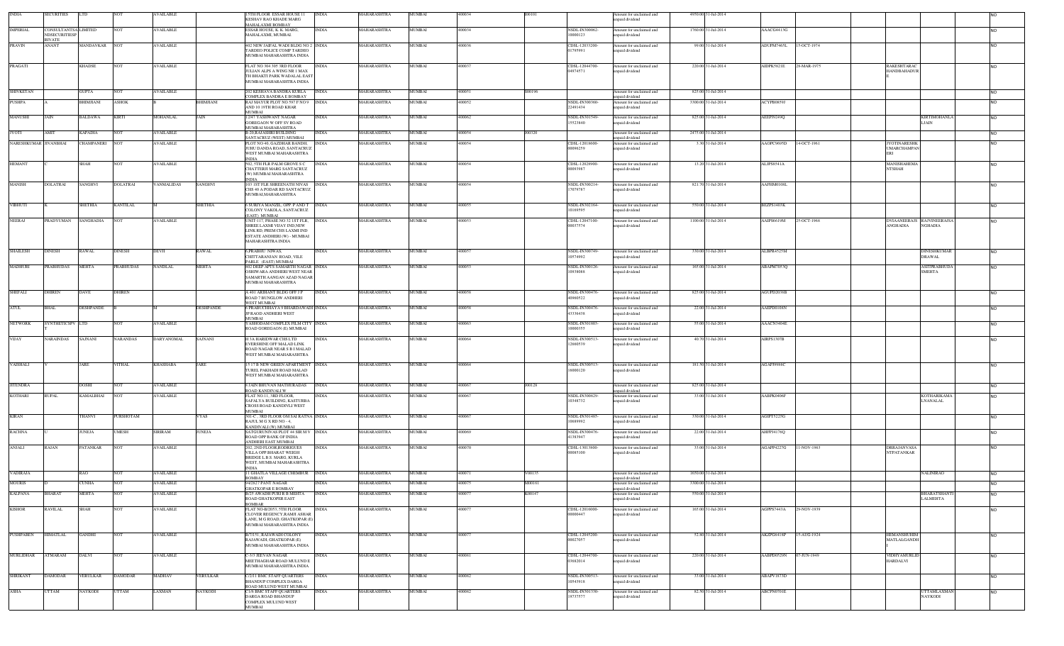| INDIA | SECURITIES | LTD | NOT | AVAILABLE | | 15TH FLOOR ESSAR HOUSE 11 KESHAV RAO KHADE MARG MAHALAXMI BOMBAY | INDIA | MAHARASHTRA | MUMBAI | 400034 | I00101 | | Amount for unclaimed and unpaid dividend | 4950.00 | 31-Jul-2014 | | | | | | NO |
|---|---|---|---|---|---|---|---|---|---|---|---|---|---|---|---|---|---|---|---|---|---|
| IMPERIAL | CONSULTANTSA NDSECURITIESP RIVATE | LIMITED | NOT | AVAILABLE | | ESSAR HOUSE, K. K. MARG, MAHALAXMI, MUMBAI | INDIA | MAHARASHTRA | MUMBAI | 400034 | | NSDL-IN300962-10000123 | Amount for unclaimed and unpaid dividend | 1760.00 | 31-Jul-2014 | AAACG4413G | | | | | NO |
| PRAVIN | ANANT | MANDAVKAR | NOT | AVAILABLE | | 402 NEW JAIPAL WADI BLDG NO 2 TARDEO POLICE COMP TARDEO MUMBAI MAHARASHTRA INDIA | INDIA | MAHARASHTRA | MUMBAI | 400036 | | CDSL-12033200-01795991 | Amount for unclaimed and unpaid dividend | 99.00 | 31-Jul-2014 | ADUPM7465L | 15-OCT-1974 | | | | NO |
| PRAGATI | | KHADSE | NOT | AVAILABLE | | FLAT NO 304 305 3RD FLOOR JULIAN ALPS A WING NR 1 MAX TH BHAKTI PARK WADALAL EAST MUMBAI MAHARASHTRA INDIA | INDIA | MAHARASHTRA | MUMBAI | 400037 | | CDSL-12044700-04974571 | Amount for unclaimed and unpaid dividend | 220.00 | 31-Jul-2014 | AIDPK5821E | 28-MAR-1975 | | RAKESHTARAC HANDBAHADUR E | | NO |
| SHIVKETAN | | GUPTA | NOT | AVAILABLE | | 202 KESHAVA BANDRA KURLA COMPLEX BANDRA E BOMBAY | INDIA | MAHARASHTRA | MUMBAI | 400051 | S00196 | | Amount for unclaimed and unpaid dividend | 825.00 | 31-Jul-2014 | | | | | | NO |
| PUSHPA | A | BHIMJIANI | ASHOK | B | BHIMJIANI | RAJ MAYUR PLOT NO 597 F NO 9 AND 10 19TH ROAD KHAR MUMBAI | INDIA | MAHARASHTRA | MUMBAI | 400052 | | NSDL-IN300360-22491434 | Amount for unclaimed and unpaid dividend | 3300.00 | 31-Jul-2014 | ACYPB0859J | | | | | NO |
| MANUSHI | JAIN | BALDAWA | KIRTI | MOHANLAL | JAIN | 12/47 YASHWANT NAGAR GOREGAON W OFF SV ROAD MUMBAI MAHARASHTRA | INDIA | MAHARASHTRA | MUMBAI | 400062 | | NSDL-IN301549-15523840 | Amount for unclaimed and unpaid dividend | 825.00 | 31-Jul-2014 | AEEPJ9249Q | | | | KIRTIMOHANLA LJAIN | NO |
| JYOTI | AMIT | KAPADIA | NOT | AVAILABLE | | B-20,RAJASHRI BUILDING SANTACRUZ (WEST) MUMBAI | INDIA | MAHARASHTRA | MUMBAI | 400054 | J00320 | | Amount for unclaimed and unpaid dividend | 2475.00 | 31-Jul-2014 | | | | | | NO |
| NARESHKUMAR | JIVANBHAI | CHAMPANERI | NOT | AVAILABLE | | PLOT NO 40, GAZDHAR BANDH, JUHU DANDA ROAD, SANTACRUZ WEST MUMBAI MAHARASHTRA INDIA | INDIA | MAHARASHTRA | MUMBAI | 400054 | | CDSL-12018600-00096259 | Amount for unclaimed and unpaid dividend | 3.30 | 31-Jul-2014 | AAOPC9695D | 14-OCT-1961 | | JYOTINARESHK UMARCHAMPAN ERI | | NO |
| HEMANT | C | SHAH | NOT | AVAILABLE | | 502, 5TH FLR PALM GROVE S C CHATTERJI MARG SANTACRUZ (W) MUMBAI MAHARASHTRA INDIA | INDIA | MAHARASHTRA | MUMBAI | 400054 | | CDSL-12028900-00093987 | Amount for unclaimed and unpaid dividend | 13.20 | 31-Jul-2014 | ALJPS6541A | | | MANISHAHEMA NTSHAH | | NO |
| MANISH | DOLATRAI | SANGHVI | DOLATRAI | VANMALIDAS | SANGHVI | 103 1ST FLR SHREENATH NIVAS CHS 40 A PODAR RD SANTACRUZ MUMBAI MAHARASHTRA | INDIA | MAHARASHTRA | MUMBAI | 400054 | | NSDL-IN300214-17079787 | Amount for unclaimed and unpaid dividend | 821.70 | 31-Jul-2014 | AAFHM0108L | | | | | NO |
| VIBHUTI | K | SHETHIA | KANTILAL | M | SHETHIA | 6 SURIYA MANZIL, OPP. P AND T COLONY VAKOLA, SANTACRUZ (EAST) MUMBAI | INDIA | MAHARASHTRA | MUMBAI | 400055 | | NSDL-IN302164-10169595 | Amount for unclaimed and unpaid dividend | 550.00 | 31-Jul-2014 | BEZPS1403K | | | | | NO |
| NEERAJ | PRADYUMAN | SANGHADIA | NOT | AVAILABLE | | UNIT-117, PHASE NO 12 1ST FLR, SHREE LAXMI VIJAY IND,NEW LINK RD, PREM CHS LAXMI IND ESTATE ANDHERI (W) - MUMBAI MAHARASHTRA INDIA | INDIA | MAHARASHTRA | MUMBAI | 400053 | | CDSL-12047100-00077574 | Amount for unclaimed and unpaid dividend | 1100.00 | 31-Jul-2014 | AAIPS6619M | 25-OCT-1968 | | DVIAANEERAJS ANGHADIA | RAJVINEERAJSA NGHADIA | NO |
| SHAILESH | DINESH | RAWAL | DINESH | DEVJI | RAWAL | 9,PRABHU NIWAS, CHITTARANJAN ROAD, VILE PARLE (EAST) MUMBAI | INDIA | MAHARASHTRA | MUMBAI | 400057 | | NSDL-IN300749-10574992 | Amount for unclaimed and unpaid dividend | 330.00 | 31-Jul-2014 | ALBPR4525M | | | | DINESHKUMAR DRAWAL | NO |
| MADHURI | PRABHUDAS | MEHTA | PRABHUDAS | NANDLAL | MEHTA | 902 DEEP APTS SAMARTH NAGAR OSHIWARA ANDHERI WEST NEAR SAMARTH AANGAN AZAD NAGAR MUMBAI MAHARASHTRA | INDIA | MAHARASHTRA | MUMBAI | 400053 | | NSDL-IN300126-10938088 | Amount for unclaimed and unpaid dividend | 165.00 | 31-Jul-2014 | ABAPM7053Q | | | | ASITPRABHUDA SMEHTA | NO |
| SHEFALI | DHIREN | DAVE | DHIREN | | | A 401 ARIHANT BLDG OFF J P ROAD 7 BUNGLOW ANDHERI WEST MUMBAI | INDIA | MAHARASHTRA | MUMBAI | 400058 | | NSDL-IN300476-40960522 | Amount for unclaimed and unpaid dividend | 825.00 | 31-Jul-2014 | AGUPD2036B | | | | | NO |
| ATUL | BHAL | DESHPANDE | B | M | DESHPANDE | 6 PRABUDDHAYA 9 BHARDAWADI 1PI ROAD ANDHERI WEST MUMBAI | INDIA | MAHARASHTRA | MUMBAI | 400058 | | NSDL-IN300476-43336438 | Amount for unclaimed and unpaid dividend | 22.00 | 31-Jul-2014 | AAEPD0109N | | | | | NO |
| NETWORK | SYNTHETICSPV T | LTD | NOT | AVAILABLE | | YASHODAM COMPLEX FILM CITY ROAD GOREGAON (E) MUMBAI | INDIA | MAHARASHTRA | MUMBAI | 400063 | | NSDL-IN301803-10000355 | Amount for unclaimed and unpaid dividend | 55.00 | 31-Jul-2014 | AAACN3404E | | | | | NO |
| VIJAY | NARAINDAS | SAJNANI | NARAINDAS | DARYANOMAL | SAJNANI | H 3A HARIDWAR CHS LTD EVERSHINE OFF MALAD LINK ROAD NAGAR NEAR S B I MALAD WEST MUMBAI MAHARASHTRA | INDIA | MAHARASHTRA | MUMBAI | 400064 | | NSDL-IN300513-12060539 | Amount for unclaimed and unpaid dividend | 40.70 | 31-Jul-2014 | AIRPS1307B | | | | | NO |
| VAISHALI | V | JARE | VITHAL | KHASHABA | JARE | 15 13 B NEW GREEN APARTMENT TUREL PAKHADI ROAD MALAD WEST MUMBAI MAHARASHTRA | INDIA | MAHARASHTRA | MUMBAI | 400064 | | NSDL-IN300513-16000120 | Amount for unclaimed and unpaid dividend | 181.50 | 31-Jul-2014 | AGAPJ9966C | | | | | NO |
| JITENDRA | | DOSHI | NOT | AVAILABLE | | 6 JAIN BHUVAN MATHURADAS ROAD KANDIVALI W | INDIA | MAHARASHTRA | MUMBAI | 400067 | J00128 | | Amount for unclaimed and unpaid dividend | 825.00 | 31-Jul-2014 | | | | | | NO |
| KOTHARI | RUPAL | KAMALBHAI | NOT | AVAILABLE | | FLAT NO.11, 3RD FLOOR, SAFALYA BUILDING, KASTURBA CROSS ROAD KANDIVLI WEST MUMBAI | INDIA | MAHARASHTRA | MUMBAI | 400067 | | NSDL-IN300829-10348732 | Amount for unclaimed and unpaid dividend | 33.00 | 31-Jul-2014 | AABPK0406F | | | | KOTHARIKAMA LNANALAL | NO |
| KIRAN | | THANVI | PURSHOTAM | | VYAS | 501-C , 3RD FLOOR OM SAI RATNA RAJUL M G X RD NO - 4, KANDIVALI (W) MUMBAI | INDIA | MAHARASHTRA | MUMBAI | 400067 | | NSDL-IN301485-10689992 | Amount for unclaimed and unpaid dividend | 330.00 | 31-Jul-2014 | AGIPT5225G | | | | | NO |
| RACHNA | U | JUNEJA | UMESH | SIRIRAM | JUNEJA | SATGURUNIVAS PLOT 44 SIR M V ROAD OPP BANK OF INDIA ANDHERI EAST MUMBAI | INDIA | MAHARASHTRA | MUMBAI | 400069 | | NSDL-IN300476-41363947 | Amount for unclaimed and unpaid dividend | 22.00 | 31-Jul-2014 | AHFPJ4176Q | | | | | NO |
| ANJALI | RAJAN | PATANKAR | NOT | AVAILABLE | | 202, 2ND FLOOR,RODRIGUES VILLA OPP.BHARAT WEIGH BRIDGE L.B.S. MARG, KURLA WEST, MUMBAI MAHARASHTRA INDIA | INDIA | MAHARASHTRA | MUMBAI | 400070 | | CDSL-13013800-00085100 | Amount for unclaimed and unpaid dividend | 33.00 | 31-Jul-2014 | AGAPP4227G | 11-NOV-1963 | | DHRAJANVASA NTPATANKAR | | NO |
| VADIRAJA | | RAO | NOT | AVAILABLE | | 11 GHATLA VILLAGE CHEMBUR BOMBAY | INDIA | MAHARASHTRA | MUMBAI | 400071 | V00135 | | Amount for unclaimed and unpaid dividend | 1650.00 | 31-Jul-2014 | | | | | NALINIRAO | NO |
| MOURIS | D | CUNHA | NOT | AVAILABLE | | 94/2827 PANT NAGAR GHATKOPAR E BOMBAY | INDIA | MAHARASHTRA | MUMBAI | 400075 | M00161 | | Amount for unclaimed and unpaid dividend | 3300.00 | 31-Jul-2014 | | | | | | NO |
| KALPANA | BHARAT | MEHTA | NOT | AVAILABLE | | B/25 AWADH PURI R B MEHTA ROAD GHATKOPER EAST BOMBAY | INDIA | MAHARASHTRA | MUMBAI | 400077 | K00147 | | Amount for unclaimed and unpaid dividend | 550.00 | 31-Jul-2014 | | | | | BHARATSHANTI LALMEHTA | NO |
| KISHOR | RAVILAL | SHAH | NOT | AVAILABLE | | FLAT NO-B/2053, 5TH FLOOR CLOVER REGENCY,RAMJI ASHAR LANE, M G ROAD, GHATKOPAR (E) MUMBAI MAHARASHTRA INDIA | INDIA | MAHARASHTRA | MUMBAI | 400077 | | CDSL-12016000-00000447 | Amount for unclaimed and unpaid dividend | 165.00 | 31-Jul-2014 | AGPPS7443A | 29-NOV-1939 | | | | NO |
| PUSHPABEN | HIMATLAL | GANDHI | NOT | AVAILABLE | | B/7151, RAJAWADI COLONY RAJAWADI, GHATKOPAR (E) MUMBAI MAHARASHTRA INDIA | INDIA | MAHARASHTRA | MUMBAI | 400077 | | CDSL-12045200-00027057 | Amount for unclaimed and unpaid dividend | 52.80 | 31-Jul-2014 | AKZPG6418P | 15-AUG-1924 | | HEMANSHUHIM MATLALGANDHI | | NO |
| MURLIDHAR | ATMARAM | DALVI | NOT | AVAILABLE | | C-3/3 JEEVAN NAGAR MEETHAGHAR ROAD MULUND E MUMBAI MAHARASHTRA INDIA | INDIA | MAHARASHTRA | MUMBAI | 400081 | | CDSL-12044700-03682014 | Amount for unclaimed and unpaid dividend | 220.00 | 31-Jul-2014 | AABPD0529N | 07-JUN-1949 | | VIDHYAMURLID HARDALVI | | NO |
| SHRIKANT | DAMODAR | VERULKAR | DAMODAR | MADHAV | VERULKAR | C/2/11 BMC STAFF QUARTERS BHANDUP COMPLEX DARGA ROAD MULUND WEST MUMBAI | INDIA | MAHARASHTRA | MUMBAI | 400082 | | NSDL-IN300513-10543918 | Amount for unclaimed and unpaid dividend | 33.00 | 31-Jul-2014 | ABAPV1673D | | | | | NO |
| ASHA | UTTAM | NAYKODI | UTTAM | LAXMAN | NAYKODI | C1/6 BMC STAFF QUARTERS DARGA ROAD BHANDUP COMPLEX MULUND WEST MUMBAI | INDIA | MAHARASHTRA | MUMBAI | 400082 | | NSDL-IN301330-19737577 | Amount for unclaimed and unpaid dividend | 82.50 | 31-Jul-2014 | ABCPN0701E | | | | UTTAMLAXMAN NAYKODI | NO |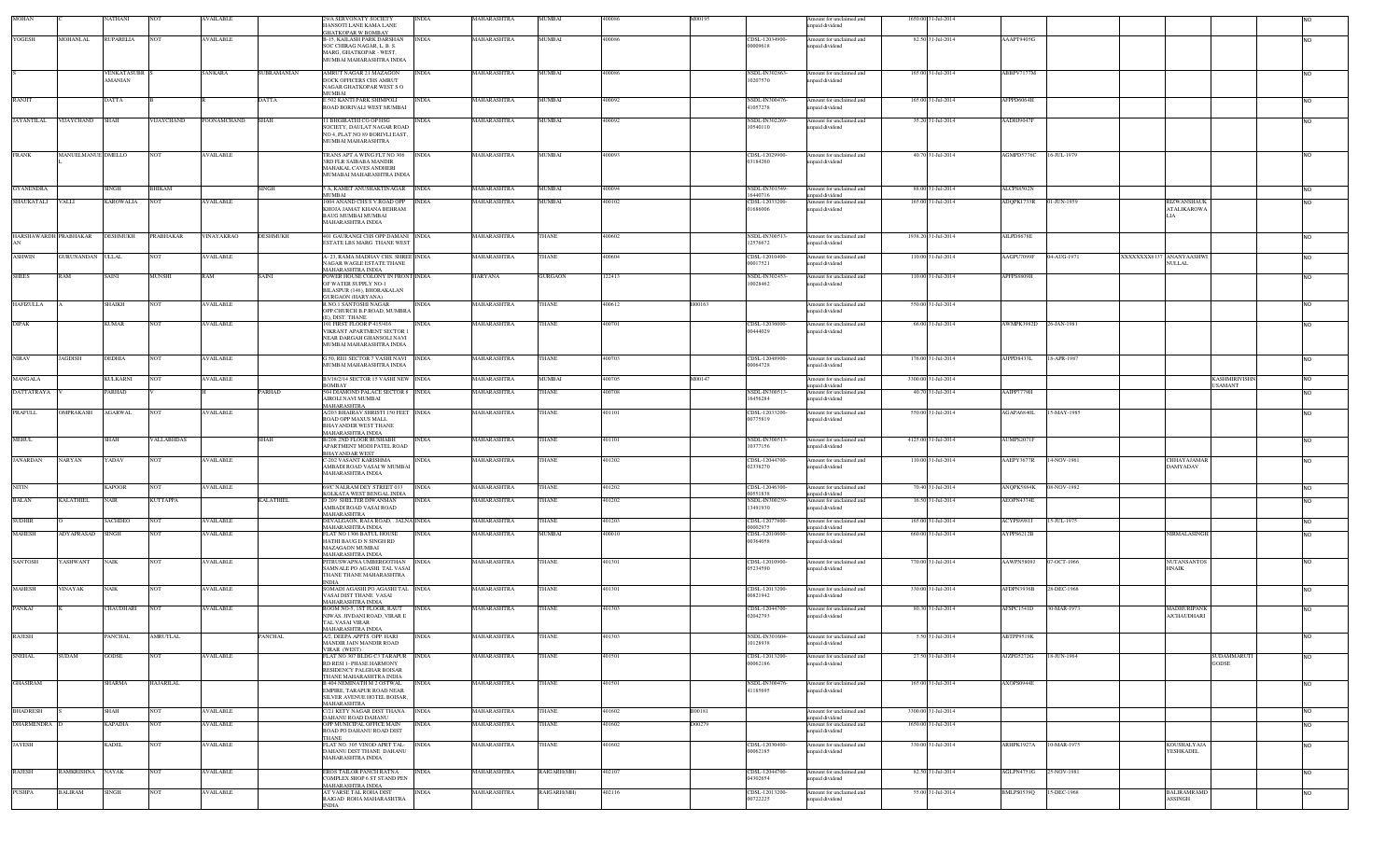| MOHAN | | NATHANI | NOT | AVAILABLE | | 2/6A SERVONATY SOCIETY HANSOTI LANE KAMA LANE GHATKOPAR W BOMBAY | INDIA | MAHARASHTRA | MUMBAI | 400086 | M00195 | | Amount for unclaimed and unpaid dividend | 1650.00 | 31-Jul-2014 | | | | | | NO |
|---|---|---|---|---|---|---|---|---|---|---|---|---|---|---|---|---|---|---|---|---|---|
| YOGESH | MOHANLAL | RUPARELIA | NOT | AVAILABLE | | B-15, KAILASH PARK DARSHAN SOC CHIRAG NAGAR, L. B. S. MARG, GHATKOPAR - WEST. MUMBAI MAHARASHTRA INDIA | INDIA | MAHARASHTRA | MUMBAI | 400086 | | CDSL-12034900-00009618 | Amount for unclaimed and unpaid dividend | 82.50 | 31-Jul-2014 | AAAPT9405G | | | | | NO |
| S | | VENKATASUBR AMANIAN | S | SANKARA | SUBRAMANIAN | AMRUT NAGAR 21 MAZAGON DOCK OFFICERS CHS AMRUT NAGAR GHATKOPAR WEST S O MUMBAI | INDIA | MAHARASHTRA | MUMBAI | 400086 | | NSDL-IN302863-10207570 | Amount for unclaimed and unpaid dividend | 165.00 | 31-Jul-2014 | ABBPV7177M | | | | | NO |
| RANJIT | | DATTA | R | R | DATTA | E-502 KANTI PARK SHIMPOLI ROAD BORIVALI WEST MUMBAI | INDIA | MAHARASHTRA | MUMBAI | 400092 | | NSDL-IN300476-41057278 | Amount for unclaimed and unpaid dividend | 165.00 | 31-Jul-2014 | APPPD6064H | | | | | NO |
| JAYANTILAL | VIJAYCHAND | SHAH | VIJAYCHAND | POONAMCHAND | SHAH | 11 BHGIRATHI CO OP HSG SOCIETY, DAULAT NAGAR ROAD NO 4, PLAT NO 89 BORIVLI EAST, MUMBAI MAHARASHTRA | INDIA | MAHARASHTRA | MUMBAI | 400092 | | NSDL-IN302269-10540110 | Amount for unclaimed and unpaid dividend | 35.20 | 31-Jul-2014 | AADHJ9647F | | | | | NO |
| FRANK | MANUEL MANUE | DMELLO | NOT | AVAILABLE | | TRANS APT A WING FLT NO 306 3RD FLR SAIBABA MANDIR MAHAKAL CAVES ANDHERI MUMBAI MAHARASHTRA INDIA | INDIA | MAHARASHTRA | MUMBAI | 400093 | | CDSL-12029900-03184260 | Amount for unclaimed and unpaid dividend | 40.70 | 31-Jul-2014 | AGMPD5776C | 16-JUL-1979 | | | | NO |
| GYANENDRA | | SINGH | BHIKAM | | SINGH | 5 A, KAMET ANUSHAKTINAGAR MUMBAI | INDIA | MAHARASHTRA | MUMBAI | 400094 | | NSDL-IN301549-16440716 | Amount for unclaimed and unpaid dividend | 88.00 | 31-Jul-2014 | ALCPS6502N | | | | | NO |
| SHAUKATALI | VALLI | KAROWALIA | NOT | AVAILABLE | | 1004 ANAND CHS S V ROAD OPP KHOJA JAMAT KHANA BEHRAM BAUG MUMBAI MUMBAI MAHARASHTRA INDIA | INDIA | MAHARASHTRA | MUMBAI | 400102 | | CDSL-12033200-01686006 | Amount for unclaimed and unpaid dividend | 165.00 | 31-Jul-2014 | ADQPK1733R | 01-JUN-1959 | | RIZWANSHAUK ATALIKAROWA LIA | | NO |
| HARSHAWARDH AN | PRABHAKAR | DESHMUKH | PRABHAKAR | VINAYAKRAO | DESHMUKH | 601 GAURANGI CHS OPP DAMANI ESTATE LBS MARG THANE WEST | INDIA | MAHARASHTRA | THANE | 400602 | | NSDL-IN300513-12576672 | Amount for unclaimed and unpaid dividend | 1938.20 | 31-Jul-2014 | AILPD8678E | | | | | NO |
| ASHWIN | GURUNANDAN | ULLAL | NOT | AVAILABLE | | A- 23, RAMA MADHAV CHS. SHREE NAGAR WAGLE ESTATE THANE MAHARASHTRA INDIA | INDIA | MAHARASHTRA | THANE | 400604 | | CDSL-12010400-00017521 | Amount for unclaimed and unpaid dividend | 110.00 | 31-Jul-2014 | AAGPU7099F | 04-AUG-1971 | XXXXXXXX8137 | ANANYAASHWI NULLAL | | NO |
| SHEES | RAM | SAINI | MUNSHI | RAM | SAINI | POWER HOUSE COLONY IN FRONT OF WATER SUPPLY NO-1 BILASPUR (146), BHORAKALAN GURGAON (HARYANA) | INDIA | HARYANA | GURGAON | 122413 | | NSDL-IN302453-10028462 | Amount for unclaimed and unpaid dividend | 110.00 | 31-Jul-2014 | APPPS6809H | | | | | NO |
| HAFIZULLA | A | SHAIKH | NOT | AVAILABLE | | R.NO.1 SANTOSHI NAGAR OPP.CHURCH B.P.ROAD, MUMBRA (E), DIST. THANE | INDIA | MAHARASHTRA | THANE | 400612 | H00163 | | Amount for unclaimed and unpaid dividend | 550.00 | 31-Jul-2014 | | | | | | NO |
| DIPAK | | KUMAR | NOT | AVAILABLE | | 101 FIRST FLOOR P 415/416 VIKRANT APARTMENT SECTOR 1 NEAR DARGAH GHANSOLI NAVI MUMBAI MAHARASHTRA INDIA | INDIA | MAHARASHTRA | THANE | 400701 | | CDSL-12038000-00444029 | Amount for unclaimed and unpaid dividend | 66.00 | 31-Jul-2014 | AWMPK3982D | 26-JAN-1983 | | | | NO |
| NIRAV | JAGDISH | DEDHIA | NOT | AVAILABLE | | G 50, RH1 SECTOR 7 VASHI NAVI MUMBAI MAHARASHTRA INDIA | INDIA | MAHARASHTRA | THANE | 400703 | | CDSL-12048900-00064728 | Amount for unclaimed and unpaid dividend | 176.00 | 31-Jul-2014 | AJPPD4433L | 18-APR-1987 | | | | NO |
| MANGALA | | KULKARNI | NOT | AVAILABLE | | B/V/182/14 SECTOR 15 VASHI NEW BOMBAY | INDIA | MAHARASHTRA | MUMBAI | 400705 | M00147 | | Amount for unclaimed and unpaid dividend | 3300.00 | 31-Jul-2014 | | | | | KASHMIRIVISHN USAMANT | NO |
| DATTATRAYA | V | PARHAD | V | H | PARHAD | 504 DIAMOND PALACE SECTOR 8 AIROLI NAVI MUMBAI MAHARASHTRA | INDIA | MAHARASHTRA | THANE | 400708 | | NSDL-IN300513-16456284 | Amount for unclaimed and unpaid dividend | 40.70 | 31-Jul-2014 | AAIPP7776H | | | | | NO |
| PRAFULL | OMPRAKASH | AGARWAL | NOT | AVAILABLE | | A/203 BHAIRAV SHRISTI 150 FEET ROAD OPP MAXUS MALL BHAYANDER WEST THANE MAHARASHTRA INDIA | INDIA | MAHARASHTRA | THANE | 401101 | | CDSL-12033200-00775819 | Amount for unclaimed and unpaid dividend | 550.00 | 31-Jul-2014 | AGAPA6640L | 15-MAY-1985 | | | | NO |
| MEHUL | | SHAH | VALLABHDAS | | SHAH | B/206 2ND FLOOR RUSHABH APARTMENT MODI PATEL ROAD BHAYANDAR WEST | INDIA | MAHARASHTRA | THANE | 401101 | | NSDL-IN300513-10377156 | Amount for unclaimed and unpaid dividend | 4125.00 | 31-Jul-2014 | AUMPS2071F | | | | | NO |
| JANARDAN | NARYAN | YADAV | NOT | AVAILABLE | | C-202 VASANT KARISHMA AMBADI ROAD VASAI W MUMBAI MAHARASHTRA INDIA | INDIA | MAHARASHTRA | THANE | 401202 | | CDSL-12044700-02339270 | Amount for unclaimed and unpaid dividend | 110.00 | 31-Jul-2014 | AAEPY3677R | 14-NOV-1961 | | CHHAYAJAMAR DANYADAV | | NO |
| NITIN | | KAPOOR | NOT | AVAILABLE | | 69/C NALRAM DEY STREET 033 KOLKATA WEST BENGAL INDIA | INDIA | MAHARASHTRA | THANE | 401202 | | CDSL-12046300-00551838 | Amount for unclaimed and unpaid dividend | 70.40 | 31-Jul-2014 | ANQPK5854K | 08-NOV-1982 | | | | NO |
| BALAN | KALATHIEL | NAIR | KUTTAPPA | | KALATHIEL | D 209 SHELTER DIWANMAN AMBADI ROAD VASAI ROAD MAHARASHTRA | INDIA | MAHARASHTRA | THANE | 401202 | | NSDL-IN300239-13491930 | Amount for unclaimed and unpaid dividend | 16.50 | 31-Jul-2014 | AEOPN4374E | | | | | NO |
| SUDHIR | O | SACHDEO | NOT | AVAILABLE | | DEVALGAON, RAJA ROAD, JALNA MAHARASHTRA INDIA | INDIA | MAHARASHTRA | THANE | 401203 | | CDSL-12077600-00002875 | Amount for unclaimed and unpaid dividend | 165.00 | 31-Jul-2014 | ACYPS9981J | 15-JUL-1975 | | | | NO |
| MAHESH | ADYAPRASAD | SINGH | NOT | AVAILABLE | | FLAT NO 1306 BATUL HOUSE HATHI BAUG D N SINGH RD MAZAGAON MUMBAI MAHARASHTRA INDIA | INDIA | MAHARASHTRA | MUMBAI | 400010 | | CDSL-12010600-00364058 | Amount for unclaimed and unpaid dividend | 660.00 | 31-Jul-2014 | AYPPS0212B | | | NIRMALASINGH | | NO |
| SANTOSH | YASHWANT | NAIK | NOT | AVAILABLE | | PITRUSWAPNA UMBERGOTHAN SAMNALE PO AGASHI TAL VASAI THANE THANE MAHARASHTRA INDIA | INDIA | MAHARASHTRA | THANE | 401301 | | CDSL-12010900-05234590 | Amount for unclaimed and unpaid dividend | 770.00 | 31-Jul-2014 | AAWPN5809J | 07-OCT-1966 | | NUTANSANTOS HNAIK | | NO |
| MAHESH | VINAYAK | NAIK | NOT | AVAILABLE | | SOMADI AGASHI PO AGASHI TAL VASAI DIST THANE VASAI MAHARASHTRA INDIA | INDIA | MAHARASHTRA | THANE | 401301 | | CDSL-12013200-00821942 | Amount for unclaimed and unpaid dividend | 330.00 | 31-Jul-2014 | AFDPN3936B | 28-DEC-1968 | | | | NO |
| PANKAJ | K | CHAUDHARI | NOT | AVAILABLE | | ROOM NO-5, 1ST FLOOR, RAUT NIWAS, JIVDANI ROAD, VIRAR E TAL VASAI VIRAR MAHARASHTRA INDIA | INDIA | MAHARASHTRA | THANE | 401303 | | CDSL-12044700-02042793 | Amount for unclaimed and unpaid dividend | 80.30 | 31-Jul-2014 | AFSPC1541D | 30-MAR-1973 | | MADHURIPANK AJCHAUDHARI | | NO |
| RAJESH | | PANCHAL | AMRUTLAL | | PANCHAL | A/2, DEEPA APPTS. OPP. HARI MANDIR JAIN MANDIR ROAD VIRAR (WEST) | INDIA | MAHARASHTRA | THANE | 401303 | | NSDL-IN301604-10128938 | Amount for unclaimed and unpaid dividend | 5.50 | 31-Jul-2014 | ABTPP9519K | | | | | NO |
| SNEHAL | SUDAM | GODSE | NOT | AVAILABLE | | FLAT NO 307 BLDG C3 TARAPUR RD RESI 1- PHASE HARMONY RESIDENCY PALGHAR BOISAR THANE MAHARASHTRA INDIA | INDIA | MAHARASHTRA | THANE | 401501 | | CDSL-12013200-00062186 | Amount for unclaimed and unpaid dividend | 27.50 | 31-Jul-2014 | AJZPG5272G | 18-JUN-1964 | | | SUDAMMARUTI GODSE | NO |
| GHASIRAM | | SHARMA | HAJARILAL | | | B 404 NEMINATH M 2 OSTWAL EMPIRE, TARAPUR ROAD NEAR SILVER AVENUE HOTEL BOISAR, MAHARASHTRA | INDIA | MAHARASHTRA | THANE | 401501 | | NSDL-IN300476-41185695 | Amount for unclaimed and unpaid dividend | 165.00 | 31-Jul-2014 | AXDPS6944E | | | | | NO |
| BHADRESH | S | SHAH | NOT | AVAILABLE | | C/21 KETY NAGAR DIST THANA DAHANU ROAD DAHANU | INDIA | MAHARASHTRA | THANE | 401602 | B00161 | | Amount for unclaimed and unpaid dividend | 3300.00 | 31-Jul-2014 | | | | | | NO |
| DHARMENDRA | D | KAPADIA | NOT | AVAILABLE | | OPP MUNICIPAL OFFICE MAIN ROAD PO DAHANU ROAD DIST THANE | INDIA | MAHARASHTRA | THANE | 401602 | D00279 | | Amount for unclaimed and unpaid dividend | 1650.00 | 31-Jul-2014 | | | | | | NO |
| JAYESH | | KADEL | NOT | AVAILABLE | | FLAT NO. 305 VINOD APRT TAL DAHANU DIST THANE DAHANU MAHARASHTRA INDIA | INDIA | MAHARASHTRA | THANE | 401602 | | CDSL-12030400-00062185 | Amount for unclaimed and unpaid dividend | 330.00 | 31-Jul-2014 | ARHPK1927A | 10-MAR-1975 | | KOUSHALYAJA YESHKADEL | | NO |
| RAJESH | RAMKRISHNA | NAYAK | NOT | AVAILABLE | | EROS TAILOR PANCH RATNA COMPLEX SHOP 6 ST STAND PEN MAHARASHTRA INDIA | INDIA | MAHARASHTRA | RAIGARH(MH) | 402107 | | CDSL-12044700-04302854 | Amount for unclaimed and unpaid dividend | 82.50 | 31-Jul-2014 | AGLPN4751G | 25-NOV-1981 | | | | NO |
| PUSHPA | BALIRAM | SINGH | NOT | AVAILABLE | | AT VARSE TAL ROHA DIST RAIGAD ROHA MAHARASHTRA INDIA | INDIA | MAHARASHTRA | RAIGARH(MH) | 402116 | | CDSL-12013200-00722225 | Amount for unclaimed and unpaid dividend | 55.00 | 31-Jul-2014 | BMLPS0539Q | 15-DEC-1966 | | BALIRAMRAMD ASSINGH | | NO |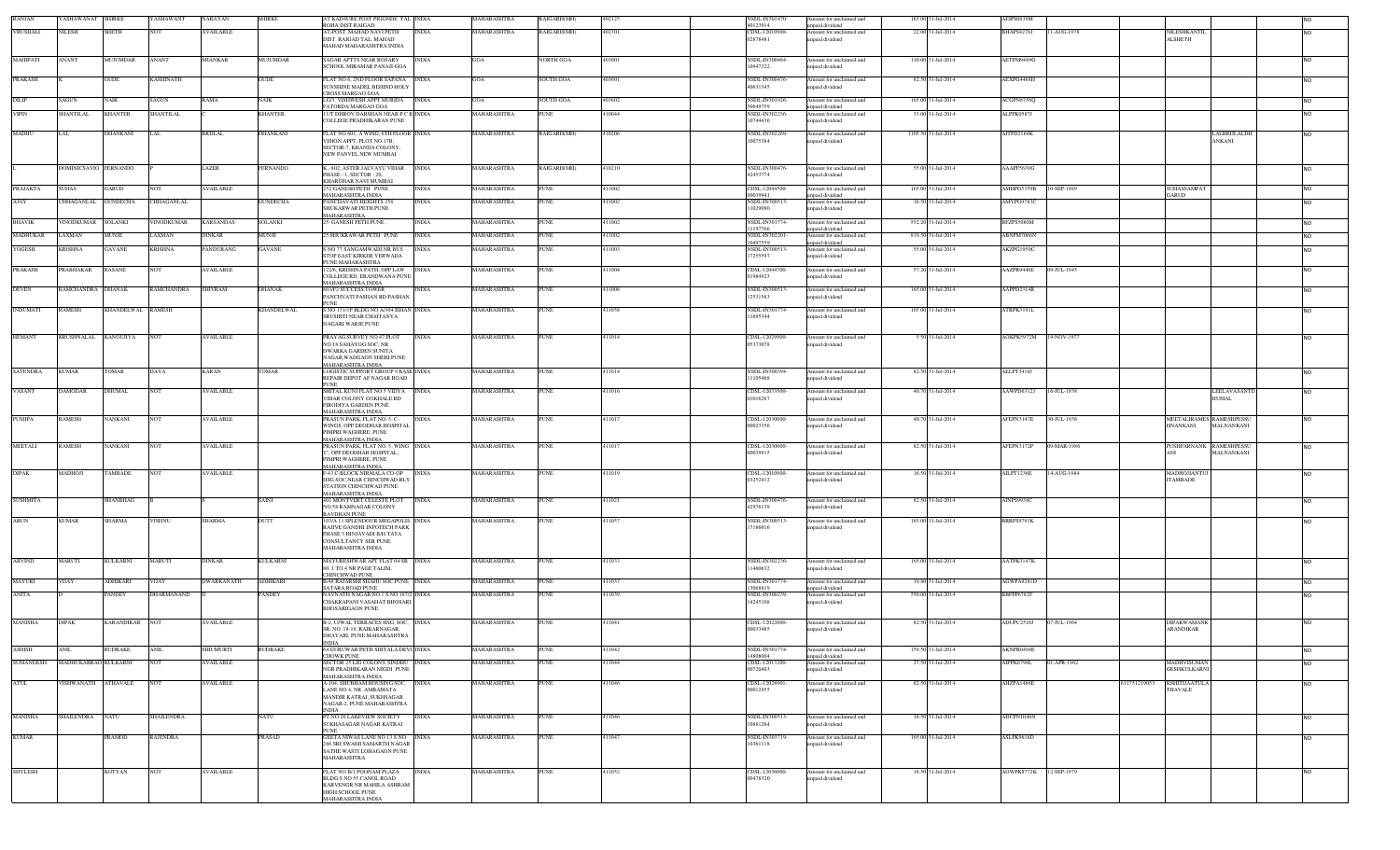| RANJAN | YASHAWANAT | SHIRKE | YASHAWANT | NARAYAN | SHIRKE | AT KADSURE POST PRIONDE TAL ROHA DIST RAIGAD | INDIA | MAHARASHTRA | RAIGARH(MH) | 402125 | | NSDL-IN302470-40123914 | Amount for unclaimed and unpaid dividend | 165.00 | 31-Jul-2014 | AEIPS6839M | | | | | | NO |
|---|---|---|---|---|---|---|---|---|---|---|---|---|---|---|---|---|---|---|---|---|---|---|
| VRUSHALI | NILESH | SHETH | NOT | AVAILABLE | | AT-POST- MAHAD NAVI PETH DIST. RAIGAD TAL. MAHAD MAHAD MAHARASHTRA INDIA | INDIA | MAHARASHTRA | RAIGARH(MH) | 402301 | | CDSL-12010900-02878481 | Amount for unclaimed and unpaid dividend | 22.00 | 31-Jul-2014 | BHAPS6278J | 11-AUG-1978 | | NILESHKANTIL ALSHETH | | | NO |
| MAHIPATI | ANANT | MUJUMDAR | ANANT | SHANKAR | MUJUMDAR | SAGAR APTTS NEAR ROSARY SCHOOL MIRAMAR PANAJI-GOA | INDIA | GOA | NORTH GOA | 403001 | | NSDL-IN300484-10947322 | Amount for unclaimed and unpaid dividend | 110.00 | 31-Jul-2014 | AETPM9469G | | | | | | NO |
| PRAKASH | K | GUDE | KASHINATH | | GUDE | FLAT NO 6, 2ND FLOOR SAPANA SUNSHINE MADEL BEHIND HOLY CROSS MARGAO GOA | INDIA | GOA | SOUTH GOA | 403601 | | NSDL-IN300476-40631345 | Amount for unclaimed and unpaid dividend | 82.50 | 31-Jul-2014 | AEXPG4468H | | | | | | NO |
| DILIP | SAGUN | NAIK | SAGUN | RAMA | NAIK | LG/3 VISHWESH APPT MURIDA FATORDA MARGAO GOA | INDIA | GOA | SOUTH GOA | 403602 | | NSDL-IN301926-30649759 | Amount for unclaimed and unpaid dividend | 165.00 | 31-Jul-2014 | ACGPN6756Q | | | | | | NO |
| VIPIN | SHANTILAL | KHANTER | SHANTILAL | | KHANTER | 11/7 DHRUV DARSHAN NEAR P C B COLLEGE PRADHIKARAN PUNE | INDIA | MAHARASHTRA | PUNE | 410044 | | NSDL-IN302236-10744436 | Amount for unclaimed and unpaid dividend | 33.00 | 31-Jul-2014 | ALPPK0587J | | | | | | NO |
| MADHU | LAL | DHANKANI | LAL | BRIJLAL | DHANKANI | FLAT NO 601, A WING, 6TH FLOOR VISION APPT, PLOT NO 17B, SECTOR-7, KHANDA COLONY, NEW PANVEL NEW MUMBAI | INDIA | MAHARASHTRA | RAIGARH(MH) | 410206 | | NSDL-IN302269-10075384 | Amount for unclaimed and unpaid dividend | 1105.50 | 31-Jul-2014 | AJTPD2164K | | | | LALBRIJLALDH ANKANI | | NO |
| L | DOMINICSAVIO | FERNANDO | P | LAZER | FERNANDO | K - 802, ASTER JALVAYU VIHAR PHASE - 1, SECTOR - 20, KHARGHAR NAVI MUMBAI | INDIA | MAHARASHTRA | RAIGARH(MH) | 410210 | | NSDL-IN300476-42453774 | Amount for unclaimed and unpaid dividend | 55.00 | 31-Jul-2014 | AAAPF5639G | | | | | | NO |
| PRAJAKTA | SUHAS | GARUD | NOT | AVAILABLE | | 252 GANESH PETH PUNE MAHARASHTRA INDIA | INDIA | MAHARASHTRA | PUNE | 411002 | | CDSL-12044500-00039941 | Amount for unclaimed and unpaid dividend | 165.00 | 31-Jul-2014 | AMHPG5335B | 10-SEP-1989 | | SUHASSAMPAT GARUD | | | NO |
| AJAY | CHHAGANLAL | GUNDECHA | CHHAGANLAL | | GUNDECHA | PANCHAVATI HEIGHTS 258 SHUKARWAR PETH PUNE MAHARASHTRA | INDIA | MAHARASHTRA | PUNE | 411002 | | NSDL-IN300513-11029080 | Amount for unclaimed and unpaid dividend | 16.50 | 31-Jul-2014 | AMYPG9783C | | | | | | NO |
| BHAVIK | VINODKUMAR | SOLANKI | VINODKUMAR | KARSANDAS | SOLANKI | 25 GANESH PETH PUNE | INDIA | MAHARASHTRA | PUNE | 411002 | | NSDL-IN301774-11197766 | Amount for unclaimed and unpaid dividend | 552.20 | 31-Jul-2014 | BFZPS5060M | | | | | | NO |
| MADHUKAR | LAXMAN | MUNJE | LAXMAN | DINKAR | MUNJE | 25 SHUKRAWAR PETH PUNE | INDIA | MAHARASHTRA | PUNE | 411002 | | NSDL-IN302201-10407559 | Amount for unclaimed and unpaid dividend | 819.50 | 31-Jul-2014 | ABNPM7066N | | | | | | NO |
| YOGESH | KRISHNA | GAVANE | KRISHNA | PANDURANG | GAVANE | S NO 77 SANGAMWADI NR BUS STOP EAST KIRKEE YERWADA PUNE MAHARASHTRA | INDIA | MAHARASHTRA | PUNE | 411003 | | NSDL-IN300513-17255597 | Amount for unclaimed and unpaid dividend | 55.00 | 31-Jul-2014 | AKZPG1950C | | | | | | NO |
| PRAKASH | PRABHAKAR | RASANE | NOT | AVAILABLE | | 122/6, KRISHNA PATH, OPP LAW COLLEGE RD, ERANDWANA PUNE MAHARASHTRA INDIA | INDIA | MAHARASHTRA | PUNE | 411004 | | CDSL-12044700-01984923 | Amount for unclaimed and unpaid dividend | 57.20 | 31-Jul-2014 | AAZPR9446E | 09-JUL-1945 | | | | | NO |
| DEVEN | RAMCHANDRA | DHANAK | RAMCHANDRA | SHIVRAM | DHANAK | 803/F2 SUCCESS TOWER PANCHVATI PASHAN RD PASHAN PUNE | INDIA | MAHARASHTRA | PUNE | 411008 | | NSDL-IN300513-12531963 | Amount for unclaimed and unpaid dividend | 165.00 | 31-Jul-2014 | AAPPD2314R | | | | | | NO |
| INDUMATI | RAMESH | KHANDELWAL | RAMESH | | KHANDELWAL | S NO 131/1P BLDG NO A/304 ISHAN SRUSHTI NEAR CHAITANYA NAGARI WARJE PUNE | INDIA | MAHARASHTRA | PUNE | 411058 | | NSDL-IN301774-11895344 | Amount for unclaimed and unpaid dividend | 165.00 | 31-Jul-2014 | ATRPK3181L | | | | | | NO |
| HEMANT | KRUSHNALAL | KANOJIYA | NOT | AVAILABLE | | PRAYAG,SURVEY NO 47,PLOT NO.18 SAHAYOG SOC. NR DWARKA GARDEN SUNITA NAGAR,WADGAON SHERI PUNE MAHARASHTRA INDIA | INDIA | MAHARASHTRA | PUNE | 411014 | | CDSL-12029900-05373078 | Amount for unclaimed and unpaid dividend | 5.50 | 31-Jul-2014 | AGKPK5972M | 19-NOV-1977 | | | | | NO |
| SATENDRA | KUMAR | TOMAR | DAYA | KARAN | TOMAR | LOGISTIC SUPPORT GROUP 9 BASE REPAIR DEPOT AF NAGAR ROAD PUNE | INDIA | MAHARASHTRA | PUNE | 411014 | | NSDL-IN300394-11185468 | Amount for unclaimed and unpaid dividend | 82.50 | 31-Jul-2014 | AELPT3416J | | | | | | NO |
| VASANT | DAMODAR | DHUMAL | NOT | AVAILABLE | | SHITAL KUNJ FLAT NO 5 VIDYA VIHAR COLONY GOKHALE RD FIRODIYA GARDEN PUNE MAHARASHTRA INDIA | INDIA | MAHARASHTRA | PUNE | 411016 | | CDSL-12033500-01016267 | Amount for unclaimed and unpaid dividend | 40.70 | 31-Jul-2014 | AAWPD6312J | 16-JUL-1938 | | | LEELAVASANTD HUMAL | | NO |
| PUSHPA | RAMESH | NANKANI | NOT | AVAILABLE | | PRASUN PARK, FLAT NO. 5, C-WINGS, OPP DEODHAR HOSPITAL PIMPRI WAGHERE, PUNE MAHARASHTRA INDIA | INDIA | MAHARASHTRA | PUNE | 411017 | | CDSL-12030000-00023556 | Amount for unclaimed and unpaid dividend | 40.70 | 31-Jul-2014 | AFEPN3147E | 30-JUL-1958 | | MEETALIRAMES HNANKANI | RAMESHPESSU MALNANKANI | | NO |
| MEETALI | RAMESH | NANKANI | NOT | AVAILABLE | | PRASUN PARK, FLAT NO. 5, WING 'C', OPP DEODHAR HOSPITAL, PIMPRI WAGHERE, PUNE MAHARASHTRA INDIA | INDIA | MAHARASHTRA | PUNE | 411017 | | CDSL-12030000-00039915 | Amount for unclaimed and unpaid dividend | 82.50 | 31-Jul-2014 | AFEPN3172P | 09-MAR-1986 | | PUSHPARNANK ANI | RAMESHPESSU MALNANKANI | | NO |
| DIPAK | MADHOJI | TAMBADE | NOT | AVAILABLE | | F-4/3 C-BLOCK NIRMALA CO-OP HSG SOC,NEAR CHINCHWAD RLY STATION CHINCHWAD PUNE MAHARASHTRA INDIA | INDIA | MAHARASHTRA | PUNE | 411019 | | CDSL-12010900-03252412 | Amount for unclaimed and unpaid dividend | 16.50 | 31-Jul-2014 | AILPT1256E | 14-AUG-1984 | | MADHOJIANTUJ ITAMBADE | | | NO |
| SUSHMITA | | SHANBHAG | B | | SAINI | 801 MONTVERT CELESTE PLOT NO 58 RAMNAGAR COLONY BAVDHAN PUNE | INDIA | MAHARASHTRA | PUNE | 411021 | | NSDL-IN300476-42976139 | Amount for unclaimed and unpaid dividend | 82.50 | 31-Jul-2014 | AINPS9938C | | | | | | NO |
| ARUN | KUMAR | SHARMA | VISHNU | SHARMA | DUTT | 103/A 1 SPLENDOUR MEGAPOLIS RAJIVE GANDHI INFOTECH PARK PHASE 3 HINJAVADI B/H TATA CONSULTANCY SER PUNE MAHARASHTRA INDIA | INDIA | MAHARASHTRA | PUNE | 411057 | | NSDL-IN300513-17186016 | Amount for unclaimed and unpaid dividend | 165.00 | 31-Jul-2014 | BRRPS9791K | | | | | | NO |
| ARVIND | MARUTI | KULKARNI | MARUTI | DINKAR | KULKARNI | MAYURESHWAR APT FLAT 04 SR 80 1 TO 4 NR PAGE TALIM, CHINCHWAD PUNE | INDIA | MAHARASHTRA | PUNE | 411033 | | NSDL-IN302236-11460632 | Amount for unclaimed and unpaid dividend | 165.00 | 31-Jul-2014 | AATPK3147K | | | | | | NO |
| MAYURI | VIJAY | ADHIKARI | VIJAY | DWARKANATH | ADHIKARI | B/48 RAJARSHI SHAHU SOC PUNE SATARA ROAD PUNE | INDIA | MAHARASHTRA | PUNE | 411037 | | NSDL-IN301774-13068819 | Amount for unclaimed and unpaid dividend | 19.80 | 31-Jul-2014 | AGWPA9281D | | | | | | NO |
| ANITA | D | PANDEY | DHARMANAND | D | PANDEY | NAVNATH NAGAR,NO.1 S.NO.18/32 CHAKRAPANI VASAHAT BHOSARI BHOSARIGAON PUNE | INDIA | MAHARASHTRA | PUNE | 411039 | | NSDL-IN300239-14245308 | Amount for unclaimed and unpaid dividend | 550.00 | 31-Jul-2014 | BBFPP6762F | | | | | | NO |
| MANISHA | DIPAK | KARANDIKAR | NOT | AVAILABLE | | B-2, UJWAL TERRACES HSG. SOC. SR. NO. 18-19, RAIKARNAGAR, DHAYARI, PUNE MAHARASHTRA INDIA | INDIA | MAHARASHTRA | PUNE | 411041 | | CDSL-12022600-00033485 | Amount for unclaimed and unpaid dividend | 82.50 | 31-Jul-2014 | ADUPC2510J | 07-JUL-1964 | | DIPAKWAMANK ARANDIKAR | | | NO |
| ASHISH | ANIL | RUDRAKE | ANIL | SHIDMURTI | RUDRAKE | 64 GURUWAR PETH SHITALA DEVI CHOWK PUNE | INDIA | MAHARASHTRA | PUNE | 411042 | | NSDL-IN301774-14808004 | Amount for unclaimed and unpaid dividend | 159.50 | 31-Jul-2014 | AKNPR0494E | | | | | | NO |
| SUMANGESH | MADHUKARRAO | KULKARNI | NOT | AVAILABLE | | SECTOR 25 LIG COLONY SINDHU NGR PRADHIKARAN NIGDI PUNE MAHARASHTRA INDIA | INDIA | MAHARASHTRA | PUNE | 411044 | | CDSL-12013200-00720403 | Amount for unclaimed and unpaid dividend | 27.50 | 31-Jul-2014 | AIPPK0796L | 01-APR-1962 | | MADHVISUMAN GESHKULKARNI | | | NO |
| ATUL | VISHWANATH | ATHAVALE | NOT | AVAILABLE | | A-104, SHUBHAM HOUSING SOC LANE NO 4, NR. AMBAMATA MANDIR KATRAJ, SUKHSAGAR NAGAR-2, PUNE MAHARASHTRA INDIA | INDIA | MAHARASHTRA | PUNE | 411046 | | CDSL-12028901-00012455 | Amount for unclaimed and unpaid dividend | 82.50 | 31-Jul-2014 | AHZPA1486E | | 611751219053 | KSHITIJAATULA THAVALE | | | NO |
| MANISHA | SHAILENDRA | NATU | SHAILENDRA | | NATU | PT NO 20 LAKEVIEW SOCIETY SUKHASAGAR NAGAR KATRAJ PUNE | INDIA | MAHARASHTRA | PUNE | 411046 | | NSDL-IN300513-10681264 | Amount for unclaimed and unpaid dividend | 16.50 | 31-Jul-2014 | ADCPN1046N | | | | | | NO |
| KUMAR | | PRAMOD | RAJENDRA | | PRASAD | GEETA NIWAS LANE NO 13 S NO 2/6 SRI SWAMI SAMARTH NAGAR SATHE WASTI LOHAGAON PUNE MAHARASHTRA | INDIA | MAHARASHTRA | PUNE | 411047 | | NSDL-IN303719-10361118 | Amount for unclaimed and unpaid dividend | 165.00 | 31-Jul-2014 | ASLPK9818D | | | | | | NO |
| SHYLESH | | KOTYAN | NOT | AVAILABLE | | FLAT NO B/1 POONAM PLAZA BLDG S.NO 55 CANOL ROAD KARVENGR NR MAHILA ASHRAM HIGH SCHOOL PUNE MAHARASHTRA INDIA | INDIA | MAHARASHTRA | PUNE | 411052 | | CDSL-12036000-00478320 | Amount for unclaimed and unpaid dividend | 16.50 | 31-Jul-2014 | AGWPK8772K | 12-SEP-1979 | | | | | NO |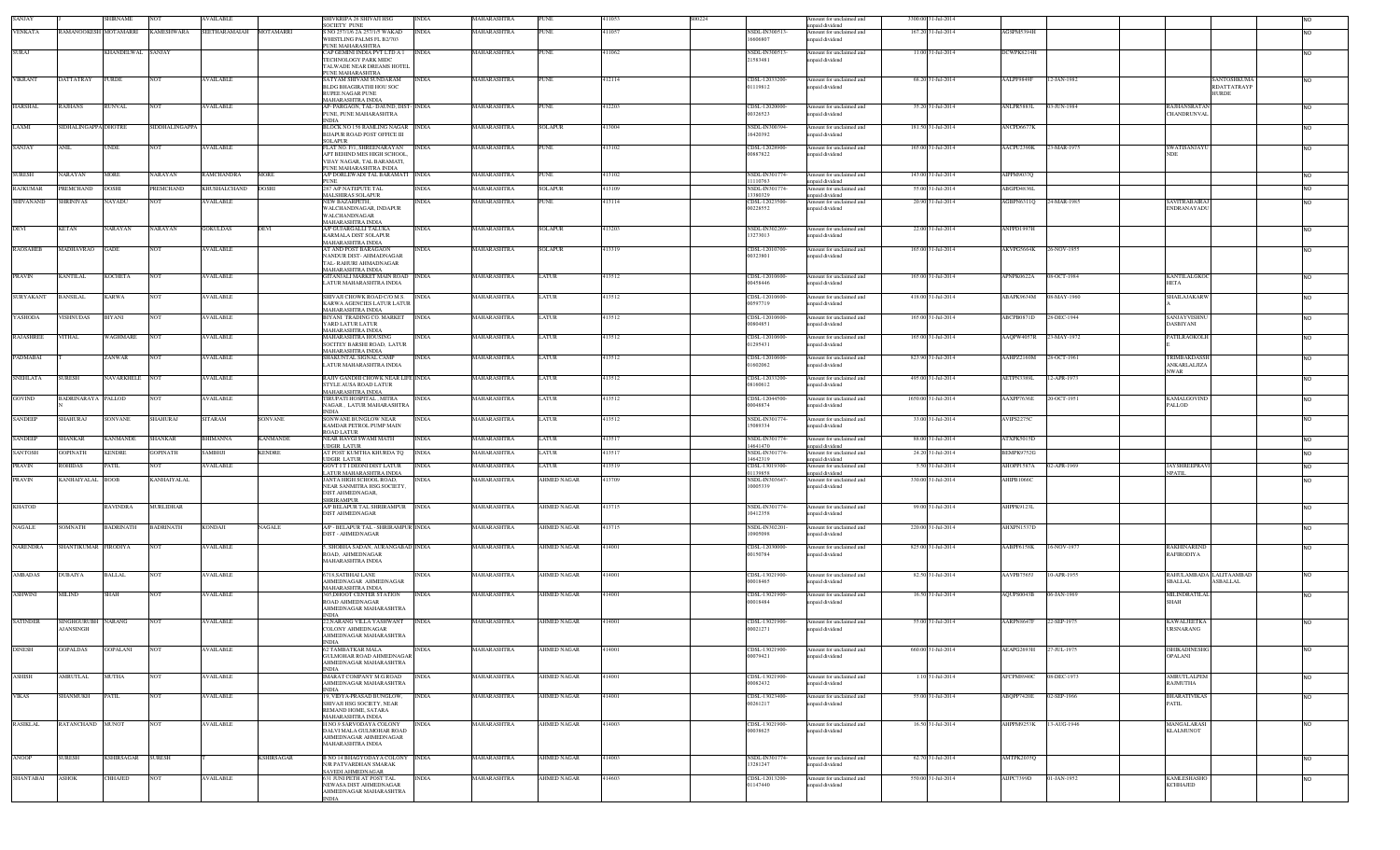| | | | | | | | | | | | | | | | | | | | | | | |
|---|---|---|---|---|---|---|---|---|---|---|---|---|---|---|---|---|---|---|---|---|---|---|
| SANJAY | | SHIRNAME | NOT | AVAILABLE | | SHIVKRIPA 28 SHIVAJI HSG SOCIETY PUNE | INDIA | MAHARASHTRA | PUNE | 411053 | S00224 | | Amount for unclaimed and unpaid dividend | 3300.00 | 31-Jul-2014 | | | | | | | NO |
| VENKATA | RAMANJOKESH | MOTAMARRI | KAMESHWARA | SEETHARAMAIAH | MOTAMARRI | S NO 257/1/3 2A 257/1/3 WAKAD WHISTLING PALMS FL B2/703 PUNE MAHARASHTRA | INDIA | MAHARASHTRA | PUNE | 411057 | | NSDL-IN300513-16606807 | Amount for unclaimed and unpaid dividend | 167.20 | 31-Jul-2014 | AGSPM5994H | | | | | | NO |
| SURAJ | | KHANDELWAL | SANJAY | | | CAP GEMINI INDIA PVT LTD A 1 TECHNOLOGY PARK MIDC TALWADE NEAR DREAMS HOTEL PUNE MAHARASHTRA | INDIA | MAHARASHTRA | PUNE | 411062 | | NSDL-IN300513-21563481 | Amount for unclaimed and unpaid dividend | 11.00 | 31-Jul-2014 | DCWPK8214H | | | | | | NO |
| VIKRANT | DATTATRAY | PURDE | NOT | AVAILABLE | | SATYAM SHIVAM SUNDARAM BLDG BHAGIRATHI HOU SOC RUPEE NAGAR PUNE MAHARASHTRA INDIA | INDIA | MAHARASHTRA | PUNE | 412114 | | CDSL-12033200-01119812 | Amount for unclaimed and unpaid dividend | 68.20 | 31-Jul-2014 | AALPP9849F | 12-JAN-1982 | | | SANTOSHRUMA RDATTATRAYP URDE | | NO |
| HARSHAL | RAJHANS | RUNWAL | NOT | AVAILABLE | | A/P PARGAON, TAL- DAUND, DIST- PUNE, PUNE MAHARASHTRA INDIA | INDIA | MAHARASHTRA | PUNE | 412203 | | NSDL-IN300214-00326523 | Amount for unclaimed and unpaid dividend | 35.20 | 31-Jul-2014 | ANLPR5883L | 03-JUN-1984 | | RAJHANSRATAN CHANDRUNWAL | | | NO |
| LAXMI | SIDHALINGAPPA | DHOTRE | SIDDHALINGAPPA | | | BLOCK NO 156 RAMLING NAGAR BIJAPUR ROAD POST OFFICE III SOLAPUR | INDIA | MAHARASHTRA | SOLAPUR | 413004 | | NSDL-IN300394-16420392 | Amount for unclaimed and unpaid dividend | 181.50 | 31-Jul-2014 | ANCPD6677K | | | | | | NO |
| SANJAY | ANIL | UNDE | NOT | AVAILABLE | | FLAT NO. F/1, SHREENARAYAN APT BEHIND MES HIGH SCHOOL, VIJAY NAGAR, TAL BARAMATI, PUNE MAHARASHTRA INDIA | INDIA | MAHARASHTRA | PUNE | 413102 | | CDSL-12028900-00887822 | Amount for unclaimed and unpaid dividend | 165.00 | 31-Jul-2014 | AACPU2390K | 25-MAR-1975 | | SWATISANJAYU NDE | | | NO |
| SURESH | NARAYAN | MORE | NARAYAN | RAMCHANDRA | MORE | A/P DORLEWADI TAL BARAMATI PUNE | INDIA | MAHARASHTRA | PUNE | 413102 | | NSDL-IN301774-11110763 | Amount for unclaimed and unpaid dividend | 143.00 | 31-Jul-2014 | AJFPM5037Q | | | | | | NO |
| RAJKUMAR | PREMCHAND | DOSHI | PREMCHAND | KHUSHALCHAND | DOSHI | 237 A/P NATEPUTE TAL MALSHIRAS SOLAPUR | INDIA | MAHARASHTRA | SOLAPUR | 413109 | | NSDL-IN301774-13380329 | Amount for unclaimed and unpaid dividend | 55.00 | 31-Jul-2014 | ABGPD4636L | | | | | | NO |
| SHIVANAND | SHRINIVAS | NAYADU | NOT | AVAILABLE | | NEW BAZARPETH, WALCHANDNAGAR, INDAPUR WALCHANDNAGAR MAHARASHTRA INDIA | INDIA | MAHARASHTRA | PUNE | 413114 | | CDSL-12023900-00228552 | Amount for unclaimed and unpaid dividend | 20.90 | 31-Jul-2014 | AGBPN6311Q | 24-MAR-1965 | | SAVITRABAIRAJ ENDRANAYADU | | | NO |
| DEVI | KETAN | NARAYAN | NARAYAN | GOKULDAS | DEVI | A/P GUSARGALLI TALUKA KARMALA DIST. SOLAPUR MAHARASHTRA INDIA | INDIA | MAHARASHTRA | SOLAPUR | 413203 | | NSDL-IN302269-13273013 | Amount for unclaimed and unpaid dividend | 22.00 | 31-Jul-2014 | ANFPD1997H | | | | | | NO |
| RAOSAHEB | MADHAVRAO | GADE | NOT | AVAILABLE | | AT AND POST BARAGAON NANDUR DIST- AHMADNAGAR TAL- RAHURI AHMADNAGAR MAHARASHTRA INDIA | INDIA | MAHARASHTRA | SOLAPUR | 413319 | | CDSL-12010700-00323801 | Amount for unclaimed and unpaid dividend | 165.00 | 31-Jul-2014 | AKVPG5664K | 26-NOV-1955 | | | | | NO |
| PRAVIN | KANTILAL | KOCHETA | NOT | AVAILABLE | | GITANJALI MARKET MAIN ROAD LATUR MAHARASHTRA INDIA | INDIA | MAHARASHTRA | LATUR | 413512 | | CDSL-12010600-00458446 | Amount for unclaimed and unpaid dividend | 165.00 | 31-Jul-2014 | APNPK0622A | 06-OCT-1964 | | KANTILALGKOC HETA | | | NO |
| SURYAKANT | BANSILAL | KARWA | NOT | AVAILABLE | | SHIVAJI CHOWK ROAD C/O M S KARWA AGENCIES LATUR LATUR MAHARASHTRA INDIA | INDIA | MAHARASHTRA | LATUR | 413512 | | CDSL-12010600-00597719 | Amount for unclaimed and unpaid dividend | 418.00 | 31-Jul-2014 | ABAPK0634M | 08-MAY-1960 | | SHAILAJAKARW A | | | NO |
| YASHODA | VISHNUDAS | BIYANI | NOT | AVAILABLE | | BIYANI TRADING CO. MARKET YARD LATUR LATUR MAHARASHTRA INDIA | INDIA | MAHARASHTRA | LATUR | 413512 | | CDSL-12010600-00604851 | Amount for unclaimed and unpaid dividend | 165.00 | 31-Jul-2014 | ABCPB0871D | 28-DEC-1944 | | SANJAYVISHNU DASBIYANI | | | NO |
| RAJASHREE | VITHAL | WAGHMARE | NOT | AVAILABLE | | MAHARASHTRA HOUSING SOCITEY BARSHI ROAD, LATUR MAHARASHTRA INDIA | INDIA | MAHARASHTRA | LATUR | 413512 | | CDSL-12010600-01295431 | Amount for unclaimed and unpaid dividend | 165.00 | 31-Jul-2014 | AAQPW4057R | 23-MAY-1972 | | PATILRAOKOLH E | | | NO |
| PADMABAI | T | ZANWAR | NOT | AVAILABLE | | SHAKUNTAL SIGNAL CAMP LATUR MAHARASHTRA INDIA | INDIA | MAHARASHTRA | LATUR | 413512 | | CDSL-12010600-01602062 | Amount for unclaimed and unpaid dividend | 825.00 | 31-Jul-2014 | AABPZ2160M | 28-OCT-1961 | | TRIMBAKDASSH ANKARLALJIZA NWAR | | | NO |
| SNEHLATA | SURESH | NAVARKHELE | NOT | AVAILABLE | | RAJIV GANDHI CHOWK NEAR LIFE STYLE AUSA ROAD LATUR MAHARASHTRA INDIA | INDIA | MAHARASHTRA | LATUR | 413512 | | CDSL-12033200-08160612 | Amount for unclaimed and unpaid dividend | 495.00 | 31-Jul-2014 | AETPN3389L | 12-APR-1973 | | | | | NO |
| GOVIND | BADRINARAYA N | PALLOD | NOT | AVAILABLE | | TIRUPATI HOSPITAL, MITRA NAGAR, LATUR MAHARASHTRA INDIA | INDIA | MAHARASHTRA | LATUR | 413512 | | CDSL-12044500-00048874 | Amount for unclaimed and unpaid dividend | 1650.00 | 31-Jul-2014 | AAXPP7636E | 20-OCT-1951 | | KAMALGOVIND PALLOD | | | NO |
| SANDEEP | SHAHURAJ | SONVANE | SHAHURAJ | SITARAM | SONVANE | SONWANE BUNGLOW NEAR KAMDAR PETROL PUMP MAIN ROAD LATUR | INDIA | MAHARASHTRA | LATUR | 413512 | | NSDL-IN301774-15089334 | Amount for unclaimed and unpaid dividend | 33.00 | 31-Jul-2014 | AVIPS2275C | | | | | | NO |
| SANDEEP | SHANKAR | KANMANDE | SHANKAR | BHIMANNA | KANMANDE | NEAR HAVGI SWAMI MATH UDGIR LATUR | INDIA | MAHARASHTRA | LATUR | 413517 | | NSDL-IN301774-14641470 | Amount for unclaimed and unpaid dividend | 88.00 | 31-Jul-2014 | AFXPK5015D | | | | | | NO |
| SANTOSH | GOPINATH | KENDRE | GOPINATH | SAMBHJI | KENDRE | AT POST KUMTHA KHURDA TQ UDGIR LATUR | INDIA | MAHARASHTRA | LATUR | 413517 | | NSDL-IN301774-14642319 | Amount for unclaimed and unpaid dividend | 24.20 | 31-Jul-2014 | BEMPK9752G | | | | | | NO |
| PRAVIN | ROHIDAS | PATIL | NOT | AVAILABLE | | GOVT I T I DEONI DIST LATUR LATUR MAHARASHTRA INDIA | INDIA | MAHARASHTRA | LATUR | 413519 | | CDSL-13019300-01139858 | Amount for unclaimed and unpaid dividend | 5.50 | 31-Jul-2014 | AHOPP1587A | 02-APR-1969 | | JAYSHREEPRAVI NPATIL | | | NO |
| PRAVIN | KANHAIYALAL | BOOB | KANHAIYALAL | | | JANTA HIGH SCHOOL ROAD, NEAR SANMITRA HSG.SOCIETY, DIST AHMEDNAGAR, SHRIRAMPUR | INDIA | MAHARASHTRA | AHMED NAGAR | 413709 | | NSDL-IN303647-10005339 | Amount for unclaimed and unpaid dividend | 330.00 | 31-Jul-2014 | ABIPB1066C | | | | | | NO |
| KHATOD | | RAVINDRA | MURLIDHAR | | | A/P- BELAPUR TAL SHRIRAMPUR DIST AHMEDNAGAR | INDIA | MAHARASHTRA | AHMED NAGAR | 413715 | | NSDL-IN301774-10412358 | Amount for unclaimed and unpaid dividend | 99.00 | 31-Jul-2014 | AHPPK9123L | | | | | | NO |
| NAGALE | SOMNATH | BADRINATH | BADRINATH | KONDAJI | NAGALE | A/P - BELAPUR TAL - SHRIRAMPUR DIST - AHMEDNAGAR | INDIA | MAHARASHTRA | AHMED NAGAR | 413715 | | NSDL-IN302201-10905098 | Amount for unclaimed and unpaid dividend | 220.00 | 31-Jul-2014 | AHXPN1537D | | | | | | NO |
| NARENDRA | SHANTIKUMAR | FIRODIYA | NOT | AVAILABLE | | 7, SHOBHA SADAN, AURANGABAD ROAD, AHMEDNAGAR MAHARASHTRA INDIA | INDIA | MAHARASHTRA | AHMED NAGAR | 414001 | | CDSL-12030000-00150784 | Amount for unclaimed and unpaid dividend | 825.00 | 31-Jul-2014 | AABPF6158K | 16-NOV-1957 | | RAKHINARENDRAFIRODIYA | | | NO |
| AMBADAS | DUBAIYA | BALLAL | NOT | AVAILABLE | | 6718 SATBHAI LANE AHMEDNAGAR AHMEDNAGAR MAHARASHTRA INDIA | INDIA | MAHARASHTRA | AHMED NAGAR | 414001 | | CDSL-13021900-00018465 | Amount for unclaimed and unpaid dividend | 82.50 | 31-Jul-2014 | AAVPB7565J | 10-APR-1955 | | RAHULAMBADA SBALLAL | LALITAAMBAD ASBALLAL | | NO |
| ASHWINI | MILIND | SHAH | NOT | AVAILABLE | | 305,DIGGY CENTER STATION ROAD AHMEDNAGAR AHMEDNAGAR MAHARASHTRA INDIA | INDIA | MAHARASHTRA | AHMED NAGAR | 414001 | | CDSL-13021900-00018484 | Amount for unclaimed and unpaid dividend | 16.50 | 31-Jul-2014 | AQUPS0043B | 06-JAN-1969 | | MILINDRATILAL SHAH | | | NO |
| SATINDER | SINGHGURUBH AJANSINGH | NARANG | NOT | AVAILABLE | | 22,NARANG VILLA YASHWANT COLONY AHMEDNAGAR AHMEDNAGAR MAHARASHTRA INDIA | INDIA | MAHARASHTRA | AHMED NAGAR | 414001 | | CDSL-13021900-00021271 | Amount for unclaimed and unpaid dividend | 55.00 | 31-Jul-2014 | AARPN3647F | 22-SEP-1975 | | KAWALJEETKA URSNARANG | | | NO |
| DINESH | GOPALDAS | GOPALANI | NOT | AVAILABLE | | 62 TAMBATKAR MALA GULMOHAR ROAD AHMEDNAGAR AHMEDNAGAR MAHARASHTRA INDIA | INDIA | MAHARASHTRA | AHMED NAGAR | 414001 | | CDSL-13021900-00079421 | Amount for unclaimed and unpaid dividend | 660.00 | 31-Jul-2014 | AEAPG2893H | 27-JUL-1975 | | ISHIKADINESHG OPALANI | | | NO |
| ASHISH | AMRUTLAL | MUTHA | NOT | AVAILABLE | | BHARAT COMPANY M.G.ROAD AHMEDNAGAR MAHARASHTRA INDIA | INDIA | MAHARASHTRA | AHMED NAGAR | 414001 | | CDSL-13021900-00082432 | Amount for unclaimed and unpaid dividend | 1.10 | 31-Jul-2014 | AFCPM0940C | 08-DEC-1973 | | AMRUTLALPEM RAJMUTHA | | | NO |
| VIKAS | SHANMUKH | PATIL | NOT | AVAILABLE | | 19, VIDYA-PRASAD BUNGLOW, SHIVAJI HSG SOCIETY, NEAR REMAND HOME, SATARA MAHARASHTRA INDIA | INDIA | MAHARASHTRA | AHMED NAGAR | 414001 | | CDSL-13023400-00281217 | Amount for unclaimed and unpaid dividend | 55.00 | 31-Jul-2014 | ABQPP7420E | 02-SEP-1966 | | BHARATIVIKAS PATIL | | | NO |
| RASIKLAL | RATANCHAND | MUNOT | NOT | AVAILABLE | | H.NO.9 SARVODAYA COLONY DALVI MALA GULMOHAR ROAD AHMEDNAGAR AHMEDNAGAR MAHARASHTRA INDIA | INDIA | MAHARASHTRA | AHMED NAGAR | 414003 | | CDSL-13021900-00038625 | Amount for unclaimed and unpaid dividend | 16.50 | 31-Jul-2014 | AHPPM9253K | 13-AUG-1946 | | MANGALARASI KLALMUNOT | | | NO |
| ANOOP | SURESH | KSHIRSAGAR | SURESH | T | KSHIRSAGAR | H NO 14 BHAGYODAYA COLONY N/R PATVARDHAN SMARAK SAVEDI AHMEDNAGAR | INDIA | MAHARASHTRA | AHMED NAGAR | 414003 | | NSDL-IN301774-13281247 | Amount for unclaimed and unpaid dividend | 62.70 | 31-Jul-2014 | AMTPK2035Q | | | | | | NO |
| SHANTABAI | ASHOK | CHHAJED | NOT | AVAILABLE | | 631 JUNI PETH AT POST TAL NEWASA DIST AHMEDNAGAR AHMEDNAGAR MAHARASHTRA INDIA | INDIA | MAHARASHTRA | AHMED NAGAR | 414603 | | CDSL-12013200-01147440 | Amount for unclaimed and unpaid dividend | 550.00 | 31-Jul-2014 | AIIPC7399D | 01-JAN-1952 | | KAMLESHASHO KCHHAJED | | | NO |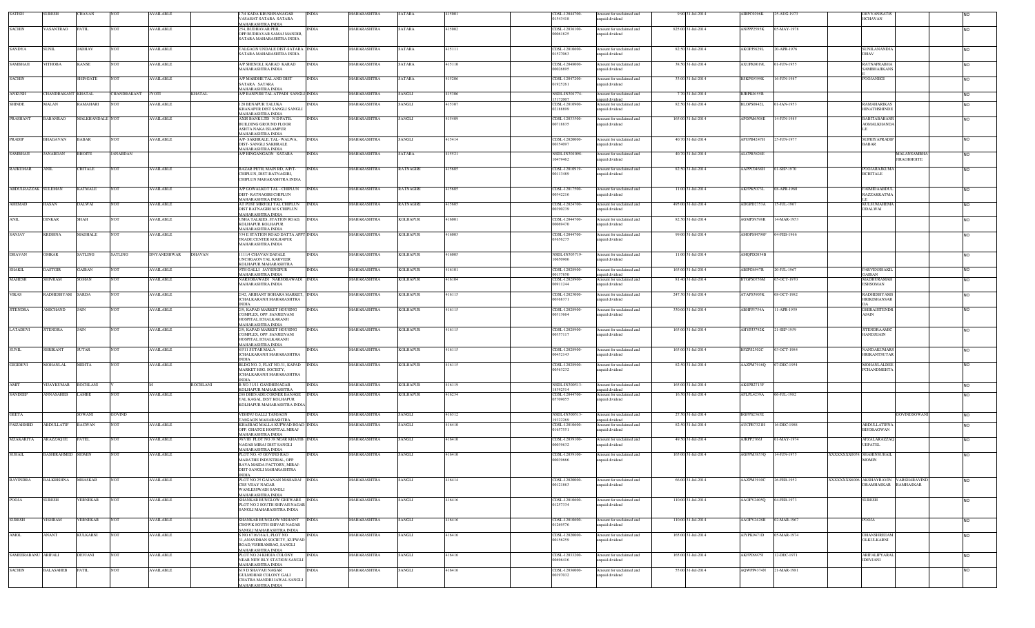| SATISH | SURESH | CHAVAN | NOT | AVAILABLE | | 17/4 KADA KRUSHNANAGAR VASAHAT SATARA SATARA MAHARASHTRA INDIA | INDIA | MAHARASHTRA | SATARA | 415001 | CDSL-12044700-01543418 | Amount for unclaimed and unpaid dividend | 9.90 | 31-Jul-2014 | AIRPC0298K | 25-AUG-1973 | | DEVYANISATISHCHAVAN | | NO |
|---|---|---|---|---|---|---|---|---|---|---|---|---|---|---|---|---|---|---|---|---|
| SACHIN | VASANTRAO | PATIL | NOT | AVAILABLE | | 254, BUDHAVAR PETH, OPP BUDHAVAR SAMAJ MANDIR, SATARA MAHARASHTRA INDIA | INDIA | MAHARASHTRA | SATARA | 415002 | CDSL-12036100-00061825 | Amount for unclaimed and unpaid dividend | 825.00 | 31-Jul-2014 | ANPPP2595K | 05-MAY-1978 | | | | NO |
| SANDYA | SUNIL | JADHAV | NOT | AVAILABLE | | TALGAON UNDALE DIST-SATARA SATARA MAHARASHTRA INDIA | INDIA | MAHARASHTRA | SATARA | 415111 | CDSL-12010600-01525003 | Amount for unclaimed and unpaid dividend | 82.50 | 31-Jul-2014 | AKOPJ5829L | 20-APR-1976 | | SUNILANANDJADHAV | | NO |
| SAMBHAJI | VITHOBA | KANSE | NOT | AVAILABLE | | A/P SHENOLI, KARAD KARAD MAHARASHTRA INDIA | INDIA | MAHARASHTRA | SATARA | 415110 | CDSL-12048000-00026895 | Amount for unclaimed and unpaid dividend | 16.50 | 31-Jul-2014 | AXUPK8019L | 01-JUN-1955 | | RATNAPRABHASAMBHAJIKANSE | | NO |
| SACHIN | | SHINGATE | NOT | AVAILABLE | | A/P MARDHE TAL AND DIST SATARA SATARA MAHARASHTRA INDIA | INDIA | MAHARASHTRA | SATARA | 415206 | CDSL-12047200-01925261 | Amount for unclaimed and unpaid dividend | 33.00 | 31-Jul-2014 | BSKPS0399K | 16-JUN-1987 | | POOJANEGI | | NO |
| ANKUSH | CHANDRAKANT | KHATAL | CHANDRAKANT | JYOTI | KHATAL | A/P BANPURI TAL ATPADI SANGLI | INDIA | MAHARASHTRA | SANGLI | 415306 | NSDL-IN301774-15172007 | Amount for unclaimed and unpaid dividend | 7.70 | 31-Jul-2014 | BJBPK0155R | | | | | NO |
| SHINDE | MALAN | RAMAHARI | NOT | AVAILABLE | | 120 BENAPUR TALUKA KHANAPUR DIST SANGLI SANGLI MAHARASHTRA INDIA | INDIA | MAHARASHTRA | SANGLI | 415307 | CDSL-12010900-02188899 | Amount for unclaimed and unpaid dividend | 82.50 | 31-Jul-2014 | BLOPS0642L | 01-JAN-1953 | | RAMAHARIKASHINATHSHINDE | | NO |
| PRASHANT | BABANRAO | MALKHANDALE | NOT | AVAILABLE | | AXIS BANK LTD N D PATIL BUILDING GROUND FLOOR ASHTA NAKA ISLAMPUR MAHARASHTRA INDIA | INDIA | MAHARASHTRA | SANGLI | 415409 | CDSL-12033500-00718835 | Amount for unclaimed and unpaid dividend | 165.00 | 31-Jul-2014 | APDPM6500E | 14-JUN-1985 | | BABITABABANRAOMALKHANDALE | | NO |
| PRADIP | BHAGAVAN | BABAR | NOT | AVAILABLE | | A/P- SAKHRALE, TAL- WALWA, DIST- SANGLI SAKHRALE MAHARASHTRA INDIA | INDIA | MAHARASHTRA | SANGLI | 415414 | CDSL-12020000-00354097 | Amount for unclaimed and unpaid dividend | 40.70 | 31-Jul-2014 | APUPB4247H | 25-JUN-1977 | | SUPRIYAPRADIPBABAR | | NO |
| SAMBHAJI | JANARDAN | BHOITE | JANARDAN | | | A/P HINGANGAON SATARA | INDIA | MAHARASHTRA | SATARA | 415521 | NSDL-IN301696-10479462 | Amount for unclaimed and unpaid dividend | 40.70 | 31-Jul-2014 | ALCPB3624E | | | | MALANSAMBHAJIBHOITE | NO |
| RAJKUMAR | ANIL | CHITALE | NOT | AVAILABLE | | BAZAR PETH, MAIN RD. A/PT-CHIPLUN, DIST-RATNAGIRI, CHIPLUN MAHARASHTRA INDIA | INDIA | MAHARASHTRA | RATNAGIRI | 415605 | CDSL-12010919-00113489 | Amount for unclaimed and unpaid dividend | 82.50 | 31-Jul-2014 | AAPPC0460H | 01-SEP-1970 | | POOJARAJKUMARCHITALE | | NO |
| ABDULRAZZAK | SULEMAN | KATMALE | NOT | AVAILABLE | | A/P GOWALKOT TAL - CHIPLUN DIST- RATNAGIRI CHIPLUN MAHARASHTRA INDIA | INDIA | MAHARASHTRA | RATNAGIRI | 415605 | CDSL-12017500-00342216 | Amount for unclaimed and unpaid dividend | 11.00 | 31-Jul-2014 | AKFPK2077L | 08-APR-1960 | | FAHMIDAABDULRAZZAKKATMALE | | NO |
| AHEMAD | HASAN | DALWAI | NOT | AVAILABLE | | AT POST MIRJOLI TAL CHIPLUN DIST RATNAGIRI M S CHIPLUN MAHARASHTRA INDIA | INDIA | MAHARASHTRA | RATNAGIRI | 415605 | CDSL-12024700-00390239 | Amount for unclaimed and unpaid dividend | 495.00 | 31-Jul-2014 | ADGPD2753A | 15-JUL-1967 | | KULSUMAHEMADDALWAI | | NO |
| ANIL | DINKAR | SHAH | NOT | AVAILABLE | | USHA TALKIES, STATION ROAD, KOLHAPUR KOLHAPUR MAHARASHTRA INDIA | INDIA | MAHARASHTRA | KOLHAPUR | 416001 | CDSL-12044700-00069470 | Amount for unclaimed and unpaid dividend | 82.50 | 31-Jul-2014 | AGMPS9598R | 14-MAR-1953 | | | | NO |
| SANJAY | KRISHNA | MADHALE | NOT | AVAILABLE | | 3/4 E STATION ROAD DATTA APPT TRADE CENTER KOLHAPUR MAHARASHTRA INDIA | INDIA | MAHARASHTRA | KOLHAPUR | 416003 | CDSL-12044700-03656275 | Amount for unclaimed and unpaid dividend | 99.00 | 31-Jul-2014 | AMOPM4798F | 04-FEB-1966 | | | | NO |
| DHAVAN | OMKAR | SATLING | SATLING | DNYANESHWAR | DHAVAN | 1111/4 CHAVAN DAFALE UNCHGAON TAL KARVEER KOLHAPUR MAHARASHTRA | INDIA | MAHARASHTRA | KOLHAPUR | 416005 | NSDL-IN303719-10650906 | Amount for unclaimed and unpaid dividend | 11.00 | 31-Jul-2014 | AMQPD2034B | | | | | NO |
| SHAKIL | DASTGIR | GAIBAN | NOT | AVAILABLE | | 9TH GALLI JAYSINGPUR MAHARASHTRA INDIA | INDIA | MAHARASHTRA | KOLHAPUR | 416101 | CDSL-12028900-00137850 | Amount for unclaimed and unpaid dividend | 165.00 | 31-Jul-2014 | ABIPG6947R | 20-JUL-1967 | | PARVENSHAKILGAIBAN | | NO |
| MAHESH | SHIVRAM | SOMAN | NOT | AVAILABLE | | NARSOBAWADI NARSOBAWADI MAHARASHTRA INDIA | INDIA | MAHARASHTRA | KOLHAPUR | 416104 | CDSL-12028900-00011244 | Amount for unclaimed and unpaid dividend | 81.40 | 31-Jul-2014 | BTGPS0756M | 05-OCT-1970 | | MADHURAMAHESHSOMAN | | NO |
| VIKAS | RADHESHYAM | SARDA | NOT | AVAILABLE | | 2/42, ARIHANT BOHARA MARKET, ICHALKARANJI MAHARASHTRA INDIA | INDIA | MAHARASHTRA | KOLHAPUR | 416115 | CDSL-12023000-00366371 | Amount for unclaimed and unpaid dividend | 247.50 | 31-Jul-2014 | ATAPS3905K | 08-OCT-1982 | | RADHESHYAMSHRIKISHANSARDA | | NO |
| JITENDRA | AMICHAND | JAIN | NOT | AVAILABLE | | 2/9, KAPAD MARKET HOUSING COMPLEX, OPP. SANJEEVANI HOSPITAL ICHALKARANJI MAHARASHTRA INDIA | INDIA | MAHARASHTRA | KOLHAPUR | 416115 | CDSL-12028900-00313664 | Amount for unclaimed and unpaid dividend | 330.00 | 31-Jul-2014 | ABHPJ5754A | 11-APR-1959 | | DHIRAJJITENDRAJAIN | | NO |
| LATADEVI | JITENDRA | JAIN | NOT | AVAILABLE | | 2/9, KAPAD MARKET HOUSING COMPLEX, OPP. SANJEEVANI HOSPITAL ICHALKARANJI MAHARASHTRA INDIA | INDIA | MAHARASHTRA | KOLHAPUR | 416115 | CDSL-12028900-00357117 | Amount for unclaimed and unpaid dividend | 165.00 | 31-Jul-2014 | AHYPJ3792K | 21-SEP-1959 | | JITENDRAAMICHANDJAIN | | NO |
| SUNIL | SHRIKANT | SUTAR | NOT | AVAILABLE | | 6/511 SUTAR MALA ICHALKARANJI MAHARASHTRA INDIA | INDIA | MAHARASHTRA | KOLHAPUR | 416115 | CDSL-12028900-00452143 | Amount for unclaimed and unpaid dividend | 165.00 | 31-Jul-2014 | BFZPS2502C | 03-OCT-1984 | | NANDAKUMARSHRIKANTSUTAR | | NO |
| GIGIDEVI | MOHANLAL | MEHTA | NOT | AVAILABLE | | BLDG NO. 2, FLAT NO.31, KAPAD MARKET HSG. SOCIETY, ICHALKARANJI MAHARASHTRA INDIA | INDIA | MAHARASHTRA | KOLHAPUR | 416115 | CDSL-12028900-00563232 | Amount for unclaimed and unpaid dividend | 82.50 | 31-Jul-2014 | AAZPM7916Q | 07-DEC-1954 | | MOHANLALDEEPCHANDMEHTA | | NO |
| AMIT | VIJAYKUMAR | ROCHLANI | V | M | ROCHLANI | B NO 31/11 GANDHINAGAR KOLHAPUR MAHARASHTRA | INDIA | MAHARASHTRA | KOLHAPUR | 416119 | NSDL-IN300513-18392514 | Amount for unclaimed and unpaid dividend | 165.00 | 31-Jul-2014 | AKSPR2713F | | | | | NO |
| SANDEEP | ANNASAHEB | LAMBE | NOT | AVAILABLE | | 288 DHEVADE CORNER BANAGE TAL KAGAL DIST KOLHAPUR KOLHAPUR MAHARASHTRA INDIA | INDIA | MAHARASHTRA | KOLHAPUR | 416234 | CDSL-12044700-05709055 | Amount for unclaimed and unpaid dividend | 16.50 | 31-Jul-2014 | AFLPL4259A | 06-JUL-1982 | | | | NO |
| GEETA | | SOWANI | GOVIND | | | VISHNU GALLI TASGAON TASGAON MAHARASHTRA | INDIA | MAHARASHTRA | SANGLI | 416312 | NSDL-IN300513-19322269 | Amount for unclaimed and unpaid dividend | 27.50 | 31-Jul-2014 | BGFPS2565E | | | | GOVINDSOWANI | NO |
| FAIZAHMED | ABDULLATIF | BAGWAN | NOT | AVAILABLE | | KHASBAG MALLA KUPWAD ROAD OPP. GHATGE HOSPITAL MIRAJ MAHARASHTRA INDIA | INDIA | MAHARASHTRA | SANGLI | 416410 | CDSL-12010600-01657551 | Amount for unclaimed and unpaid dividend | 82.50 | 31-Jul-2014 | AUCPB7321H | 16-DEC-1988 | | ABDULLATIFNABISOBAGWAN | | NO |
| MZAKARIYA | ARAZZAQUE | PATEL | NOT | AVAILABLE | | 667/1B PLOT NO 38 NEAR KHATIB NAGAR MIRAJ DIST SANGLI MAHARASHTRA INDIA | INDIA | MAHARASHTRA | SANGLI | 416410 | CDSL-12039100-00039632 | Amount for unclaimed and unpaid dividend | 49.50 | 31-Jul-2014 | AJRPP2766J | 01-MAY-1974 | | AFZALARAZZAQUEPATEL | | NO |
| SUHAIL | RASHIDAHMED | MOMIN | NOT | AVAILABLE | | PLOT NO. 45 GOVIND RAO MARATHE INDUSTRIAL, OPP RAVA MAIDA FACTORY, MIRAJ DIST SANGLI MAHARASHTRA INDIA | INDIA | MAHARASHTRA | SANGLI | 416410 | CDSL-12039100-00039666 | Amount for unclaimed and unpaid dividend | 165.00 | 31-Jul-2014 | AGFPM3853Q | 14-JUN-1975 | XXXXXXXX0058 | SHAHINSUHAILMOMIN | | NO |
| RAVINDRA | BALKRISHNA | MHASKAR | NOT | AVAILABLE | | PLOT NO 25 GAJANAN MAHARAJ CHS VIJAY NAGAR WANLESSWADI SANGLI MAHARASHTRA INDIA | INDIA | MAHARASHTRA | SANGLI | 416414 | CDSL-12020000-00121863 | Amount for unclaimed and unpaid dividend | 66.00 | 31-Jul-2014 | AAZPM3910C | 26-FEB-1952 | XXXXXXXX6006 | AKSHAYRAVINDRAMHASKAR | VARSHARAVINDRAMHASKAR | NO |
| POOJA | SURESH | VERNEKAR | NOT | AVAILABLE | | SHANKAR BUNGLOW GHEWARE PLOT NO 2 SOUTH SHIVAJI NAGAR SANGLI MAHARASHTRA INDIA | INDIA | MAHARASHTRA | SANGLI | 416416 | CDSL-12010600-01257334 | Amount for unclaimed and unpaid dividend | 110.00 | 31-Jul-2014 | AAOPV2405Q | 04-FEB-1973 | | SURESH | | NO |
| SURESH | VISHRAM | VERNEKAR | NOT | AVAILABLE | | SHANKAR BUNGLOW NISHANT CHOWK SOUTH SHIVAJI NAGAR SANGLI MAHARASHTRA INDIA | INDIA | MAHARASHTRA | SANGLI | 416416 | CDSL-12010600-01269576 | Amount for unclaimed and unpaid dividend | 110.00 | 31-Jul-2014 | AAOPV2428H | 02-MAR-1967 | | POOJA | | NO |
| AMOL | ANANT | KULKARNI | NOT | AVAILABLE | | S NO 67/1C/16A/1, PLOT NO 31,ANANDBAN SOCIETY, KUPWAD ROAD,VISHRAMBAG, SANGLI MAHARASHTRA INDIA | INDIA | MAHARASHTRA | SANGLI | 416416 | CDSL-12020000-00156259 | Amount for unclaimed and unpaid dividend | 165.00 | 31-Jul-2014 | AIYPK9471D | 05-MAR-1974 | | DHANSHREEAMOLKULKARNI | | NO |
| SAMEERABANU | ARIFALI | DEVJANI | NOT | AVAILABLE | | PLOT NO 24 REKHA COLONY NEAR NEW RLY STATION SANGLI MAHARASHTRA INDIA | INDIA | MAHARASHTRA | SANGLI | 416416 | CDSL-12033200-00696416 | Amount for unclaimed and unpaid dividend | 165.00 | 31-Jul-2014 | AKFPD9975J | 12-DEC-1971 | | ARIFALIPYARALIDEVJANI | | NO |
| SACHIN | BALASAHEB | PATIL | NOT | AVAILABLE | | 619 D SHAVAJI NAGAR GULMOHAR COLONY GALI CHATRA MANDRI JAWAL SANGLI MAHARASHTRA INDIA | INDIA | MAHARASHTRA | SANGLI | 416416 | CDSL-12036000-00397032 | Amount for unclaimed and unpaid dividend | 55.00 | 31-Jul-2014 | AQWPP4374N | 21-MAR-1981 | | | | NO |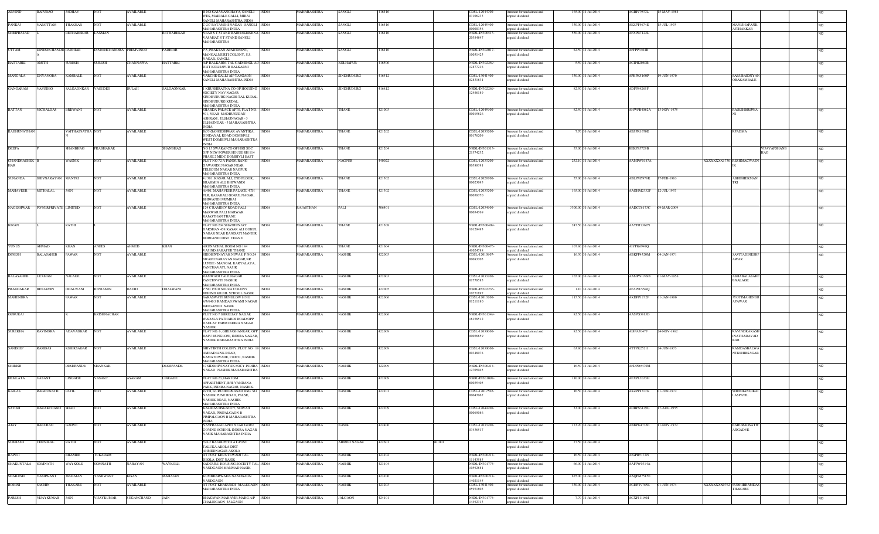| ARVIND | BAPURAO | JADHAV | NOT | AVAILABLE | | | H NO GAJANANCHAYA, SANGLI WES, MAIRALE GALLI, MIRAJ SANGLI MAHARASHTRA INDIA | INDIA | MAHARASHTRA | SANGLI | 416416 | | CDSL-12044700-03106233 | Amount for unclaimed and unpaid dividend | 165.00 | 31-Jul-2014 | AGBPJ7937L | 15-MAY-1968 | | | | NO |
|---|---|---|---|---|---|---|---|---|---|---|---|---|---|---|---|---|---|---|---|---|---|---|
| PANKAJ | NAROTTAM | THAKKAR | NOT | AVAILABLE | | | 7-2/7 RATANSHI NAGAR SANGLI MAHARASHTRA INDIA | INDIA | MAHARASHTRA | SANGLI | 416416 | | CDSL-12045400-00000358 | Amount for unclaimed and unpaid dividend | 330.00 | 31-Jul-2014 | AEZPT9874E | 15-JUL-1975 | | MANISHAPANKAJTHAKKAR | | NO |
| SHRIPRASAD | | RETHAREKAR | LAXMAN | | | RETHAREKAR | NEAR S T STAND RADHAKRISHNA VASAHAT S T STAND SANGLI MAHARASHTRA | INDIA | MAHARASHTRA | SANGLI | 416416 | | NSDL-IN300513-20384847 | Amount for unclaimed and unpaid dividend | 550.00 | 31-Jul-2014 | AFXPR7122L | | | | | NO |
| UTTAM | DINESHCHANDRA | PADHIAR | DINESHCHANDRA | PREMVINOD | | PADHIAR | P-5, PRAKTAN APARTMENT, MANGALMURTI COLONY, S.S NAGAR, SANGLI | INDIA | MAHARASHTRA | SANGLI | 416416 | | NSDL-IN302017-10031423 | Amount for unclaimed and unpaid dividend | 82.50 | 31-Jul-2014 | AFPPP3464B | | | | | NO |
| HATTARKI | AMITH | SURESH | SURESH | CHANNAPPA | | HATTARKI | A/P HALKARNI TAL GADHINGL AJ DIST KOLHAPUR HALKARNI MAHARASHTRA INDIA | INDIA | MAHARASHTRA | KOLHAPUR | 416506 | | NSDL-IN302269-12877218 | Amount for unclaimed and unpaid dividend | 5.50 | 31-Jul-2014 | ACIPH2080B | | | | | NO |
| MANGALA | DNYANOBA | KAMBALE | NOT | AVAILABLE | | | VARCHE GALLI A/P TASGAON SANGLI MAHARASHTRA INDIA | INDIA | MAHARASHTRA | SINDHUDURG | 416512 | | CDSL-13041400-02831631 | Amount for unclaimed and unpaid dividend | 330.00 | 31-Jul-2014 | APBPK5160P | 19-JUN-1970 | | SARUBAIDNYANOBAKAMBALE | | NO |
| GANGARAM | VASUDEO | SALGAONKAR | VASUDEO | DULAJI | | SALGAONKAR | 1 KRUSHIRATNA CO OP HOUSING SOCIETY NAV NAGAR SINDHUDURG NAGRI TAL KUDAL SINDHUDURG KUDAL MAHARASHTRA INDIA | INDIA | MAHARASHTRA | SINDHUDURG | 416812 | | NSDL-IN302269-12486189 | Amount for unclaimed and unpaid dividend | 82.50 | 31-Jul-2014 | ADFPS4285F | | | | | NO |
| RATTAN | NICHALDAS | BRIJWANI | NOT | AVAILABLE | | | SHARDA PALACE APTS, FLAT NO. 501, NEAR. MADHUSUDAN ASHRAM, ULHASNAGAR - 3 ULHASNAGAR - 3 MAHARASHTRA INDIA | INDIA | MAHARASHTRA | THANE | 421003 | | CDSL-12045900-00015926 | Amount for unclaimed and unpaid dividend | 82.50 | 31-Jul-2014 | AHWPB4062A | 13-NOV-1975 | | RAJESHBRIJWANI | | NO |
| RAGHUNATHAN | | VAITHAINATHA N | NOT | AVAILABLE | | | B/35 GANGESHWAR AVANTIKA DINDAYAL ROAD DOMBIVLI WEST DOMBIVLI MAHARASHTRA INDIA | INDIA | MAHARASHTRA | THANE | 421202 | | CDSL-12033200-00176209 | Amount for unclaimed and unpaid dividend | 7.70 | 31-Jul-2014 | ABSPR1670E | | | RPADMA | | NO |
| DEEPA | P | SHANBHAG | PRABHAKAR | | | SHANBHAG | NO 15 SWARAJ CO OP HSG SOC OPP NEW POWER HOUSE RH 114 PHASE 2 MIDC DOMBIVLI EAST | INDIA | MAHARASHTRA | THANE | 421204 | | NSDL-IN301313-21374232 | Amount for unclaimed and unpaid dividend | 55.00 | 31-Jul-2014 | BEKPS5729B | | | | VIDAYAPSHANBHAG | NO |
| CHANDRASHEKHAR | B | WASNIK | NOT | AVAILABLE | | | PLOT NO 72 A PANDURANG GAWANDE NAGAR NEAR TELECOM NAGAR NAGPUR MAHARASHTRA INDIA | INDIA | MAHARASHTRA | NAGPUR | 440022 | | CDSL-12033200-00598391 | Amount for unclaimed and unpaid dividend | 272.10 | 31-Jul-2014 | AAMPW0187A | | XXXXXXXX1730 | RESHMACWASNIK | | NO |
| SUNANDA | SHIVNARAYAN | MANTRI | NOT | AVAILABLE | | | 4 / 361, KASAR ALI, 2ND FLOOR, BRAHMIN ALI, BHIWANDI MAHARASHTRA INDIA | INDIA | MAHARASHTRA | THANE | 421302 | | CDSL-12026700-00023095 | Amount for unclaimed and unpaid dividend | 55.00 | 31-Jul-2014 | ABLPM5978K | 17-FEB-1963 | | ABHISHEKMANTRI | | NO |
| MAHAVEER | MITHALAL | JAIN | NOT | AVAILABLE | | | A/401, MAHAVEER PALACE, 4TH FLR, KASARALI GOKUL NAGAR, BHIWANDI MUMBAI MAHARASHTRA INDIA | INDIA | MAHARASHTRA | THANE | 421302 | | CDSL-12033200-00058370 | Amount for unclaimed and unpaid dividend | 165.00 | 31-Jul-2014 | AAGHM2732F | 12-JUL-1967 | | | | NO |
| NAGESHWAR | POWERPRIVATE | LIMITED | NOT | AVAILABLE | | | 124 C RAMDEV ROAD PALI MARWAR PALI MARWAR RAJASTHAN THANE MAHARASHTRA INDIA | INDIA | RAJASTHAN | PALI | 306401 | | CDSL-12034900-00054769 | Amount for unclaimed and unpaid dividend | 3300.00 | 31-Jul-2014 | AADCN1173C | 09-MAR-2009 | | | | NO |
| KIRAN | L | RATHI | L | | | | FLAT NO 204 SHATRUNJAY DARSHAN 458 KASAR ALI GOKUL NAGAR NEAR RANISATI MANDIR BHIWANDI DIST THANE | INDIA | MAHARASHTRA | THANE | 421308 | | NSDL-IN300409-10129493 | Amount for unclaimed and unpaid dividend | 247.50 | 31-Jul-2014 | AAYPR7362N | | | | | NO |
| YUNUS | AHMAD | KHAN | ANEES | AHMED | | KHAN | ARUNACHAL ROOM NO 184 VASIND SAHAPUR THANE | INDIA | MAHARASHTRA | THANE | 421604 | | NSDL-IN300476-41024758 | Amount for unclaimed and unpaid dividend | 107.80 | 31-Jul-2014 | AIYPK6947Q | | | | | NO |
| DINESH | BALASAHEB | PAWAR | NOT | AVAILABLE | | | SIDDHIVINAYAK NIWAS, P.NO.24, SWAMI NARAYAN NAGAR,NR LUNGE - MANGAL KARYALAYA, PANCHAVATI, NASIK MAHARASHTRA INDIA | INDIA | MAHARASHTRA | NASHIK | 422003 | | CDSL-12010907-00083705 | Amount for unclaimed and unpaid dividend | 16.50 | 31-Jul-2014 | ABKPP4320M | 04-JAN-1971 | | SAVITADINESHPAWAR | | NO |
| BALASAHEB | LUXMAN | NALAGE | NOT | AVAILABLE | | | RAMWADI TALE NAGAR PANCHVATI NASHIK MAHARASHTRA INDIA | INDIA | MAHARASHTRA | NASHIK | 422003 | | CDSL-12033200-01778585 | Amount for unclaimed and unpaid dividend | 165.00 | 31-Jul-2014 | AAMPN1749B | 01-MAY-1956 | | ASHABALASAHEBNALAGE | | NO |
| PRABHAKAR | BENJAMIN | DHALWANI | BENJAMIN | DAVID | | DHALWANI | P NO 158 D SOUZA COLONY BEHIND KILBIL SCHOOL NASIK | INDIA | MAHARASHTRA | NASHIK | 422005 | | NSDL-IN302236-10771897 | Amount for unclaimed and unpaid dividend | 1.10 | 31-Jul-2014 | AFAPD7290Q | | | | | NO |
| MAHENDRA | | PAWAR | NOT | AVAILABLE | | | SARASWATI BUNGLOW H NO 8/3/640 S RAMDAS SWAMI NAGAR B/H GANDHI NASIK MAHARASHTRA INDIA | INDIA | MAHARASHTRA | NASHIK | 422006 | | CDSL-12013200-01211180 | Amount for unclaimed and unpaid dividend | 115.50 | 31-Jul-2014 | AKDPP1732F | 01-JAN-1900 | | JYOTIMAHENDRAPAWAR | | NO |
| GURURAJ | | K | KRISHNACHAR | | | | PLOT NO 7 SHREEJAY NAGAR WADALA PATHARDI ROAD OPP DAULAT FARM INDIRA NAGAR NASHIK | INDIA | MAHARASHTRA | NASHIK | 422006 | | NSDL-IN301549-16158512 | Amount for unclaimed and unpaid dividend | 82.50 | 31-Jul-2014 | AASPG3815D | | | | | NO |
| SUREKHA | RAVINDRA | ADAVADKAR | NOT | AVAILABLE | | | FLAT NO. 6, GIRIJASHANKAR, OPP. BAPU BUNGLOW, INDIRA NAGAR, NASHIK MAHARASHTRA INDIA | INDIA | MAHARASHTRA | NASHIK | 422009 | | CDSL-12030000-00056859 | Amount for unclaimed and unpaid dividend | 82.50 | 31-Jul-2014 | AISPA7047F | 24-NOV-1962 | | RAVINDRAKASHINATHADAVADKAR | | NO |
| SANDEEP | RAMDAS | KSHIRSAGAR | NOT | AVAILABLE | | | SHIVTIRTH COLONY, PLOT NO. 19 AMBAD LINK ROAD, KAMATHWADE, CIDCO, NASHIK MAHARASHTRA INDIA | INDIA | MAHARASHTRA | NASHIK | 422009 | | CDSL-12030000-00346076 | Amount for unclaimed and unpaid dividend | 63.80 | 31-Jul-2014 | ATTPK2521J | 24-JUN-1975 | | RAMDASBALWANTKSHIRSAGAR | | NO |
| SHIRISH | | DESHPANDE | SHANKAR | | | DESHPANDE | 67 SIDDHIVINAYAK SOCY INDIRA NAGAR NASHIK MAHARASHTRA | INDIA | MAHARASHTRA | NASHIK | 422009 | | NSDL-IN300214-12705945 | Amount for unclaimed and unpaid dividend | 16.50 | 31-Jul-2014 | AFDPD0470M | | | | | NO |
| HEMLATA | VASANT | LINGADE | VASANT | ASARAM | | LINGADE | FLAT NO 23, HARIOM APPARTMENT, B/H-VANDANA PARK, INDIRA NAGAR, NASHIK | INDIA | MAHARASHTRA | NASHIK | 422009 | | NSDL-IN301086-00035405 | Amount for unclaimed and unpaid dividend | 110.00 | 31-Jul-2014 | AEXPL2035H | | | | | NO |
| KAILAS | RAGHUNATH | PATIL | NOT | AVAILABLE | | | 69TH, GURUDEOPRASAD HSG. SO. NASHIK PUNE ROAD, PALSE, NASHIK ROAD, NASHIK MAHARASHTRA INDIA | INDIA | MAHARASHTRA | NASHIK | 422101 | | CDSL-12017502-00047062 | Amount for unclaimed and unpaid dividend | 16.50 | 31-Jul-2014 | AKZPP8717G | 01-JUN-1972 | | SHUBHANGIKAILASPATIL | | NO |
| SATISH | HARAKCHAND | SHAH | NOT | AVAILABLE | | | KALIDAS HSG SOCY, SHIVAJI NAGAR, PIMPALGAON B PIMPALGAON B MAHARASHTRA INDIA | INDIA | MAHARASHTRA | NASHIK | 422209 | | CDSL-12044700-00069086 | Amount for unclaimed and unpaid dividend | 33.00 | 31-Jul-2014 | ADBPS5129G | 17-AUG-1955 | | | | NO |
| AJAY | BABURAO | GADVE | NOT | AVAILABLE | | | NAVPRASAD APRT NEAR GURU GOVIND SCHOOL INDIRA NAGAR NASIK MAHARASHTRA INDIA | INDIA | MAHARASHTRA | NASIK | 422406 | | CDSL-12033200-03436517 | Amount for unclaimed and unpaid dividend | 123.20 | 31-Jul-2014 | ABBPG4733E | 11-NOV-1972 | | BABURAOSATWAJIGADVE | | NO |
| SUBHASH | CHUNILAL | RATHI | NOT | AVAILABLE | | | 398-2 BAJAR PETH AT-POST-TALUKA AKOLA DIST AHMEDNAGAR AKOLA | INDIA | MAHARASHTRA | AHMED NAGAR | 422601 | S01001 | | Amount for unclaimed and unpaid dividend | 27.50 | 31-Jul-2014 | | | | | | NO |
| BAPUJI | | BHAMRE | TUKARAM | | | | AT POST KHUNTEWADI TAL DEOLA DIST NASIK | INDIA | MAHARASHTRA | NASHIK | 423102 | | NSDL-IN300214-11145585 | Amount for unclaimed and unpaid dividend | 16.50 | 31-Jul-2014 | ARGPB1712N | | | | | NO |
| SHAKUNTALA | SOMNATH | WAYKOLE | SOMNATH | NARAYAN | | WAYKOLE | SADGURU HOUSING SOCEITY TAL NANDGAON MANMAD NASIK | INDIA | MAHARASHTRA | NASHIK | 423104 | | NSDL-IN301774-10592881 | Amount for unclaimed and unpaid dividend | 66.00 | 31-Jul-2014 | AAFPW0314A | | | | | NO |
| SHAILESH | YASHWANT | MAHAJAN | YASHWANT | KISAN | | MAHAJAN | KUMBHARWADA NANDGAON NANDGAON | INDIA | MAHARASHTRA | NASHIK | 423106 | | NSDL-IN300214-14021145 | Amount for unclaimed and unpaid dividend | 825.00 | 31-Jul-2014 | AAQPM7515E | | | | | NO |
| ROHINI | SACHIN | THAKARE | NOT | AVAILABLE | | | AT POST KHAKURDI MALEGAON MAHARASHTRA INDIA | INDIA | MAHARASHTRA | NASHIK | 423203 | | CDSL-13041400-05951803 | Amount for unclaimed and unpaid dividend | 330.00 | 31-Jul-2014 | AGHPT0785E | 01-JUN-1974 | XXXXXXXX0762 | SUDHIRRAMDASTHAKARE | | NO |
| PARESH | VIJAYKUMAR | JAIN | VIJAYKUMAR | SUGANCHAND | | JAIN | BHAGWAN MAHAVIR MARG A/P CHALISGAON JALGAON | INDIA | MAHARASHTRA | JALGAON | 424101 | | NSDL-IN301774-14492313 | Amount for unclaimed and unpaid dividend | 7.70 | 31-Jul-2014 | ACXPJ1198H | | | | | NO |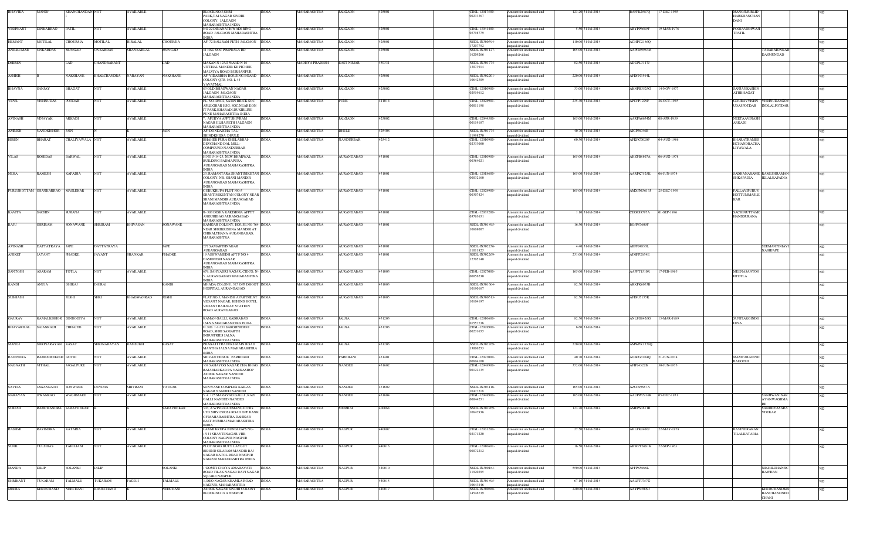| BHAVIKA | MANOJ | KHANCHANDAN I | NOT | AVAILABLE | | | BLOCK NO.7,SHRI PARK,T.M.NAGAR SINDHI COLONY, JALGAON MAHARASHTRA INDIA | INDIA | MAHARASHTRA | JALGAON | 425001 | | CDSL-12017500-00233367 | Amount for unclaimed and unpaid dividend | 123.20 | 31-Jul-2014 | BAFPK2587Q | 17-DEC-1985 | MANOJMURLIDHARKHANCHANDANI | | NO |
|---|---|---|---|---|---|---|---|---|---|---|---|---|---|---|---|---|---|---|---|---|---|
| VISHWAJIT | DINKARRAO | PATIL | NOT | AVAILABLE | | | NO.22,DINANATH WADI RING ROAD JALGAON MAHARASHTRA INDIA | INDIA | MAHARASHTRA | JALGAON | 425001 | | CDSL-13041400-05798779 | Amount for unclaimed and unpaid dividend | 5.50 | 31-Jul-2014 | AKYPP6685F | 19-MAR-1976 | POOJAVISHWAJITPATIL | | NO |
| HEMANT | MOTILAL | CHOURSIA | MOTILAL | HIRALAL | CHOURSIA | | A/P 72 BALIRAM PETH JALGAON | INDIA | MAHARASHTRA | JALGAON | 425001 | | NSDL-IN300394-17207752 | Amount for unclaimed and unpaid dividend | 110.00 | 31-Jul-2014 | ACHPC2186Q | | | | NO |
| ANILKUMAR | ONKARDAS | MUNGAD | ONKARDAS | SHANKARLAL | MUNGAD | | 41 HSG SOC PIMPRALA RD JALGAON | INDIA | MAHARASHTRA | JALGAON | 425001 | | NSDL-IN301127-18209266 | Amount for unclaimed and unpaid dividend | 165.00 | 31-Jul-2014 | AAPPM8983M | | | TARABAIONKARDASMUNGAD | NO |
| DHIREN | | LAD | CHANDRAKANT | | LAD | | MAKAN N 123/2 WARD N 16 VITTHAL MANDIR KE PICHHE MALVIYA ROAD BURHANPUR | INDIA | MADHYA PRADESH | EAST NIMAR | 450331 | | NSDL-IN301774-13073914 | Amount for unclaimed and unpaid dividend | 82.50 | 31-Jul-2014 | ADGPL3137J | | | | NO |
| ASHISH | B | NAKSHANE | BHALCHANDRA | NARAYAN | NAKSHANE | | A/P VIDARBHA HOUSING BOARD COLONY QTR. NO. L-44 YAVATMAL | INDIA | MAHARASHTRA | JALGAON | 425001 | | NSDL-IN302201-10642309 | Amount for unclaimed and unpaid dividend | 220.00 | 31-Jul-2014 | AFDPN3564L | | | | NO |
| BHAVNA | SANJAY | BHAGAT | NOT | AVAILABLE | | | 83 OLD BHAGWAN NAGAR JALGAON JALGAON MAHARASHTRA INDIA | INDIA | MAHARASHTRA | JALGAON | 425002 | | CDSL-12010900-02519612 | Amount for unclaimed and unpaid dividend | 33.00 | 31-Jul-2014 | AKNPB3525G | 14-NOV-1977 | SANJAYKASHINATHBHAGAT | | NO |
| VIPUL | VISHNUDAS | PODDAR | NOT | AVAILABLE | | | FL. NO. D/402, SATIN BRICK SOC APLE GHAR HSG. SOC NEAR EON IT PARK,KHARADI,DUKIRLINE PUNE MAHARASHTRA INDIA | INDIA | MAHARASHTRA | PUNE | 411014 | | CDSL-12028901-00011196 | Amount for unclaimed and unpaid dividend | 235.40 | 31-Jul-2014 | APCPP1220F | 26-OCT-1985 | GOURAVVISHNUDASPODDAR | VISHNUDASGOVINDLALPODDAR | NO |
| AVINASH | VINAYAK | ARKADI | NOT | AVAILABLE | | | 7, APURVA APPT SHIVRAM NAGAR JILHA PETH JALGAON MAHARASHTRA INDIA | INDIA | MAHARASHTRA | JALGAON | 425002 | | CDSL-12044500-00119187 | Amount for unclaimed and unpaid dividend | 165.00 | 31-Jul-2014 | AARPA6634M | 08-APR-1959 | NEETAAVINASHARKADI | | NO |
| AMBESH | NANDKISHOR | JAIN | N | K | JAIN | | A/P DONDAICHA TAL-SHINDKHEDA DHULE | INDIA | MAHARASHTRA | DHULE | 425408 | | NSDL-IN301774-11998270 | Amount for unclaimed and unpaid dividend | 40.70 | 31-Jul-2014 | ARGPJ6046B | | | | NO |
| HIREN | BHARAT | CHALIYAWALA | NOT | AVAILABLE | | | BHAHER PURA GHELABHAI-DEVCHAND DAL MILL-COMPOUND NANDURBAR MAHARASHTRA INDIA | INDIA | MAHARASHTRA | NANDURBAR | 425412 | | CDSL-12010900-02333680 | Amount for unclaimed and unpaid dividend | 60.50 | 31-Jul-2014 | AFKPC0020P | 04-AUG-1986 | BHARATRAMESHCHANDRACHALIYAWALA | | NO |
| VILAS | ROHIDAS | BARWAL | NOT | AVAILABLE | | | H NO.5-14-27, NEW BHARWAL BUILDING PADMAPURA AURANGABAD MAHARASHTRA INDIA | INDIA | MAHARASHTRA | AURANGABAD | 431001 | | CDSL-12010900-00364021 | Amount for unclaimed and unpaid dividend | 165.00 | 31-Jul-2014 | AHZPB6807A | 06-AUG-1978 | | | NO |
| NEHA | RAMESH | KAPADIA | NOT | AVAILABLE | | | 27, RAMANTARA SHANTINIKETAN COLONY, NR. SHANI MANDIR AURANGABAD MAHARASHTRA INDIA | INDIA | MAHARASHTRA | AURANGABAD | 431001 | | CDSL-12018000-00032160 | Amount for unclaimed and unpaid dividend | 165.00 | 31-Jul-2014 | AARPK7525K | 06-JUN-1974 | SADHANARAMESHKAPADIA | RAMESHRAMANIKLALKAPADIA | NO |
| PURUSHOTTAM | SHANKARRAO | MASLEKAR | NOT | AVAILABLE | | | GURUKRUPA PLOT NO-5 SHANTINIKETAN COLONY NEAR SHANI MANDIR AURANGABAD MAHARASHTRA INDIA | INDIA | MAHARASHTRA | AURANGABAD | 431001 | | CDSL-12028900-00307424 | Amount for unclaimed and unpaid dividend | 165.00 | 31-Jul-2014 | AMXPM5613J | 25-DEC-1969 | PALLAVIPURUSHOTTUMMASLEKAR | | NO |
| KAVITA | SACHIN | SURANA | NOT | AVAILABLE | | | B- 303 DISHA KARISHMA APPTT ANGURIBAG AURANGABAD MAHARASHTRA INDIA | INDIA | MAHARASHTRA | AURANGABAD | 431001 | | CDSL-12033200-03763651 | Amount for unclaimed and unpaid dividend | 1.10 | 31-Jul-2014 | CEDPS9797A | 01-SEP-1986 | SACHINUTTAMCHANDSURANA | | NO |
| RAJU | SHRIRAM | SONAWANE | SHRIRAM | BHIVASAN | SONAWANE | | KAMGAR COLONY, HOUSE NO 764 NEAR SHRIKRISHNA MANDIR AT CHIKALTHANA AURANGABAD, MAHARASHTRA | INDIA | MAHARASHTRA | AURANGABAD | 431001 | | NSDL-IN301895-10609007 | Amount for unclaimed and unpaid dividend | 16.50 | 31-Jul-2014 | BGIPS7609F | | | | NO |
| AVINASH | DATTATRAYA | JAPE | DATTATRAYA | | JAPE | | 277 SAMARTHNAGAR AURANGABAD | INDIA | MAHARASHTRA | AURANGABAD | 431001 | | NSDL-IN302236-11011825 | Amount for unclaimed and unpaid dividend | 4.40 | 31-Jul-2014 | ABFPJ4833L | | | SEEMANTINIAVINASHJAPE | NO |
| ANIKET | JAYANT | PHADKE | JAYANT | SHANKAR | PHADKE | | 19 ASHWAMEDH APT F NO 4 DASHMESH NAGAR AURANGABAD MAHARASHTRA INDIA | INDIA | MAHARASHTRA | AURANGABAD | 431001 | | NSDL-IN302269-12705140 | Amount for unclaimed and unpaid dividend | 233.00 | 31-Jul-2014 | AJMPP2654E | | | | NO |
| SANTOSH | ASARAM | TOTLA | NOT | AVAILABLE | | | 679, SAHYADRI NAGAR, CIDCO, N-5 AURANGABAD MAHARASHTRA INDIA | INDIA | MAHARASHTRA | AURANGABAD | 431003 | | CDSL-12027000-00058230 | Amount for unclaimed and unpaid dividend | 165.00 | 31-Jul-2014 | AAPPT1510R | 17-FEB-1965 | MEENASANTOSHTOTLA | | NO |
| KANDI | ANUJA | DHIRAJ | DHIRAJ | | KANDI | | MHADA COLONY ,375 OPP DHOOT HOSPITAL AURANGABAD | INDIA | MAHARASHTRA | AURANGABAD | 431003 | | NSDL-IN301604-10190167 | Amount for unclaimed and unpaid dividend | 82.50 | 31-Jul-2014 | AEXPK6053B | | | | NO |
| SUBHASH | | JOSHI | SHRI | BHAGWANRAO | JOSHI | | FLAT NO 5, MANISH APARTMENT VEDANT NAGAR, BEHIND HOTEL VEDANT RAILWAY STATION ROAD AURANGABAD | INDIA | MAHARASHTRA | AURANGABAD | 431005 | | NSDL-IN300513-10104197 | Amount for unclaimed and unpaid dividend | 82.50 | 31-Jul-2014 | AFDPJ5155K | | | | NO |
| GAURAV | KAMALKISHOR | GINODIYA | NOT | AVAILABLE | | | KAMAN GALLI, KADRABAD JALNA MAHARASHTRA INDIA | INDIA | MAHARASHTRA | JALNA | 431203 | | CDSL-12010600-01557736 | Amount for unclaimed and unpaid dividend | 82.50 | 31-Jul-2014 | ANLPG8426G | 15-MAR-1989 | SUNITAKGINODIYA | | NO |
| BHAVARILAL | SAJANRAJJI | CHHAJED | NOT | AVAILABLE | | | H. NO. 1-1-251 SAROJINIDEVI ROAD, SHRI SAMARTH INDUSTRIES JALNA MAHARASHTRA INDIA | INDIA | MAHARASHTRA | JALNA | 431203 | | CDSL-12028900-00231655 | Amount for unclaimed and unpaid dividend | 6.60 | 31-Jul-2014 | | | | | NO |
| MANOJ | SHRINARAYAN | KASAT | SHRINARAYAN | RAMSUKH | KASAT | | PRAGATI TRADERS MAIN ROAD MANTHA JALNA MAHARASHTRA INDIA | INDIA | MAHARASHTRA | JALNA | 431203 | | NSDL-IN302269-13006253 | Amount for unclaimed and unpaid dividend | 220.00 | 31-Jul-2014 | AMWPK1579Q | | | | NO |
| RAJENDRA | RAMESHCHAND | GOTHI | NOT | AVAILABLE | | | SHIVAJI CHAUK PARBHANI MAHARASHTRA INDIA | INDIA | MAHARASHTRA | PARBHANI | 431401 | | CDSL-12023000-00604180 | Amount for unclaimed and unpaid dividend | 40.70 | 31-Jul-2014 | AOSPG5204Q | 21-JUN-1974 | MAMTARAJENDRAGOTHI | | NO |
| NAGNATH | VITHAL | JAGALPURE | NOT | AVAILABLE | | | 7/8 SAHAYOG NAGAR CHA BHAG RAJABHAKKAR PA VARKASHOP ASHOK NAGAR NANDED MAHARASHTRA INDIA | INDIA | MAHARASHTRA | NANDED | 431602 | | CDSL-12048900-00122135 | Amount for unclaimed and unpaid dividend | 352.00 | 31-Jul-2014 | AFIPJ4322B | 30-JUN-1973 | | | NO |
| SAVITA | JAGANNATH | SONWANE | DEVDAS | SHIVRAM | VATKAR | | SONWANE COMPLEX KAILAS NAGAR NANDED NANDED | INDIA | MAHARASHTRA | NANDED | 431602 | | NSDL-IN303116-10475218 | Amount for unclaimed and unpaid dividend | 165.00 | 31-Jul-2014 | AZCPS9687A | | | | NO |
| NARAYAN | JIWANRAO | WAGHMARE | NOT | AVAILABLE | | | 7-4-125 MARAVADI GALLI, KAZI GALLI NANDED NANDED MAHARASHTRA INDIA | INDIA | MAHARASHTRA | NANDED | 431604 | | CDSL-12049900-00044251 | Amount for unclaimed and unpaid dividend | 165.00 | 31-Jul-2014 | AACPW7916R | 05-DEC-1951 | | SANJIWANINARAYANWAGHMARE | NO |
| SURESH | RAMCHANDRA | SARAVDEKAR | R | G | SARAVDEKAR | | 303, A WING RAJUMANG II CHS LTD SHIV CROSS ROAD OPP BANK OF MAHARASHTRA DAHISAR EAST MUMBAI MAHARASHTRA INDIA | INDIA | MAHARASHTRA | MUMBAI | 400068 | | NSDL-IN302269-10647936 | Amount for unclaimed and unpaid dividend | 123.20 | 31-Jul-2014 | AMEPS3611B | | | SANDHYASARAVDEKAR | NO |
| RASHMI | RAVINDRA | KATARIA | NOT | AVAILABLE | | | LAXMI KRUPA BUNGLOWS NO-1/141 SHANTI NAGAR VHB COLONY NAGPUR NAGPUR MAHARASHTRA INDIA | INDIA | MAHARASHTRA | NAGPUR | 440002 | | CDSL-12033200-02171220 | Amount for unclaimed and unpaid dividend | 27.50 | 31-Jul-2014 | AHLPK2404J | 22-MAY-1978 | RAVINDRAKANTILALKATARIA | | NO |
| SUNIL | TULSIDAS | TAHILIANI | NOT | AVAILABLE | | | PLOT NO.08 BUTY LAYOUT BEHIND SILARAM MANDIR RAJ NAGAR KATOL ROAD NAGPUR NAGPUR MAHARASHTRA INDIA | INDIA | MAHARASHTRA | NAGPUR | 440013 | | CDSL-12010601-00072212 | Amount for unclaimed and unpaid dividend | 16.50 | 31-Jul-2014 | ABWPT6891K | 22-SEP-1963 | | | NO |
| MANDA | DILIP | SOLANKI | DILIP | | SOLANKI | | 1 GOMTI CHAYA AMARAVATI ROAD TILAK NAGAR RAVI NAGAR SQUARE NAGPUR | INDIA | MAHARASHTRA | NAGPUR | 440010 | | NSDL-IN300183-11920395 | Amount for unclaimed and unpaid dividend | 550.00 | 31-Jul-2014 | AFFPS5668L | | | NIKHILDHANJICHAWHAN | NO |
| SHRIKANT | TUKARAM | TALMALE | TUKARAM | FAGOJI | TALMALE | | 3, DEO NAGAR KHAMLA ROAD NAGPUR, MAHARASHTRA | INDIA | MAHARASHTRA | NAGPUR | 440015 | | NSDL-IN301895-10643846 | Amount for unclaimed and unpaid dividend | 67.10 | 31-Jul-2014 | AALPT0757G | | | | NO |
| MEERA | KHUBCHAND | NEHCHANI | KHUBCHAND | | NEHCHANI | | ASHOK NAGAR SINDHI COLONY BLOCK NO 18 A NAGPUR | INDIA | MAHARASHTRA | NAGPUR | 440017 | | NSDL-IN300888-14546739 | Amount for unclaimed and unpaid dividend | 220.00 | 31-Jul-2014 | AAYPN5009J | | | KHUBCHANDKISHANCHANDNEHCHANI | NO |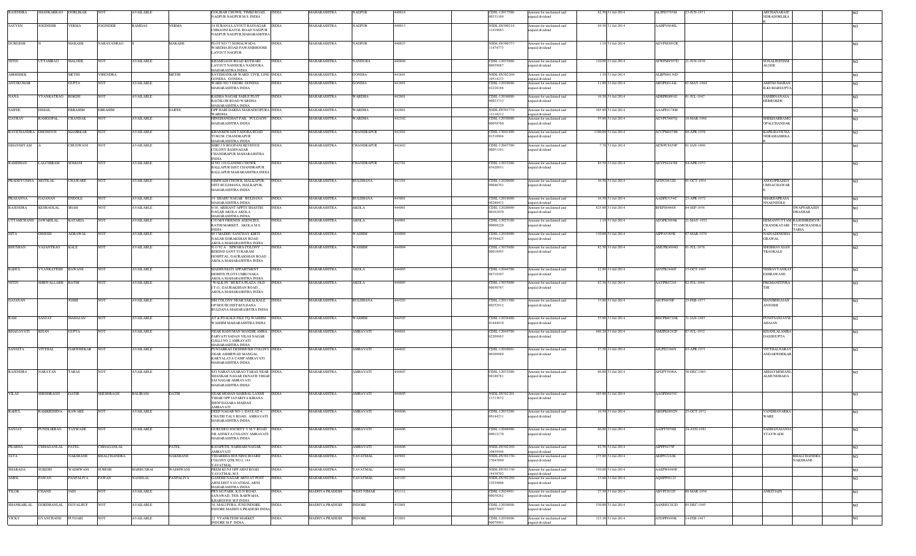| RAJENDRA | SHANKARRAO | DORLIKAR | NOT | AVAILABLE | | GOLIBAR CHOWK, TIMKI ROAD, NAGPUR NAGPUR M.S. INDIA | INDIA | MAHARASHTRA | NAGPUR | 440018 | | CDSL-12017500-00331109 | Amount for unclaimed and unpaid dividend | 82.50 | 31-Jul-2014 | ALJPD3703M | 23-JUN-1971 | | ARCHANARAJE NDRADORLIKA R | | NO |
|---|---|---|---|---|---|---|---|---|---|---|---|---|---|---|---|---|---|---|---|---|---|
| SATYEN | JOGINDER | VERMA | JOGINDER | RAMDAS | VERMA | 1/4 SURANA LAYOUT RAINAGAR CHHAONI KATOL ROAD NAGPUR NAGPUR NAGPUR,MAHARASHTRA | INDIA | MAHARASHTRA | NAGPUR | 440013 | | NSDL-IN300214-11419683 | Amount for unclaimed and unpaid dividend | 49.50 | 31-Jul-2014 | AAHPV6040L | | | | | NO |
| DURGESH | N | MAKADE | NARAYANRAO | | MAKADE | PLOT NO 77 SOMALWADA WARDHA ROAD PAWANBHOOMI LAYOUT NAGPUR | INDIA | MAHARASHTRA | NAGPUR | 440025 | | NSDL-IN300757-11474773 | Amount for unclaimed and unpaid dividend | 1.10 | 31-Jul-2014 | AGVPM3092R | | | | | NO |
| NITIN | UTTAMRAO | MALODE | NOT | AVAILABLE | | KHAMGAON ROAD KOTHARI LAYOUT NANDURA NANDURA MAHARASTRA INDIA | INDIA | MAHARASHTRA | NANDURA | 440404 | | CDSL-12033900-00039087 | Amount for unclaimed and unpaid dividend | 110.00 | 31-Jul-2014 | AFWPM9597D | 21-JUN-1970 | | SONALINITINM ALODE | | NO |
| ABHISHEK | | METHI | VIRENDRA | | METHI | RAVISHANKAR WARD, CIVIL LINE GONDIA, GONDIA | INDIA | MAHARASHTRA | GONDIA | 441601 | | NSDL-IN302269-10514233 | Amount for unclaimed and unpaid dividend | 1.10 | 31-Jul-2014 | ALBPM4136D | | | | | NO |
| ANUJKUMAR | | GUPTA | NOT | AVAILABLE | | WARD NO 5 DEORI GONDIA MAHARASHTRA INDIA | INDIA | MAHARASHTRA | GONDIA | 441901 | | CDSL-12010600-02228186 | Amount for unclaimed and unpaid dividend | 11.00 | 31-Jul-2014 | AKOPG6144L | 01-MAY-1984 | | AMITKUMARAN ILKUMARGUPTA | | NO |
| NANA | VYANKATRAO | ROKDE | NOT | AVAILABLE | | RADHA NAGAR SABLE PLOT BACHLOR ROAD WARDHA MAHARASHTRA INDIA | INDIA | MAHARASHTRA | WARDHA | 442001 | | CDSL-12036000-00023733 | Amount for unclaimed and unpaid dividend | 16.50 | 31-Jul-2014 | ADRPR0091G | 01-JUL-1947 | | SAMIRNANASA HEBROKDE | | NO |
| SAIFEE | ISMAIL | EBRAHIM | EBRAHIM | | SAIFEE | OPP HARI DARDA MAHADEOPURA WARDHA | INDIA | MAHARASHTRA | WARDHA | 442001 | | NSDL-IN301774-12110212 | Amount for unclaimed and unpaid dividend | 165.00 | 31-Jul-2014 | AAAPE0179M | | | | | NO |
| GAURAV | RAMGOPAL | CHANDAK | NOT | AVAILABLE | | HINGHANGHAT FAIL PULGAON MAHARASHTRA INDIA | INDIA | MAHARASHTRA | WARDHA | 442302 | | CDSL-12036000-00058760 | Amount for unclaimed and unpaid dividend | 55.00 | 31-Jul-2014 | AGVPC9607Q | 10-MAR-1986 | | SHEKHARRAMG OPALCHANDAK | | NO |
| RAVICHANDRA | DHONDUJI | MASHKAR | NOT | AVAILABLE | | KHANKEWADI TADOBA ROAD TUKUM CHANDRAPUR MAHARASHTRA INDIA | INDIA | MAHARASHTRA | CHANDRAPUR | 442401 | | CDSL-13041400-01510904 | Amount for unclaimed and unpaid dividend | 1100.00 | 31-Jul-2014 | ACCPM4974B | 08-APR-1958 | | KAPILRAVICHA NDRAMASHKA R | | NO |
| GHANSHYAM | A | CHUGWANI | NOT | AVAILABLE | | SHRI J N RGOPANI REVENUE COLONY RAMNAGAR CHANDRAPUR MAHARASHTRA INDIA | INDIA | MAHARASHTRA | CHANDRAPUR | 442402 | | CDSL-12047700-00051101 | Amount for unclaimed and unpaid dividend | 7.70 | 31-Jul-2014 | AEWPC8659P | 01-JAN-1900 | | | | NO |
| RAMDHAN | LALCHIRAM | SOMANI | NOT | AVAILABLE | | H NO 126 GANDHI CHOWK BALLAPUR DIST CHANDRAPUR BALLAPUR MAHARASHTRA INDIA | INDIA | MAHARASHTRA | CHANDRAPUR | 442701 | | CDSL-12033200-03420931 | Amount for unclaimed and unpaid dividend | 49.50 | 31-Jul-2014 | AEYPS4243M | 04-APR-1953 | | | | NO |
| PRADDYUMNA | MOTILAL | CHAWARE | NOT | AVAILABLE | | NIMWADI CHOWK MALKAPUR DIST-BULDHANA, MALKAPUR, MAHARASHTRA INDIA | INDIA | MAHARASHTRA | BULDHANA | 443101 | | CDSL-12028000-00046701 | Amount for unclaimed and unpaid dividend | 16.50 | 31-Jul-2014 | AJTPC6832D | 01-OCT-1954 | | ANOOPPRADDY UMNACHAWAR | | NO |
| PRASANNA | GAJANAN | ENDOLE | NOT | AVAILABLE | | 19 SHAHU NAGAR BULDANA MAHARASHTRA INDIA | INDIA | MAHARASHTRA | BULDHANA | 443001 | | CDSL-12018600-00280412 | Amount for unclaimed and unpaid dividend | 16.50 | 31-Jul-2014 | AADPE3154C | 23-APR-1972 | | SHARDAPRASA NNAENDOLE | | NO |
| RAJENDRA | KESHAOLAL | SHAH | NOT | AVAILABLE | | 9/10, ARIHANT APPTS.SHASTRI NAGAR AKOLA AKOLA MAHARASHTRA INDIA | INDIA | MAHARASHTRA | AKOLA | 444001 | | CDSL-12020000-00162830 | Amount for unclaimed and unpaid dividend | 825.00 | 31-Jul-2014 | BFHPS4486N | 04-SEP-1958 | | | SWAPNARAJEN DRASHAH | NO |
| UTTAMCHAND | JAWARILAL | KATARIA | NOT | AVAILABLE | | C/O M/S FRIENDS AGENCIES, RATHI MARKET, AKOLA M.S. INDIA | INDIA | MAHARASHTRA | AKOLA | 444001 | | CDSL-13023100-00009220 | Amount for unclaimed and unpaid dividend | 1.10 | 31-Jul-2014 | AEOPK3898K | 21-MAY-1952 | | HEMANTUTTAM CHANDKATARI A | RAJESHRIDEVIU TTAMCHANDKA TARIA | NO |
| NITA | DINESH | AGRAWAL | NOT | AVAILABLE | | M I MADHU SANCHAY KIRTI NAGAR GORAKSHAN ROAD AKOLA MAHARASHTRA INDIA | INDIA | MAHARASHTRA | WASHIM | 444004 | | CDSL-12010900-05394423 | Amount for unclaimed and unpaid dividend | 110.00 | 31-Jul-2014 | AJPPA9095K | 07-MAR-1970 | | NAINADINESHA GRAWAL | | NO |
| BHUSHAN | VASANTRAO | KALE | NOT | AVAILABLE | | N-1/32 A , NIWARA COLONY , BEHIND SANT TUKARAM HOSPITAL, GAURAKSHAN ROAD , AKOLA MAHARASHTRA INDIA | INDIA | MAHARASHTRA | WASHIM | 444004 | | CDSL-13035600-00018495 | Amount for unclaimed and unpaid dividend | 82.50 | 31-Jul-2014 | AMUPK9694G | 01-JUL-1978 | | SHOBHAVASAN TRAOKALE | | NO |
| RAHUL | VYANKATESH | BAWANE | NOT | AVAILABLE | | MADHUMATI APPARTMENT MOHITE PLOTS UMRI NAKA AKOLA MAHARASHTRA INDIA | INDIA | MAHARASHTRA | AKOLA | 444005 | | CDSL-12044700-06719107 | Amount for unclaimed and unpaid dividend | 22.00 | 31-Jul-2014 | AAYPB2446F | 15-OCT-1985 | | NISHAVYANKAT ESHBAWANE | | NO |
| NITIN | SHRIVALLABH | RATHI | NOT | AVAILABLE | | " WALK-IN" MUKTA PLAZA OLD I.T.O., GAURAKSHAN ROAD , AKOLA MAHARASHTRA INDIA | INDIA | MAHARASHTRA | AKOLA | 444005 | | CDSL-13035800-00030787 | Amount for unclaimed and unpaid dividend | 82.50 | 31-Jul-2014 | AAYPR6724J | 02-JUL-1964 | | PREMANITINRA THI | | NO |
| GAJANAN | | JOSHI | NOT | AVAILABLE | | SBI COLONY NEAR SAKALKALE OP HOUSE DIST BULDANA BULDANA MAHARASHTRA INDIA | INDIA | MAHARASHTRA | BULDHANA | 444203 | | CDSL-12011300-00252912 | Amount for unclaimed and unpaid dividend | 33.00 | 31-Jul-2014 | AIUPJ4036P | 25-FEB-1977 | | MANJIRIGAJAN ANJOSHI | | NO |
| RAM | SANJAY | MAHAJAN | NOT | AVAILABLE | | AT & PO-KALE FILE TQ-WASHIM WASHIM MAHARASHTRA INDIA | INDIA | MAHARASHTRA | WASHIM | 444505 | | CDSL-12038400-01444010 | Amount for unclaimed and unpaid dividend | 55.00 | 31-Jul-2014 | BDCPM6726K | 31-JAN-1985 | | PUNITSANJAYM AHAJAN | | NO |
| BHAGAVATI | KISAN | GUPTA | NOT | AVAILABLE | | NEAR HANUMAN MANDIR AMBA PARVATI SADAN VILAS NAGAR GALLI NO 2 AMRAVATI MAHARASHTRA INDIA | INDIA | MAHARASHTRA | AMRAVATI | 444601 | | CDSL-12044700-02209983 | Amount for unclaimed and unpaid dividend | 486.20 | 31-Jul-2014 | AMZPG8292P | 07-JUL-1952 | | KISANLALAMBA DASHGUPTA | | NO |
| SANGITA | VITTHAL | DARWHEKAR | NOT | AVAILABLE | | PUNJABRAO DESHMUKH COLONY NEAR ASHIRWAD MANGAL KARYALAYA CAMP AMRAVATI MAHARASHTRA INDIA | INDIA | MAHARASHTRA | AMRAVATI | 444602 | | CDSL-12010601-00109989 | Amount for unclaimed and unpaid dividend | 27.50 | 31-Jul-2014 | AJLPD2166N | 03-APR-1971 | | VITTHALNARAY ANDARWHEKAR | | NO |
| RAJENDRA | NARAYAN | TARAS | NOT | AVAILABLE | | SAI NARAYANRAO TARAS NEAR SHANKAR NAGAR EKNATH VIHAR SAI NAGAR AMRAVATI MAHARASHTRA INDIA | INDIA | MAHARASHTRA | AMRAVATI | 444607 | | CDSL-12033200-00180781 | Amount for unclaimed and unpaid dividend | 66.00 | 31-Jul-2014 | AFGPT5690A | 30-DEC-1963 | | ABHAYMDHANL ALMUNDHADA | | NO |
| VILAS | SHESHRAOJI | DATIR | SHESHRAOJI | BALIRAM | DATIR | NEAR MOHAN MARBAL LAXMI VIHAR OPP.JATARIYA KIRANA SHOP DASARA MAIDAN AMRAVATI | INDIA | MAHARASHTRA | AMRAVATI | 444605 | | NSDL-IN302201-11713672 | Amount for unclaimed and unpaid dividend | 165.00 | 31-Jul-2014 | AADPD8855C | | | | | NO |
| RAHUL | RAMKRISHNA | KAWARE | NOT | AVAILABLE | | DEEP NAGAR NO-1, DAULAT-4, CHATRI TALV ROAD, AMRAVATI MAHARASHTRA INDIA | INDIA | MAHARASHTRA | AMRAVATI | 444606 | | CDSL-12033200-00144231 | Amount for unclaimed and unpaid dividend | 16.50 | 31-Jul-2014 | ABDPK0892N | 25-OCT-1972 | | VANDHANARKA WARE | | NO |
| SANJAY | PUNDLIKRAO | TAYWADE | NOT | AVAILABLE | | GURUDEO SOCIETY V M V ROAD NR AJINKYA COLONY AMRAVATI MAHARASHTRA INDIA | INDIA | MAHARASHTRA | AMRAVATI | 444606 | | CDSL-12048900-00012170 | Amount for unclaimed and unpaid dividend | 66.00 | 31-Jul-2014 | AAJPT5076H | 24-AUG-1961 | | SADHANASANJA YTAYWADE | | NO |
| PRABHA | CHHAGANLAL | PATEL | CHHAGANLAL | | PATEL | RAJAPETH, NARHARI NAGAR, AMRAVATI | INDIA | MAHARASHTRA | AMRAVATI | 444606 | | NSDL-IN302269-10859946 | Amount for unclaimed and unpaid dividend | 82.50 | 31-Jul-2014 | AJPPP5475P | | | | | NO |
| JAYA | | NAKSHANE | BHALCHANDRA | | NAKSHANE | VIDARBHA HOUSING BOARD COLONY QTR NO L 144 YAVATMAL | INDIA | MAHARASHTRA | YAVATMAL | 445001 | | NSDL-IN301330-17043890 | Amount for unclaimed and unpaid dividend | 275.00 | 31-Jul-2014 | AEJPN2242K | | | | BHALCHANDRA NAKSHANE | NO |
| SHARADA | SURESH | WADHWANI | SURESH | HARBUXRAI | WADHWANI | PREM KUNJ OPP ARNI ROAD YAVATMAL M S | INDIA | MAHARASHTRA | YAVATMAL | 445001 | | NSDL-IN301330-19439702 | Amount for unclaimed and unpaid dividend | 330.00 | 31-Jul-2014 | AAEPW6980F | | | | | NO |
| AMOL | PAWAN | PANPALIYA | PAWAN | NANDLAL | PANPALIYA | GANDHI NAGAR ARNI AT POST ARNI DIST YAVATMAL ARNI MAHARASHTRA INDIA | INDIA | MAHARASHTRA | YAVATMAL | 445103 | | NSDL-IN302269-12939806 | Amount for unclaimed and unpaid dividend | 33.00 | 31-Jul-2014 | AQHPP9612J | | | | | NO |
| TILOK | CHAND | JAIN | NOT | AVAILABLE | | PRYAG PARK, K.G.N.ROAD, SANAWAD, TEH. BARWAHA, KHARGONE M.P.INDIA | INDIA | MADHYA PRADESH | WEST NIMAR | 451111 | | CDSL-12024901-00038262 | Amount for unclaimed and unpaid dividend | 27.50 | 31-Jul-2014 | ABVPJ2632F | 06-MAR-1956 | | ANKITJAIN | | NO |
| SHANKARLAL | GORDHANLAL | GOYALHUF | NOT | AVAILABLE | | 36, MALI PURA, JUNI INDORE, INDORE MADHYA PRADESH INDIA | INDIA | MADHYA PRADESH | INDORE | 452001 | | CDSL-12010608-00075097 | Amount for unclaimed and unpaid dividend | 330.00 | 31-Jul-2014 | AANHS1262D | 05-DEC-1945 | | | | NO |
| VICKY | GYANCHAND | PUNJABI | NOT | AVAILABLE | | 22 VYANKTESH MARKET INDORE M.P. INDIA | INDIA | MADHYA PRADESH | INDORE | 452001 | | CDSL-12010608-00079991 | Amount for unclaimed and unpaid dividend | 123.20 | 31-Jul-2014 | ATDPP8980K | 14-FEB-1967 | | | | NO |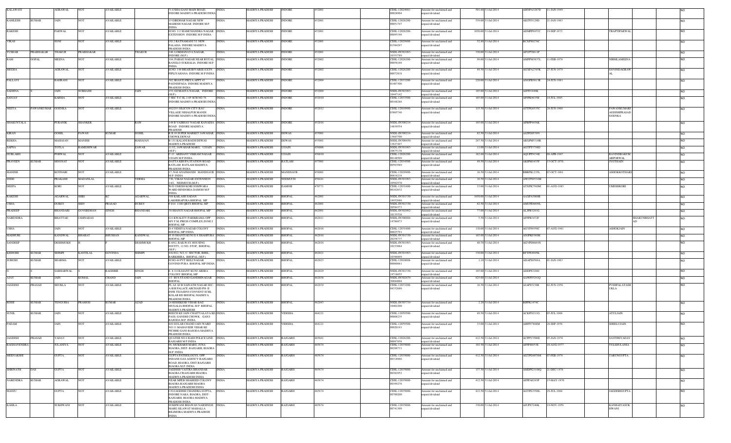| KALAWATI | | AGRAWAL | NOT | AVAILABLE | | 7 LUSHIA GANJ MAIN ROAD, INDORE MADHYA PRADESH INDIA | INDIA | MADHYA PRADESH | INDORE | 452001 | CDSL-12024901-00028904 | Amount for unclaimed and unpaid dividend | 501.60 | 31-Jul-2014 | AHNPA3287D | 11-JAN-1949 | | | NO |
|---|---|---|---|---|---|---|---|---|---|---|---|---|---|---|---|---|---|---|---|
| KAMLESH | KUMAR | JAIN | NOT | AVAILABLE | | 15 GIRDHAR NAGAR NEW MAHESH NAGAR INDORE M.P INDIA | INDIA | MADHYA PRADESH | INDORE | 452001 | CDSL-12026200-00051747 | Amount for unclaimed and unpaid dividend | 539.00 | 31-Jul-2014 | AECPJ5129D | 21-JAN-1963 | | | NO |
| RAKESH | | PARWAL | NOT | AVAILABLE | | H.NO. 113 RAMCHANDRA NAGAR EXTENSION INDORE M P INDIA | INDIA | MADHYA PRADESH | INDORE | 452001 | CDSL-12026200-00095198 | Amount for unclaimed and unpaid dividend | 1650.00 | 31-Jul-2014 | ADMPP6955C | 19-SEP-1972 | TRAPTIPARWAL | | NO |
| VIKAS | | SONI | NOT | AVAILABLE | | OG 2 RATNAMANI 71 NEW PALASIA INDORE MADHYA PRADESH INDIA | INDIA | MADHYA PRADESH | INDORE | 452001 | CDSL-12029900-01594297 | Amount for unclaimed and unpaid dividend | 52.80 | 31-Jul-2014 | BCXPS0276C | | | | NO |
| TUSHAR | PRABHAKAR | THAKUR | PRABHAKAR | | THAKUR | 240, LOKMANAYA NAGAR, INDORE (M.P.) | INDIA | MADHYA PRADESH | INDORE | 452001 | NSDL-IN301983-10355789 | Amount for unclaimed and unpaid dividend | 330.00 | 31-Jul-2014 | AFUPT0811P | | | | NO |
| RAM | GOPAL | MEENA | NOT | AVAILABLE | | 184, PARAG NAGAR NEAR ROYAL BANGLO SUKHALIA INDORE M.P. INDIA | INDIA | MADHYA PRADESH | INDORE | 452002 | CDSL-12026200-00058168 | Amount for unclaimed and unpaid dividend | 99.00 | 31-Jul-2014 | AMPPM3837L | 11-FEB-1978 | NIRMLAMEENA | | NO |
| MEGHA | | AGRAWAL | NOT | AVAILABLE | | H NO. 148 BRAJESHWAREE EXTN PIPLIYAHANA INDORE M P INDIA | INDIA | MADHYA PRADESH | INDORE | 452002 | CDSL-12026200-00072818 | Amount for unclaimed and unpaid dividend | 49.50 | 31-Jul-2014 | AGXPA2765K | 27-JUN-1979 | GOVINDAGRAWAL | | NO |
| PALLAVI | | BAHRANI | NOT | AVAILABLE | | 302 SHANTI PRIYA APPT 43 PAGNISPAGA INDORE MADHYA PRADESH INDIA | INDIA | MADHYA PRADESH | INDORE | 452004 | CDSL-12033200-01467306 | Amount for unclaimed and unpaid dividend | 220.00 | 31-Jul-2014 | ANGPB3013R | 24-JUN-1981 | | | NO |
| SADHNA | S | JAIN | SUBHASH | | JAIN | 153, GUMASTA NAGAR, INDORE (M.P.) | INDIA | MADHYA PRADESH | INDORE | 452009 | NSDL-IN301983-10447142 | Amount for unclaimed and unpaid dividend | 165.00 | 31-Jul-2014 | AJPPJ1948K | | | | NO |
| SANJAY | | KARMA | NOT | AVAILABLE | | 7 SEC-E-C SL 1-05 SCH NO 78 INDORE MADHYA PRADESH INDIA | INDIA | MADHYA PRADESH | INDORE | 452010 | CDSL-12033500-00168288 | Amount for unclaimed and unpaid dividend | 165.00 | 31-Jul-2014 | AFHPK9635H | 18-JUL-1985 | | | NO |
| NEETA | PAWANKUMAR | GOENKA | NOT | AVAILABLE | | 402/2/3 SILICON CITY RAU VILLAGE NIHALPUR MANDI INDORE MADHYA PRADESH INDIA | INDIA | MADHYA PRADESH | INDORE | 452012 | CDSL-12010900-03865746 | Amount for unclaimed and unpaid dividend | 115.50 | 31-Jul-2014 | ATTPG8535C | 26-JUN-1968 | PAWANKUMARJAGDISHPRASADGOENKA | | NO |
| SHAKUNTALA | | PURANIK | SHANKER | | RAW | 148 B VAIBHAV NAGAR KANADIA ROAD INDORE MADHYA PRADESH | INDIA | MADHYA PRADESH | INDORE | 452016 | NSDL-IN300214-14839554 | Amount for unclaimed and unpaid dividend | 165.00 | 31-Jul-2014 | APBPP4456K | | | | NO |
| KIRAN | | GOHIL | PAWAN | KUMAR | GOHIL | R II 10 SUPER MARKET JAWAHAR CHOWK DEWAS | INDIA | MADHYA PRADESH | DEWAS | 455001 | NSDL-IN300214-13683700 | Amount for unclaimed and unpaid dividend | 82.50 | 31-Jul-2014 | AJZPG6539N | | | | NO |
| REKHA | | MAHAJAN | MANISH | | MAHAJAN | B 131 KALANI BAGH DEWAS MADHYA PRADESH | INDIA | MADHYA PRADESH | DEWAS | 455001 | NSDL-IN300450-13627447 | Amount for unclaimed and unpaid dividend | 247.50 | 31-Jul-2014 | ARXPM5310R | | | | NO |
| SAPNA | | TOTLA | RAMESHWAR | | ZAWAR | 17/2, JAWAHAR MARG, UJJAIN INDIA | INDIA | MADHYA PRADESH | UJJAIN | 456006 | NSDL-IN301983-10675138 | Amount for unclaimed and unpaid dividend | 11.00 | 31-Jul-2014 | AGTPT5759D | | | | NO |
| DURLABH | | PORWAL | NOT | AVAILABLE | | C-13 ARIHANT VIKRAM NAGAR UJJAIN M P INDIA | INDIA | MADHYA PRADESH | UJJAIN | 456010 | CDSL-12026200-00146509 | Amount for unclaimed and unpaid dividend | 182.60 | 31-Jul-2014 | AQUPP9154E | 08-APR-1987 | RAVINDRAKUMARPORWAL | | NO |
| PRAVEEN | KUMAR | MOONAT | NOT | AVAILABLE | | DATTA KRUPA STATION ROAD RATLAM RATLAM MADHYA PRADESH INDIA | INDIA | MADHYA PRADESH | RATLAM | 457001 | CDSL-12034500-00563989 | Amount for unclaimed and unpaid dividend | 49.50 | 31-Jul-2014 | AKIPM1455F | 15-OCT-1976 | JYOTIJAIN | | NO |
| MANISH | | KOTHARI | NOT | AVAILABLE | | 17, NAI ANAJMANDI MANDSAUR M.P. INDIA | INDIA | MADHYA PRADESH | MANDSAUR | 458001 | CDSL-12028900-00816216 | Amount for unclaimed and unpaid dividend | 16.50 | 31-Jul-2014 | BBRPK1235L | 07-OCT-1981 | ASHOKKOTHARI | | NO |
| SNEH | | PRAKASH | MADANLAL | | VERMA | 730, VIKAS NAGAR EXTENSION 14/2, NEEMUCH (M.P.) | INDIA | MADHYA PRADESH | NEEMUCH | 458441 | NSDL-IN301983-10502570 | Amount for unclaimed and unpaid dividend | 16.50 | 31-Jul-2014 | AWCPS0534M | | | | NO |
| DEEPA | | KORI | NOT | AVAILABLE | | W/O UMESH KORI SOMWARA WARD HINDORIA DAMOH M P INDIA | INDIA | MADHYA PRADESH | DAMOH | 470771 | CDSL-12031600-00162812 | Amount for unclaimed and unpaid dividend | 33.00 | 31-Jul-2014 | ATXPK2560M | 01-AUG-1983 | UMESHKORI | | NO |
| RAKESH | | AGARWAL | SHRI | KC | AGARWAL | 588 KAILASH SADAN LAKHERAPURA BHOPAL MP | INDIA | MADHYA PRADESH | BHOPAL | 462001 | NSDL-IN301330-18952686 | Amount for unclaimed and unpaid dividend | 1650.00 | 31-Jul-2014 | AAXPA5060B | | | | NO |
| USHA | | DUBEY | SHIV | PRASAD | DUBEY | F D/4 1100 QRTS BHOPAL MP | INDIA | MADHYA PRADESH | BHOPAL | 462001 | NSDL-IN301330-20584373 | Amount for unclaimed and unpaid dividend | 82.50 | 31-Jul-2014 | AMUPD8699L | | | | NO |
| PRADEEP | | BHANDARI | GOVERDHAN | SINGH | BHANDARI | 76 SHANTI NAGAR BHOPAL MP | INDIA | MADHYA PRADESH | BHOPAL | 462001 | NSDL-IN302092-10135536 | Amount for unclaimed and unpaid dividend | 77.00 | 31-Jul-2014 | ALJPB3261L | | | | NO |
| NARENDRA | | BHATTAD | JAMNADAS | | | G 6 KWALITY PARIKRAMA OPP MY F M PRESS COMPLEX ZONE I BHOPAL MP | INDIA | MADHYA PRADESH | BHOPAL | 462011 | NSDL-IN300888-14786873 | Amount for unclaimed and unpaid dividend | 5.50 | 31-Jul-2014 | AFFPB5472F | | | SHAKUNBHATTAD | NO |
| USHA | | JAIN | NOT | AVAILABLE | | D-4 VIDHYA NAGAR COLONY BHOPAL MP INDIA | INDIA | MADHYA PRADESH | BHOPAL | 462016 | CDSL-12031600-00023791 | Amount for unclaimed and unpaid dividend | 110.00 | 31-Jul-2014 | AGYPJ9550C | 07-AUG-1961 | ASHOKJAIN | | NO |
| MADHURI | | KANDWAL | BHARAT | BHUSHAN | KANDWAL | H 10 SHANTI KUNJ E 8 SHAHPURA BHOPAL MP | INDIA | MADHYA PRADESH | BHOPAL | 462016 | NSDL-IN301330-20258737 | Amount for unclaimed and unpaid dividend | 165.00 | 31-Jul-2014 | ANJPK0360M | | | | NO |
| SANDEEP | | DESHMUKH | H | | DESHMUKH | E-8/62, RAILWAY HOUSING SOCITY, 12 NO. STOP, BHOPAL (M.P.) | INDIA | MADHYA PRADESH | BHOPAL | 462016 | NSDL-IN301983-10233064 | Amount for unclaimed and unpaid dividend | 40.70 | 31-Jul-2014 | AGVPD6664N | | | | NO |
| KISHORE | KUMAR | SHIMPI | KANTILAL | GOVINDA | SHIMPI | 441/442, N/2, C- SECTOR, BHEL, BARKHERA, BHOPAL (M.P.) | INDIA | MADHYA PRADESH | BHOPAL | 462021 | NSDL-IN301983-10396899 | Amount for unclaimed and unpaid dividend | 330.00 | 31-Jul-2014 | BFTPS4905K | | | | NO |
| SURESH | KUMAR | SHARMA | NOT | AVAILABLE | | H.NO-44 PVT BHILI NAGAR GOVIND PURA BHOPAL MP INDIA | INDIA | MADHYA PRADESH | BHOPAL | 462023 | CDSL-12010600-00066661 | Amount for unclaimed and unpaid dividend | 1.10 | 31-Jul-2014 | ADAPS8508A | 01-JAN-1963 | | | NO |
| G | S | SABHARWAL | S | RAGHBIR | SINGH | E 8 /14 BASANT KUNJ ARERA COLONY BHOPAL MP | INDIA | MADHYA PRADESH | BHOPAL | 462029 | NSDL-IN301330-19718655 | Amount for unclaimed and unpaid dividend | 165.00 | 31-Jul-2014 | ADDPS3286J | | | | NO |
| AJAY | KUMAR | JAIN | KOMAL | CHAND | JAIN | 1/1 BUS STAND GANDHINAGAR BHOPAL | INDIA | MADHYA PRADESH | BHOPAL | 462036 | NSDL-IN302679-30884004 | Amount for unclaimed and unpaid dividend | 825.00 | 31-Jul-2014 | AAWPJ5291Q | | | | NO |
| JAGDISH | PRASAD | SHUKLA | NOT | AVAILABLE | | PL A4 A9 B SAINATH NAGAR SEC A B/H PALACE ARCHAID PH- II INFR TEJASHVI CONVENT SCHL KOLAR RD BHOPAL MADHYA PRADESH INDIA | INDIA | MADHYA PRADESH | BHOPAL | 462039 | CDSL-12033200-04332686 | Amount for unclaimed and unpaid dividend | 16.50 | 31-Jul-2014 | AIAPS5218B | 02-JUN-1950 | PUSHPALATASHUKLA | | NO |
| RISHI | KUMAR | TENGURIA | PRAMOD | KUMAR | AZAD | 26 RISHIKESH VIHAR BAG MUGALIA BHOPAL M P BHOPAL MADHYA PRADESH | INDIA | MADHYA PRADESH | BHOPAL | 462043 | NSDL-IN303719-10402200 | Amount for unclaimed and unpaid dividend | 2.20 | 31-Jul-2014 | BIPPK1474C | | | | NO |
| SUNIL | KUMAR | JAIN | NOT | AVAILABLE | | BEECH KE JAIN CHAITYALAYA KE PASS, GANDHI CHOWK, GANJ-BASODA M.P. INDIA | INDIA | MADHYA PRADESH | VIDISHA | 464221 | CDSL-12059500-00008235 | Amount for unclaimed and unpaid dividend | 49.50 | 31-Jul-2014 | ACKPJ9211G | 05-JUL-1968 | ATULJAIN | | NO |
| PADAM | | JAIN | NOT | AVAILABLE | | S/O GULAB CHAND JAIN WARD NO 11 MAHAVEER VIHAR KE PICHHE GANJ-BASODA MADHYA PRADESH INDIA | INDIA | MADHYA PRADESH | VIDISHA | 464221 | CDSL-12059500-00020191 | Amount for unclaimed and unpaid dividend | 33.00 | 31-Jul-2014 | AHPPJ7888M | 28-SEP-1958 | SHEELJAIN | | NO |
| JAGDISH | PRASAD | YADAV | NOT | AVAILABLE | | QUATER NO 6 BADI POLICE LINE RAJGARH M P INDIA | INDIA | MADHYA PRADESH | RAJGARH | 465661 | CDSL-12026200-00007859 | Amount for unclaimed and unpaid dividend | 412.50 | 31-Jul-2014 | ACPPY3508E | 05-JAN-1970 | SAVITRIYADAV | | NO |
| RAGHAVENDRA | | JULANIYA | NOT | AVAILABLE | | 66, MUKHARJI MARG, JUNA BIAORA, DIST- RAJGARH, BIAORA M.P. INDIA | INDIA | MADHYA PRADESH | RAJGARH | 465674 | CDSL-12035000-00286731 | Amount for unclaimed and unpaid dividend | 192.50 | 31-Jul-2014 | AFFPJ6653E | 10-AUG-1977 | TULSIJULANIA | | NO |
| MEENAKSHI | | GUPTA | NOT | AVAILABLE | | GUPTA PATHOLOGYS, OPP. INDANE GAS AGENCY RAJGARH ROAD, BIAORA, DIST.RAJGARH BIAORA M.P. INDIA | INDIA | MADHYA PRADESH | RAJGARH | 465674 | CDSL-12035000-00318966 | Amount for unclaimed and unpaid dividend | 412.50 | 31-Jul-2014 | AGTPG6076M | 07-FEB-1978 | TARUNGUPTA | | NO |
| SHRINATH | DAS | GUPTA | NOT | AVAILABLE | | JAGDISH VASTRA BHANDAR BIAORA CRAJGARH BIAORA MADHYA PRADESH INDIA | INDIA | MADHYA PRADESH | RAJGARH | 465674 | CDSL-12035000-00382952 | Amount for unclaimed and unpaid dividend | 137.50 | 31-Jul-2014 | AMDPG3109Q | 21-DEC-1976 | | | NO |
| NARENDRA | KUMAR | AGRAWAL | NOT | AVAILABLE | | NEAR MPEB SHAHEED COLONY BIAORA RAJGARH BIAORA MADHYA PRADESH INDIA | INDIA | MADHYA PRADESH | RAJGARH | 465674 | CDSL-12035000-00399278 | Amount for unclaimed and unpaid dividend | 412.50 | 31-Jul-2014 | AFFPA0245P | 15-MAY-1970 | | | NO |
| MANJU | | GUPTA | NOT | AVAILABLE | | C/O.JAGDISH CHANDRA GUPTA, INDORE NAKA, BIAORA, DIST-RAJGARH, BIAORA MADHYA PRADESH INDIA | INDIA | MADHYA PRADESH | RAJGARH | 465674 | CDSL-12035000-00700200 | Amount for unclaimed and unpaid dividend | 412.50 | 31-Jul-2014 | AGTPG3596L | 29-JUL-1968 | JAGDISHGUPTA | | NO |
| KAMLA | | SUKHWANI | NOT | AVAILABLE | | SUKHWANI BHAWAN NARSINGH MARG SILAWAT MAHALLA BILIMORA MADHYA PRADESH INDIA | INDIA | MADHYA PRADESH | RAJGARH | 465674 | CDSL-12035000-00741309 | Amount for unclaimed and unpaid dividend | 330.00 | 31-Jul-2014 | AJUPS7246K | 19-NOV-1959 | KANHAIYASUKHWANI | | NO |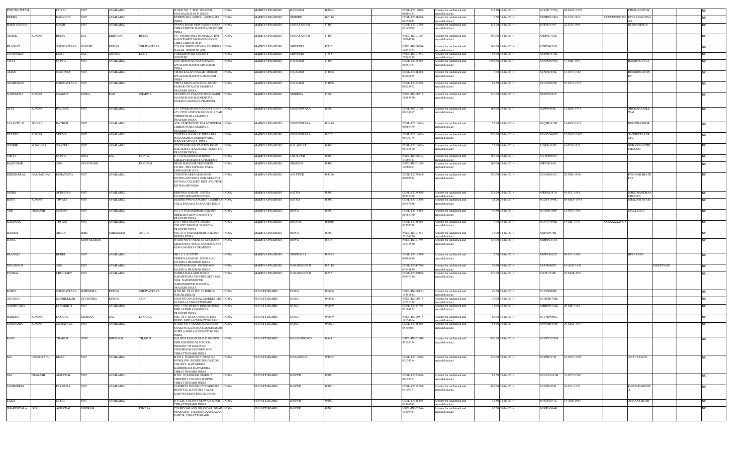| PURUSHOTTAM | | GOYAL | NOT | AVAILABLE | | WARD NO. 7, TEH ZIRAPUR, MACHALPUR M. P. INDIA | INDIA | MADHYA PRADESH | RAJGARH | 465693 | | CDSL-12017000-00086393 | Amount for unclaimed and unpaid dividend | 333.10 | 31-Jul-2014 | ACKPG1325Q | 06-MAY-1959 | | URMILAGOYAL | | NO |
|---|---|---|---|---|---|---|---|---|---|---|---|---|---|---|---|---|---|---|---|---|---|
| REKHA | | KANVAHA | NOT | AVAILABLE | | BUDHWARA ASHTA ASHTA M.P INDIA | INDIA | MADHYA PRADESH | SEHORE | 466116 | | CDSL-12031600-00159942 | Amount for unclaimed and unpaid dividend | 5.50 | 31-Jul-2014 | AWBPK0100A | 26-JAN-1967 | XXXXXXXX5190 | DIVYANIKANVA HA | | NO |
| RAGHVENDRA | | SINGH | NOT | AVAILABLE | | PANNA ROAD NEW PANNA NAKA CHHATARPUR MADHYA PRADESH INDIA | INDIA | MADHYA PRADESH | CHHATARPUR | 471001 | | CDSL-13019300-01142909 | Amount for unclaimed and unpaid dividend | 123.20 | 31-Jul-2014 | BHTPS6304J | 22-JUN-1965 | | KUSMASINGH | | NO |
| ASHOK | KUMAR | RUSIA | BAL | KRISHAN | RUSIA | 193, PIPARSANIA MOHALLA, B/H RAM CHARIT MANAS BHAVAN, CHHATARPUR (M.P.) | INDIA | MADHYA PRADESH | CHHATARPUR | 471001 | | NSDL-IN301983-10764739 | Amount for unclaimed and unpaid dividend | 550.00 | 31-Jul-2014 | AFDPR0752E | | | | | NO |
| PRAGATI | | SHRIVASTAVA | HARESH | KUMAR | SHRIVASTAVA | C/O H K SHRIVASTAVA 136 INDRA NAGAR SHIVPURI (MP) | INDIA | MADHYA PRADESH | SHIVPURI | 473551 | | NSDL-IN300394-16973263 | Amount for unclaimed and unpaid dividend | 165.00 | 31-Jul-2014 | CCBPS4926G | | | | | NO |
| JYOTIRMAY | | DIXIT | BAL | GOVIND | DIXIT | TARKESHWARI COLONY SHIVPURI | INDIA | MADHYA PRADESH | SHIVPURI | 473551 | | NSDL-IN301557-22065178 | Amount for unclaimed and unpaid dividend | 55.00 | 31-Jul-2014 | ABTPD1478K | | | | | NO |
| VIJAY | | GUPTA | NOT | AVAILABLE | | SHIV BHAWAN NAYA BAZAR GWALIOR MADHYAPRADESH INDIA | INDIA | MADHYA PRADESH | GWALIOR | 474001 | | CDSL-12036400-00851791 | Amount for unclaimed and unpaid dividend | 1650.00 | 31-Jul-2014 | AKXPG0936E | 17-FEB-1954 | | RASHMIGUPTA | | NO |
| AMAN | | SAWHNEY | NOT | AVAILABLE | | 6 RAM KALAN NAGAR MORAR GWALIOR MADHYA PRADESH INDIA | INDIA | MADHYA PRADESH | GWALIOR | 474006 | | CDSL-13041400-02896835 | Amount for unclaimed and unpaid dividend | 7.70 | 31-Jul-2014 | AYNPS9691L | 14-OCT-1983 | | RUSHNISAWHN EY | | NO |
| ANSHUMAN | | SHRIVASTAVA | NOT | AVAILABLE | | VIDYA BHAVAN BADAL KOTHI MORAR GWALIOR MADHYA PRADESH INDIA | INDIA | MADHYA PRADESH | GWALIOR | 474006 | | CDSL-12033500-00228072 | Amount for unclaimed and unpaid dividend | 82.50 | 31-Jul-2014 | AYAPS9995E | 07-OCT-1976 | | | | NO |
| NARENDRA | KUMAR | SHARMA | BHIKA | RAM | SHARMA | UPADHYAY PALACE THOK SABJI MANDI ROAD MADHOPURA MORENA MADHYA PRADESH | INDIA | MADHYA PRADESH | MORENA | 476001 | | NSDL-IN300513-16563550 | Amount for unclaimed and unpaid dividend | 110.00 | 31-Jul-2014 | ARBPS3992P | | | | | NO |
| AJAY | KUMAR | PALIWAL | NOT | AVAILABLE | | 154, VIVEKANAND COLONY H.NO 655, CIVIL LINES WARD NO 19 TAH CHHINDWARA MADHYA PRADESH INDIA | INDIA | MADHYA PRADESH | CHHINDWARA | 480001 | | CDSL-16010100-00128107 | Amount for unclaimed and unpaid dividend | 165.00 | 31-Jul-2014 | ALPPP9483L | 12-DEC-1971 | | ARCHANAPALI WAL | | NO |
| JAYANTILAL | SHIVAJI | RATHOR | NOT | AVAILABLE | | A/50, GURHI POST PALACHOURAI CHHINDWARA MADHYA PRADESH INDIA | INDIA | MADHYA PRADESH | CHHINDWARA | 480449 | | CDSL-12010601-00068459 | Amount for unclaimed and unpaid dividend | 73.70 | 31-Jul-2014 | ACQPR4173B | 19-DEC-1951 | | ROHITRATHOR | | NO |
| DEVESH | KUMAR | VERMA | NOT | AVAILABLE | | CENTRAL BANK OF INDIA B/O JUNNARDEO CHHINDWARA JUNNARDEO M.P. INDIA | INDIA | MADHYA PRADESH | CHHINDWARA | 480551 | | CDSL-12010601-00139775 | Amount for unclaimed and unpaid dividend | 330.00 | 31-Jul-2014 | ABYPV9467H | 17-MAY-1967 | | SANGEETAVER MA | | NO |
| SUDHIR | MANOHAR | SHASTRI | NOT | AVAILABLE | | STATION ROAD STATION ROAD BALAGHAT BALAGHAT MADHYA PRADESH INDIA | INDIA | MADHYA PRADESH | BALAGHAT | 481001 | | CDSL-12010601-00116810 | Amount for unclaimed and unpaid dividend | 22.00 | 31-Jul-2014 | AJDPS1661D | 16-JUN-1952 | | NEHASSHASTRI SHASTRI | | NO |
| VIDYA | | GUPTA | HIRA | LAL | GUPTA | E 3 CIVIL LINES PACHPEDI JABALPUR MADHYA PRADESH | INDIA | MADHYA PRADESH | JABALPUR | 482001 | | NSDL-IN300239-13869343 | Amount for unclaimed and unpaid dividend | 150.70 | 31-Jul-2014 | AIVPG0507D | | | | | NO |
| RAJKUMAR | | JAIN | DEVICHAND | | DUGGAD | NEAR MAHAVIR PROVISION STORE PRATAPGANJ PARA JAGDALPUR (C.G.) | INDIA | MADHYA PRADESH | SHAHDOL | 484001 | | NSDL-IN301983-10560033 | Amount for unclaimed and unpaid dividend | 165.00 | 31-Jul-2014 | AFPPJ8164G | | | | | NO |
| KRISHANLAL | HARNAMDAS | KSHATRIYA | NOT | AVAILABLE | | CME/SUB-AREA MANAGER KOTMA-GOVINDA SUB-AREA P.O. KOTMA COLLIERY DIST.ANUPPUR KOTMA MP INDIA | INDIA | MADHYA PRADESH | ANUPPUR | 484336 | | CDSL-12035602-00000544 | Amount for unclaimed and unpaid dividend | 550.00 | 31-Jul-2014 | AHAPK6162C | 02-FEB-1950 | | PUSHPAKSHATR IYA | | NO |
| NISHA | | ACHHDRA | NOT | AVAILABLE | | KRISHNA NAGAR SATNA MADHYAPRADESH INDIA | INDIA | MADHYA PRADESH | SATNA | 485001 | | CDSL-12038400-00857290 | Amount for unclaimed and unpaid dividend | 321.20 | 31-Jul-2014 | APEPA0387H | 01-JUL-1981 | | SHRICHANDRAA CHHDRA | | NO |
| RAJIV | KUMAR | TIWARI | NOT | AVAILABLE | | BEHIND PWD GANGHUT GADHIYA TOLA BAGAGA SATNA M.P INDIA | INDIA | MADHYA PRADESH | SATNA | 485001 | | CDSL-13019300-00317076 | Amount for unclaimed and unpaid dividend | 24.20 | 31-Jul-2014 | AGUPT1596G | 05-MAY-1974 | | SHALINITIWARI | | NO |
| VED | PRAKASH | MISHRA | NOT | AVAILABLE | | MI, 134 PADAMDHAR COLONY DHEKAHA REWA MADHYA PRADESH INDIA | INDIA | MADHYA PRADESH | REWA | 486001 | | CDSL-12016400-00163790 | Amount for unclaimed and unpaid dividend | 49.50 | 31-Jul-2014 | AGHPM6150F | 12-NOV-1967 | | MALTIDEVI | | NO |
| KALPANA | | TIWARI | NOT | AVAILABLE | | E/313 SBI COLONY ARERA COLONY BHOPAL MADHYA PRADESH INDIA | INDIA | MADHYA PRADESH | BHOPAL | 462016 | | CDSL-13041400-01370536 | Amount for unclaimed and unpaid dividend | 7.70 | 31-Jul-2014 | ACAPT4950E | 15-SEP-1976 | XXXXXXXX5335 | | | NO |
| RAJESH | | AHUJA | SHRI | JAIRAMDAS | AHUJA | MIG-II 43 PADAMDHAR COLONY DEKHA REWA | INDIA | MADHYA PRADESH | REWA | 486001 | | NSDL-IN301557-22174170 | Amount for unclaimed and unpaid dividend | 33.00 | 31-Jul-2014 | AEIPA6978H | | | | | NO |
| DANIL | | | KDIWAKARAN | | | WARD NO 03 NEAR STATE BANK GRAM POST MAUGANJ MAUGANJ REWA MADHYA PRADESH | INDIA | MADHYA PRADESH | REWA | 486331 | | NSDL-IN301696-11573590 | Amount for unclaimed and unpaid dividend | 110.00 | 31-Jul-2014 | AERPD0111N | | | | | NO |
| PRANALI | | BURRI | NOT | AVAILABLE | | NH 2 C 119 VSTPP VINDHYANAGAR SINGRAULI MADHYA PRADESH INDIA | INDIA | MADHYA PRADESH | SINGRAULI | 486885 | | CDSL-13019300-00901889 | Amount for unclaimed and unpaid dividend | 7.70 | 31-Jul-2014 | ARFPB3612B | 09-JUL-1984 | | BPRAVEEN | | NO |
| DEVANKUR | | JAIN | NOT | AVAILABLE | | STATION ROAD GOTEGAON MADHYA PRADESH INDIA | INDIA | MADHYA PRADESH | NARSINGHPUR | 487118 | | CDSL-12044700-03948839 | Amount for unclaimed and unpaid dividend | 28.60 | 31-Jul-2014 | AKRPJ6107E | 16-AUG-1985 | | | VINEETJAIN | NO |
| PANKAJ | | CHOUKSEY | NOT | AVAILABLE | | RADHA BALLABH WARD GADARWARA NR CHOUSEY DAIL MILL NARSINGHPUR NARSINGHPUR MADHYA PRADESH INDIA | INDIA | MADHYA PRADESH | NARSINGHPUR | 487551 | | CDSL-12036000-01047186 | Amount for unclaimed and unpaid dividend | 110.00 | 31-Jul-2014 | AIXPC7244F | 03-MAR-1971 | | | | NO |
| RAHUL | | SHRIVASTAVA | SURENDRA | KUMAR | SHRIVASTAVA | Q NO 4B, ST 42 SEC 10 BHILAI NAGAR BHILAI | INDIA | CHHATTISGARH | DURG | 490006 | | NSDL-IN300450-11491892 | Amount for unclaimed and unpaid dividend | 49.50 | 31-Jul-2014 | AUNPS9090F | | | | | NO |
| ANUBHA | | MUDHOLKAR | DEVENDRA | KUMAR | JAIN | SHOP NO 209 ZONAL MARKET SEC 10 BHILAI CHHATTISGARH | INDIA | CHHATTISGARH | DURG | 490006 | | NSDL-IN300513-13221358 | Amount for unclaimed and unpaid dividend | 33.00 | 31-Jul-2014 | AGHPM9760L | | | | | NO |
| AASHUTOSH | | DIWAKIRTI | NOT | AVAILABLE | | MIG 1 802 HUDCO BHILAI DURG BHILAI BHILAI MADHYA PRADESH INDIA | INDIA | CHHATTISGARH | DURG | 490009 | | CDSL-12044700-03189425 | Amount for unclaimed and unpaid dividend | 11.00 | 31-Jul-2014 | AMKPD5302K | 20-SEP-1981 | | | | NO |
| RAKESH | KUMAR | DUGGAL | KRISHAN | LAL | DUGGAL | MIG 1947 HUDCO BHILAI DIST DURG BHILAI CHHATTISGARH | INDIA | CHHATTISGARH | DURG | 490009 | | NSDL-IN300513-18154614 | Amount for unclaimed and unpaid dividend | 66.00 | 31-Jul-2014 | ACVPD9901G | | | | | NO |
| SURENDRA | KUMAR | MUDAFARE | NOT | AVAILABLE | | WARD NO 13 RAMNAGAR NEAR SHAKUNTLA SCHOOL RAMNAGAR SUPELA BHILAI CHHATTISGARH INDIA | INDIA | CHHATTISGARH | DURG | 490023 | | CDSL-13041400-05198804 | Amount for unclaimed and unpaid dividend | 55.00 | 31-Jul-2014 | ASWPM6156F | 29-MAY-1977 | | | | NO |
| RAJIV | | THAKUR | INDU | BHUSHAN | THAKUR | BALDEO BAG NEAR BALBHARTI INGLISH MIDIUM SCHOOL INFRONT OF RAILWAY CROSSING RAJNANDGAON CHHATTISGARH,INDIA | INDIA | CHHATTISGARH | RAJNANDGAON | 491441 | | NSDL-IN302902-47556374 | Amount for unclaimed and unpaid dividend | 420.20 | 31-Jul-2014 | AGGPT5971M | | | | | NO |
| MO | IDRISHRAJA | KHAN | NOT | AVAILABLE | | H.NO 8, WARD NO 5, NEAR S P BUNGLOW, BESIDE IRRIGATION COLONY, KAWARDHA KABIRDHAM KAWARDHA CHHATTISGARH INDIA | INDIA | CHHATTISGARH | KAWARDHA | 491995 | | CDSL-12010600-02174764 | Amount for unclaimed and unpaid dividend | 110.00 | 31-Jul-2014 | BVTPK6378J | 01-NOV-1989 | | AYYUBKHAN | | NO |
| OM | PRAKASH | AGRAWAL | NOT | AVAILABLE | | H NO- 10 SARKARI MARG- 3 CHOUBEY COLONY RAIPUR CHHATTISGARH INDIA | INDIA | CHHATTISGARH | RAIPUR | 492001 | | CDSL-12020600-00129571 | Amount for unclaimed and unpaid dividend | 82.50 | 31-Jul-2014 | ADUPA6363M | 31-OCT-1966 | | | | NO |
| SADRUDDIN | | FARISHTA | NOT | AVAILABLE | | FARISHTA HOUSE C/O FARISHTA HOSPITAL KATOTRA TALAB RAIPUR CHHATISHGAR INDIA | INDIA | CHHATTISGARH | RAIPUR | 492001 | | CDSL-12033200-03110371 | Amount for unclaimed and unpaid dividend | 495.00 | 31-Jul-2014 | AADPF0383J | 01-JUL-1937 | | FAISALFARISHT A | | NO |
| LALIT | | SETHI | NOT | AVAILABLE | | B 11 LIC COLONY MOWA RAIPUR CHHATTISGARH INDIA | INDIA | CHHATTISGARH | RAIPUR | 492001 | | CDSL-13041400-03470033 | Amount for unclaimed and unpaid dividend | 19.80 | 31-Jul-2014 | BQKPS1847L | 15-APR-1983 | | ANNANTSETHI | | NO |
| SHAKUNTALA | DEVI | AGRAWAL | GOPIRAM | | DROLIA | C/O SHYAM ANN BHANDAR, NEAR PRABAHAT TALKIES GANJ BAZAR, RAIPUR, CHHATTISGARH | INDIA | CHHATTISGARH | RAIPUR | 492001 | | NSDL-IN302269-11909494 | Amount for unclaimed and unpaid dividend | 82.50 | 31-Jul-2014 | AGMPA5044J | | | | | NO |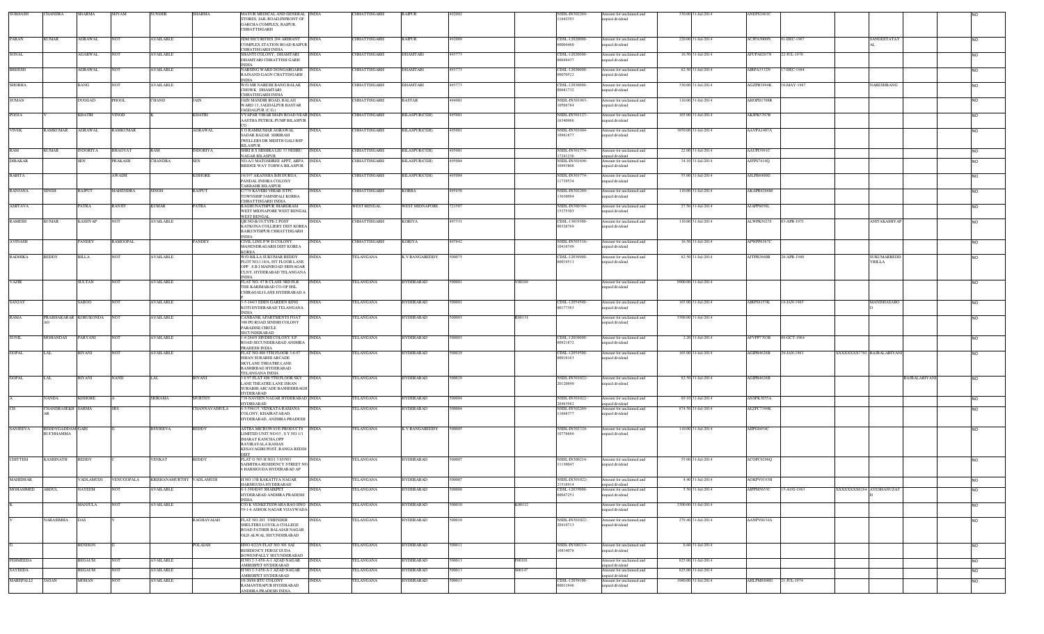| SUBHASH | CHANDRA | SHARMA | SHYAM | SUNDER | SHARMA | MAYUR MEDICAL AND GENERAL STORES, JAIL ROAD,INFRONT OF GARCHA COMPLEX, RAIPUR, CHHATTISGARH | INDIA | CHHATTISGARH | RAIPUR | 492002 | | | NSDL-IN302269-11642393 | Amount for unclaimed and unpaid dividend | 330.00 | 31-Jul-2014 | ANEPS2401C | | | | | | NO |
|---|---|---|---|---|---|---|---|---|---|---|---|---|---|---|---|---|---|---|---|---|---|---|---|
| PARAN | KUMAR | AGRAWAL | NOT | AVAILABLE | | JDM SECURITIES 204 ARIHANT COMPLEX STATION ROAD RAIPUR CHHATISGARH INDIA | INDIA | CHHATTISGARH | RAIPUR | 492009 | | | CDSL-12020000-00004460 | Amount for unclaimed and unpaid dividend | 220.00 | 31-Jul-2014 | ACIPA5069N | 01-DEC-1967 | | | SANGEETATAYAL | | NO |
| SONAL | | AGARWAL | NOT | AVAILABLE | | SHANTI COLONY, DHAMTARI DHAMTARI CHHATTISH GARH INDIA | INDIA | CHHATTISGARH | DHAMTARI | 493773 | | | CDSL-12020600-00049437 | Amount for unclaimed and unpaid dividend | 16.50 | 31-Jul-2014 | AFUPA0267N | 22-JUL-1976 | | | | | NO |
| BRIJESH | | AGRAWAL | NOT | AVAILABLE | | NARSING WARD DONGARGARH RAJNAND GAON CHATTISGARH INDIA | INDIA | CHHATTISGARH | DHAMTARI | 493773 | | | CDSL-12020600-00070522 | Amount for unclaimed and unpaid dividend | 82.50 | 31-Jul-2014 | AIRPA3332N | 17-DEC-1984 | | | | | NO |
| SHOBHA | | BANG | NOT | AVAILABLE | | W/O MR NARESH BANG BALAK CHOWK DHAMTARI CHHATISGARH INDIA | INDIA | CHHATTISGARH | DHAMTARI | 493773 | | | CDSL-12036000-00681732 | Amount for unclaimed and unpaid dividend | 330.00 | 31-Jul-2014 | AGZPB3994K | 10-MAY-1967 | | | NARESHBANG | | NO |
| SUMAN | | DUGGAD | PHOOL | CHAND | JAIN | JAIN MANDIR ROAD, BALAJI WARD 13, JAGDALPUR BASTAR JAGDALPUR (C.G.) | INDIA | CHHATTISGARH | BASTAR | 494001 | | | NSDL-IN301983-10586764 | Amount for unclaimed and unpaid dividend | 110.00 | 31-Jul-2014 | AHOPD1708R | | | | | | NO |
| POOJA | Y | KHATRI | VINOD | K | KHATRI | VYAPAR VIHAR MAIN ROAD NEAR AASTHA PETROL PUMP BILASPUR CG | INDIA | CHHATTISGARH | BILASPUR(CGH) | 495001 | | | NSDL-IN301127-16340966 | Amount for unclaimed and unpaid dividend | 165.00 | 31-Jul-2014 | AKJPK5707B | | | | | | NO |
| VIVEK | RAMKUMAR | AGRAWAL | RAMKUMAR | | AGRAWAL | S O RAMKUMAR AGRAWAL SADAR BAZAR SHRIRAM JWELLERS DR MEHTH GALI BSP BILASPUR | INDIA | CHHATTISGARH | BILASPUR(CGH) | 495001 | | | NSDL-IN301604-10961877 | Amount for unclaimed and unpaid dividend | 3850.00 | 31-Jul-2014 | AAVPA1407A | | | | | | NO |
| RAM | KUMAR | INDORIYA | BHAGVAT | RAM | INDORIYA | SHRI B S MISHRA LIG 33 NEHRU NAGAR BILASPUR | INDIA | CHHATTISGARH | BILASPUR(CGH) | 495001 | | | NSDL-IN301774-17241236 | Amount for unclaimed and unpaid dividend | 22.00 | 31-Jul-2014 | AAUPI3991C | | | | | | NO |
| DIBAKAR | | SEN | PRAKASH | CHANDRA | SEN | NO.A/1 MATOSHREE APPT. ARPA BRIDGE WAY TORWA BILASPUR | INDIA | CHHATTISGARH | BILASPUR(CGH) | 495004 | | | NSDL-IN301696-10993808 | Amount for unclaimed and unpaid dividend | 34.10 | 31-Jul-2014 | AIFPS7414Q | | | | | | NO |
| BABITA | | | AWADH | | KISHORE | 1A/107 AKANSHA B/H DURGA PANDAL INDIRA COLONY TARBAHR BILASPUR | INDIA | CHHATTISGARH | BILASPUR(CGH) | 495004 | | | NSDL-IN301774-11739514 | Amount for unclaimed and unpaid dividend | 55.00 | 31-Jul-2014 | AJLPB4900G | | | | | | NO |
| RANJANA | SINGH | RAJPUT | MAHENDRA | SINGH | RAJPUT | C/779 KAVERI VIHAR NTPC TOWNSHIP JAMNIPALI KORBA CHHATTISGARH INDIA | INDIA | CHHATTISGARH | KORBA | 495450 | | | NSDL-IN302269-13630094 | Amount for unclaimed and unpaid dividend | 110.00 | 31-Jul-2014 | AKAPR0286M | | | | | | NO |
| AMITAVA | | PATRA | RANJIT | KUMAR | PATRA | RAGHUNATHPUR JHARGRAM WEST MIDNAPORE WEST BENGAL WEST BENGAL | INDIA | WEST BENGAL | WEST MIDNAPORE | 721507 | | | NSDL-IN300394-15375303 | Amount for unclaimed and unpaid dividend | 27.50 | 31-Jul-2014 | AJAPP9656L | | | | | | NO |
| RAMESH | KUMAR | KASHYAP | NOT | AVAILABLE | | QR NO-B/18,TYPE-2 POST KATKONA COLLIERY DIST KOREA BAIKUNTHPUR CHHATTISGARH INDIA | INDIA | CHHATTISGARH | KORIYA | 497331 | | | CDSL-13019300-00326769 | Amount for unclaimed and unpaid dividend | 110.00 | 31-Jul-2014 | ALWPK5625J | 03-APR-1971 | | | ANITAKASHYAP | | NO |
| AVINASH | | PANDEY | RAMGOPAL | | PANDEY | CIVIL LINE P W D COLONY MANENDRAGARH DIST KOREA KOREA | INDIA | CHHATTISGARH | KORIYA | 497442 | | | NSDL-IN303116-10416749 | Amount for unclaimed and unpaid dividend | 16.50 | 31-Jul-2014 | APWPP6367C | | | | | | NO |
| RADHIKA | REDDY | BILLA | NOT | AVAILABLE | | W/O BILLA SUKUMAR REDDY PLOT.NO.114/A, IST FLOOR LANE OPP : S.B.I MAINROAD SRINAGAR CLNY. HYDERABAD TELANGANA INDIA | INDIA | TELANGANA | K.V.RANGAREDDY | 500075 | | | CDSL-12036900-00019511 | Amount for unclaimed and unpaid dividend | 82.50 | 31-Jul-2014 | AJTPB2660B | 28-APR-1980 | | | SUKUMARREDDYBILLA | | NO |
| VAZIR | | SULTAN | NOT | AVAILABLE | | FLAT NO. 47 B CLASS 3RD FLR THE KARIMABAD CO-OP HSL CHIRAGALI LANE HYDERABAD A P | INDIA | TELANGANA | HYDERABAD | 500001 | | V00189 | | Amount for unclaimed and unpaid dividend | 9900.00 | 31-Jul-2014 | | | | | | | NO |
| SANJAY | | SABOO | NOT | AVAILABLE | | 5-5-144/3 EDEN GARDEN KING KOTI HYDERABAD TELANGANA INDIA | INDIA | TELANGANA | HYDERABAD | 500001 | | | CDSL-12054500-00177363 | Amount for unclaimed and unpaid dividend | 165.00 | 31-Jul-2014 | AIRPS8153K | 18-JAN-1965 | | | MANISHASABOO | | NO |
| RAMA | PRABHAKARAO | KORUKONDA | NOT | AVAILABLE | | CANBANK APARTMENTS FOAT 300 PG ROAD SINDHI COLONY PARADISE CIRCLE SECUNDERABAD | INDIA | TELANGANA | HYDERABAD | 500003 | | R00131 | | Amount for unclaimed and unpaid dividend | 3300.00 | 31-Jul-2014 | | | | | | | NO |
| SUNIL | MOHANDAS | PARYANI | NOT | AVAILABLE | | 1-6-264/9 SINDHI COLONY S.P. ROAD SECUNDERABAD ANDHRA PRADESH INDIA | INDIA | TELANGANA | HYDERABAD | 500003 | | | CDSL-12010600-00921872 | Amount for unclaimed and unpaid dividend | 2.20 | 31-Jul-2014 | APVPP7703B | 09-OCT-1964 | | | | | NO |
| GOPAL | LAL | BIYANI | NOT | AVAILABLE | | FLAT NO 406 5TH FLOOR 5-6-97 ISHAN SURABHI ARCADE SKYLANE THEATRE LANE BASHIRBAG HYDERABAD TELANGANA INDIA | INDIA | TELANGANA | HYDERABAD | 500029 | | | CDSL-12054500-00016163 | Amount for unclaimed and unpaid dividend | 165.00 | 31-Jul-2014 | AGIPB4628B | 29-JAN-1961 | XXXXXXXX7702 | RAJBALABIYANI | | | NO |
| GOPAL | LAL | BIYANI | NAND | LAL | BIYANI | 5 6 97 FLAT 406 5TH FLOOR SKY LANE THEATRE LANE ISHAN SURABHI ARCADE BASHEERBAGH HYDERABAD | INDIA | TELANGANA | HYDERABAD | 500029 | | | NSDL-IN301022-20120690 | Amount for unclaimed and unpaid dividend | 82.50 | 31-Jul-2014 | AGIPB4628B | | | | | RAJBALABIYANI | NO |
| A | NANDA | KISHORE | A | SRIRAMA | MURTHY | 7/38 NAVEEN NAGAR HYDERABAD HYDERABAD | INDIA | TELANGANA | HYDERABAD | 500004 | | | NSDL-IN301022-20463982 | Amount for unclaimed and unpaid dividend | 89.10 | 31-Jul-2014 | ANSPK9055A | | | | | | NO |
| CH | CHANDRASEKHAR | SARMA | SRS | | CHANNAVAJHULA | 6-3-596/15, VENKATA RAMANA COLONY, KHAIRATABAD, HYDERABAD, ANDHRA PRADESH | INDIA | TELANGANA | HYDERABAD | 500004 | | | NSDL-IN302269-11868777 | Amount for unclaimed and unpaid dividend | 874.50 | 31-Jul-2014 | AEZPC7369K | | | | | | NO |
| SANJEEVA | REDDYGADDAMBUCHHAMMA | GARI | G | BANJEEVA | REDDY | ASTRA MICROWAVE PRODUCTS LIMITED UNIT NO 03 , S Y NO 1/1 IMARAT KANCHA,OPP RAVIRAYALA KAMAN KESAVAGIRI POST. RANGA REDDI DIST | INDIA | TELANGANA | K.V.RANGAREDDY | 500005 | | | NSDL-IN302324-10776666 | Amount for unclaimed and unpaid dividend | 110.00 | 31-Jul-2014 | AIIPG0454C | | | | | | NO |
| CHITTEM | KASHINATH | REDDY | C | VENKAT | REDDY | FLAT G 503 H NO1 3 65/503 SAIMITRA RESIDENCY STREET NO 6 HABSIGUDA HYDERABAD AP | INDIA | TELANGANA | HYDERABAD | 500007 | | | NSDL-IN300214-11139047 | Amount for unclaimed and unpaid dividend | 55.00 | 31-Jul-2014 | ACOPC6299Q | | | | | | NO |
| MAHIDHAR | | VADLAMUDI | VENUGOPALA | KRISHANAMURTHY | VADLAMUDI | H NO 13B KAKATIYA NAGAR HABSIGUDA HYDERABAD | INDIA | TELANGANA | HYDERABAD | 500007 | | | NSDL-IN301022-21510914 | Amount for unclaimed and unpaid dividend | 4.40 | 31-Jul-2014 | AOKPV9193H | | | | | | NO |
| MOHAMMED | ABDUL | NAYEEM | NOT | AVAILABLE | | 8-1-398/E/45 SHAIKPET HYDERABAD ANDHRA PRADESH INDIA | INDIA | TELANGANA | HYDERABAD | 500008 | | | CDSL-12035000-00047251 | Amount for unclaimed and unpaid dividend | 5.50 | 31-Jul-2014 | AIPPM5655C | 15-AUG-1963 | XXXXXXXX0264 | AYESHANUZATH | | | NO |
| K | | MANJULA | NOT | AVAILABLE | | C/O K VENKETESWARA RAO HNO 59-1-6 ASHOK NAGAR VIJAYWADA | INDIA | TELANGANA | HYDERABAD | 500010 | | K00112 | | Amount for unclaimed and unpaid dividend | 3300.00 | 31-Jul-2014 | | | | | | | NO |
| V | NARASIMHA | DAS | V | | RAGHAVAIAH | FLAT NO 201 UMENDER SHELTERS LOYOLA COLLEGE ROAD FATHER BALAIAH NAGAR OLD ALWAL SECUNDERABAD | INDIA | TELANGANA | HYDERABAD | 500010 | | | NSDL-IN301022-20419713 | Amount for unclaimed and unpaid dividend | 270.40 | 31-Jul-2014 | AANPV0434A | | | | | | NO |
| G | | BENISON | G | | POLAIAH | HNO 4/22/8 FLAT NO 301 SAI RESIDENCY FEROZ GUDA BOWENPALLY SECUNDERABAD | INDIA | TELANGANA | HYDERABAD | 500011 | | | NSDL-IN300214-10914078 | Amount for unclaimed and unpaid dividend | 6.60 | 31-Jul-2014 | | | | | | | NO |
| FEHMEEDA | | BEGAUM | NOT | AVAILABLE | | H NO 2-3-658-A-1 AZAD NAGAR AMBERPET HYDERABAD | INDIA | TELANGANA | HYDERABAD | 500013 | | F00101 | | Amount for unclaimed and unpaid dividend | 825.00 | 31-Jul-2014 | | | | | | | NO |
| SAYEEDA | | BEGAUM | NOT | AVAILABLE | | H NO 2-3-658-A-1 AZAD NAGAR AMBERPET HYDERABAD | INDIA | TELANGANA | HYDERABAD | 500013 | | S00147 | | Amount for unclaimed and unpaid dividend | 825.00 | 31-Jul-2014 | | | | | | | NO |
| MAREPALLI | JAGAN | MOHAN | NOT | AVAILABLE | | 16-20/86 RTC COLONY RAMANTHAPUR HYDERABAD ANDHRA PRADESH INDIA | INDIA | TELANGANA | HYDERABAD | 500013 | | | CDSL-12039100-00011946 | Amount for unclaimed and unpaid dividend | 1980.00 | 31-Jul-2014 | AHLPM8806G | 21-JUL-1974 | | | | | NO |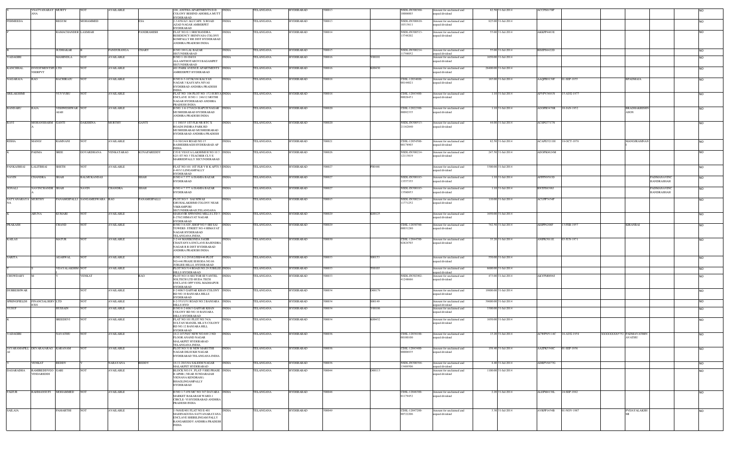| | | | | | | | | | | | | | | | | | | | | | | | |
|---|---|---|---|---|---|---|---|---|---|---|---|---|---|---|---|---|---|---|---|---|---|---|---|
| S | VSATYANARAYANA | MURTY | NOT | AVAILABLE | | 1/06, ANTHIA APARTMENTS D.D COLONY BEHIND AHOBILA MUTT HYDERABAD | INDIA | TELANGANA | HYDERABAD | 500013 | | NSDL-IN300360-10000003 | Amount for unclaimed and unpaid dividend | 82.50 | 31-Jul-2014 | ACCPS0170P | | | | | | NO |
| FEHMEEDA | | BEGUM | MOHAMMED | | ESA | 2-3-658/A/1 ALI CAFE X ROAD AZAD NAGAR AMBERPET HYDERABAD | INDIA | TELANGANA | HYDERABAD | 500013 | | NSDL-IN300610-10313611 | Amount for unclaimed and unpaid dividend | 825.00 | 31-Jul-2014 | | | | | | | NO |
| P | | RAMACHANDER | LAXMIAH | | PANDRAMISH | FLAT NO G 1 SRICHANDRA RESIDENCY SRINIVASA COLONY KOMPALLY RR DIST HYDERABAD ANDHRA PRADESH INDIA | INDIA | TELANGANA | HYDERABAD | 500014 | | NSDL-IN300513-13749202 | Amount for unclaimed and unpaid dividend | 55.00 | 31-Jul-2014 | AKKPP4463E | | | | | | NO |
| B | | SUDHAKAR | B | PANDURANGA | CHARY | H NO 10/6 LAL BAZAR SECUNDERABAD | INDIA | TELANGANA | HYDERABAD | 500015 | | NSDL-IN300214-11798052 | Amount for unclaimed and unpaid dividend | 55.00 | 31-Jul-2014 | BDZPS6422D | | | | | | NO |
| YADAGIRI | | MAMINDLA | NOT | AVAILABLE | | H NO 1-10-104/18 ALLAMTHOTABOVI BAGAMPET SECUNDERABAD | INDIA | TELANGANA | HYDERABAD | 500016 | Y00101 | | Amount for unclaimed and unpaid dividend | 1650.00 | 31-Jul-2014 | | | | | | | NO |
| KANCHHAL | INVESTMENTSPVT | LTD | NOT | AVAILABLE | | 401 PARK AVENUE APARTMENTS AMEERPET HYDERABAD | INDIA | TELANGANA | HYDERABAD | 500016 | K00430 | | Amount for unclaimed and unpaid dividend | 26400.00 | 31-Jul-2014 | | | | | | | NO |
| NAGARAJA | RAO | BACHIRAJU | NOT | AVAILABLE | | H NO 8-3-167/K/166 KALYAN NAGAR 3 KASYAPA NIVAS HYDERBAD ANDHRA PRADESH INDIA | INDIA | TELANGANA | HYDERABAD | 500018 | | CDSL-12034600-00144021 | Amount for unclaimed and unpaid dividend | 165.00 | 31-Jul-2014 | AAQPB9179F | 01-SEP-1955 | | BPADMAJA | | | NO |
| SRILAKSHMI | | VUYYURU | NOT | AVAILABLE | | FLAT NO. 106 PLOT NO. 172 SURYA ENCLAVE H NO 1 246/12 MOTHI NAGAR HYDERABAD ANDHRA PRADESH INDIA | INDIA | TELANGANA | HYDERABAD | 500018 | | CDSL-12043400-00026451 | Amount for unclaimed and unpaid dividend | 1.10 | 31-Jul-2014 | AFVPV3691N | 15-AUG-1977 | | | | | NO |
| BANDARU | RAJA | VISHWESHWARAIAH | NOT | AVAILABLE | | H NO. 1-6-173/4/24 BAPUJI NAGAR MUSHEERABAD HYDERABAD ANDHRA PRADESH INDIA | INDIA | TELANGANA | HYDERABAD | 500020 | | CDSL-12022300-00092335 | Amount for unclaimed and unpaid dividend | 1.10 | 31-Jul-2014 | AGOPB3476R | 10-JAN-1952 | | BRADHAKRISHNASON | | | NO |
| RAVI | MOHANSHARMA | GANTI | DAKSHINA | MURTHY | GANTI | 1 1 160/15 1ST FLR NR RTC X ROADS INDIRA PARK RD MUSHEERABAD MUSHEERABAD HYDERABAD ANDHRA PRADESH | INDIA | TELANGANA | HYDERABAD | 500020 | | NSDL-IN300513-21162840 | Amount for unclaimed and unpaid dividend | 44.00 | 31-Jul-2014 | ACSPG7717N | | | | | | NO |
| RISHA | MANOJ | RAMNANI | NOT | AVAILABLE | | 5-9-30/1/4/4 ROAD NO 15 BASHEERBAGH HYDERABAD AP INDIA | INDIA | TELANGANA | HYDERABAD | 500021 | | CDSL-12054500-00178903 | Amount for unclaimed and unpaid dividend | 82.50 | 31-Jul-2014 | ACAPG5211H | 18-OCT-1978 | | MANOJRAMNANI | | | NO |
| K | PADMA | SREE | GOVARDHANA | VENKATARAO | KUNAPAREDDY | C/O E VIDAYA LAKSHMI H NO 10 3 62/1 ST NO 3 TEACHER CLY E MARREDPALLY SECUNDERABAD | INDIA | TELANGANA | HYDERABAD | 500026 | | NSDL-IN300214-12113819 | Amount for unclaimed and unpaid dividend | 247.50 | 31-Jul-2014 | ADOPK8624M | | | | | | NO |
| PANKAJBHAI | LALITBHAI | SHETH | NOT | AVAILABLE | | FLAT NO 101 1ST FLR V R K APTS 3-4-483/1 LINGAMPALLY HYDERABAD | INDIA | TELANGANA | HYDERABAD | 500027 | P00446 | | Amount for unclaimed and unpaid dividend | 3300.00 | 31-Jul-2014 | | | | | | | NO |
| NAVIN | CHANDRA | SHAH | BALMUKANDAS | | SHAH | H NO 4 7 377 A ISAMIA BAZAR HYDERABAD | INDIA | TELANGANA | HYDERABAD | 500027 | | NSDL-IN300183-13557353 | Amount for unclaimed and unpaid dividend | 1.10 | 31-Jul-2014 | AFFPN9583D | | | | PADMANAVINCHANDRASHAH | | NO |
| SONALI | NAVINCHANDRA | SHAH | NAVIN | CHANDRA | SHAH | H NO 4 7 377 A ISAMIA BAZAR HYDERABAD | INDIA | TELANGANA | HYDERABAD | 500027 | | NSDL-IN300183-13580953 | Amount for unclaimed and unpaid dividend | 1.10 | 31-Jul-2014 | BNTPS8398J | | | | PADMANAVINCHANDRASHAH | | NO |
| SATYANARAYANA | MURTHY | PANAMGIPALLI | SANGAMESWARA | RAO | PANAMGIPALLI | PLOT NO 5 SAI NIWAS GRUHALAKSHMI COLONY NEAR VIKRAMPURI SECUNDERABAD TELANGANA | INDIA | TELANGANA | HYDERABAD | 500015 | | NSDL-IN300214-11771252 | Amount for unclaimed and unpaid dividend | 110.00 | 31-Jul-2014 | ACUPP7454P | | | | | | NO |
| K | ARUNA | KUMARI | NOT | AVAILABLE | | MAHAVIR SPINNING MILLS LTD 3-6-270/2 HIMAYAT NAGAR HYDERABAD | INDIA | TELANGANA | HYDERABAD | 500029 | K00125 | | Amount for unclaimed and unpaid dividend | 1650.00 | 31-Jul-2014 | | | | | | | NO |
| PRAKASH | | CHAND | NOT | AVAILABLE | | H NO 3-6-429 ,SHOP NO 5 SRI SAI TOWERS STREET NO 4 HIMAYAT NAGAR HYDERABAD TELANGANA INDIA | INDIA | TELANGANA | HYDERABAD | 500029 | | CDSL-12030700-00031280 | Amount for unclaimed and unpaid dividend | 742.50 | 31-Jul-2014 | AEIPP6200F | 13-FEB-1957 | | KIRANBAI | | | NO |
| KAILAS | | MATUR | NOT | AVAILABLE | | 3-2-44 MANIKONDA JAGIR CHAITANYA ENCLAVE RAJENDRA NAGAR R R DIST HYDERABAD ANDHRA PRADESH INDIA | INDIA | TELANGANA | HYDERABAD | 500030 | | CDSL-12044700-02824703 | Amount for unclaimed and unpaid dividend | 35.20 | 31-Jul-2014 | ANIPK3011E | 03-JUN-1971 | | | | | NO |
| SARITA | | AGARWAL | NOT | AVAILABLE | | H.NO. 8-2-293/82/JIII/446 PLOT NO.446 PHASE III RODA NO.86 JUBLIEE HILLS, HYDERABAD | INDIA | TELANGANA | HYDERABAD | 500033 | S00153 | | Amount for unclaimed and unpaid dividend | 550.00 | 31-Jul-2014 | | | | | | | NO |
| T | S | VIJAYALAKSHMI | NOT | AVAILABLE | | PLOT NO.574 ROAD NO.29 JUBILEE HILLS HYDERABAD | INDIA | TELANGANA | HYDERABAD | 500033 | T00103 | | Amount for unclaimed and unpaid dividend | 6600.00 | 31-Jul-2014 | | | | | | | NO |
| CHOWDARY | M | V | VENKAT | | RAO | PLOT NO 16 SECTOR III VANTEL SOLTECH LTD HUDA TECH ENCLAVE OPP VSNL MADHAPUR HYDERABAD | INDIA | TELANGANA | HYDERABAD | 500033 | | NSDL-IN302902-41249666 | Amount for unclaimed and unpaid dividend | 473.00 | 31-Jul-2014 | AKYPM0096J | | | | | | NO |
| DURRESHWAR | | | NOT | AVAILABLE | | 8-2-686/3 GAFFAR KHAN COLONY RD NO 10 BANJARA HILLS HYDERABAD | INDIA | TELANGANA | HYDERABAD | 500034 | D00179 | | Amount for unclaimed and unpaid dividend | 19800.00 | 31-Jul-2014 | | | | | | | NO |
| SPRINGFIELDS | FINANCIALSERVICES | LTD | NOT | AVAILABLE | | 8-2-351/2/3/1 ROAD NO 2 BANJARA HILLS HYD | INDIA | TELANGANA | HYDERABAD | 500034 | S00149 | | Amount for unclaimed and unpaid dividend | 39600.00 | 31-Jul-2014 | | | | | | | NO |
| YUSUF | | HUSSAIN | NOT | AVAILABLE | | H NO 8-2-686/3 GAFFAR KHAN COLONY RD NO 10 BANJARA HILLS HYDERABAD | INDIA | TELANGANA | HYDERABAD | 500034 | Y00106 | | Amount for unclaimed and unpaid dividend | 3300.00 | 31-Jul-2014 | | | | | | | NO |
| K | | SREEDEVI | NOT | AVAILABLE | | FLAT NO 101 PLOT NO 74/A SULTAN MANZIL MLA'S COLONY RD NO 12 BANJARA HILL HYDERABAD | INDIA | TELANGANA | HYDERABAD | 500034 | K00432 | | Amount for unclaimed and unpaid dividend | 1650.00 | 31-Jul-2014 | | | | | | | NO |
| YADAGIRI | | NAYATHU | NOT | AVAILABLE | | 16-2-147/58/C NEW NO 699 2 ND FLOOR ANAND NAGAR MALAKPET HYDERABAD TELANGANA INDIA | INDIA | TELANGANA | HYDERABAD | 500036 | | CDSL-12038100-00100100 | Amount for unclaimed and unpaid dividend | 13.20 | 31-Jul-2014 | ACWPN5114C | 16-AUG-1954 | XXXXXXXX5752 | PADMAVATHINAYATHU | | | NO |
| JAYARAMAPILLAI | DEVARAJARAO | KARANAM | NOT | AVAILABLE | | PLOT NO 31 B NEW MARUTHI NAGAR DILSUKH NAGAR HYDERABAD TELANGANA INDIA | INDIA | TELANGANA | HYDERABAD | 500036 | | CDSL-12043400-00006935 | Amount for unclaimed and unpaid dividend | 158.40 | 31-Jul-2014 | AAZPK5548C | 01-SEP-1956 | | | | | NO |
| V | VENKAT | REDDY | V | NARAYANA | REDDY | 16-11-20/1/6A SALEEM NAGAR MALAKPET HYDERABAD | INDIA | TELANGANA | HYDERABAD | 500036 | | NSDL-IN300394-13489506 | Amount for unclaimed and unpaid dividend | 4.40 | 31-Jul-2014 | ADRPV6877G | | | | | | NO |
| DASARADHA | RAMIREDDYGOVINDAREDDI | GARI | NOT | AVAILABLE | | BLOCK NO.1 0 , FLAT-3 HIG PHASE II APHB ( NEAR SUNDARAIAH VIGNANA KENDRAM ) BHAGLINGAMPALLY HYDERABAD | INDIA | TELANGANA | HYDERABAD | 500044 | D00113 | | Amount for unclaimed and unpaid dividend | 1100.00 | 31-Jul-2014 | | | | | | | NO |
| FAIZUR | RAHMANSUFI | MOHAMMED | NOT | AVAILABLE | | H NO 1-7-458 MC NO 347 DAYARA MARKET BAKARAM WARD-1 CIRCLE- VI HYDERABAD ANDHRA PRADESH INDIA | INDIA | TELANGANA | HYDERABAD | 500048 | | CDSL-12046300-01179452 | Amount for unclaimed and unpaid dividend | 2.20 | 31-Jul-2014 | ALEPM4138L | 24-SEP-1982 | | | | | NO |
| SAILAJA | | PAMARTHI | NOT | AVAILABLE | | 1-56/6/E/401 FLAT NO E-401 MADINAGUDA SATYANARAYANA ENCLAVE SHERILINGAM PALLY RANGAREDDY ANDHRA PRADESH INDIA | INDIA | TELANGANA | HYDERABAD | 500049 | | CDSL-12047200-00722206 | Amount for unclaimed and unpaid dividend | 3.30 | 31-Jul-2014 | AVRPP1454B | 01-NOV-1987 | | PVIJAYALAKSHMI | | | NO |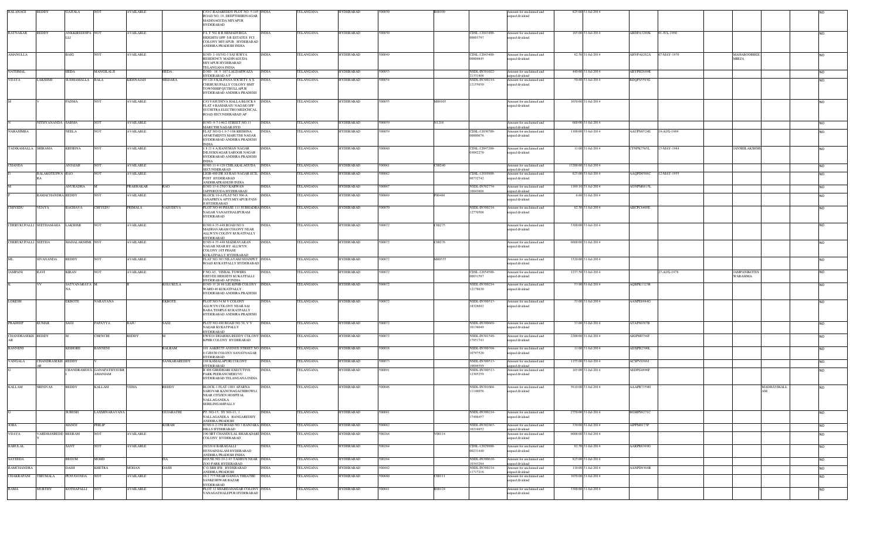| | | | | | | | | | | | | | | | | | | | | | | |
|---|---|---|---|---|---|---|---|---|---|---|---|---|---|---|---|---|---|---|---|---|---|---|
| BALANAGI | REDDY | GAJJALA | NOT | AVAILABLE | | C/O C RAJAREDDY PLOT NO. 7-145 ROAD NO. 19, DEEPTHISRINAGAR MADINAGUDA MIYAPUR HYDERABAD | INDIA | TELANGANA | HYDERABAD | 500050 | B00109 | | Amount for unclaimed and unpaid dividend | 825.00 | 31-Jul-2014 | | | | | | | NO |
| RATNAKAR | REDDY | ANKKIREDDIPA LLI | NOT | AVAILABLE | | F L T NO B II HEMADURGA HEIGHTS OPP S R ESTATES FCI COLONY MIYAPUR HYDERABAD ANDHRA PRADESH INDIA | INDIA | TELANGANA | HYDERABAD | 500050 | | CDSL-12043400-00003797 | Amount for unclaimed and unpaid dividend | 165.00 | 31-Jul-2014 | ABDPA3280K | 01-JUL-1960 | | | | | NO |
| AMANULLA | | BAIG | NOT | AVAILABLE | | H.NO. 1-10/3/G-3 SAI SURYA RESIDENCY MADINAGUDA MIYAPUR HYDERABAD TELANGANA INDIA | INDIA | TELANGANA | HYDERABAD | 500049 | | CDSL-12043400-00004845 | Amount for unclaimed and unpaid dividend | 82.50 | 31-Jul-2014 | AHVPA8262A | 07-MAY-1970 | | MAHABOOBBEE MIRZA | | | NO |
| NATHMAL | | HEDA | MANGILALJI | | HEDA | D NO 18 5 107 LALDARWAZA HYDERABAD A P | INDIA | TELANGANA | HYDERABAD | 500053 | | NSDL-IN301022-21331808 | Amount for unclaimed and unpaid dividend | 440.00 | 31-Jul-2014 | ABYPH2849R | | | | | | NO |
| VIJAYA | LAKSHMI | SUDHAMALLA | BALA | KRISNAIAH | MEDARA | 49 128 8 KALPANA SOCIETY X X CHERUKUPALLY COLONY HMT TOWNSHIP QUTBULLAPUR HYDERABAD ANDHRA PRADESH | INDIA | TELANGANA | HYDERABAD | 500054 | | NSDL-IN300214-12155850 | Amount for unclaimed and unpaid dividend | 70.60 | 31-Jul-2014 | BDQPS5593G | | | | | | NO |
| M | V | PADMA | NOT | AVAILABLE | | C/O VASUDEVA HALLA BLOCK 6 FLAT 4 RAMARAJU NAGAR OPP SUCHITRA ELECTRO MEDCHCAL ROAD SECUNDERABAD AP | INDIA | TELANGANA | HYDERABAD | 500055 | M00105 | | Amount for unclaimed and unpaid dividend | 1650.00 | 31-Jul-2014 | | | | | | | NO |
| N | NITHYANANDA | SARMA | NOT | AVAILABLE | | H NO -8-7-146/2 STREET NO.11 MARUTHI NAGAR HYD | INDIA | TELANGANA | HYDERABAD | 500059 | N1216 | | Amount for unclaimed and unpaid dividend | 660.00 | 31-Jul-2014 | | | | | | | NO |
| NARASIMHA | | NEELA | NOT | AVAILABLE | | FLAT NO G-1 8-7-108 KRISHNA APARTMENTS MARUTHI NAGAR HYDERABAD ANDHRA PRADESH INDIA | INDIA | TELANGANA | HYDERABAD | 500059 | | CDSL-12030700-00000676 | Amount for unclaimed and unpaid dividend | 1100.00 | 31-Jul-2014 | AAUPN0524E | 19-AUG-1969 | | | | | NO |
| TADIKAMALLA | SRIRAMA | KRISHNA | NOT | AVAILABLE | | 1 8 21 6 A HANUMAN NAGAR DILSUKNAGAR SAROOR NAGAR HYDERABAD ANDHRA PRADESH INDIA | INDIA | TELANGANA | HYDERABAD | 500060 | | CDSL-12047200-03092270 | Amount for unclaimed and unpaid dividend | 11.00 | 31-Jul-2014 | CFNPK7565L | 15-MAY-1984 | | JANSHILAKSHMI | | | NO |
| CHANDA | | ANJAIAH | NOT | AVAILABLE | | H NO 11-4-128 CHILAKALAGUDA SECUNDERABAD | INDIA | TELANGANA | HYDERABAD | 500061 | C00240 | | Amount for unclaimed and unpaid dividend | 13200.00 | 31-Jul-2014 | | | | | | | NO |
| D | BALAKOTESWA RA | RAO | NOT | AVAILABLE | | LIGH-400 DR AS RAO NAGAR ECIL POST HYDERABAD ANDHRAPRADESH INDIA | INDIA | TELANGANA | HYDERABAD | 500062 | | CDSL-12010900-00732742 | Amount for unclaimed and unpaid dividend | 825.00 | 31-Jul-2014 | AAQPD0588C | 12-MAY-1955 | | | | | NO |
| M | | ANURADHA | M | PRABHAKAR | RAO | H NO 13-6-250/3 KARWAN JAFFERGUDA HYDERABAD | INDIA | TELANGANA | HYDERABAD | 500067 | | NSDL-IN302734-10043608 | Amount for unclaimed and unpaid dividend | 1189.10 | 31-Jul-2014 | AGNPM8615L | | | | | | NO |
| P | RAMACHANDRA | REDDY | NOT | AVAILABLE | | BLOCK 10-A FLAT NO 306-A JANAPRIYA APTS MIYAPUR PASS II HYDERABAD | INDIA | TELANGANA | HYDERABAD | 500069 | P00488 | | Amount for unclaimed and unpaid dividend | 6.60 | 31-Jul-2014 | | | | | | | NO |
| CHIYEDU | VIJAYA | RAGHAVA | CHIYEDU | PRIMALA | VASUDEVA | PLOT NO 40 PHASE 111 SUBHADRA NAGAR VANASTHALIPURAM HYDERABAD | INDIA | TELANGANA | HYDERABAD | 500070 | | NSDL-IN300214-12770506 | Amount for unclaimed and unpaid dividend | 82.50 | 31-Jul-2014 | AHCPC6405E | | | | | | NO |
| CHERUKUPALLI | SEETHAMAHA | LAKSHMI | NOT | AVAILABLE | | H NO 4-35-448 ROAD NO 8 MADHAVARAM COLONY NEAR ALLWYN COLNY KUKATPALLY HYDERABAD | INDIA | TELANGANA | HYDERABAD | 500072 | C00275 | | Amount for unclaimed and unpaid dividend | 3300.00 | 31-Jul-2014 | | | | | | | NO |
| CHERUKUPALLI | SEETHA | MAHALAKSHMI | NOT | AVAILABLE | | H NO 4-35-448 MADHAVARAN NAGAR NEAR BY ALLWYN COLONY 1ST PHASE KUKATPALLY HYDERABAD | INDIA | TELANGANA | HYDERABAD | 500072 | C00276 | | Amount for unclaimed and unpaid dividend | 6600.00 | 31-Jul-2014 | | | | | | | NO |
| ML | SIVANANDA | REDDY | NOT | AVAILABLE | | FLAT NO 303 NILAYAM NIJANPET ROAD KUKATPALLY HYDERABAD | INDIA | TELANGANA | HYDERABAD | 500072 | M00555 | | Amount for unclaimed and unpaid dividend | 1320.00 | 31-Jul-2014 | | | | | | | NO |
| JAMPANI | RAVI | KIRAN | NOT | AVAILABLE | | F NO A5 VISHAL TOWERS GEEVEE HEIGHTS KUKATPALLI HYDERABAD AP INDIA | INDIA | TELANGANA | HYDERABAD | 500072 | | CDSL-12054500-00031587 | Amount for unclaimed and unpaid dividend | 1237.50 | 31-Jul-2014 | | 27-AUG-1978 | | JAMPANIKOTES WARAMMA | | | NO |
| K | VV | SATYANARAYA NA | M | | KOLUKULA | H NO 15 26 18 LIG KPHB COLONY WARD 40 KUKATPALLY HYDERABAD ANDHRA PRADESH | INDIA | TELANGANA | HYDERABAD | 500072 | | NSDL-IN300214-12176670 | Amount for unclaimed and unpaid dividend | 57.90 | 31-Jul-2014 | AQBPK1323R | | | | | | NO |
| LOKESH | | EKBOTE | NARAYANA | | EKBOTE | PLOT NO 54 M V COLONY ALLWYN COLONY NEAR SAI BABA TEMPLE KUKATPALLY HYDERABAD ANDHRA PRADESH | INDIA | TELANGANA | HYDERABAD | 500072 | | NSDL-IN300513-18326692 | Amount for unclaimed and unpaid dividend | 33.00 | 31-Jul-2014 | AANPE6944G | | | | | | NO |
| PRADEEP | KUMAR | SAGI | PAPAYYA | RAJU | SAGI | PLOT NO 480 ROAD NO 36, V V NAGAR KUKATPALLY HYDERABAD | INDIA | TELANGANA | HYDERABAD | 500072 | | NSDL-IN300669-10138049 | Amount for unclaimed and unpaid dividend | 33.00 | 31-Jul-2014 | ATAPS0387B | | | | | | NO |
| CHANDRASEKH AR | REDDY | M | CHENCHI | REDDY | M | EWS/16 DHARMA REDDY COLONY KPHB COLONY HYDERABAD | INDIA | TELANGANA | HYDERABAD | 500072 | | NSDL-IN301549-17951741 | Amount for unclaimed and unpaid dividend | 2200.00 | 31-Jul-2014 | AIGPM0794F | | | | | | NO |
| BANNENI | | KISHORE | BANNENI | | BALRAM | 101 AARRUTI AVENUE STREET NO 4 CZECH COLONY SANATNAGAR HYDERABAD | INDIA | TELANGANA | HYDERABAD | 500018 | | NSDL-IN300394-10797520 | Amount for unclaimed and unpaid dividend | 11.00 | 31-Jul-2014 | ADXPB2390L | | | | | | NO |
| YANGALA | CHANDRASEKH AR | REDDY | | | SANKARAREDDY | 7/8 KAMALAPURI COLONY HYDERABAD | INDIA | TELANGANA | HYDERABAD | 500073 | | NSDL-IN300513-10696959 | Amount for unclaimed and unpaid dividend | 1155.00 | 31-Jul-2014 | ACSPY0336J | | | | | | NO |
| G | | CHANDRAMOUL I | GANAPATHYSUBR AMANIAM | | | B 406 GIRIDHARI EXECUTIVE PARK PEERANCHERUVU HYDERABAD TELANGANA INDIA | INDIA | TELANGANA | HYDERABAD | 500091 | | NSDL-IN300513-12305259 | Amount for unclaimed and unpaid dividend | 165.00 | 31-Jul-2014 | AEDPG4698F | | | | | | NO |
| KALLAM | SRINIVAS | REDDY | KALLAM | VEMA | REDDY | BLOCK-1 FLAT-1001 APARNA SAROVAR KANCHAGACHIBOWLI NEAR CITIZEN HOSPITAL NALLAGANDLA SERILINGAMPALLY | INDIA | TELANGANA | HYDERABAD | 500046 | | NSDL-IN301604-11146056 | Amount for unclaimed and unpaid dividend | 5610.00 | 31-Jul-2014 | AAAPR7359H | | | | MADHAVIKALL AM | | NO |
| G | | SURESH | LAXMINARAYANA | | GUJARATHI | PT. NO-15, SY NO-13, 1 NALLAGANDLA RANGAREDDY ANDHRA PRADESH | INDIA | TELANGANA | HYDERABAD | 500081 | | NSDL-IN300214-17496457 | Amount for unclaimed and unpaid dividend | 2750.00 | 31-Jul-2014 | BGMPS0271C | | | | | | NO |
| JOHA | | MANOJ | PHILIP | | KORAH | H NO 8-2-350 ROAD NO 3 BANJARA HILLS HYDERABAD | INDIA | TELANGANA | HYDERABAD | 500082 | | NSDL-IN302863-10216652 | Amount for unclaimed and unpaid dividend | 330.00 | 31-Jul-2014 | AIPPM0173F | | | | | | NO |
| VIJAYA | VARDHANREDD Y | BEERAM | NOT | AVAILABLE | | 140 SRT CHANDULAL BHARADARI COLONY HYDERABAD | INDIA | TELANGANA | HYDERABAD | 500264 | V00114 | | Amount for unclaimed and unpaid dividend | 6600.00 | 31-Jul-2014 | | | | | | | NO |
| BABULAL | | SANT | NOT | AVAILABLE | | 20/2/816 BARAGALLI HUSSAINIALAM HYDERABAD ANDHRA PRADESH INDIA | INDIA | TELANGANA | HYDERABAD | 500264 | | CDSL-12029900-00231440 | Amount for unclaimed and unpaid dividend | 82.50 | 31-Jul-2014 | AARPB8369G | | | | | | NO |
| SAYEEDA | | BEGUM | MOHD | | ISA | HOUSE NO 19-2-97 TADBUN NEAR ZOO PARK HYDERABAD | INDIA | TELANGANA | HYDERABAD | 500264 | | NSDL-IN300610-10343284 | Amount for unclaimed and unpaid dividend | 825.00 | 31-Jul-2014 | | | | | | | NO |
| RAMCHANDRA | | DASH | KHETRA | MOHAN | DASH | C O SBH IFB HYDERABAD ANDHRA PRADESH | INDIA | TELANGANA | HYDERABAD | 500482 | | NSDL-IN300214-11737216 | Amount for unclaimed and unpaid dividend | 110.00 | 31-Jul-2014 | AANPD9364R | | | | | | NO |
| CHAKRAPANI | TIRUMALA | PENUGONDA | NOT | AVAILABLE | | 15 2 775 NEAR GANGA THEATRE SANKESHWAR BAZAR HYDERABAD | INDIA | TELANGANA | HYDERABAD | 500660 | C00111 | | Amount for unclaimed and unpaid dividend | 1650.00 | 31-Jul-2014 | | | | | | | NO |
| RAMA | MURTHY | KOTHAPALLI | NOT | AVAILABLE | | PLOT 32 SHARDANAGAR COLONY VANAGATHALEPUR HYDERABAD | INDIA | TELANGANA | HYDERABAD | 500661 | R00124 | | Amount for unclaimed and unpaid dividend | 3300.00 | 31-Jul-2014 | | | | | | | NO |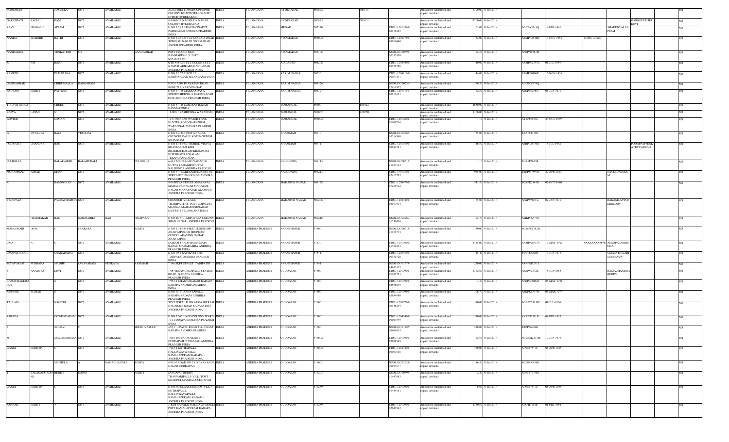| SUBBARAO | | NAGELLA | NOT | AVAILABLE | | | 202 SUDHA TOWERS OPP KPHB COLONY BEHIND TELEGRAHIC OFFICE HYDERABAD | INDIA | TELANGANA | HYDERABAD | 500072 | | S00130 | | Amount for unclaimed and unpaid dividend | 3300.00 | 31-Jul-2014 | | | | | | NO |
|---|---|---|---|---|---|---|---|---|---|---|---|---|---|---|---|---|---|---|---|---|---|---|---|
| GARIGIPATI | RAGHU | RAM | NOT | AVAILABLE | | | 6-3-603/5A NAGARJUN NAGAR COLONY HYDERABAD | INDIA | TELANGANA | HYDERABAD | 500673 | | G00131 | | Amount for unclaimed and unpaid dividend | 13200.00 | 31-Jul-2014 | | | | | GARIGIPATISRI DEVI | NO |
| RAVI | PRAKASH | APPAM | NOT | AVAILABLE | | | H NO 3-5-85 3 RACHANNAPET ZAHIRABAD ANDHRA PRADESH INDIA | INDIA | TELANGANA | MEDAK | 502220 | | | CDSL-12013300-00110365 | Amount for unclaimed and unpaid dividend | 165.00 | 31-Jul-2014 | AGCPA5719Q | 14-FEB-1966 | | | SHAKUNTALAA PPAM | NO |
| NANDA | KISHORE | RATHI | NOT | AVAILABLE | | | H NO 6-26-1511 GURBABADI ROAD SUBHASH NAGAR NIZAMABAD ANDHRAPRADESH INDIA | INDIA | TELANGANA | NIZAMABAD | 503002 | | | CDSL-12047700-00016440 | Amount for unclaimed and unpaid dividend | 132.00 | 31-Jul-2014 | ABMPR8548R | 10-NOV-1958 | 236087194280 | | | NO |
| NANDAGIRI | | VENKATESH | SO | | GANGADHAR | | POST UPLOOR MDL KAMMARPALLY DIST NIZAMABAD | INDIA | TELANGANA | NIZAMABAD | 503308 | | | NSDL-IN300394-10355830 | Amount for unclaimed and unpaid dividend | 82.50 | 31-Jul-2014 | AFDPN6067M | | | | | NO |
| K | RM | RAJU | NOT | AVAILABLE | | | QTR NO C/56 CCC COLONY CCC NASPUR ADILABAD ADILABAD ANDHRA PRADESH INDIA | INDIA | TELANGANA | ADILABAD | 504208 | | | CDSL-12049400-00128766 | Amount for unclaimed and unpaid dividend | 110.00 | 31-Jul-2014 | AKMPK7357G | 01-JUL-1954 | | | | NO |
| RAMESH | | PATHIPAKA | NOT | AVAILABLE | | | H NO 7-2-72 SIRCILLA KARIMNAGAR TELANGANA INDIA | INDIA | TELANGANA | KARIM NAGAR | 505301 | | | CDSL-12048100-00057437 | Amount for unclaimed and unpaid dividend | 44.00 | 31-Jul-2014 | ABMPP0108F | 13-NOV-1956 | | | | NO |
| GANGADHAR | | CHIRUMALLA | GANGARAM | | | | HNO1-2-366 PRAKASAM ROAD KORUTLA KARIMNAGAR | INDIA | TELANGANA | KARIM NAGAR | 505326 | | | NSDL-IN300239-12611937 | Amount for unclaimed and unpaid dividend | 156.20 | 31-Jul-2014 | ADGPC6774Q | | | | | NO |
| SATYAM | REDDY | PATHURI | NOT | AVAILABLE | | | H NO 6-1-38 MARKANDAYA STREET SIRICILLA KARIMNAGAR DIST ANDHRA PRADESH INDIA | INDIA | TELANGANA | KARIM NAGAR | 505327 | | | CDSL-12019101-00911831 | Amount for unclaimed and unpaid dividend | 82.50 | 31-Jul-2014 | ASOPP5958N | 05-JUN-1977 | | | | NO |
| TIRUPATHIRAO | | CHEETI | NOT | AVAILABLE | | | H NO 6-1-25 LASHKAR BAZAR HANMAKONDA | INDIA | TELANGANA | WARANGAL | 506001 | | F00112 | | Amount for unclaimed and unpaid dividend | 1650.00 | 31-Jul-2014 | | | | | | NO |
| RAJYA | LAXMI | N | NOT | AVAILABLE | | | 11-900-1 KASIBUGGA WARANGAL | INDIA | TELANGANA | WARANGAL | 506002 | | R00250 | | Amount for unclaimed and unpaid dividend | 1100.00 | 31-Jul-2014 | | | | | | NO |
| GOVIND | | SOMANI | NOT | AVAILABLE | | | 12-8-170 NEAR WATER TANK HUNTER ROAD WARANGAL WARANGAL ANDHRA PRADESH INDIA | INDIA | TELANGANA | WARANGAL | 506002 | | | CDSL-12010600-01008716 | Amount for unclaimed and unpaid dividend | 1.10 | 31-Jul-2014 | AYZPS6584L | 23-OCT-1979 | | | | NO |
| G | SWARUPA | RANI | YESUDAS | | | | H NO 3-2-201 VIDYA NAGAR CHUNCHUPALLE KOTHAGUDEM KHAMMAM | INDIA | TELANGANA | KHAMMAM | 507101 | | | NSDL-IN302863-10214360 | Amount for unclaimed and unpaid dividend | 55.00 | 31-Jul-2014 | BKAPS1370J | | | | | NO |
| PODAPATI | CHANDRA | RAO | NOT | AVAILABLE | | | H NO 13-1-193/1 BEHIND VIJAYA BHASKAR TALKIES BHADRACHALAM KHAMMAM DIST BHADRACHALAM TELANGANA INDIA | INDIA | TELANGANA | KHAMMAM | 507111 | | | CDSL-12013500-00084361 | Amount for unclaimed and unpaid dividend | 16.50 | 31-Jul-2014 | ASBPP2815M | 15-JUL-1942 | | | PODAPATIVENK ATESWARRAO | NO |
| PULIGILLA | | BALARAJESH | BALAMURALI | | PULIGILLA | | 4-84-1 MAIN ROAD YADAGIRI GUTTA YADAGIRI GUTTA NALGONDA ANDHRA PRADESH | INDIA | TELANGANA | NALGONDA | 508115 | | | NSDL-IN300513-21287142 | Amount for unclaimed and unpaid dividend | 1.10 | 31-Jul-2014 | BHRPP2623R | | | | | NO |
| MOHAMMAD | AMJAD | KHAN | NOT | AVAILABLE | | | H NO 3-4-6, SRI RAMULU CENTRE SURYAPET NALGONDA ANDHRA PRADESH INDIA | INDIA | TELANGANA | NALGONDA | 508213 | | | CDSL-13019300-02415765 | Amount for unclaimed and unpaid dividend | 935.00 | 31-Jul-2014 | BBEPM7597N | 27-APR-1980 | | | SAYEEDABEGU M | NO |
| K | | RAMMOHAN | NOT | AVAILABLE | | | 4-64 BOYA STREET AMARAVAI MAHABUB NAGAR MAHABUB NAGAR MANAVAPAD ALAMPUR ANDHRA PRADESH INDIA | INDIA | TELANGANA | MAHABUB NAGAR | 509128 | | | CDSL-12044700-07269812 | Amount for unclaimed and unpaid dividend | 343.20 | 31-Jul-2014 | BCKPK2849G | 02-OCT-1980 | | | | NO |
| VELUPALA | | PARIJATHAMMA | NOT | AVAILABLE | | | CHENNUR VILLAGE THADIPARTHY POST GOPALPET MANDAL MAHABOOBNAGAR DISTRICT TELANGANA INDIA | INDIA | TELANGANA | MAHABUB NAGAR | 509206 | | | CDSL-12043400-00017911 | Amount for unclaimed and unpaid dividend | 165.00 | 31-Jul-2014 | AFXPV5861L | 02-JAN-1979 | | | RAKASIRAVIND ERREDDY | NO |
| P | PRABHAKAR | RAO | NARASIMHA | RAO | PINAPAKA | | H NO 18-67/1, SRINIVASA COLONY, SHAD NAGAR, ANDHRA PRADESH | INDIA | TELANGANA | MAHABUB NAGAR | 509216 | | | NSDL-IN302269-11536008 | Amount for unclaimed and unpaid dividend | 62.70 | 31-Jul-2014 | AMKPP6374Q | | | | | NO |
| MAHESWARI | DEVI | C | SANKARA | | REDDY | | H NO 11-1-199 FIRST FLOOR OPP ANANTAPUR ORTHOPEDIC CENTRE ARAVIND NAGAR ANANTAPUR | INDIA | ANDHRA PRADESH | ANANTHAPUR | 515001 | | | NSDL-IN300214-11919774 | Amount for unclaimed and unpaid dividend | 330.00 | 31-Jul-2014 | AGWPC6782H | | | | | NO |
| UMA | A | G | NOT | AVAILABLE | | | SAIRAM TRADE HOME MAIN BAZAR MADAKASIRA ANDHRA PRADESH INDIA | INDIA | ANDHRA PRADESH | ANANTHAPUR | 515301 | | | CDSL-12010600-01362932 | Amount for unclaimed and unpaid dividend | 1155.00 | 31-Jul-2014 | AAMPA4597N | 19-MAY-1962 | XXXXXXXX8476 | ASGOPALAKRIS HNA | | NO |
| UMAPATHIKARI | | SHARADABAI | NOT | AVAILABLE | | | D NO 7/58 KATIKA STREET TADPATRI ANDHRA PRADESH INDIA | INDIA | ANDHRA PRADESH | ANANTHAPUR | 515411 | | | CDSL-12033500-00150726 | Amount for unclaimed and unpaid dividend | 15.40 | 31-Jul-2014 | BUOPS0220F | 13-JUN-1978 | | | UMAPATHIKARI SUBRAVUV | NO |
| JAYAVARAM | SUDHANA | MADHU | JAYAVARAM | VENKATA | RAMAIAH | | 7-199 SKPT STREET TADIPATRI | INDIA | ANDHRA PRADESH | ANANTHAPUR | 515411 | | | NSDL-IN301774-14803817 | Amount for unclaimed and unpaid dividend | 220.00 | 31-Jul-2014 | AKNPM6231E | | | | | NO |
| V | ANASUYA | DEVI | NOT | AVAILABLE | | | 1/46 YERAMUKKAPALLI STATION ROAD KADAPA ANDHRA PRADESH INDIA | INDIA | ANDHRA PRADESH | CUDDAPAH | 516001 | | | CDSL-12010900-01103721 | Amount for unclaimed and unpaid dividend | 4362.60 | 31-Jul-2014 | AEKPV2572C | 15-JUN-1965 | | | RAMACHANDRA REDDY | NO |
| RAMACHANDRA IAH | | S | NOT | AVAILABLE | | | 7/552-4 BHAGYANAGAR KADAPA KADAPA ANDHRA PRADESH INDIA | INDIA | ANDHRA PRADESH | CUDDAPAH | 516001 | | | CDSL-12010900-02598030 | Amount for unclaimed and unpaid dividend | 3.30 | 31-Jul-2014 | AFQPC0016H | 06-MAY-1988 | | | | NO |
| KISHORE | KUMAR | S | NOT | AVAILABLE | | | D.NO 5/177 AKKAYAPALLI KADAPA KADAPA ANDHRA PRADESH INDIA | INDIA | ANDHRA PRADESH | CUDDAPAH | 516001 | | | CDSL-12010900-02634600 | Amount for unclaimed and unpaid dividend | 106.70 | 31-Jul-2014 | ASDPK6347H | 06-MAR-1974 | | | | NO |
| TALLAM | | NAGESH | NOT | AVAILABLE | | | S/O T GOPAL D NO 1-1936 SRI RAM NAGAR R S ROAD KADAPA DIST ANDHRA PRADESH INDIA | INDIA | ANDHRA PRADESH | CUDDAPAH | 516001 | | | CDSL-12030700-00146239 | Amount for unclaimed and unpaid dividend | 110.00 | 31-Jul-2014 | AGBPT2811M | 01-JUL-1964 | | | | NO |
| SARADA | | GOWRAVARAM | NOT | AVAILABLE | | | H NO 7 266 1 NGO COLONY WARD 10 CUDDAPAH ANDHRA PRADESH INDIA | INDIA | ANDHRA PRADESH | CUDDAPAH | 516001 | | | CDSL-12043400-00003949 | Amount for unclaimed and unpaid dividend | 330.00 | 31-Jul-2014 | AYXPS5591B | 08-FEB-1957 | | | | NO |
| S | | SRIDEVI | S | | SREENIVASULU | | 6/631 - 4 PATEL ROAD Y.S. NAGAR KADAPA ANDHRA PRADESH | INDIA | ANDHRA PRADESH | CUDDAPAH | 516001 | | | NSDL-IN301485-10604853 | Amount for unclaimed and unpaid dividend | 220.00 | 31-Jul-2014 | BRZPS6482H | | | | | NO |
| M | | MALLIKARJUNA | NOT | AVAILABLE | | | 7/201-10C NGO COLONY CUDDAPAH CUDDAPAH ANDHRA PRADESH INDIA | INDIA | ANDHRA PRADESH | CUDDAPAH | 516002 | | | CDSL-12010900-02006549 | Amount for unclaimed and unpaid dividend | 82.50 | 31-Jul-2014 | AGGPM2231M | 17-JUN-1973 | | | | NO |
| GANGI | REDDYP | C | NOT | AVAILABLE | | | 7/34A T KOTHAPALLI NALLINGAYA PALLI KAMALAPURAM KADAPA ANDHRA PRADESH INDIA | INDIA | ANDHRA PRADESH | CUDDAPAH | 516002 | | | CDSL-12043400-00007618 | Amount for unclaimed and unpaid dividend | 330.00 | 31-Jul-2014 | AJNPR7517F | 08-APR-1965 | | | | NO |
| C | | MANJULA | A | RAMACHANDRA | REDDY | | 6/355-2 ROAD NO 2 VIVEKANANDA NAGAR CUDDAPAH | INDIA | ANDHRA PRADESH | CUDDAPAH | 516002 | | | NSDL-IN302324-10094677 | Amount for unclaimed and unpaid dividend | 16.50 | 31-Jul-2014 | AGGPC6354B | | | | | NO |
| T | BALAGANGADH AR | REDDY | GANGI | | REDDY | | S/O GANGI REDDY THAVVARIPALLI- VILL / POST KHAJIPET MANDAL CUDDAPAH | INDIA | ANDHRA PRADESH | CUDDAPAH | 516203 | | | NSDL-IN300394-13497983 | Amount for unclaimed and unpaid dividend | 2.20 | 31-Jul-2014 | ADJPT5975M | | | | | NO |
| GANGI | REDDYP | C | NOT | AVAILABLE | | | D NO 7/34A,GANGIREDDY VILL.T. KOTHAPALLI, NALLINGAYAPALLI, KAMALAPURAM, KADAPH ANDHRA PRADESH INDIA | INDIA | ANDHRA PRADESH | CUDDAPAH | 516289 | | | CDSL-12010900-01444181 | Amount for unclaimed and unpaid dividend | 6.60 | 31-Jul-2014 | AJNPR7517F | 08-APR-1965 | | | | NO |
| SANKAR | REDDY | V | NOT | AVAILABLE | | | T KOTHA PALLI NALLINGAYAPALLI POST KAMALAPURAM KADAPA ANDHRA PRADESH INDIA | INDIA | ANDHRA PRADESH | CUDDAPAH | 516289 | | | CDSL-12010900-02643942 | Amount for unclaimed and unpaid dividend | 1380.50 | 31-Jul-2014 | AIXPR7152F | 01-FEB-1961 | | | | NO |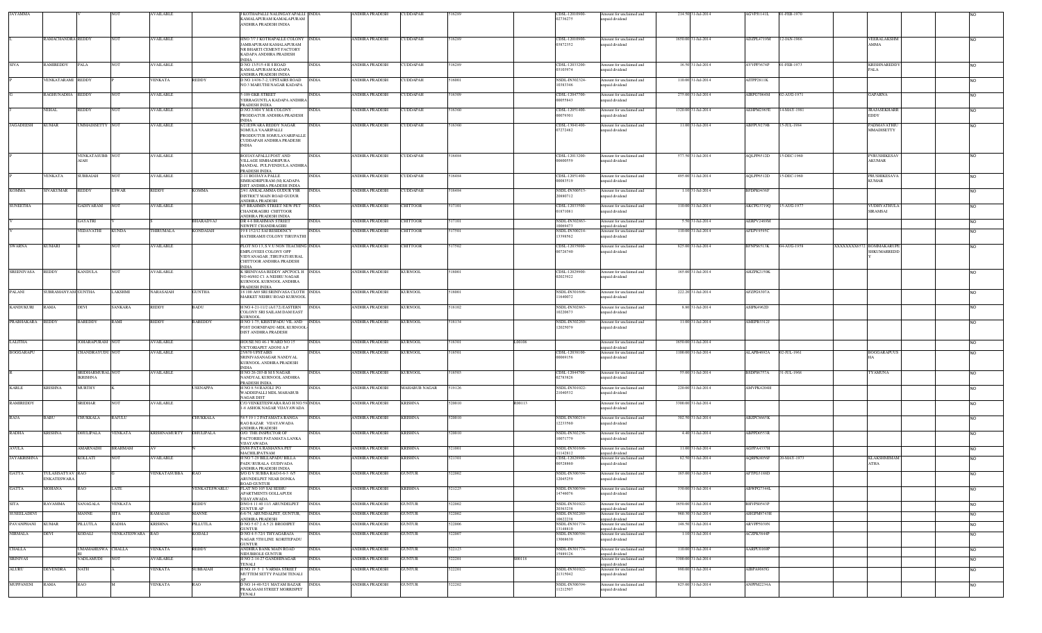| JAYAMMA | | V | NOT | AVAILABLE | | I KOTHAPALLI NALINGAYAPALLI KAMALAPURAM KAMALAPURAM ANDHRA PRADESH INDIA | INDIA | ANDHRA PRADESH | CUDDAPAH | 516289 | | CDSL-12010900-02736275 | Amount for unclaimed and unpaid dividend | 214.50 | 31-Jul-2014 | AGVPJ1141L | 01-FEB-1970 | | | | NO |
|---|---|---|---|---|---|---|---|---|---|---|---|---|---|---|---|---|---|---|---|---|---|
| L | RAMACHANDRA | REDDY | NOT | AVAILABLE | | HNO 7/71 KOTHAPALLE COLONY JAMBAPURAM KAMALAPURAM NR BHARTI CEMENT FACTORY KADAPA ANDHRA PRADESH INDIA | INDIA | ANDHRA PRADESH | CUDDAPAH | 516289 | | CDSL-12010900-03872352 | Amount for unclaimed and unpaid dividend | 1650.00 | 31-Jul-2014 | ADZPL4719M | 12-JAN-1966 | | VEERALAKSHMAMMA | | NO |
| SIVA | RAMIREDDY | PALA | NOT | AVAILABLE | | D NO 13/515-4 R S ROAD KAMALAPURAM KADAPA ANDHRA PRADESH INDIA | INDIA | ANDHRA PRADESH | CUDDAPAH | 516289 | | CDSL-12033200-03103974 | Amount for unclaimed and unpaid dividend | 16.50 | 31-Jul-2014 | AVVPP5674P | 01-FEB-1973 | | KRISHNAREDDY PALA | | NO |
| P | VENKATARAMI | REDDY | P | VENKATA | REDDY | D NO 1/436-7-2, UPSTAIRS ROAD NO 3 MARUTHI NAGAR KADAPA | INDIA | ANDHRA PRADESH | CUDDAPAH | 516001 | | NSDL-IN302324-10383346 | Amount for unclaimed and unpaid dividend | 110.00 | 31-Jul-2014 | AJTPP2811K | | | | | NO |
| G | RAGHUNADHA | REDDY | NOT | AVAILABLE | | 5-109 GKR STREET YERRAGUNTLA KADAPA ANDHRA PRADESH INDIA | INDIA | ANDHRA PRADESH | CUDDAPAH | 516309 | | CDSL-12047700-00055843 | Amount for unclaimed and unpaid dividend | 275.00 | 31-Jul-2014 | AIRPG7064M | 02-AUG-1971 | | GAPARNA | | NO |
| J | NEHAL | REDDY | NOT | AVAILABLE | | D NO 3/404 Y M R COLONY PRODDATUR ANDHRA PRADESH INDIA | INDIA | ANDHRA PRADESH | CUDDAPAH | 516360 | | CDSL-12051400-00079303 | Amount for unclaimed and unpaid dividend | 1320.00 | 31-Jul-2014 | AEHPM2965E | 14-MAY-1981 | | JRAJASEKHARR EDDY | | NO |
| JAGADEESH | KUMAR | UMMADISETTY | NOT | AVAILABLE | | 6/21ESWARA REDDY NAGAR SOMULA VAARIPALLI PRODDUTUR SOMULAVARIPALLE CUDDAPAH ANDHRA PRADESH INDIA | INDIA | ANDHRA PRADESH | CUDDAPAH | 516360 | | CDSL-13041400-07272482 | Amount for unclaimed and unpaid dividend | 11.00 | 31-Jul-2014 | ABFPU9279B | 15-JUL-1984 | | PADMAVATHIU MMADISETTY | | NO |
| P | | VENKATASUBB AIAH | NOT | AVAILABLE | | BOJJAYAPALLI POST AND VILLAGE SIMHADRIPURA MANDAL PULIVENDULA ANDHRA PRADESH INDIA | INDIA | ANDHRA PRADESH | CUDDAPAH | 516484 | | CDSL-12013200-00600559 | Amount for unclaimed and unpaid dividend | 577.50 | 31-Jul-2014 | AQLPP6512D | 15-DEC-1960 | | PVRUSHIKESAV AKUMAR | | NO |
| P | VENKATA | SUBBAIAH | NOT | AVAILABLE | | 2-11 BOJJAYA PALLE SIMHADRIPURAM (M) KADAPA DIST ANDHRA PRADESH INDIA | INDIA | ANDHRA PRADESH | CUDDAPAH | 516484 | | CDSL-12051400-00083519 | Amount for unclaimed and unpaid dividend | 495.00 | 31-Jul-2014 | AQLPP6512D | 15-DEC-1960 | | PRUSHIKESAVA KUMAR | | NO |
| KOMMA | SIVAKUMAR | REDDY | ESWAR | REDDY | KOMMA | 2/41 ANKALAMMA GUDUR YSR DISTRICT MAIN ROAD GUDUR ANDHRA PRADESH | INDIA | ANDHRA PRADESH | CUDDAPAH | 516484 | | NSDL-IN300513-20880712 | Amount for unclaimed and unpaid dividend | 1.10 | 31-Jul-2014 | BFDPK0436F | | | | | NO |
| SUNEETHA | | GADIYARAM | NOT | AVAILABLE | | 4/5 BRAHMIN STREET NEW PET CHANDRAGIRI CHITTOOR ANDHRA PRADESH INDIA | INDIA | ANDHRA PRADESH | CHITTOOR | 517101 | | CDSL-12033500-01871081 | Amount for unclaimed and unpaid dividend | 110.00 | 31-Jul-2014 | AKCPG3719Q | 15-AUG-1977 | | YUDHYATHULA SIRAMSAI | | NO |
| V | | GAYATRI | V | | BHARADVAJ | DR 4-6 BRAHMAN STREET NEWPET CHANDRAGIRI | INDIA | ANDHRA PRADESH | CHITTOOR | 517101 | | NSDL-IN302863-10069473 | Amount for unclaimed and unpaid dividend | 5.50 | 31-Jul-2014 | AEBPV2469M | | | | | NO |
| V | | VEDAVATHI | KUNDA | THIRUMALA | KONDAIAH | 19 8 152/12 SAI RESIDENCY HATHIRAMJI COLONY TIRUPATHI | INDIA | ANDHRA PRADESH | CHITTOOR | 517501 | | NSDL-IN300214-13398562 | Amount for unclaimed and unpaid dividend | 110.00 | 31-Jul-2014 | AFEPV9595C | | | | | NO |
| SWARNA | KUMARI | B | NOT | AVAILABLE | | PLOT NO 13, S V U NON TEACHING EMPLOYEES COLONY OPP VIDYANAGAR ,TIRUPATI RURAL CHITTOOR ANDHRA PRADESH INDIA | INDIA | ANDHRA PRADESH | CHITTOOR | 517502 | | CDSL-12035000-00726740 | Amount for unclaimed and unpaid dividend | 825.00 | 31-Jul-2014 | BFNPS6513K | 04-AUG-1958 | XXXXXXXX8572 | BOMMAKARUPPSHKUMARREDD Y | | NO |
| SREENIVASA | REDDY | KANDULA | NOT | AVAILABLE | | K SRINIVASA REDDY APCPOCL H NO 40/802 C1 A NEHRU NAGAR KURNOOL KURNOOL ANDHRA PRADESH INDIA | INDIA | ANDHRA PRADESH | KURNOOL | 518001 | | CDSL-12029900-02023922 | Amount for unclaimed and unpaid dividend | 165.00 | 31-Jul-2014 | AHZPK2150K | | | | | NO |
| PALANI | SUBRAMANYAM | GUNTHA | LAKSHMI | NARASAIAH | GUNTHA | 16 100 A69 SRI SRINIVASA CLOTH MARKET NEHRU ROAD KURNOOL | INDIA | ANDHRA PRADESH | KURNOOL | 518001 | | NSDL-IN301696-11940072 | Amount for unclaimed and unpaid dividend | 222.20 | 31-Jul-2014 | AFZPG6307A | | | | | NO |
| KANDUKURI | RAMA | DEVI | SANKARA | REDDY | BADU | H NO 4-21-11/2 (A/172) EASTERN COLONY SRI SAILAM DAM EAST KURNOOL | INDIA | ANDHRA PRADESH | KURNOOL | 518102 | | NSDL-IN302863-10220673 | Amount for unclaimed and unpaid dividend | 8.80 | 31-Jul-2014 | ASIPK4962D | | | | | NO |
| PRABHAKARA | REDDY | BAREDDY | RAMI | REDDY | BAREDDY | H NO 1-75, KRISTIPADU VIL AND POST DORNIPADU-MDL KURNOOL-DIST ANDHRA PRADESH | INDIA | ANDHRA PRADESH | KURNOOL | 518134 | | NSDL-IN302269-12025079 | Amount for unclaimed and unpaid dividend | 11.00 | 31-Jul-2014 | AMEPB3312J | | | | | NO |
| LALITHA | | JOHARAPURAM | NOT | AVAILABLE | | HOUSE NO 46-1 WARD NO 15 VICTORIAPET ADONI A P | INDIA | ANDHRA PRADESH | KURNOOL | 518301 | L00106 | | Amount for unclaimed and unpaid dividend | 1650.00 | 31-Jul-2014 | | | | | | NO |
| BOGGARAPU | | CHANDRAYUDU | NOT | AVAILABLE | | 25/670 UPSTAIRS SRINIVASANAGAR NANDYAL KURNOOL ANDHRA PRADESH INDIA | INDIA | ANDHRA PRADESH | KURNOOL | 518501 | | CDSL-12036100-00069156 | Amount for unclaimed and unpaid dividend | 1100.00 | 31-Jul-2014 | ALAPB4692A | 02-JUL-1961 | | BOGGARAPUSHA | | NO |
| R | | SRIDHARMURAL IKRISHNA | NOT | AVAILABLE | | H NO 26-203-B M S NAGAR NANDYAL KURNOOL ANDHRA PRADESH INDIA | INDIA | ANDHRA PRADESH | KURNOOL | 518503 | | CDSL-12044700-02783826 | Amount for unclaimed and unpaid dividend | 55.00 | 31-Jul-2014 | BSDPS6757A | 31-JUL-1968 | | TYAMUNA | | NO |
| KARLE | KRISHNA | MURTHY | K | | USENAPPA | H NO 8-54 RAJOLI PO WADDEPALLI MDL MAHABUB NAGAR DIST | INDIA | ANDHRA PRADESH | MAHABUB NAGAR | 519126 | | NSDL-IN301022-21040532 | Amount for unclaimed and unpaid dividend | 220.00 | 31-Jul-2014 | AMVPK4204H | | | | | NO |
| RAMIREDDY | | SRIDHAR | NOT | AVAILABLE | | C/O VENKATESWARA RAO H NO 59-1-8 ASHOK NAGAR VIJAYAWADA | INDIA | ANDHRA PRADESH | KRISHNA | 520010 | R00113 | | Amount for unclaimed and unpaid dividend | 3300.00 | 31-Jul-2014 | | | | | | NO |
| RAJA | BABU | CHUKKALA | RAJULU | | CHUKKALA | 58 5 19 1 2 PATAMATA RANGA RAO BAZAR VIJAYAWADA ANDHRA PRADESH | INDIA | ANDHRA PRADESH | KRISHNA | 520010 | | NSDL-IN300214-12233560 | Amount for unclaimed and unpaid dividend | 302.50 | 31-Jul-2014 | ABZPC6665K | | | | | NO |
| RADHA | KRISHNA | DHULIPALA | VENKATA | KRISHNAMURTY | DHULIPALA | O/O THE INSPECTOR OF FACTORIES PATAMATA LANKA VIJAYAWADA | INDIA | ANDHRA PRADESH | KRISHNA | 520010 | | NSDL-IN302236-10071779 | Amount for unclaimed and unpaid dividend | 4.40 | 31-Jul-2014 | ABFPD0553R | | | | | NO |
| AVULA | | AMARNADH | BRAHMAM | AV | N | 26/86 PATA RAMANNA PET MACHILIPATNAM | INDIA | ANDHRA PRADESH | KRISHNA | 521001 | | NSDL-IN301696-11142812 | Amount for unclaimed and unpaid dividend | 11.00 | 31-Jul-2014 | AGFPA4337H | | | | | NO |
| JAYAKRISHNA | | KOLLATI | NOT | AVAILABLE | | H NO 7-29 BELLAPADU BILLA PADU RURALA GUDIVADA ANDHRA PRADESH INDIA | INDIA | ANDHRA PRADESH | KRISHNA | 521301 | | CDSL-12028900-00528869 | Amount for unclaimed and unpaid dividend | 82.50 | 31-Jul-2014 | AQRPK0056F | 20-MAY-1973 | | KLAKSHMIMAM ATHA | | NO |
| GATTA | TULASISATYAV ENKATESWARA | RAO | G | VENKATASUBBA | RAO | S/O G V SUBBA RAO 6-6-3 6/5 ARUNDELPET NEAR DONKA ROAD GUNTUR | INDIA | ANDHRA PRADESH | GUNTUR | 522002 | | NSDL-IN300394-12045259 | Amount for unclaimed and unpaid dividend | 165.00 | 31-Jul-2014 | AFTPG3188D | | | | | NO |
| GATTA | MOHANA | RAO | LATE | | VENKATESWARLU | FLAT NO 105 SAI SESHU APARTMENTS GOLLAPUDI VIJAYAWADA | INDIA | ANDHRA PRADESH | KRISHNA | 521225 | | NSDL-IN300394-14746076 | Amount for unclaimed and unpaid dividend | 330.00 | 31-Jul-2014 | ABWPG7344L | | | | | NO |
| SITA | RAVAMMA | SANAGALA | VENKATA | | REDDY | D NO 6 11 40 11/1 ARUNDELPET GUNTUR AP | INDIA | ANDHRA PRADESH | GUNTUR | 522002 | | NSDL-IN301022-20363239 | Amount for unclaimed and unpaid dividend | 1650.00 | 31-Jul-2014 | BHVPS0543F | | | | | NO |
| SUSEELADEVI | | MANNE | SITA | RAMAIAH | MANNE | 6-6-74, ARUNDALPET, GUNTUR, ANDHRA PRADESH | INDIA | ANDHRA PRADESH | GUNTUR | 522002 | | NSDL-IN302269-10622219 | Amount for unclaimed and unpaid dividend | 990.30 | 31-Jul-2014 | AHGPM9743H | | | | | NO |
| PAVANPHANI | KUMAR | PILLUTLA | RADHA | KRISHNA | PILLUTLA | D NO 5 67 2 A 5 21 BRODIPET GUNTUR | INDIA | ANDHRA PRADESH | GUNTUR | 522006 | | NSDL-IN301774-13148810 | Amount for unclaimed and unpaid dividend | 148.50 | 31-Jul-2014 | ARVPP5039N | | | | | NO |
| NIRMALA | DEVI | KODALI | VENKATESWARA | RAO | KODALI | D NO 4-5-52/1 TIYAGARAJA NAGAR 5TH LINE KORITEPADU GUNTUR | INDIA | ANDHRA PRADESH | GUNTUR | 522007 | | NSDL-IN300394-13066630 | Amount for unclaimed and unpaid dividend | 1.10 | 31-Jul-2014 | ACZPK5444F | | | | | NO |
| CHALLA | | UMAMAHESWA RI | CHALLA | VENKATA | REDDY | ANDHRA BANK MAIN ROAD NIDUBROLE GUNTUR | INDIA | ANDHRA PRADESH | GUNTUR | 522123 | | NSDL-IN301774-15889126 | Amount for unclaimed and unpaid dividend | 110.00 | 31-Jul-2014 | AAKPU0169P | | | | | NO |
| SRINIVAS | | VADLAMUDI | NOT | AVAILABLE | | H NO 2-14-27 GANDHINAGAR TENALI | INDIA | ANDHRA PRADESH | GUNTUR | 522201 | S00118 | | Amount for unclaimed and unpaid dividend | 3300.00 | 31-Jul-2014 | | | | | | NO |
| ALURU | DEVENDRA | NATH | A | VENKATA | SUBBAIAH | H NO 19 5 1 VARMA STREET MUTTEM SETTY PALEM TENALI AP | INDIA | ANDHRA PRADESH | GUNTUR | 522201 | | NSDL-IN301022-21315942 | Amount for unclaimed and unpaid dividend | 990.00 | 31-Jul-2014 | AJBPA8665G | | | | | NO |
| MUPPANENI | RAMA | RAO | M | VENKATA | RAO | D NO 14-40-52/1 MATAM BAZAR PRAKASAM STREET MORRISPET TENALI | INDIA | ANDHRA PRADESH | GUNTUR | 522202 | | NSDL-IN300394-11212507 | Amount for unclaimed and unpaid dividend | 825.00 | 31-Jul-2014 | ANPPM2234A | | | | | NO |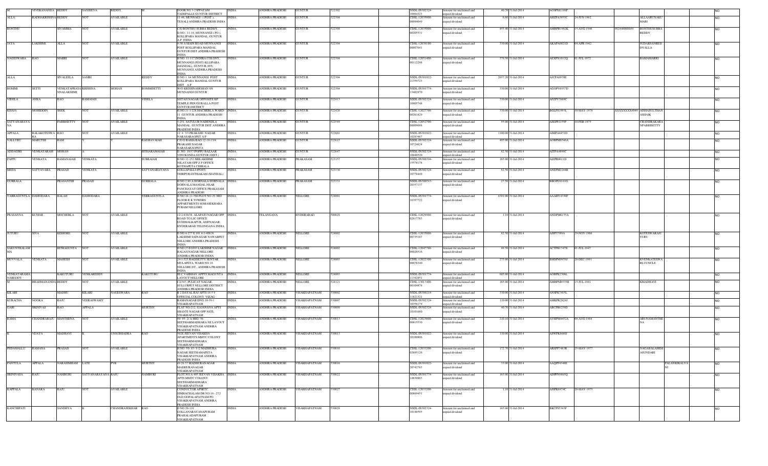| | | | | | | | | | | | | | | | | | | | | | |
|---|---|---|---|---|---|---|---|---|---|---|---|---|---|---|---|---|---|---|---|---|---|
| M | VIVEKANANDA | REDDY | SANJEEVA | REDDY | | M | DOOR NO 3-2 IPPATAM TADEPALLE GUNTUR DISTRICT | INDIA | ANDHRA PRADESH | GUNTUR | 522302 | | NSDL-IN302324-10064323 | Amount for unclaimed and unpaid dividend | 40.70 | 31-Jul-2014 | AOSPM1198P | | | | NO |
| ALLA | RADHAKRISHNA | REDDY | NOT | AVAILABLE | | | 11-48, MUNNAGI - ( POST ), TENALI ANDHRA PRADESH INDIA | INDIA | ANDHRA PRADESH | GUNTUR | 522304 | | CDSL-12035000-00094049 | Amount for unclaimed and unpaid dividend | 6.60 | 31-Jul-2014 | AHZPA3957C | 24-JUN-1962 | | ALLAARUNAKUMARI | NO |
| BONTHU | | SIVAMMA | NOT | AVAILABLE | | | C/O BONTHU SUBBA REDDY , D.NO:- 11-16, MUNNANGI ( PO ), KOLLIPARA MANDAL, GUNTUR A.P. INDIA | INDIA | ANDHRA PRADESH | GUNTUR | 522304 | | CDSL-12035000-00205531 | Amount for unclaimed and unpaid dividend | 455.40 | 31-Jul-2014 | AMBPB1992K | 15-AUG-1946 | 982446060849 | BONTHUSUBBAREDDY | NO |
| JAYA | LAKSHMI | ALLA | NOT | AVAILABLE | | | 9-30 A MAIN ROAD MUNNANGI POST KOLLIPARA MANDAL GUNTUR DIST ANDHRA PRADESH INDIA | INDIA | ANDHRA PRADESH | GUNTUR | 522304 | | CDSL-12038100-00007641 | Amount for unclaimed and unpaid dividend | 330.00 | 31-Jul-2014 | AKAPA0021D | 04-APR-1962 | | SUDARSANREDDYALLA | NO |
| NAGESWARA | RAO | MARRI | NOT | AVAILABLE | | | H NO. 11-117,INDIRA COLONY, MUNNANGI (POST) KLLIPARA (MANDAL), GUNTUR (DT) MUNNANGI ANDHRA PRADESH INDIA | INDIA | ANDHRA PRADESH | GUNTUR | 522304 | | CDSL-12051400-00112298 | Amount for unclaimed and unpaid dividend | 379.50 | 31-Jul-2014 | AEXPN1012Q | 01-JUL-1972 | | RAMAMARRI | NO |
| ALLA | | SIVALEELA | SAMBI | | | REDDY | D NO.1 64 MUNNANGI POST KOLLIPARA MANDAL GUNTUR DIST A P | INDIA | ANDHRA PRADESH | GUNTUR | 522304 | | NSDL-IN301022-21359723 | Amount for unclaimed and unpaid dividend | 2037.20 | 31-Jul-2014 | AJCPA0978E | | | | NO |
| BOMMI | SETTI | VENKATAPRASANNALAKSHMI | KRISHNA | MOHAN | | BOMMISETTI | 9/43 KRISHNAMOHAN 9/8 MUNNANGI GUNTUR | INDIA | ANDHRA PRADESH | GUNTUR | 522304 | | NSDL-IN301774-13402970 | Amount for unclaimed and unpaid dividend | 330.00 | 31-Jul-2014 | AGOPV6557D | | | | NO |
| VIDELA | ANKA | RAO | RAMAIAH | | | VIDELA | NETAJI NAGAR OPPOSITE KP TEMPLE PIDUGURALLA POST GUNTUR DISTRICT | INDIA | ANDHRA PRADESH | GUNTUR | 522413 | | NSDL-IN302324-10905748 | Amount for unclaimed and unpaid dividend | 330.00 | 31-Jul-2014 | AFZPV7669C | | | | NO |
| KHAJA | MOHIDDIN | SHEK | NOT | AVAILABLE | | | H NO.11-1-228,MACHERLA WARD-11 GUNTUR ANDHRA PRADESH INDIA | INDIA | ANDHRA PRADESH | GUNTUR | 522426 | | CDSL-12027700-00261829 | Amount for unclaimed and unpaid dividend | 330.00 | 31-Jul-2014 | BGLPS1993L | 10-MAY-1975 | XXXXXXXX4049 | AISHASULTHANASHAIK | NO |
| SATYANARAYANA | | PABBISETTY | NOT | AVAILABLE | | | 5-251, SATULUR NADENDLA MANDAL GUNTUR DIST ANDHRA PRADESH INDIA | INDIA | ANDHRA PRADESH | GUNTUR | 522549 | | CDSL-12052700-00009098 | Amount for unclaimed and unpaid dividend | 55.00 | 31-Jul-2014 | ASEPP2159P | 10-FEB-1975 | | CHANDRAKARANPABBISETTY | NO |
| APPALA | BALAKOTESWARA | RAO | NOT | AVAILABLE | | | 12 9 7/3 PRAKASH NAGAR NARASARAOPET A P | INDIA | ANDHRA PRADESH | GUNTUR | 522601 | | NSDL-IN301022-10283467 | Amount for unclaimed and unpaid dividend | 1100.00 | 31-Jul-2014 | AIMPA4451D | | | | NO |
| VALLURU | MARUTHI | RAM | | | | RAGHAVAIAH | C/O G RAMA RAO 12-19-13/4 PRAKASH NAGAR NARASARAOPETA | INDIA | ANDHRA PRADESH | GUNTUR | 522615 | | NSDL-IN302324-10724624 | Amount for unclaimed and unpaid dividend | 495.00 | 31-Jul-2014 | AOBPM6546A | | | | NO |
| ADDAGIRI | VENKATARAM | MOHAN | | A | | SITHARAMAIAH | D. NO. 19/37 POPPU BAZAAR VINUKONDA GUNTUR (DIST.) | INDIA | ANDHRA PRADESH | GUNTUR | 522647 | | NSDL-IN302324-10040520 | Amount for unclaimed and unpaid dividend | 82.50 | 31-Jul-2014 | AITPA4899C | | | | NO |
| PAPPU | VENKATA | RAMANAIAH | VENKATA | | | SUBBAIAH | H NO 12-152 SRILAKSHMI NILAYAM OPP Z P OFFICE KOTHAPETA CHIRALA | INDIA | ANDHRA PRADESH | PRAKASAM | 523157 | | NSDL-IN300394-15578178 | Amount for unclaimed and unpaid dividend | 165.00 | 31-Jul-2014 | AIZPR0611D | | | | NO |
| MEDA | SATYAVARA | PRASAD | VENKATA | | | SATYANARAYANA | GOLLAPALLI (POST) THRIPURANTHAKAM (MANDAL) | INDIA | ANDHRA PRADESH | PRAKASAM | 523330 | | NSDL-IN302324-10776449 | Amount for unclaimed and unpaid dividend | 82.50 | 31-Jul-2014 | ANEPM2244B | | | | NO |
| GURRALA | | PRASANTHI | PRASAD | | | GURRALA | H NO 2 89 A DORNALA DORNALA MANDAL NEAR PANCHAYAT OFFICE PRAKASAM ANDHRA PRADESH | INDIA | ANDHRA PRADESH | PRAKASAM | 523331 | | NSDL-IN300513-20357137 | Amount for unclaimed and unpaid dividend | 27.50 | 31-Jul-2014 | BBOPG9141G | | | | NO |
| YARRAGUNTLA | DAMODARA | BALAJI | DAMODARA | | | YERRAGUNTLA | D NO 16-11-768 PLOT NO 29 3RD FLOOR R K TOWERS APPARTMENTS SOMASEKHARA PURAM NELLORE | INDIA | ANDHRA PRADESH | NELLORE | 524001 | | NSDL-IN301774-16397722 | Amount for unclaimed and unpaid dividend | 4301.00 | 31-Jul-2014 | AAAHY4339F | | | | NO |
| PRASANNA | KUMAR | MOCHERLA | NOT | AVAILABLE | | | 12-2-830/38, ALAPATI NAGAR OPP ROAD TO LIC OFFICE GUDIMALKAPUR, ASIFNAGAR HYDERABAD TELENGANA INDIA | INDIA | TELANGANA | HYDERABAD | 500028 | | CDSL-12029900-02617783 | Amount for unclaimed and unpaid dividend | 1.10 | 31-Jul-2014 | ANDPM6155A | | | | NO |
| JUTURU | SIVA | KISHORE | NOT | AVAILABLE | | | D NO 4-277 E 101 4-1-408 N LAKSHMI SAINAGAR NAWABPET NELLORE ANDHRA PRADESH INDIA | INDIA | ANDHRA PRADESH | NELLORE | 524002 | | CDSL-12035000-00735107 | Amount for unclaimed and unpaid dividend | 82.50 | 31-Jul-2014 | AHPJ7589A | 29-NOV-1986 | | KOTESWARAJUTURU | NO |
| SAKUNTHALAMMA | | BITRAGUNTA | NOT | AVAILABLE | | | D NO 27/3/1093 LAKSHMI NAGAR BALAJI NAGAR NELLORE ANDHRA PRADESH INDIA | INDIA | ANDHRA PRADESH | NELLORE | 524002 | | CDSL-12047700-00026516 | Amount for unclaimed and unpaid dividend | 49.50 | 31-Jul-2014 | ACTPB1747N | 01-JUL-1947 | | | NO |
| MUVVALA | VENKATA | MAHESH | NOT | AVAILABLE | | | 24-1-525 RAGISETTY SENTAR MULAPETA, WARD NO 16 NELLORE DT., ANDHRA PRADESH INDIA | INDIA | ANDHRA PRADESH | NELLORE | 524003 | | CDSL-12022300-00076340 | Amount for unclaimed and unpaid dividend | 275.00 | 31-Jul-2014 | BMSPM0976J | 20-DEC-1991 | | KVENKATESWARLUVNCLE | NO |
| VENKATARAMANAREDDY | | KAKUTURU | VENKAREDDY | | | KAKUTURU | III C VAIBHAV APPTS MAGUNTA LAYOUT NELLORE | INDIA | ANDHRA PRADESH | NELLORE | 524003 | | NSDL-IN301774-11342851 | Amount for unclaimed and unpaid dividend | 605.00 | 31-Jul-2014 | AGBPK2306L | | | | NO |
| M | BRAHMANANDA | REDDY | NOT | AVAILABLE | | | C2/347, PULICAT NAGAR, SULLURPET NELLORE DISTRICT ANDHRA PRADESH INDIA | INDIA | ANDHRA PRADESH | NELLORE | 524121 | | CDSL-13017400-00104876 | Amount for unclaimed and unpaid dividend | 165.00 | 31-Jul-2014 | AMHPM6535H | 15-JUL-1981 | | KMADHAVI | NO |
| KILARI | | MADHU | KILARI | NAGESWARA | | RAO | B 2 DAYAL RAJ APTS 16 5 9 OFFICIAL COLONY VIZAG | INDIA | ANDHRA PRADESH | VISAKHAPATNAM | 530002 | | NSDL-IN300214-11821323 | Amount for unclaimed and unpaid dividend | 330.00 | 31-Jul-2014 | ANSPK7415L | | | | NO |
| KURACHA | NOOKA | RAJU | VEERASWAMY | | | | RAMANAGAR DNO 10-36-1 VISAKHAPATNAM | INDIA | ANDHRA PRADESH | VISAKHAPATNAM | 530007 | | NSDL-IN302324-10356179 | Amount for unclaimed and unpaid dividend | 110.00 | 31-Jul-2014 | AMKPK2824J | | | | NO |
| GARI | SRINIVAS | RAO | APPALA | | | MURTHY | FLAT NO.212, GAJANANA APTS SHANTI NAGAR OPP NSTL VISAKHAPATNAM | INDIA | ANDHRA PRADESH | VISAKHAPATNAM | 530009 | | NSDL-IN302324-10101680 | Amount for unclaimed and unpaid dividend | 40.70 | 31-Jul-2014 | ABCPR6259D | | | | NO |
| RAMA | CHANDRARAJU | MANTHENA | NOT | AVAILABLE | | | 56- 85- 2/ A MIG- 56 SEETHAMMADHARA NE LAYOUT VISAKHAPATNAM ANDHRA PRADESH INDIA | INDIA | ANDHRA PRADESH | VISAKHAPATNAM | 530013 | | CDSL-12029900-00815530 | Amount for unclaimed and unpaid dividend | 210.10 | 31-Jul-2014 | AVHPM4452A | 09-AUG-1964 | | ARUNAMANTHENA | NO |
| K | VIJAYA | MADHAVI | K | UNSUBHADRA | | RAO | 502L JEEVAN VISAKHA APARTMENTS MMTC COLONY SEETHAMMADHARA VISAKHAPATNAM | INDIA | ANDHRA PRADESH | VISAKHAPATNAM | 530013 | | NSDL-IN301022-20100806 | Amount for unclaimed and unpaid dividend | 110.00 | 31-Jul-2014 | ASWPK6666F | | | | NO |
| PEDAMALLU | RAMANA | PRASAD | NOT | AVAILABLE | | | H NO.-50- 83- 9 /2 MADHURA NAGAR SEETHAMAPETA VISAKHAPATNAM ANDHRA PRADESH INDIA | INDIA | ANDHRA PRADESH | VISAKHAPATNAM | 530016 | | CDSL-12033200-02695126 | Amount for unclaimed and unpaid dividend | 172.70 | 31-Jul-2014 | AREPP7483R | 25-MAY-1977 | | NAGABALAHEMASUNDARI | NO |
| PANTULA | APPALA | NARASIMHAM | LATE | PVR | | MURTHY | 49 26 37 MADHURANAGAR MADHURANAGAR VISAKHAPATNAM | INDIA | ANDHRA PRADESH | VISAKHAPATNAM | 530016 | | NSDL-IN301022-20742783 | Amount for unclaimed and unpaid dividend | 33.00 | 31-Jul-2014 | AAQPP4348E | | | PALANKIKALYANI | NO |
| SRINIVASA | RAJU | NAMBURI | SATYANARAYANA | RAJU | | NAMBURI | PLOT NO A 405 JEEVAN VISAKHA APTS MMTC COLONY SEETHAMMADHARA VISAKHAPATNAM | INDIA | ANDHRA PRADESH | VISAKHAPATNAM | 530022 | | NSDL-IN301774-14830803 | Amount for unclaimed and unpaid dividend | 165.00 | 31-Jul-2014 | ADPPN9865Q | | | | NO |
| KAPPALA | KANAKA | RAJU | NOT | AVAILABLE | | | CONDUCTOR APSRTC SIMHACHALAM DR NO 16 - 272 OLD GOPALAPATNAM PO VISAKHAPATNAM ANDHRA PRADESH INDIA | INDIA | ANDHRA PRADESH | VISAKHAPATNAM | 530027 | | CDSL-12033200-00669451 | Amount for unclaimed and unpaid dividend | 1.10 | 31-Jul-2014 | ASIPK6674C | 20-MAY-1975 | | | NO |
| KANCHIPATI | | SANDHYA | K | CHANDRASEKHAR | | RAO | D NO 20-119 GOLLANARAYANAPURAM PRAHALADAPURAM VISAKHAPATNAM | INDIA | ANDHRA PRADESH | VISAKHAPATNAM | 530028 | | NSDL-IN302324-10146595 | Amount for unclaimed and unpaid dividend | 165.00 | 31-Jul-2014 | BKCPS5343F | | | | NO |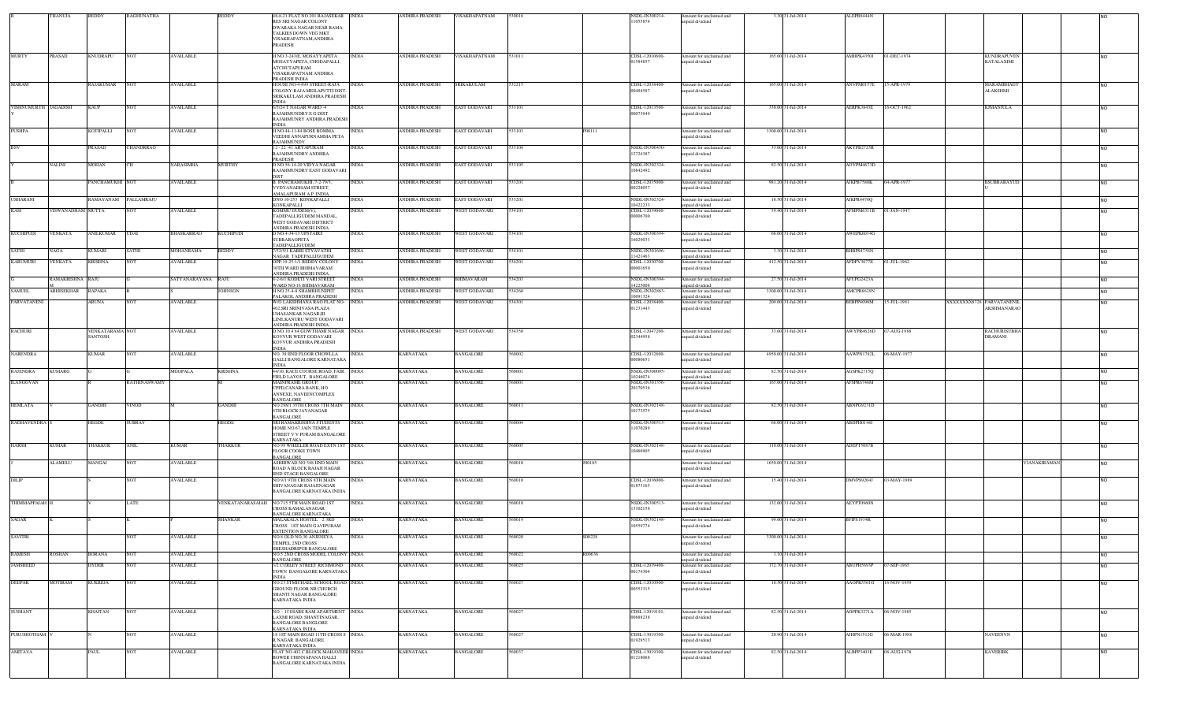| | | | | | | | | | | | | | | | | | | | | | |
|---|---|---|---|---|---|---|---|---|---|---|---|---|---|---|---|---|---|---|---|---|---|
| B | THANUJA | REDDY | RAGHUNATHA | | REDDY | #8-6-21 FLAT NO 201 RAJASEKAR RES SRI NAGAR COLONY DWARAKA NAGAR NEAR RAMA TALKIES DOWN VEG MKT VISAKHAPATNAM,ANDHRA PRADESH | INDIA | ANDHRA PRADESH | VISAKHAPATNAM | 530016 | | NSDL-IN300214-11055874 | Amount for unclaimed and unpaid dividend | 3.30 | 31-Jul-2014 | ALEPB8444N | | | | | NO |
| MURTY | PRASAD | KNUDRAPU | NOT | AVAILABLE | | H NO 3-243/E, MOSAYYAPETA MOSAYYAPETA, CHODAPALLI, ATCHUTAPURAM VISAKHAPATNAM ANDHRA PRADESH INDIA | INDIA | ANDHRA PRADESH | VISAKHAPATNAM | 531011 | | CDSL-12010600-01584857 | Amount for unclaimed and unpaid dividend | 165.00 | 31-Jul-2014 | AMHPK4350J | 01-DEC-1974 | | KUNDRAPUVEN KATALAXMI | | NO |
| MARAM | | RAJAKUMAR | NOT | AVAILABLE | | HOUSE NO-4-699 STREET-RAJA COLONY-RAJA MEILAPUTTI DIST-SRIKAKULAM ANDHRA PRADESH INDIA | INDIA | ANDHRA PRADESH | SRIKAKULAM | 532215 | | CDSL-12038400-00494587 | Amount for unclaimed and unpaid dividend | 165.00 | 31-Jul-2014 | ANVPM0157E | 15-APR-1979 | | MARAMBHAGY ALAKSHMI | | NO |
| VISHNUMURTH Y | JAGADISH | KAUP | NOT | AVAILABLE | | 6/324 T NAGAR WARD -4 RAJAHMUNDRY E G DIST RAJAHMUNRY ANDHRA PRADESH INDIA | INDIA | ANDHRA PRADESH | EAST GODAVARI | 533101 | | CDSL-12013500-00073949 | Amount for unclaimed and unpaid dividend | 370.00 | 31-Jul-2014 | AERPK3843E | 16-OCT-1962 | | KJMANJULA | | NO |
| PUSHPA | | KOTIPALLI | NOT | AVAILABLE | | H NO 44-11-84 BOSE BOMMA VEEDHI ANNAPURNAMMA PETA RAJAHMUNDY | INDIA | ANDHRA PRADESH | EAST GODAVARI | 533103 | P00111 | | Amount for unclaimed and unpaid dividend | 3300.00 | 31-Jul-2014 | | | | | | NO |
| BSV | | PRASAD | CHANDRRAO | | | 12 - 22 -41 ARYAPURAM RAJAHMUNDRY ANDHRA PRADESH | INDIA | ANDHRA PRADESH | EAST GODAVARI | 533104 | | NSDL-IN300450-12724587 | Amount for unclaimed and unpaid dividend | 33.00 | 31-Jul-2014 | AKYPB2725R | | | | | NO |
| Y | NALINI | MOHAN | CH | NARASIMHA | MURTHY | D NO 76-14-20 VIDYA NAGAR RAJAHMUNDRY EAST GODAVARI DIST | INDIA | ANDHRA PRADESH | EAST GODAVARI | 533105 | | NSDL-IN302324-10642492 | Amount for unclaimed and unpaid dividend | 82.50 | 31-Jul-2014 | AGYPM4673D | | | | | NO |
| B | | PANCHAMUKHI | NOT | AVAILABLE | | B. PANCHAMUKHI, 7-2-79/3, VYDYANADHAM STREET, AMALAPURAM A.P. INDIA | INDIA | ANDHRA PRADESH | EAST GODAVARI | 533201 | | CDSL-12035000-00228057 | Amount for unclaimed and unpaid dividend | 981.20 | 31-Jul-2014 | AJKPB7588K | 04-APR-1977 | | BSUBBARAYUD U | | NO |
| USHARANI | | RAMAYANAM | PALLAMRAJU | | | DNO 16-253 KONKAPALLI KONKAPALLI | INDIA | ANDHRA PRADESH | EAST GODAVARI | 533201 | | NSDL-IN302324-10422233 | Amount for unclaimed and unpaid dividend | 16.50 | 31-Jul-2014 | AJKPR4476Q | | | | | NO |
| KASI | VISWANADHAM | MUTTA | NOT | AVAILABLE | | KOMMU GUDEM(V), TADEPALLIGUDEM MANDAL, WEST GODAVARI DISTRICT ANDHRA PRADESH INDIA | INDIA | ANDHRA PRADESH | WEST GODAVARI | 534101 | | CDSL-12039000-00006700 | Amount for unclaimed and unpaid dividend | 59.40 | 31-Jul-2014 | AFMPM8311B | 01-JAN-1947 | | | | NO |
| KUCHIPUDI | VENKATA | ANILKUMAR | UDAI | BHASKARRAO | KUCHIPUDI | D NO 4-34-13 UPSTAIRS SUBBARAOPETA TADEPALLIGUDEM | INDIA | ANDHRA PRADESH | WEST GODAVARI | 534101 | | NSDL-IN300394-16029033 | Amount for unclaimed and unpaid dividend | 66.00 | 31-Jul-2014 | AWEPK6034G | | | | | NO |
| SATHI | NAGA | KUMARI | SATHI | MOHANRAMA | REDDY | 7/32/3/1 KARRI SYYAVATHI NAGAR TADEPALLIGUDEM | INDIA | ANDHRA PRADESH | WEST GODAVARI | 534101 | | NSDL-IN301696-11421463 | Amount for unclaimed and unpaid dividend | 3.30 | 31-Jul-2014 | BHHPS4756N | | | | | NO |
| KARUMURI | VENKATA | KRISHNA | NOT | AVAILABLE | | OPP 19-25-1/1 REDDY COLONY 30TH WARD BHIMAVARAM ANDHRA PRADESH INDIA | INDIA | ANDHRA PRADESH | WEST GODAVARI | 534201 | | CDSL-12030700-00001650 | Amount for unclaimed and unpaid dividend | 412.50 | 31-Jul-2014 | AFDPV3677E | 01-JUL-1962 | | | | NO |
| G | RAMAKRISHNA M | RAJU | G | SATYANARAYANA | RAJU | 9-2-6/1 KODETI VARI STREET WARD NO-16 BHIMAVARAM | INDIA | ANDHRA PRADESH | BHIMAVARAM | 534203 | | NSDL-IN300394-14225008 | Amount for unclaimed and unpaid dividend | 27.50 | 31-Jul-2014 | AFUPG2423A | | | | | NO |
| SAMUEL | ABHISEKHAR | RAPAKA | R | S | JOHNSON | H NO 25-4-8 SHAMBHUNIPET PALAKOL ANDHRA PRADESH | INDIA | ANDHRA PRADESH | WEST GODAVARI | 534260 | | NSDL-IN302863-10091324 | Amount for unclaimed and unpaid dividend | 3300.00 | 31-Jul-2014 | AMCPR8629N | | | | | NO |
| PARVATANENI | | ARUNA | NOT | AVAILABLE | | W/O LAKSHMANA RAO FLAT NO 402,SRI SRINIVASA PLAZA UMASANKAR NAGAR,III LINE,KANURU WEST GODAVARI ANDHRA PRADESH INDIA | INDIA | ANDHRA PRADESH | WEST GODAVARI | 534301 | | CDSL-12038400-01231443 | Amount for unclaimed and unpaid dividend | 209.00 | 31-Jul-2014 | BEBPP4090M | 15-JUL-1981 | XXXXXXXX8728 | PARVATANENIL AKSHMANARAO | | NO |
| RACHURI | | VENKATARAMA SANTOSH | NOT | AVAILABLE | | D NO 10-4-84 GOWTHAMI NAGAR KOVVUR WEST GODAVARI KOVVUR ANDHRA PRADESH INDIA | INDIA | ANDHRA PRADESH | WEST GODAVARI | 534350 | | CDSL-12047200-02344956 | Amount for unclaimed and unpaid dividend | 33.00 | 31-Jul-2014 | AWYPR4628D | 07-AUG-1988 | | RACHURISUBBA DRAMANI | | NO |
| NARENDRA | | KUMAR | NOT | AVAILABLE | | NO .38 IIND FLOOR CHOWLLA GALLI BANGALORE KARNATAKA INDIA | INDIA | KARNATAKA | BANGALORE | 560002 | | CDSL-12032800-00080651 | Amount for unclaimed and unpaid dividend | 4950.00 | 31-Jul-2014 | AAWPN1792L | 06-MAY-1977 | | | | NO |
| RAJENDRA | KUMARG | G | G | MGOPALA | KRISHNA | 44/10, RACE COURSE ROAD, FAIR FIELD LAYOUT, BANGALORE | INDIA | KARNATAKA | BANGALORE | 560001 | | NSDL-IN300095-10248074 | Amount for unclaimed and unpaid dividend | 82.50 | 31-Jul-2014 | AGSPK2715Q | | | | | NO |
| ILANGOVAN | | R | RATHINASWAMY | | M | MAINFRAME GROUP, CPPD,CANARA BANK, HO ANNEXE, NAVEENCOMPLEX BANGALORE | INDIA | KARNATAKA | BANGALORE | 560001 | | NSDL-IN301356-20170536 | Amount for unclaimed and unpaid dividend | 165.00 | 31-Jul-2014 | AFSPR0766M | | | | | NO |
| HEMLATA | V | GANDHI | VINOD | M | GANDHI | NO.296/1 35TH CROSS 7TH MAIN 4TH BLOCK JAYANAGAR BANGALORE | INDIA | KARNATAKA | BANGALORE | 560011 | | NSDL-IN302148-10173575 | Amount for unclaimed and unpaid dividend | 82.50 | 31-Jul-2014 | ABNPG9231D | | | | | NO |
| RAGHAVENDRA | S | HEGDE | SUBRAY | | HEGDE | SRI RAMAKRISHNA STUDENTS HOME NO 67 JAIN TEMPLE STREET V V PURAM BANGALORE KARNATAKA | INDIA | KARNATAKA | BANGALORE | 560004 | | NSDL-IN300513-11070289 | Amount for unclaimed and unpaid dividend | 66.00 | 31-Jul-2014 | ABDPH0148J | | | | | NO |
| HARSH | KUMAR | THAKKUR | ANIL | KUMAR | THAKKUR | NO 99 WHEELER ROAD EXTN 1ST FLOOR COOKE TOWN BANGALORE | INDIA | KARNATAKA | BANGALORE | 560005 | | NSDL-IN302148-10466905 | Amount for unclaimed and unpaid dividend | 110.00 | 31-Jul-2014 | ADEPT5087B | | | | | NO |
| J | ALAMELU | MANGAI | NOT | AVAILABLE | | ASHIRWAD NO 548 IIND MAIN ROAD A BLOCK RAJAJI NAGAR IIND STAGE BANGALORE | INDIA | KARNATAKA | BANGALORE | 560010 | J00185 | | Amount for unclaimed and unpaid dividend | 1650.00 | 31-Jul-2014 | | | | | VJANAKIRAMAN | NO |
| DILIP | | S | NOT | AVAILABLE | | NO 0/1 9TH CROSS 8TH MAIN SHIVANAGAR RAJAJINAGAR BANGALORE KARNATAKA INDIA | INDIA | KARNATAKA | BANGALORE | 560010 | | CDSL-12038000-01873165 | Amount for unclaimed and unpaid dividend | 15.40 | 31-Jul-2014 | DMVPS9204J | 03-MAY-1989 | | | | NO |
| THIMMAPPAIAH | H | V | LATE | | VENKATANARASAIAH | NO 715 5TH MAIN ROAD 1ST CROSS KAMALANAGAR BANGALORE KARNATAKA | INDIA | KARNATAKA | BANGALORE | 560010 | | NSDL-IN300513-13102156 | Amount for unclaimed and unpaid dividend | 132.00 | 31-Jul-2014 | ACYPT0966N | | | | | NO |
| SAGAR | K | S | K | P | SHANKAR | MALAKALA HOSTEL 2 3RD CROSS 1ST MAIN GAVIPURAM EXTENTION BANGALORE | INDIA | KARNATAKA | BANGALORE | 560019 | | NSDL-IN302148-10559774 | Amount for unclaimed and unpaid dividend | 99.00 | 31-Jul-2014 | BFIPS1934R | | | | | NO |
| SAVITRI | | | NOT | AVAILABLE | | NO 8 OLD NO 38 ANJENEYA TEMPEL 2ND CROSS SHESHADRIPUR BANGALORE | INDIA | KARNATAKA | BANGALORE | 560020 | S00228 | | Amount for unclaimed and unpaid dividend | 3300.00 | 31-Jul-2014 | | | | | | NO |
| RAMESH | ROSHAN | BORANA | NOT | AVAILABLE | | NO 5 2ND CROSS MODEL COLONY BANGALORE | INDIA | KARNATAKA | BANGALORE | 560022 | R00636 | | Amount for unclaimed and unpaid dividend | 1.10 | 31-Jul-2014 | | | | | | NO |
| JAMSHEED | | HYDER | NOT | AVAILABLE | | 3/2 CURLEY STREET RICHMOND TOWN BANGALORE KARNATAKA INDIA | INDIA | KARNATAKA | BANGALORE | 560025 | | CDSL-12039400-00174504 | Amount for unclaimed and unpaid dividend | 172.70 | 31-Jul-2014 | ABUPH5693P | 07-SEP-1965 | | | | NO |
| DEEPAK | MOTIRAM | KUKREJA | NOT | AVAILABLE | | NO 23 ST.MICHAEL SCHOOL ROAD GROUND FLOOR NR CHURCH SHANTI NAGAR BANGALORE KARNATAKA INDIA | INDIA | KARNATAKA | BANGALORE | 560027 | | CDSL-12010900-00553315 | Amount for unclaimed and unpaid dividend | 16.50 | 31-Jul-2014 | AAGPK5501G | 16-NOV-1959 | | | | NO |
| SUSHANT | | KHAITAN | NOT | AVAILABLE | | NO - 15 HARE RAM APARTMENT LAXMI ROAD, SHANTINAGAR, BANGALORE BANGALORE KARNATAKA INDIA | INDIA | KARNATAKA | BANGALORE | 560027 | | CDSL-12019101-00888238 | Amount for unclaimed and unpaid dividend | 82.50 | 31-Jul-2014 | AOFPK3271A | 06-NOV-1985 | | | | NO |
| PURUSHOTHAM | V | N | NOT | AVAILABLE | | 18 1ST MAIN ROAD 11TH CROSS S R NAGAR BANGALORE KARNATAKA INDIA | INDIA | KARNATAKA | BANGALORE | 560027 | | CDSL-13019300-01929513 | Amount for unclaimed and unpaid dividend | 20.90 | 31-Jul-2014 | AJHPN1512G | 06-MAR-1968 | | NAVEENVN | | NO |
| AMITAVA | | PAUL | NOT | AVAILABLE | | FLAT NO 402 C BLOCK MAHAVEER BOWER CHINNAPANA HALLI BANGALORE KARNATAKA INDIA | INDIA | KARNATAKA | BANGALORE | 560037 | | CDSL-13019300-01218068 | Amount for unclaimed and unpaid dividend | 82.50 | 31-Jul-2014 | ALBPP3403E | 08-AUG-1978 | | KAVERIBK | | NO |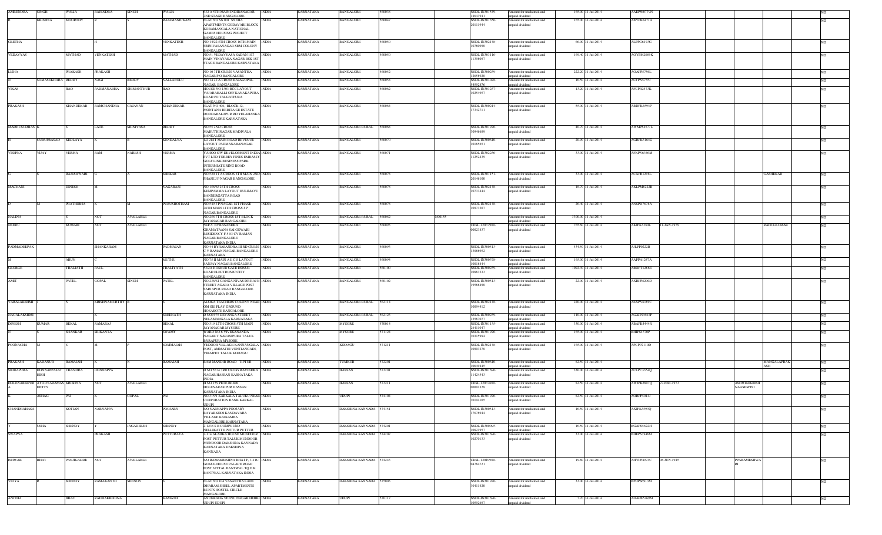| AMRENDRA | SINGH | WALIA | RAJENDRA | SINGH | WALIA | 632 A 5TH MAIN INDIRANAGAR 2ND STAGE BANGALORE | INDIA | KARNATAKA | BANGALORE | 560038 | | NSDL-IN301549-18643941 | Amount for unclaimed and unpaid dividend | 165.00 | 31-Jul-2014 | AAEPW0779N | | | | NO |
|---|---|---|---|---|---|---|---|---|---|---|---|---|---|---|---|---|---|---|---|---|
| R | KRISHNA | MOORTHY | R | | RAJAMANICKAM | FLAT NO SN 001 ,SNEHA APARTMENTS GODAVARI BLOCK KORAMANGALA NATIONAL GAMES HOUSING PROJECT BANGALORE | INDIA | KARNATAKA | BANGALORE | 560047 | | NSDL-IN301356-20111944 | Amount for unclaimed and unpaid dividend | 165.00 | 31-Jul-2014 | ABYPR8471A | | | | NO |
| GEETHA | | | H | | VENKATESH | NO 14/22 5TH CROSS 16TH MAIN SRINIVASANAGAR SBM COLONY BANGALORE | INDIA | KARNATAKA | BANGALORE | 560050 | | NSDL-IN302148-10760998 | Amount for unclaimed and unpaid dividend | 66.00 | 31-Jul-2014 | ALPPG6193G | | | | NO |
| VEDAVYAS | | MATHAD | VENKATESH | | MATHAD | NO 51 VEDAVYASA SADAN 1ST MAIN VINAYAKA NAGAR BSK 1ST STAGE BANGALORE KARNATAKA | INDIA | KARNATAKA | BANGALORE | 560050 | | NSDL-IN303116-11398097 | Amount for unclaimed and unpaid dividend | 169.40 | 31-Jul-2014 | AGYPM2889K | | | | NO |
| LISHA | | PRAKASH | PRAKASH | | | NO 10 7TH CROSS VASANTHA NAGAR P O BANGALORE | INDIA | KARNATAKA | BANGALORE | 560052 | | NSDL-IN300239-12658928 | Amount for unclaimed and unpaid dividend | 222.20 | 31-Jul-2014 | AOAPP9759L | | | | NO |
| N | SOMASEKHARA | REDDY | NAGI | REDDY | NALLABOLU | NO 14 22 A CROSS RAJAGOPAL NAGAR BANGALORE | INDIA | KARNATAKA | BANGALORE | 560058 | | NSDL-IN303028-54592876 | Amount for unclaimed and unpaid dividend | 16.50 | 31-Jul-2014 | ACFPN5735J | | | | NO |
| VIKAS | | RAO | PADMANABHA | SHIMANTHUR | RAO | HOUSE NO 1303 BCC LAYOUT VAJARAHALLI OFF KANAKAPURA ROAD PO TALGATPURA BANGALORE | INDIA | KARNATAKA | BANGALORE | 560062 | | NSDL-IN303237-10254857 | Amount for unclaimed and unpaid dividend | 13.20 | 31-Jul-2014 | AFCPR2473K | | | | NO |
| PRAKASH | | KHANDEKAR | RAMCHANDRA | GAJANAN | KHANDEKAR | FLAT NO 406, BLOCK 12, MONTANA HERITA GE ESTATE DODDABALAPUR RD YELAHANKA BANGALORE KARNATAKA | INDIA | KARNATAKA | BANGALORE | 560064 | | NSDL-IN300214-17342711 | Amount for unclaimed and unpaid dividend | 55.00 | 31-Jul-2014 | ABDPK4594P | | | | NO |
| MADHUSUDAN | K | S | LATE | SRINIVASA | REDDY | NO 55 2ND CROSS MARUTHINAGAR MADIVALA BANGALORE | INDIA | KARNATAKA | BANGALORE RURAL | 560068 | | NSDL-IN301926-30946689 | Amount for unclaimed and unpaid dividend | 40.70 | 31-Jul-2014 | AWMPS4577L | | | | NO |
| H | GURUPRASAD | KEDLAYA | K | B | KENDALYA | 1/2 21ST MAIN ROAD REVENUE LAYOUT PADMANABANAGAR BANGALORE | INDIA | KARNATAKA | BANGALORE | 560070 | | NSDL-IN300610-10185651 | Amount for unclaimed and unpaid dividend | 20.90 | 31-Jul-2014 | AGRPK3164G | | | | NO |
| VISHWA | VIJAY | VERMA | RAM | NARESH | VERMA | YAHOO S/W DEVELOPMENT INDIA PVT LTD TORREY PINES EMBASSY GOLF LINK BUSINESS PARK INTERMIATE RING ROAD BANGALORE | INDIA | KARNATAKA | BANGALORE | 560071 | | NSDL-IN302236-11252439 | Amount for unclaimed and unpaid dividend | 33.00 | 31-Jul-2014 | AFKPV6546M | | | | NO |
| G | S | RAJESHWARI | G | A | SHEKAR | NO 520 11 A CROSS 8TH MAIN 2ND PHASE J P NAGAR BANGALORE | INDIA | KARNATAKA | BANGALORE | 560078 | | NSDL-IN301151-20146100 | Amount for unclaimed and unpaid dividend | 33.00 | 31-Jul-2014 | ACXPR1298L | | | GASHEKAR | NO |
| MACHANI | | DINESH | M | | NAGARAJU | NO 156/62 26TH CROSS KEMPAMMA LAYOUT HULIMAVU BANNERGATTA ROAD BANGALORE | INDIA | KARNATAKA | BANGALORE | 560078 | | NSDL-IN302148-10733444 | Amount for unclaimed and unpaid dividend | 18.70 | 31-Jul-2014 | AKLPM8222B | | | | NO |
| D | M | PRATHIBHA | K | M | PURUSHOTHAM | NO 549 J P NAGAR 1ST PHASE 26TH MAIN 14TH CROSS J P NAGAR BANGALORE | INDIA | KARNATAKA | BANGALORE | 560078 | | NSDL-IN302148-10973207 | Amount for unclaimed and unpaid dividend | 26.40 | 31-Jul-2014 | ANSPD7676A | | | | NO |
| NALINA | | S | NOT | AVAILABLE | | NO 258 7TH CROSS 1ST BLOCK JAYANAGAR BANGALORE | INDIA | KARNATAKA | BANGALORE RURAL | 560082 | N00155 | | Amount for unclaimed and unpaid dividend | 3300.00 | 31-Jul-2014 | | | | | NO |
| NEERU | | KUMARI | NOT | AVAILABLE | | 56/F-5 BYRASANDRA GRAMATAANA SAI GOWARI RESIDENCY F-5 83 CV RAMAN NAGAR BANGALORE KARNATAKA INDIA | INDIA | KARNATAKA | BANGALORE | 560093 | | CDSL-12037900-00023837 | Amount for unclaimed and unpaid dividend | 765.60 | 31-Jul-2014 | AKIPK5380L | 11-JAN-1979 | | RAHULKUMAR | NO |
| PADMADEEPAK | | | SHANKARAM | | PADMAJAN | NO 64 BYRASANDRA III RD CROSS C V RAMAN NAGAR BANGALORE KARNATAKA | INDIA | KARNATAKA | BANGALORE | 560093 | | NSDL-IN300513-13886952 | Amount for unclaimed and unpaid dividend | 434.50 | 31-Jul-2014 | AJLPP0222B | | | | NO |
| M | | ARUN | C | | MUTHU | NO.75 II MAIN A E C S LAYOUT SANJAY NAGAR BANGALORE | INDIA | KARNATAKA | BANGALORE | 560094 | | NSDL-IN300378-10018844 | Amount for unclaimed and unpaid dividend | 165.00 | 31-Jul-2014 | AAPPA1247A | | | | NO |
| GEORGE | | THALIATH | PAUL | | THALIYATH | 57/2A HOSRUR GATE HOSUR ROAD ELECTRONIC CITY BANGALORE | INDIA | KARNATAKA | BANGALORE | 560100 | | NSDL-IN300239-10883233 | Amount for unclaimed and unpaid dividend | 1092.30 | 31-Jul-2014 | ABGPT1266E | | | | NO |
| AMIT | | PATEL | GOPAL | SINGH | PATEL | NO 236/81 GANGA NIVAS DR RAJ B STREET AGARA VILLAGE POST SARJAPUR ROAD BANGALORE KARNATAKA INDIA | INDIA | KARNATAKA | BANGALORE | 560102 | | NSDL-IN300513-19566898 | Amount for unclaimed and unpaid dividend | 22.00 | 31-Jul-2014 | AXHPP6200D | | | | NO |
| VARALAKSHMI | J | N | KRISHNAMURTHY | B | S | ALOKA TEACHERS COLONY NEAR OM SRI PLAY GROUND HOSAKOTE BANGALORE | INDIA | KARNATAKA | BANGALORE RURAL | 562114 | | NSDL-IN302148-10094412 | Amount for unclaimed and unpaid dividend | 220.00 | 31-Jul-2014 | AEXPV6189C | | | | NO |
| NAGALAKSHMI | | | K | | SREENATH | D NO1975 DEVANGA STREET NELAMANGALA KARNATAKA | INDIA | KARNATAKA | BANGALORE RURAL | 562123 | | NSDL-IN300239-12567077 | Amount for unclaimed and unpaid dividend | 110.00 | 31-Jul-2014 | AGXPN3683P | | | | NO |
| DINESH | KUMAR | BEKAL | RAMARAJ | | BEKAL | NO 310 12TH CROSS 5TH MAIN JAYANAGAR MYSORE | INDIA | KARNATAKA | MYSORE | 570014 | | NSDL-IN301135-26411047 | Amount for unclaimed and unpaid dividend | 330.00 | 31-Jul-2014 | ABAPK4444R | | | | NO |
| N | | SHANKAR | SRIKANTA | | SWAMY | WARD NO 6 VIVEKANANDA NAGAR T NARASIPURA TALUK BYRAPURA MYSORE | INDIA | KARNATAKA | MYSORE | 571124 | | NSDL-IN301926-30315984 | Amount for unclaimed and unpaid dividend | 165.00 | 31-Jul-2014 | BHIPS6370P | | | | NO |
| POONACHA | M | S | M | P | SOMMAIAH | YEDOOR VILLAGE KANNANGALA POST, AMMATHI VONTIANGADI, VIRAJPET TALUK KODAGU | INDIA | KARNATAKA | KODAGU | 571211 | | NSDL-IN302148-10903278 | Amount for unclaimed and unpaid dividend | 165.00 | 31-Jul-2014 | APCPP2110D | | | | NO |
| PRAKASH | KADANUR | RAMAIAH | K | N | RAMAIAH | RAM MANDIR ROAD TIPTUR | INDIA | KARNATAKA | TUMKUR | 572201 | | NSDL-IN300610-10649845 | Amount for unclaimed and unpaid dividend | 82.50 | 31-Jul-2014 | | | | MANGALAPRAKASH | NO |
| SIDDAPURA | HONNAPPASAT HISH | CHANDRA | HONNAPPA | | | D NO 5674 3RD CROSS RAVINDRA NAGAR HASSAN KARNATAKA INDIA | INDIA | KARNATAKA | HASSAN | 573201 | | NSDL-IN301696-11424543 | Amount for unclaimed and unpaid dividend | 330.00 | 31-Jul-2014 | ACLPC3354Q | | | | NO |
| HOLENARSIPURA | AYODYARAMAS HETTY | KRISHNA | NOT | AVAILABLE | | H NO 159 PETE BEEDI HOLENARASIPUR HASSAN KARNATAKA INDIA | INDIA | KARNATAKA | HASSAN | 573211 | | CDSL-12017600-00001328 | Amount for unclaimed and unpaid dividend | 82.50 | 31-Jul-2014 | AWJPK2807Q | 27-FEB-1973 | ASHWINIKRISHNAASHWINI | | NO |
| K | ASHAG | PAI | K | GOPAL | PAI | NO 315/3 KARKALA TALUK NEAR CORPORATION BANK KARKAL UDUPI | INDIA | KARNATAKA | UDUPI | 574104 | | NSDL-IN301926-30194005 | Amount for unclaimed and unpaid dividend | 82.50 | 31-Jul-2014 | AGRPP5014J | | | | NO |
| CHANDRAHASA | | KOTIAN | NARNAPPA | | POOJARY | S/O NARNAPPA POOJARY RAYARKODI KANDAVARA VILLAGE KAIKAMBA MANGALORE KARNATAKA | INDIA | KARNATAKA | DAKSHINA KANNADA | 574151 | | NSDL-IN300513-17676944 | Amount for unclaimed and unpaid dividend | 16.50 | 31-Jul-2014 | AXJPK3593Q | | | | NO |
| Y | USHA | SHENOY | Y | JAGADEESH | SHENOY | 2-1230 S B COMPOUND NELLIKATTE PUTTUR PUTTUR | INDIA | KARNATAKA | DAKSHINA KANNADA | 574201 | | NSDL-IN300095-10821957 | Amount for unclaimed and unpaid dividend | 16.50 | 31-Jul-2014 | BGAPS5822H | | | | NO |
| SWAPNA | | | PRAKASH | | PUTTURAYA | 2-114 ALADKA HOUSE MUNDOOR POST PUTTUR TALUK MUNDOOR MUNDOOR DAKSHINA KANNADA KARNATAKA DAKSHINA KANNADA | INDIA | KARNATAKA | DAKSHINA KANNADA | 574202 | | NSDL-IN301696-10270133 | Amount for unclaimed and unpaid dividend | 33.00 | 31-Jul-2014 | BHEPS3946M | | | | NO |
| ISHWAR | BHAT | PANJIGADDE | NOT | AVAILABLE | | S/O RAMAKRISHNA BHAT P, 3-11C GOKUL HOUSE PALACE ROAD POST VITTAL BANTWAL TQ D K BANTWAL KARNATAKA INDIA | INDIA | KARNATAKA | DAKSHINA KANNADA | 574243 | | CDSL-12010900-04784721 | Amount for unclaimed and unpaid dividend | 19.80 | 31-Jul-2014 | AHVPP4974C | 06-JUN-1945 | PPARAMESHWARI | | NO |
| VIDYA | R | SHENOY | RAMAKANTH | SHENOY | R | FLAT NO 104 VASANTHA LANE DHARAM SHEEL APARTMENTS BUNTS HOSTEL CIRCLE MANGALORE | INDIA | KARNATAKA | DAKSHINA KANNADA | 575003 | | NSDL-IN301926-30411420 | Amount for unclaimed and unpaid dividend | 33.00 | 31-Jul-2014 | BPDPS6913M | | | | NO |
| ANITHA | | BHAT | RADHAKRISHNA | | KAMATH | ANUGRAHA VEENU NAGAR HEBRI UDUPI UDUPI | INDIA | KARNATAKA | UDUPI | 576112 | | NSDL-IN301696-10592697 | Amount for unclaimed and unpaid dividend | 7.70 | 31-Jul-2014 | ADAPB5269M | | | | NO |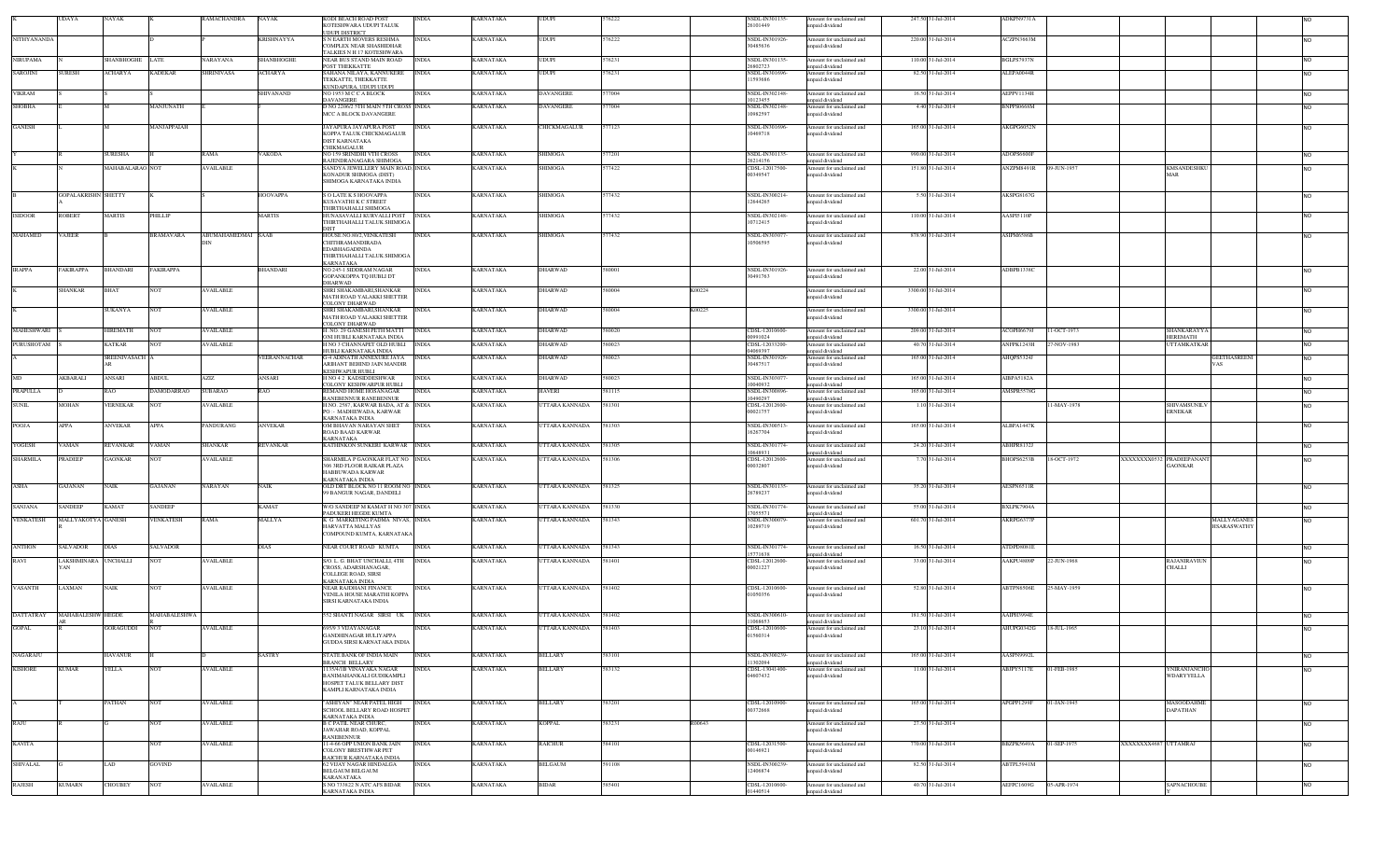| | UDAYA | NAYAK | K | RAMACHANDRA | NAYAK | KODI BEACH ROAD POST KOTESHWARA UDUPI TALUK UDUPI DISTRICT | INDIA | KARNATAKA | UDUPI | 576222 | | NSDL-IN301135-26101449 | Amount for unclaimed and unpaid dividend | 247.50 | 31-Jul-2014 | ADKPN9731A | | | | | NO |
|---|---|---|---|---|---|---|---|---|---|---|---|---|---|---|---|---|---|---|---|---|---|
| NITHYANANDA | | | D | | P | KRISHNAYYA | S N EARTH MOVERS RESHMA COMPLEX NEAR SHASHIDHAR TALKIES N H 17 KOTESHWARA | INDIA | KARNATAKA | UDUPI | 576222 | | NSDL-IN301926-30485636 | Amount for unclaimed and unpaid dividend | 220.00 | 31-Jul-2014 | ACZPN3663M | | | | | NO |
| NIRUPAMA | N | SHANBHOGHE | LATE | NARAYANA | SHANBHOGHE | NEAR BUS STAND MAIN ROAD POST THEKKATTE | INDIA | KARNATAKA | UDUPI | 576231 | | NSDL-IN301135-26802723 | Amount for unclaimed and unpaid dividend | 110.00 | 31-Jul-2014 | BGLPS7937N | | | | | NO |
| SAROJINI | SURESH | ACHARYA | KADEKAR | SHRINIVASA | ACHARYA | SAHANA NILAYA, KANNUKERE TEKKATTE, THEKKATTE KUNDAPURA, UDUPI UDUPI | INDIA | KARNATAKA | UDUPI | 576231 | | NSDL-IN301696-11593686 | Amount for unclaimed and unpaid dividend | 82.50 | 31-Jul-2014 | ALEPA0044R | | | | | NO |
| VIKRAM | | S | | S | | SHIVANAND | NO 1953 M C C A BLOCK DAVANGERE | INDIA | KARNATAKA | DAVANGERE | 577004 | | NSDL-IN302148-10123455 | Amount for unclaimed and unpaid dividend | 16.50 | 31-Jul-2014 | AEPPV1134H | | | | | NO |
| SHOBHA | | M | MANJUNATH | | M | | D NO 2206/2 5TH MAIN 5TH CROSS MCC A BLOCK DAVANGERE | INDIA | KARNATAKA | DAVANGERE | 577004 | | NSDL-IN302148-10982597 | Amount for unclaimed and unpaid dividend | 4.40 | 31-Jul-2014 | BNPPS0668M | | | | | NO |
| GANESH | | M | MANJAPPAIAH | | | | JAYAPURA JAYAPURA POST KOPPA TALUK CHICKMAGALUR DIST KARNATAKA CHIKMAGALUR | INDIA | KARNATAKA | CHICKMAGALUR | 577123 | | NSDL-IN301696-10469718 | Amount for unclaimed and unpaid dividend | 165.00 | 31-Jul-2014 | AKGPG6052N | | | | | NO |
| Y | R | SURESHA | H | RAMA | VAKODA | NO 179 SRINIDHI 5TH CROSS RAJENDRANAGARA SHIMOGA | INDIA | KARNATAKA | SHIMOGA | 577201 | | NSDL-IN301135-26214156 | Amount for unclaimed and unpaid dividend | 990.00 | 31-Jul-2014 | ADOPS6600F | | | | | NO |
| K | N | MAHABALARAO | NOT | AVAILABLE | | SANDYA JEWELLERY MAIN ROAD, KONADUR SHIMOGA (DIST) SHIMOGA KARNATAKA INDIA | INDIA | KARNATAKA | SHIMOGA | 577422 | | CDSL-12017500-00349547 | Amount for unclaimed and unpaid dividend | 151.80 | 31-Jul-2014 | ANZPM8491R | 09-JUN-1957 | | KMSANDESHKU MAR | | NO |
| B | GOPALAKRISHN A | SHETTY | K | S | HOOVAPPA | S O LATE K S HOOVAPPA KUSAVATHI K C STREET THIRTHAHALLI SHIMOGA | INDIA | KARNATAKA | SHIMOGA | 577432 | | NSDL-IN300214-12644265 | Amount for unclaimed and unpaid dividend | 5.50 | 31-Jul-2014 | AKSPG8167G | | | | | NO |
| ISIDOR | ROBERT | MARTIS | PHILLIP | | MARTIS | HUNASAVALLI KURVALLI POST THIRTHAHALLI TALUK SHIMOGA DIST | INDIA | KARNATAKA | SHIMOGA | 577432 | | NSDL-IN302148-10712415 | Amount for unclaimed and unpaid dividend | 110.00 | 31-Jul-2014 | AASPI5110P | | | | | NO |
| MAHAMED | VAJEER | B | BRAMAVARA | ABUMAHAMEDMAI DIN | SAAB | HOUSE NO 692,VENKATESH CHITHRAMANDIRADA EDABHAGADINDA THIRTHAHALLI TALUK SHIMOGA KARNATAKA | INDIA | KARNATAKA | SHIMOGA | 577432 | | NSDL-IN303077-10506595 | Amount for unclaimed and unpaid dividend | 878.90 | 31-Jul-2014 | ASIPM9386B | | | | | NO |
| IRAPPA | FAKIRAPPA | BHANDARI | FAKIRAPPA | | BHANDARI | NO 245 1 SIDDRAM NAGAR GOPANKOPPA TQ HUBLI DT DHARWAD | INDIA | KARNATAKA | DHARWAD | 580001 | | NSDL-IN301926-30491763 | Amount for unclaimed and unpaid dividend | 22.00 | 31-Jul-2014 | ADHPB1338C | | | | | NO |
| K | SHANKAR | BHAT | NOT | AVAILABLE | | SHRI SHAKAMBARI,SHANKAR MATH ROAD YALAKKI SHETTER COLONY DHARWAD | INDIA | KARNATAKA | DHARWAD | 580004 | K00224 | | Amount for unclaimed and unpaid dividend | 3300.00 | 31-Jul-2014 | | | | | | NO |
| K | | SUKANYA | NOT | AVAILABLE | | SHRI SHAKAMBARI,SHANKAR MATH ROAD YALAKKI SHETTER COLONY DHARWAD | INDIA | KARNATAKA | DHARWAD | 580004 | K00225 | | Amount for unclaimed and unpaid dividend | 3300.00 | 31-Jul-2014 | | | | | | NO |
| MAHESHWARI | S | HIREMATH | NOT | AVAILABLE | | H. NO. 29 GANESH PETH MATTI ONI HUBLI KARNATAKA INDIA | INDIA | KARNATAKA | DHARWAD | 580020 | | CDSL-12010600-00991024 | Amount for unclaimed and unpaid dividend | 209.00 | 31-Jul-2014 | ACOPH6679J | 11-OCT-1973 | | SHANKARAYYA HIREMATH | | NO |
| PURUSHOTAM | S | KATKAR | NOT | AVAILABLE | | H NO 3 CHANNAPET OLD HUBLI HUBLI KARNATAKA INDIA | INDIA | KARNATAKA | DHARWAD | 580023 | | CDSL-12033200-04069397 | Amount for unclaimed and unpaid dividend | 40.70 | 31-Jul-2014 | ANPPK1243H | 27-NOV-1983 | | UTTAMKATKAR | | NO |
| A | | SREENIVASACH AR | A | | | VEERANNACHAR | G-4 ADINATH ANNEXURE JAYA ARIHANT BEHIND JAIN MANDIR KESHWAPUR HUBLI | INDIA | KARNATAKA | DHARWAD | 580023 | | NSDL-IN301926-30487517 | Amount for unclaimed and unpaid dividend | 165.00 | 31-Jul-2014 | AHQPS5324J | | | | GEETHASREENI VAS | NO |
| MD | AKBARALI | ANSARI | ABDUL | AZIZ | ANSARI | H NO 4 2 KADSIDDESHWAR COLONY KESHWARPUR HUBLI | INDIA | KARNATAKA | DHARWAD | 580023 | | NSDL-IN303077-10040032 | Amount for unclaimed and unpaid dividend | 165.00 | 31-Jul-2014 | AIBPA5182A | | | | | NO |
| PRAFULLA | D | RAO | DAMODARRAO | SUBARAO | RAO | REMAND HOME HOSANAGAR RANEBENNUR RANEBENNUR | INDIA | KARNATAKA | HAVERI | 581115 | | NSDL-IN300896-10490297 | Amount for unclaimed and unpaid dividend | 165.00 | 31-Jul-2014 | AMSPR5578G | | | | | NO |
| SUNIL | MOHAN | VERNEKAR | NOT | AVAILABLE | | H.NO. 2587, KARWAR BADA, AT & PO :- MADHEWADA, KARWAR KARNATAKA INDIA | INDIA | KARNATAKA | UTTARA KANNADA | 581301 | | CDSL-12012600-00021757 | Amount for unclaimed and unpaid dividend | 1.10 | 31-Jul-2014 | | 11-MAY-1978 | | SHIVAMSUNILV ERNEKAR | | NO |
| POOJA | APPA | ANVEKAR | APPA | PANDURANG | ANVEKAR | OM BHAVAN NARAYAN SHET ROAD BAAD KARWAR KARNATAKA | INDIA | KARNATAKA | UTTARA KANNADA | 581303 | | NSDL-IN300513-18267704 | Amount for unclaimed and unpaid dividend | 165.00 | 31-Jul-2014 | ALBPA1447K | | | | | NO |
| YOGESH | VAMAN | REVANKAR | VAMAN | SHANKAR | REVANKAR | KATHINKON SUNKERI KARWAR | INDIA | KARNATAKA | UTTARA KANNADA | 581305 | | NSDL-IN301774-10648931 | Amount for unclaimed and unpaid dividend | 24.20 | 31-Jul-2014 | ABHPR8132J | | | | | NO |
| SHARMILA | PRADEEP | GAONKAR | NOT | AVAILABLE | | SHARMILA P GAONKAR FLAT NO 306 3RD FLOOR RAIKAR PLAZA HABBUWADA KARWAR KARNATAKA INDIA | INDIA | KARNATAKA | UTTARA KANNADA | 581306 | | CDSL-12012600-00032807 | Amount for unclaimed and unpaid dividend | 7.70 | 31-Jul-2014 | BHOPS6253B | 18-OCT-1972 | XXXXXXXX0532 | PRADEEPANANT GAONKAR | | NO |
| ASHA | GAJANAN | NAIK | GAJANAN | NARAYAN | NAIK | OLD DRT BLOCK NO 11 ROOM NO 99 BANGUR NAGAR, DANDELI | INDIA | KARNATAKA | UTTARA KANNADA | 581325 | | NSDL-IN301135-26769237 | Amount for unclaimed and unpaid dividend | 35.20 | 31-Jul-2014 | AESPN6511R | | | | | NO |
| SANJANA | SANDEEP | KAMAT | SANDEEP | | KAMAT | W/O SANDEEP M KAMAT H NO 307 PADUKERI HEGDE KUMTA | INDIA | KARNATAKA | UTTARA KANNADA | 581330 | | NSDL-IN301774-17955571 | Amount for unclaimed and unpaid dividend | 55.00 | 31-Jul-2014 | BXLPK7904A | | | | | NO |
| VENKATESH | MALLYAKOTYA R | GANESH | VENKATESH | RAMA | MALLYA | R. G. MARKETING PADMA NIVAS, HARVATTA MALLYAS COMPOUND KUMTA, KARNATAKA | INDIA | KARNATAKA | UTTARA KANNADA | 581343 | | NSDL-IN300079-10289719 | Amount for unclaimed and unpaid dividend | 601.70 | 31-Jul-2014 | AKRPG6377P | | | | MALLYAGANES HSARASWATHY | NO |
| ANTHON | SALVADOR | DIAS | SALVADOR | | DIAS | NEAR COURT ROAD KUMTA | INDIA | KARNATAKA | UTTARA KANNADA | 581343 | | NSDL-IN301774-15771638 | Amount for unclaimed and unpaid dividend | 16.50 | 31-Jul-2014 | ATDPD8081E | | | | | NO |
| RAVI | LAKSHMINARA YAN | UNCHALLI | NOT | AVAILABLE | | S/O. L. G. BHAT UNCHALLI, 4TH CROSS, ADARSHANAGAR, COLLEGE ROAD, SIRSI KARNATAKA INDIA | INDIA | KARNATAKA | UTTARA KANNADA | 581401 | | CDSL-12012600-00021227 | Amount for unclaimed and unpaid dividend | 33.00 | 31-Jul-2014 | AAKPU4808P | 22-JUN-1968 | | RAJANIRAVIUN CHALLI | | NO |
| VASANTH | LAXMAN | NAIK | NOT | AVAILABLE | | NEAR RAIDHANI FINANCE VENILA HOUSE MARATHI KOPPA SIRSI KARNATAKA INDIA | INDIA | KARNATAKA | UTTARA KANNADA | 581402 | | CDSL-12010600-01050356 | Amount for unclaimed and unpaid dividend | 52.80 | 31-Jul-2014 | ABTPN6506E | 25-MAY-1959 | | | | NO |
| DATTATRAY | MAHABALESHW AR | HEGDE | MAHABALESHWA R | | | | 552 SHANTI NAGAR SIRSI UK | INDIA | KARNATAKA | UTTARA KANNADA | 581402 | | NSDL-IN300610-11068653 | Amount for unclaimed and unpaid dividend | 181.50 | 31-Jul-2014 | AAIPH3994E | | | | | NO |
| GOPAL | R | GORAGUDDI | NOT | AVAILABLE | | 695/9 3 VIJAYANAGAR GANDHINAGAR HULIYAPPA GUDDA SIRSI KARNATAKA INDIA | INDIA | KARNATAKA | UTTARA KANNADA | 581403 | | CDSL-12010600-01560314 | Amount for unclaimed and unpaid dividend | 25.10 | 31-Jul-2014 | AHUPG0342G | 18-JUL-1965 | | | | NO |
| NAGARAJU | | HAVANUR | H | | D | SASTRY | STATE BANK OF INDIA MAIN BRANCH BELLARY | INDIA | KARNATAKA | BELLARY | 583101 | | NSDL-IN300239-11302094 | Amount for unclaimed and unpaid dividend | 165.00 | 31-Jul-2014 | AASPN9992L | | | | | NO |
| KISHORE | KUMAR | YELLA | NOT | AVAILABLE | | 1135/4/18 VINAYAKA NAGAR BANIMAHANKALI GUDIKAMPLI HOSPET TALUK BELLARY DIST KAMPLI KARNATAKA INDIA | INDIA | KARNATAKA | BELLARY | 583132 | | CDSL-13041400-04607432 | Amount for unclaimed and unpaid dividend | 11.00 | 31-Jul-2014 | ABIPY5117E | 01-FEB-1985 | | YNIRANJANCHO WDARYYELLA | | NO |
| A | T | PATHAN | NOT | AVAILABLE | | " ASHIYAN" NEAR PATEL HIGH SCHOOL BELLARY ROAD HOSPET KARNATAKA INDIA | INDIA | KARNATAKA | BELLARY | 583201 | | CDSL-12010900-00372668 | Amount for unclaimed and unpaid dividend | 165.00 | 31-Jul-2014 | APGPP1294F | 01-JAN-1945 | | MASOODAHME DAPATHAN | | NO |
| RAJU | R | G | NOT | AVAILABLE | | B C PATIL NEAR CHURC. JAWAHAR ROAD, KOPPAL RANEBENNUR | INDIA | KARNATAKA | KOPPAL | 583231 | R00643 | | Amount for unclaimed and unpaid dividend | 27.50 | 31-Jul-2014 | | | | | | NO |
| KAVITA | | | NOT | AVAILABLE | | 11-4-66 OPP UNION BANK JAIN COLONY BRESTHWAR PET RAICHUR KARNATAKA INDIA | INDIA | KARNATAKA | RAICHUR | 584101 | | CDSL-12031500-00146923 | Amount for unclaimed and unpaid dividend | 770.00 | 31-Jul-2014 | BBZPK5649A | 01-SEP-1975 | XXXXXXXX4667 | UTTAMRAJ | | NO |
| SHIVALAL | G | LAD | GOVIND | | | | 62 VIJAY NAGAR HINDALGA BELGAUM BELGAUM KARANATAKA | INDIA | KARNATAKA | BELGAUM | 591108 | | NSDL-IN300239-12406874 | Amount for unclaimed and unpaid dividend | 82.50 | 31-Jul-2014 | ABTPL5941M | | | | | NO |
| RAJESH | KUMARN | CHOUBEY | NOT | AVAILABLE | | S NO 733822 N ATC AFS BIDAR KARNATAKA INDIA | INDIA | KARNATAKA | BIDAR | 585401 | | CDSL-12010600-01440514 | Amount for unclaimed and unpaid dividend | 40.70 | 31-Jul-2014 | AEFPC1609G | 05-APR-1974 | | SAPNACHOUBE Y | | NO |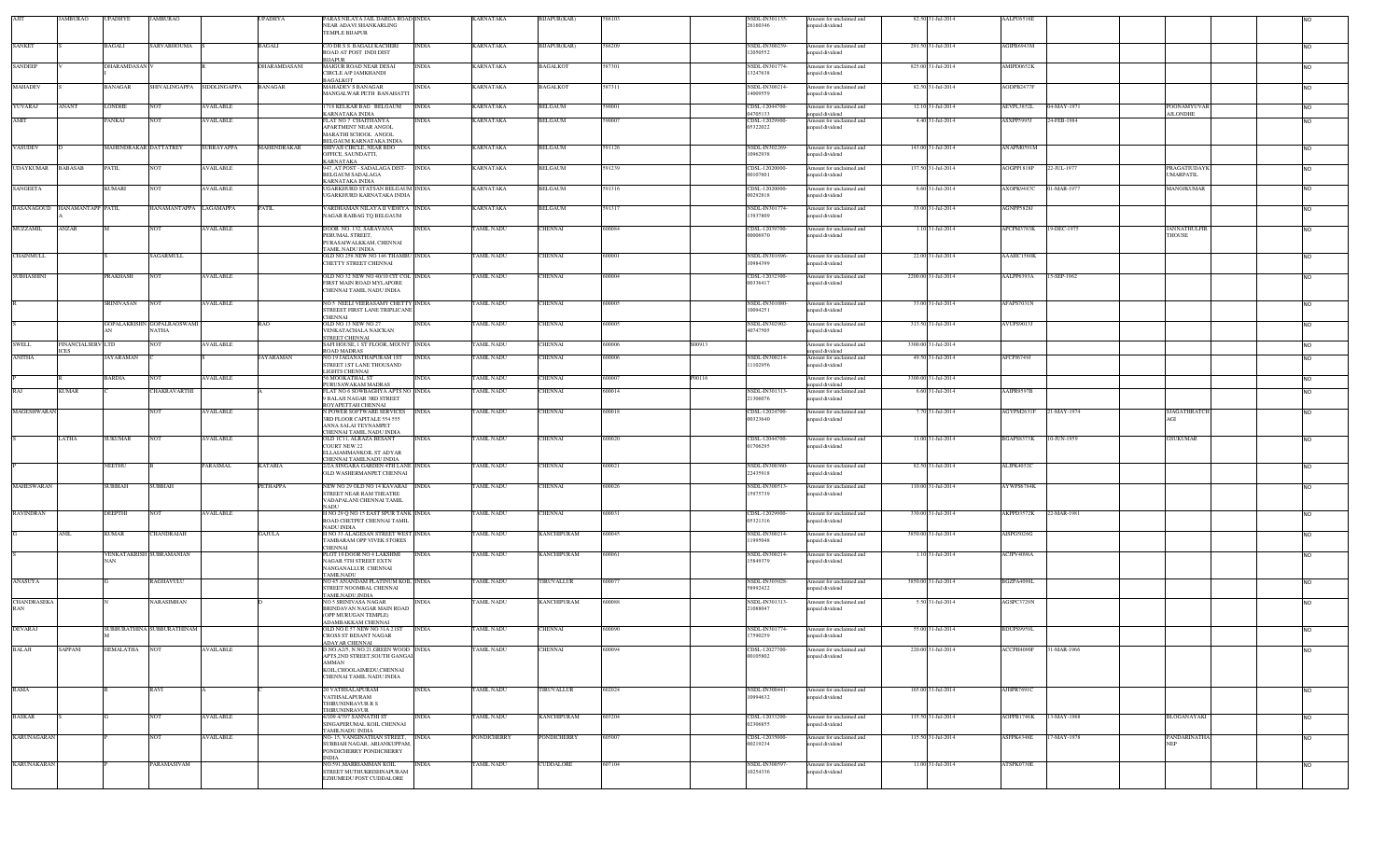| AJIT | JAMBURAO | UPADHYE | JAMBURAO | | UPADHYA | PARAS NILAYA JAIL DARGA ROAD NEAR ADAVI SHANKARLING TEMPLE BIJAPUR | INDIA | KARNATAKA | BIJAPUR(KAR) | 586103 | | NSDL-IN301135-26180346 | Amount for unclaimed and unpaid dividend | 82.50 | 31-Jul-2014 | AALPU6519E | | | | | NO |
|---|---|---|---|---|---|---|---|---|---|---|---|---|---|---|---|---|---|---|---|---|---|
| SANKET | S | BAGALI | SARVABHOUMA | S | BAGALI | C/O DR S S BAGALI KACHERI ROAD AT POST INDI DIST BIJAPUR | INDIA | KARNATAKA | BIJAPUR(KAR) | 586209 | | NSDL-IN300239-12050552 | Amount for unclaimed and unpaid dividend | 291.50 | 31-Jul-2014 | AGHPB6843M | | | | | NO |
| SANDEEP | Y | DHARAMDASAN I | Y | R | DHARAMDASANI | MAIGUR ROAD NEAR DESAI CIRCLE A/P JAMKHANDI BAGALKOT | INDIA | KARNATAKA | BAGALKOT | 587301 | | NSDL-IN301774-13247638 | Amount for unclaimed and unpaid dividend | 825.00 | 31-Jul-2014 | AMIPD0652K | | | | | NO |
| MAHADEV | S | BANAGAR | SHIVALINGAPPA | SIDDLINGAPPA | BANAGAR | MAHADEV S BANAGAR MANGALWAR PETH BANAHATTI | INDIA | KARNATAKA | BAGALKOT | 587311 | | NSDL-IN300214-14009559 | Amount for unclaimed and unpaid dividend | 82.50 | 31-Jul-2014 | AODPB2477F | | | | | NO |
| YUVARAJ | ANANT | LONDHE | NOT | AVAILABLE | | 1718 KELKAR BAG BELGAUM KARNATAKA INDIA | INDIA | KARNATAKA | BELGAUM | 590001 | | CDSL-12044700-04705133 | Amount for unclaimed and unpaid dividend | 12.10 | 31-Jul-2014 | AEVPL3652L | 04-MAY-1971 | | POONAMYUVAR AJLONDHE | | NO |
| AMIT | | PANKAJ | NOT | AVAILABLE | | FLAT NO 7 CHAITHANYA APARTMENT NEAR ANGOL MARATHI SCHOOL ANGOL BELGAUM KARNATAKA INDIA | INDIA | KARNATAKA | BELGAUM | 590007 | | CDSL-12029900-05322022 | Amount for unclaimed and unpaid dividend | 4.40 | 31-Jul-2014 | AXXPP5995J | 24-FEB-1984 | | | | NO |
| VASUDEV | D | MAHENDRAKAR | DATTATREY | SUBRAYAPPA | MAHENDRAKAR | SHIVAJI CIRCLE, NEAR BDO OFFICE, SAUNDATTI, KARNATAKA | INDIA | KARNATAKA | BELGAUM | 591126 | | NSDL-IN302269-10962858 | Amount for unclaimed and unpaid dividend | 145.00 | 31-Jul-2014 | ANAPM0591M | | | | | NO |
| UDAYKUMAR | BABASAB | PATIL | NOT | AVAILABLE | | 647, AT POST - SADALAGA DIST-BELGAUM SADALAGA KARNATAKA INDIA | INDIA | KARNATAKA | BELGAUM | 591239 | | CDSL-12020000-00167601 | Amount for unclaimed and unpaid dividend | 137.50 | 31-Jul-2014 | AOGPP1818P | 22-JUL-1977 | | PRAGATIUDAYK UMARPATIL | | NO |
| SANGEETA | | KUMARI | NOT | AVAILABLE | | UGARKHURD STATSAN BELGAUM UGARKHURD KARNATAKA INDIA | INDIA | KARNATAKA | BELGAUM | 591316 | | CDSL-12020000-00202818 | Amount for unclaimed and unpaid dividend | 6.60 | 31-Jul-2014 | AXDPK9487C | 01-MAR-1977 | | MANOJKUMAR | | NO |
| BASANAGOUD | HANAMANTAPP A | PATIL | HANAMANTAPPA | LAGAMAPPA | PATIL | VARDHAMAN NILAYA II VIDHYA NAGAR RAIBAG TQ BELGAUM | INDIA | KARNATAKA | BELGAUM | 591317 | | NSDL-IN301774-13937809 | Amount for unclaimed and unpaid dividend | 33.00 | 31-Jul-2014 | AGNPP5828J | | | | | NO |
| MUZZAMIL | ANZAR | M | NOT | AVAILABLE | | DOOR NO. 132, SARAVANA PERUMAL STREET, PURASAIWALKKAM, CHENNAI TAMIL NADU INDIA | INDIA | TAMIL NADU | CHENNAI | 600084 | | CDSL-12039700-00006970 | Amount for unclaimed and unpaid dividend | 1.10 | 31-Jul-2014 | APCPM3783K | 19-DEC-1975 | | JANNATHULFIR THOUSE | | NO |
| CHAINMULL | | S | SAGARMULL | | | OLD NO 258 NEW NO 146 THAMBU CHETTY STREET CHENNAI | INDIA | TAMIL NADU | CHENNAI | 600001 | | NSDL-IN301696-10984399 | Amount for unclaimed and unpaid dividend | 22.00 | 31-Jul-2014 | AAAHC1560K | | | | | NO |
| SUBHASHINI | | PRAKHASH | NOT | AVAILABLE | | OLD NO 32 NEW NO 40/10 CIT COL FIRST MAIN ROAD MYLAPORE CHENNAI TAMIL NADU INDIA | INDIA | TAMIL NADU | CHENNAI | 600004 | | CDSL-12032300-00336417 | Amount for unclaimed and unpaid dividend | 2200.00 | 31-Jul-2014 | AALPP6393A | 15-SEP-1962 | | | | NO |
| R | | SRINIVASAN | NOT | AVAILABLE | | NO 5 NEELI VEERASAMY CHETTY STREET FIRST LANE TRIPLICANE CHENNAI | INDIA | TAMIL NADU | CHENNAI | 600005 | | NSDL-IN301080-10094251 | Amount for unclaimed and unpaid dividend | 33.00 | 31-Jul-2014 | AFAPS7031N | | | | | NO |
| S | | GOPALAKRISHN AN | GOPALRAOSWAMI NATHA | | RAO | OLD NO 13 NEW NO 27 VENKATACHALA NAICKAN STREET CHENNAI | INDIA | TAMIL NADU | CHENNAI | 600005 | | NSDL-IN302902-40747905 | Amount for unclaimed and unpaid dividend | 313.50 | 31-Jul-2014 | AVUPS9013J | | | | | NO |
| SWELL | FINANCIALSERV ICES | LTD | NOT | AVAILABLE | | SAFI HOUSE,1 ST FLOOR, MOUNT ROAD MADRAS | INDIA | TAMIL NADU | CHENNAI | 600006 | S00913 | | Amount for unclaimed and unpaid dividend | 3300.00 | 31-Jul-2014 | | | | | | NO |
| ANITHA | | JAYARAMAN | C | S | JAYARAMAN | NO 19 JAGANATHAPURAM 1ST STREET 1ST LANE THOUSAND LIGHTS CHENNAI | INDIA | TAMIL NADU | CHENNAI | 600006 | | NSDL-IN300214-11102656 | Amount for unclaimed and unpaid dividend | 49.50 | 31-Jul-2014 | AFCPJ0749J | | | | | NO |
| P | R | BARDIA | NOT | AVAILABLE | | 56 MOOKATHAL ST PURUSAWAKAM MADRAS | INDIA | TAMIL NADU | CHENNAI | 600007 | P00116 | | Amount for unclaimed and unpaid dividend | 3300.00 | 31-Jul-2014 | | | | | | NO |
| RAJ | KUMAR | C | CHAKRAVARTHI | | A | FLAT NO 6 SOWBAGHYA APTS NO 9 BALAJI NAGAR 3RD STREET ROYAPETTAH CHENNAI | INDIA | TAMIL NADU | CHENNAI | 600014 | | NSDL-IN301313-21306076 | Amount for unclaimed and unpaid dividend | 6.60 | 31-Jul-2014 | AAIPR9597B | | | | | NO |
| MAGESHWARAN | | | NOT | AVAILABLE | | N POWER SOFTWARE SERVICES 3RD FLOOR CAPITALE 554 555 ANNA SALAI TEYNAMPET CHENNAI TAMIL NADU INDIA | INDIA | TAMIL NADU | CHENNAI | 600018 | | CDSL-12024700-00323640 | Amount for unclaimed and unpaid dividend | 7.70 | 31-Jul-2014 | AGYPM2631F | 21-MAY-1974 | | SJAGATHRATCH AGI | | NO |
| S | LATHA | SUKUMAR | NOT | AVAILABLE | | OLD 1C/11, ALKAZA BESANT COURT NEW 22 ELLAIAMMANKOIL ST ADYAR CHENNAI TAMILNADU INDIA | INDIA | TAMIL NADU | CHENNAI | 600020 | | CDSL-12044700-01706295 | Amount for unclaimed and unpaid dividend | 11.00 | 31-Jul-2014 | BGAPS6373K | 10-JUN-1959 | | GSUKUMAR | | NO |
| P | | NEETHU | B | PARASMAL | KATARIA | 2/2A SINGARA GARDEN 4TH LANE OLD WASHERMANPET CHENNAI | INDIA | TAMIL NADU | CHENNAI | 600021 | | NSDL-IN300360-22435918 | Amount for unclaimed and unpaid dividend | 82.50 | 31-Jul-2014 | ALJPK4052C | | | | | NO |
| MAHESWARAN | | SUBBIAH | SUBBIAH | | PETHAPPA | NEW NO 29 OLD NO 14 KAVARAI STREET NEAR RAM THEATRE VADAPALANI CHENNAI TAMIL NADU | INDIA | TAMIL NADU | CHENNAI | 600026 | | NSDL-IN300513-15975739 | Amount for unclaimed and unpaid dividend | 110.00 | 31-Jul-2014 | AYWPS6784K | | | | | NO |
| RAVINDRAN | | DEEPTHI | NOT | AVAILABLE | | H NO 29 Q NO 35 EAST SPUR TANK ROAD CHETPET CHENNAI TAMIL NADU INDIA | INDIA | TAMIL NADU | CHENNAI | 600031 | | CDSL-12029900-05321316 | Amount for unclaimed and unpaid dividend | 330.00 | 31-Jul-2014 | AKPPD3572K | 22-MAR-1981 | | | | NO |
| G | ANIL | KUMAR | CHANDRAIAH | | GAJULA | H NO 37 ALAGESAN STREET WEST TAMBARAM OPP VIVEK STORES CHENNAI | INDIA | TAMIL NADU | KANCHIPURAM | 600045 | | NSDL-IN300214-11995048 | Amount for unclaimed and unpaid dividend | 3850.00 | 31-Jul-2014 | AISPG7029G | | | | | NO |
| S | | VENKATAKRISH NAN | SUBRAMANIAN | | | PLOT 18 DOOR NO 4 LAKSHMI NAGAR 5TH STREET EXTN NANGANALLUR CHENNAI TAMILNADU | INDIA | TAMIL NADU | KANCHIPURAM | 600061 | | NSDL-IN300214-15649379 | Amount for unclaimed and unpaid dividend | 1.10 | 31-Jul-2014 | ACJPV4098A | | | | | NO |
| ANASUYA | | G | RAGHAVULU | | | NO 45 ANANDAM PLATINUM KOIL STREET NOOMBAL CHENNAI TAMILNADU,INDIA | INDIA | TAMIL NADU | TIRUVALLUR | 600077 | | NSDL-IN303028-58992422 | Amount for unclaimed and unpaid dividend | 3850.00 | 31-Jul-2014 | BGZPA4898L | | | | | NO |
| CHANDRASEKA RAN | | N | NARASIMHAN | | D | NO 5 SRINIVASA NAGAR BRINDAVAN NAGAR MAIN ROAD (OPP MURUGAN TEMPLE) ADAMBAKKAM CHENNAI | INDIA | TAMIL NADU | KANCHIPURAM | 600088 | | NSDL-IN301313-21088047 | Amount for unclaimed and unpaid dividend | 5.50 | 31-Jul-2014 | AGSPC3720N | | | | | NO |
| DEVARAJ | | SUBBURATHINA M | SUBBURATHINAM | | | OLD NO E 57 NEW NO 31A 21ST CROSS ST BESANT NAGAR ADAYAR CHENNAI | INDIA | TAMIL NADU | CHENNAI | 600090 | | NSDL-IN301774-17590259 | Amount for unclaimed and unpaid dividend | 55.00 | 31-Jul-2014 | BDUPS9959L | | | | | NO |
| BALAJI | SAPPANI | HEMALATHA | NOT | AVAILABLE | | D.NO.A2/5, N.NO.21,GREEN WOOD APTS,2ND STREET,SOUTH GANGAI AMMAN KOIL,CHOOLAIMEDU,CHENNAI CHENNAI TAMIL NADU INDIA | INDIA | TAMIL NADU | CHENNAI | 600094 | | CDSL-12027700-00105802 | Amount for unclaimed and unpaid dividend | 220.00 | 31-Jul-2014 | ACCPH4090P | 31-MAR-1966 | | | | NO |
| RAMA | | R | RAVI | | A | 20 VATHSALAPURAM VATHSALAPURAM THIRUNINRAVUR R S THIRUNINRAVUR | INDIA | TAMIL NADU | TIRUVALLUR | 602024 | | NSDL-IN300441-10994632 | Amount for unclaimed and unpaid dividend | 165.00 | 31-Jul-2014 | AJHPR7691C | | | | | NO |
| BASKAR | S | G | NOT | AVAILABLE | | A/169 4/597 SANNATHI ST SINGAPERUMAL KOIL CHENNAI TAMILNADU INDIA | INDIA | TAMIL NADU | KANCHIPURAM | 603204 | | CDSL-12033200-02306855 | Amount for unclaimed and unpaid dividend | 115.50 | 31-Jul-2014 | AGPPB1746K | 13-MAY-1968 | | BUJIGANAYAKI | | NO |
| KARUNAGARAN | | P | NOT | AVAILABLE | | NO- 15, VANNINATHAN STREET SUBBIAH NAGAR, ARIANKUPPAM, PONDICHERRY PONDICHERRY INDIA | INDIA | PONDICHERRY | PONDICHERRY | 605007 | | CDSL-12035000-00219234 | Amount for unclaimed and unpaid dividend | 115.50 | 31-Jul-2014 | ASPPK4348E | 17-MAY-1978 | | PANDARINATHA NEP | | NO |
| KARUNAKARAN | | P | PARAMASIVAM | | | NO:591,MARRIAMMAN KOIL STREET MUTHUKRISHNAPURAM EZHUMEDU POST CUDDALORE | INDIA | TAMIL NADU | CUDDALORE | 607104 | | NSDL-IN300597-10254336 | Amount for unclaimed and unpaid dividend | 11.00 | 31-Jul-2014 | ATSPK0730E | | | | | NO |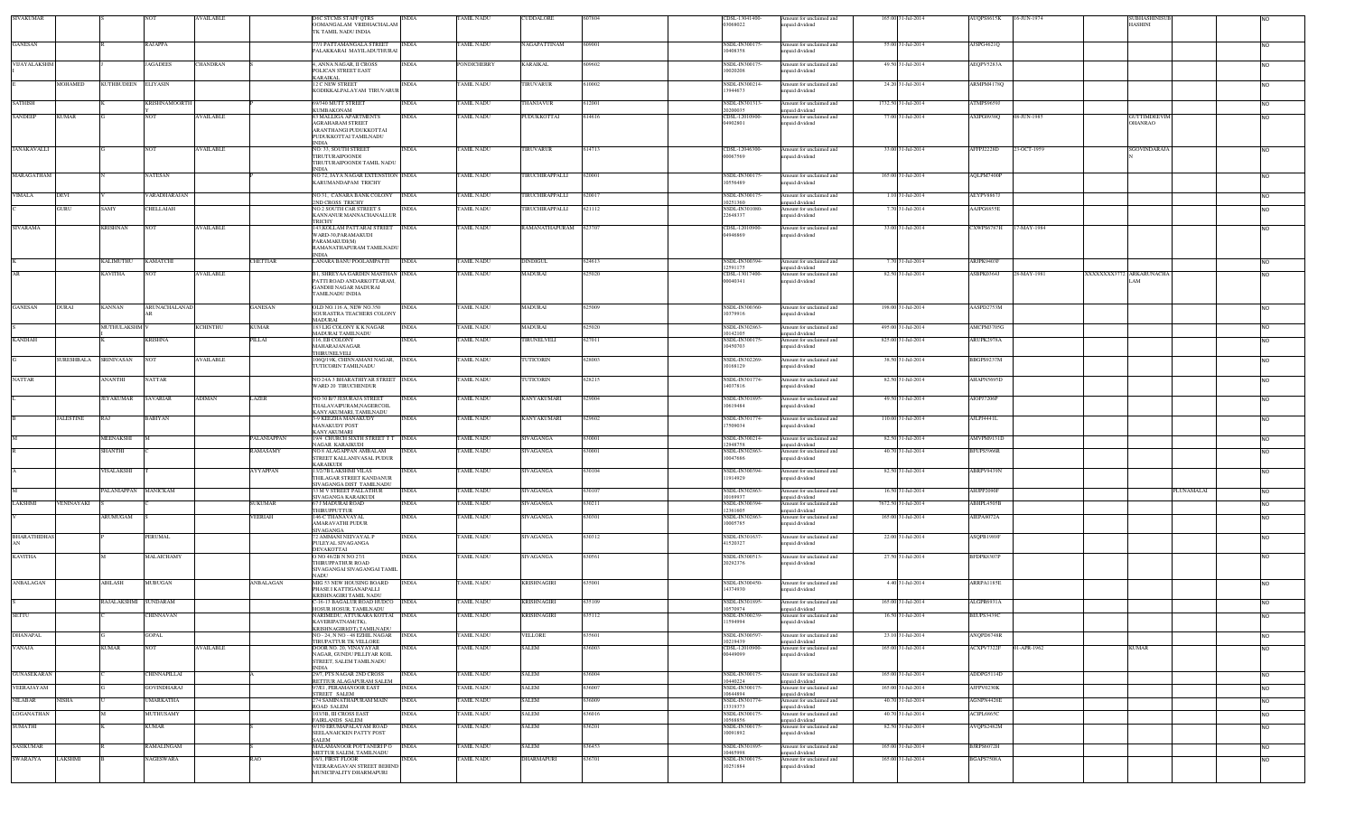| SIVAKUMAR | | S | NOT | AVAILABLE | | D4C STCMS STAFF QTRS OOMANGALAM VRIDHACHALAM TK TAMIL NADU INDIA | INDIA | TAMIL NADU | CUDDALORE | 607804 | | CDSL-13041400-03068022 | Amount for unclaimed and unpaid dividend | 165.00 | 31-Jul-2014 | AUQPS8617K | 16-JUN-1974 | | SUBHASHINI SUBHASHINI | | | NO |
|---|---|---|---|---|---|---|---|---|---|---|---|---|---|---|---|---|---|---|---|---|---|---|
| GANESAN | | R | RAJAPPA | | | 77/1 PATTAMANGALA STREET PALAKKARAI MAYILADUTHURAI | INDIA | TAMIL NADU | NAGAPATTINAM | 609001 | | NSDL-IN300175-10408358 | Amount for unclaimed and unpaid dividend | 55.00 | 31-Jul-2014 | AJSPG4621Q | | | | | | NO |
| VIJAYALAKSHMI | | J | JAGADEES | CHANDRAN | | 4, ANNA NAGAR, II CROSS POLICAN STREET EAST KARAIKAL | INDIA | PONDICHERRY | KARAIKAL | 609602 | | NSDL-IN300175-10020208 | Amount for unclaimed and unpaid dividend | 49.50 | 31-Jul-2014 | AEQPV5283A | | | | | | NO |
| E | MOHAMED | KUTHBUDEEN | ELIYASIN | | | 12 C NEW STREET KODIKKALPALAYAM TIRUVARUR | INDIA | TAMIL NADU | TIRUVARUR | 610002 | | NSDL-IN300214-13944673 | Amount for unclaimed and unpaid dividend | 24.20 | 31-Jul-2014 | ARMPM4178Q | | | | | | NO |
| SATHISH | | K | KRISHNAMOORTHY | | | 69/340 MUTT STREET KUMBAKONAM | INDIA | TAMIL NADU | THANJAVUR | 612001 | | NSDL-IN301313-20200035 | Amount for unclaimed and unpaid dividend | 1732.50 | 31-Jul-2014 | ATMPS9659J | | | | | | NO |
| SANDEEP | KUMAR | G | NOT | AVAILABLE | | 67 MALLIGA APARTMENTS AGRAHARAM STREET ARANTHANGI PUDUKKOTTAI PUDUKKOTTAI TAMILNADU INDIA | INDIA | TAMIL NADU | PUDUKKOTTAI | 614616 | | CDSL-12010900-04902801 | Amount for unclaimed and unpaid dividend | 77.00 | 31-Jul-2014 | AXIPG8978Q | 08-JUN-1985 | | GUTTIMDEEVIM OHANRAO | | | NO |
| JANAKAVALLI | | G | NOT | AVAILABLE | | NO. 33, SOUTH STREET TIRUTURAIPOONDI TIRUTURAIPOONDI TAMIL NADU INDIA | INDIA | TAMIL NADU | TIRUVARUR | 614713 | | CDSL-12046300-00067569 | Amount for unclaimed and unpaid dividend | 33.00 | 31-Jul-2014 | AFFPJ2228D | 23-OCT-1959 | | SGOVINDARAJA N | | | NO |
| MARAGATHAM | | N | NATESAN | | | NO 72 JAYA NAGAR EXTENSTION KARUMANDAPAM TRICHY | INDIA | TAMIL NADU | TIRUCHIRAPPALLI | 620001 | | NSDL-IN300175-10556489 | Amount for unclaimed and unpaid dividend | 165.00 | 31-Jul-2014 | AQLPM5400P | | | | | | NO |
| VIMALA | DEVI | V | VARADHARAJAN | | | NO 51, CANARA BANK COLONY 2ND CROSS TRICHY | INDIA | TAMIL NADU | TIRUCHIRAPPALLI | 620017 | | NSDL-IN300175-10251960 | Amount for unclaimed and unpaid dividend | 1.10 | 31-Jul-2014 | AEYPV8867J | | | | | | NO |
| C | GURU | SAMY | CHELLAIAH | | | NO 2 SOUTH CAR STREET S KANNANUR MANNACHANALLUR TRICHY | INDIA | TAMIL NADU | TIRUCHIRAPPALLI | 621112 | | NSDL-IN301080-22646537 | Amount for unclaimed and unpaid dividend | 7.70 | 31-Jul-2014 | AAJPG6855E | | | | | | NO |
| SIVARAMA | | KRISHNAN | NOT | AVAILABLE | | 143 KOLLAM PATTARAI STREET WARD-30,PARAMAKUDI PARAMAKUDI(M) RAMANATHAPURAM TAMILNADU INDIA | INDIA | TAMIL NADU | RAMANATHAPURAM | 623707 | | CDSL-12010900-04948869 | Amount for unclaimed and unpaid dividend | 33.00 | 31-Jul-2014 | CXWPS6767H | 17-MAY-1984 | | | | | NO |
| K | | KALIMUTHU | KAMATCHI | | CHETTIAR | 1,ANARA BANU POOLAMPATTI | INDIA | TAMIL NADU | DINDIGUL | 624613 | | NSDL-IN300394-12591175 | Amount for unclaimed and unpaid dividend | 7.70 | 31-Jul-2014 | ARJPK3403F | | | | | | NO |
| AR | | KAVITHA | NOT | AVAILABLE | | B1, SHREYAA GARDEN MASTHAN PATTI ROAD ANDARKOTTARAM, GANDHI NAGAR MADURAI TAMILNADU INDIA | INDIA | TAMIL NADU | MADURAI | 625020 | | CDSL-13017400-00040341 | Amount for unclaimed and unpaid dividend | 82.50 | 31-Jul-2014 | ASBPK0364J | 28-MAY-1981 | XXXXXXXX3772 | ARKABUNACHA LAM | | | NO |
| GANESAN | DURAI | KANNAN | ARUNACHALANAD AR | | GANESAN | OLD NO.116 A, NEW NO.350 SOURASTRA TEACHERS COLONY MADURAI | INDIA | TAMIL NADU | MADURAI | 625009 | | NSDL-IN300360-10379916 | Amount for unclaimed and unpaid dividend | 198.00 | 31-Jul-2014 | AASPD2753M | | | | | | NO |
| S | | MUTHULAKSHMI | V | KCHINTHU | KUMAR | 143 LIG COLONY K K NAGAR MADURAI TAMILNADU | INDIA | TAMIL NADU | MADURAI | 625020 | | NSDL-IN302863-10142005 | Amount for unclaimed and unpaid dividend | 495.00 | 31-Jul-2014 | AMCPM3705G | | | | | | NO |
| KANDIAH | | K | KRISHNA | | PILLAI | 116, EB COLONY MAHARAJANAGAR THIRUNELVELI | INDIA | TAMIL NADU | TIRUNELVELI | 627011 | | NSDL-IN300175-10450703 | Amount for unclaimed and unpaid dividend | 825.00 | 31-Jul-2014 | ARUPK2978A | | | | | | NO |
| G | SURESHBALA | SRINIVASAN | NOT | AVAILABLE | | 106Q/19K, CHINNAMANI NAGAR, TUTICORIN TAMILNADU | INDIA | TAMIL NADU | TUTICORIN | 628003 | | NSDL-IN302269-10168129 | Amount for unclaimed and unpaid dividend | 38.50 | 31-Jul-2014 | BBGPS9237M | | | | | | NO |
| NATTAR | | ANANTHI | NATTAR | | | NO 24A 3 BHARATHIYAR STREET WARD 20 TIRUCHENDUR | INDIA | TAMIL NADU | TUTICORIN | 628215 | | NSDL-IN301774-14637816 | Amount for unclaimed and unpaid dividend | 82.50 | 31-Jul-2014 | AHAPN5695D | | | | | | NO |
| L | | JEYAKUMAR | SAVARIAR | ADIMAN | LAZER | NO 50 B/7 ISSURAJA STREET THALAVAIPURAM,NAGERCOIL KANYAKUMARI, TAMILNADU | INDIA | TAMIL NADU | KANYAKUMARI | 629004 | | NSDL-IN301895-10619484 | Amount for unclaimed and unpaid dividend | 49.50 | 31-Jul-2014 | AIOPJ7206P | | | | | | NO |
| B | JALESTINE | RAJ | BABIYAN | | | 3-9 KEEZHA MANAKUDY MANAKUDY POST KANYAKUMARI | INDIA | TAMIL NADU | KANYAKUMARI | 629602 | | NSDL-IN301774-17509034 | Amount for unclaimed and unpaid dividend | 110.00 | 31-Jul-2014 | AJLPJ4441L | | | | | | NO |
| M | | MEENAKSHI | M | | PALANIAPPAN | 19/4 CHURCH SIXTH STREET T T NAGAR KARAIKUDI | INDIA | TAMIL NADU | SIVAGANGA | 630001 | | NSDL-IN300214-12948758 | Amount for unclaimed and unpaid dividend | 82.50 | 31-Jul-2014 | AMVPM9131D | | | | | | NO |
| R | | SHANTHI | | | RAMASAMY | NO 9 ALAGAPPAN AMBALAM STREET KALLANIVASAL PUDUR KARAIKUDI | INDIA | TAMIL NADU | SIVAGANGA | 630001 | | NSDL-IN302863-10047686 | Amount for unclaimed and unpaid dividend | 40.70 | 31-Jul-2014 | BFUPS5966R | | | | | | NO |
| A | | VISALAKSHI | | | AYYAPPAN | 13/27B LAKSHMI VILAS THILAGAR STREET KANDANUR SIVAGANGA DIST TAMILNADU | INDIA | TAMIL NADU | SIVAGANGA | 630104 | | NSDL-IN300394-11914929 | Amount for unclaimed and unpaid dividend | 82.50 | 31-Jul-2014 | ABRPV9439N | | | | | | NO |
| M | | PALANIAPPAN | MANICKAM | | | 33 M V STREET PALLATHUR SIVAGANGA KARAIKUDI | INDIA | TAMIL NADU | SIVAGANGA | 630107 | | NSDL-IN302863-10169937 | Amount for unclaimed and unpaid dividend | 16.50 | 31-Jul-2014 | AHIPP2090F | | | PLUNAMALAI | | | NO |
| LAKSHMI | VENINAYAKI | S | | | SUKUMAR | 67/3 MADURAI ROAD THIRUPPUTTUR | INDIA | TAMIL NADU | SIVAGANGA | 630211 | | NSDL-IN300394-12361605 | Amount for unclaimed and unpaid dividend | 7672.50 | 31-Jul-2014 | ABHPL4505B | | | | | | NO |
| V | | ARUMUGAM | S | | VEERIAH | 146-C THANAVAYAL AMARAVATHI PUDUR SIVAGANGA | INDIA | TAMIL NADU | SIVAGANGA | 630301 | | NSDL-IN302863-10005785 | Amount for unclaimed and unpaid dividend | 165.00 | 31-Jul-2014 | AIEPA8072A | | | | | | NO |
| BHARATHIDHAS AN | | P | PERUMAL | | | 72 AMMANI NEIVAYAL P PULEYAL SIVAGANGA DEVAKOTTAI | INDIA | TAMIL NADU | SIVAGANGA | 630312 | | NSDL-IN301637-41520327 | Amount for unclaimed and unpaid dividend | 22.00 | 31-Jul-2014 | ASQPB1969F | | | | | | NO |
| KAVITHA | | M | MALAICHAMY | | | O NO 4/62B N NO 27/1 THIRUPPATHUR ROAD SIVAGANGAI SIVAGANGAI TAMIL NADU | INDIA | TAMIL NADU | SIVAGANGA | 630561 | | NSDL-IN300513-20292376 | Amount for unclaimed and unpaid dividend | 27.50 | 31-Jul-2014 | BFDPK8307P | | | | | | NO |
| ANBALAGAN | | ABILASH | MURUGAN | | ANBALAGAN | MIG 53 NEW HOUSING BOARD PHASE I KATTIGANAPALLI KRISHNAGIRI TAMIL NADU | INDIA | TAMIL NADU | KRISHNAGIRI | 635001 | | NSDL-IN300450-14334930 | Amount for unclaimed and unpaid dividend | 4.40 | 31-Jul-2014 | ARRPA1185E | | | | | | NO |
| S | | RAJALAKSHMI | SUNDARAM | | | C-16-17 BAGALUR ROAD HUDCO HOSUR HOSUR, TAMILNADU | INDIA | TAMIL NADU | KRISHNAGIRI | 635109 | | NSDL-IN301895-10570074 | Amount for unclaimed and unpaid dividend | 165.00 | 31-Jul-2014 | ALGPR6931A | | | | | | NO |
| SETTU | | | CHINNAVAN | | | NARIMEDU, ATTUKARA KOTTAI KAVERIPATNAM(TK), KRISHNAGIRI(DT),TAMILNADU | INDIA | TAMIL NADU | KRISHNAGIRI | 635112 | | NSDL-IN300239-11594994 | Amount for unclaimed and unpaid dividend | 16.50 | 31-Jul-2014 | BEUPS3439C | | | | | | NO |
| DHANAPAL | | G | GOPAL | | | NO:- 24, N NO - 48 EZHIL NAGAR TIRUPATTUR TK VELLORE | INDIA | TAMIL NADU | VELLORE | 635601 | | NSDL-IN300597-10219439 | Amount for unclaimed and unpaid dividend | 23.10 | 31-Jul-2014 | ANQPD6748R | | | | | | NO |
| VANAJA | | KUMAR | NOT | AVAILABLE | | DOOR NO. 20, VINAYAYAR NAGAR, GUNDU PILLIYAR KOIL STREET, SALEM TAMILNADU INDIA | INDIA | TAMIL NADU | SALEM | 636003 | | CDSL-12010900-00449099 | Amount for unclaimed and unpaid dividend | 165.00 | 31-Jul-2014 | ACXPV7322P | 01-APR-1962 | | KUMAR | | | NO |
| GUNASEKARAN | | C | CHINNAPILLAI | | A | 29/7, PTS NAGAR 2ND CROSS RETTIUR ALAGAPURAM SALEM | INDIA | TAMIL NADU | SALEM | 636004 | | NSDL-IN300175-10440224 | Amount for unclaimed and unpaid dividend | 165.00 | 31-Jul-2014 | ADDPG5114D | | | | | | NO |
| VEERAJAYAM | | G | GOVINDHARAJ | | | 97/E1, PERAMANOOR EAST STREET SALEM | INDIA | TAMIL NADU | SALEM | 636007 | | NSDL-IN300175-10644694 | Amount for unclaimed and unpaid dividend | 165.00 | 31-Jul-2014 | AJTPV0230K | | | | | | NO |
| NILABAR | NISHA | U | UMARKATHA | | | 2/4 SAMINATHAPURAM MAIN ROAD SALEM | INDIA | TAMIL NADU | SALEM | 636009 | | NSDL-IN301774-13319773 | Amount for unclaimed and unpaid dividend | 40.70 | 31-Jul-2014 | AGNPN4428E | | | | | | NO |
| LOGANATHAN | | M | MUTHUSAMY | | | 103/3B, III CROSS EAST FAIRLANDS SALEM | INDIA | TAMIL NADU | SALEM | 636016 | | NSDL-IN300175-10568856 | Amount for unclaimed and unpaid dividend | 40.70 | 31-Jul-2014 | ACIPL6965C | | | | | | NO |
| SUMATHI | | K | KUMAR | | | 9/159 ERUMAPALAYAM ROAD SEELANAICKEN PATTY POST SALEM | INDIA | TAMIL NADU | SALEM | 636201 | | NSDL-IN300175-10091892 | Amount for unclaimed and unpaid dividend | 82.50 | 31-Jul-2014 | AVQPS2462M | | | | | | NO |
| SASIKUMAR | | R | RAMALINGAM | | | MALAMANOOR POTTANERI P O METTUR SALEM, TAMILNADU | INDIA | TAMIL NADU | SALEM | 636453 | | NSDL-IN301895-10465908 | Amount for unclaimed and unpaid dividend | 165.00 | 31-Jul-2014 | BJRPS6072H | | | | | | NO |
| SWARAJYA | LAKSHMI | B | NAGESWARA | | RAO | 16/1, FIRST FLOOR VEERARAGAVAN STREET BEHIND MUNICIPALITY DHARMAPURI | INDIA | TAMIL NADU | DHARMAPURI | 636701 | | NSDL-IN300175-10251884 | Amount for unclaimed and unpaid dividend | 165.00 | 31-Jul-2014 | BGAPS7508A | | | | | | NO |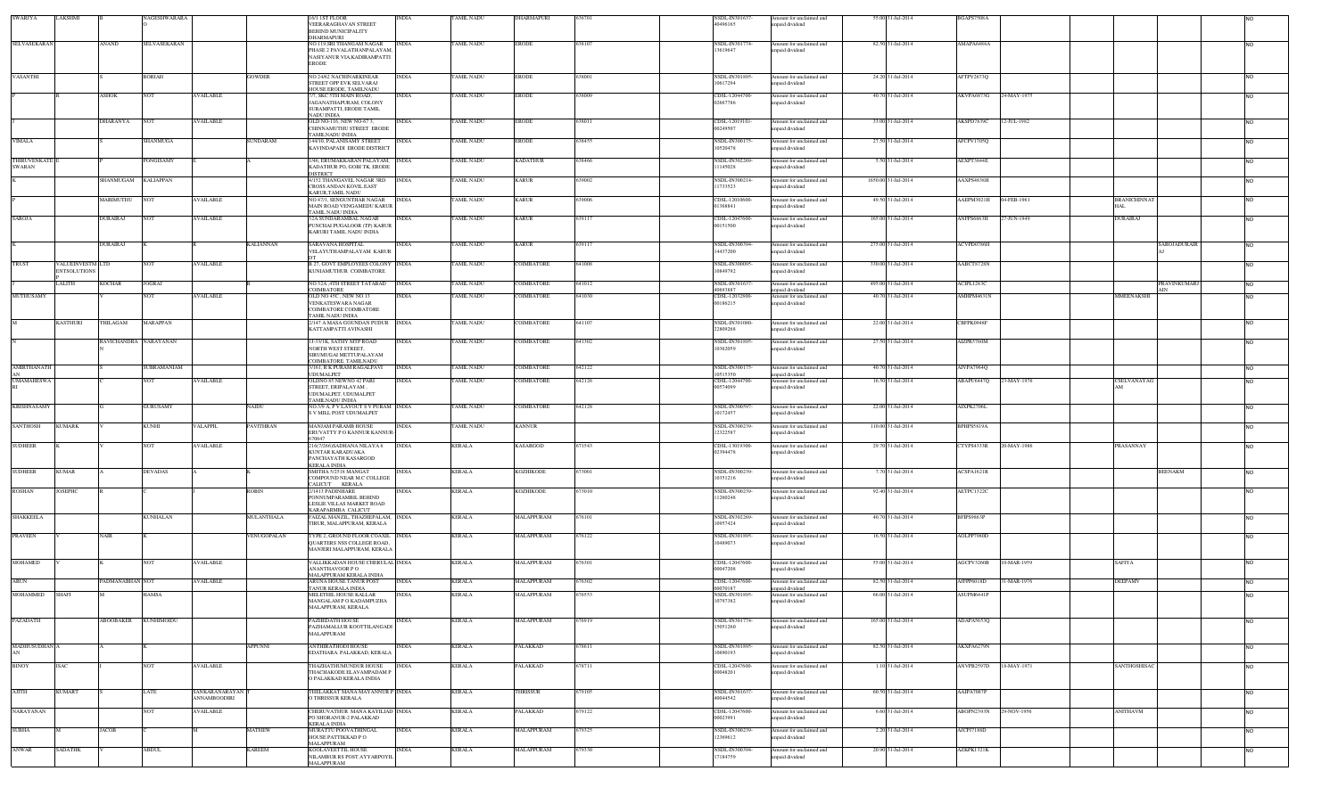| SWARIYA | LAKSHMI | B | NAGESHWARARA O | | | 16/1 1ST FLOOR VEERARAGHAVAN STREET BEHIND MUNICIPALITY DHARMAPURI | INDIA | TAMIL NADU | DHARMAPURI | 636701 | | NSDL-IN301637-40496105 | Amount for unclaimed and unpaid dividend | 55.00 | 31-Jul-2014 | BGAPS7508A | | | | | NO |
|---|---|---|---|---|---|---|---|---|---|---|---|---|---|---|---|---|---|---|---|---|---|
| SELVASEKARAN | | ANAND | SELVASEKARAN | | | NO 115 SRI THANGAM NAGAR PHASE 2 PAVALATHANPALAYAM, NASIYANUR VIA KADIRAMPATTI ERODE | INDIA | TAMIL NADU | ERODE | 638107 | | NSDL-IN301774-13619847 | Amount for unclaimed and unpaid dividend | 82.50 | 31-Jul-2014 | AMAPA6484A | | | | | NO |
| VASANTHI | | S | BORIAH | | GOWDER | NO 24/62 NACHINARKINEAR STREET OPP EVK SELVARAJ HOUSE ERODE, TAMILNADU | INDIA | TAMIL NADU | ERODE | 638001 | | NSDL-IN301895-10617294 | Amount for unclaimed and unpaid dividend | 24.20 | 31-Jul-2014 | AFTPV2673Q | | | | | NO |
| P | R | ASHOK | NOT | AVAILABLE | | 7/7, SKC 7TH MAIN ROAD, JAGANATHAPURAM, COLONY SURAMPATTI, ERODE TAMIL NADU INDIA | INDIA | TAMIL NADU | ERODE | 638009 | | CDSL-12044700-02667786 | Amount for unclaimed and unpaid dividend | 40.70 | 31-Jul-2014 | AKVPA6877G | 24-MAY-1975 | | | | NO |
| J | | DHARANYA | NOT | AVAILABLE | | OLD NO-116, NEW NO-67 3, CHINNAMUTHU STREET ERODE TAMILNADU INDIA | INDIA | TAMIL NADU | ERODE | 638011 | | CDSL-12019101-00249507 | Amount for unclaimed and unpaid dividend | 33.00 | 31-Jul-2014 | AKSPD7639C | 12-JUL-1982 | | | | NO |
| VIMALA | | S | SHANMUGA | | SUNDARAM | 144/10, PALANISAMY STREET KAVINDAPADI ERODE DISTRICT | INDIA | TAMIL NADU | ERODE | 638455 | | NSDL-IN300175-10520478 | Amount for unclaimed and unpaid dividend | 27.50 | 31-Jul-2014 | AFCPV1705Q | | | | | NO |
| THIRUVENKATE SWARAN | E | P | PONGISAMY | E | A | 1/46, ERUMAKKARAN PALAYAM, KADATHUR PO, GOBI TK, ERODE DISTRICT | INDIA | TAMIL NADU | KADATHUR | 638466 | | NSDL-IN302269-11149028 | Amount for unclaimed and unpaid dividend | 5.50 | 31-Jul-2014 | AEXPT3844E | | | | | NO |
| K | | SHANMUGAM | KALIAPPAN | | | 4/152 THANGAVEL NAGAR 3RD CROSS ANDAN KOVIL EAST KARUR,TAMIL NADU | INDIA | TAMIL NADU | KARUR | 639002 | | NSDL-IN300214-11733523 | Amount for unclaimed and unpaid dividend | 1650.00 | 31-Jul-2014 | AAXPS4636H | | | | | NO |
| P | | MARIMUTHU | NOT | AVAILABLE | | NO 47/1, SENGUNTHAR NAGAR MAIN ROAD VENGAMEDU KARUR TAMIL NADU INDIA | INDIA | TAMIL NADU | KARUR | 639006 | | CDSL-12010600-01368841 | Amount for unclaimed and unpaid dividend | 49.50 | 31-Jul-2014 | AAEPM3021H | 04-FEB-1961 | | BRANICHINNAT HAL | | NO |
| SAROJA | | DURAIRAJ | NOT | AVAILABLE | | 72A SUNDARAMBAL NAGAR PUNCHAI PUGALOOR (TP) KARUR KARUR TAMIL NADU INDIA | INDIA | TAMIL NADU | KARUR | 639117 | | CDSL-12047600-00151500 | Amount for unclaimed and unpaid dividend | 165.00 | 31-Jul-2014 | ANFPS0863H | 27-JUN-1949 | | DURAIRAJ | | NO |
| K | | DURAIRAJ | K | | KALIANNAN | SARAVANA HOSPITAL VELAYUTHAMPALAYAM KARUR DT | INDIA | TAMIL NADU | KARUR | 639117 | | NSDL-IN300394-14437200 | Amount for unclaimed and unpaid dividend | 275.00 | 31-Jul-2014 | ACVPD0796H | | | | SAROJADURAIR AJ | NO |
| TRUST | VALUEINVESTM ENTSOLUTIONS P | LTD | NOT | AVAILABLE | | B 27, GOVT EMPLOYEES COLONY KUNIAMUTHUR COIMBATORE | INDIA | TAMIL NADU | COIMBATORE | 641008 | | NSDL-IN300095-10649792 | Amount for unclaimed and unpaid dividend | 330.00 | 31-Jul-2014 | AABCT0728N | | | | | NO |
| J | LALITH | KOCHAR | JOGRAJ | | R | NO 32A ,4TH STREET TATABAD COIMBATORE | INDIA | TAMIL NADU | COIMBATORE | 641012 | | NSDL-IN301637-40693887 | Amount for unclaimed and unpaid dividend | 495.00 | 31-Jul-2014 | ACIPL1283C | | | | PRAVINKUMARJ AIN | NO |
| MUTHUSAMY | | V | NOT | AVAILABLE | | OLD NO 45C, NEW NO 13 VENKATESWARA NAGAR COIMBATORE COIMBATORE TAMIL NADU INDIA | INDIA | TAMIL NADU | COIMBATORE | 641030 | | CDSL-12032800-00186215 | Amount for unclaimed and unpaid dividend | 40.70 | 31-Jul-2014 | AMHPM4631N | | | MMEENAKSHI | | NO |
| M | KASTHURI | THILAGAM | MARAPPAN | | | 2/147 A MASA GOUNDAN PUDUR KATTAMPATTI AVINASHI | INDIA | TAMIL NADU | COIMBATORE | 641107 | | NSDL-IN301080-22909268 | Amount for unclaimed and unpaid dividend | 22.00 | 31-Jul-2014 | CBFPK0944F | | | | | NO |
| N | | RAVICHANDRA N | NARAYANAN | | | 11-3/11K SATHY MTP ROAD NORTH WEST STREET, SIRUMUGAI METTUPALAYAM COIMBATORE, TAMILNADU | INDIA | TAMIL NADU | COIMBATORE | 641302 | | NSDL-IN301895-10362059 | Amount for unclaimed and unpaid dividend | 27.50 | 31-Jul-2014 | AIZPR5760M | | | | | NO |
| AMBETHANATH AN | | S | SUBRAMANIAM | | | 3/161, R K PURAM RAGALPAVI UDUMALPET | INDIA | TAMIL NADU | COIMBATORE | 642122 | | NSDL-IN300175-10515350 | Amount for unclaimed and unpaid dividend | 40.70 | 31-Jul-2014 | AIVPA7964Q | | | | | NO |
| UMAMAHESWA RI | | C | NOT | AVAILABLE | | OLDNO 85 NEWNO 42 PARI STREET, ERIPALAYAM UDUMALPET, UDUMALPET TAMILNADU INDIA | INDIA | TAMIL NADU | COIMBATORE | 642126 | | CDSL-12044700-00574099 | Amount for unclaimed and unpaid dividend | 16.50 | 31-Jul-2014 | ABAPU6447Q | 23-MAY-1976 | | CSELVANAYAG AM | | NO |
| KRISHNASAMY | | G | GURUSAMY | | NAIDU | NO.3/9 A, P V LAYOUT S V PURAM S V MILL POST UDUMALPET | INDIA | TAMIL NADU | COIMBATORE | 642128 | | NSDL-IN300597-10172457 | Amount for unclaimed and unpaid dividend | 22.00 | 31-Jul-2014 | AIXPK2706L | | | | | NO |
| SANTHOSH | KUMARK | Y | KUNHI | VALAPPIL | PAVITHRAN | MANIAM PARAMB HOUSE ERUVATTY P O KANNUR KANNUR 670647 | INDIA | TAMIL NADU | KANNUR | | | NSDL-IN300239-12322587 | Amount for unclaimed and unpaid dividend | 110.00 | 31-Jul-2014 | BPHPS5819A | | | | | NO |
| SUDHEER | K | V | NOT | AVAILABLE | | 216/7(266)SADHANA NILAYA 6 KUNTAR KARADUAKA PANCHAYATH KASARGOD KERALA INDIA | INDIA | KERALA | KASARGOD | 671543 | | CDSL-13019300-02394478 | Amount for unclaimed and unpaid dividend | 29.70 | 31-Jul-2014 | CTYPS4333R | 20-MAY-1986 | | PRASANNAY | | NO |
| SUDHEER | KUMAR | A | DEVADAS | A | K | SMITHA 5/2518 MANGAT COMPOUND NEAR M C COLLEGE CALICUT KERALA | INDIA | KERALA | KOZHIKODE | 673001 | | NSDL-IN300239-10351216 | Amount for unclaimed and unpaid dividend | 7.70 | 31-Jul-2014 | ACSPA1621R | | | | BEENAKM | NO |
| ROSHAN | JOSEPHC | R | C | | ROBIN | 2/1413 PADINHARE PONNUMPARAMBIL BEHIND LESLIE VILLAS MARKET ROAD KARAPARMBA CALICUT | INDIA | KERALA | KOZHIKODE | 673010 | | NSDL-IN300239-11260248 | Amount for unclaimed and unpaid dividend | 92.40 | 31-Jul-2014 | AETPC1322C | | | | | NO |
| SHAKKEELA | | | KUNHALAN | | MULANTHALA | FAIZAL MANZIL, THAZHEPALAM, TIRUR, MALAPPURAM, KERALA | INDIA | KERALA | MALAPPURAM | 676101 | | NSDL-IN302269-10657424 | Amount for unclaimed and unpaid dividend | 40.70 | 31-Jul-2014 | BFIPS9863P | | | | | NO |
| PRAVEEN | Y | NAIR | K | | VENUGOPALAN | TYPE 2, GROUND FLOOR COAXIL QUARTERS NSS COLLEGE ROAD, MANJERI MALAPPURAM, KERALA | INDIA | KERALA | MALAPPURAM | 676122 | | NSDL-IN301895-10489073 | Amount for unclaimed and unpaid dividend | 16.50 | 31-Jul-2014 | AOLPP7980D | | | | | NO |
| MOHAMED | | K | NOT | AVAILABLE | | VALLIKKADAN HOUSE CHERULAL ANANTHAVOOR P O MALAPPURAM KERALA INDIA | INDIA | KERALA | MALAPPURAM | 676301 | | CDSL-12047600-00047208 | Amount for unclaimed and unpaid dividend | 55.00 | 31-Jul-2014 | AGCPV3260B | 10-MAR-1959 | | SAFIYA | | NO |
| ARUN | | PADMANABHAN | NOT | AVAILABLE | | ARUNA HOUSE TANUR POST TANUR KERALA INDIA | INDIA | KERALA | MALAPPURAM | 676302 | | CDSL-12047600-00070187 | Amount for unclaimed and unpaid dividend | 82.50 | 31-Jul-2014 | AJPPP9018D | 31-MAR-1976 | | DEEPAMV | | NO |
| MOHAMMED | SHAFI | M | HAMSA | | | MELETHIL HOUSE KALLAR MANGALAM P O KADAMPUZHA MALAPPURAM, KERALA | INDIA | KERALA | MALAPPURAM | 676553 | | NSDL-IN301895-10797382 | Amount for unclaimed and unpaid dividend | 66.00 | 31-Jul-2014 | ASUPM6441P | | | | | NO |
| PAZADATH | | ABOOBAKER | KUNHIMOIDU | | | PAZHEDATH HOUSE PAZHAMALLUR KOOTTILANGADI MALAPPURAM | INDIA | KERALA | MALAPPURAM | 676919 | | NSDL-IN301774-15051260 | Amount for unclaimed and unpaid dividend | 165.00 | 31-Jul-2014 | ADAPA5653Q | | | | | NO |
| MADHUSUDHAN AN | A | A | K | | APPUNNI | ANTHIRATHODI HOUSE EDATHARA PALAKKAD, KERALA | INDIA | KERALA | PALAKKAD | 678611 | | NSDL-IN301895-10690193 | Amount for unclaimed and unpaid dividend | 82.50 | 31-Jul-2014 | AKXPA6279N | | | | | NO |
| BINOY | ISAC | I | NOT | AVAILABLE | | THAZHATHUMUNDUR HOUSE THACHAKODE ELAVAMPADAM P O PALAKKAD KERALA INDIA | INDIA | KERALA | PALAKKAD | 678711 | | CDSL-12047600-00048201 | Amount for unclaimed and unpaid dividend | 1.10 | 31-Jul-2014 | ANVPB2597D | 18-MAY-1971 | | SANTHOSHISAC | | NO |
| AJITH | KUMART | S | LATE | SANKARANARAYAN ANNAMBOODIRI | T | THELAKKAT MANA MAYANNUR P O THRISSUR KERALA | INDIA | KERALA | THRISSUR | 679105 | | NSDL-IN301637-40046542 | Amount for unclaimed and unpaid dividend | 60.50 | 31-Jul-2014 | AAIPA7087P | | | | | NO |
| NARAYANAN | | | NOT | AVAILABLE | | CHERUVATHUR MANA KAYILIAD PO SHORANUR-2 PALAKKAD KERALA INDIA | INDIA | KERALA | PALAKKAD | 679122 | | CDSL-12047600-00023991 | Amount for unclaimed and unpaid dividend | 6.60 | 31-Jul-2014 | ABGPN2593N | 29-NOV-1956 | | ANITHAVM | | NO |
| SUBHA | M | JACOB | C | M | MATHEW | MURATTU POOVATHINGAL HOUSE PATTIKKAD P O MALAPPURAM | INDIA | KERALA | MALAPPURAM | 679325 | | NSDL-IN300239-12369812 | Amount for unclaimed and unpaid dividend | 2.20 | 31-Jul-2014 | AJCPJ7188D | | | | | NO |
| ANWAR | SADATHK | V | ABDUL | | KAREEM | KOOLAVEETTIL HOUSE NILAMBUR RS POST AYYARPOYIL MALAPPURAM | INDIA | KERALA | MALAPPURAM | 679330 | | NSDL-IN300394-17164759 | Amount for unclaimed and unpaid dividend | 20.90 | 31-Jul-2014 | AZKPK1321K | | | | | NO |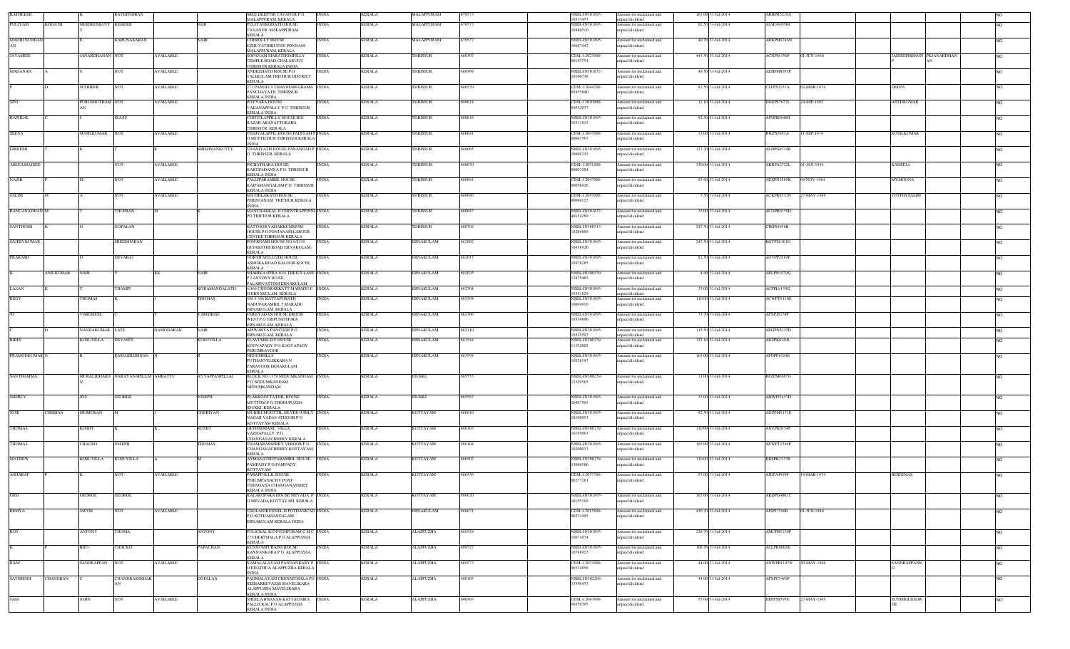| RATHEESH | | K | RAVEENDRAN | | | SREE DEEPTHI TAVANUR P O MALAPPURAM, KERALA | INDIA | KERALA | MALAPPURAM | 679573 | | NSDL-IN301895-10313453 | Amount for unclaimed and unpaid dividend | 165.00 | 31-Jul-2014 | AKBPR5218A | | | | | NO |
|---|---|---|---|---|---|---|---|---|---|---|---|---|---|---|---|---|---|---|---|---|---|
| PULIYAM | KODATH | MOIDEENKUTTY | KHADER | | HAJI | PULIYANKODATH HOUSE TAVANUR MALAPPURAM KERALA | INDIA | KERALA | MALAPPURAM | 679573 | | NSDL-IN301895-10480510 | Amount for unclaimed and unpaid dividend | 82.50 | 31-Jul-2014 | AJAPA9670H | | | | | NO |
| MADHUSUDHANAN | | E | KARUNAKARAN | | NAIR | CHEROLLY HOUSE EZHUVATHIRUTHY PONNANI MALAPPURAM, KERALA | INDIA | KERALA | MALAPPURAM | 679577 | | NSDL-IN301895-10667442 | Amount for unclaimed and unpaid dividend | 40.70 | 31-Jul-2014 | ARKPM8746N | | | | | NO |
| JAYASREE | | JANARDHANAN | NOT | AVAILABLE | | SOPANAM MARATHOMPILLY TEMPLE ROAD,CHALAKUDY THRISSUR KERALA INDIA | INDIA | KERALA | THRISSUR | 680307 | | CDSL-12023900-00195754 | Amount for unclaimed and unpaid dividend | 445.50 | 31-Jul-2014 | ACNPJ8356F | 01-JUN-1960 | | JAIDEEPMENON | PKJANARDHANAN | NO |
| MADANAN | A | S | NOT | AVAILABLE | | ANDEZHATH HOUSE P O TALIKULAM TRICHUR DISTRICT KERALA | INDIA | KERALA | THRISSUR | 680569 | | NSDL-IN301637-10100739 | Amount for unclaimed and unpaid dividend | 49.50 | 31-Jul-2014 | AEHPM8935P | | | | | NO |
| P | D | SUDHEER | NOT | AVAILABLE | | 271 PANOLI 9 THANNIAM GRAMA PANCHAYATH THRISSUR KERALA INDIA | INDIA | KERALA | THRISSUR | 680570 | | CDSL-12044700-05455840 | Amount for unclaimed and unpaid dividend | 82.50 | 31-Jul-2014 | CLFPS2151A | 02-MAR-1974 | | DEEPA | | NO |
| SINI | | PURUSHOTHAMAN | NOT | AVAILABLE | | POYYARA HOUSE VADANAPPALLY P O THRISSUR KERALA INDIA | INDIA | KERALA | THRISSUR | 680614 | | CDSL-12010900-04532037 | Amount for unclaimed and unpaid dividend | 12.10 | 31-Jul-2014 | DGEPS7677L | 24-SEP-1985 | | ARTHKUMAR | | NO |
| RAPHEAL | C | I | INASU | | | CHITTILAPPILLY HOUSE BIG BAZAR ARANATTUKARA THRISSUR, KERALA | INDIA | KERALA | THRISSUR | 680618 | | NSDL-IN301895-10311813 | Amount for unclaimed and unpaid dividend | 82.50 | 31-Jul-2014 | AJNPR0464H | | | | | NO |
| SEENA | | SUNILKUMAR | NOT | AVAILABLE | | THAIVALAPPIL HOUSE PADIYAM P O MUTTICHUR THRISSUR KERALA INDIA | INDIA | KERALA | THRISSUR | 680641 | | CDSL-12047600-00047567 | Amount for unclaimed and unpaid dividend | 33.00 | 31-Jul-2014 | BJLPS3691A | 11-SEP-1974 | | SUNILKUMAR | | NO |
| GIREESH | T | K | T | R | KRISHNANKUTTY | THANIYATH HOUSE PANANGAD P O THRISSUR, KERALA | INDIA | KERALA | THRISSUR | 680665 | | NSDL-IN301895-10609333 | Amount for unclaimed and unpaid dividend | 123.20 | 31-Jul-2014 | ALDPG9734B | | | | | NO |
| ABDULMAJEED | | | NOT | AVAILABLE | | PICHATHARA HOUSE KARUPADANNA P O THRISSUR KERALA INDIA | INDIA | KERALA | THRISSUR | 680670 | | CDSL-12051800-00003204 | Amount for unclaimed and unpaid dividend | 330.00 | 31-Jul-2014 | AKRPA2722L | 01-JAN-1944 | | KADEEJA | | NO |
| NAZIR | P | M | NOT | AVAILABLE | | PALLIPARAMBIL HOUSE KAIPAMANGALAM P O THRISSUR KERALA INDIA | INDIA | KERALA | THRISSUR | 680681 | | CDSL-12047600-00056926 | Amount for unclaimed and unpaid dividend | 93.60 | 31-Jul-2014 | AEXPN2889K | 04-NOV-1964 | | MYMOONA | | NO |
| SALIM | M | A | NOT | AVAILABLE | | MATHILAKATH HOUSE PERINJANAM TRICHUR KERALA INDIA | INDIA | KERALA | THRISSUR | 680686 | | CDSL-12047600-00068127 | Amount for unclaimed and unpaid dividend | 5.50 | 31-Jul-2014 | ACKPR0532N | 27-MAY-1969 | | JYOTHYSALIM | | NO |
| RANGANADHAN | M | T | THUPRAN | M | K | MANCHAKKAL H CHENTRAPPINNI PO TRICHUR KERALA | INDIA | KERALA | THRISSUR | 680687 | | NSDL-IN301637-40154289 | Amount for unclaimed and unpaid dividend | 33.00 | 31-Jul-2014 | ACOPR0159D | | | | | NO |
| SANTHOSH | K | G | GOPALAN | | | KATTOOR VADAKKUMMURI HOUSE P O PONJANAM LABOUR CENTRE THRISSUR KERALA | INDIA | KERALA | THRISSUR | 680702 | | NSDL-IN300513-18204869 | Amount for unclaimed and unpaid dividend | 247.50 | 31-Jul-2014 | CIKPS4956B | | | | | NO |
| SAJEEVKUMAR | | | SREEDHARAN | | | POWRNAMI HOUSE NO 6/2358 GUJARATHI ROAD ERNAKULAM, KERALA | INDIA | KERALA | ERNAKULAM | 682002 | | NSDL-IN301895-10439920 | Amount for unclaimed and unpaid dividend | 247.50 | 31-Jul-2014 | BGTPS8161G | | | | | NO |
| PRAKASH | | D | DEVARAJ | | | NORTH MULLOTH HOUSE ASHOKA ROAD KALOOR KOCHI, KERALA | INDIA | KERALA | ERNAKULAM | 682017 | | NSDL-IN301895-10476285 | Amount for unclaimed and unpaid dividend | 82.50 | 31-Jul-2014 | AGVPP2819P | | | | | NO |
| K | ANILKUMAR | NAIR | V | KK | NAIR | SHARIKA (PRA 103) THEJUS LANE P J ANTONY ROAD, PALARIVATTOM ERNAKULAM | INDIA | KERALA | ERNAKULAM | 682025 | | NSDL-IN300239-12875465 | Amount for unclaimed and unpaid dividend | 4.40 | 31-Jul-2014 | AELPN1979G | | | | | NO |
| LALAN | K | T | THAMPI | | KORAMANGALATH | 4/160 CHOORAKKATT MARADU P O ERNAKULAM, KERALA | INDIA | KERALA | ERNAKULAM | 682304 | | NSDL-IN301895-10361829 | Amount for unclaimed and unpaid dividend | 33.00 | 31-Jul-2014 | ACPPL9139G | | | | | NO |
| REGY | | THOMAS | K | T | THOMAS | 766 8 386 KATTAPURATH NADUPARAMBIL 5 MARADU ERNAKULAM, KERALA | INDIA | KERALA | ERNAKULAM | 682304 | | NSDL-IN301895-10694910 | Amount for unclaimed and unpaid dividend | 110.00 | 31-Jul-2014 | ACWPT9110E | | | | | NO |
| JO | | VARGHESE | K | I | VARGHESE | CHEEYADAN HOUSE EROOR WEST P O TRIPUNITHURA ERNAKULAM, KERALA | INDIA | KERALA | ERNAKULAM | 682306 | | NSDL-IN301895-10334896 | Amount for unclaimed and unpaid dividend | 73.70 | 31-Jul-2014 | AFXPJ6274F | | | | | NO |
| C | D | NANDAKUMAR | LATE | DAMODARAN | NAIR | AISWARYA PANCODE P O ERNAKULAM, KERALA | INDIA | KERALA | ERNAKULAM | 682310 | | NSDL-IN301895-10325597 | Amount for unclaimed and unpaid dividend | 115.50 | 31-Jul-2014 | AEGPN6125D | | | | | NO |
| BIBIN | | KURUVILLA | DEVASSY | | KURUVILLA | ELAVUMKUDY HOUSE KOOVAPADY P O KOOVAPADY PERUMBAVOOR | INDIA | KERALA | ERNAKULAM | 683544 | | NSDL-IN300239-11352005 | Amount for unclaimed and unpaid dividend | 122.10 | 31-Jul-2014 | ARZPK0169L | | | | | NO |
| PRAMODKUMAR | N | R | RAMAKRISHNAN | N | R | NEDUMPILLY PUTHANVELIKKARA N PARAVOOR ERNAKULAM, KERALA | INDIA | KERALA | ERNAKULAM | 683594 | | NSDL-IN301895-10528193 | Amount for unclaimed and unpaid dividend | 165.00 | 31-Jul-2014 | APDPP1624E | | | | | NO |
| SANTHAMMA | | MURALIDHARAN | NARAYANAPILLAI | AMBATTU | AYYAPPANPILLAI | BLOCK NO 1354 NEDUMKANDAM P O NEDUMKANDAM NEDUMKANDAM | INDIA | KERALA | IDUKKI | 685553 | | NSDL-IN300239-13329565 | Amount for unclaimed and unpaid dividend | 11.00 | 31-Jul-2014 | BFZPM6067G | | | | | NO |
| SHERLY | | JOY | GEORGE | | JOSEPH | PLAKKOOTTATHIL HOUSE MUTTOM P O THODUPUZHA IDUKKI, KERALA | INDIA | KERALA | IDUKKI | 685587 | | NSDL-IN301895-10497505 | Amount for unclaimed and unpaid dividend | 33.00 | 31-Jul-2014 | AHWPJ3457D | | | | | NO |
| JOSE | CHERIAN | MURICKAN | M | | CHERIYAN | MURIKUMOOTTIL SILVER JUBILY NAGAR VADAVATHOOR P O KOTTAYAM KERALA | INDIA | KERALA | KOTTAYAM | 686010 | | NSDL-IN301895-10109053 | Amount for unclaimed and unpaid dividend | 82.50 | 31-Jul-2014 | ADZPM5151E | | | | | NO |
| THOMAS | | KOSHY | K | K | KOSHY | GETHSEMANE VILLA VAZHAPALLY P O CHANGANACHERRY KERALA | INDIA | KERALA | KOTTAYAM | 686103 | | NSDL-IN300239-10195063 | Amount for unclaimed and unpaid dividend | 110.00 | 31-Jul-2014 | AXVPK9154F | | | | | NO |
| THOMAS | | CHACKO | JOSEPH | | THOMAS | THAMARASSERRY VEROOR P O CHANGANACHERRY KOTTAYAM, KERALA | INDIA | KERALA | KOTTAYAM | 686104 | | NSDL-IN301895-10200033 | Amount for unclaimed and unpaid dividend | 165.00 | 31-Jul-2014 | AEWPT1549P | | | | | NO |
| MATHEW | | KURUVILLA | KURUVILLA | A | M | AYMANATHUPARAMBIL HOUSE PAMPADY P O PAMPADY KOTTAYAM | INDIA | KERALA | KOTTAYAM | 686502 | | NSDL-IN300239-13066566 | Amount for unclaimed and unpaid dividend | 110.00 | 31-Jul-2014 | BKSPK3337B | | | | | NO |
| ASHARAF | P | K | NOT | AVAILABLE | | PARAPPALLIL HOUSE PERUMPANACHY POST THENGANA CHANGANASSERY KERALA INDIA | INDIA | KERALA | KOTTAYAM | 686536 | | CDSL-12057300-00277281 | Amount for unclaimed and unpaid dividend | 55.00 | 31-Jul-2014 | AJEPA4999F | 18-MAR-1974 | | RESEENAS | | NO |
| GIGI | | GEORGE | GEORGE | | | KALARUPARA HOUSE MEVADA P O MEVADA KOTTAYAM, KERALA | INDIA | KERALA | KOTTAYAM | 686620 | | NSDL-IN301895-10155169 | Amount for unclaimed and unpaid dividend | 165.00 | 31-Jul-2014 | AKDPG4001C | | | | | NO |
| REMYA | | JACOB | NOT | AVAILABLE | | THOLANIKUNNEL H POTHANICAD P O KOTHAMANGALAM ERNAKULAM KERALA INDIA | INDIA | KERALA | ERNAKULAM | 686671 | | CDSL-12015600-00231995 | Amount for unclaimed and unpaid dividend | 476.70 | 31-Jul-2014 | AJSPJ7596B | 01-JUN-1980 | | | | NO |
| ROY | | ANTONY | THOMA | | ANTONY | PULICKAL KUNNUMPURAM C M C 27 CHERTHALA P O ALAPPUZHA KERALA | INDIA | KERALA | ALAPPUZHA | 688524 | | NSDL-IN301895-10671074 | Amount for unclaimed and unpaid dividend | 238.70 | 31-Jul-2014 | AMCPR5250P | | | | | NO |
| K | P | BIJO | CHACKO | | PAPACHAN | KUNNUMPURATH HOUSE KANNANKARA P O ALAPPUZHA, KERALA | INDIA | KERALA | ALAPPUZHA | 688527 | | NSDL-IN301895-10758923 | Amount for unclaimed and unpaid dividend | 106.70 | 31-Jul-2014 | ALLPB0602K | | | | | NO |
| RANI | | SANDRAPPAN | NOT | AVAILABLE | | KAMALALAYAM PANDANKARY P O EDATHUA ALAPPUZHA KERALA INDIA | INDIA | KERALA | ALAPPUZHA | 689573 | | CDSL-12023900-00334859 | Amount for unclaimed and unpaid dividend | 44.00 | 31-Jul-2014 | ANWPR1187N | 30-MAY-1966 | | SANDRAPPANKG | | NO |
| SATHEESH | CHANDRAN | C | CHANDRASEKHARAN | | GOPALAN | PADMALAYAM CHENNITHALA PO KIZHAKKEVAZHI MAVELIKARA ALAPPUZHA MAVELIKARA KERALA INDIA | INDIA | KERALA | ALAPPUZHA | 690105 | | NSDL-IN302269-13596453 | Amount for unclaimed and unpaid dividend | 44.00 | 31-Jul-2014 | APXPC5469F | | | | | NO |
| SAM | | JOHN | NOT | AVAILABLE | | SHEELA BHAVAN KATTACHIRA PALLICKAL P O ALAPPUZHA KERALA INDIA | INDIA | KERALA | ALAPPUZHA | 690503 | | CDSL-12047600-00259705 | Amount for unclaimed and unpaid dividend | 55.00 | 31-Jul-2014 | DEPPS8595E | 27-MAY-1965 | | SUNIMOLGEORGE | | NO |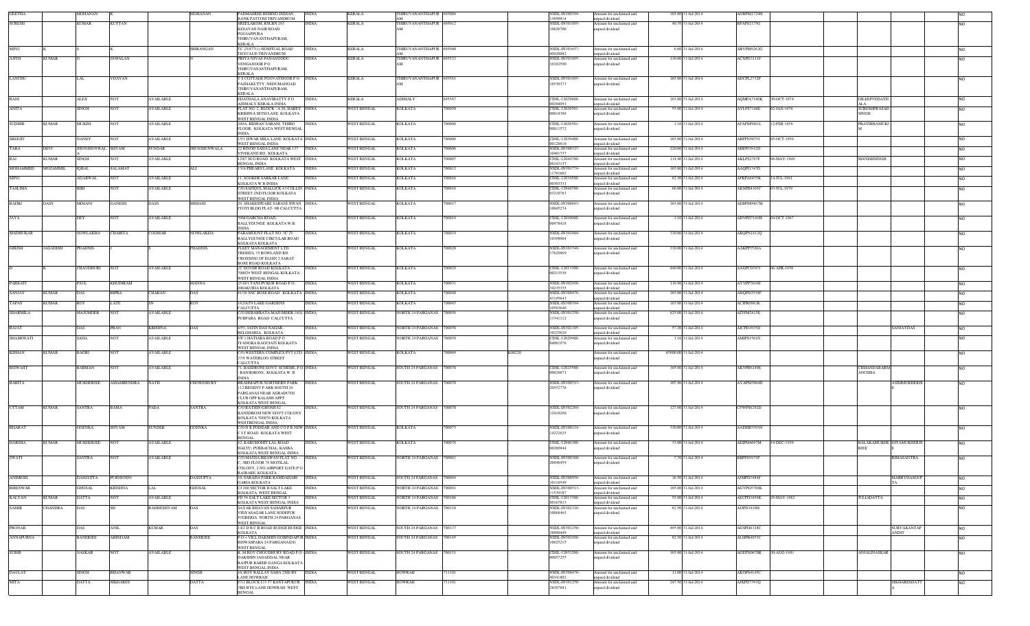| GEETHA | | MOHANAN | K | | MOHANAN | PADMASREE BEHIND INDIAN BANK,PATTOM TRIVANDRUM | INDIA | KERALA | THIRUVANANTHAPUR AM | 695004 | | NSDL-IN300394-13050614 | Amount for unclaimed and unpaid dividend | 165.00 | 31-Jul-2014 | AOBPM1729H | | | | NO |
|---|---|---|---|---|---|---|---|---|---|---|---|---|---|---|---|---|---|---|---|---|
| SURESH | | KUMAR | KUTTAN | | | SREELAKOM, RSLBN 183 KESAVAN NAIR ROAD POOJAPPURA THIRUVANANTHAPURAM, KERALA | INDIA | KERALA | THIRUVANANTHAPUR AM | 695012 | | NSDL-IN301895-10626706 | Amount for unclaimed and unpaid dividend | 40.70 | 31-Jul-2014 | BPAPS2175G | | | | NO |
| MINU | K | S | K | | SRIRANGAN | TC 25/877(1) HOSPITAL ROAD THYCAUD TRIVANDRUM | INDIA | KERALA | THIRUVANANTHAPUR AM | 695040 | | NSDL-IN301637-40920062 | Amount for unclaimed and unpaid dividend | 6.60 | 31-Jul-2014 | ARVPM9262G | | | | NO |
| AJITH | KUMAR | G | GOPALAN | | N | PRIYA NIVAS PANANGODU VENGANOOR P O THIRUVANANTHAPURAM, KERALA | INDIA | KERALA | THIRUVANANTHAPUR AM | 695523 | | NSDL-IN301895-10102590 | Amount for unclaimed and unpaid dividend | 110.00 | 31-Jul-2014 | ACXPG3111F | | | | NO |
| LANCHU | | LAL | VIJAYAN | | | T S COTTAGE POOVATHOOR P O PAZHAKUTTY, NEDUMANGAD THIRUVANANTHAPURAM, KERALA | INDIA | KERALA | THIRUVANANTHAPUR AM | 695561 | | NSDL-IN301895-10530373 | Amount for unclaimed and unpaid dividend | 165.00 | 31-Jul-2014 | ADCPL2732P | | | | NO |
| RANI | | ALEX | NOT | AVAILABLE | | EDATHALA ANAVIRATTY P.O ADIMALY KERALA INDIA | INDIA | KERALA | ADIMALY | 695567 | | CDSL-12029900-00288091 | Amount for unclaimed and unpaid dividend | 165.00 | 31-Jul-2014 | AQMPA7180K | 30-OCT-1974 | DILEEPVEDATH ALA | | NO |
| ANITA | | SINGH | NOT | AVAILABLE | | FLAT NO. 2, BLOCK - A 20, HARDY KRISHNA SETH LANE KOLKATA WEST BENGAL INDIA | INDIA | WEST BENGAL | KOLKATA | 700050 | | CDSL-12026501-00018388 | Amount for unclaimed and unpaid dividend | 55.00 | 31-Jul-2014 | AYLPS7144E | 02-JAN-1976 | SURESHPRASAD SINGH | | NO |
| SUDHIR | KUMAR | MUKIM | NOT | AVAILABLE | | 209A, BIDHAN SARANI THIRD FLOOR KOLKATA WEST BENGAL INDIA | INDIA | WEST BENGAL | KOLKATA | 700006 | | CDSL-12026501-00011572 | Amount for unclaimed and unpaid dividend | 1.10 | 31-Jul-2014 | AFAPM5061L | 12-FEB-1956 | PRATIBHAMUKI M | | NO |
| SREEJIT | | NANDY | NOT | AVAILABLE | | 13/1 ISWAR MILL LANE KOLKATA WEST BENGAL INDIA | INDIA | WEST BENGAL | KOLKATA | 700006 | | CDSL-12039400-00128810 | Amount for unclaimed and unpaid dividend | 165.00 | 31-Jul-2014 | ABFPN5075J | 05-OCT-1956 | | | NO |
| TARA | DEVI | JHUNJHUNWAL A | SHYAM | SUNDAR | JHUNJHUNWALA | 22 BINOD SAHA LANE NEAR 137 VIVEKAND RD KOLKATA | INDIA | WEST BENGAL | KOLKATA | 700006 | | NSDL-IN300327-10401737 | Amount for unclaimed and unpaid dividend | 220.00 | 31-Jul-2014 | AHEPJ3912D | | | | NO |
| RAJ | KUMAR | SINGH | NOT | AVAILABLE | | 129/7 M G ROAD KOLKATA WEST BENGAL INDIA | INDIA | WEST BENGAL | KOLKATA | 700007 | | CDSL-12044700-00243137 | Amount for unclaimed and unpaid dividend | 114.40 | 31-Jul-2014 | AKLPS2767F | 08-MAY-1949 | MANISHSINGH | | NO |
| MOHAMMED | MOZAMMIL | IQBAL | SALAMAT | | ALI | 7/3A PHEARS LANE KOLKATA | INDIA | WEST BENGAL | KOLKATA | 700012 | | NSDL-IN301774-11791602 | Amount for unclaimed and unpaid dividend | 165.00 | 31-Jul-2014 | AAQPI1347G | | | | NO |
| MINU | | AGARWAL | NOT | AVAILABLE | | 11, SOOKER SARKAR LANE KOLKATA W B INDIA | INDIA | WEST BENGAL | KOLKATA | 700016 | | CDSL-12034500-00303331 | Amount for unclaimed and unpaid dividend | 82.50 | 31-Jul-2014 | AFRPA9455K | 14-JUL-1961 | | | NO |
| TASLIMA | | BIBI | NOT | AVAILABLE | | C/O SAFIQUL MALLICK 43 COLLIN STREET 2ND FLOOR KOLKATA WEST BENGAL INDIA | INDIA | WEST BENGAL | KOLKATA | 700016 | | CDSL-12044700-03210783 | Amount for unclaimed and unpaid dividend | 66.00 | 31-Jul-2014 | AKXPB4163C | 03-JUL-1979 | | | NO |
| BADRI | DASS | MIMANI | GANESH | DASS | MIMANI | 29, SHAKESPEARE SARANI JIWAN JYOTI BLDG FLAT- 6B CALCUTTA | INDIA | WEST BENGAL | KOLKATA | 700017 | | NSDL-IN300693-10045274 | Amount for unclaimed and unpaid dividend | 165.00 | 31-Jul-2014 | AEBPM9967M | | | | NO |
| JAYA | | DEY | NOT | AVAILABLE | | 50M GARCHA ROAD, BALLYGUNGE KOLKATA W.B INDIA | INDIA | WEST BENGAL | KOLKATA | 700019 | | CDSL-12010900-00978418 | Amount for unclaimed and unpaid dividend | 1.10 | 31-Jul-2014 | ADVPD7169H | 04-OCT-1967 | | | NO |
| MADHUKAR | | NOWLAKHA | CHABITA | COOMAR | NOWLAKHA | PARAMOUNT FLAT NO. 3C 25 BALLYGUNGE CIRCULAR ROAD KOLKATA KOLKATA | INDIA | WEST BENGAL | KOLKATA | 700019 | | NSDL-IN301604-10398904 | Amount for unclaimed and unpaid dividend | 330.00 | 31-Jul-2014 | ABQPN1412Q | | | | NO |
| GIRISH | JAGADISH | PHADNIS | | | PHADNIS | FLEET MANAGEMENT LTD TRISHUL 35 ROWLAND RD CROSSING OF ELGIN 2 SARAT BOSE ROAD KOLKATA | INDIA | WEST BENGAL | KOLKATA | 700020 | | NSDL-IN301549-17629869 | Amount for unclaimed and unpaid dividend | 330.00 | 31-Jul-2014 | AAKPP5520A | | | | NO |
| D | | CHAUDHURI | NOT | AVAILABLE | | 2C DOVER ROAD KOLKATA - 700029 WEST BENGAL KOLKATA WEST BENGAL INDIA | INDIA | WEST BENGAL | KOLKATA | 700029 | | CDSL-12013300-00213538 | Amount for unclaimed and unpaid dividend | 440.00 | 31-Jul-2014 | AAGPC0397J | 06-APR-1956 | | | NO |
| PARBATI | | PAUL | KHUDIRAM | | MANNA | 25/4/1 TANUPUKUR ROAD P.O.- DHAKURIA KOLKATA | INDIA | WEST BENGAL | KOLKATA | 700031 | | NSDL-IN302898-10235335 | Amount for unclaimed and unpaid dividend | 119.90 | 31-Jul-2014 | AYVPP9616E | | | | NO |
| SANJAY | KUMAR | DAS | BIPRA | CHARAN | DAS | 61/18 NSC BOSE ROAD KOLKATA | INDIA | WEST BENGAL | KOLKATA | 700040 | | NSDL-IN300476-43195643 | Amount for unclaimed and unpaid dividend | 165.00 | 31-Jul-2014 | AHQPD3538F | | | | NO |
| TAPAS | KUMAR | ROY | LATE | SN | ROY | 162/A/59 LAKE GARDENS CALCUTTA | INDIA | WEST BENGAL | KOLKATA | 700045 | | NSDL-IN300394-10583646 | Amount for unclaimed and unpaid dividend | 165.00 | 31-Jul-2014 | ACIPR0981R | | | | NO |
| SHARMILA | | MAJUMDER | NOT | AVAILABLE | | C/O DEBABRATA MAJUMDER 18/A PUBPARA ROAD CALCUTTA | INDIA | WEST BENGAL | NORTH 24 PARGANAS | 700056 | | NSDL-IN301250-13341112 | Amount for unclaimed and unpaid dividend | 825.00 | 31-Jul-2014 | AITPM2815E | | | | NO |
| RAJAT | | DAS | PRAN | KRISHNA | DAS | 4/55, JATIN DAS NAGAR, BELGHARIA, KOLKATA | INDIA | WEST BENGAL | NORTH 24 PARGANAS | 700056 | | NSDL-IN302105-10225620 | Amount for unclaimed and unpaid dividend | 57.20 | 31-Jul-2014 | AICPD1935D | | | SANJAYDAS | NO |
| SHASHWATI | | SAHA | NOT | AVAILABLE | | F/F 1 HATIARA ROAD P O JYANGRA BAGUIATI KOLKATA WEST BENGAL INDIA | INDIA | WEST BENGAL | NORTH 24 PARGANAS | 700059 | | CDSL-12029900-04061976 | Amount for unclaimed and unpaid dividend | 1.10 | 31-Jul-2014 | AMIPS1561N | | | | NO |
| KISHAN | KUMAR | BAGRI | NOT | AVAILABLE | | C/O WESTERN COMPLEX PVT LTD 27/8 WATERLOO STREET CALCUTTA | INDIA | WEST BENGAL | KOLKATA | 700069 | K00220 | | Amount for unclaimed and unpaid dividend | 85800.00 | 31-Jul-2014 | | | | | NO |
| BISWAJIT | | BARMAN | NOT | AVAILABLE | | 71, BANSDRONI GOVT. SCHEME, P.O -BANSDRONI, KOLKATA W. B INDIA | INDIA | WEST BENGAL | SOUTH 24 PARGANAS | 700070 | | CDSL-12025500-00028873 | Amount for unclaimed and unpaid dividend | 165.00 | 31-Jul-2014 | AKVPB6149E | | CHHANDABARM ANCHHA | | NO |
| BABITA | | MUKHERJEE | AMARENDRA | NATH | CHOWDHURY | BRAHMAPUR NORTHERN PARK 112 REGENT P ARK SOUTH 24 PARGANAS NEAR AGRADUTH CLUB OPP KALASH APPT KOLKATA WEST BENGAL | INDIA | WEST BENGAL | SOUTH 24 PARGANAS | 700070 | | NSDL-IN300513-20552778 | Amount for unclaimed and unpaid dividend | 107.80 | 31-Jul-2014 | AYAPM3904D | | | ASIMMUKHERJE E | NO |
| UTTAM | KUMAR | SANTRA | RAMA | PADA | SANTRA | C/O RATHIN GHOSH 62 BANSDRONI NEW GOVT COLONY KOLKATA 700070 KOLKATA WESTBENGAL INDIA | INDIA | WEST BENGAL | SOUTH 24 PARGANAS | 700070 | | NSDL-IN302269-12410290 | Amount for unclaimed and unpaid dividend | 127.60 | 31-Jul-2014 | CYWPS6292D | | | | NO |
| BHARAT | | GOENKA | SHYAM | SUNDER | GOENKA | C/O N K PODDAR AND CO P B NEW C I T ROAD KOLKATA WEST BENGAL | INDIA | WEST BENGAL | KOLKATA | 700073 | | NSDL-IN300214-14222625 | Amount for unclaimed and unpaid dividend | 330.00 | 31-Jul-2014 | AADHB5393N | | | | NO |
| HARSHA | KUMAR | MUKHERJEE | NOT | AVAILABLE | | 92, KABI MOHIT LAL ROAD HALTU, PURBACHAL, KASBA KOLKATA WEST BENGAL INDIA | INDIA | WEST BENGAL | KOLKATA | 700078 | | CDSL-12046300-00200944 | Amount for unclaimed and unpaid dividend | 33.00 | 31-Jul-2014 | AEIPM4697M | 19-DEC-1939 | BALAKAMUKHE RJEE | GITAMUKHERJE E | NO |
| SWATI | | SANTRA | NOT | AVAILABLE | | C/O MANSA BHAWAN FLAT NO. - C, 3RD FLOOR 78 MOTILAL COLONY, 2 NO AIRPORT GATE P O RAJBARI, KOLKATA | INDIA | WEST BENGAL | NORTH 24 PARGANAS | 700081 | | NSDL-IN300360-20046459 | Amount for unclaimed and unpaid dividend | 7.70 | 31-Jul-2014 | BBPPS3975P | | | RIMASANTRA | NO |
| ANIMESH | | DASGUPTA | PURNENDU | | DASGUPTA | 10, SARADA PARK KAMDAHARI GARIA KOLKATA | INDIA | WEST BENGAL | SOUTH 24 PARGANAS | 700084 | | NSDL-IN300959-10118549 | Amount for unclaimed and unpaid dividend | 16.50 | 31-Jul-2014 | AJMPD3984F | | | MARRYDASGUP TA | NO |
| BIRESWAR | | GHOSAL | KRISHNA | LAL | GHOSAL | CJ 260 SECTOR II SALT LAKE KOLKATA WEST BENGAL | INDIA | WEST BENGAL | NORTH 24 PARGANAS | 700091 | | NSDL-IN300513-21539187 | Amount for unclaimed and unpaid dividend | 165.00 | 31-Jul-2014 | AGYPG5788K | | | | NO |
| KALYAN | KUMAR | DATTA | NOT | AVAILABLE | | FD 54 SALT LAKE SECTOR 3 KOLKATA WEST BENGAL INDIA | INDIA | WEST BENGAL | NORTH 24 PARGANAS | 700106 | | CDSL-12013300-00167813 | Amount for unclaimed and unpaid dividend | 55.00 | 31-Jul-2014 | AECPD3858K | 29-MAY-1962 | JULIADATTA | | NO |
| SAMIR | CHANDRA | DAS | SH | RADHESHYAM | DAS | SAYAK BHAVAN SAHARPUR VIDYASAGAR LANE SODEPUR JUGBERIA NORTH 24 PARGANAS WEST BENGAL | INDIA | WEST BENGAL | NORTH 24 PARGANAS | 700110 | | NSDL-IN302316-10066465 | Amount for unclaimed and unpaid dividend | 82.50 | 31-Jul-2014 | AIJPD3410H | | | | NO |
| PRONAB | | DAS | ANIL | KUMAR | DAS | 14/2 D B C R ROAD BUDGE BUDGE KOLKATA | INDIA | WEST BENGAL | SOUTH 24 PARGANAS | 700137 | | NSDL-IN301250-28900449 | Amount for unclaimed and unpaid dividend | 495.00 | 31-Jul-2014 | AGSPD6326C | | | SURYAKANTAP ANDIT | NO |
| ANNAPURNA | | BANERJEE | ARINDAM | | BANERJEE | P.O + VILL DAKSHIN GOBINDAPUR BISWASPARA 24 PARGANAS(S) WEST BENGAL | INDIA | WEST BENGAL | SOUTH 24 PARGANAS | 700145 | | NSDL-IN302898-10025215 | Amount for unclaimed and unpaid dividend | 82.50 | 31-Jul-2014 | ALHPB4653C | | | | NO |
| SUBIR | | NASKAR | NOT | AVAILABLE | | K M ROY CHOUDHURY ROAD P.O DAKSHIN JAGADDAL NEAR RAJPUR KAREB GANGA KOLKATA WEST-BENGAL INDIA | INDIA | WEST BENGAL | SOUTH 24 PARGANAS | 700151 | | CDSL-12053200-00057255 | Amount for unclaimed and unpaid dividend | 165.00 | 31-Jul-2014 | AGEPN0670R | 30-AUG-1981 | ANJALINASKAR | | NO |
| DAULAT | | SINGH | BHANWAR | | SINGH | 10, ROY BALLAV SAHA 2ND BY LANE HOWRAH | INDIA | WEST BENGAL | HOWRAH | 711101 | | NSDL-IN300476-40341802 | Amount for unclaimed and unpaid dividend | 11.00 | 31-Jul-2014 | AKOPS4145C | | | | NO |
| MITA | | DATTA | SIKHARES | | DATTA | 8/12 BLOCK C/3 57 KANTAPUKUR 3RD BYE LANE HOWRAH WEST BENGAL | INDIA | WEST BENGAL | HOWRAH | 711101 | | NSDL-IN301250-28107881 | Amount for unclaimed and unpaid dividend | 247.50 | 31-Jul-2014 | AJKPD7393Q | | | SIKHARESDATT A | NO |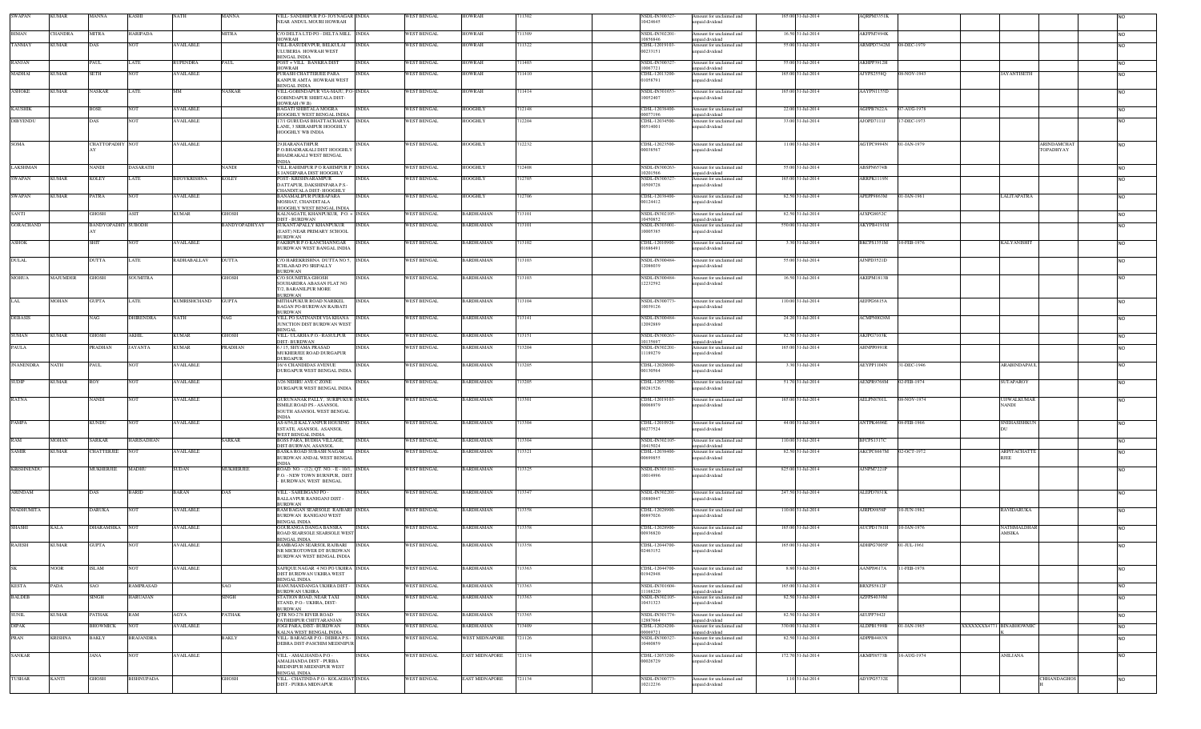| SWAPAN | KUMAR | MANNA | KASHI | NATH | MANNA | VILL- SANDHIPUR P.O- JOYNAGAR NEAR ANDUL MOURI HOWRAH | INDIA | WEST BENGAL | HOWRAH | 711302 | | NSDL-IN300327-10424645 | Amount for unclaimed and unpaid dividend | 165.00 | 31-Jul-2014 | AQRPM5351K | | | | | NO |
|---|---|---|---|---|---|---|---|---|---|---|---|---|---|---|---|---|---|---|---|---|---|
| BIMAN | CHANDRA | MITRA | HARIPADA | | MITRA | C/O DELTA LTD PO - DELTA MILL HOWRAH | INDIA | WEST BENGAL | HOWRAH | 711309 | | NSDL-IN302201-10858646 | Amount for unclaimed and unpaid dividend | 16.50 | 31-Jul-2014 | AKFPM7494K | | | | | NO |
| TANMAY | KUMAR | DAS | NOT | AVAILABLE | | VILL-BASUDEVPUR, HILKULAI ULUBERIA HOWRAH WEST BENGAL INDIA | INDIA | WEST BENGAL | HOWRAH | 711322 | | CDSL-13019103-00233153 | Amount for unclaimed and unpaid dividend | 55.00 | 31-Jul-2014 | ARMPD7342M | 08-DEC-1979 | | | | NO |
| RANJAN | | PAUL | LATE | RUPENDRA | PAUL | POST + VILL. BANKRA DIST HOWRAH | INDIA | WEST BENGAL | HOWRAH | 711403 | | NSDL-IN300327-10067721 | Amount for unclaimed and unpaid dividend | 55.00 | 31-Jul-2014 | AKHPP3912H | | | | | NO |
| MADHAI | KUMAR | SETH | NOT | AVAILABLE | | PURASH CHATTERJEE PARA KANPUR AMTA HOWRAH WEST BENGAL INDIA | INDIA | WEST BENGAL | HOWRAH | 711410 | | CDSL-12013200-01058791 | Amount for unclaimed and unpaid dividend | 165.00 | 31-Jul-2014 | AJYPS2558Q | 08-NOV-1943 | | JAYANTISETH | | NO |
| ASHOKE | KUMAR | NASKAR | LATE | MM | NASKAR | VILL-GOBINDAPUR VIA-MAJU, P.O-GOBINDAPUR SHIBTALA DIST-HOWRAH (W.B) | INDIA | WEST BENGAL | HOWRAH | 711414 | | NSDL-IN301653-10052407 | Amount for unclaimed and unpaid dividend | 165.00 | 31-Jul-2014 | AAYPN1155D | | | | | NO |
| KAUSHIK | | BOSE | NOT | AVAILABLE | | BAGATI SHIBTALA MOGRA HOOGHLY WEST BENGAL INDIA | INDIA | WEST BENGAL | HOOGHLY | 712148 | | CDSL-12036400-00077196 | Amount for unclaimed and unpaid dividend | 22.00 | 31-Jul-2014 | AGFPB7622A | 07-AUG-1978 | | | | NO |
| DIBYENDU | | DAS | NOT | AVAILABLE | | 17/1 GURUDAS BHATTACHARYA LANE, 3 SRIRAMPUR HOOGHLY HOOGHLY WB INDIA | INDIA | WEST BENGAL | HOOGHLY | 712204 | | CDSL-12034500-00514001 | Amount for unclaimed and unpaid dividend | 33.00 | 31-Jul-2014 | AIOPD7111J | 17-DEC-1973 | | | | NO |
| SOMA | | CHATTOPADHY AY | NOT | AVAILABLE | | 29,HARANATHPUR P.O.BHADRAKALI DIST HOOGHLY BHADRAKALI WEST BENGAL INDIA | INDIA | WEST BENGAL | HOOGHLY | 712232 | | CDSL-12023500-00038567 | Amount for unclaimed and unpaid dividend | 11.00 | 31-Jul-2014 | AGTPC9994N | 01-JAN-1979 | | | ARINDAMCHATTOPADHYAY | NO |
| LAKSHMAN | | NANDI | DASARATH | | NANDI | VILL RAHIMPUR P O RAHIMPUR P S JANGIPARA DIST HOOGHLY | INDIA | WEST BENGAL | HOOGHLY | 712408 | | NSDL-IN300263-10201566 | Amount for unclaimed and unpaid dividend | 55.00 | 31-Jul-2014 | ABSPN6574B | | | | | NO |
| SWAPAN | KUMAR | KOLEY | LATE | BHOYKRISHNA | KOLEY | POST- KRISHNARAMPUR DATTAPUR, DAKSHINPARA P.S-CHANDITALA DIST- HOOGHLY | INDIA | WEST BENGAL | HOOGHLY | 712705 | | NSDL-IN300327-10509728 | Amount for unclaimed and unpaid dividend | 165.00 | 31-Jul-2014 | ARRPK1119N | | | | | NO |
| SWAPAN | KUMAR | PATRA | NOT | AVAILABLE | | BANAMALIPUR PURBAPARA MOSHAT, CHANDITALA HOOGHLY WEST BENGAL INDIA | INDIA | WEST BENGAL | HOOGHLY | 712706 | | CDSL-12036400-00124412 | Amount for unclaimed and unpaid dividend | 82.50 | 31-Jul-2014 | APEPP8863M | 01-JAN-1961 | | LALITAPATRA | | NO |
| SANTI | | GHOSH | ASIT | KUMAR | GHOSH | KALNAGATE, KHANPUKUR, P.O. + DIST - BURDWAN | INDIA | WEST BENGAL | BARDHAMAN | 713101 | | NSDL-IN302105-10450852 | Amount for unclaimed and unpaid dividend | 82.50 | 31-Jul-2014 | AIXPG6052C | | | | | NO |
| GORACHAND | | BANDYOPADHY AY | SUBODH | | BANDYOPADHYAY | SUKANTAPALLY KHANPUKUR (EAST) NEAR PRIMARY SCHOOL BURDWAN | INDIA | WEST BENGAL | BARDHAMAN | 713101 | | NSDL-IN303001-10005585 | Amount for unclaimed and unpaid dividend | 550.00 | 31-Jul-2014 | AKYPB4191M | | | | | NO |
| ASHOK | | SHIT | NOT | AVAILABLE | | FAKIRPUR P.O KANCHANNGAR BURDWAN WEST BENGAL INDIA | INDIA | WEST BENGAL | BARDHAMAN | 713102 | | CDSL-12010900-01886491 | Amount for unclaimed and unpaid dividend | 3.30 | 31-Jul-2014 | BKCPS1351M | 10-FEB-1976 | | KALYANISHIT | | NO |
| DULAL | | DUTTA | LATE | RADHABALLAV | DUTTA | C/O HAREKRISHNA DUTTA NO 5, ICHLABAD PO SRIPALLY BURDWAN | INDIA | WEST BENGAL | BARDHAMAN | 713103 | | NSDL-IN300484-12086039 | Amount for unclaimed and unpaid dividend | 55.00 | 31-Jul-2014 | AJNPD3521D | | | | | NO |
| MOHUA | MAJUMDER | GHOSH | SOUMITRA | | GHOSH | C/O SOUMITRA GHOSH SOUHARDRA ABASAN FLAT NO T/2, BARANILPUR MORE BURDWAN | INDIA | WEST BENGAL | BARDHAMAN | 713103 | | NSDL-IN300484-12232592 | Amount for unclaimed and unpaid dividend | 16.50 | 31-Jul-2014 | AKEPM1813B | | | | | NO |
| LAL | MOHAN | GUPTA | LATE | KUMRISHCHAND | GUPTA | MITHAPUKUR ROAD NARIKEL BAGAN PO-BURDWAN RAJBATI BURDWAN | INDIA | WEST BENGAL | BARDHAMAN | 713104 | | NSDL-IN300773-10039126 | Amount for unclaimed and unpaid dividend | 110.00 | 31-Jul-2014 | AEFPG6815A | | | | | NO |
| DEBASIS | | NAG | DHIRENDRA | NATH | NAG | VILL PO SATINANDI VIA KHANA JUNCTION DIST BURDWAN WEST BENGAL | INDIA | WEST BENGAL | BARDHAMAN | 713141 | | NSDL-IN300484-12092869 | Amount for unclaimed and unpaid dividend | 24.20 | 31-Jul-2014 | ACMPN0028M | | | | | NO |
| SUMAN | KUMAR | GHOSH | AKHIL | KUMAR | GHOSH | VILL- ULARHA P.O.- RASULPUR DIST- BURDWAN | INDIA | WEST BENGAL | BARDHAMAN | 713151 | | NSDL-IN300263-10135697 | Amount for unclaimed and unpaid dividend | 82.50 | 31-Jul-2014 | AKJPG7163K | | | | | NO |
| PAULA | | PRADHAN | JAYANTA | KUMAR | PRADHAN | 6/135, SHYAMA PRASAD MUKHERJEE ROAD DURGAPUR DURGAPUR | INDIA | WEST BENGAL | BARDHAMAN | 713204 | | NSDL-IN302201-11189279 | Amount for unclaimed and unpaid dividend | 165.00 | 31-Jul-2014 | AHNPP0991R | | | | | NO |
| JNANENDRA | NATH | PAUL | NOT | AVAILABLE | | 1/6/4 CHANDIDAS AVENUE DURGAPUR WEST BENGAL INDIA | INDIA | WEST BENGAL | BARDHAMAN | 713205 | | CDSL-12020000-00130564 | Amount for unclaimed and unpaid dividend | 3.30 | 31-Jul-2014 | AEYPP1104N | 31-DEC-1946 | | ARABINDAPAUL | | NO |
| SUDIP | KUMAR | ROY | NOT | AVAILABLE | | 3/26 NEHRU AVE C ZONE DURGAPUR WEST BENGAL INDIA | INDIA | WEST BENGAL | BARDHAMAN | 713205 | | CDSL-12033500-00201526 | Amount for unclaimed and unpaid dividend | 51.70 | 31-Jul-2014 | AEXPR9768M | 02-FEB-1974 | | SUTAPAROY | | NO |
| RATNA | | NANDI | NOT | AVAILABLE | | GURUNANAK PALLY, SURIPUKUR ISMILE ROAD PS- ASANSOL SOUTH ASANSOL WEST BENGAL INDIA | INDIA | WEST BENGAL | BARDHAMAN | 713301 | | CDSL-12019103-00068979 | Amount for unclaimed and unpaid dividend | 165.00 | 31-Jul-2014 | AELPN8701L | 08-NOV-1974 | | UJWALKUMARNANDI | | NO |
| PAMPA | | KUNDU | NOT | AVAILABLE | | AS-8/56,II KALYANPUR HOUSING ESTATE, ASANSOL ASANSOL WEST BENGAL INDIA | INDIA | WEST BENGAL | BARDHAMAN | 713304 | | CDSL-12010926-00277524 | Amount for unclaimed and unpaid dividend | 44.00 | 31-Jul-2014 | ANTPK4698E | 08-FEB-1966 | | SNEHASHIKUNDU | | NO |
| RAM | MOHAN | SARKAR | HARISADHAN | | SARKAR | BOSS PARA, BUDHA VILLAGE, DIST-BURWAN, ASANSOL | INDIA | WEST BENGAL | BARDHAMAN | 713304 | | NSDL-IN302105-10419024 | Amount for unclaimed and unpaid dividend | 110.00 | 31-Jul-2014 | BFCPS1317C | | | | | NO |
| SAMIR | KUMAR | CHATTERJEE | NOT | AVAILABLE | | BASKA ROAD SUBASH NAGAR BURDWAN ANDAL WEST BENGAL INDIA | INDIA | WEST BENGAL | BARDHAMAN | 713321 | | CDSL-12036400-00099855 | Amount for unclaimed and unpaid dividend | 82.50 | 31-Jul-2014 | AKCPC0867M | 02-OCT-1972 | | ARPITACHATTERJEE | | NO |
| KRISHNENDU | | MUKHERJEE | MADHU | SUDAN | MUKHERJEE | ROAD. NO. - (12), QT. NO. - E - 10/1, P.O. - NEW TOWN BURNPUR, DIST. - BURDWAN, WEST BENGAL | INDIA | WEST BENGAL | BARDHAMAN | 713325 | | NSDL-IN303191-10014896 | Amount for unclaimed and unpaid dividend | 825.00 | 31-Jul-2014 | AJNPM7221P | | | | | NO |
| ARINDAM | | DAS | BARID | BARAN | DAS | VILL - SAHEBGANJ PO - BALLAVPUR RANIGANJ DIST - BURDWAN | INDIA | WEST BENGAL | BARDHAMAN | 713347 | | NSDL-IN302201-10980947 | Amount for unclaimed and unpaid dividend | 247.50 | 31-Jul-2014 | ALEPD7031K | | | | | NO |
| MADHUMITA | | DARUKA | NOT | AVAILABLE | | RAMBAGAN SEARSOLE RAJBARI BURDWAN RANIGANJ WEST BENGAL INDIA | INDIA | WEST BENGAL | BARDHAMAN | 713358 | | CDSL-12028900-00897026 | Amount for unclaimed and unpaid dividend | 110.00 | 31-Jul-2014 | AJRPD6950P | 10-JUN-1982 | | RAVIDARUKA | | NO |
| SHASHI | KALA | DHARAMSIKA | NOT | AVAILABLE | | GOURANGA DANGA BANSRA ROAD SEARSOLE SEARSOLE WEST BENGAL INDIA | INDIA | WEST BENGAL | BARDHAMAN | 713358 | | CDSL-12028900-00930820 | Amount for unclaimed and unpaid dividend | 165.00 | 31-Jul-2014 | AUCPD1781H | 10-JAN-1976 | | NATHMALDHARAMSIKA | | NO |
| RAJESH | KUMAR | GUPTA | NOT | AVAILABLE | | RAMBAGAN SEARSOL RAJBARI NR MICROTOWER DT BURDWAN BURDWAN WEST BENGAL INDIA | INDIA | WEST BENGAL | BARDHAMAN | 713358 | | CDSL-12044700-02463152 | Amount for unclaimed and unpaid dividend | 165.00 | 31-Jul-2014 | ADHPG7005P | 01-JUL-1961 | | | | NO |
| SK | NOOR | ISLAM | NOT | AVAILABLE | | SAFIQUE NAGAR 4 NO PO UKHRA DIST BURDWAN UKHRA WEST BENGAL INDIA | INDIA | WEST BENGAL | BARDHAMAN | 713363 | | CDSL-12044700-01942948 | Amount for unclaimed and unpaid dividend | 8.80 | 31-Jul-2014 | AANPI9617A | 11-FEB-1978 | | | | NO |
| KESTA | PADA | SAO | RAMPRASAD | | SAO | HANUMANDANGA UKHRA DIST - BURDWAN UKHRA | INDIA | WEST BENGAL | BARDHAMAN | 713363 | | NSDL-IN301604-11188220 | Amount for unclaimed and unpaid dividend | 165.00 | 31-Jul-2014 | BRXPS5812F | | | | | NO |
| BALDEB | | SINGH | HARUAJAN | | SINGH | STATION ROAD, NEAR TAXI STAND, P.O.- UKHRA, DIST-BURDWAN | INDIA | WEST BENGAL | BARDHAMAN | 713363 | | NSDL-IN302105-10431323 | Amount for unclaimed and unpaid dividend | 82.50 | 31-Jul-2014 | AZFPS4039M | | | | | NO |
| SUNIL | KUMAR | PATHAK | RAM | AGYA | PATHAK | QTR NO-278 RIVER ROAD FATEHPUR CHITTARANJAN | INDIA | WEST BENGAL | BARDHAMAN | 713365 | | NSDL-IN301774-12887664 | Amount for unclaimed and unpaid dividend | 82.50 | 31-Jul-2014 | AEUPP7942J | | | | | NO |
| DIPAK | | BHOWMICK | NOT | AVAILABLE | | JOGI PARA, DIST- BURDWAN KALNA WEST BENGAL INDIA | INDIA | WEST BENGAL | BARDHAMAN | 713409 | | CDSL-12024200-00069721 | Amount for unclaimed and unpaid dividend | 330.00 | 31-Jul-2014 | ALDPB1599B | 01-JAN-1965 | XXXXXXXX4771 | BINABHOWMIC | | NO |
| PRAN | KRISHNA | BAKLY | BRAJANDRA | | BAKLY | VILL- BARAGAR P.O - DEBRA P.S - DEBRA DIST-PASCHIM MEDINIPUR | INDIA | WEST BENGAL | WEST MIDNAPORE | 721126 | | NSDL-IN300327-10490859 | Amount for unclaimed and unpaid dividend | 82.50 | 31-Jul-2014 | ADPPB4483N | | | | | NO |
| SANKAR | | JANA | NOT | AVAILABLE | | VILL - AMALHANDA P.O - AMALHANDA DIST - PURBA MEDINIPUR MEDINIPUR WEST BENGAL INDIA | INDIA | WEST BENGAL | EAST MIDNAPORE | 721134 | | CDSL-12053200-00026729 | Amount for unclaimed and unpaid dividend | 172.70 | 31-Jul-2014 | AKMPJ6573B | 16-AUG-1974 | | ANILJANA | | NO |
| TUSHAR | KANTI | GHOSH | BISHNUPADA | | GHOSH | VILL - CHATINDA P.O - KOLAGHAT DIST - PURBA MIDNAPUR | INDIA | WEST BENGAL | EAST MIDNAPORE | 721134 | | NSDL-IN300773-10212236 | Amount for unclaimed and unpaid dividend | 1.10 | 31-Jul-2014 | ADYPG5732E | | | | CBHANDAGHOSH | NO |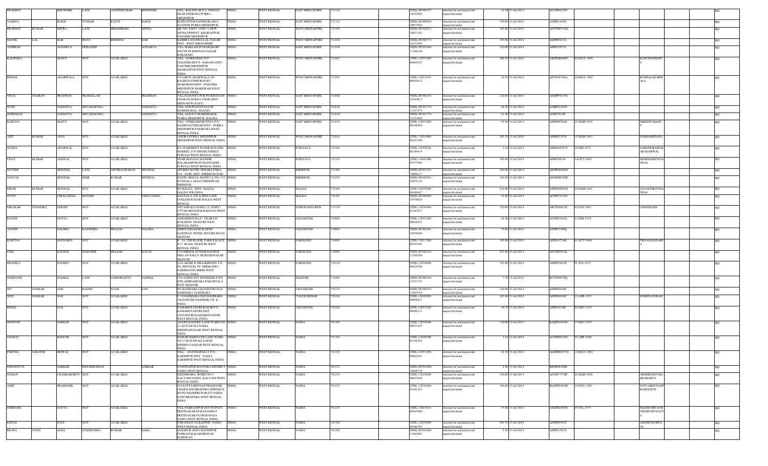| PRAKRITI | | BHOWMIK | LATE | ASWINIKUMAR | BHOWMIK | VILL- KOLISWAR P.O- DEHATI NEAR PANSKURA PURBA MEDINIPUR | INDIA | WEST BENGAL | EAST MIDNAPORE | 721139 | | NSDL-IN300327-10453609 | Amount for unclaimed and unpaid dividend | 82.50 | 31-Jul-2014 | ALOPB4245P | | | | | NO |
|---|---|---|---|---|---|---|---|---|---|---|---|---|---|---|---|---|---|---|---|---|---|
| NAMITA | | BAKSI | TUSHAR | KANTI | BAKSI | RUPDAYPUR PANSKURA RLY STATION PURBA MEDINIPUR | INDIA | WEST BENGAL | EAST MIDNAPORE | 721152 | | NSDL-IN300958-10073584 | Amount for unclaimed and unpaid dividend | 330.00 | 31-Jul-2014 | AJSPB1369G | | | | | NO |
| PRABHAT | KUMAR | MITRA | LATE | HRISHIKESH | MITRA | QR. NO. 5/H/25, UNIT- I, NEW DEVELOPMENT, KHARAGPUR, PASCHIM MEDINIPUR | INDIA | WEST BENGAL | WEST MIDNAPORE | 721301 | | NSDL-IN302017-10021182 | Amount for unclaimed and unpaid dividend | 165.00 | 31-Jul-2014 | ADYPM7528L | | | | | NO |
| MANIK | LAL | BAR | BIJAY | KRISHNA | BAR | KASHBA ANANDA LAL NAGAR DIST - WEST MIDNAPORE | INDIA | WEST BENGAL | WEST MIDNAPORE | 721424 | | NSDL-IN300773-10132299 | Amount for unclaimed and unpaid dividend | 165.00 | 31-Jul-2014 | AIZPB6822A | | | | | NO |
| ANIRBAN | | ACHARYA | DEBASISH | | ACHARYA | VILL MAKLASI PO BARABARI SOUTH PS BHUPATI NAGAR BARABARI | INDIA | WEST BENGAL | EAST MIDNAPORE | 721430 | | NSDL-IN301604-11386146 | Amount for unclaimed and unpaid dividend | 220.00 | 31-Jul-2014 | AHIPA7077L | | | | | NO |
| KALIPADA | | MAITY | NOT | AVAILABLE | | VILL - BARKAMAL P.O - CHANDKURI P.S - SABANG DIST-PASCHIM MEDINIPUR KHARAGPUR WEST-BENGAL INDIA | INDIA | WEST BENGAL | WEST MIDNAPORE | 721467 | | CDSL-12053200-00069347 | Amount for unclaimed and unpaid dividend | 280.50 | 31-Jul-2014 | AKZPM4696F | 02-MAY-1960 | | KANCHANMAIT | | NO |
| BISHAL | | AGARWALA | NOT | AVAILABLE | | C/O ARUN AGARWALA AT-RAGHUNATHPUR POST - JHARGRAM DIST - PASCHIM MEDINIPUR JHARGRAM WEST BENGAL INDIA | INDIA | WEST BENGAL | WEST MIDNAPORE | 721507 | | CDSL-12019103-00054632 | Amount for unclaimed and unpaid dividend | 16.50 | 31-Jul-2014 | AFCPA8746A | 10-MAY-1982 | | KUSHALAGARWALA | | NO |
| NITAI | CHARAN | PRADHAN | PRAHALLAD | | PRADHAN | VILL BASUDEV PUR PO KHANJAN CHAK PS DURGA CHAK DIST-MIDNAPUR (EAST) | INDIA | WEST BENGAL | EAST MIDNAPORE | 721602 | | NSDL-IN300214-10364813 | Amount for unclaimed and unpaid dividend | 220.00 | 31-Jul-2014 | AEMPP4176N | | | | | NO |
| SUJIT | | SAMANTA | SHYAMAPADA | | SAMANTA | VILL AND PO BASULIA PS MAHISHADAL HALDIA | INDIA | WEST BENGAL | EAST MIDNAPORE | 721628 | | NSDL-IN301774-13227474 | Amount for unclaimed and unpaid dividend | 46.20 | 31-Jul-2014 | AJMPS1489G | | | | | NO |
| SUPRAKAS | | SAMANTA | SHYAMAPADA | | SAMANTA | VILL AND P O MAHISHADAL PURBA MEDINIPUR HALDIA | INDIA | WEST BENGAL | EAST MIDNAPORE | 721628 | | NSDL-IN301774-13353669 | Amount for unclaimed and unpaid dividend | 81.40 | 31-Jul-2014 | AJIPS7623R | | | | | NO |
| KARUNA | | MAITY | NOT | AVAILABLE | | VILL - PURBASHIUKUTIYA P.O - RAGHUNATHBARI DIST - PURBA MEDINIPUR PANSKURA WEST-BENGAL INDIA | INDIA | WEST BENGAL | EAST MIDNAPORE | 721634 | | CDSL-12053200-00108969 | Amount for unclaimed and unpaid dividend | 59.40 | 31-Jul-2014 | ASBPM2584L | 25-MAR-1958 | | NIBEDITAMAIT | | NO |
| ASIT | KUMAR | JANA | NOT | AVAILABLE | | JASORA PURBA MEDINIPUR MEDINIPUR WEST BENGAL INDIA | INDIA | WEST BENGAL | WEST MIDNAPORE | 723641 | | CDSL-12016400-00163450 | Amount for unclaimed and unpaid dividend | 205.70 | 31-Jul-2014 | AHHPJ7307F | 31-MAR-1962 | | SUBHADIPJANA | | NO |
| SUDHA | | AGARWAL | NOT | AVAILABLE | | B-6, BASEMENT FLOOR BALAJEE MARKET, P.N.GHOSH STREET PURULIA WEST BENGAL INDIA | INDIA | WEST BENGAL | PURULIYA | 723101 | | CDSL-12010926-00249414 | Amount for unclaimed and unpaid dividend | 1.10 | 31-Jul-2014 | AHDPA9707C | 29-SEP-1975 | | NARENDRAKUMARAGARWAL | | NO |
| UDAY | KUMAR | JAISWAL | NOT | AVAILABLE | | NEAR MANASA MANDIR BALARAMPUR PO RANGADIH PURULIA WEST BENGAL INDIA | INDIA | WEST BENGAL | PURULIYA | 723143 | | CDSL-13041400-03977806 | Amount for unclaimed and unpaid dividend | 396.00 | 31-Jul-2014 | AFBPJ9954J | 24-OCT-1962 | | SHARDADEVIJAISWAL | | NO |
| JOYDEB | | MONDAL | LATE | APURBACHARAN | MONDAL | APURBA KUTIR, SEHARA PARA, P.O. - SURI, DIST- BIRBHUM SURI | INDIA | WEST BENGAL | BIRBHUM | 731101 | | NSDL-IN303181-10060117 | Amount for unclaimed and unpaid dividend | 440.00 | 31-Jul-2014 | ADSPM2988E | | | | | NO |
| VOLTAS | | MONDAL | SISIR | KUMAR | MONDAL | HATIN, MOUJA- HATIN J.L.NO.-112 KUNDALA, MAAYURESHWAR BIRBHUM | INDIA | WEST BENGAL | BIRBHUM | 731254 | | NSDL-IN302951-20039142 | Amount for unclaimed and unpaid dividend | 165.00 | 31-Jul-2014 | AENPM8508E | | | | | NO |
| DIPAK | KUMAR | MANDAL | NOT | AVAILABLE | | PO MALDA , DIST- MALDA MALDA WB INDIA | INDIA | WEST BENGAL | MALDA | 732101 | | CDSL-12034500-00466847 | Amount for unclaimed and unpaid dividend | 814.00 | 31-Jul-2014 | ASPPM4947H | 24-MAR-1961 | | JAYANTIROYMANDAL | | NO |
| JYOTI | | CHITLANGIA | MANISH | | CHITLANGIA | KALITALA 1ST & 2ND LANE ENGLISH BAZAR MALDA WEST BENGAL | INDIA | WEST BENGAL | MALDA | 732101 | | NSDL-IN300966-10530628 | Amount for unclaimed and unpaid dividend | 55.00 | 31-Jul-2014 | ACEPC9119N | | | | | NO |
| DIBAKAR | CHANDRA | GHOSH | NOT | AVAILABLE | | NETAJIPALLI (PART) 21 (PART) UTTAR DINAJPUR RAIGANJ WEST BENGAL INDIA | INDIA | WEST BENGAL | NORTH DINAJPUR | 733134 | | CDSL-12016400-01283017 | Amount for unclaimed and unpaid dividend | 220.00 | 31-Jul-2014 | ARCPG8423E | 02-JAN-1982 | | UMAGHOSH | | NO |
| RANJIT | | DUTTA | NOT | AVAILABLE | | ADHARSH PALLY , NEAR LIC BUILDING SILIGURI WEST BENGAL INDIA | INDIA | WEST BENGAL | JALPAIGURI | 734001 | | CDSL-12053200-00020993 | Amount for unclaimed and unpaid dividend | 48.40 | 31-Jul-2014 | AGZPD1583L | 12-FEB-1974 | | | | NO |
| ANAND | | DALMIA | RAJENDRA | PRASAD | DALMIA | SMRITI DHAM BUILDING GATEWAY HOTEL SEVOKE ROAD SILIGURI | INDIA | WEST BENGAL | JALPAIGURI | 734001 | | NSDL-IN302201-10558896 | Amount for unclaimed and unpaid dividend | 55.00 | 31-Jul-2014 | AJPPD3760Q | | | | | NO |
| KARUNA | | HANSARIA | NOT | AVAILABLE | | B - 14, 2ND FLOOR, PARK PALACE, H. C. ROAD, SILIGURI WEST BENGAL INDIA | INDIA | WEST BENGAL | DARJILING | 734005 | | CDSL-12011300-00394105 | Amount for unclaimed and unpaid dividend | 165.00 | 31-Jul-2014 | AEIPA3754R | 01-OCT-1980 | | TRILALHANSARIA | | NO |
| UMA | | KANDOI | MAHABIR | PRASAD | GAYAL | C/O NIRMAL KUMAR KANDOI MILLAN PALLY SILIGURI BAZAR SILIGURI | INDIA | WEST BENGAL | DARJILING | 734005 | | NSDL-IN300214-12368509 | Amount for unclaimed and unpaid dividend | 825.00 | 31-Jul-2014 | AEUPK9014L | | | | | NO |
| PRAMILA | | PANDEY | NOT | AVAILABLE | | GAYABARI & MILLIKHONG T.E. PO. PHUGURI. PS. MIRIK DIST-DARJEELING MIRIK WEST BENGAL INDIA | INDIA | WEST BENGAL | DARJILING | 734218 | | CDSL-12010600-00829788 | Amount for unclaimed and unpaid dividend | 165.00 | 31-Jul-2014 | AJKPP1063D | 01-JUL-1973 | | | | NO |
| SOMNATH | | SASMAL | LATE | JAMINIKANTA | SASMAL | C/O ASSISTANT ENGINEER P H E DTE ASHRAMPARA PAKURTALA POST SILIGURI | INDIA | WEST BENGAL | SILIGURI | 734401 | | NSDL-IN300394-12521793 | Amount for unclaimed and unpaid dividend | 7.70 | 31-Jul-2014 | BCVPS9670Q | | | | | NO |
| SIV | SANKAR | SAH | RAGHU | NATH | SAH | PO HASIMARA JALPAIGURI OLD HASIMARA HASIMARA | INDIA | WEST BENGAL | JALPAIGURI | 735215 | | NSDL-IN300214-13964154 | Amount for unclaimed and unpaid dividend | 220.00 | 31-Jul-2014 | AJHPS8926P | | | | | NO |
| SIVE | SANKAR | SAH | NOT | AVAILABLE | | P .O.HASIMARA OLD HASIMARA JALPAIGURI HASIMARA W. B. INDIA | INDIA | WEST BENGAL | COOCH BEHAR | 736101 | | CDSL-12028900-00008811 | Amount for unclaimed and unpaid dividend | 165.00 | 31-Jul-2014 | AJHPS8926P | 12-APR-1955 | | SOMENATHSAH | | NO |
| BIMAL | | DAS | NOT | AVAILABLE | | KAMAKHYAGURI BAZAR P.O. KAMAKHYAGURI DIST JALPAIGURI KAMAKHYAGURI WEST BENGAL INDIA | INDIA | WEST BENGAL | JALPAIGURI | 736202 | | CDSL-12053200-00090111 | Amount for unclaimed and unpaid dividend | 40.70 | 31-Jul-2014 | AIBPD3838R | 02-DEC-1979 | | | | NO |
| MONOJIT | | SARKAR | NOT | AVAILABLE | | ANATH BANDHU LANE WARD NO-22, KOTAWALI NADIA KRISHNANAGAR WEST BENGAL INDIA | INDIA | WEST BENGAL | NADIA | 741101 | | CDSL-12034500-00551825 | Amount for unclaimed and unpaid dividend | 110.00 | 31-Jul-2014 | BAQPS4444D | 15-DEC-1975 | | | | NO |
| SAURAV | | BAGCHI | NOT | AVAILABLE | | KUMAR HARINATH LANE WORD NO 23 KOTAWALI NADIA KRISHNA NAGAR WEST BENGAL INDIA | INDIA | WEST BENGAL | NADIA | 741101 | | CDSL-12044700-05166765 | Amount for unclaimed and unpaid dividend | 1.10 | 31-Jul-2014 | AUXPB0218N | 25-APR-1980 | | | | NO |
| PARTHA | SARATHI | BISWAS | NOT | AVAILABLE | | VILL - ANANDAPALLY P.O - KARIMPUR DIST - NADIA KARIMPUR WEST BENGAL INDIA | INDIA | WEST BENGAL | NADIA | 741152 | | CDSL-12053200-00082841 | Amount for unclaimed and unpaid dividend | 82.50 | 31-Jul-2014 | AGMPB8675N | 12-MAY-1964 | | | | NO |
| DEPADYUTI | | SARKAR | INDUBHUSHAN | | SARKAR | GANGNAPUR ROYPARA DISTRICT NADIA WEST BENGAL | INDIA | WEST BENGAL | NADIA | 741233 | | NSDL-IN301696-10896778 | Amount for unclaimed and unpaid dividend | 4.40 | 31-Jul-2014 | BENPS8108H | | | | | NO |
| SUMAN | | CHAKRABORTY | NOT | AVAILABLE | | GHOSHPARA, WORD NO-3 KALYANI NADIA KALYANI WEST BENGAL INDIA | INDIA | WEST BENGAL | NADIA | 741235 | | CDSL-12022000-00023646 | Amount for unclaimed and unpaid dividend | 330.00 | 31-Jul-2014 | AGUPC7770F | 22-MAR-1988 | | ARDHENDUCHAKRABORTY | | NO |
| AMIT | | PRAMANIK | NOT | AVAILABLE | | S-O SATYA BHUSAN PRAMANIK CHAR KANCHRAPARA FERIGHAT RD PO-MAJHERCHAR DT-NADIA KANCHRAPARA WEST BENGAL INDIA | INDIA | WEST BENGAL | NADIA | 741235 | | CDSL-12036400-01491412 | Amount for unclaimed and unpaid dividend | 149.60 | 31-Jul-2014 | BLDPP0562M | 19-NOV-1983 | | SATYABHUSANPRAMANICK | | NO |
| INDRANIL | | DATTA | NOT | AVAILABLE | | VILL-PARBATIPUR SOUTH POST-PRITINAGAR PS-RANAGHAT PRITINAGAR PAYRADANGA NADIA WEST BENGAL INDIA | INDIA | WEST BENGAL | NADIA | 741247 | | CDSL-12019103-00465460 | Amount for unclaimed and unpaid dividend | 55.00 | 31-Jul-2014 | ATKPD2095B | 05-JUL-1975 | | MADHUMITACHOWDHURYDATTA | | NO |
| KANAI | | PAUL | NOT | AVAILABLE | | PORAGHAT NABADWIP NADIA WEST BENGAL INDIA | INDIA | WEST BENGAL | NADIA | 741302 | | CDSL-12029900-00380764 | Amount for unclaimed and unpaid dividend | 469.70 | 31-Jul-2014 | AFGPP6505C | | | ASIMKUMARPAUL | | NO |
| BILWA | NATH | SAHA | SUKHENDRA | KUMAR | SAHA | SAHAPUR AND CHANDIPUR PURBASTHALI BURDWAN BURDWAN | INDIA | WEST BENGAL | NADIA | 741302 | | NSDL-IN301604-11044403 | Amount for unclaimed and unpaid dividend | 5.50 | 31-Jul-2014 | AJRPS1581N | | | | | NO |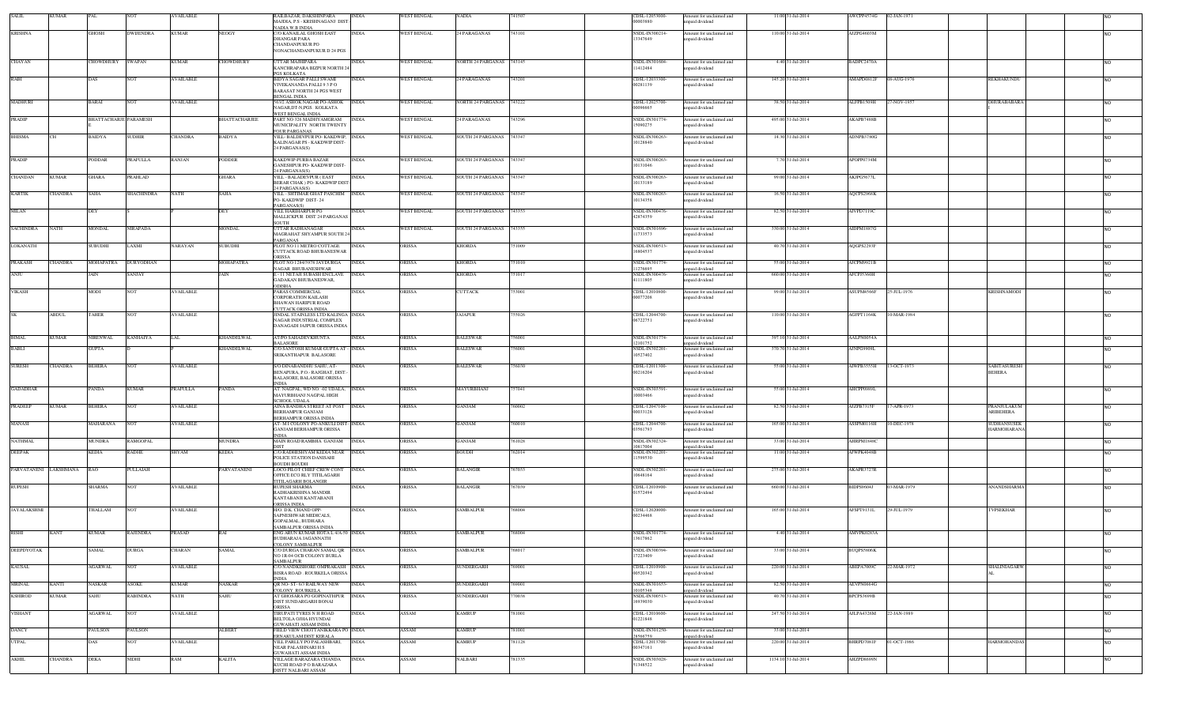| SALIL | KUMAR | PAL | NOT | AVAILABLE | | RAILBAZAR, DAKSHINPARA MAJDIA, P.S - KRISHNAGANJ DIST NADIA W.B INDIA | INDIA | WEST BENGAL | NADIA | 741507 | | CDSL-12035000-00003980 | Amount for unclaimed and unpaid dividend | 11.00 | 31-Jul-2014 | AWCPP4574G | 02-JAN-1971 | | | | NO |
|---|---|---|---|---|---|---|---|---|---|---|---|---|---|---|---|---|---|---|---|---|---|
| KRISHNA | | GHOSH | DWIJENDRA | KUMAR | NEOGY | C/O KANAILAL GHOSH EAST DHANGAR PARA CHANDANPUKUR PO NONACHANDANPUKUR D 24 PGS | INDIA | WEST BENGAL | 24 PARAGANAS | 743101 | | NSDL-IN300214-13347649 | Amount for unclaimed and unpaid dividend | 110.00 | 31-Jul-2014 | AJZPG4603M | | | | | NO |
| CHAYAN | | CHOWDHURY | SWAPAN | KUMAR | CHOWDHURY | UTTAR MAJHIPARA KANCHRAPARA BIZPUR NORTH 24 PGS KOLKATA | INDIA | WEST BENGAL | NORTH 24 PARGANAS | 743145 | | NSDL-IN301604-11412484 | Amount for unclaimed and unpaid dividend | 4.40 | 31-Jul-2014 | BADPC2470A | | | | | NO |
| RABI | | DAS | NOT | AVAILABLE | | BIDYA SAGAR PALLI SWAMI VIVEKANANDA PALLI 9 3 P O BARASAT NORTH 24 PGS WEST BENGAL INDIA | INDIA | WEST BENGAL | 24 PARAGANAS | 743201 | | CDSL-12033300-00281139 | Amount for unclaimed and unpaid dividend | 145.20 | 31-Jul-2014 | AMAPD0812F | 08-AUG-1976 | | REKHAKUNDU | | NO |
| MADHURI | | BARAI | NOT | AVAILABLE | | 56/47 ASHOK NAGAR PO-ASHOK NAGAR,DT-N.PGS. KOLKATA WEST BENGAL INDIA | INDIA | WEST BENGAL | NORTH 24 PARGANAS | 743222 | | CDSL-12025700-00098665 | Amount for unclaimed and unpaid dividend | 38.50 | 31-Jul-2014 | ALFPB1509H | 27-NOV-1957 | | DHURABABARA I | | NO |
| PRADIP | | BHATTACHARJE E | PARAMESH | | BHATTACHARJEE | PART NO 126 MADHYAMGRAM MUNICIPALITY NORTH TWENTY FOUR PARGANAS | INDIA | WEST BENGAL | 24 PARAGANAS | 743296 | | NSDL-IN301774-15090275 | Amount for unclaimed and unpaid dividend | 495.00 | 31-Jul-2014 | AKAPB7488B | | | | | NO |
| BHISMA | CH | BAIDYA | SUDHIR | CHANDRA | BAIDYA | VILL- BALDEVPUR PO- KAKDWIP, KALINAGAR PS - KAKDWIP DIST-24 PARGANA(S) | INDIA | WEST BENGAL | SOUTH 24 PARGANAS | 743347 | | NSDL-IN300263-10128840 | Amount for unclaimed and unpaid dividend | 14.30 | 31-Jul-2014 | ADNPB5780G | | | | | NO |
| PRADIP | | PODDAR | PRAFULLA | RANJAN | PODDER | KAKDWIP-PURBA BAZAR GANESHPUR PO- KAKDWIP DIST-24 PARGANA(S) | INDIA | WEST BENGAL | SOUTH 24 PARGANAS | 743347 | | NSDL-IN300263-10131646 | Amount for unclaimed and unpaid dividend | 7.70 | 31-Jul-2014 | APOPP0734M | | | | | NO |
| CHANDAN | KUMAR | GHARA | PRAHLAD | | GHARA | VILL - BALADEVPUR ( EAST BERAR CHAK ) PO- KAKDWIP DIST-24 PARGANA(S) | INDIA | WEST BENGAL | SOUTH 24 PARGANAS | 743347 | | NSDL-IN300263-10133189 | Amount for unclaimed and unpaid dividend | 99.00 | 31-Jul-2014 | AKIPG5677L | | | | | NO |
| KARTIK | CHANDRA | SAHA | SHACHINDRA | NATH | SAHA | VILL - SHTIMAR GHAT PASCHIM PO- KAKDWIP DIST- 24 PARGANA(S) | INDIA | WEST BENGAL | SOUTH 24 PARGANAS | 743347 | | NSDL-IN300263-10134358 | Amount for unclaimed and unpaid dividend | 16.50 | 31-Jul-2014 | AQCPS2966K | | | | | NO |
| MILAN | | DEY | S | | DEY | VILL HARIHARPUR PO MALLICKPUR DIST 24 PARGANAS SOUTH | INDIA | WEST BENGAL | SOUTH 24 PARGANAS | 743353 | | NSDL-IN300476-42874359 | Amount for unclaimed and unpaid dividend | 82.50 | 31-Jul-2014 | AIVPD7119C | | | | | NO |
| SACHINDRA | NATH | MONDAL | NIRAPADA | | MONDAL | UTTAR RADHANAGAR MAGRAHAT SHYAMPUR SOUTH 24 PARGANAS | INDIA | WEST BENGAL | SOUTH 24 PARGANAS | 743355 | | NSDL-IN301696-11733573 | Amount for unclaimed and unpaid dividend | 330.00 | 31-Jul-2014 | AIDPM1887G | | | | | NO |
| LOKANATH | | SUBUDHI | LAXMI | NARAYAN | SUBUDHI | PLOT NO 11 METRO COTTAGE CUTTACK ROAD BHUBANESWAR ORISSA | INDIA | ORISSA | KHORDA | 751009 | | NSDL-IN300513-16804537 | Amount for unclaimed and unpaid dividend | 40.70 | 31-Jul-2014 | AQGPS2293F | | | | | NO |
| PRAKASH | CHANDRA | MOHAPATRA | DURYODHAN | | MOHAPATRA | PLOT NO 1284/1976 JAYDURGA NAGAR BHUBANESHWAR | INDIA | ORISSA | KHORDA | 751010 | | NSDL-IN301774-11276695 | Amount for unclaimed and unpaid dividend | 55.00 | 31-Jul-2014 | AJCPM6921B | | | | | NO |
| ANJU | | JAIN | SANJAY | | JAIN | E - 11 NETAJI SUBASH ENCLAVE GADAKAN BHUBANESWAR, ODISHA | INDIA | ORISSA | KHORDA | 751017 | | NSDL-IN300476-41111805 | Amount for unclaimed and unpaid dividend | 660.00 | 31-Jul-2014 | AFCPJ5360H | | | | | NO |
| VIKASH | | MODI | NOT | AVAILABLE | | PARAS COMMERCIAL CORPORATION KAILASH BHAWAN HARIPUR ROAD CUTTACK ORISSA INDIA | INDIA | ORISSA | CUTTACK | 753001 | | CDSL-12010900-00077206 | Amount for unclaimed and unpaid dividend | 99.00 | 31-Jul-2014 | ASUPM6566F | 25-JUL-1976 | | KRISHNAMODI | | NO |
| SK | ABDUL | TAHER | NOT | AVAILABLE | | JINDAL STAINLESS LTD KALINGA NAGAR INDUSTRIAL COMPLEX DANAGADI JAJPUR ORISSA INDIA | INDIA | ORISSA | JAJAPUR | 755026 | | CDSL-12044700-06722751 | Amount for unclaimed and unpaid dividend | 110.00 | 31-Jul-2014 | AGFPT1164K | 10-MAR-1964 | | | | NO |
| BIMAL | KUMAR | NIRENWAL | KANHAIYA | LAL | KHANDELWAL | AT/PO SAHADEV KHUNTA BALASORE | INDIA | ORISSA | BALESWAR | 756001 | | NSDL-IN301774-12201752 | Amount for unclaimed and unpaid dividend | 397.10 | 31-Jul-2014 | AALPN0854A | | | | | NO |
| BABLI | | GUPTA | D | P | KHANDELWAL | C/O SANTOSH KUMAR GUPTA AT - SRIKANTHAPUR BALASORE | INDIA | ORISSA | BALESWAR | 756001 | | NSDL-IN302201-10527402 | Amount for unclaimed and unpaid dividend | 370.70 | 31-Jul-2014 | AJNPG6909L | | | | | NO |
| SURESH | CHANDRA | BEHERA | NOT | AVAILABLE | | S/O DINABANDHU SAHU, AT-BENAPURA, P.O.- RAJGHAT, DIST-BALASORE, BALASORE ORISSA INDIA | INDIA | ORISSA | BALESWAR | 756030 | | CDSL-12011300-00216204 | Amount for unclaimed and unpaid dividend | 55.00 | 31-Jul-2014 | AIWPB3555H | 13-OCT-1973 | | SABITASURESH BEHERA | | NO |
| GADADHAR | | PANDA | KUMAR | PRAFULLA | PANDA | AT. NAGPAL, WD NO. -02 UDALA, MAYURBHANJ NAGPAL HIGH SCHOOL UDALA | INDIA | ORISSA | MAYURBHANI | 757041 | | NSDL-IN303591-10003466 | Amount for unclaimed and unpaid dividend | 55.00 | 31-Jul-2014 | AHCPP6909L | | | | | NO |
| PRADEEP | KUMAR | BEHERA | NOT | AVAILABLE | | AINA BANDHA STREET AT POST BERHAMPUR GANJAM BERHAMPUR ORISSA INDIA | INDIA | ORISSA | GANJAM | 760002 | | CDSL-12047100-00033128 | Amount for unclaimed and unpaid dividend | 82.50 | 31-Jul-2014 | AJZPB7315F | 17-APR-1973 | | PRANJULAKUM ARIBEHERA | | NO |
| MANASI | | MAHARANA | NOT | AVAILABLE | | AT- M I COLONY PO-ANKULI DIST-GANJAM BERHAMPUR ORISSA INDIA | INDIA | ORISSA | GANJAM | 760010 | | CDSL-12044700-03561793 | Amount for unclaimed and unpaid dividend | 165.00 | 31-Jul-2014 | ASSPM0116H | 10-DEC-1978 | | SUDHANSUHK HARMOHARANA | | NO |
| NATHMAL | | MUNDRA | RAMGOPAL | | MUNDRA | MAIN ROAD RAMBHA GANJAM DIST | INDIA | ORISSA | GANJAM | 761028 | | NSDL-IN302324-10817004 | Amount for unclaimed and unpaid dividend | 33.00 | 31-Jul-2014 | AHRPM1848C | | | | | NO |
| DEEPAK | | KEDIA | RADHE | SHYAM | KEDIA | C/O RADHESHYAM KEDIA NEAR POLICE STATION DANISAHI BOUDH BOUDH | INDIA | ORISSA | BOUDH | 762014 | | NSDL-IN302201-11599530 | Amount for unclaimed and unpaid dividend | 11.00 | 31-Jul-2014 | AJWPK4048B | | | | | NO |
| PARVATANENI | LAKSHMANA | RAO | PULLAIAH | | PARVATANENI | LOCO PILOT CHIEF CREW CONT OFFICE ECO RLY TITILAGARH TITILAGARH BOLANGIR | INDIA | ORISSA | BALANGIR | 767033 | | NSDL-IN302201-10648184 | Amount for unclaimed and unpaid dividend | 275.00 | 31-Jul-2014 | AKAPR5727R | | | | | NO |
| RUPESH | | SHARMA | NOT | AVAILABLE | | RUPESH SHARMA RADHAKRISHNA MANDIR KANTABANJI KANTABANJI ORISSA INDIA | INDIA | ORISSA | BALANGIR | 767039 | | CDSL-12010900-01572494 | Amount for unclaimed and unpaid dividend | 660.00 | 31-Jul-2014 | BIDPS0604J | 03-MAR-1979 | | ANANDSHARMA | | NO |
| JAYALAKSHMI | | THALLAM | NOT | AVAILABLE | | H/O. D.K. CHAND OPP-SAPNESHWAR MEDICALS, GOPALMAL, BUDHARA SAMBALPUR ORISSA INDIA | INDIA | ORISSA | SAMBALPUR | 768004 | | CDSL-12020000-00234468 | Amount for unclaimed and unpaid dividend | 165.00 | 31-Jul-2014 | AFSPT9131L | 29-JUL-1979 | | TVPSEKHAR | | NO |
| RISHI | KANT | KUMAR | RAJENDRA | PRASAD | RAI | ENG ARUN KUMAR HOTA L 4/A-50 BUDHARAJA JAGANNATH COLONY SAMBALPUR | INDIA | ORISSA | SAMBALPUR | 768004 | | NSDL-IN301774-13637862 | Amount for unclaimed and unpaid dividend | 4.40 | 31-Jul-2014 | AMVPK0283A | | | | | NO |
| DEEPJYOTAK | | SAMAL | DURGA | CHARAN | SAMAL | C/O DURGA CHARAN SAMAL QR NO 1R-04 OCB COLONY BURLA SAMBALPUR | INDIA | ORISSA | SAMBALPUR | 768017 | | NSDL-IN300394-17223409 | Amount for unclaimed and unpaid dividend | 33.00 | 31-Jul-2014 | BUQPS5006K | | | | | NO |
| KAUSAL | | AGARWAL | NOT | AVAILABLE | | C/O NANDKISHORE OMPRAKASH BISRA ROAD ROURKELA ORISSA INDIA | INDIA | ORISSA | SUNDERGARH | 769001 | | CDSL-12010900-00520342 | Amount for unclaimed and unpaid dividend | 220.00 | 31-Jul-2014 | ABEPA7009C | 22-MAR-1972 | | SHALINIAGARW AL | | NO |
| MRINAL | KANTI | NASKAR | ASOKE | KUMAR | NASKAR | QR NO- ST- 6/3 RAILWAY NEW COLONY ROURKELA | INDIA | ORISSA | SUNDERGARH | 769001 | | NSDL-IN301653-10105348 | Amount for unclaimed and unpaid dividend | 82.50 | 31-Jul-2014 | AEVPN8664G | | | | | NO |
| KSHIROD | KUMAR | SAHU | RABINDRA | NATH | SAHU | AT GHOSARA PO GOPINATHPUR DIST SUNDARGARH BONAI ORISSA | INDIA | ORISSA | SUNDERGARH | 770038 | | NSDL-IN300513-16939030 | Amount for unclaimed and unpaid dividend | 40.70 | 31-Jul-2014 | BPCPS3699B | | | | | NO |
| VISHANT | | AGARWAL | NOT | AVAILABLE | | TIRUPATI TYRES N H ROAD BELTOLA GHHA HYUNDAI GUWAHATI ASSAM INDIA | INDIA | ASSAM | KAMRUP | 781001 | | CDSL-12010600-01221848 | Amount for unclaimed and unpaid dividend | 247.50 | 31-Jul-2014 | AJLPA4326M | 22-JAN-1989 | | | | NO |
| DANCY | | PAULSON | PAULSON | | ALBERT | FIELD VIEW CHOTTANIKKARA PO ERNAKULAM DIST KERALA | INDIA | ASSAM | KAMRUP | 781001 | | NSDL-IN301250-28566759 | Amount for unclaimed and unpaid dividend | 33.00 | 31-Jul-2014 | | | | | | NO |
| UTPAL | | DAS | NOT | AVAILABLE | | VILL PABLLY PO PALASHBARI, NEAR PALASHNARI H S GUWAHATI ASSAM INDIA | INDIA | ASSAM | KAMRUP | 781128 | | CDSL-12013700-00347103 | Amount for unclaimed and unpaid dividend | 220.00 | 31-Jul-2014 | BHRPD7081F | 01-OCT-1986 | | HARMOHANDAS | | NO |
| AKHIL | CHANDRA | DEKA | NIDHI | RAM | KALITA | VILLAGE BARAZARA CHANDA KUCHI ROAD P O BARAZARA DISTT NALBARI ASSAM | INDIA | ASSAM | NALBARI | 781335 | | NSDL-IN303028-51348522 | Amount for unclaimed and unpaid dividend | 1134.10 | 31-Jul-2014 | AHZPD6699N | | | | | NO |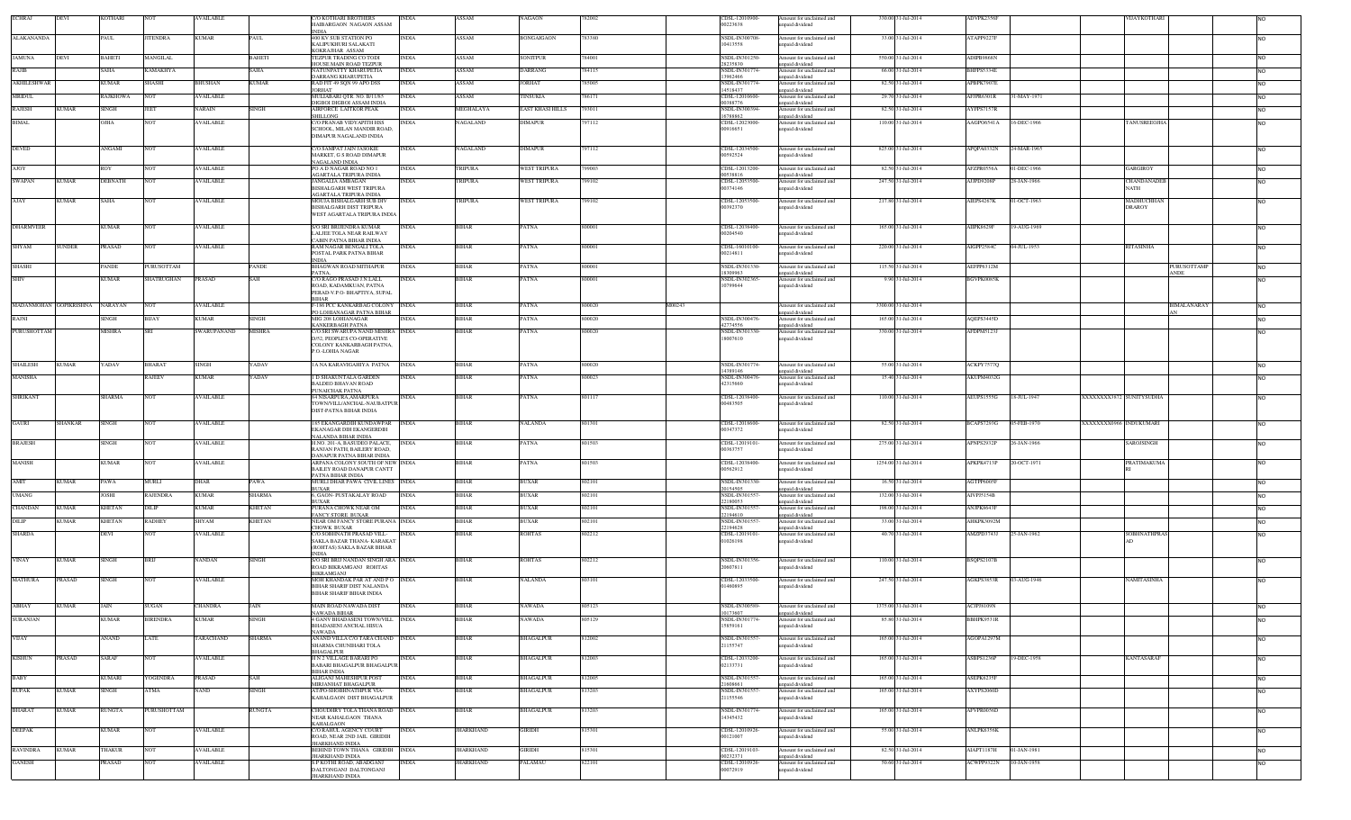| ECHRAJ | DEVI | KOTHARI | NOT | AVAILABLE | | C/O KOTHARI BROTHERS HAIBARGAON NAGAON ASSAM INDIA | INDIA | ASSAM | NAGAON | 782002 | | CDSL-12010900-00223638 | Amount for unclaimed and unpaid dividend | 330.00 | 31-Jul-2014 | ADVPK2336F | | | VIJAYKOTHARI | | NO |
|---|---|---|---|---|---|---|---|---|---|---|---|---|---|---|---|---|---|---|---|---|---|
| ALAKANANDA | | PAUL | JITENDRA | KUMAR | PAUL | 400 KV SUB STATION PO KALIPUKHURI SALAKATI KOKRAJHAR ASSAM | INDIA | ASSAM | BONGAIGAON | 783380 | | NSDL-IN300708-10413558 | Amount for unclaimed and unpaid dividend | 33.00 | 31-Jul-2014 | ATAPP9227F | | | | | NO |
| JAMUNA | DEVI | BAHETI | MANGILAL | | BAHETI | TEZPUR TRADING CO TODI HOUSE MAIN ROAD TEZPUR | INDIA | ASSAM | SONITPUR | 784001 | | NSDL-IN301250-28235830 | Amount for unclaimed and unpaid dividend | 550.00 | 31-Jul-2014 | ADIPB9868N | | | | | NO |
| RAJIB | | SAHA | KAMAKHYA | | SAHA | NATUNPATTY KHARUPETIA DARRANG KHARUPETIA | INDIA | ASSAM | DARRANG | 784115 | | NSDL-IN301774-13962466 | Amount for unclaimed and unpaid dividend | 66.00 | 31-Jul-2014 | BHFPS5334E | | | | | NO |
| AKHILESHWAR | | KUMAR | SHASHI | BHUSHAN | KUMAR | RADFIT 49 SQN 99 APO DSS JORHAT | INDIA | ASSAM | JORHAT | 785005 | | NSDL-IN301774-14518437 | Amount for unclaimed and unpaid dividend | 82.50 | 31-Jul-2014 | APBPK7907E | | | | | NO |
| MRIDUL | | RAJKHOWA | NOT | AVAILABLE | | MULIABARI QTR. NO. B/11/85 DIGBOI DIGBOI ASSAM INDIA | INDIA | ASSAM | TINSUKIA | 786171 | | CDSL-12010600-00386776 | Amount for unclaimed and unpaid dividend | 29.70 | 31-Jul-2014 | AFHPR6301R | 31-MAY-1971 | | | | NO |
| RAJESH | KUMAR | SINGH | JEET | NARAIN | SINGH | AIRFORCE LAITKOR PEAK SHILLONG | INDIA | MEGHALAYA | EAST KHASI HILLS | 793011 | | NSDL-IN300394-16768862 | Amount for unclaimed and unpaid dividend | 82.50 | 31-Jul-2014 | AYFPS7157R | | | | | NO |
| BIMAL | | OJHA | NOT | AVAILABLE | | C/O.PRANAB VIDYAPITH HSS SCHOOL, MILAN MANDIR ROAD, DIMAPUR NAGALAND INDIA | INDIA | NAGALAND | DIMAPUR | 797112 | | CDSL-12029000-00016651 | Amount for unclaimed and unpaid dividend | 110.00 | 31-Jul-2014 | AAGPO6541A | 16-DEC-1966 | | TASUSREEOJHA | | NO |
| DEVED | | ANGAMI | NOT | AVAILABLE | | C/O SAMPAT JAIN JASOKIE MARKET, G S ROAD DIMAPUR NAGALAND INDIA | INDIA | NAGALAND | DIMAPUR | 797112 | | CDSL-12034500-00592524 | Amount for unclaimed and unpaid dividend | 825.00 | 31-Jul-2014 | APQPA0332N | 24-MAR-1965 | | | | NO |
| AJOY | | ROY | NOT | AVAILABLE | | PO A D NAGAR ROAD NO 1 AGARTALA TRIPURA INDIA | INDIA | TRIPURA | WEST TRIPURA | 799003 | | CDSL-12013200-00538816 | Amount for unclaimed and unpaid dividend | 82.50 | 31-Jul-2014 | AFZPR0556A | 01-DEC-1966 | | GARGIROY | | NO |
| SWAPAN | KUMAR | DEBNATH | NOT | AVAILABLE | | JANGALIA AMBAGAN BISHALGARH WEST TRIPURA AGARTALA TRIPURA INDIA | INDIA | TRIPURA | WEST TRIPURA | 799102 | | CDSL-12053500-00374146 | Amount for unclaimed and unpaid dividend | 247.50 | 31-Jul-2014 | AJIPD9208F | 28-JAN-1966 | | CHANDANADEB NATH | | NO |
| AJAY | KUMAR | SAHA | NOT | AVAILABLE | | MOUJA BISHALGARH SUB DIV BISHALGARH DIST TRIPURA WEST AGARTALA TRIPURA INDIA | INDIA | TRIPURA | WEST TRIPURA | 799102 | | CDSL-12053500-00392370 | Amount for unclaimed and unpaid dividend | 217.80 | 31-Jul-2014 | AIEPS4267K | 01-OCT-1963 | | MADHUCHHAN DRAROY | | NO |
| DHARMVEER | | KUMAR | NOT | AVAILABLE | | S/O SRI BRIJENDRA KUMAR LALJEE TOLA NEAR RAILWAY CABIN PATNA BIHAR INDIA | INDIA | BIHAR | PATNA | 800001 | | CDSL-12038400-00204540 | Amount for unclaimed and unpaid dividend | 165.00 | 31-Jul-2014 | AIIPK6629F | 19-AUG-1969 | | | | NO |
| SHYAM | SUNDER | PRASAD | NOT | AVAILABLE | | RAM NAGAR BENGALI TOLA POSTAL PARK PATNA BIHAR INDIA | INDIA | BIHAR | PATNA | 800001 | | CDSL-16010100-00214811 | Amount for unclaimed and unpaid dividend | 220.00 | 31-Jul-2014 | AKGPP2564C | 04-JUL-1953 | | RITASINHA | | NO |
| SHASHI | | PANDE | PURUSOTTAM | | PANDE | BHAGWAN ROAD MITHAPUR PATNA | INDIA | BIHAR | PATNA | 800001 | | NSDL-IN301330-18309963 | Amount for unclaimed and unpaid dividend | 115.50 | 31-Jul-2014 | AEFPP6312M | | | | PURUSOTTAMP ANDE | NO |
| SHIV | | KUMAR | SHATRUGHAN | PRASAD | SAH | C/O RAGO PRASAD J.N.LALL ROAD, KADAMKUAN, PATNA PERAD-V.P.O- BHAPTIYA, SUPAL BIHAR | INDIA | BIHAR | PATNA | 800001 | | NSDL-IN302365-10799644 | Amount for unclaimed and unpaid dividend | 9.90 | 31-Jul-2014 | BGVPK0085K | | | | | NO |
| MADANMOHAN | GOPIKRISHNA | NARAYAN | NOT | AVAILABLE | | F-186 PCC KANKARBAG COLONY PO LOHIANAGAR PATNA BIHAR | INDIA | BIHAR | PATNA | 800020 | M00243 | | Amount for unclaimed and unpaid dividend | 3300.00 | 31-Jul-2014 | | | | | BIMALANARAY AN | NO |
| RAJNI | | SINGH | BIJAY | KUMAR | SINGH | MIG 208 LOHIANAGAR KANKERBAGH PATNA | INDIA | BIHAR | PATNA | 800020 | | NSDL-IN300476-42734556 | Amount for unclaimed and unpaid dividend | 165.00 | 31-Jul-2014 | AQEPS3445D | | | | | NO |
| PURUSHOTTAM | | MISHRA | SRI | SWARUPANAND | MISHRA | C/O SRI SWARUPA NAND MISHRA D/52, PEOPLE'S CO-OPERATIVE COLONY KANKARBAGH PATNA, P.O.-LOHIA NAGAR | INDIA | BIHAR | PATNA | 800020 | | NSDL-IN301330-18007610 | Amount for unclaimed and unpaid dividend | 330.00 | 31-Jul-2014 | AFDPM5123J | | | | | NO |
| SHAILESH | KUMAR | YADAV | BHARAT | SINGH | YADAV | 1 A NA KARAVIGAHIYA PATNA | INDIA | BIHAR | PATNA | 800020 | | NSDL-IN301774-14389146 | Amount for unclaimed and unpaid dividend | 55.00 | 31-Jul-2014 | ACKPY7577Q | | | | | NO |
| MANISHA | | | RAJEEV | KUMAR | YADAV | 7 D SHAKUNTALA GARDEN BALDEO BHAVAN ROAD PUNAICHAK PATNA | INDIA | BIHAR | PATNA | 800023 | | NSDL-IN300476-42315960 | Amount for unclaimed and unpaid dividend | 15.40 | 31-Jul-2014 | AKUPM4032G | | | | | NO |
| SHRIKANT | | SHARMA | NOT | AVAILABLE | | 64 NISARPURA AMARPURA TOWN/VILL/ANCHAL-NAUBATPUR DIST-PATNA BIHAR INDIA | INDIA | BIHAR | PATNA | 801117 | | CDSL-12038400-00483505 | Amount for unclaimed and unpaid dividend | 110.00 | 31-Jul-2014 | AEUPS1555G | 18-JUL-1947 | XXXXXXXX3872 | SUNITYSUDHA | | NO |
| GAURI | SHANKAR | SINGH | NOT | AVAILABLE | | 185 EKANGARDIH KUNDAWPAR EKANAGAR DIH EKANGERDIH NALANDA BIHAR INDIA | INDIA | BIHAR | NALANDA | 801301 | | CDSL-12010600-00347372 | Amount for unclaimed and unpaid dividend | 82.50 | 31-Jul-2014 | BCAPS7293G | 05-FEB-1970 | XXXXXXXX0466 | INDUKUMARI | | NO |
| BRAJESH | | SINGH | NOT | AVAILABLE | | H.NO. 201-A, BASUDEO PALACE, RANJAN PATH, BAILEBY ROAD, DANAPUR PATNA BIHAR INDIA | INDIA | BIHAR | PATNA | 801503 | | CDSL-12019101-00363757 | Amount for unclaimed and unpaid dividend | 275.00 | 31-Jul-2014 | APNPS2932P | 26-JAN-1966 | | SAROJSINGH | | NO |
| MANISH | | KUMAR | NOT | AVAILABLE | | ARPANA COLONY SOUTH OF NEW BAILEY ROAD DANAPUR CANTT PATNA BIHAR INDIA | INDIA | BIHAR | PATNA | 801503 | | CDSL-12038400-00562912 | Amount for unclaimed and unpaid dividend | 1254.00 | 31-Jul-2014 | APKPK4715P | 20-OCT-1971 | | PRATIMAKUMA RI | | NO |
| AMIT | KUMAR | PAWA | MURLI | DHAR | PAWA | MURLI DHAR PAWA CIVIL LINES BUXAR | INDIA | BIHAR | BUXAR | 802101 | | NSDL-IN301330-20154505 | Amount for unclaimed and unpaid dividend | 16.50 | 31-Jul-2014 | AGTPP6005F | | | | | NO |
| UMANG | | JOSHI | RAJENDRA | KUMAR | SHARMA | 6, GAON- PUSTAKALAY ROAD BUXAR | INDIA | BIHAR | BUXAR | 802101 | | NSDL-IN301557-22180053 | Amount for unclaimed and unpaid dividend | 132.00 | 31-Jul-2014 | AJVPJ5154B | | | | | NO |
| CHANDAN | KUMAR | KHETAN | DILIP | KUMAR | KHETAN | PURANA CHOWK NEAR OM FANCY STORE BUXAR | INDIA | BIHAR | BUXAR | 802101 | | NSDL-IN301557-22184018 | Amount for unclaimed and unpaid dividend | 198.00 | 31-Jul-2014 | ANJPK6643F | | | | | NO |
| DILIP | KUMAR | KHETAN | RADHEY | SHYAM | KHETAN | NEAR OM FANCY STORE PURANA CHOWK BUXAR | INDIA | BIHAR | BUXAR | 802101 | | NSDL-IN301557-22194628 | Amount for unclaimed and unpaid dividend | 33.00 | 31-Jul-2014 | AHKPK3092M | | | | | NO |
| SHARDA | | DEVI | NOT | AVAILABLE | | C/O.SOBHNATH PRASAD VILL- SAKLA BAZAR THANA- KARAKAT (ROHTAS) SAKLA BAZAR BIHAR INDIA | INDIA | BIHAR | ROHTAS | 802212 | | CDSL-12019101-01026198 | Amount for unclaimed and unpaid dividend | 40.70 | 31-Jul-2014 | AMZPD3743J | 25-JAN-1962 | | SOBHNATHPRAS AD | | NO |
| VINAY | KUMAR | SINGH | BRIJ | NANDAN | SINGH | S/O SRI BRIJ NANDAN SINGH ARA ROAD BIKRAMGANJ ROHTAS BIKRAMGANJ | INDIA | BIHAR | ROHTAS | 802212 | | NSDL-IN301330-20607811 | Amount for unclaimed and unpaid dividend | 110.00 | 31-Jul-2014 | BSQPS2107B | | | | | NO |
| MATHURA | PRASAD | SINGH | NOT | AVAILABLE | | MOH KHANDAK PAR AT AND P O BIHAR SHARIF DIST NALANDA BIHAR SHARIF BIHAR INDIA | INDIA | BIHAR | NALANDA | 803101 | | CDSL-12033500-01490895 | Amount for unclaimed and unpaid dividend | 247.50 | 31-Jul-2014 | AGKPS3853R | 03-AUG-1946 | | NAMITASINHA | | NO |
| ABHAY | KUMAR | JAIN | SUGAN | CHANDRA | JAIN | MAIN ROAD NAWADA DIST NAWADA BIHAR | INDIA | BIHAR | NAWADA | 805123 | | NSDL-IN300589-10173607 | Amount for unclaimed and unpaid dividend | 1375.00 | 31-Jul-2014 | ACIPJ6109N | | | | | NO |
| SURANJAN | | KUMAR | BIRENDRA | KUMAR | SINGH | 4 GANV BHADASENI TOWN/VILL BHADASENI ANCHAL HISUA NAWADA | INDIA | BIHAR | NAWADA | 805129 | | NSDL-IN301774-15859161 | Amount for unclaimed and unpaid dividend | 85.80 | 31-Jul-2014 | BBHPK9531R | | | | | NO |
| VIJAY | | ANAND | LATE | TARACHAND | SHARMA | ANAND VILLA C/O TARA CHAND SHARMA CHUNIHARI TOLA BHAGALPUR | INDIA | BIHAR | BHAGALPUR | 812002 | | NSDL-IN301557-21155747 | Amount for unclaimed and unpaid dividend | 165.00 | 31-Jul-2014 | AGOPA1297M | | | | | NO |
| KISHUN | PRASAD | SARAF | NOT | AVAILABLE | | H N 2 VILLAGE BARARI PO BARARI BHAGALPUR BHAGALPUR BIHAR INDIA | INDIA | BIHAR | BHAGALPUR | 812003 | | CDSL-12033200-02133731 | Amount for unclaimed and unpaid dividend | 165.00 | 31-Jul-2014 | AMIPS1236P | 19-DEC-1958 | | KANTASARAF | | NO |
| BABY | | KUMARI | YOGENDRA | PRASAD | SAH | ALIGANJ MAHESHPUR POST MIRJANHAT BHAGALPUR | INDIA | BIHAR | BHAGALPUR | 812005 | | NSDL-IN301557-21608661 | Amount for unclaimed and unpaid dividend | 165.00 | 31-Jul-2014 | AXEPK6235F | | | | | NO |
| RUPAK | KUMAR | SINGH | ATMA | NAND | SINGH | AT/PO SHOBHNATHPUR VIA- KAHALGAON DIST BHAGALPUR | INDIA | BIHAR | BHAGALPUR | 813203 | | NSDL-IN301557-21155546 | Amount for unclaimed and unpaid dividend | 165.00 | 31-Jul-2014 | AXYPS2060D | | | | | NO |
| BHARAT | KUMAR | RUNGTA | PURUSHOTTAM | | RUNGTA | CHOUDHRY TOLA THANA ROAD NEAR KAHALGAON THANA KAHALGAON | INDIA | BIHAR | BHAGALPUR | 813203 | | NSDL-IN301774-14345432 | Amount for unclaimed and unpaid dividend | 165.00 | 31-Jul-2014 | AFVPR0056D | | | | | NO |
| DEEPAK | | KUMAR | NOT | AVAILABLE | | C/O RAHUL AGENCY COURT ROAD, NEAR 2ND JAIL GIRIDIH JHARKHAND INDIA | INDIA | JHARKHAND | GIRIDIH | 815301 | | CDSL-12010926-00121007 | Amount for unclaimed and unpaid dividend | 55.00 | 31-Jul-2014 | ANLPK6556K | | | | | NO |
| RAVINDRA | KUMAR | THAKUR | NOT | AVAILABLE | | BEHIND TOWN THANA GIRIDIH JHARKHAND INDIA | INDIA | JHARKHAND | GIRIDIH | 815301 | | CDSL-12019103-00232371 | Amount for unclaimed and unpaid dividend | 82.50 | 31-Jul-2014 | AIAPT1187H | 01-JAN-1981 | | | | NO |
| GANESH | | PRASAD | NOT | AVAILABLE | | S P KOTHI ROAD, ABADGANJ DALTONGANJ DALTONGANJ JHARKHAND INDIA | INDIA | JHARKHAND | PALAMAU | 822101 | | CDSL-12010926-00072919 | Amount for unclaimed and unpaid dividend | 70.60 | 31-Jul-2014 | ACWPP9322N | 10-JAN-1958 | | | | NO |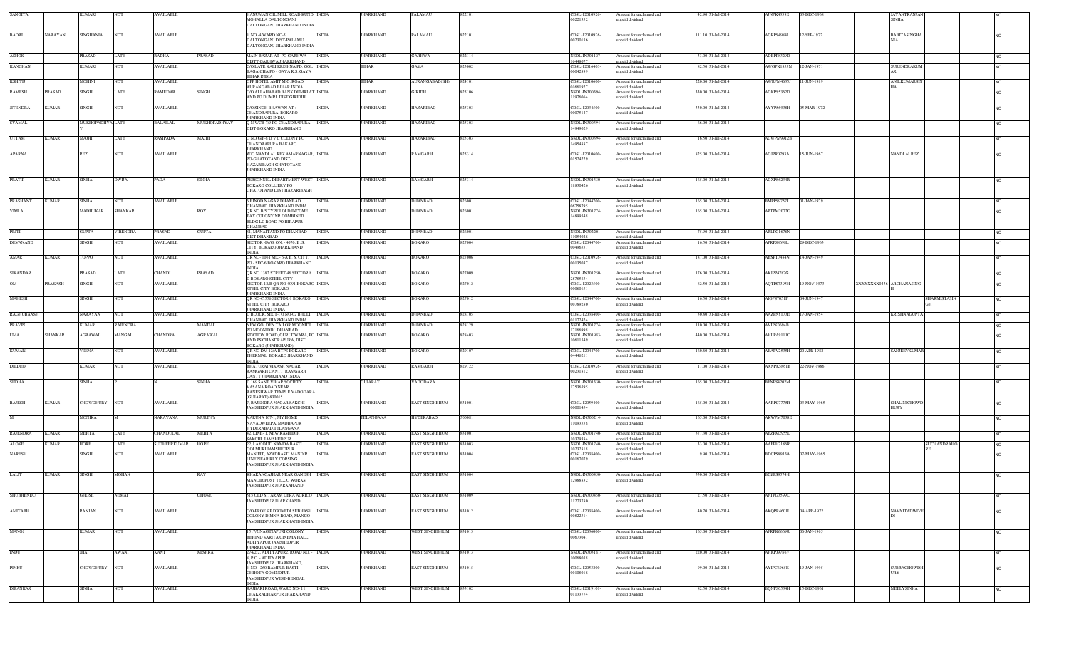| SANGITA | | KUMARI | NOT | AVAILABLE | | HANUMAN OIL MILL ROAD KUND MOHALLA DALTONGANJ DALTONGANJ JHARKHAND INDIA | INDIA | JHARKHAND | PALAMAU | 822101 | | CDSL-12010926-00221352 | Amount for unclaimed and unpaid dividend | 42.90 | 31-Jul-2014 | AJNPK4339E | 03-DEC-1968 | JAYANTRANJAN SINHA | | | NO |
|---|---|---|---|---|---|---|---|---|---|---|---|---|---|---|---|---|---|---|---|---|---|
| BADRI | NARAYAN | SINGHANIA | NOT | AVAILABLE | | H.NO.-4 WARD NO-5, DALTONGANJ DIST-PALAMU DALTONGANJ JHARKHAND INDIA | INDIA | JHARKHAND | PALAMAU | 822101 | | CDSL-12010926-00230156 | Amount for unclaimed and unpaid dividend | 111.10 | 31-Jul-2014 | AGRPS6984L | 12-SEP-1972 | BABITASINGHA NIA | | | NO |
| ASHOK | | PRASAD | LATE | RADHA | PRASAD | MAIN BAZAR AT PO GARHWA DISTT GARHWA JHARKHAND | INDIA | JHARKHAND | GARHWA | 822114 | | NSDL-IN301127-16448077 | Amount for unclaimed and unpaid dividend | 33.00 | 31-Jul-2014 | ADBPP6529D | | | | | NO |
| KANCHAN | | KUMARI | NOT | AVAILABLE | | C/O LATE KALI KRISHNA PD. GOL BAGAICHA PO - GAYA R.S. GAYA BIHAR INDIA | INDIA | BIHAR | GAYA | 823002 | | CDSL-12016403-00042899 | Amount for unclaimed and unpaid dividend | 82.50 | 31-Jul-2014 | AWGPK1855M | 12-JAN-1973 | SURENDRAKUM AR | | | NO |
| KSHITIJ | | MOHINI | NOT | AVAILABLE | | OPP HOTEL AMIT M.G. ROAD AURANGABAD BIHAR INDIA | INDIA | BIHAR | AURANGABAD(BH) | 824101 | | CDSL-12010600-01661927 | Amount for unclaimed and unpaid dividend | 220.00 | 31-Jul-2014 | AWBPM4635J | 11-JUN-1989 | ANILKUMARSIN HA | | | NO |
| RAMESH | PRASAD | SINGH | LATE | RAMUDAR | SINGH | C/O ALLAHABAD BANK DUMRI AT AND PO DUMRI DIST GIRIDIH | INDIA | JHARKHAND | GIRIDIH | 825106 | | NSDL-IN300394-11976064 | Amount for unclaimed and unpaid dividend | 330.00 | 31-Jul-2014 | AGKPS5362D | | | | | NO |
| JITENDRA | KUMAR | SINGH | NOT | AVAILABLE | | C/O SINGH BHAWAN AT CHANDRAPURA BOKARO JHARKHAND INDIA | INDIA | JHARKHAND | HAZARIBAG | 825303 | | CDSL-12034500-00075147 | Amount for unclaimed and unpaid dividend | 330.00 | 31-Jul-2014 | AYYPS6938H | 05-MAR-1972 | | | | NO |
| SYAMAL | | MUKHOPADHYA Y | LATE | BALAILAL | MUKHOPADHYAY | Q N WCB-7/9 PO CHANDRAPURA DIST-BOKARO JHARKHAND | INDIA | JHARKHAND | HAZARIBAG | 825303 | | NSDL-IN300394-14949029 | Amount for unclaimed and unpaid dividend | 66.00 | 31-Jul-2014 | | | | | | NO |
| UTTAM | KUMAR | MAJHI | LATE | RAMPADA | MAJHI | Q NO G/F-4 D V C COLONY PO CHANDRAPURA BAKARO JHARKHAND | INDIA | JHARKHAND | HAZARIBAG | 825303 | | NSDL-IN300394-14954887 | Amount for unclaimed and unpaid dividend | 16.50 | 31-Jul-2014 | ACWPM8912B | | | | | NO |
| APARNA | | REZ | NOT | AVAILABLE | | W/O NANDLAL REZ AMARNAGAR, PO-GHATOTAND DIST-HAZARIBAGH GHATOTAND JHARKHAND INDIA | INDIA | JHARKHAND | RAMGARH | 825314 | | CDSL-12010600-01524229 | Amount for unclaimed and unpaid dividend | 825.00 | 31-Jul-2014 | AGJPR0793A | 15-JUN-1967 | NANDLALREZ | | | NO |
| PRATIP | KUMAR | SINHA | DWIJA | PADA | SINHA | PERSONNEL DEPARTMENT WEST BOKARO COLLIERY PO GHATOTAND DIST HAZARIBAGH | INDIA | JHARKHAND | RAMGARH | 825314 | | NSDL-IN301330-18830426 | Amount for unclaimed and unpaid dividend | 165.00 | 31-Jul-2014 | AGXPS6234R | | | | | NO |
| PRASHANT | KUMAR | SINHA | NOT | AVAILABLE | | 6 BINOD NAGAR DHANBAD DHANBAD JHARKHAND INDIA | INDIA | JHARKHAND | DHANBAD | 826001 | | CDSL-12044700-06758795 | Amount for unclaimed and unpaid dividend | 165.00 | 31-Jul-2014 | BMPPS9757J | 01-JAN-1979 | | | | NO |
| VIMLA | | MADHUKAR | SHANKAR | | ROY | QR NO B/7 TYPE I OLD INCOME TAX COLONY NR COMBINED BLDG LC ROAD PO HIRAPUR DHANBAD | INDIA | JHARKHAND | DHANBAD | 826001 | | NSDL-IN301774-14898548 | Amount for unclaimed and unpaid dividend | 165.00 | 31-Jul-2014 | AFTPM2072G | | | | | NO |
| PRITI | | GUPTA | VIRENDRA | PRASAD | GUPTA | 61, MANAITAND PO DHANBAD DIST DHANBAD | INDIA | JHARKHAND | DHANBAD | 826001 | | NSDL-IN302201-11054026 | Amount for unclaimed and unpaid dividend | 75.90 | 31-Jul-2014 | ARLPG1676N | | | | | NO |
| DEVANAND | | SINGH | NOT | AVAILABLE | | SECTOR -IV/G, QN. - 4070, B. S. CITY, BOKARO JHARKHAND INDIA | INDIA | JHARKHAND | BOKARO | 827004 | | CDSL-12044700-00490557 | Amount for unclaimed and unpaid dividend | 16.50 | 31-Jul-2014 | APRPS8698L | 29-DEC-1963 | | | | NO |
| AMAR | KUMAR | TOPPO | NOT | AVAILABLE | | QR NO- 1061 SEC- 6-A B. S. CITY. PO - SEC-6 BOKARO JHARKHAND INDIA | INDIA | JHARKHAND | BOKARO | 827006 | | CDSL-12010926-00139037 | Amount for unclaimed and unpaid dividend | 187.00 | 31-Jul-2014 | ABSPT7484N | 14-JAN-1949 | | | | NO |
| SIKANDAR | | PRASAD | LATE | CHANDI | PRASAD | QR NO 1382 STREET 46 SECTOR 8 D BOKARO STEEL CITY | INDIA | JHARKHAND | BOKARO | 827009 | | NSDL-IN301250-28765834 | Amount for unclaimed and unpaid dividend | 176.00 | 31-Jul-2014 | AKPP4787G | | | | | NO |
| OM | PRAKASH | SINGH | NOT | AVAILABLE | | SECTOR 12/B QR NO 4091 BOKARO STEEL CITY BOKARO JHARKHAND INDIA | INDIA | JHARKHAND | BOKARO | 827012 | | CDSL-12023500-00060151 | Amount for unclaimed and unpaid dividend | 82.50 | 31-Jul-2014 | AQTPS7395H | 19-NOV-1973 | XXXXXXXX0436 ARCHANASING | | | NO |
| MAHESH | | SINGH | NOT | AVAILABLE | | QR NO-C 558 SECTOR-1 BOKARO STEEL CITY BOKARO JHARKHAND INDIA | INDIA | JHARKHAND | BOKARO | 827012 | | CDSL-12044700-00789280 | Amount for unclaimed and unpaid dividend | 16.50 | 31-Jul-2014 | AIGPS7051F | 04-JUN-1947 | | SHARMISTASIN GH | | NO |
| RAGHUBANSH | | NARAYAN | NOT | AVAILABLE | | D BLOCK, SECT-I Q NO-02 BHULI DHANBAD JHARKHAND INDIA | INDIA | JHARKHAND | DHANBAD | 828105 | | CDSL-12038400-01172424 | Amount for unclaimed and unpaid dividend | 30.80 | 31-Jul-2014 | AAZPN8173E | 17-JAN-1954 | KRISHNAGUPTA | | | NO |
| PRAVIN | | KUMAR | RAJENDRA | | MANDAL | NEW GOLDEN TAILOR MOONIDI PO MOONIDIH DHANBAD | INDIA | JHARKHAND | DHANBAD | 828129 | | NSDL-IN301774-17166998 | Amount for unclaimed and unpaid dividend | 110.00 | 31-Jul-2014 | AVIPK0694B | | | | | NO |
| UMA | SHANKAR | AGRAWAL | MANGAL | CHANDRA | AGRAWAL | STATION ROAD, GURUDWARA, PO AND PS CHANDRAPURA, DIST. BOKARO (JHARKHAND) | INDIA | JHARKHAND | BOKARO | 828403 | | NSDL-IN301983-10611549 | Amount for unclaimed and unpaid dividend | 440.00 | 31-Jul-2014 | AHLPA9111C | | | | | NO |
| KUMARI | | VEENA | NOT | AVAILABLE | | QR NO DM 12/A BTPS BOKARO THERMAL. BOKARO JHARKHAND INDIA | INDIA | JHARKHAND | BOKARO | 829107 | | CDSL-12044700-04446211 | Amount for unclaimed and unpaid dividend | 160.60 | 31-Jul-2014 | AEAPV2535H | 20-APR-1982 | SANJEEVKUMAR | | | NO |
| DILDED | | KUMAR | NOT | AVAILABLE | | BHATURAI VIKASH NAGAR RAMGARH CANTT RAMGARH CANTT JHARKHAND INDIA | INDIA | JHARKHAND | RAMGARH | 829122 | | CDSL-12010926-00231812 | Amount for unclaimed and unpaid dividend | 11.00 | 31-Jul-2014 | AXNPK5961B | 22-NOV-1986 | | | | NO |
| SUDHA | | SINHA | | N | SINHA | D 169 SANT VIHAR SOCIETY VASANA ROAD,NEAR RANESHWAR TEMPLE VADODARA (GUJARAT)-830015 | INDIA | GUJARAT | VADODARA | | | NSDL-IN301330-17536595 | Amount for unclaimed and unpaid dividend | 165.00 | 31-Jul-2014 | BFNPS4202M | | | | | NO |
| RAJESH | KUMAR | CHOWDHURY | NOT | AVAILABLE | | 7, RAJENDRA NAGAR SAKCHI JAMSHEDPUR JHARKHAND INDIA | INDIA | JHARKHAND | EAST SINGHBHUM | 831001 | | CDSL-12059400-00001454 | Amount for unclaimed and unpaid dividend | 165.00 | 31-Jul-2014 | AARPC7775R | 03-MAY-1965 | SHALINICHOWD HURY | | | NO |
| M | | MONIKA | M | NARAYANA | MURTHY | VARUNA 107-1, MY HOME NAVADWEEPA, MADHAPUR HYDERABAD,TELANGANA | INDIA | TELANGANA | HYDERABAD | 500081 | | NSDL-IN300214-11093558 | Amount for unclaimed and unpaid dividend | 165.00 | 31-Jul-2014 | AKWPM7038E | | | | | NO |
| RAJENDRA | KUMAR | MEHTA | LATE | CHANDULAL | MEHTA | 82 LINE- 1, NEW KASHIDIH SAKCHI JAMSHEDPUR | INDIA | JHARKHAND | EAST SINGHBHUM | 831001 | | NSDL-IN301740-10329384 | Amount for unclaimed and unpaid dividend | 377.30 | 31-Jul-2014 | AEZPM2955D | | | | | NO |
| ALOKE | KUMAR | HORE | LATE | SUDHEERKUMAR | HORE | 22, LAY OUT, NAMDA BASTI GOLMURI JAMSHEDPUR | INDIA | JHARKHAND | EAST SINGHBHUM | 831003 | | NSDL-IN301740-10232818 | Amount for unclaimed and unpaid dividend | 33.00 | 31-Jul-2014 | AAFPH7186R | | | SUCHANDRAHO RE | | NO |
| NARESH | | SINGH | NOT | AVAILABLE | | MANHIT, AZADBASTI MANDIR LINE NEAR RLY CORSING JAMSHEDPUR JHARKHAND INDIA | INDIA | JHARKHAND | EAST SINGHBHUM | 831004 | | CDSL-12038400-00167079 | Amount for unclaimed and unpaid dividend | 9.90 | 31-Jul-2014 | BDCPS6913A | 07-MAY-1965 | | | | NO |
| LALIT | KUMAR | SINGH | MOHAN | | RAY | KHARANGAJHAR NEAR GANESH MANDIR POST TELCO WORKS JAMSHEDPUR JHARKAHAND | INDIA | JHARKHAND | EAST SINGHBHUM | 831004 | | NSDL-IN300450-12988832 | Amount for unclaimed and unpaid dividend | 330.00 | 31-Jul-2014 | BGZPS9574H | | | | | NO |
| SHUBHENDU | | GHOSE | NEMAI | | GHOSE | 515 OLD SITARAM DERA AGRICO JAMSHEDPUR JHARKHAND | INDIA | JHARKHAND | EAST SINGHBHUM | 831009 | | NSDL-IN300450-11273780 | Amount for unclaimed and unpaid dividend | 27.50 | 31-Jul-2014 | AFTPG3598L | | | | | NO |
| AMITABH | | RANJAN | NOT | AVAILABLE | | C/O-PROF S P DWIVEDI SUBHASH COLONY DIMNA ROAD, MANGO JAMSHEDPUR JHARKHAND INDIA | INDIA | JHARKHAND | EAST SINGHBHUM | 831012 | | CDSL-12038400-00622314 | Amount for unclaimed and unpaid dividend | 40.70 | 31-Jul-2014 | AKQPR4601L | 04-APR-1972 | NAVNITADWIVE DI | | | NO |
| MANOJ | | KUMAR | NOT | AVAILABLE | | 15/172 NAGINAPURI COLONY BEHIND SARITA CINEMA HALL ADITYAPUR JAMSHEDPUR JHARKHAND INDIA | INDIA | JHARKHAND | WEST SINGHBHUM | 831013 | | CDSL-12036000-00673041 | Amount for unclaimed and unpaid dividend | 165.00 | 31-Jul-2014 | AFRPK6669R | 06-JAN-1965 | | | | NO |
| INDU | | JHA | AWANI | KANT | MISHRA | 274/2/2, ADITYAPUR2, ROAD NO. 6, P.O. - ADITYAPUR, JAMSHEDPUR, JHARKHAND, | INDIA | JHARKHAND | WEST SINGHBHUM | 831013 | | NSDL-IN303101-10068058 | Amount for unclaimed and unpaid dividend | 220.00 | 31-Jul-2014 | AHKPJ9768F | | | | | NO |
| PINKU | | CHOWDHURY | NOT | AVAILABLE | | H NO - 260 RAMPUR BASTI CHHOTA GOVINDPUR JAMSHEDPUR WEST-BENGAL INDIA | INDIA | JHARKHAND | EAST SINGHBHUM | 831015 | | CDSL-12053200-00100018 | Amount for unclaimed and unpaid dividend | 99.00 | 31-Jul-2014 | AYIPC6865E | 19-JAN-1995 | SUBRACHOWDH URY | | | NO |
| DIPANKAR | | SINHA | NOT | AVAILABLE | | RAIBARI ROAD, WARD NO- 11, CHAKRADHARPUR JHARKHAND INDIA | INDIA | JHARKHAND | WEST SINGHBHUM | 833102 | | CDSL-12019101-01133774 | Amount for unclaimed and unpaid dividend | 82.50 | 31-Jul-2014 | BQNPS0534B | 15-DEC-1961 | MEELYSINHA | | | NO |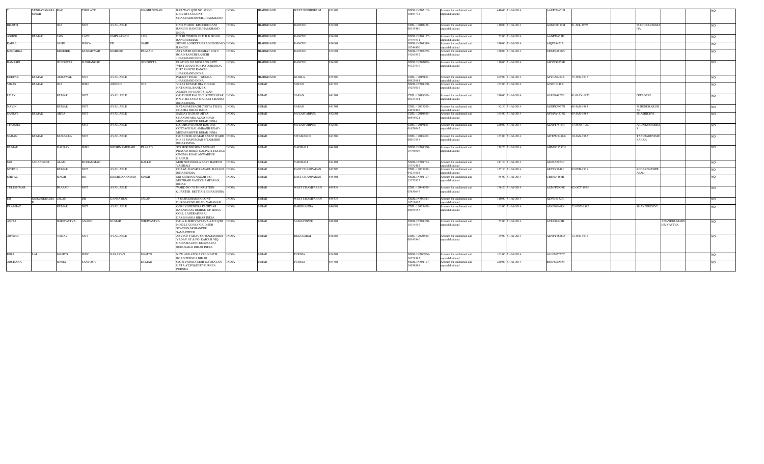| | | | | | | | | | | | | | | | | | | | | | |
|---|---|---|---|---|---|---|---|---|---|---|---|---|---|---|---|---|---|---|---|---|---|
| T | VENKATANARA SINGH | RAO | THOLATE | | MADHUSUDAN | RAILWAY QTR NO. M50/2, DRIVER'S COLONY, CHAKRADHARPUR, JHARKHAND | INDIA | JHARKHAND | WEST SINGHBHUM | 833102 | | NSDL-IN302105-10604732 | Amount for unclaimed and unpaid dividend | 440.00 | 31-Jul-2014 | AAUPN9451G | | | | | NO |
| BHARTI | | JHA | NOT | AVAILABLE | | HNO 55 MOH. KISHORE GANJ RANCHI RANCHI JHARKHAND INDIA | INDIA | JHARKHAND | RANCHI | 834001 | | CDSL-12010926-00335480 | Amount for unclaimed and unpaid dividend | 110.00 | 31-Jul-2014 | AGMPJ0389M | 01-JUL-1969 | SUDHIRKUMARJHA | | | NO |
| ASHOK | KUMAR | JAIN | LATE | OMPRAKASH | JAIN | DELHI TIMBER OLD H.B. ROAD RANCHI BIHAR | INDIA | JHARKHAND | RANCHI | 834001 | | NSDL-IN301127-15454511 | Amount for unclaimed and unpaid dividend | 55.00 | 31-Jul-2014 | AANPJ2663D | | | | | NO |
| RAHUL | | SAHU | SHIVA | PD | SAHU | SUSHILA NIKETAN RADIUM ROAD RANCHI | INDIA | JHARKHAND | RANCHI | 834001 | | NSDL-IN301549-18744800 | Amount for unclaimed and unpaid dividend | 330.00 | 31-Jul-2014 | AJQPS9423A | | | | | NO |
| KANISHKA | | KISHORE | KUSESHWAR | KISHORE | PRASAD | ARYAPURI DHOBIGHAT RATU ROAD RANCHI RANCHI | INDIA | JHARKHAND | RANCHI | 834001 | | NSDL-IN302269-14261852 | Amount for unclaimed and unpaid dividend | 330.00 | 31-Jul-2014 | CRXPK8610A | | | | | NO |
| BANASRI | | SENGUPTA | SUDHANGSU | | SENGUPTA | FLAT NO 301 MIDLAND APPT WEST ANANTPUR PO DORANDA DIST RANCHI RANCHI JHARKHAND INDIA | INDIA | JHARKHAND | RANCHI | 834002 | | NSDL-IN303028-59127936 | Amount for unclaimed and unpaid dividend | 110.00 | 31-Jul-2014 | AWVPS1058K | | | | | NO |
| DEEPAK | KUMAR | AGRAWAL | NOT | AVAILABLE | | PALKOT ROAD, GUMLA JHARKHAND INDIA | INDIA | JHARKHAND | GUMLA | 835207 | | CDSL-12019101-00925661 | Amount for unclaimed and unpaid dividend | 209.00 | 31-Jul-2014 | AFYPA6927K | 15-JUN-1977 | | | | NO |
| VIKAS | KUMAR | JHA | SHRI | ARBIND | JHA | VIKAS KUMAR JHA PUNJAB NATIONAL BANK B O ASAON(1014) DIST SIWAN | INDIA | BIHAR | SIWAN | 841287 | | NSDL-IN301330-19251019 | Amount for unclaimed and unpaid dividend | 165.00 | 31-Jul-2014 | ACZPJ1348K | | | | | NO |
| UDAY | | KUMAR | NOT | AVAILABLE | | C/O PUSHP RAJ SECURITIES NEAR P.N.B. HATAWA MARKET CHAPRA BIHAR INDIA | INDIA | BIHAR | SARAN | 841301 | | CDSL-12018600-00124101 | Amount for unclaimed and unpaid dividend | 330.00 | 31-Jul-2014 | ALRPK4827F | 01-MAY-1972 | GITADEVI | | | NO |
| NAVIN | | KUMAR | NOT | AVAILABLE | | KATAHARI BAGH CHOTA TELPA CHAPRA BIHAR INDIA | INDIA | BIHAR | SARAN | 841301 | | CDSL-12033200-04036408 | Amount for unclaimed and unpaid dividend | 82.50 | 31-Jul-2014 | AUGPK3967N | 08-JAN-1983 | SURENDRAKUMAR | | | NO |
| SANJAY | KUMAR | ARYA | NOT | AVAILABLE | | SANJAY KUMAR ARYA CHANDWARA AZAD ROAD MUZAFFARPUR BIHAR INDIA | INDIA | BIHAR | MUZAFFARPUR | 842001 | | CDSL-12010600-00555621 | Amount for unclaimed and unpaid dividend | 165.00 | 31-Jul-2014 | APWPA4875Q | 09-JAN-1968 | SHASHIDEVI | | | NO |
| TIYASHA | | | NOT | AVAILABLE | | D/O ARUN KUMAR DAS DAS COTTAGE KALAMBAGH ROAD MUZAFFARPUR BIHAR INDIA | INDIA | BIHAR | MUZAFFARPUR | 842002 | | CDSL-12019101-01076042 | Amount for unclaimed and unpaid dividend | 220.00 | 31-Jul-2014 | ALNPT7616H | 13-MAR-1967 | ARUNKUMARDAS | | | NO |
| SAJJAN | KUMAR | MURARKA | NOT | AVAILABLE | | C/O SUSHIL KUMAR SARAF WARD NO. 12 MAIN ROAD SITAMARHI BIHAR INDIA | INDIA | BIHAR | SITAMARHI | 843302 | | CDSL-12018901-00017875 | Amount for unclaimed and unpaid dividend | 165.00 | 31-Jul-2014 | AMTPM7416K | 10-JAN-1965 | TANUJADEVIMURARKA | | | NO |
| KUMAR | | GAURAV | SHRI | KRISHNAMURARI | PRASAD | S/O SHRI KRISHNA MURARI PRASAD SHREE GANPATI TEXTILE CINEMA ROAD ANWARPUR HAJIPUR | INDIA | BIHAR | VAISHALI | 844101 | | NSDL-IN301330-19790506 | Amount for unclaimed and unpaid dividend | 139.70 | 31-Jul-2014 | AHMPG5587H | | | | | NO |
| MD | JAHANGEER | ALAM | MOHAMMAD | | KALLU | MOH NOONGOLA EAST HAJIPUR VAISHALI | INDIA | BIHAR | VAISHALI | 844101 | | NSDL-IN301774-15352462 | Amount for unclaimed and unpaid dividend | 247.50 | 31-Jul-2014 | AEUPA2074C | | | | | NO |
| NITESH | | KUMAR | NOT | AVAILABLE | | CHAWL BAZAR RAXAUL RAXAUL BIHAR INDIA | INDIA | BIHAR | EAST CHAMPARAN | 845305 | | CDSL-12033200-04233602 | Amount for unclaimed and unpaid dividend | 137.50 | 31-Jul-2014 | ARTPK3848J | 02-FEB-1979 | KEDARNATHPRASAD | | | NO |
| SHITAL | | SINGH | SRI | KRISHNANANDAN | SINGH | SRI KRISHNA NAGAR P.O-MOTIHARI EAST CHAMPARAN, BIHAR | INDIA | BIHAR | EAST CHAMPARAN | 845401 | | NSDL-IN301127-15173855 | Amount for unclaimed and unpaid dividend | 55.00 | 31-Jul-2014 | CBBPS4465B | | | | | NO |
| TULESHWAR | | PRASAD | NOT | AVAILABLE | | WARD NO.7 BTH KRISTION QUARTER BETTIAH BIHAR INDIA | INDIA | BIHAR | WEST CHAMPARAN | 845438 | | CDSL-12044700-03830647 | Amount for unclaimed and unpaid dividend | 156.20 | 31-Jul-2014 | AXMPP2909E | 02-OCT-1975 | | | | NO |
| DR | MUKUNDKUMAR | JALAN | DR | GANPATRAI | JALAN | 15 GURUDHAM COLONY DURGAKUND ROAD VARANASI | INDIA | BIHAR | WEST CHAMPARAN | 845438 | | NSDL-IN300513-10718062 | Amount for unclaimed and unpaid dividend | 110.00 | 31-Jul-2014 | AEVPJ6132R | | | | | NO |
| PRABHAT | | KUMAR | NOT | AVAILABLE | | C/SRI YOGENDRA PANJIYAR BAKARGANJ BEHIND OF SINHA COLL LAHERIASARAI DARBHANGA BIHAR INDIA | INDIA | BIHAR | DARBHANGA | 846001 | | CDSL-13023400-00059153 | Amount for unclaimed and unpaid dividend | 165.00 | 31-Jul-2014 | ASKPK8941N | 22-NOV-1982 | SHAVITRIDEVI | | | NO |
| ANITA | | SHRIVASTVA | ANAND | KUMAR | SHRIVASTVA | C/O A K SHRIVASTAVA A.E.E QTR NO.D2,132/33KV GRID SUB STATION,MOHANPUR SAMASTIPUR | INDIA | BIHAR | SAMASTIPUR | 848101 | | NSDL-IN301330-18114516 | Amount for unclaimed and unpaid dividend | 55.00 | 31-Jul-2014 | AVLPS8649B | | | ANANDKUMARSHRIVASTVA | | NO |
| ARVIND | | YADAV | NOT | AVAILABLE | | ARVIND YADAV S/O RAMASHISH YADAV AT & PO- RAJOUR VIQ GADPURA DIST BEGUSARAI BEGUSARAI BIHAR INDIA | INDIA | BIHAR | BEGUSARAI | 849204 | | CDSL-12020600-00543940 | Amount for unclaimed and unpaid dividend | 99.00 | 31-Jul-2014 | AENPY8626D | 12-JUN-1978 | | | | NO |
| HIRA | LAL | MAHTO | SHIV | NARAYAN | MAHTO | NEW AMLATOLA CHUNAPUR ROAD PURNEA BIHAR | INDIA | BIHAR | PURNIA | 854301 | | NSDL-IN300966-10328395 | Amount for unclaimed and unpaid dividend | 165.00 | 31-Jul-2014 | ALLPM3727C | | | | | NO |
| ARCHANA | | SINHA | SANTOSH | | KUMAR | C/O.N.P.SINHA MOH-NAVRATAN HATA AT,PO&DIST-PURNEA PURNEA | INDIA | BIHAR | PURNIA | 854301 | | NSDL-IN301127-16038888 | Amount for unclaimed and unpaid dividend | 220.00 | 31-Jul-2014 | BFKPS9855M | | | | | NO |